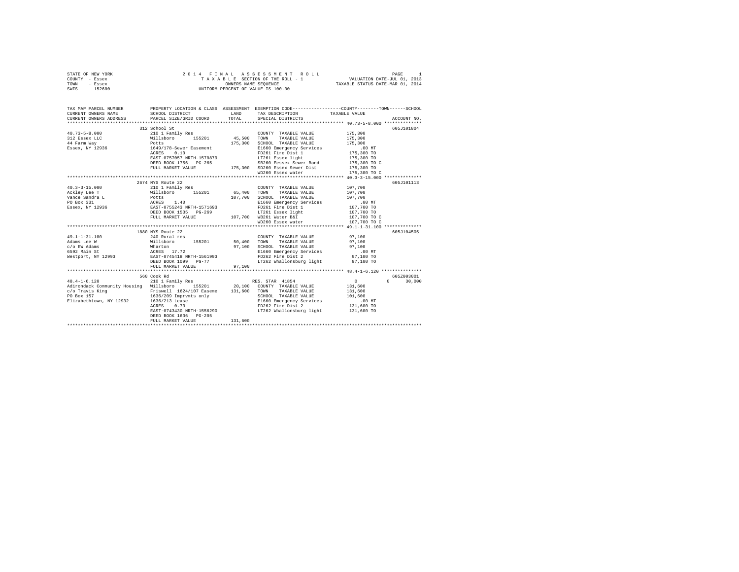STATE OF NEW YORK
COUNTY - Essex
TOWN - Essex
SWIS - 152600

2014 FINAL ASSESSMENT ROLL
TAXABLE SECTION OF THE ROLL - 1
OWNERS NAME SEQUENCE
UNIFORM PERCENT OF VALUE IS 100.00

VALUATION DATE-JUL 01, 2013
TAXABLE STATUS DATE-MAR 01, 2014

```
TAX MAP PARCEL NUMBER          PROPERTY LOCATION & CLASS  ASSESSMENT  EXEMPTION CODE-----------------COUNTY--------TOWN------SCHOOL
CURRENT OWNERS NAME            SCHOOL DISTRICT               LAND      TAX DESCRIPTION            TAXABLE VALUE
CURRENT OWNERS ADDRESS         PARCEL SIZE/GRID COORD        TOTAL     SPECIAL DISTRICTS                                    ACCOUNT NO.
******************************************************************************************************* 40.73-5-8.000 **************
                               312 School St                                                                            605J101804
40.73-5-8.000                  210 1 Family Res                        COUNTY  TAXABLE VALUE          175,300
312 Essex LLC                  Willsboro      155201       45,500      TOWN    TAXABLE VALUE          175,300
44 Farm Way                    Potts                      175,300      SCHOOL  TAXABLE VALUE          175,300
Essex, NY 12936                1649/178-Sewer Easement                 E1660 Emergency Services          .00 MT
                               ACRES     0.10                          FD261 Fire Dist 1               175,300 TO
                               EAST-0757057 NRTH-1570879               LT261 Essex light               175,300 TO
                               DEED BOOK 1756   PG-265                 SB260 Eessex Sewer Bond         175,300 TO C
                               FULL MARKET VALUE          175,300      SD260 Essex Sewer Dist          175,300 TO
                                                                       WD260 Essex water               175,300 TO C
******************************************************************************************************* 40.3-3-15.000 **************
                               2674 NYS Route 22                                                                        605J101113
40.3-3-15.000                  210 1 Family Res                        COUNTY  TAXABLE VALUE          107,700
Ackley Lee T                   Willsboro      155201       65,400      TOWN    TAXABLE VALUE          107,700
Vance Sandra L                 Potts                      107,700      SCHOOL  TAXABLE VALUE          107,700
PO Box 331                     ACRES     1.40                          E1660 Emergency Services          .00 MT
Essex, NY 12936                EAST-0755243 NRTH-1571693               FD261 Fire Dist 1               107,700 TO
                               DEED BOOK 1535   PG-269                 LT261 Essex light               107,700 TO
                               FULL MARKET VALUE          107,700      WB261 Water B&I                 107,700 TO C
                                                                       WD260 Essex water               107,700 TO C
******************************************************************************************************* 49.1-1-31.100 **************
                               1880 NYS Route 22                                                                        605J104505
49.1-1-31.100                  240 Rural res                           COUNTY  TAXABLE VALUE           97,100
Adams Lee W                    Willsboro      155201       50,400      TOWN    TAXABLE VALUE           97,100
c/o EW Adams                   Wharton                     97,100      SCHOOL  TAXABLE VALUE           97,100
6592 Main St                   ACRES    17.72                          E1660 Emergency Services          .00 MT
Westport, NY 12993             EAST-0745418 NRTH-1561993               FD262 Fire Dist 2                97,100 TO
                               DEED BOOK 1099   PG-77                  LT262 Whallonsburg light         97,100 TO
                               FULL MARKET VALUE           97,100
******************************************************************************************************* 48.4-1-6.120 ***************
                               560 Cook Rd                                                                              605Z003001
48.4-1-6.120                   210 1 Family Res                        RES. STAR 41854                     0             0     30,000
Adirondack Community Housing   Willsboro      155201       20,100      COUNTY  TAXABLE VALUE          131,600
c/o Travis King                Friswell  1624/107 Easeme  131,600      TOWN    TAXABLE VALUE          131,600
PO Box 157                     1636/209 Imprvmts only                  SCHOOL  TAXABLE VALUE          101,600
Elizabethtown, NY 12932        1636/213 Lease                          E1660 Emergency Services          .00 MT
                               ACRES     0.73                          FD262 Fire Dist 2               131,600 TO
                               EAST-0743430 NRTH-1556290               LT262 Whallonsburg light        131,600 TO
                               DEED BOOK 1636   PG-205
                               FULL MARKET VALUE          131,600
************************************************************************************************************************************
```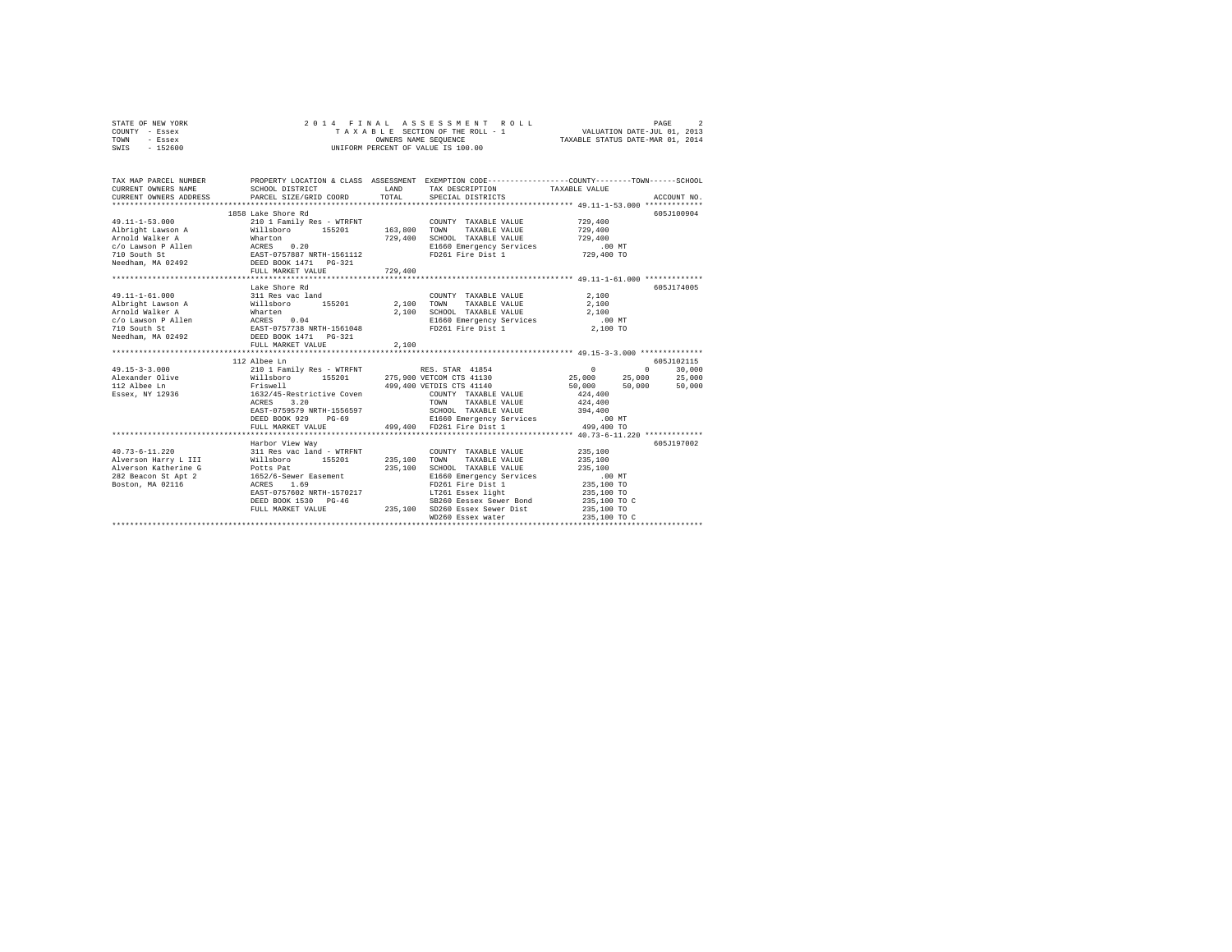STATE OF NEW YORK
COUNTY - Essex
TOWN - Essex
SWIS - 152600

2 0 1 4 F I N A L A S S E S S M E N T R O L L
T A X A B L E SECTION OF THE ROLL - 1
OWNERS NAME SEQUENCE
UNIFORM PERCENT OF VALUE IS 100.00

VALUATION DATE-JUL 01, 2013
TAXABLE STATUS DATE-MAR 01, 2014

```
TAX MAP PARCEL NUMBER          PROPERTY LOCATION & CLASS  ASSESSMENT  EXEMPTION CODE-----------------COUNTY--------TOWN------SCHOOL
CURRENT OWNERS NAME            SCHOOL DISTRICT               LAND      TAX DESCRIPTION            TAXABLE VALUE
CURRENT OWNERS ADDRESS         PARCEL SIZE/GRID COORD        TOTAL     SPECIAL DISTRICTS                                    ACCOUNT NO.
******************************************************************************************************* 49.11-1-53.000 *************
                               1858 Lake Shore Rd                                                                      605J100904
49.11-1-53.000                 210 1 Family Res - WTRFNT               COUNTY  TAXABLE VALUE          729,400
Albright Lawson A              Willsboro       155201      163,800     TOWN    TAXABLE VALUE          729,400
Arnold Walker A                Wharton                     729,400     SCHOOL  TAXABLE VALUE          729,400
c/o Lawson P Allen             ACRES    0.20                           E1660 Emergency Services           .00 MT
710 South St                   EAST-0757887 NRTH-1561112               FD261 Fire Dist 1               729,400 TO
Needham, MA 02492              DEED BOOK 1471   PG-321
                               FULL MARKET VALUE           729,400
******************************************************************************************************* 49.11-1-61.000 *************
                               Lake Shore Rd                                                                           605J174005
49.11-1-61.000                 311 Res vac land                        COUNTY  TAXABLE VALUE            2,100
Albright Lawson A              Willsboro       155201        2,100     TOWN    TAXABLE VALUE            2,100
Arnold Walker A                Wharten                       2,100     SCHOOL  TAXABLE VALUE            2,100
c/o Lawson P Allen             ACRES    0.04                           E1660 Emergency Services           .00 MT
710 South St                   EAST-0757738 NRTH-1561048               FD261 Fire Dist 1                 2,100 TO
Needham, MA 02492              DEED BOOK 1471   PG-321
                               FULL MARKET VALUE             2,100
******************************************************************************************************* 49.15-3-3.000 **************
                               112 Albee Ln                                                                            605J102115
49.15-3-3.000                  210 1 Family Res - WTRFNT          RES. STAR  41854                    0           0      30,000
Alexander Olive                Willsboro       155201      275,900 VETCOM CTS 41130              25,000      25,000      25,000
112 Albee Ln                   Friswell                    499,400 VETDIS CTS 41140              50,000      50,000      50,000
Essex, NY 12936                1632/45-Restrictive Coven               COUNTY  TAXABLE VALUE          424,400
                               ACRES    3.20                           TOWN    TAXABLE VALUE          424,400
                               EAST-0759579 NRTH-1556597               SCHOOL  TAXABLE VALUE          394,400
                               DEED BOOK 929    PG-69                  E1660 Emergency Services           .00 MT
                               FULL MARKET VALUE           499,400     FD261 Fire Dist 1               499,400 TO
******************************************************************************************************* 40.73-6-11.220 *************
                               Harbor View Way                                                                         605J197002
40.73-6-11.220                 311 Res vac land - WTRFNT               COUNTY  TAXABLE VALUE          235,100
Alverson Harry L III           Willsboro       155201      235,100     TOWN    TAXABLE VALUE          235,100
Alverson Katherine G           Potts Pat                   235,100     SCHOOL  TAXABLE VALUE          235,100
282 Beacon St Apt 2            1652/6-Sewer Easement                   E1660 Emergency Services           .00 MT
Boston, MA 02116               ACRES    1.69                           FD261 Fire Dist 1               235,100 TO
                               EAST-0757602 NRTH-1570217               LT261 Essex light               235,100 TO
                               DEED BOOK 1530   PG-46                  SB260 Eessex Sewer Bond         235,100 TO C
                               FULL MARKET VALUE           235,100     SD260 Essex Sewer Dist          235,100 TO
                                                                       WD260 Essex water               235,100 TO C
************************************************************************************************************************************
```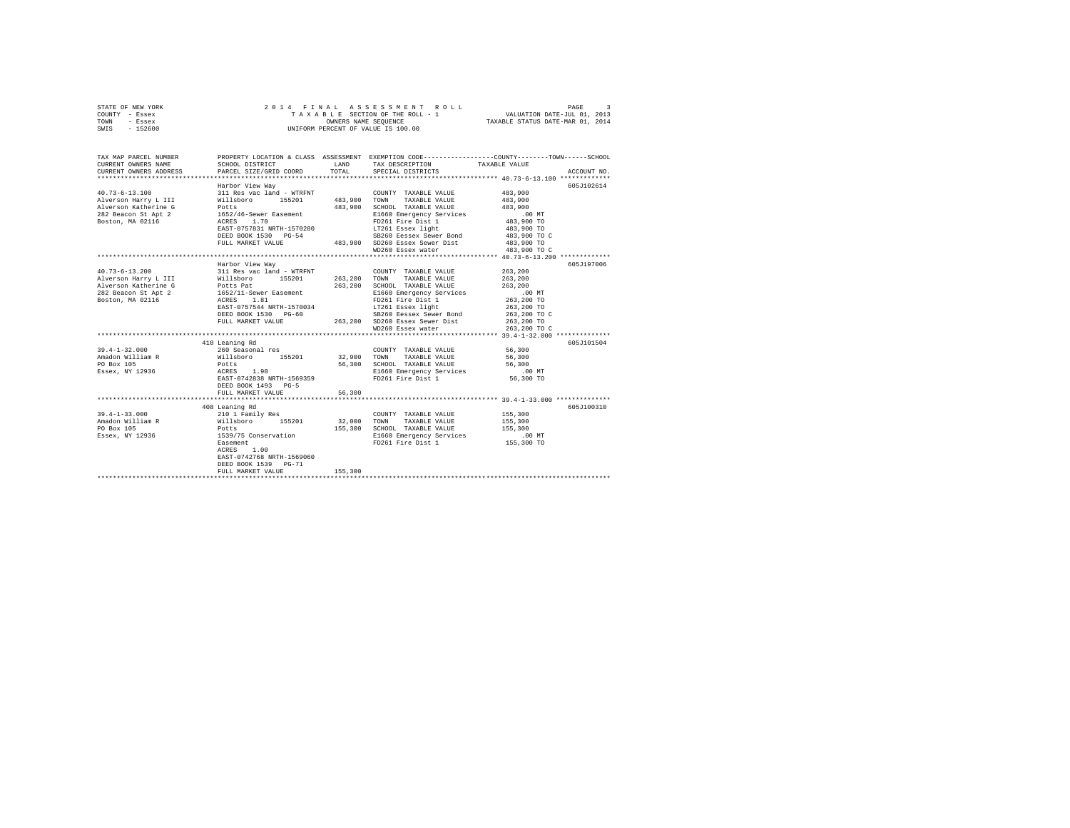STATE OF NEW YORK
COUNTY - Essex
TOWN - Essex
SWIS - 152600

2014 FINAL ASSESSMENT ROLL
TAXABLE SECTION OF THE ROLL - 1
OWNERS NAME SEQUENCE
UNIFORM PERCENT OF VALUE IS 100.00

VALUATION DATE-JUL 01, 2013
TAXABLE STATUS DATE-MAR 01, 2014

| TAX MAP PARCEL NUMBER / CURRENT OWNERS NAME / CURRENT OWNERS ADDRESS | PROPERTY LOCATION & CLASS / SCHOOL DISTRICT / PARCEL SIZE/GRID COORD | ASSESSMENT LAND / TOTAL | EXEMPTION CODE / TAX DESCRIPTION / SPECIAL DISTRICTS | COUNTY--------TOWN------SCHOOL TAXABLE VALUE | ACCOUNT NO. |
|---|---|---|---|---|---|
| **40.73-6-13.100** | Harbor View Way | | | | 605J102614 |
| Alverson Harry L III | 311 Res vac land - WTRFNT | | COUNTY TAXABLE VALUE | 483,900 | |
| Alverson Katherine G | Willsboro 155201 | 483,900 | TOWN TAXABLE VALUE | 483,900 | |
| 282 Beacon St Apt 2 | Potts | 483,900 | SCHOOL TAXABLE VALUE | 483,900 | |
| Boston, MA 02116 | 1652/46-Sewer Easement | | E1660 Emergency Services | .00 MT | |
| | ACRES 1.70 | | FD261 Fire Dist 1 | 483,900 TO | |
| | EAST-0757831 NRTH-1570280 | | LT261 Essex light | 483,900 TO | |
| | DEED BOOK 1530 PG-54 | | SB260 Eessex Sewer Bond | 483,900 TO C | |
| | FULL MARKET VALUE | 483,900 | SD260 Essex Sewer Dist | 483,900 TO | |
| | | | WD260 Essex water | 483,900 TO C | |
| **40.73-6-13.200** | Harbor View Way | | | | 605J197006 |
| Alverson Harry L III | 311 Res vac land - WTRFNT | | COUNTY TAXABLE VALUE | 263,200 | |
| Alverson Katherine G | Willsboro 155201 | 263,200 | TOWN TAXABLE VALUE | 263,200 | |
| 282 Beacon St Apt 2 | Potts Pat | 263,200 | SCHOOL TAXABLE VALUE | 263,200 | |
| Boston, MA 02116 | 1652/11-Sewer Easement | | E1660 Emergency Services | .00 MT | |
| | ACRES 1.81 | | FD261 Fire Dist 1 | 263,200 TO | |
| | EAST-0757544 NRTH-1570034 | | LT261 Essex light | 263,200 TO | |
| | DEED BOOK 1530 PG-60 | | SB260 Eessex Sewer Bond | 263,200 TO C | |
| | FULL MARKET VALUE | 263,200 | SD260 Essex Sewer Dist | 263,200 TO | |
| | | | WD260 Essex water | 263,200 TO C | |
| **39.4-1-32.000** | 410 Leaning Rd | | | | 605J101504 |
| Amadon William R | 260 Seasonal res | | COUNTY TAXABLE VALUE | 56,300 | |
| PO Box 105 | Willsboro 155201 | 32,900 | TOWN TAXABLE VALUE | 56,300 | |
| Essex, NY 12936 | Potts | 56,300 | SCHOOL TAXABLE VALUE | 56,300 | |
| | ACRES 1.90 | | E1660 Emergency Services | .00 MT | |
| | EAST-0742838 NRTH-1569359 | | FD261 Fire Dist 1 | 56,300 TO | |
| | DEED BOOK 1493 PG-5 | | | | |
| | FULL MARKET VALUE | 56,300 | | | |
| **39.4-1-33.000** | 408 Leaning Rd | | | | 605J100310 |
| Amadon William R | 210 1 Family Res | | COUNTY TAXABLE VALUE | 155,300 | |
| PO Box 105 | Willsboro 155201 | 32,000 | TOWN TAXABLE VALUE | 155,300 | |
| Essex, NY 12936 | Potts | 155,300 | SCHOOL TAXABLE VALUE | 155,300 | |
| | 1539/75 Conservation | | E1660 Emergency Services | .00 MT | |
| | Easement | | FD261 Fire Dist 1 | 155,300 TO | |
| | ACRES 1.00 | | | | |
| | EAST-0742768 NRTH-1569060 | | | | |
| | DEED BOOK 1539 PG-71 | | | | |
| | FULL MARKET VALUE | 155,300 | | | |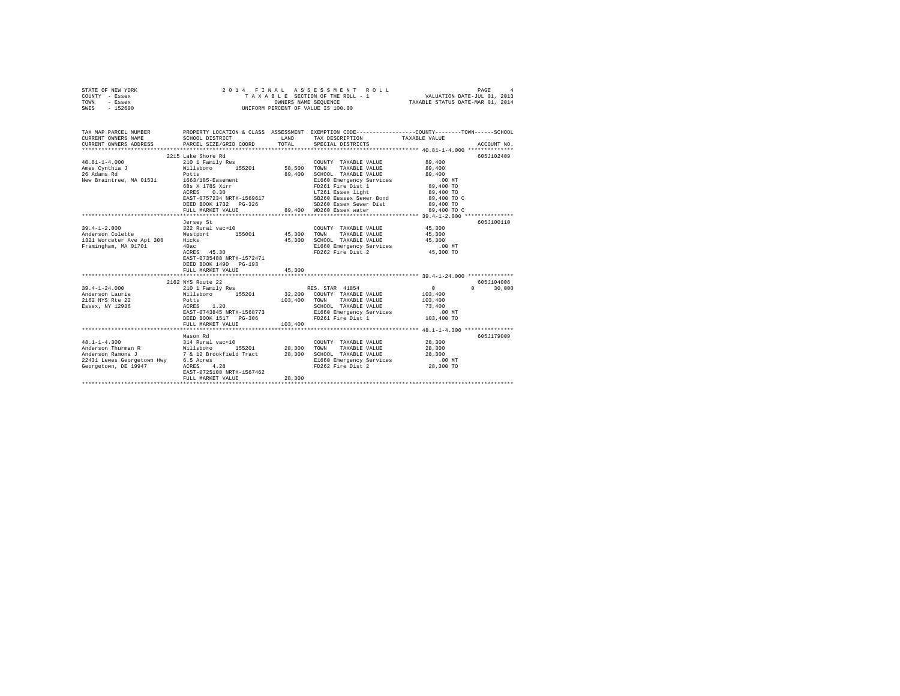STATE OF NEW YORK — 2014 FINAL ASSESSMENT ROLL — PAGE 4
COUNTY - Essex — TAXABLE SECTION OF THE ROLL - 1 — VALUATION DATE-JUL 01, 2013
TOWN - Essex — OWNERS NAME SEQUENCE — TAXABLE STATUS DATE-MAR 01, 2014
SWIS - 152600 — UNIFORM PERCENT OF VALUE IS 100.00

```
TAX MAP PARCEL NUMBER          PROPERTY LOCATION & CLASS  ASSESSMENT  EXEMPTION CODE------------------COUNTY--------TOWN------SCHOOL
CURRENT OWNERS NAME            SCHOOL DISTRICT               LAND      TAX DESCRIPTION            TAXABLE VALUE
CURRENT OWNERS ADDRESS         PARCEL SIZE/GRID COORD        TOTAL     SPECIAL DISTRICTS                                  ACCOUNT NO.
******************************************************************************************************* 40.81-1-4.000 **************
                               2215 Lake Shore Rd                                                                        605J102409
40.81-1-4.000                  210 1 Family Res                        COUNTY  TAXABLE VALUE             89,400
Ames Cynthia J                 Willsboro      155201        58,500     TOWN    TAXABLE VALUE             89,400
26 Adams Rd                    Potts                        89,400     SCHOOL  TAXABLE VALUE             89,400
New Braintree, MA 01531        1663/185-Easement                       E1660 Emergency Services             .00 MT
                               68s X 178S Xirr                         FD261 Fire Dist 1                 89,400 TO
                               ACRES    0.30                           LT261 Essex light                 89,400 TO
                               EAST-0757234 NRTH-1569617               SB260 Eessex Sewer Bond           89,400 TO C
                               DEED BOOK 1732   PG-326                 SD260 Essex Sewer Dist            89,400 TO
                               FULL MARKET VALUE            89,400     WD260 Essex water                 89,400 TO C
******************************************************************************************************* 39.4-1-2.000 ***************
                               Jersey St                                                                                 605J100110
39.4-1-2.000                   322 Rural vac>10                        COUNTY  TAXABLE VALUE             45,300
Anderson Colette               Westport       155001        45,300     TOWN    TAXABLE VALUE             45,300
1321 Worceter Ave Apt 308      Hicks                        45,300     SCHOOL  TAXABLE VALUE             45,300
Framingham, MA 01701           40ac                                    E1660 Emergency Services             .00 MT
                               ACRES   45.30                           FD262 Fire Dist 2                 45,300 TO
                               EAST-0735488 NRTH-1572471
                               DEED BOOK 1490   PG-193
                               FULL MARKET VALUE            45,300
******************************************************************************************************* 39.4-1-24.000 **************
                               2162 NYS Route 22                                                                         605J104006
39.4-1-24.000                  210 1 Family Res                        RES. STAR  41854                       0           0      30,000
Anderson Laurie                Willsboro      155201        32,200     COUNTY  TAXABLE VALUE            103,400
2162 NYS Rte 22                Potts                       103,400     TOWN    TAXABLE VALUE            103,400
Essex, NY 12936                ACRES    1.20                           SCHOOL  TAXABLE VALUE             73,400
                               EAST-0743845 NRTH-1568773               E1660 Emergency Services             .00 MT
                               DEED BOOK 1517   PG-306                 FD261 Fire Dist 1                103,400 TO
                               FULL MARKET VALUE           103,400
******************************************************************************************************* 48.1-1-4.300 ***************
                               Mason Rd                                                                                  605J179009
48.1-1-4.300                   314 Rural vac<10                        COUNTY  TAXABLE VALUE             28,300
Anderson Thurman R             Willsboro      155201        28,300     TOWN    TAXABLE VALUE             28,300
Anderson Ramona J              7 & 12 Brookfield Tract      28,300     SCHOOL  TAXABLE VALUE             28,300
22431 Lewes Georgetown Hwy     6.5 Acres                               E1660 Emergency Services             .00 MT
Georgetown, DE 19947           ACRES    4.28                           FD262 Fire Dist 2                 28,300 TO
                               EAST-0725108 NRTH-1567462
                               FULL MARKET VALUE            28,300
************************************************************************************************************************************
```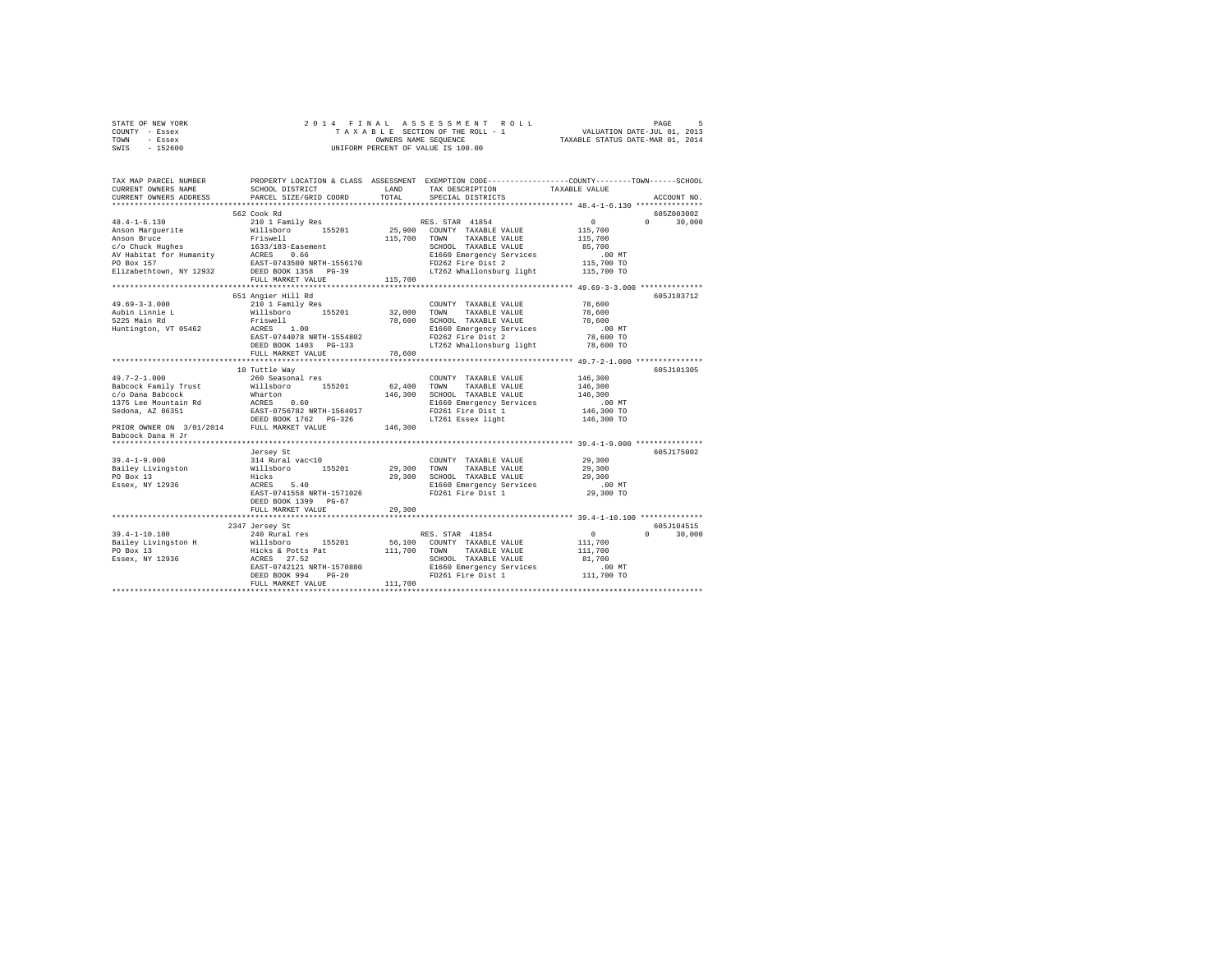STATE OF NEW YORK — 2014 FINAL ASSESSMENT ROLL
COUNTY - Essex — TAXABLE SECTION OF THE ROLL - 1 — VALUATION DATE-JUL 01, 2013
TOWN - Essex — OWNERS NAME SEQUENCE — TAXABLE STATUS DATE-MAR 01, 2014
SWIS - 152600 — UNIFORM PERCENT OF VALUE IS 100.00

```
TAX MAP PARCEL NUMBER          PROPERTY LOCATION & CLASS  ASSESSMENT  EXEMPTION CODE------------------COUNTY--------TOWN------SCHOOL
CURRENT OWNERS NAME            SCHOOL DISTRICT               LAND      TAX DESCRIPTION            TAXABLE VALUE
CURRENT OWNERS ADDRESS         PARCEL SIZE/GRID COORD        TOTAL     SPECIAL DISTRICTS                                      ACCOUNT NO.
************************************************************************************************************ 48.4-1-6.130 ***************
                               562 Cook Rd                                                                                 605Z003002
48.4-1-6.130                   210 1 Family Res                        RES. STAR  41854                  0             0      30,000
Anson Marguerite               Willsboro      155201        25,900   COUNTY  TAXABLE VALUE          115,700
Anson Bruce                    Friswell                    115,700   TOWN    TAXABLE VALUE          115,700
c/o Chuck Hughes               1633/183-Easement                     SCHOOL  TAXABLE VALUE           85,700
AV Habitat for Humanity        ACRES    0.66                         E1660 Emergency Services            .00 MT
PO Box 157                     EAST-0743500 NRTH-1556170             FD262 Fire Dist 2               115,700 TO
Elizabethtown, NY 12932        DEED BOOK 1358   PG-39                LT262 Whallonsburg light        115,700 TO
                               FULL MARKET VALUE           115,700
************************************************************************************************************ 49.69-3-3.000 **************
                               651 Angier Hill Rd                                                                          605J103712
49.69-3-3.000                  210 1 Family Res                      COUNTY  TAXABLE VALUE           78,600
Aubin Linnie L                 Willsboro      155201        32,000   TOWN    TAXABLE VALUE           78,600
5225 Main Rd                   Friswell                     78,600   SCHOOL  TAXABLE VALUE           78,600
Huntington, VT 05462           ACRES    1.00                         E1660 Emergency Services            .00 MT
                               EAST-0744078 NRTH-1554802             FD262 Fire Dist 2                78,600 TO
                               DEED BOOK 1403   PG-133               LT262 Whallonsburg light         78,600 TO
                               FULL MARKET VALUE            78,600
************************************************************************************************************ 49.7-2-1.000 ***************
                               10 Tuttle Way                                                                               605J101305
49.7-2-1.000                   260 Seasonal res                      COUNTY  TAXABLE VALUE          146,300
Babcock Family Trust           Willsboro      155201        62,400   TOWN    TAXABLE VALUE          146,300
c/o Dana Babcock               Wharton                     146,300   SCHOOL  TAXABLE VALUE          146,300
1375 Lee Mountain Rd           ACRES    0.60                         E1660 Emergency Services            .00 MT
Sedona, AZ 86351               EAST-0756782 NRTH-1564017             FD261 Fire Dist 1               146,300 TO
                               DEED BOOK 1762   PG-326               LT261 Essex light               146,300 TO
PRIOR OWNER ON 3/01/2014       FULL MARKET VALUE           146,300
Babcock Dana H Jr
************************************************************************************************************ 39.4-1-9.000 ***************
                               Jersey St                                                                                   605J175002
39.4-1-9.000                   314 Rural vac<10                      COUNTY  TAXABLE VALUE           29,300
Bailey Livingston              Willsboro      155201        29,300   TOWN    TAXABLE VALUE           29,300
PO Box 13                      Hicks                        29,300   SCHOOL  TAXABLE VALUE           29,300
Essex, NY 12936                ACRES    5.40                         E1660 Emergency Services            .00 MT
                               EAST-0741558 NRTH-1571026             FD261 Fire Dist 1                29,300 TO
                               DEED BOOK 1399   PG-67
                               FULL MARKET VALUE            29,300
************************************************************************************************************ 39.4-1-10.100 **************
                               2347 Jersey St                                                                              605J104515
39.4-1-10.100                  240 Rural res                           RES. STAR  41854                  0             0      30,000
Bailey Livingston H            Willsboro      155201        56,100   COUNTY  TAXABLE VALUE          111,700
PO Box 13                      Hicks & Potts Pat           111,700   TOWN    TAXABLE VALUE          111,700
Essex, NY 12936                ACRES   27.52                         SCHOOL  TAXABLE VALUE           81,700
                               EAST-0742121 NRTH-1570880             E1660 Emergency Services            .00 MT
                               DEED BOOK 994    PG-20                FD261 Fire Dist 1               111,700 TO
                               FULL MARKET VALUE           111,700
************************************************************************************************************************************
```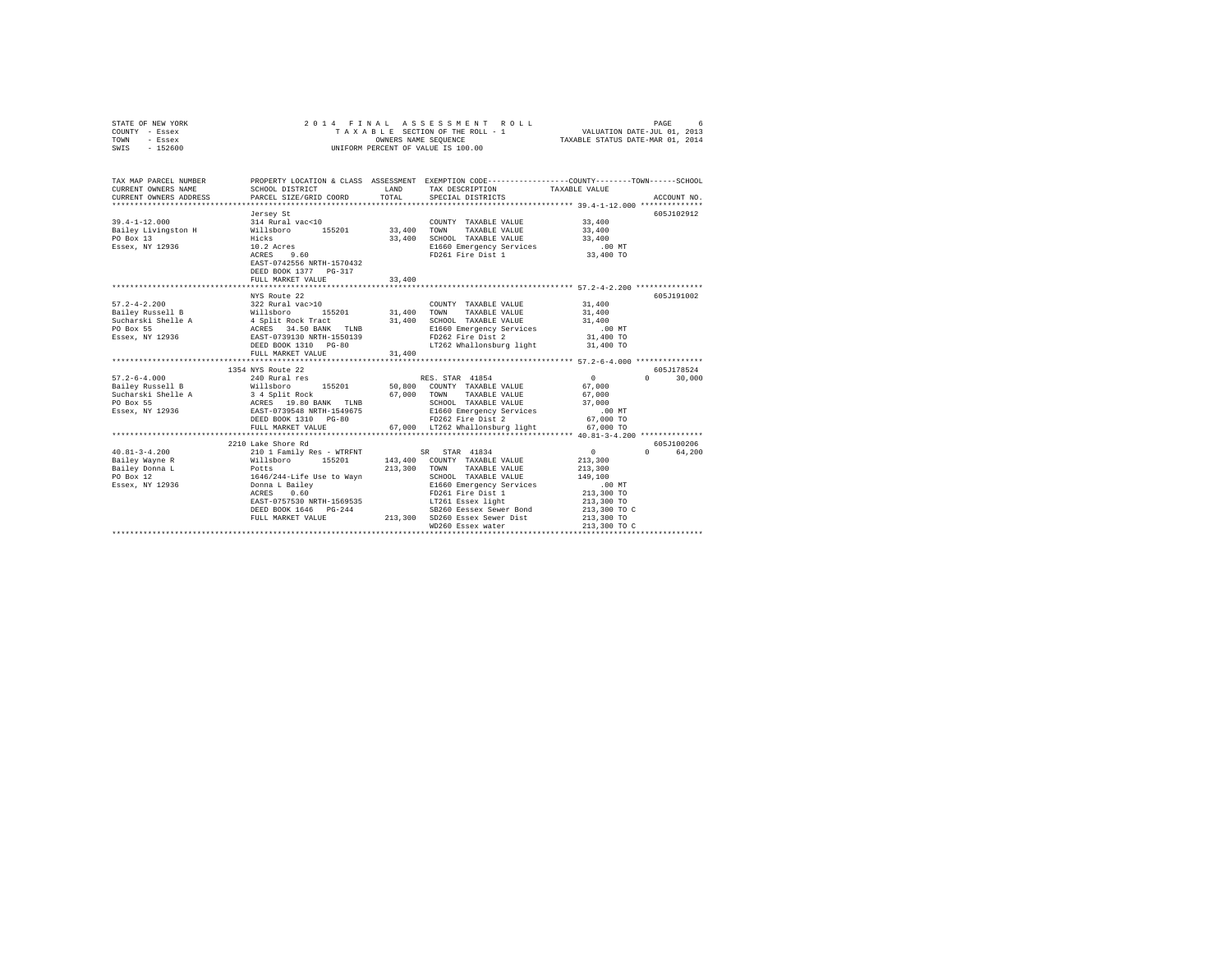STATE OF NEW YORK — 2014 FINAL ASSESSMENT ROLL — PAGE 6
COUNTY - Essex — TAXABLE SECTION OF THE ROLL - 1 — VALUATION DATE-JUL 01, 2013
TOWN - Essex — OWNERS NAME SEQUENCE — TAXABLE STATUS DATE-MAR 01, 2014
SWIS - 152600 — UNIFORM PERCENT OF VALUE IS 100.00

```
TAX MAP PARCEL NUMBER          PROPERTY LOCATION & CLASS  ASSESSMENT  EXEMPTION CODE-----------------COUNTY--------TOWN------SCHOOL
CURRENT OWNERS NAME            SCHOOL DISTRICT              LAND      TAX DESCRIPTION           TAXABLE VALUE
CURRENT OWNERS ADDRESS         PARCEL SIZE/GRID COORD       TOTAL     SPECIAL DISTRICTS                                  ACCOUNT NO.
******************************************************************************************************* 39.4-1-12.000 **************
                               Jersey St                                                                            605J102912
39.4-1-12.000                  314 Rural vac<10                       COUNTY  TAXABLE VALUE             33,400
Bailey Livingston H            Willsboro      155201       33,400     TOWN    TAXABLE VALUE             33,400
PO Box 13                      Hicks                       33,400     SCHOOL  TAXABLE VALUE             33,400
Essex, NY 12936                10.2 Acres                             E1660 Emergency Services             .00 MT
                               ACRES    9.60                          FD261 Fire Dist 1                 33,400 TO
                               EAST-0742556 NRTH-1570432
                               DEED BOOK 1377   PG-317
                               FULL MARKET VALUE           33,400
******************************************************************************************************* 57.2-4-2.200 ***************
                               NYS Route 22                                                                         605J191002
57.2-4-2.200                   322 Rural vac>10                       COUNTY  TAXABLE VALUE             31,400
Bailey Russell B               Willsboro      155201       31,400     TOWN    TAXABLE VALUE             31,400
Sucharski Shelle A             4 Split Rock Tract          31,400     SCHOOL  TAXABLE VALUE             31,400
PO Box 55                      ACRES   34.50 BANK   TLNB              E1660 Emergency Services             .00 MT
Essex, NY 12936                EAST-0739130 NRTH-1550139              FD262 Fire Dist 2                 31,400 TO
                               DEED BOOK 1310   PG-80                 LT262 Whallonsburg light          31,400 TO
                               FULL MARKET VALUE           31,400
******************************************************************************************************* 57.2-6-4.000 ***************
                          1354 NYS Route 22                                                                         605J178524
57.2-6-4.000                   240 Rural res                          RES. STAR  41854                  0           0      30,000
Bailey Russell B               Willsboro      155201       50,800     COUNTY  TAXABLE VALUE             67,000
Sucharski Shelle A             3 4 Split Rock              67,000     TOWN    TAXABLE VALUE             67,000
PO Box 55                      ACRES   19.80 BANK   TLNB              SCHOOL  TAXABLE VALUE             37,000
Essex, NY 12936                EAST-0739548 NRTH-1549675              E1660 Emergency Services             .00 MT
                               DEED BOOK 1310   PG-80                 FD262 Fire Dist 2                 67,000 TO
                               FULL MARKET VALUE           67,000     LT262 Whallonsburg light          67,000 TO
******************************************************************************************************* 40.81-3-4.200 **************
                          2210 Lake Shore Rd                                                                        605J100206
40.81-3-4.200                  210 1 Family Res - WTRFNT              SR  STAR  41834                   0           0      64,200
Bailey Wayne R                 Willsboro      155201      143,400     COUNTY  TAXABLE VALUE            213,300
Bailey Donna L                 Potts                      213,300     TOWN    TAXABLE VALUE            213,300
PO Box 12                      1646/244-Life Use to Wayn              SCHOOL  TAXABLE VALUE            149,100
Essex, NY 12936                Donna L Bailey                         E1660 Emergency Services             .00 MT
                               ACRES    0.60                          FD261 Fire Dist 1                213,300 TO
                               EAST-0757530 NRTH-1569535              LT261 Essex light                213,300 TO
                               DEED BOOK 1646   PG-244                SB260 Eessex Sewer Bond          213,300 TO C
                               FULL MARKET VALUE          213,300     SD260 Essex Sewer Dist           213,300 TO
                                                                      WD260 Essex water                213,300 TO C
************************************************************************************************************************************
```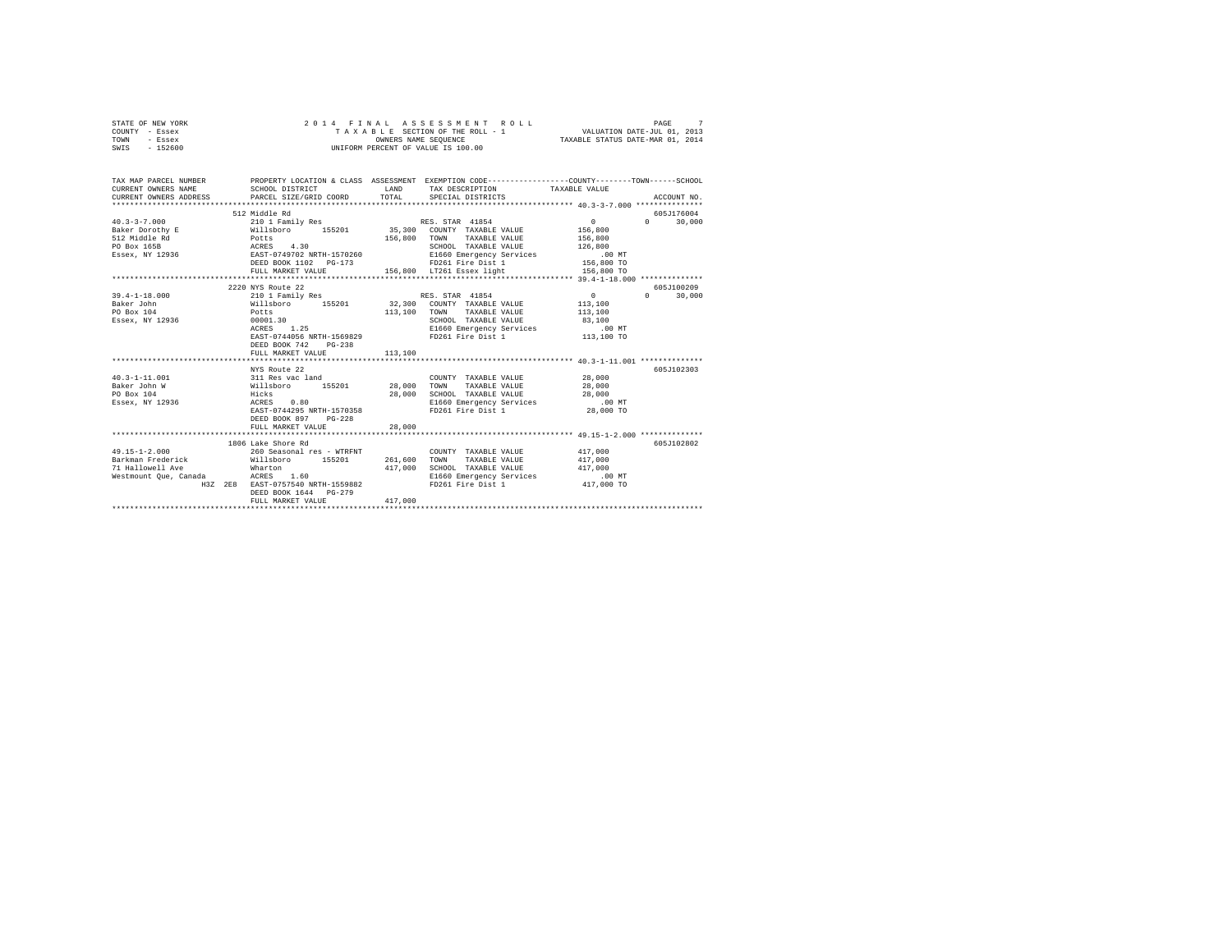STATE OF NEW YORK — 2014 FINAL ASSESSMENT ROLL
COUNTY - Essex — TAXABLE SECTION OF THE ROLL - 1 — VALUATION DATE-JUL 01, 2013
TOWN - Essex — OWNERS NAME SEQUENCE — TAXABLE STATUS DATE-MAR 01, 2014
SWIS - 152600 — UNIFORM PERCENT OF VALUE IS 100.00

```
TAX MAP PARCEL NUMBER          PROPERTY LOCATION & CLASS  ASSESSMENT  EXEMPTION CODE-----------------COUNTY--------TOWN------SCHOOL
CURRENT OWNERS NAME            SCHOOL DISTRICT               LAND     TAX DESCRIPTION            TAXABLE VALUE
CURRENT OWNERS ADDRESS         PARCEL SIZE/GRID COORD        TOTAL    SPECIAL DISTRICTS                                  ACCOUNT NO.
******************************************************************************************** 40.3-3-7.000 ***************
                               512 Middle Rd                                                                          605J176004
40.3-3-7.000                   210 1 Family Res                       RES. STAR 41854                  0            0      30,000
Baker Dorothy E                Willsboro       155201       35,300    COUNTY  TAXABLE VALUE          156,800
512 Middle Rd                  Potts                       156,800    TOWN    TAXABLE VALUE          156,800
PO Box 165B                    ACRES    4.30                          SCHOOL  TAXABLE VALUE          126,800
Essex, NY 12936                EAST-0749702 NRTH-1570260              E1660 Emergency Services           .00 MT
                               DEED BOOK 1102   PG-173                FD261 Fire Dist 1               156,800 TO
                               FULL MARKET VALUE           156,800    LT261 Essex light               156,800 TO
******************************************************************************************** 39.4-1-18.000 **************
                               2220 NYS Route 22                                                                      605J100209
39.4-1-18.000                  210 1 Family Res                       RES. STAR 41854                  0            0      30,000
Baker John                     Willsboro       155201       32,300    COUNTY  TAXABLE VALUE          113,100
PO Box 104                     Potts                       113,100    TOWN    TAXABLE VALUE          113,100
Essex, NY 12936                00001.30                               SCHOOL  TAXABLE VALUE           83,100
                               ACRES    1.25                          E1660 Emergency Services           .00 MT
                               EAST-0744056 NRTH-1569829              FD261 Fire Dist 1               113,100 TO
                               DEED BOOK 742    PG-238
                               FULL MARKET VALUE           113,100
******************************************************************************************** 40.3-1-11.001 **************
                               NYS Route 22                                                                           605J102303
40.3-1-11.001                  311 Res vac land                       COUNTY  TAXABLE VALUE           28,000
Baker John W                   Willsboro       155201       28,000    TOWN    TAXABLE VALUE           28,000
PO Box 104                     Hicks                        28,000    SCHOOL  TAXABLE VALUE           28,000
Essex, NY 12936                ACRES    0.80                          E1660 Emergency Services           .00 MT
                               EAST-0744295 NRTH-1570358              FD261 Fire Dist 1                28,000 TO
                               DEED BOOK 897    PG-228
                               FULL MARKET VALUE            28,000
******************************************************************************************** 49.15-1-2.000 **************
                               1806 Lake Shore Rd                                                                     605J102802
49.15-1-2.000                  260 Seasonal res - WTRFNT              COUNTY  TAXABLE VALUE          417,000
Barkman Frederick              Willsboro       155201      261,600    TOWN    TAXABLE VALUE          417,000
71 Hallowell Ave               Wharton                     417,000    SCHOOL  TAXABLE VALUE          417,000
Westmount Que, Canada          ACRES    1.60                          E1660 Emergency Services           .00 MT
                H3Z 2E8        EAST-0757540 NRTH-1559882              FD261 Fire Dist 1               417,000 TO
                               DEED BOOK 1644   PG-279
                               FULL MARKET VALUE           417,000
****************************************************************************************************************************
```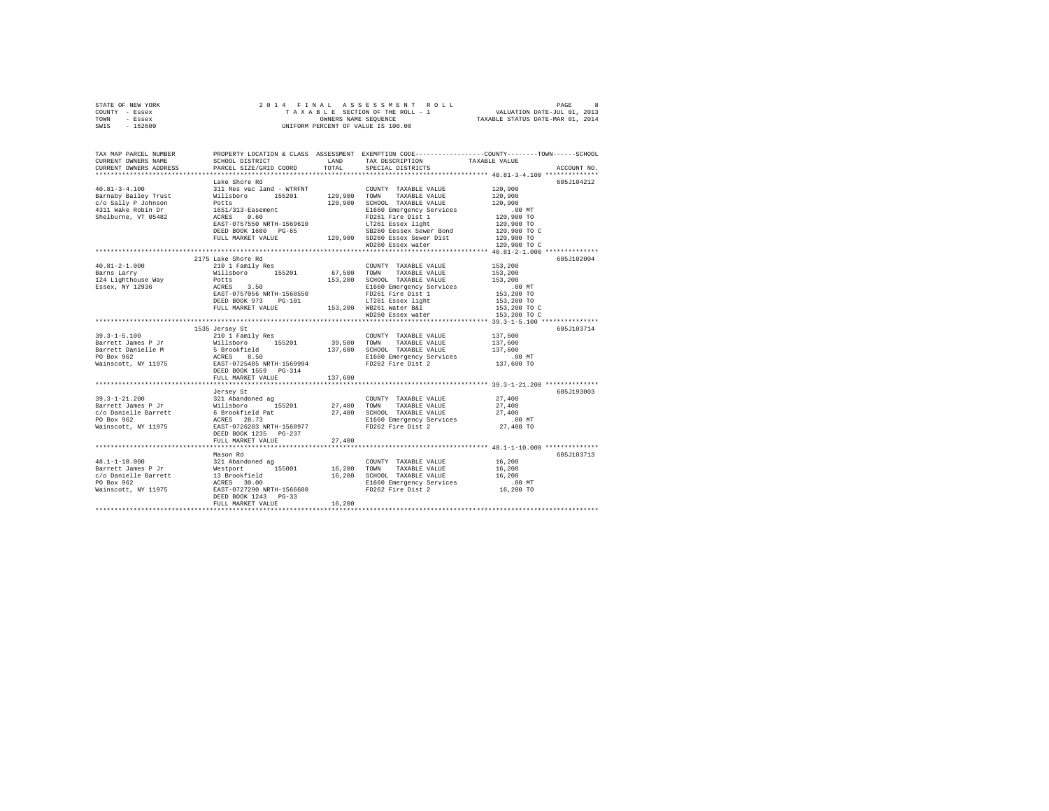STATE OF NEW YORK
COUNTY - Essex
TOWN - Essex
SWIS - 152600

2014 FINAL ASSESSMENT ROLL
TAXABLE SECTION OF THE ROLL - 1
OWNERS NAME SEQUENCE
UNIFORM PERCENT OF VALUE IS 100.00

VALUATION DATE-JUL 01, 2013
TAXABLE STATUS DATE-MAR 01, 2014

| TAX MAP PARCEL NUMBER / CURRENT OWNERS NAME / CURRENT OWNERS ADDRESS | PROPERTY LOCATION & CLASS / SCHOOL DISTRICT / PARCEL SIZE/GRID COORD | ASSESSMENT LAND | TOTAL | EXEMPTION CODE / TAX DESCRIPTION / SPECIAL DISTRICTS | COUNTY--------TOWN------SCHOOL TAXABLE VALUE | ACCOUNT NO. |
|---|---|---|---|---|---|---|
| **40.81-3-4.100** | Lake Shore Rd | | | | | 605J104212 |
| 40.81-3-4.100 | 311 Res vac land - WTRFNT | | | COUNTY TAXABLE VALUE | 120,900 | |
| Barnaby Bailey Trust | Willsboro 155201 | 120,900 | | TOWN TAXABLE VALUE | 120,900 | |
| c/o Sally P Johnson | Potts | | 120,900 | SCHOOL TAXABLE VALUE | 120,900 | |
| 4311 Wake Robin Dr | 1651/313-Easement | | | E1660 Emergency Services | .00 MT | |
| Shelburne, VT 05482 | ACRES 0.60 | | | FD261 Fire Dist 1 | 120,900 TO | |
| | EAST-0757550 NRTH-1569610 | | | LT261 Essex light | 120,900 TO | |
| | DEED BOOK 1680 PG-65 | | | SB260 Eessex Sewer Bond | 120,900 TO C | |
| | FULL MARKET VALUE | | 120,900 | SD260 Essex Sewer Dist | 120,900 TO | |
| | | | | WD260 Essex water | 120,900 TO C | |
| **40.81-2-1.000** | 2175 Lake Shore Rd | | | | | 605J102004 |
| 40.81-2-1.000 | 210 1 Family Res | | | COUNTY TAXABLE VALUE | 153,200 | |
| Barns Larry | Willsboro 155201 | 67,500 | | TOWN TAXABLE VALUE | 153,200 | |
| 124 Lighthouse Way | Potts | | 153,200 | SCHOOL TAXABLE VALUE | 153,200 | |
| Essex, NY 12936 | ACRES 3.50 | | | E1660 Emergency Services | .00 MT | |
| | EAST-0757056 NRTH-1568550 | | | FD261 Fire Dist 1 | 153,200 TO | |
| | DEED BOOK 973 PG-101 | | | LT261 Essex light | 153,200 TO | |
| | FULL MARKET VALUE | | 153,200 | WB261 Water B&I | 153,200 TO C | |
| | | | | WD260 Essex water | 153,200 TO C | |
| **39.3-1-5.100** | 1535 Jersey St | | | | | 605J103714 |
| 39.3-1-5.100 | 210 1 Family Res | | | COUNTY TAXABLE VALUE | 137,600 | |
| Barrett James P Jr | Willsboro 155201 | 39,500 | | TOWN TAXABLE VALUE | 137,600 | |
| Barrett Danielle M | 5 Brookfield | | 137,600 | SCHOOL TAXABLE VALUE | 137,600 | |
| PO Box 962 | ACRES 8.50 | | | E1660 Emergency Services | .00 MT | |
| Wainscott, NY 11975 | EAST-0725485 NRTH-1569994 | | | FD262 Fire Dist 2 | 137,600 TO | |
| | DEED BOOK 1559 PG-314 | | | | | |
| | FULL MARKET VALUE | | 137,600 | | | |
| **39.3-1-21.200** | Jersey St | | | | | 605J193003 |
| 39.3-1-21.200 | 321 Abandoned ag | | | COUNTY TAXABLE VALUE | 27,400 | |
| Barrett James P Jr | Willsboro 155201 | 27,400 | | TOWN TAXABLE VALUE | 27,400 | |
| c/o Danielle Barrett | 6 Brookfield Pat | | 27,400 | SCHOOL TAXABLE VALUE | 27,400 | |
| PO Box 962 | ACRES 28.73 | | | E1660 Emergency Services | .00 MT | |
| Wainscott, NY 11975 | EAST-0726283 NRTH-1568977 | | | FD262 Fire Dist 2 | 27,400 TO | |
| | DEED BOOK 1235 PG-237 | | | | | |
| | FULL MARKET VALUE | | 27,400 | | | |
| **48.1-1-10.000** | Mason Rd | | | | | 605J103713 |
| 48.1-1-10.000 | 321 Abandoned ag | | | COUNTY TAXABLE VALUE | 16,200 | |
| Barrett James P Jr | Westport 155001 | 16,200 | | TOWN TAXABLE VALUE | 16,200 | |
| c/o Danielle Barrett | 13 Brookfield | | 16,200 | SCHOOL TAXABLE VALUE | 16,200 | |
| PO Box 962 | ACRES 30.00 | | | E1660 Emergency Services | .00 MT | |
| Wainscott, NY 11975 | EAST-0727290 NRTH-1566680 | | | FD262 Fire Dist 2 | 16,200 TO | |
| | DEED BOOK 1243 PG-33 | | | | | |
| | FULL MARKET VALUE | | 16,200 | | | |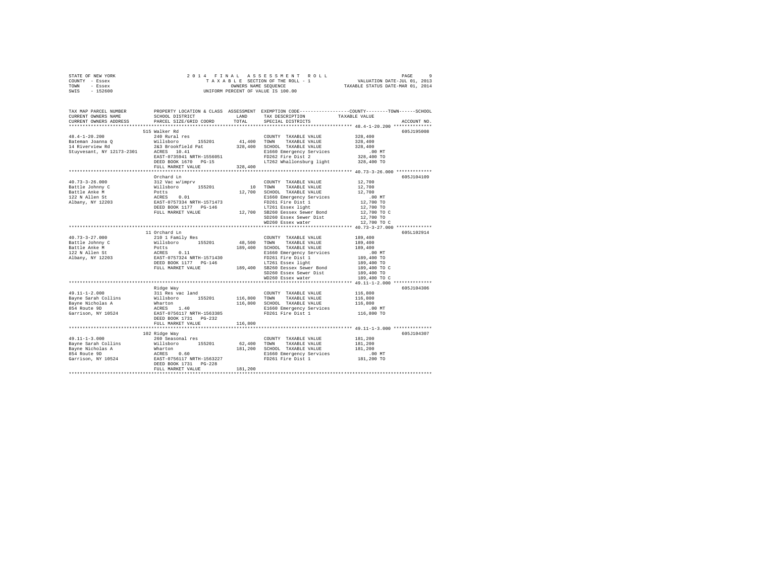STATE OF NEW YORK
COUNTY - Essex
TOWN - Essex
SWIS - 152600

2 0 1 4 F I N A L A S S E S S M E N T R O L L
T A X A B L E SECTION OF THE ROLL - 1
OWNERS NAME SEQUENCE
UNIFORM PERCENT OF VALUE IS 100.00

VALUATION DATE-JUL 01, 2013
TAXABLE STATUS DATE-MAR 01, 2014

```
TAX MAP PARCEL NUMBER          PROPERTY LOCATION & CLASS  ASSESSMENT  EXEMPTION CODE-----------------COUNTY--------TOWN------SCHOOL
CURRENT OWNERS NAME            SCHOOL DISTRICT              LAND      TAX DESCRIPTION              TAXABLE VALUE
CURRENT OWNERS ADDRESS         PARCEL SIZE/GRID COORD       TOTAL     SPECIAL DISTRICTS                                  ACCOUNT NO.
*********************************************************************************************** 48.4-1-20.200 **************
                               515 Walker Rd                                                                          605J195008
48.4-1-20.200                  240 Rural res                          COUNTY  TAXABLE VALUE         328,400
Bateman Joanna Q               Willsboro      155201      41,400      TOWN    TAXABLE VALUE         328,400
14 Riverview Rd                2&3 Brookfield Pat        328,400      SCHOOL  TAXABLE VALUE         328,400
Stuyvesant, NY 12173-2301      ACRES  10.41                           E1660 Emergency Services          .00 MT
                               EAST-0735941 NRTH-1556051              FD262 Fire Dist 2             328,400 TO
                               DEED BOOK 1670   PG-15                 LT262 Whallonsburg light      328,400 TO
                               FULL MARKET VALUE         328,400
*********************************************************************************************** 40.73-3-26.000 *************
                               Orchard Ln                                                                             605J104109
40.73-3-26.000                 312 Vac w/imprv                        COUNTY  TAXABLE VALUE          12,700
Battle Johnny C                Willsboro      155201          10      TOWN    TAXABLE VALUE          12,700
Battle Anke M                  Potts                      12,700      SCHOOL  TAXABLE VALUE          12,700
122 N Allen St                 ACRES   0.01                           E1660 Emergency Services          .00 MT
Albany, NY 12203               EAST-0757334 NRTH-1571473              FD261 Fire Dist 1              12,700 TO
                               DEED BOOK 1177   PG-146                LT261 Essex light              12,700 TO
                               FULL MARKET VALUE          12,700      SB260 Eessex Sewer Bond        12,700 TO C
                                                                      SD260 Essex Sewer Dist         12,700 TO
                                                                      WD260 Essex water              12,700 TO C
*********************************************************************************************** 40.73-3-27.000 *************
                               11 Orchard Ln                                                                          605L102914
40.73-3-27.000                 210 1 Family Res                       COUNTY  TAXABLE VALUE         189,400
Battle Johnny C                Willsboro      155201      48,500      TOWN    TAXABLE VALUE         189,400
Battle Anke M                  Potts                     189,400      SCHOOL  TAXABLE VALUE         189,400
122 N Allen St                 ACRES   0.11                           E1660 Emergency Services          .00 MT
Albany, NY 12203               EAST-0757324 NRTH-1571430              FD261 Fire Dist 1             189,400 TO
                               DEED BOOK 1177   PG-146                LT261 Essex light             189,400 TO
                               FULL MARKET VALUE         189,400      SB260 Eessex Sewer Bond       189,400 TO C
                                                                      SD260 Essex Sewer Dist        189,400 TO
                                                                      WD260 Essex water             189,400 TO C
*********************************************************************************************** 49.11-1-2.000 **************
                               Ridge Way                                                                              605J104306
49.11-1-2.000                  311 Res vac land                       COUNTY  TAXABLE VALUE         116,800
Bayne Sarah Collins            Willsboro      155201     116,800      TOWN    TAXABLE VALUE         116,800
Bayne Nicholas A               Wharton                   116,800      SCHOOL  TAXABLE VALUE         116,800
854 Route 9D                   ACRES   1.40                           E1660 Emergency Services          .00 MT
Garrison, NY 10524             EAST-0756117 NRTH-1563385              FD261 Fire Dist 1             116,800 TO
                               DEED BOOK 1731   PG-232
                               FULL MARKET VALUE         116,800
*********************************************************************************************** 49.11-1-3.000 **************
                               102 Ridge Way                                                                          605J104307
49.11-1-3.000                  260 Seasonal res                       COUNTY  TAXABLE VALUE         181,200
Bayne Sarah Collins            Willsboro      155201      62,400      TOWN    TAXABLE VALUE         181,200
Bayne Nicholas A               Wharton                   181,200      SCHOOL  TAXABLE VALUE         181,200
854 Route 9D                   ACRES   0.60                           E1660 Emergency Services          .00 MT
Garrison, NY 10524             EAST-0756117 NRTH-1563227              FD261 Fire Dist 1             181,200 TO
                               DEED BOOK 1731   PG-228
                               FULL MARKET VALUE         181,200
****************************************************************************************************************************
```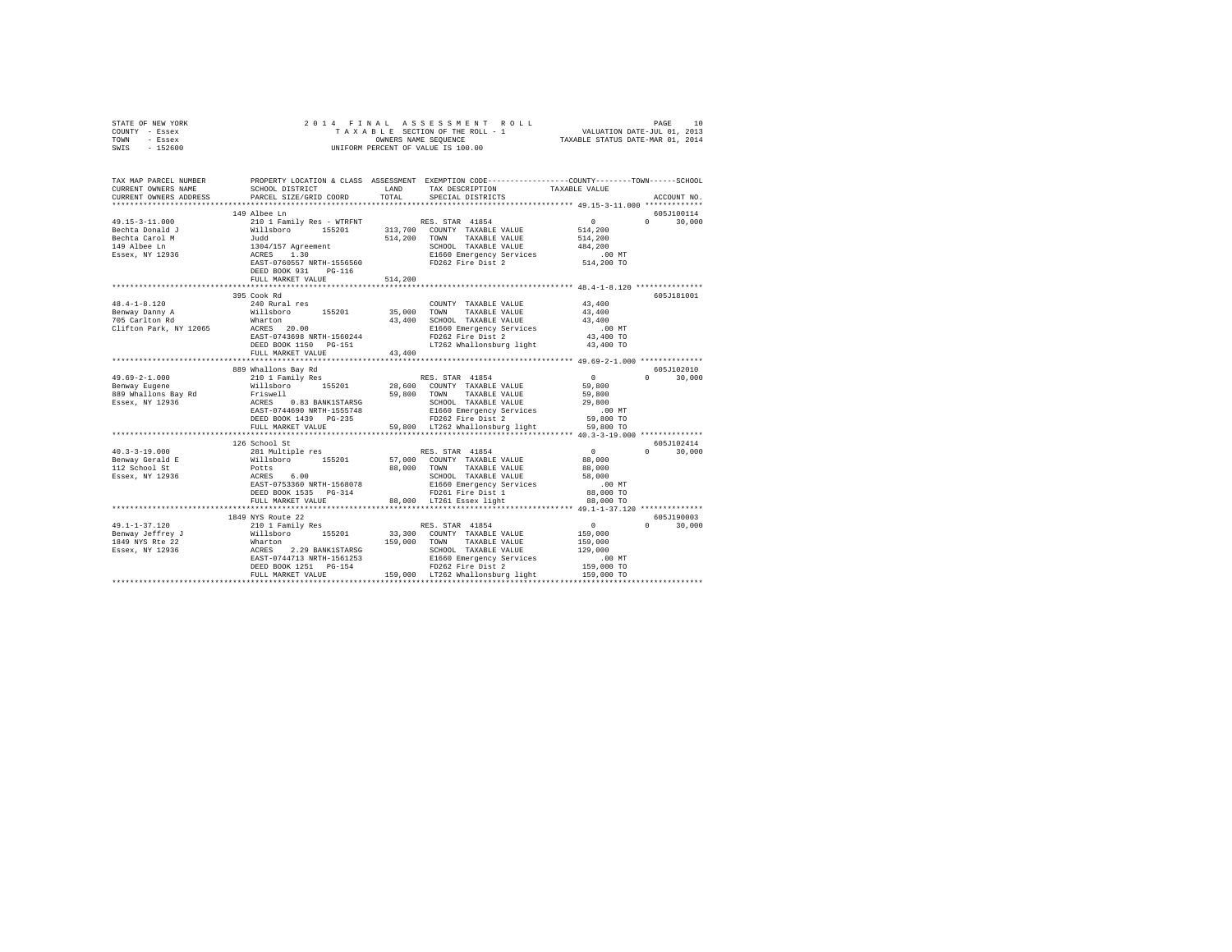STATE OF NEW YORK　　　　　2014 FINAL ASSESSMENT ROLL
COUNTY - Essex　　　　　TAXABLE SECTION OF THE ROLL - 1　　　　　VALUATION DATE-JUL 01, 2013
TOWN - Essex　　　　　OWNERS NAME SEQUENCE　　　　　TAXABLE STATUS DATE-MAR 01, 2014
SWIS - 152600　　　　　UNIFORM PERCENT OF VALUE IS 100.00

```
TAX MAP PARCEL NUMBER      PROPERTY LOCATION & CLASS  ASSESSMENT  EXEMPTION CODE-----------------COUNTY--------TOWN------SCHOOL
CURRENT OWNERS NAME        SCHOOL DISTRICT              LAND      TAX DESCRIPTION           TAXABLE VALUE
CURRENT OWNERS ADDRESS     PARCEL SIZE/GRID COORD       TOTAL     SPECIAL DISTRICTS                                      ACCOUNT NO.
*************************************************************************************************** 49.15-3-11.000 *************
                           149 Albee Ln                                                                              605J100114
49.15-3-11.000             210 1 Family Res - WTRFNT          RES. STAR 41854                  0            0        30,000
Bechta Donald J            Willsboro      155201      313,700  COUNTY  TAXABLE VALUE        514,200
Bechta Carol M             Judd                       514,200  TOWN    TAXABLE VALUE        514,200
149 Albee Ln               1304/157 Agreement                  SCHOOL  TAXABLE VALUE        484,200
Essex, NY 12936            ACRES    1.30                       E1660 Emergency Services         .00 MT
                           EAST-0760557 NRTH-1556560           FD262 Fire Dist 2            514,200 TO
                           DEED BOOK 931    PG-116
                           FULL MARKET VALUE          514,200
*************************************************************************************************** 48.4-1-8.120 ***************
                           395 Cook Rd                                                                               605J181001
48.4-1-8.120               240 Rural res                       COUNTY  TAXABLE VALUE         43,400
Benway Danny A             Willsboro      155201       35,000  TOWN    TAXABLE VALUE         43,400
705 Carlton Rd             Wharton                     43,400  SCHOOL  TAXABLE VALUE         43,400
Clifton Park, NY 12065     ACRES   20.00                       E1660 Emergency Services         .00 MT
                           EAST-0743698 NRTH-1560244           FD262 Fire Dist 2             43,400 TO
                           DEED BOOK 1150   PG-151             LT262 Whallonsburg light      43,400 TO
                           FULL MARKET VALUE           43,400
*************************************************************************************************** 49.69-2-1.000 **************
                           889 Whallons Bay Rd                                                                       605J102010
49.69-2-1.000              210 1 Family Res                    RES. STAR 41854                  0            0        30,000
Benway Eugene              Willsboro      155201       28,600  COUNTY  TAXABLE VALUE         59,800
889 Whallons Bay Rd        Friswell                    59,800  TOWN    TAXABLE VALUE         59,800
Essex, NY 12936            ACRES    0.83 BANK1STARSG           SCHOOL  TAXABLE VALUE         29,800
                           EAST-0744690 NRTH-1555748           E1660 Emergency Services         .00 MT
                           DEED BOOK 1439   PG-235             FD262 Fire Dist 2             59,800 TO
                           FULL MARKET VALUE           59,800  LT262 Whallonsburg light      59,800 TO
*************************************************************************************************** 40.3-3-19.000 **************
                           126 School St                                                                             605J102414
40.3-3-19.000              281 Multiple res                    RES. STAR 41854                  0            0        30,000
Benway Gerald E            Willsboro      155201       57,000  COUNTY  TAXABLE VALUE         88,000
112 School St              Potts                       88,000  TOWN    TAXABLE VALUE         88,000
Essex, NY 12936            ACRES    6.00                       SCHOOL  TAXABLE VALUE         58,000
                           EAST-0753360 NRTH-1568078           E1660 Emergency Services         .00 MT
                           DEED BOOK 1535   PG-314             FD261 Fire Dist 1             88,000 TO
                           FULL MARKET VALUE           88,000  LT261 Essex light             88,000 TO
*************************************************************************************************** 49.1-1-37.120 **************
                           1849 NYS Route 22                                                                         605J190003
49.1-1-37.120              210 1 Family Res                    RES. STAR 41854                  0            0        30,000
Benway Jeffrey J           Willsboro      155201       33,300  COUNTY  TAXABLE VALUE        159,000
1849 NYS Rte 22            Wharton                    159,000  TOWN    TAXABLE VALUE        159,000
Essex, NY 12936            ACRES    2.29 BANK1STARSG           SCHOOL  TAXABLE VALUE        129,000
                           EAST-0744713 NRTH-1561253           E1660 Emergency Services         .00 MT
                           DEED BOOK 1251   PG-154             FD262 Fire Dist 2            159,000 TO
                           FULL MARKET VALUE          159,000  LT262 Whallonsburg light     159,000 TO
********************************************************************************************************************************
```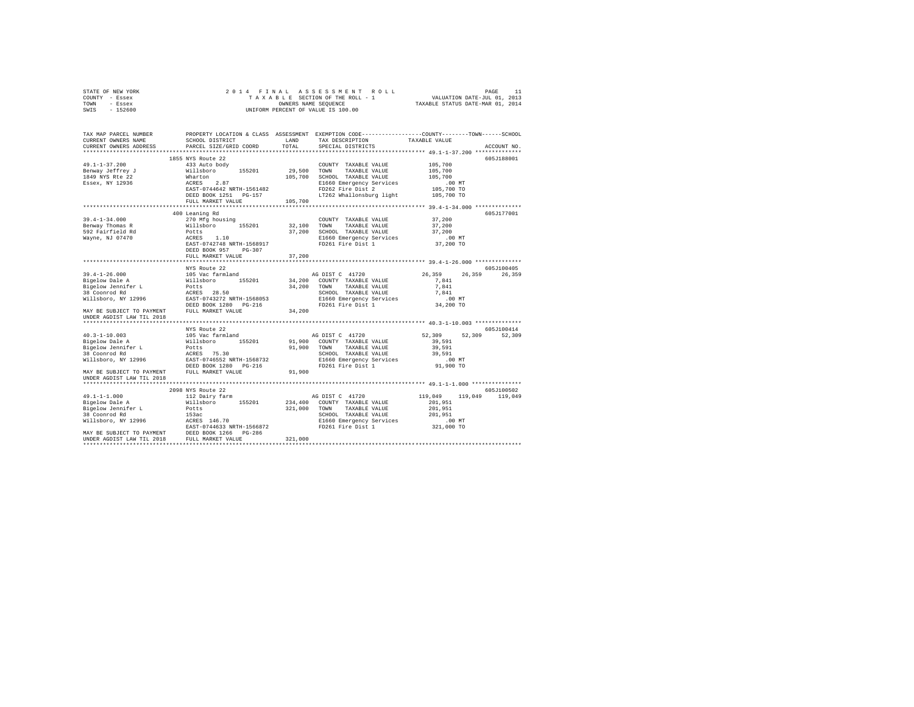STATE OF NEW YORK
COUNTY - Essex
TOWN - Essex
SWIS - 152600

2 0 1 4 F I N A L A S S E S S M E N T R O L L
T A X A B L E SECTION OF THE ROLL - 1
OWNERS NAME SEQUENCE
UNIFORM PERCENT OF VALUE IS 100.00

VALUATION DATE-JUL 01, 2013
TAXABLE STATUS DATE-MAR 01, 2014

```
TAX MAP PARCEL NUMBER          PROPERTY LOCATION & CLASS  ASSESSMENT  EXEMPTION CODE-----------------COUNTY--------TOWN------SCHOOL
CURRENT OWNERS NAME            SCHOOL DISTRICT            LAND        TAX DESCRIPTION            TAXABLE VALUE
CURRENT OWNERS ADDRESS         PARCEL SIZE/GRID COORD     TOTAL       SPECIAL DISTRICTS                                  ACCOUNT NO.
******************************************************************************************************* 49.1-1-37.200 **************
                               1855 NYS Route 22                                                                         605J188001
49.1-1-37.200                  433 Auto body                          COUNTY  TAXABLE VALUE          105,700
Benway Jeffrey J               Willsboro      155201       29,500     TOWN    TAXABLE VALUE          105,700
1849 NYS Rte 22                Wharton                    105,700     SCHOOL  TAXABLE VALUE          105,700
Essex, NY 12936                ACRES    2.87                          E1660 Emergency Services           .00 MT
                               EAST-0744642 NRTH-1561482              FD262 Fire Dist 2              105,700 TO
                               DEED BOOK 1251   PG-157                LT262 Whallonsburg light       105,700 TO
                               FULL MARKET VALUE          105,700
******************************************************************************************************* 39.4-1-34.000 **************
                               400 Leaning Rd                                                                            605J177001
39.4-1-34.000                  270 Mfg housing                        COUNTY  TAXABLE VALUE           37,200
Benway Thomas R                Willsboro      155201       32,100     TOWN    TAXABLE VALUE           37,200
592 Fairfield Rd               Potts                       37,200     SCHOOL  TAXABLE VALUE           37,200
Wayne, NJ 07470                ACRES    1.10                          E1660 Emergency Services           .00 MT
                               EAST-0742748 NRTH-1568917              FD261 Fire Dist 1               37,200 TO
                               DEED BOOK 957    PG-307
                               FULL MARKET VALUE           37,200
******************************************************************************************************* 39.4-1-26.000 **************
                               NYS Route 22                                                                              605J100405
39.4-1-26.000                  105 Vac farmland                       AG DIST C  41720                26,359     26,359     26,359
Bigelow Dale A                 Willsboro      155201       34,200     COUNTY  TAXABLE VALUE            7,841
Bigelow Jennifer L             Potts                       34,200     TOWN    TAXABLE VALUE            7,841
38 Coonrod Rd                  ACRES   28.50                          SCHOOL  TAXABLE VALUE            7,841
Willsboro, NY 12996            EAST-0743272 NRTH-1568053              E1660 Emergency Services           .00 MT
                               DEED BOOK 1280   PG-216                FD261 Fire Dist 1               34,200 TO
MAY BE SUBJECT TO PAYMENT      FULL MARKET VALUE           34,200
UNDER AGDIST LAW TIL 2018
******************************************************************************************************* 40.3-1-10.003 **************
                               NYS Route 22                                                                              605J100414
40.3-1-10.003                  105 Vac farmland                       AG DIST C  41720                52,309     52,309     52,309
Bigelow Dale A                 Willsboro      155201       91,900     COUNTY  TAXABLE VALUE           39,591
Bigelow Jennifer L             Potts                       91,900     TOWN    TAXABLE VALUE           39,591
38 Coonrod Rd                  ACRES   75.30                          SCHOOL  TAXABLE VALUE           39,591
Willsboro, NY 12996            EAST-0746552 NRTH-1568732              E1660 Emergency Services           .00 MT
                               DEED BOOK 1280   PG-216                FD261 Fire Dist 1               91,900 TO
MAY BE SUBJECT TO PAYMENT      FULL MARKET VALUE           91,900
UNDER AGDIST LAW TIL 2018
******************************************************************************************************* 49.1-1-1.000 ***************
                               2098 NYS Route 22                                                                         605J100502
49.1-1-1.000                   112 Dairy farm                         AG DIST C  41720               119,049    119,049    119,049
Bigelow Dale A                 Willsboro      155201      234,400     COUNTY  TAXABLE VALUE          201,951
Bigelow Jennifer L             Potts                      321,000     TOWN    TAXABLE VALUE          201,951
38 Coonrod Rd                  153ac                                  SCHOOL  TAXABLE VALUE          201,951
Willsboro, NY 12996            ACRES  146.70                          E1660 Emergency Services           .00 MT
                               EAST-0744633 NRTH-1566872              FD261 Fire Dist 1              321,000 TO
MAY BE SUBJECT TO PAYMENT      DEED BOOK 1266   PG-286
UNDER AGDIST LAW TIL 2018      FULL MARKET VALUE          321,000
************************************************************************************************************************************
```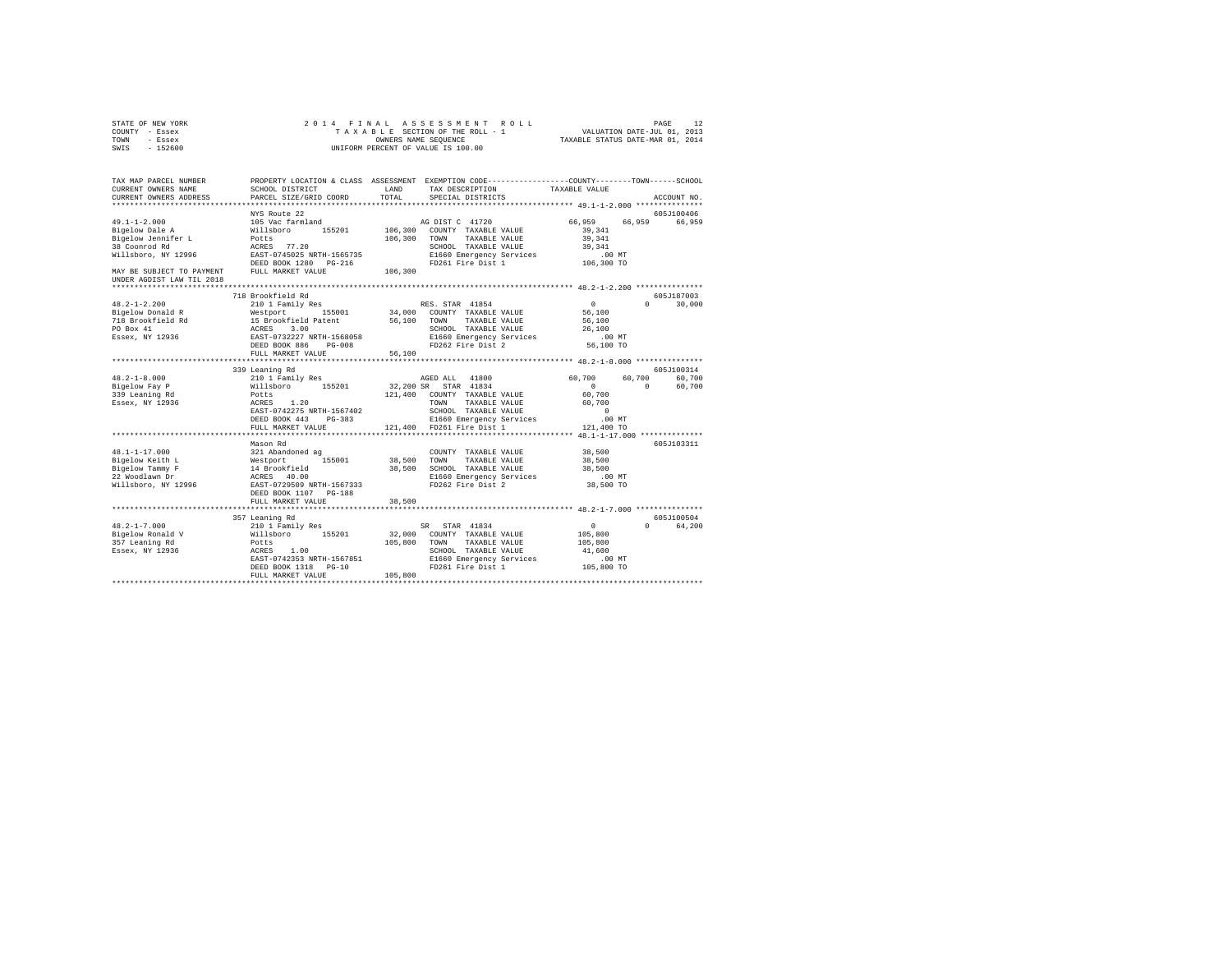```
STATE OF NEW YORK                2 0 1 4   F I N A L   A S S E S S M E N T   R O L L                   PAGE    12
COUNTY  - Essex                     T A X A B L E  SECTION OF THE ROLL - 1              VALUATION DATE-JUL 01, 2013
TOWN    - Essex                              OWNERS NAME SEQUENCE                     TAXABLE STATUS DATE-MAR 01, 2014
SWIS    - 152600                      UNIFORM PERCENT OF VALUE IS 100.00

TAX MAP PARCEL NUMBER        PROPERTY LOCATION & CLASS  ASSESSMENT  EXEMPTION CODE------------------COUNTY--------TOWN------SCHOOL
CURRENT OWNERS NAME          SCHOOL DISTRICT             LAND      TAX DESCRIPTION            TAXABLE VALUE
CURRENT OWNERS ADDRESS       PARCEL SIZE/GRID COORD      TOTAL     SPECIAL DISTRICTS                                    ACCOUNT NO.
******************************************************************************************************* 49.1-1-2.000 ***************
                             NYS Route 22                                                                             605J100406
49.1-1-2.000                 105 Vac farmland                      AG DIST C  41720              66,959     66,959     66,959
Bigelow Dale A               Willsboro      155201       106,300   COUNTY  TAXABLE VALUE          39,341
Bigelow Jennifer L           Potts                       106,300   TOWN    TAXABLE VALUE          39,341
38 Coonrod Rd                ACRES  77.20                          SCHOOL  TAXABLE VALUE          39,341
Willsboro, NY 12996          EAST-0745025 NRTH-1565735             E1660 Emergency Services          .00 MT
                             DEED BOOK 1280   PG-216               FD261 Fire Dist 1             106,300 TO
MAY BE SUBJECT TO PAYMENT    FULL MARKET VALUE           106,300
UNDER AGDIST LAW TIL 2018
******************************************************************************************************* 48.2-1-2.200 ***************
                             718 Brookfield Rd                                                                        605J187003
48.2-1-2.200                 210 1 Family Res                      RES. STAR  41854                   0          0     30,000
Bigelow Donald R             Westport       155001        34,000   COUNTY  TAXABLE VALUE          56,100
718 Brookfield Rd            15 Brookfield Patent         56,100   TOWN    TAXABLE VALUE          56,100
PO Box 41                    ACRES   3.00                          SCHOOL  TAXABLE VALUE          26,100
Essex, NY 12936              EAST-0732227 NRTH-1568058             E1660 Emergency Services          .00 MT
                             DEED BOOK 886    PG-008               FD262 Fire Dist 2              56,100 TO
                             FULL MARKET VALUE            56,100
******************************************************************************************************* 48.2-1-8.000 ***************
                             339 Leaning Rd                                                                           605J100314
48.2-1-8.000                 210 1 Family Res                      AGED ALL   41800              60,700     60,700     60,700
Bigelow Fay P                Willsboro      155201        32,200 SR  STAR  41834                   0          0     60,700
339 Leaning Rd               Potts                       121,400   COUNTY  TAXABLE VALUE          60,700
Essex, NY 12936              ACRES   1.20                          TOWN    TAXABLE VALUE          60,700
                             EAST-0742275 NRTH-1567402             SCHOOL  TAXABLE VALUE               0
                             DEED BOOK 443    PG-383               E1660 Emergency Services          .00 MT
                             FULL MARKET VALUE           121,400   FD261 Fire Dist 1             121,400 TO
******************************************************************************************************* 48.1-1-17.000 **************
                             Mason Rd                                                                                 605J103311
48.1-1-17.000                321 Abandoned ag                      COUNTY  TAXABLE VALUE          38,500
Bigelow Keith L              Westport       155001        38,500   TOWN    TAXABLE VALUE          38,500
Bigelow Tammy F              14 Brookfield                38,500   SCHOOL  TAXABLE VALUE          38,500
22 Woodlawn Dr               ACRES  40.00                          E1660 Emergency Services          .00 MT
Willsboro, NY 12996          EAST-0729509 NRTH-1567333             FD262 Fire Dist 2              38,500 TO
                             DEED BOOK 1107   PG-188
                             FULL MARKET VALUE            38,500
******************************************************************************************************* 48.2-1-7.000 ***************
                             357 Leaning Rd                                                                           605J100504
48.2-1-7.000                 210 1 Family Res                      SR  STAR  41834                    0          0     64,200
Bigelow Ronald V             Willsboro      155201        32,000   COUNTY  TAXABLE VALUE         105,800
357 Leaning Rd               Potts                       105,800   TOWN    TAXABLE VALUE         105,800
Essex, NY 12936              ACRES   1.00                          SCHOOL  TAXABLE VALUE          41,600
                             EAST-0742353 NRTH-1567851             E1660 Emergency Services          .00 MT
                             DEED BOOK 1318   PG-10                FD261 Fire Dist 1             105,800 TO
                             FULL MARKET VALUE           105,800
************************************************************************************************************************************
```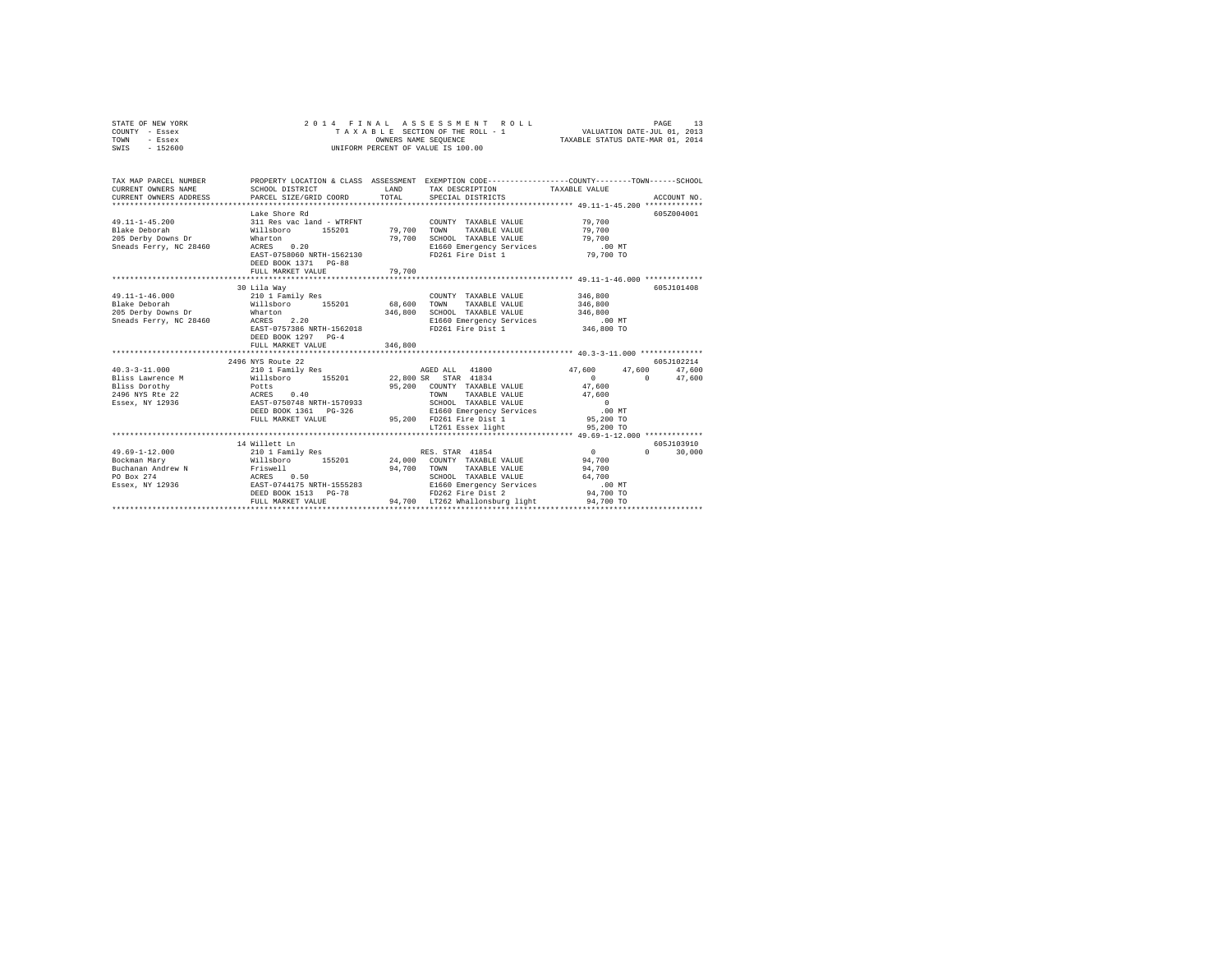STATE OF NEW YORK
COUNTY - Essex
TOWN - Essex
SWIS - 152600

2014 FINAL ASSESSMENT ROLL
TAXABLE SECTION OF THE ROLL - 1
OWNERS NAME SEQUENCE
UNIFORM PERCENT OF VALUE IS 100.00

VALUATION DATE-JUL 01, 2013
TAXABLE STATUS DATE-MAR 01, 2014

```
TAX MAP PARCEL NUMBER     PROPERTY LOCATION & CLASS  ASSESSMENT  EXEMPTION CODE-----------------COUNTY--------TOWN------SCHOOL
CURRENT OWNERS NAME       SCHOOL DISTRICT             LAND       TAX DESCRIPTION           TAXABLE VALUE
CURRENT OWNERS ADDRESS    PARCEL SIZE/GRID COORD      TOTAL      SPECIAL DISTRICTS                                    ACCOUNT NO.
******************************************************************************************** 49.11-1-45.200 *************
                          Lake Shore Rd                                                                            605Z004001
49.11-1-45.200            311 Res vac land - WTRFNT              COUNTY  TAXABLE VALUE          79,700
Blake Deborah             Willsboro      155201      79,700     TOWN    TAXABLE VALUE          79,700
205 Derby Downs Dr        Wharton                    79,700     SCHOOL  TAXABLE VALUE          79,700
Sneads Ferry, NC 28460    ACRES    0.20                         E1660 Emergency Services          .00 MT
                          EAST-0758060 NRTH-1562130             FD261 Fire Dist 1               79,700 TO
                          DEED BOOK 1371   PG-88
                          FULL MARKET VALUE          79,700
******************************************************************************************** 49.11-1-46.000 *************
                          30 Lila Way                                                                              605J101408
49.11-1-46.000            210 1 Family Res                       COUNTY  TAXABLE VALUE         346,800
Blake Deborah             Willsboro      155201      68,600     TOWN    TAXABLE VALUE         346,800
205 Derby Downs Dr        Wharton                   346,800     SCHOOL  TAXABLE VALUE         346,800
Sneads Ferry, NC 28460    ACRES    2.20                         E1660 Emergency Services          .00 MT
                          EAST-0757386 NRTH-1562018             FD261 Fire Dist 1              346,800 TO
                          DEED BOOK 1297   PG-4
                          FULL MARKET VALUE         346,800
******************************************************************************************** 40.3-3-11.000 **************
                          2496 NYS Route 22                                                                        605J102214
40.3-3-11.000             210 1 Family Res                      AGED ALL  41800            47,600      47,600      47,600
Bliss Lawrence M          Willsboro      155201      22,800 SR  STAR  41834                     0           0      47,600
Bliss Dorothy             Potts                      95,200     COUNTY  TAXABLE VALUE          47,600
2496 NYS Rte 22           ACRES    0.40                         TOWN    TAXABLE VALUE          47,600
Essex, NY 12936           EAST-0750748 NRTH-1570933             SCHOOL  TAXABLE VALUE               0
                          DEED BOOK 1361   PG-326               E1660 Emergency Services          .00 MT
                          FULL MARKET VALUE          95,200     FD261 Fire Dist 1               95,200 TO
                                                                LT261 Essex light               95,200 TO
******************************************************************************************** 49.69-1-12.000 *************
                          14 Willett Ln                                                                            605J103910
49.69-1-12.000            210 1 Family Res                      RES. STAR  41854                   0           0      30,000
Bockman Mary              Willsboro      155201      24,000     COUNTY  TAXABLE VALUE          94,700
Buchanan Andrew N         Friswell                   94,700     TOWN    TAXABLE VALUE          94,700
PO Box 274                ACRES    0.50                         SCHOOL  TAXABLE VALUE          64,700
Essex, NY 12936           EAST-0744175 NRTH-1555283             E1660 Emergency Services          .00 MT
                          DEED BOOK 1513   PG-78                FD262 Fire Dist 2               94,700 TO
                          FULL MARKET VALUE          94,700     LT262 Whallonsburg light        94,700 TO
************************************************************************************************************************
```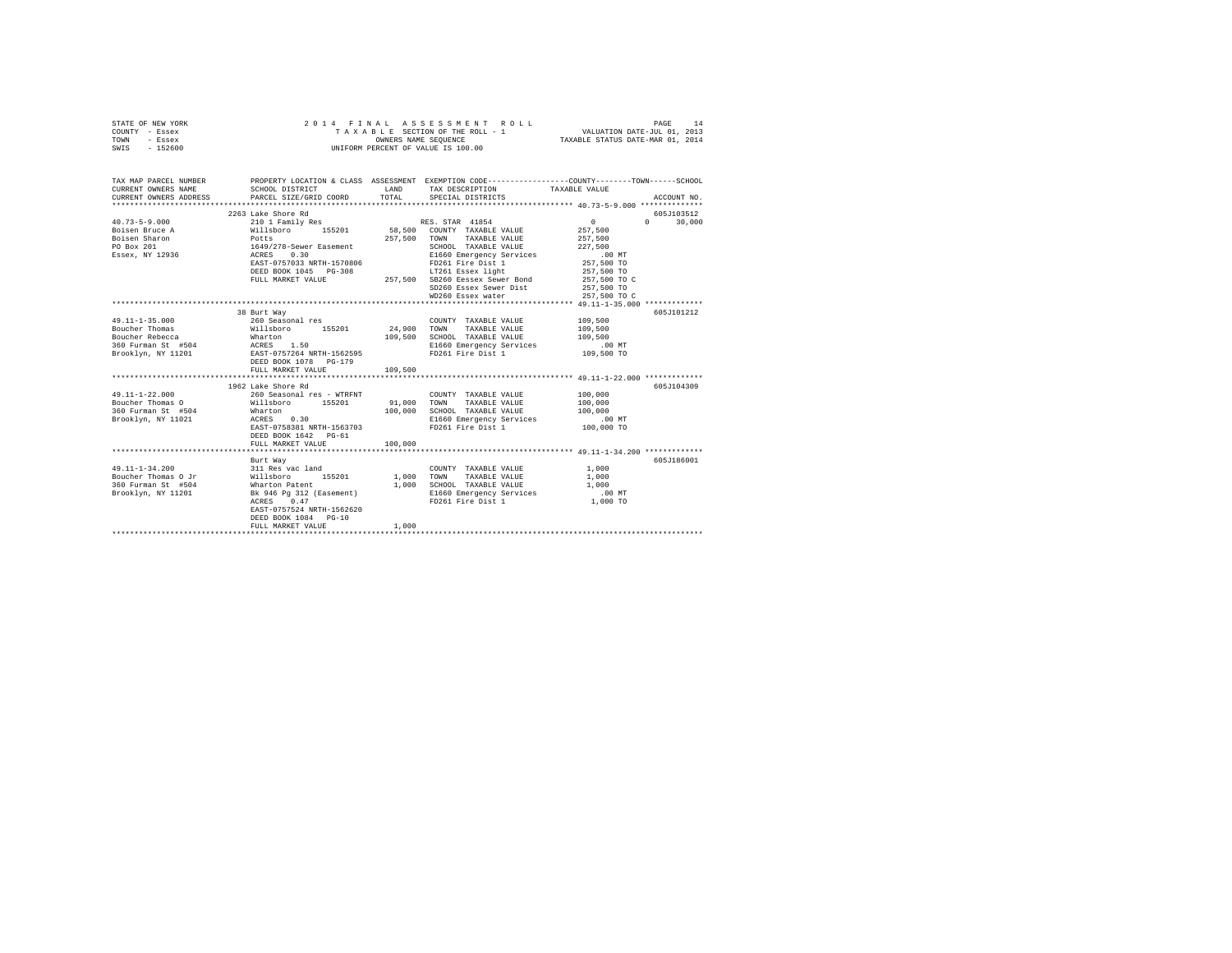STATE OF NEW YORK
COUNTY - Essex
TOWN - Essex
SWIS - 152600

2 0 1 4 F I N A L A S S E S S M E N T R O L L
T A X A B L E SECTION OF THE ROLL - 1
OWNERS NAME SEQUENCE
UNIFORM PERCENT OF VALUE IS 100.00

VALUATION DATE-JUL 01, 2013
TAXABLE STATUS DATE-MAR 01, 2014

```
TAX MAP PARCEL NUMBER          PROPERTY LOCATION & CLASS  ASSESSMENT  EXEMPTION CODE-----------------COUNTY--------TOWN------SCHOOL
CURRENT OWNERS NAME            SCHOOL DISTRICT             LAND       TAX DESCRIPTION            TAXABLE VALUE
CURRENT OWNERS ADDRESS         PARCEL SIZE/GRID COORD      TOTAL      SPECIAL DISTRICTS                                    ACCOUNT NO.
******************************************************************************************************* 40.73-5-9.000 **************
                      2263 Lake Shore Rd                                                                                  605J103512
40.73-5-9.000              210 1 Family Res                      RES. STAR  41854               0            0      30,000
Boisen Bruce A             Willsboro       155201       58,500   COUNTY  TAXABLE VALUE          257,500
Boisen Sharon              Potts                       257,500   TOWN    TAXABLE VALUE          257,500
PO Box 201                 1649/278-Sewer Easement               SCHOOL  TAXABLE VALUE          227,500
Essex, NY 12936            ACRES    0.30                         E1660 Emergency Services          .00 MT
                           EAST-0757033 NRTH-1570806             FD261 Fire Dist 1              257,500 TO
                           DEED BOOK 1045   PG-308               LT261 Essex light              257,500 TO
                           FULL MARKET VALUE           257,500   SB260 Eessex Sewer Bond        257,500 TO C
                                                                 SD260 Essex Sewer Dist         257,500 TO
                                                                 WD260 Essex water              257,500 TO C
******************************************************************************************************* 49.11-1-35.000 *************
                      38 Burt Way                                                                                         605J101212
49.11-1-35.000             260 Seasonal res                      COUNTY  TAXABLE VALUE          109,500
Boucher Thomas             Willsboro       155201       24,900   TOWN    TAXABLE VALUE          109,500
Boucher Rebecca            Wharton                     109,500   SCHOOL  TAXABLE VALUE          109,500
360 Furman St  #504        ACRES    1.50                         E1660 Emergency Services          .00 MT
Brooklyn, NY 11201         EAST-0757264 NRTH-1562595             FD261 Fire Dist 1              109,500 TO
                           DEED BOOK 1078   PG-179
                           FULL MARKET VALUE           109,500
******************************************************************************************************* 49.11-1-22.000 *************
                      1962 Lake Shore Rd                                                                                  605J104309
49.11-1-22.000             260 Seasonal res - WTRFNT             COUNTY  TAXABLE VALUE          100,000
Boucher Thomas O           Willsboro       155201       91,000   TOWN    TAXABLE VALUE          100,000
360 Furman St  #504        Wharton                     100,000   SCHOOL  TAXABLE VALUE          100,000
Brooklyn, NY 11021         ACRES    0.30                         E1660 Emergency Services          .00 MT
                           EAST-0758381 NRTH-1563703             FD261 Fire Dist 1              100,000 TO
                           DEED BOOK 1642   PG-61
                           FULL MARKET VALUE           100,000
******************************************************************************************************* 49.11-1-34.200 *************
                      Burt Way                                                                                            605J186001
49.11-1-34.200             311 Res vac land                      COUNTY  TAXABLE VALUE            1,000
Boucher Thomas O Jr        Willsboro       155201        1,000   TOWN    TAXABLE VALUE            1,000
360 Furman St  #504        Wharton Patent                1,000   SCHOOL  TAXABLE VALUE            1,000
Brooklyn, NY 11201         Bk 946 Pg 312 (Easement)              E1660 Emergency Services          .00 MT
                           ACRES    0.47                         FD261 Fire Dist 1                1,000 TO
                           EAST-0757524 NRTH-1562620
                           DEED BOOK 1084   PG-10
                           FULL MARKET VALUE             1,000
************************************************************************************************************************************
```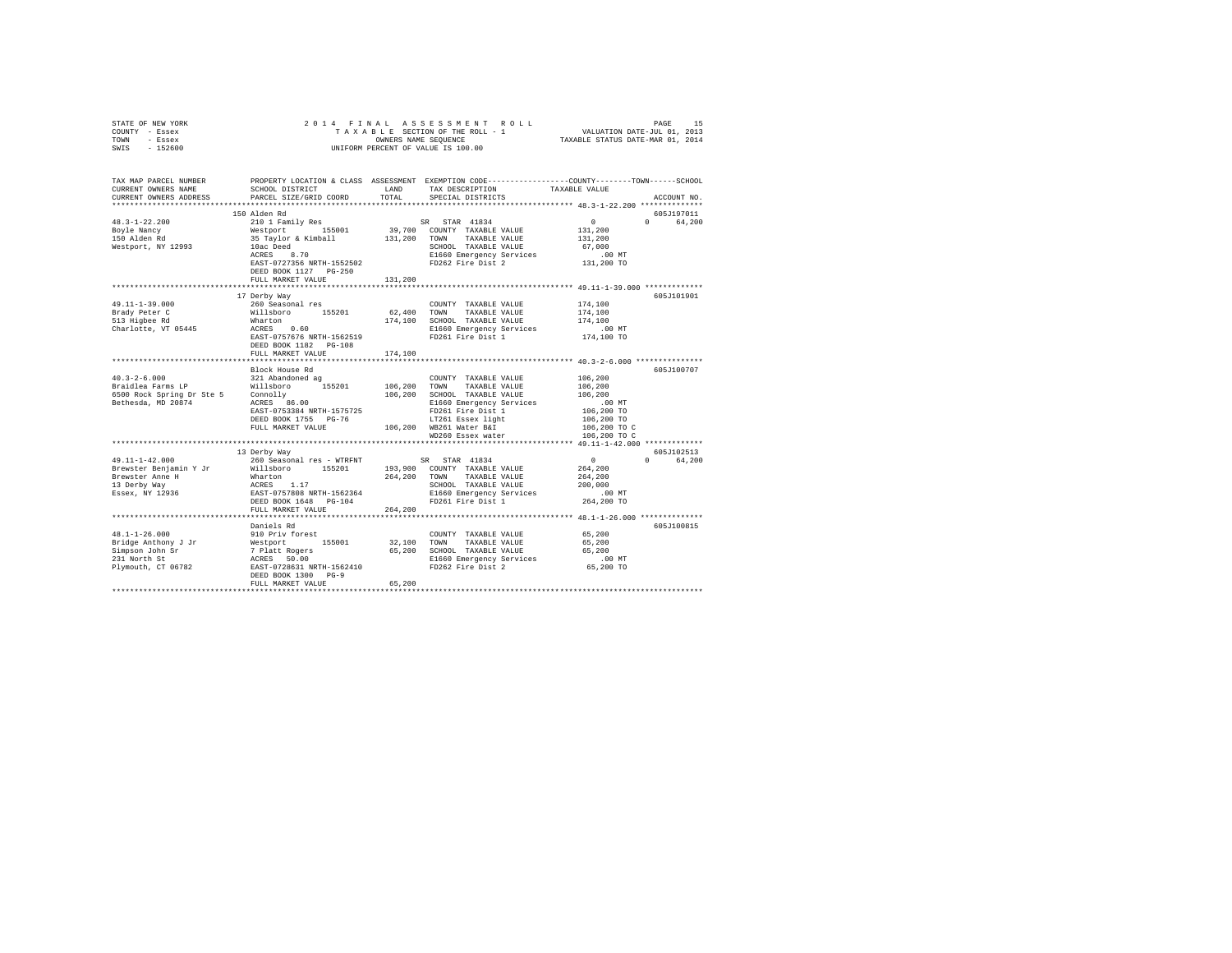STATE OF NEW YORK — 2014 FINAL ASSESSMENT ROLL
COUNTY - Essex — TAXABLE SECTION OF THE ROLL - 1 — VALUATION DATE-JUL 01, 2013
TOWN - Essex — OWNERS NAME SEQUENCE — TAXABLE STATUS DATE-MAR 01, 2014
SWIS - 152600 — UNIFORM PERCENT OF VALUE IS 100.00

```
TAX MAP PARCEL NUMBER          PROPERTY LOCATION & CLASS  ASSESSMENT  EXEMPTION CODE-----------------COUNTY--------TOWN------SCHOOL
CURRENT OWNERS NAME            SCHOOL DISTRICT               LAND      TAX DESCRIPTION            TAXABLE VALUE
CURRENT OWNERS ADDRESS         PARCEL SIZE/GRID COORD        TOTAL     SPECIAL DISTRICTS                                    ACCOUNT NO.
************************************************************************************************ 48.3-1-22.200 **************
                               150 Alden Rd                                                                             605J197011
48.3-1-22.200                  210 1 Family Res                        SR  STAR 41834                 0            0     64,200
Boyle Nancy                    Westport      155001        39,700   COUNTY  TAXABLE VALUE         131,200
150 Alden Rd                   35 Taylor & Kimball        131,200   TOWN    TAXABLE VALUE         131,200
Westport, NY 12993             10ac Deed                            SCHOOL  TAXABLE VALUE          67,000
                               ACRES    8.70                        E1660 Emergency Services           .00 MT
                               EAST-0727356 NRTH-1552502            FD262 Fire Dist 2             131,200 TO
                               DEED BOOK 1127   PG-250
                               FULL MARKET VALUE          131,200
************************************************************************************************ 49.11-1-39.000 *************
                               17 Derby Way                                                                             605J101901
49.11-1-39.000                 260 Seasonal res                     COUNTY  TAXABLE VALUE         174,100
Brady Peter C                  Willsboro     155201        62,400   TOWN    TAXABLE VALUE         174,100
513 Higbee Rd                  Wharton                    174,100   SCHOOL  TAXABLE VALUE         174,100
Charlotte, VT 05445            ACRES    0.60                        E1660 Emergency Services           .00 MT
                               EAST-0757676 NRTH-1562519            FD261 Fire Dist 1             174,100 TO
                               DEED BOOK 1182   PG-108
                               FULL MARKET VALUE          174,100
************************************************************************************************ 40.3-2-6.000 ***************
                               Block House Rd                                                                           605J100707
40.3-2-6.000                   321 Abandoned ag                     COUNTY  TAXABLE VALUE         106,200
Braidlea Farms LP              Willsboro     155201       106,200   TOWN    TAXABLE VALUE         106,200
6500 Rock Spring Dr Ste 5      Connolly                   106,200   SCHOOL  TAXABLE VALUE         106,200
Bethesda, MD 20874             ACRES   86.00                        E1660 Emergency Services           .00 MT
                               EAST-0753384 NRTH-1575725            FD261 Fire Dist 1             106,200 TO
                               DEED BOOK 1755   PG-76               LT261 Essex light             106,200 TO
                               FULL MARKET VALUE          106,200   WB261 Water B&I               106,200 TO C
                                                                    WD260 Essex water             106,200 TO C
************************************************************************************************ 49.11-1-42.000 *************
                               13 Derby Way                                                                             605J102513
49.11-1-42.000                 260 Seasonal res - WTRFNT               SR  STAR 41834                 0            0     64,200
Brewster Benjamin Y Jr         Willsboro     155201       193,900   COUNTY  TAXABLE VALUE         264,200
Brewster Anne H                Wharton                    264,200   TOWN    TAXABLE VALUE         264,200
13 Derby Way                   ACRES    1.17                        SCHOOL  TAXABLE VALUE         200,000
Essex, NY 12936                EAST-0757808 NRTH-1562364            E1660 Emergency Services           .00 MT
                               DEED BOOK 1648   PG-104              FD261 Fire Dist 1             264,200 TO
                               FULL MARKET VALUE          264,200
************************************************************************************************ 48.1-1-26.000 **************
                               Daniels Rd                                                                               605J100815
48.1-1-26.000                  910 Priv forest                      COUNTY  TAXABLE VALUE          65,200
Bridge Anthony J Jr            Westport      155001        32,100   TOWN    TAXABLE VALUE          65,200
Simpson John Sr                7 Platt Rogers              65,200   SCHOOL  TAXABLE VALUE          65,200
231 North St                   ACRES   50.00                        E1660 Emergency Services           .00 MT
Plymouth, CT 06782             EAST-0728631 NRTH-1562410            FD262 Fire Dist 2              65,200 TO
                               DEED BOOK 1300   PG-9
                               FULL MARKET VALUE           65,200
******************************************************************************************************************************
```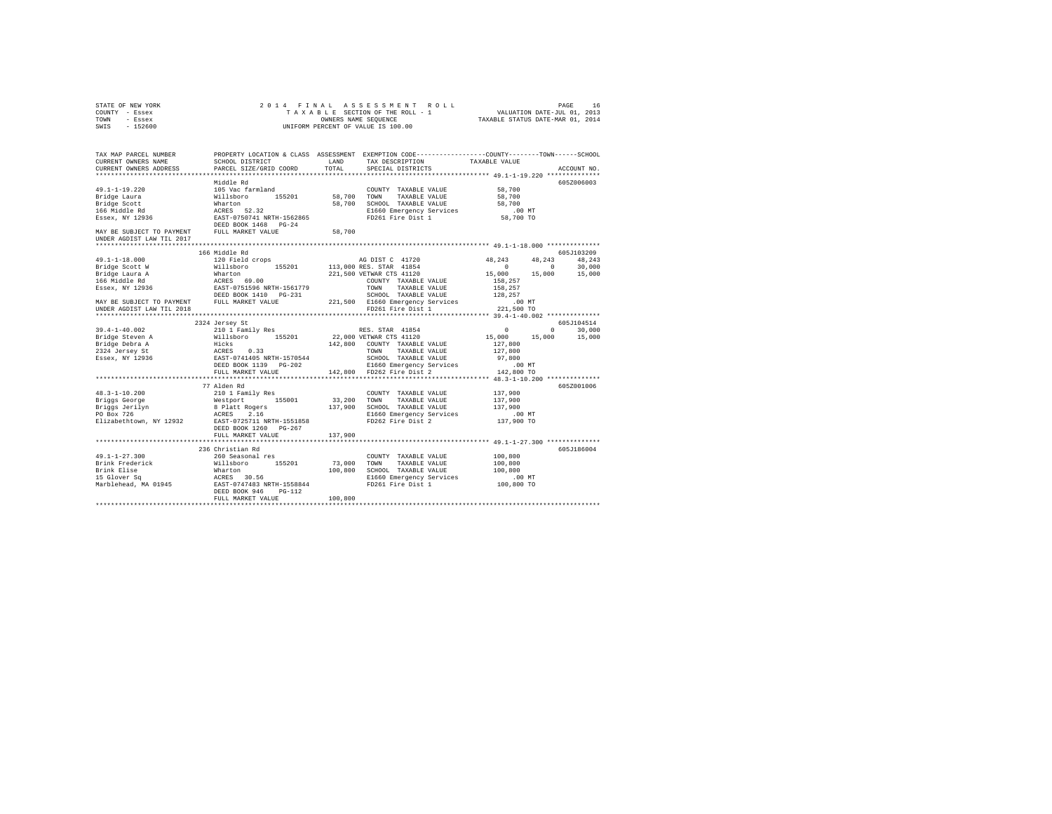STATE OF NEW YORK — 2014 FINAL ASSESSMENT ROLL
COUNTY - Essex — TAXABLE SECTION OF THE ROLL - 1 — VALUATION DATE-JUL 01, 2013
TOWN - Essex — OWNERS NAME SEQUENCE — TAXABLE STATUS DATE-MAR 01, 2014
SWIS - 152600 — UNIFORM PERCENT OF VALUE IS 100.00

```
TAX MAP PARCEL NUMBER          PROPERTY LOCATION & CLASS  ASSESSMENT  EXEMPTION CODE-----------------COUNTY--------TOWN------SCHOOL
CURRENT OWNERS NAME            SCHOOL DISTRICT             LAND       TAX DESCRIPTION            TAXABLE VALUE
CURRENT OWNERS ADDRESS         PARCEL SIZE/GRID COORD      TOTAL      SPECIAL DISTRICTS                                     ACCOUNT NO.
******************************************************************************************************* 49.1-1-19.220 **************
                               Middle Rd                                                                                 605Z006003
49.1-1-19.220                  105 Vac farmland                       COUNTY  TAXABLE VALUE          58,700
Bridge Laura                   Willsboro      155201       58,700     TOWN    TAXABLE VALUE          58,700
Bridge Scott                   Wharton                     58,700     SCHOOL  TAXABLE VALUE          58,700
166 Middle Rd                  ACRES   52.32                          E1660 Emergency Services          .00 MT
Essex, NY 12936                EAST-0750741 NRTH-1562865              FD261 Fire Dist 1              58,700 TO
                               DEED BOOK 1468   PG-24
MAY BE SUBJECT TO PAYMENT      FULL MARKET VALUE           58,700
UNDER AGDIST LAW TIL 2017
******************************************************************************************************* 49.1-1-18.000 **************
                               166 Middle Rd                                                                             605J103209
49.1-1-18.000                  120 Field crops                        AG DIST C  41720               48,243      48,243      48,243
Bridge Scott W                 Willsboro      155201      113,000 RES. STAR  41854                       0           0      30,000
Bridge Laura A                 Wharton                    221,500 VETWAR CTS 41120               15,000      15,000      15,000
166 Middle Rd                  ACRES   69.00                          COUNTY  TAXABLE VALUE         158,257
Essex, NY 12936                EAST-0751596 NRTH-1561779              TOWN    TAXABLE VALUE         158,257
                               DEED BOOK 1410   PG-231                SCHOOL  TAXABLE VALUE         128,257
MAY BE SUBJECT TO PAYMENT      FULL MARKET VALUE          221,500 E1660 Emergency Services          .00 MT
UNDER AGDIST LAW TIL 2018                                         FD261 Fire Dist 1             221,500 TO
******************************************************************************************************* 39.4-1-40.002 **************
                               2324 Jersey St                                                                            605J104514
39.4-1-40.002                  210 1 Family Res                       RES. STAR  41854                   0           0      30,000
Bridge Steven A                Willsboro      155201       22,000 VETWAR CTS 41120               15,000      15,000      15,000
Bridge Debra A                 Hicks                      142,800 COUNTY  TAXABLE VALUE         127,800
2324 Jersey St                 ACRES    0.33                          TOWN    TAXABLE VALUE         127,800
Essex, NY 12936                EAST-0741405 NRTH-1570544              SCHOOL  TAXABLE VALUE          97,800
                               DEED BOOK 1139   PG-202                E1660 Emergency Services          .00 MT
                               FULL MARKET VALUE          142,800 FD262 Fire Dist 2             142,800 TO
******************************************************************************************************* 48.3-1-10.200 **************
                               77 Alden Rd                                                                               605Z001006
48.3-1-10.200                  210 1 Family Res                       COUNTY  TAXABLE VALUE         137,900
Briggs George                  Westport       155001       33,200     TOWN    TAXABLE VALUE         137,900
Briggs Jerilyn                 8 Platt Rogers             137,900     SCHOOL  TAXABLE VALUE         137,900
PO Box 726                     ACRES    2.16                          E1660 Emergency Services          .00 MT
Elizabethtown, NY 12932        EAST-0725711 NRTH-1551858              FD262 Fire Dist 2             137,900 TO
                               DEED BOOK 1260   PG-267
                               FULL MARKET VALUE          137,900
******************************************************************************************************* 49.1-1-27.300 **************
                               236 Christian Rd                                                                          605J186004
49.1-1-27.300                  260 Seasonal res                       COUNTY  TAXABLE VALUE         100,800
Brink Frederick                Willsboro      155201       73,000     TOWN    TAXABLE VALUE         100,800
Brink Elise                    Wharton                    100,800     SCHOOL  TAXABLE VALUE         100,800
15 Glover Sq                   ACRES   30.56                          E1660 Emergency Services          .00 MT
Marblehead, MA 01945           EAST-0747483 NRTH-1558844              FD261 Fire Dist 1             100,800 TO
                               DEED BOOK 946    PG-112
                               FULL MARKET VALUE          100,800
************************************************************************************************************************************
```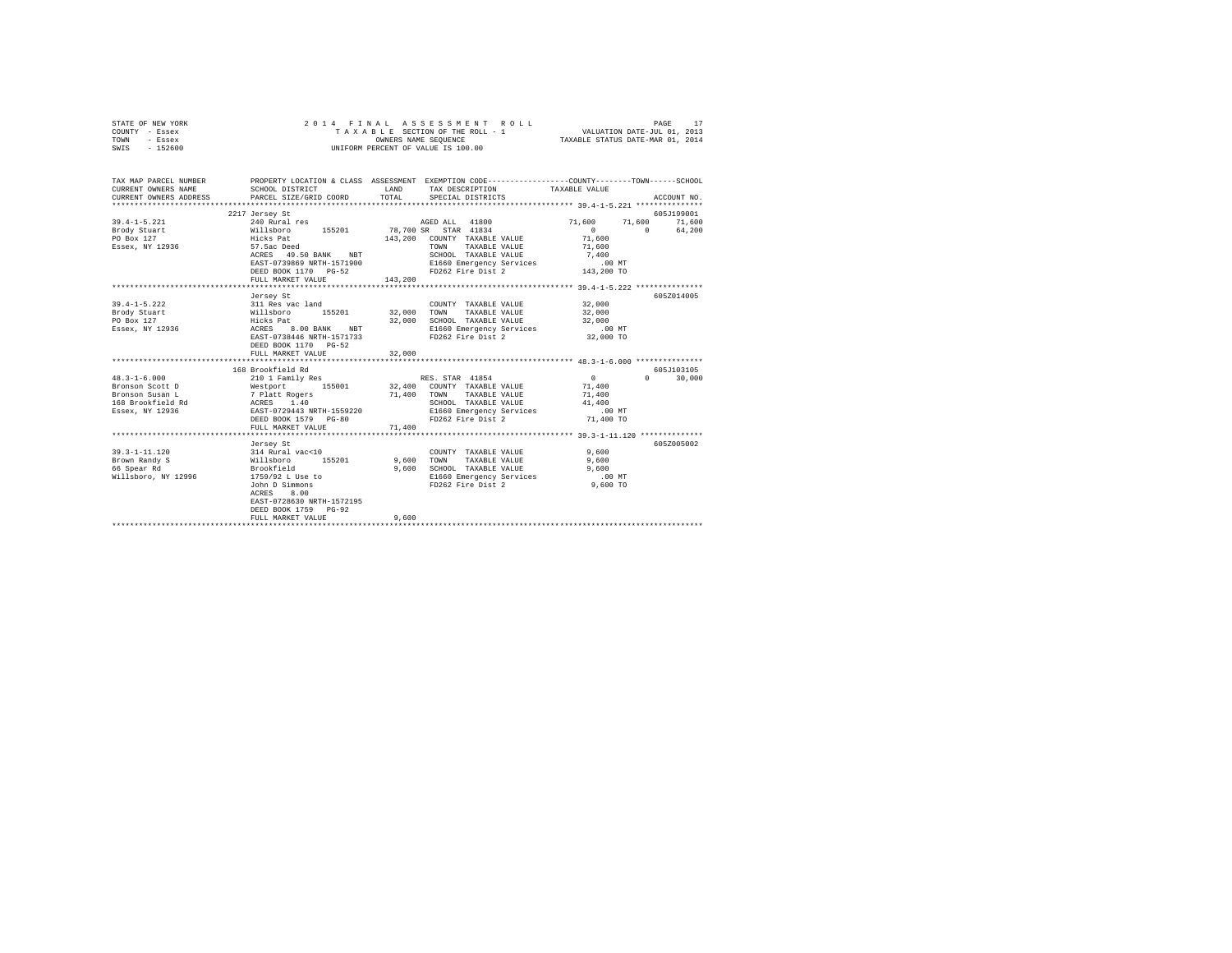STATE OF NEW YORK  
COUNTY - Essex  
TOWN - Essex  
SWIS - 152600

2014 FINAL ASSESSMENT ROLL  
TAXABLE SECTION OF THE ROLL - 1  
OWNERS NAME SEQUENCE  
UNIFORM PERCENT OF VALUE IS 100.00

VALUATION DATE-JUL 01, 2013  
TAXABLE STATUS DATE-MAR 01, 2014

```
TAX MAP PARCEL NUMBER     PROPERTY LOCATION & CLASS  ASSESSMENT  EXEMPTION CODE-----------------COUNTY--------TOWN------SCHOOL
CURRENT OWNERS NAME       SCHOOL DISTRICT              LAND      TAX DESCRIPTION           TAXABLE VALUE
CURRENT OWNERS ADDRESS    PARCEL SIZE/GRID COORD       TOTAL     SPECIAL DISTRICTS                                     ACCOUNT NO.
******************************************************************************************************* 39.4-1-5.221 ***************
                          2217 Jersey St                                                                             605J199001
39.4-1-5.221              240 Rural res                         AGED ALL  41800              71,600     71,600     71,600
Brody Stuart              Willsboro      155201        78,700 SR  STAR  41834                    0          0     64,200
PO Box 127                Hicks Pat                   143,200   COUNTY  TAXABLE VALUE           71,600
Essex, NY 12936           57.5ac Deed                           TOWN    TAXABLE VALUE           71,600
                          ACRES  49.50 BANK    NBT              SCHOOL  TAXABLE VALUE            7,400
                          EAST-0739869 NRTH-1571900             E1660 Emergency Services           .00 MT
                          DEED BOOK 1170   PG-52                FD262 Fire Dist 2              143,200 TO
                          FULL MARKET VALUE           143,200
******************************************************************************************************* 39.4-1-5.222 ***************
                          Jersey St                                                                                  605Z014005
39.4-1-5.222              311 Res vac land                      COUNTY  TAXABLE VALUE           32,000
Brody Stuart              Willsboro      155201        32,000   TOWN    TAXABLE VALUE           32,000
PO Box 127                Hicks Pat                    32,000   SCHOOL  TAXABLE VALUE           32,000
Essex, NY 12936           ACRES   8.00 BANK    NBT              E1660 Emergency Services           .00 MT
                          EAST-0738446 NRTH-1571733             FD262 Fire Dist 2               32,000 TO
                          DEED BOOK 1170   PG-52
                          FULL MARKET VALUE            32,000
******************************************************************************************************* 48.3-1-6.000 ***************
                          168 Brookfield Rd                                                                          605J103105
48.3-1-6.000              210 1 Family Res                      RES. STAR  41854                 0          0     30,000
Bronson Scott D           Westport       155001        32,400   COUNTY  TAXABLE VALUE           71,400
Bronson Susan L           7 Platt Rogers               71,400   TOWN    TAXABLE VALUE           71,400
168 Brookfield Rd         ACRES   1.40                          SCHOOL  TAXABLE VALUE           41,400
Essex, NY 12936           EAST-0729443 NRTH-1559220             E1660 Emergency Services           .00 MT
                          DEED BOOK 1579   PG-80                FD262 Fire Dist 2               71,400 TO
                          FULL MARKET VALUE            71,400
******************************************************************************************************* 39.3-1-11.120 **************
                          Jersey St                                                                                  605Z005002
39.3-1-11.120             314 Rural vac<10                      COUNTY  TAXABLE VALUE            9,600
Brown Randy S             Willsboro      155201         9,600   TOWN    TAXABLE VALUE            9,600
66 Spear Rd               Brookfield                    9,600   SCHOOL  TAXABLE VALUE            9,600
Willsboro, NY 12996       1759/92 L Use to                      E1660 Emergency Services           .00 MT
                          John D Simmons                        FD262 Fire Dist 2                9,600 TO
                          ACRES   8.00
                          EAST-0728630 NRTH-1572195
                          DEED BOOK 1759   PG-92
                          FULL MARKET VALUE             9,600
************************************************************************************************************************************
```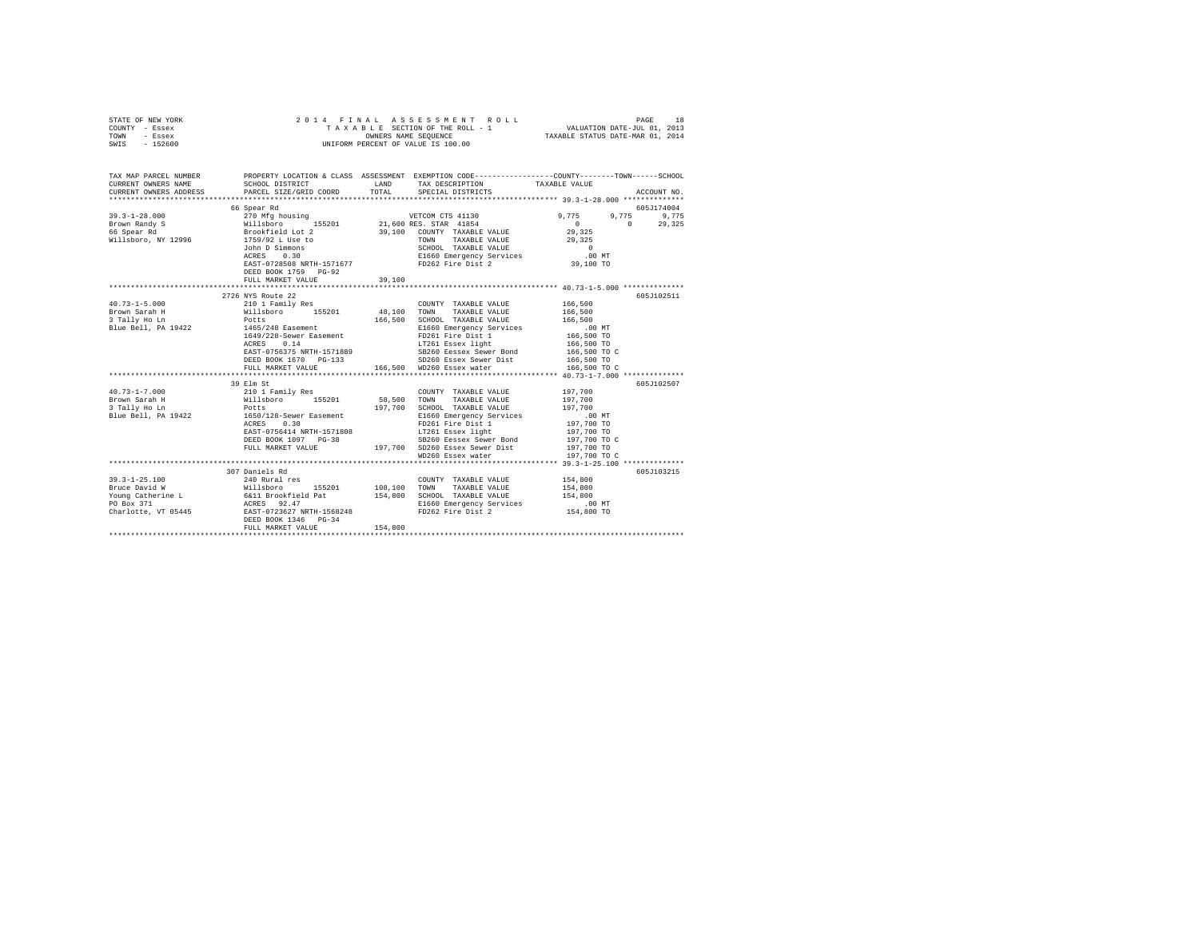STATE OF NEW YORK — 2014 FINAL ASSESSMENT ROLL — PAGE 18
COUNTY - Essex — TAXABLE SECTION OF THE ROLL - 1 — VALUATION DATE-JUL 01, 2013
TOWN - Essex — OWNERS NAME SEQUENCE — TAXABLE STATUS DATE-MAR 01, 2014
SWIS - 152600 — UNIFORM PERCENT OF VALUE IS 100.00

```
TAX MAP PARCEL NUMBER    PROPERTY LOCATION & CLASS  ASSESSMENT  EXEMPTION CODE-----------------COUNTY--------TOWN------SCHOOL
CURRENT OWNERS NAME      SCHOOL DISTRICT             LAND       TAX DESCRIPTION            TAXABLE VALUE
CURRENT OWNERS ADDRESS   PARCEL SIZE/GRID COORD      TOTAL      SPECIAL DISTRICTS                                   ACCOUNT NO.
******************************************************************************************* 39.3-1-28.000 **************
                         66 Spear Rd                                                                              605J174004
39.3-1-28.000            270 Mfg housing                        VETCOM CTS 41130          9,775       9,775       9,775
Brown Randy S            Willsboro       155201      21,600 RES. STAR  41854                  0           0      29,325
66 Spear Rd              Brookfield Lot 2            39,100     COUNTY  TAXABLE VALUE      29,325
Willsboro, NY 12996      1759/92 L Use to                       TOWN    TAXABLE VALUE      29,325
                         John D Simmons                         SCHOOL  TAXABLE VALUE           0
                         ACRES    0.30                          E1660 Emergency Services      .00 MT
                         EAST-0728508 NRTH-1571677              FD262 Fire Dist 2          39,100 TO
                         DEED BOOK 1759   PG-92
                         FULL MARKET VALUE           39,100
******************************************************************************************* 40.73-1-5.000 **************
                         2726 NYS Route 22                                                                        605J102511
40.73-1-5.000            210 1 Family Res                       COUNTY  TAXABLE VALUE     166,500
Brown Sarah H            Willsboro       155201      48,100     TOWN    TAXABLE VALUE     166,500
3 Tally Ho Ln            Potts                      166,500     SCHOOL  TAXABLE VALUE     166,500
Blue Bell, PA 19422      1465/248 Easement                      E1660 Emergency Services      .00 MT
                         1649/228-Sewer Easement                FD261 Fire Dist 1         166,500 TO
                         ACRES    0.14                          LT261 Essex light         166,500 TO
                         EAST-0756375 NRTH-1571889              SB260 Eessex Sewer Bond   166,500 TO C
                         DEED BOOK 1670   PG-133                SD260 Essex Sewer Dist    166,500 TO
                         FULL MARKET VALUE          166,500     WD260 Essex water         166,500 TO C
******************************************************************************************* 40.73-1-7.000 **************
                         39 Elm St                                                                                605J102507
40.73-1-7.000            210 1 Family Res                       COUNTY  TAXABLE VALUE     197,700
Brown Sarah H            Willsboro       155201      58,500     TOWN    TAXABLE VALUE     197,700
3 Tally Ho Ln            Potts                      197,700     SCHOOL  TAXABLE VALUE     197,700
Blue Bell, PA 19422      1650/128-Sewer Easement                E1660 Emergency Services      .00 MT
                         ACRES    0.30                          FD261 Fire Dist 1         197,700 TO
                         EAST-0756414 NRTH-1571808              LT261 Essex light         197,700 TO
                         DEED BOOK 1097   PG-38                 SB260 Eessex Sewer Bond   197,700 TO C
                         FULL MARKET VALUE          197,700     SD260 Essex Sewer Dist    197,700 TO
                                                                WD260 Essex water         197,700 TO C
******************************************************************************************* 39.3-1-25.100 **************
                         307 Daniels Rd                                                                           605J103215
39.3-1-25.100            240 Rural res                          COUNTY  TAXABLE VALUE     154,800
Bruce David W            Willsboro       155201     108,100     TOWN    TAXABLE VALUE     154,800
Young Catherine L        6&11 Brookfield Pat        154,800     SCHOOL  TAXABLE VALUE     154,800
PO Box 371               ACRES   92.47                          E1660 Emergency Services      .00 MT
Charlotte, VT 05445      EAST-0723627 NRTH-1568248              FD262 Fire Dist 2         154,800 TO
                         DEED BOOK 1346   PG-34
                         FULL MARKET VALUE          154,800
************************************************************************************************************************
```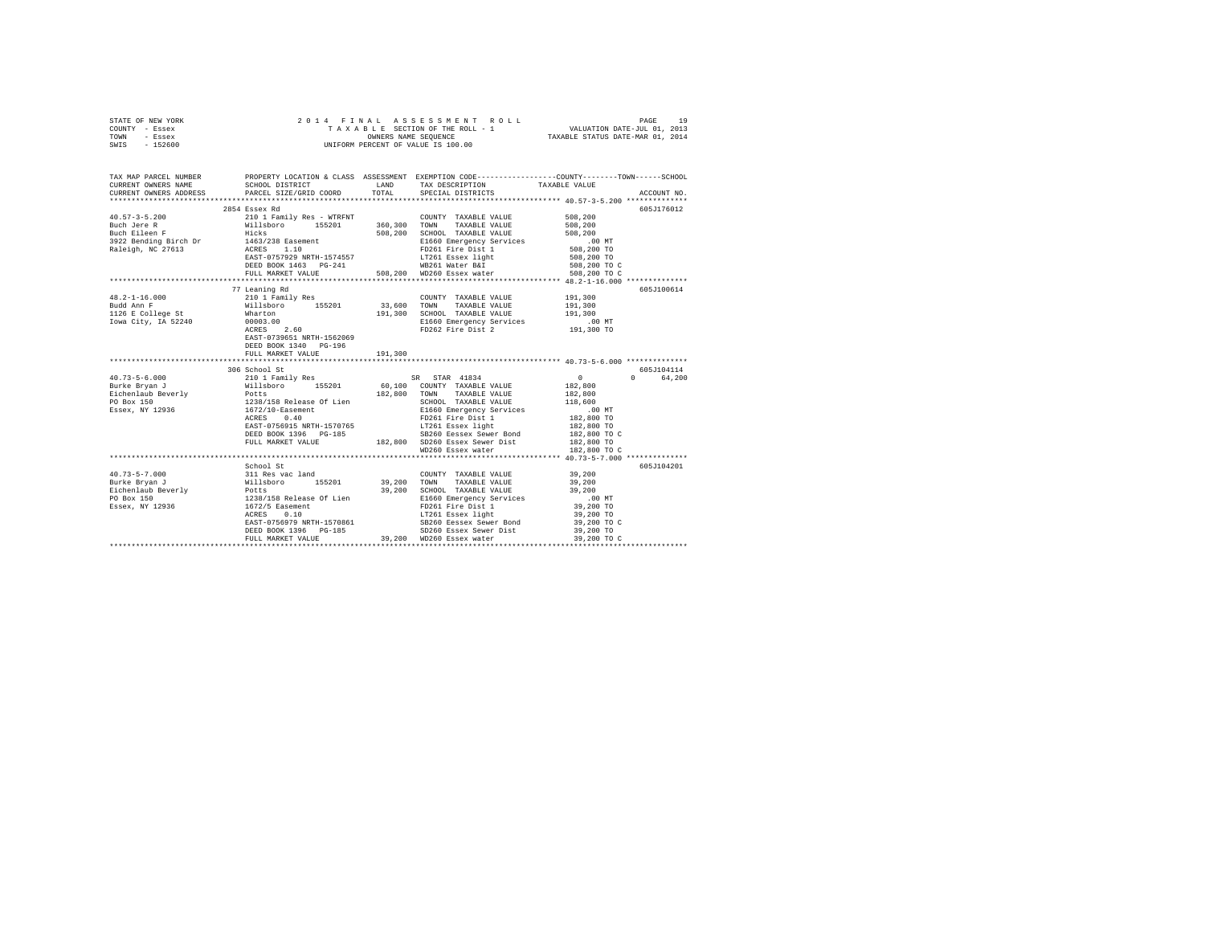STATE OF NEW YORK
COUNTY - Essex
TOWN - Essex
SWIS - 152600

2014 FINAL ASSESSMENT ROLL
TAXABLE SECTION OF THE ROLL - 1
OWNERS NAME SEQUENCE
UNIFORM PERCENT OF VALUE IS 100.00

VALUATION DATE-JUL 01, 2013
TAXABLE STATUS DATE-MAR 01, 2014

```
TAX MAP PARCEL NUMBER    PROPERTY LOCATION & CLASS  ASSESSMENT  EXEMPTION CODE-----------------COUNTY--------TOWN------SCHOOL
CURRENT OWNERS NAME      SCHOOL DISTRICT              LAND      TAX DESCRIPTION           TAXABLE VALUE
CURRENT OWNERS ADDRESS   PARCEL SIZE/GRID COORD       TOTAL     SPECIAL DISTRICTS                                    ACCOUNT NO.
******************************************************************************************** 40.57-3-5.200 **************
                         2854 Essex Rd                                                                            605J176012
40.57-3-5.200            210 1 Family Res - WTRFNT              COUNTY  TAXABLE VALUE          508,200
Buch Jere R              Willsboro      155201      360,300     TOWN    TAXABLE VALUE          508,200
Buch Eileen F            Hicks                      508,200     SCHOOL  TAXABLE VALUE          508,200
3922 Bending Birch Dr    1463/238 Easement                      E1660 Emergency Services           .00 MT
Raleigh, NC 27613        ACRES    1.10                          FD261 Fire Dist 1              508,200 TO
                         EAST-0757929 NRTH-1574557              LT261 Essex light              508,200 TO
                         DEED BOOK 1463   PG-241                WB261 Water B&I                508,200 TO C
                         FULL MARKET VALUE          508,200     WD260 Essex water              508,200 TO C
******************************************************************************************** 48.2-1-16.000 **************
                         77 Leaning Rd                                                                            605J100614
48.2-1-16.000            210 1 Family Res                       COUNTY  TAXABLE VALUE          191,300
Budd Ann F               Willsboro      155201       33,600     TOWN    TAXABLE VALUE          191,300
1126 E College St        Wharton                    191,300     SCHOOL  TAXABLE VALUE          191,300
Iowa City, IA 52240      00003.00                               E1660 Emergency Services           .00 MT
                         ACRES    2.60                          FD262 Fire Dist 2              191,300 TO
                         EAST-0739651 NRTH-1562069
                         DEED BOOK 1340   PG-196
                         FULL MARKET VALUE          191,300
******************************************************************************************** 40.73-5-6.000 **************
                         306 School St                                                                            605J104114
40.73-5-6.000            210 1 Family Res                    SR  STAR 41834                  0            0      64,200
Burke Bryan J            Willsboro      155201       60,100     COUNTY  TAXABLE VALUE          182,800
Eichenlaub Beverly       Potts                      182,800     TOWN    TAXABLE VALUE          182,800
PO Box 150               1238/158 Release Of Lien               SCHOOL  TAXABLE VALUE          118,600
Essex, NY 12936          1672/10-Easement                       E1660 Emergency Services           .00 MT
                         ACRES    0.40                          FD261 Fire Dist 1              182,800 TO
                         EAST-0756915 NRTH-1570765              LT261 Essex light              182,800 TO
                         DEED BOOK 1396   PG-185                SB260 Eessex Sewer Bond        182,800 TO C
                         FULL MARKET VALUE          182,800     SD260 Essex Sewer Dist         182,800 TO
                                                                WD260 Essex water              182,800 TO C
******************************************************************************************** 40.73-5-7.000 **************
                         School St                                                                                605J104201
40.73-5-7.000            311 Res vac land                       COUNTY  TAXABLE VALUE           39,200
Burke Bryan J            Willsboro      155201       39,200     TOWN    TAXABLE VALUE           39,200
Eichenlaub Beverly       Potts                       39,200     SCHOOL  TAXABLE VALUE           39,200
PO Box 150               1238/158 Release Of Lien               E1660 Emergency Services           .00 MT
Essex, NY 12936          1672/5 Easement                        FD261 Fire Dist 1               39,200 TO
                         ACRES    0.10                          LT261 Essex light               39,200 TO
                         EAST-0756979 NRTH-1570861              SB260 Eessex Sewer Bond         39,200 TO C
                         DEED BOOK 1396   PG-185                SD260 Essex Sewer Dist          39,200 TO
                         FULL MARKET VALUE           39,200     WD260 Essex water               39,200 TO C
************************************************************************************************************************
```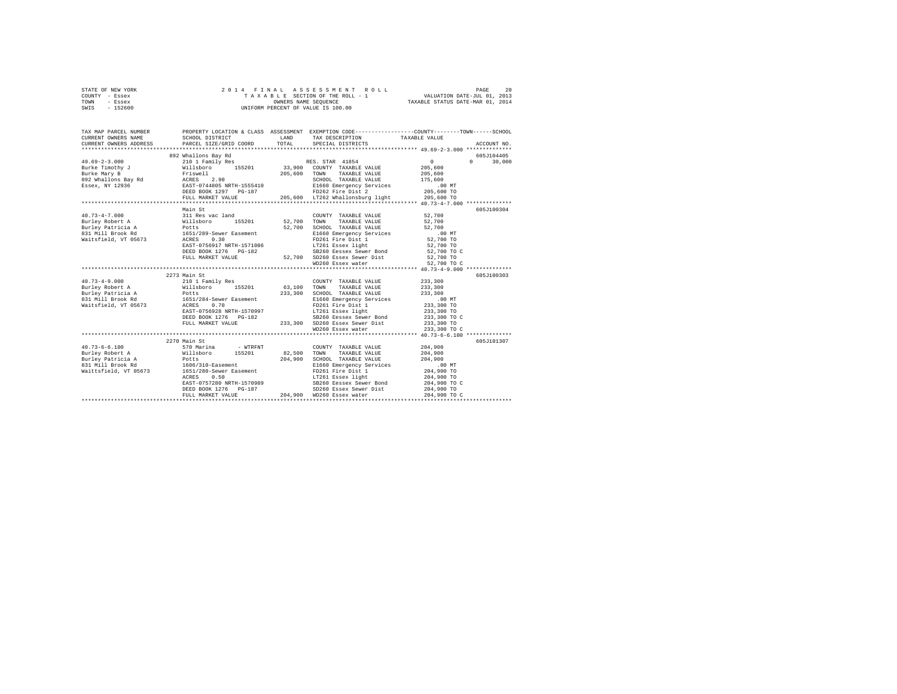STATE OF NEW YORK — 2014 FINAL ASSESSMENT ROLL
COUNTY - Essex — TAXABLE SECTION OF THE ROLL - 1 — VALUATION DATE-JUL 01, 2013
TOWN - Essex — OWNERS NAME SEQUENCE — TAXABLE STATUS DATE-MAR 01, 2014
SWIS - 152600 — UNIFORM PERCENT OF VALUE IS 100.00

```
TAX MAP PARCEL NUMBER          PROPERTY LOCATION & CLASS  ASSESSMENT  EXEMPTION CODE-----------------COUNTY--------TOWN------SCHOOL
CURRENT OWNERS NAME            SCHOOL DISTRICT               LAND      TAX DESCRIPTION            TAXABLE VALUE
CURRENT OWNERS ADDRESS         PARCEL SIZE/GRID COORD        TOTAL     SPECIAL DISTRICTS                                      ACCOUNT NO.
****************************************************************************************************** 49.69-2-3.000 **************
                               892 Whallons Bay Rd                                                                            605J104405
49.69-2-3.000                  210 1 Family Res                         RES. STAR 41854                0            0      30,000
Burke Timothy J                Willsboro      155201      33,900   COUNTY  TAXABLE VALUE           205,600
Burke Mary B                   Friswell                  205,600   TOWN    TAXABLE VALUE           205,600
892 Whallons Bay Rd            ACRES    2.90                       SCHOOL  TAXABLE VALUE           175,600
Essex, NY 12936                EAST-0744805 NRTH-1555410           E1660 Emergency Services            .00 MT
                               DEED BOOK 1297   PG-187             FD262 Fire Dist 2               205,600 TO
                               FULL MARKET VALUE         205,600   LT262 Whallonsburg light        205,600 TO
****************************************************************************************************** 40.73-4-7.000 **************
                               Main St                                                                                        605J100304
40.73-4-7.000                  311 Res vac land                    COUNTY  TAXABLE VALUE            52,700
Burley Robert A                Willsboro      155201      52,700   TOWN    TAXABLE VALUE            52,700
Burley Patricia A              Potts                      52,700   SCHOOL  TAXABLE VALUE            52,700
831 Mill Brook Rd              1651/289-Sewer Easement             E1660 Emergency Services            .00 MT
Waitsfield, VT 05673           ACRES    0.30                       FD261 Fire Dist 1                52,700 TO
                               EAST-0756917 NRTH-1571086           LT261 Essex light                52,700 TO
                               DEED BOOK 1276   PG-182             SB260 Eessex Sewer Bond          52,700 TO C
                               FULL MARKET VALUE          52,700   SD260 Essex Sewer Dist           52,700 TO
                                                                   WD260 Essex water                52,700 TO C
****************************************************************************************************** 40.73-4-9.000 **************
                               2273 Main St                                                                                   605J100303
40.73-4-9.000                  210 1 Family Res                    COUNTY  TAXABLE VALUE           233,300
Burley Robert A                Willsboro      155201      63,100   TOWN    TAXABLE VALUE           233,300
Burley Patricia A              Potts                     233,300   SCHOOL  TAXABLE VALUE           233,300
831 Mill Brook Rd              1651/284-Sewer Easement             E1660 Emergency Services            .00 MT
Waitsfield, VT 05673           ACRES    0.70                       FD261 Fire Dist 1               233,300 TO
                               EAST-0756928 NRTH-1570997           LT261 Essex light               233,300 TO
                               DEED BOOK 1276   PG-182             SB260 Eessex Sewer Bond         233,300 TO C
                               FULL MARKET VALUE         233,300   SD260 Essex Sewer Dist          233,300 TO
                                                                   WD260 Essex water               233,300 TO C
****************************************************************************************************** 40.73-6-6.100 **************
                               2270 Main St                                                                                   605J101307
40.73-6-6.100                  570 Marina       - WTRFNT           COUNTY  TAXABLE VALUE           204,900
Burley Robert A                Willsboro      155201      82,500   TOWN    TAXABLE VALUE           204,900
Burley Patricia A              Potts                     204,900   SCHOOL  TAXABLE VALUE           204,900
831 Mill Brook Rd              1606/310-Easement                   E1660 Emergency Services            .00 MT
Waittsfield, VT 05673          1651/280-Sewer Easement             FD261 Fire Dist 1               204,900 TO
                               ACRES    0.50                       LT261 Essex light               204,900 TO
                               EAST-0757280 NRTH-1570989           SB260 Eessex Sewer Bond         204,900 TO C
                               DEED BOOK 1276   PG-187             SD260 Essex Sewer Dist          204,900 TO
                               FULL MARKET VALUE         204,900   WD260 Essex water               204,900 TO C
************************************************************************************************************************************
```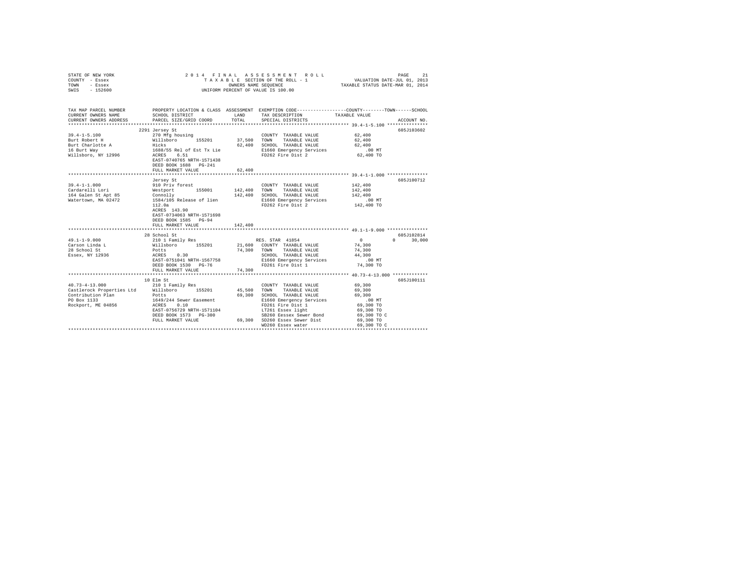STATE OF NEW YORK · COUNTY - Essex · TOWN - Essex · SWIS - 152600

2014 FINAL ASSESSMENT ROLL — TAXABLE SECTION OF THE ROLL - 1 — OWNERS NAME SEQUENCE — UNIFORM PERCENT OF VALUE IS 100.00

VALUATION DATE-JUL 01, 2013 · TAXABLE STATUS DATE-MAR 01, 2014

| TAX MAP PARCEL NUMBER / CURRENT OWNERS NAME / CURRENT OWNERS ADDRESS | PROPERTY LOCATION & CLASS / SCHOOL DISTRICT / PARCEL SIZE/GRID COORD | ASSESSMENT LAND | TOTAL | EXEMPTION CODE / TAX DESCRIPTION / SPECIAL DISTRICTS | COUNTY / TOWN / SCHOOL TAXABLE VALUE | ACCOUNT NO. |
|---|---|---|---|---|---|---|
| **39.4-1-5.100** | 2291 Jersey St | | | | | 605J103602 |
| Burt Robert H | 270 Mfg housing | | | COUNTY TAXABLE VALUE | 62,400 | |
| Burt Charlotte A | Willsboro 155201 | 37,500 | | TOWN TAXABLE VALUE | 62,400 | |
| 16 Burt Way | Hicks | | 62,400 | SCHOOL TAXABLE VALUE | 62,400 | |
| Willsboro, NY 12996 | 1688/55 Rel of Est Tx Lie | | | E1660 Emergency Services | .00 MT | |
| | ACRES 6.51 | | | FD262 Fire Dist 2 | 62,400 TO | |
| | EAST-0740765 NRTH-1571438 | | | | | |
| | DEED BOOK 1688 PG-241 | | | | | |
| | FULL MARKET VALUE | | 62,400 | | | |
| **39.4-1-1.000** | Jersey St | | | | | 605J100712 |
| Cardarelli Lori | 910 Priv forest | | | COUNTY TAXABLE VALUE | 142,400 | |
| 164 Galen St Apt 85 | Westport 155001 | 142,400 | | TOWN TAXABLE VALUE | 142,400 | |
| Watertown, MA 02472 | Connolly | | 142,400 | SCHOOL TAXABLE VALUE | 142,400 | |
| | 1584/105 Release of lien | | | E1660 Emergency Services | .00 MT | |
| | 112.0a | | | FD262 Fire Dist 2 | 142,400 TO | |
| | ACRES 143.90 | | | | | |
| | EAST-0734063 NRTH-1571698 | | | | | |
| | DEED BOOK 1585 PG-94 | | | | | |
| | FULL MARKET VALUE | | 142,400 | | | |
| **49.1-1-9.000** | 28 School St | | | | | 605J102814 |
| Carson Linda L | 210 1 Family Res | | | RES. STAR 41854 | 0 0 30,000 | |
| 28 School St | Willsboro 155201 | 21,600 | | COUNTY TAXABLE VALUE | 74,300 | |
| Essex, NY 12936 | Potts | | 74,300 | TOWN TAXABLE VALUE | 74,300 | |
| | ACRES 0.30 | | | SCHOOL TAXABLE VALUE | 44,300 | |
| | EAST-0751041 NRTH-1567758 | | | E1660 Emergency Services | .00 MT | |
| | DEED BOOK 1530 PG-76 | | | FD261 Fire Dist 1 | 74,300 TO | |
| | FULL MARKET VALUE | | 74,300 | | | |
| **40.73-4-13.000** | 10 Elm St | | | | | 605J100111 |
| Castlerock Properties Ltd | 210 1 Family Res | | | COUNTY TAXABLE VALUE | 69,300 | |
| Contribution Plan | Willsboro 155201 | 45,500 | | TOWN TAXABLE VALUE | 69,300 | |
| PO Box 1133 | Potts | | 69,300 | SCHOOL TAXABLE VALUE | 69,300 | |
| Rockport, ME 04856 | 1649/244 Sewer Easement | | | E1660 Emergency Services | .00 MT | |
| | ACRES 0.10 | | | FD261 Fire Dist 1 | 69,300 TO | |
| | EAST-0756729 NRTH-1571104 | | | LT261 Essex light | 69,300 TO | |
| | DEED BOOK 1573 PG-300 | | | SB260 Eessex Sewer Bond | 69,300 TO C | |
| | FULL MARKET VALUE | | 69,300 | SD260 Essex Sewer Dist | 69,300 TO | |
| | | | | WD260 Essex water | 69,300 TO C | |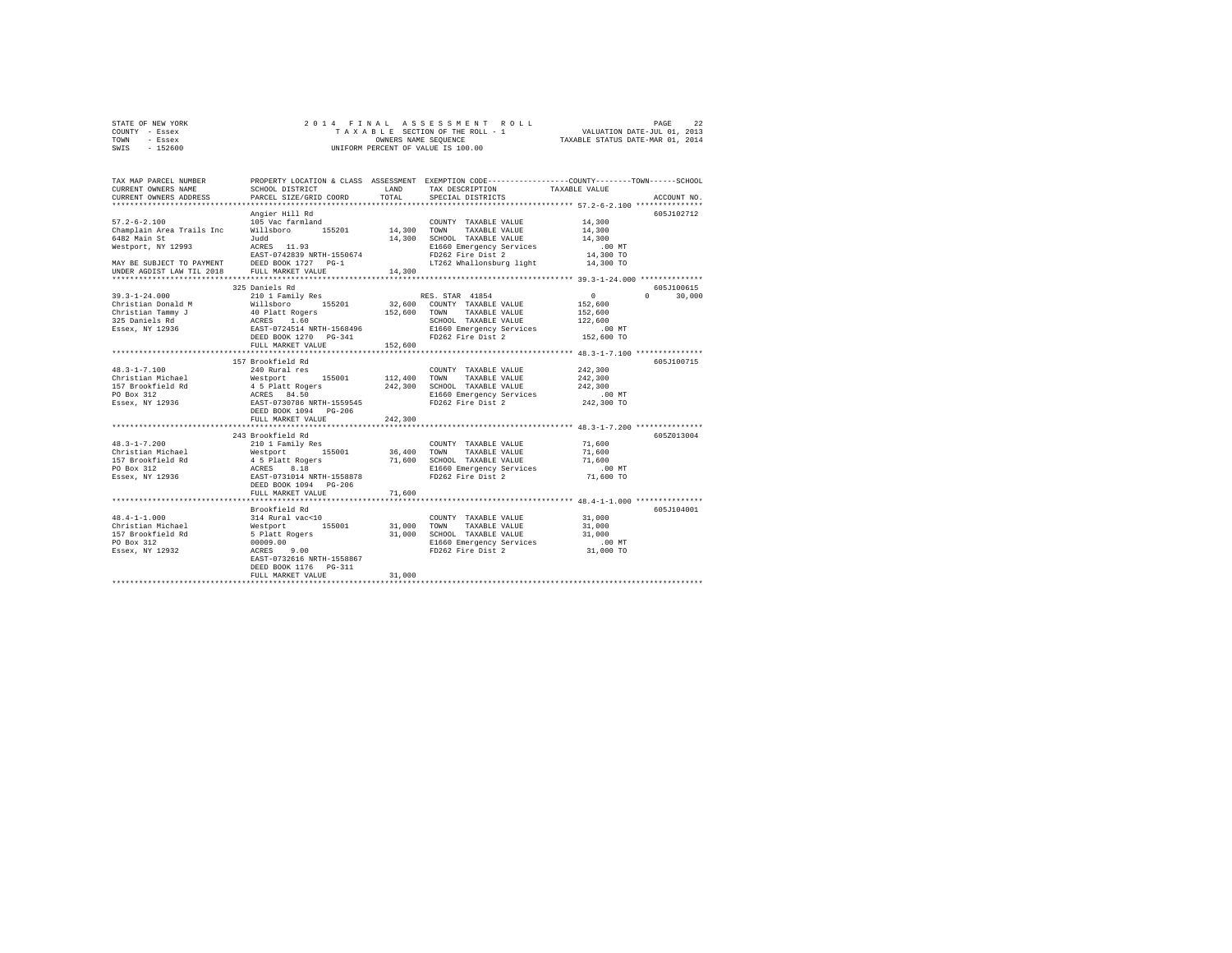STATE OF NEW YORK
COUNTY - Essex
TOWN - Essex
SWIS - 152600

2014 FINAL ASSESSMENT ROLL
TAXABLE SECTION OF THE ROLL - 1
OWNERS NAME SEQUENCE
UNIFORM PERCENT OF VALUE IS 100.00

VALUATION DATE-JUL 01, 2013
TAXABLE STATUS DATE-MAR 01, 2014

```
TAX MAP PARCEL NUMBER          PROPERTY LOCATION & CLASS  ASSESSMENT  EXEMPTION CODE-----------------COUNTY--------TOWN------SCHOOL
CURRENT OWNERS NAME            SCHOOL DISTRICT               LAND      TAX DESCRIPTION            TAXABLE VALUE
CURRENT OWNERS ADDRESS         PARCEL SIZE/GRID COORD        TOTAL     SPECIAL DISTRICTS                                    ACCOUNT NO.
******************************************************************************************************* 57.2-6-2.100 ***************
                               Angier Hill Rd                                                                            605J102712
57.2-6-2.100                   105 Vac farmland                        COUNTY  TAXABLE VALUE            14,300
Champlain Area Trails Inc      Willsboro      155201        14,300    TOWN    TAXABLE VALUE            14,300
6482 Main St                   Judd                         14,300    SCHOOL  TAXABLE VALUE            14,300
Westport, NY 12993             ACRES  11.93                            E1660 Emergency Services            .00 MT
                               EAST-0742839 NRTH-1550674               FD262 Fire Dist 2                14,300 TO
MAY BE SUBJECT TO PAYMENT      DEED BOOK 1727   PG-1                   LT262 Whallonsburg light         14,300 TO
UNDER AGDIST LAW TIL 2018      FULL MARKET VALUE            14,300
******************************************************************************************************* 39.3-1-24.000 *************
                               325 Daniels Rd                                                                            605J100615
39.3-1-24.000                  210 1 Family Res                        RES. STAR 41854                     0           0      30,000
Christian Donald M             Willsboro      155201        32,600    COUNTY  TAXABLE VALUE           152,600
Christian Tammy J              40 Platt Rogers             152,600    TOWN    TAXABLE VALUE           152,600
325 Daniels Rd                 ACRES   1.60                            SCHOOL  TAXABLE VALUE           122,600
Essex, NY 12936                EAST-0724514 NRTH-1568496               E1660 Emergency Services            .00 MT
                               DEED BOOK 1270   PG-341                 FD262 Fire Dist 2               152,600 TO
                               FULL MARKET VALUE           152,600
******************************************************************************************************* 48.3-1-7.100 **************
                               157 Brookfield Rd                                                                         605J100715
48.3-1-7.100                   240 Rural res                           COUNTY  TAXABLE VALUE           242,300
Christian Michael              Westport       155001       112,400    TOWN    TAXABLE VALUE           242,300
157 Brookfield Rd              4 5 Platt Rogers            242,300    SCHOOL  TAXABLE VALUE           242,300
PO Box 312                     ACRES  84.50                            E1660 Emergency Services            .00 MT
Essex, NY 12936                EAST-0730706 NRTH-1559545               FD262 Fire Dist 2               242,300 TO
                               DEED BOOK 1094   PG-206
                               FULL MARKET VALUE           242,300
******************************************************************************************************* 48.3-1-7.200 **************
                               243 Brookfield Rd                                                                         605Z013004
48.3-1-7.200                   210 1 Family Res                        COUNTY  TAXABLE VALUE            71,600
Christian Michael              Westport       155001        36,400    TOWN    TAXABLE VALUE            71,600
157 Brookfield Rd              4 5 Platt Rogers             71,600    SCHOOL  TAXABLE VALUE            71,600
PO Box 312                     ACRES   8.18                            E1660 Emergency Services            .00 MT
Essex, NY 12936                EAST-0731014 NRTH-1558878               FD262 Fire Dist 2                71,600 TO
                               DEED BOOK 1094   PG-206
                               FULL MARKET VALUE            71,600
******************************************************************************************************* 48.4-1-1.000 **************
                               Brookfield Rd                                                                             605J104001
48.4-1-1.000                   314 Rural vac<10                        COUNTY  TAXABLE VALUE            31,000
Christian Michael              Westport       155001        31,000    TOWN    TAXABLE VALUE            31,000
157 Brookfield Rd              5 Platt Rogers               31,000    SCHOOL  TAXABLE VALUE            31,000
PO Box 312                     00009.00                                E1660 Emergency Services            .00 MT
Essex, NY 12932                ACRES   9.00                            FD262 Fire Dist 2                31,000 TO
                               EAST-0732616 NRTH-1558867
                               DEED BOOK 1176   PG-311
                               FULL MARKET VALUE            31,000
************************************************************************************************************************************
```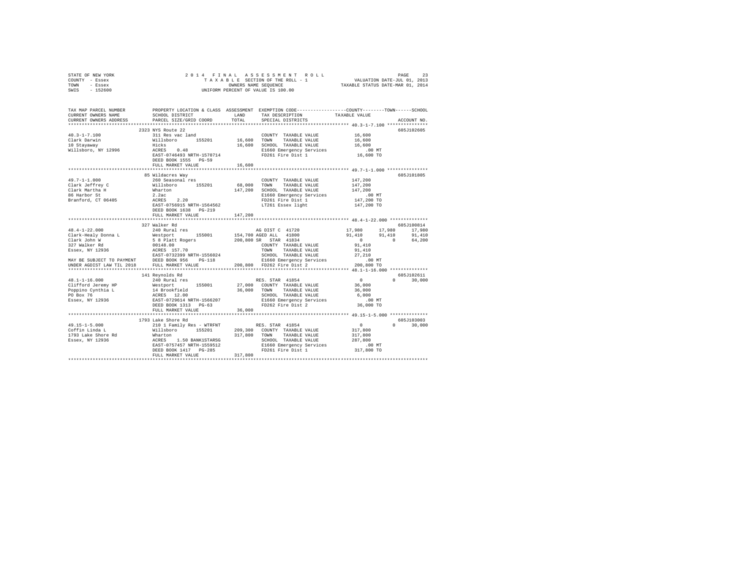STATE OF NEW YORK 2014 FINAL ASSESSMENT ROLL
COUNTY - Essex TAXABLE SECTION OF THE ROLL - 1 VALUATION DATE-JUL 01, 2013
TOWN - Essex OWNERS NAME SEQUENCE TAXABLE STATUS DATE-MAR 01, 2014
SWIS - 152600 UNIFORM PERCENT OF VALUE IS 100.00

| TAX MAP PARCEL NUMBER / CURRENT OWNERS NAME / CURRENT OWNERS ADDRESS | PROPERTY LOCATION & CLASS / SCHOOL DISTRICT / PARCEL SIZE/GRID COORD | ASSESSMENT LAND / TOTAL | EXEMPTION CODE / TAX DESCRIPTION / SPECIAL DISTRICTS | COUNTY | TOWN | SCHOOL | ACCOUNT NO. |
|---|---|---|---|---|---|---|---|
| **40.3-1-7.100** | 2323 NYS Route 22 | | | | | | 605J102605 |
| 40.3-1-7.100 | 311 Res vac land | | COUNTY TAXABLE VALUE | 16,600 | | | |
| Clark Darwin | Willsboro 155201 | 16,600 | TOWN TAXABLE VALUE | 16,600 | | | |
| 10 Stayaway | Hicks | 16,600 | SCHOOL TAXABLE VALUE | 16,600 | | | |
| Willsboro, NY 12996 | ACRES 0.48 | | E1660 Emergency Services | .00 MT | | | |
| | EAST-0746493 NRTH-1570714 | | FD261 Fire Dist 1 | 16,600 TO | | | |
| | DEED BOOK 1555 PG-59 | | | | | | |
| | FULL MARKET VALUE | 16,600 | | | | | |
| **49.7-1-1.000** | 85 Wildacres Way | | | | | | 605J101805 |
| 49.7-1-1.000 | 260 Seasonal res | | COUNTY TAXABLE VALUE | 147,200 | | | |
| Clark Jeffrey C | Willsboro 155201 | 68,000 | TOWN TAXABLE VALUE | 147,200 | | | |
| Clark Martha H | Wharton | 147,200 | SCHOOL TAXABLE VALUE | 147,200 | | | |
| 86 Harbor St | 2.2ac | | E1660 Emergency Services | .00 MT | | | |
| Branford, CT 06405 | ACRES 2.20 | | FD261 Fire Dist 1 | 147,200 TO | | | |
| | EAST-0756915 NRTH-1564562 | | LT261 Essex light | 147,200 TO | | | |
| | DEED BOOK 1638 PG-219 | | | | | | |
| | FULL MARKET VALUE | 147,200 | | | | | |
| **48.4-1-22.000** | 327 Walker Rd | | | | | | 605J100814 |
| 48.4-1-22.000 | 240 Rural res | | AG DIST C 41720 | 17,980 | 17,980 | 17,980 | |
| Clark-Healy Donna L | Westport 155001 | 154,700 | AGED ALL 41800 | 91,410 | 91,410 | 91,410 | |
| Clark John W | 5 8 Platt Rogers | 200,800 | SR STAR 41834 | 0 | 0 | 64,200 | |
| 327 Walker Rd | 00148.00 | | COUNTY TAXABLE VALUE | 91,410 | | | |
| Essex, NY 12936 | ACRES 157.70 | | TOWN TAXABLE VALUE | 91,410 | | | |
| | EAST-0732399 NRTH-1556024 | | SCHOOL TAXABLE VALUE | 27,210 | | | |
| MAY BE SUBJECT TO PAYMENT | DEED BOOK 956 PG-118 | | E1660 Emergency Services | .00 MT | | | |
| UNDER AGDIST LAW TIL 2018 | FULL MARKET VALUE | 200,800 | FD262 Fire Dist 2 | 200,800 TO | | | |
| **48.1-1-16.000** | 141 Reynolds Rd | | | | | | 605J102611 |
| 48.1-1-16.000 | 240 Rural res | | RES. STAR 41854 | 0 | 0 | 30,000 | |
| Clifford Jeremy HP | Westport 155001 | 27,000 | COUNTY TAXABLE VALUE | 36,000 | | | |
| Poppino Cynthia L | 14 Brookfield | 36,000 | TOWN TAXABLE VALUE | 36,000 | | | |
| PO Box 76 | ACRES 12.00 | | SCHOOL TAXABLE VALUE | 6,000 | | | |
| Essex, NY 12936 | EAST-0729614 NRTH-1566207 | | E1660 Emergency Services | .00 MT | | | |
| | DEED BOOK 1313 PG-63 | | FD262 Fire Dist 2 | 36,000 TO | | | |
| | FULL MARKET VALUE | 36,000 | | | | | |
| **49.15-1-5.000** | 1793 Lake Shore Rd | | | | | | 605J103003 |
| 49.15-1-5.000 | 210 1 Family Res - WTRFNT | | RES. STAR 41854 | 0 | 0 | 30,000 | |
| Coffin Linda L | Willsboro 155201 | 209,300 | COUNTY TAXABLE VALUE | 317,800 | | | |
| 1793 Lake Shore Rd | Wharton | 317,800 | TOWN TAXABLE VALUE | 317,800 | | | |
| Essex, NY 12936 | ACRES 1.50 BANK1STARSG | | SCHOOL TAXABLE VALUE | 287,800 | | | |
| | EAST-0757457 NRTH-1559512 | | E1660 Emergency Services | .00 MT | | | |
| | DEED BOOK 1417 PG-285 | | FD261 Fire Dist 1 | 317,800 TO | | | |
| | FULL MARKET VALUE | 317,800 | | | | | |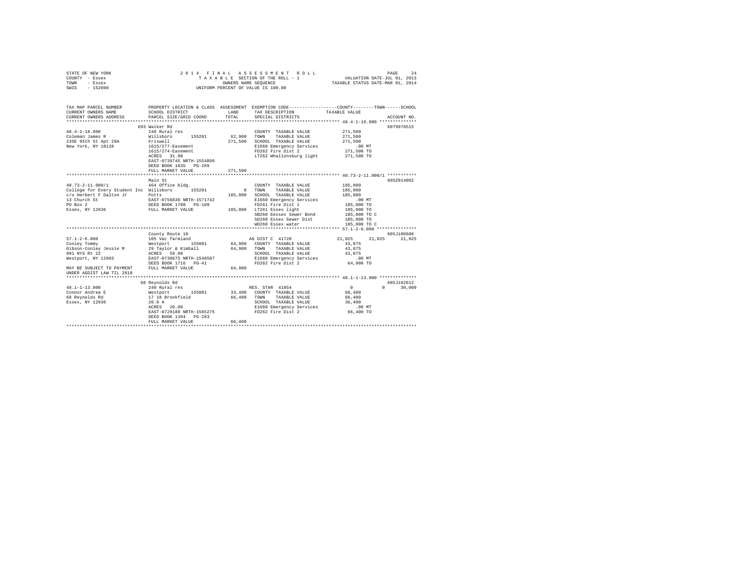STATE OF NEW YORK                    2 0 1 4   F I N A L   A S S E S S M E N T   R O L L
COUNTY - Essex                              T A X A B L E SECTION OF THE ROLL - 1                VALUATION DATE-JUL 01, 2013
TOWN   - Essex                                   OWNERS NAME SEQUENCE                       TAXABLE STATUS DATE-MAR 01, 2014
SWIS   - 152600                             UNIFORM PERCENT OF VALUE IS 100.00

| TAX MAP PARCEL NUMBER / CURRENT OWNERS NAME / CURRENT OWNERS ADDRESS | PROPERTY LOCATION & CLASS / SCHOOL DISTRICT / PARCEL SIZE/GRID COORD | ASSESSMENT LAND / TOTAL | EXEMPTION CODE / TAX DESCRIPTION / SPECIAL DISTRICTS | COUNTY TAXABLE VALUE | TOWN | SCHOOL | ACCOUNT NO. |
|---|---|---|---|---|---|---|---|
| 48.4-1-18.000 | 693 Walker Rd | | | | | | 6079978515 |
| Coleman James R | 240 Rural res | | COUNTY TAXABLE VALUE | 271,500 | | | |
| 235E 95th St Apt 29A | Willsboro 155201 | 62,900 | TOWN TAXABLE VALUE | 271,500 | | | |
| New York, NY 10128 | Friswell | 271,500 | SCHOOL TAXABLE VALUE | 271,500 | | | |
| | 1615/277-Easement | | E1660 Emergency Services | .00 MT | | | |
| | 1615/274-Easement | | FD262 Fire Dist 2 | 271,500 TO | | | |
| | ACRES 31.90 | | LT262 Whallonsburg light | 271,500 TO | | | |
| | EAST-0739745 NRTH-1554899 | | | | | | |
| | DEED BOOK 1035 PG-269 | | | | | | |
| | FULL MARKET VALUE | 271,500 | | | | | |
| 40.73-2-11.000/1 | Main St | | | | | | 605Z014002 |
| College for Every Student Inc | 464 Office bldg. | | COUNTY TAXABLE VALUE | 185,000 | | | |
| c/o Herbert F Dalton Jr | Willsboro 155201 | 0 | TOWN TAXABLE VALUE | 185,000 | | | |
| 13 Church St | Potts | 185,000 | SCHOOL TAXABLE VALUE | 185,000 | | | |
| PO Box 2 | EAST-0756830 NRTH-1571742 | | E1660 Emergency Services | .00 MT | | | |
| Essex, NY 12936 | DEED BOOK 1708 PG-109 | | FD261 Fire Dist 1 | 185,000 TO | | | |
| | FULL MARKET VALUE | 185,000 | LT261 Essex light | 185,000 TO | | | |
| | | | SB260 Eessex Sewer Bond | 185,000 TO C | | | |
| | | | SD260 Essex Sewer Dist | 185,000 TO | | | |
| | | | WD260 Essex water | 185,000 TO C | | | |
| 57.1-2-6.000 | County Route 10 | | | | | | 605J100606 |
| Conley Tommy | 105 Vac farmland | | AG DIST C 41720 | 21,025 | 21,025 | 21,025 | |
| Gibson-Conley Jessie M | Westport 155001 | 64,900 | COUNTY TAXABLE VALUE | 43,875 | | | |
| 991 NYS Rt 22 | 29 Taylor & Kimball | 64,900 | TOWN TAXABLE VALUE | 43,875 | | | |
| Westport, NY 12993 | ACRES 59.00 | | SCHOOL TAXABLE VALUE | 43,875 | | | |
| | EAST-0730675 NRTH-1548587 | | E1660 Emergency Services | .00 MT | | | |
| | DEED BOOK 1716 PG-41 | | FD262 Fire Dist 2 | 64,900 TO | | | |
| MAY BE SUBJECT TO PAYMENT UNDER AGDIST LAW TIL 2018 | FULL MARKET VALUE | 64,900 | | | | | |
| 48.1-1-13.000 | 68 Reynolds Rd | | | | | | 605J102612 |
| Connor Andrea E | 240 Rural res | | RES. STAR 41854 | 0 | 0 | 30,000 | |
| 68 Reynolds Rd | Westport 155001 | 33,400 | COUNTY TAXABLE VALUE | 66,400 | | | |
| Essex, NY 12936 | 17 18 Brookfield | 66,400 | TOWN TAXABLE VALUE | 66,400 | | | |
| | 20.0 A | | SCHOOL TAXABLE VALUE | 36,400 | | | |
| | ACRES 20.00 | | E1660 Emergency Services | .00 MT | | | |
| | EAST-0729188 NRTH-1565275 | | FD262 Fire Dist 2 | 66,400 TO | | | |
| | DEED BOOK 1394 PG-283 | | | | | | |
| | FULL MARKET VALUE | 66,400 | | | | | |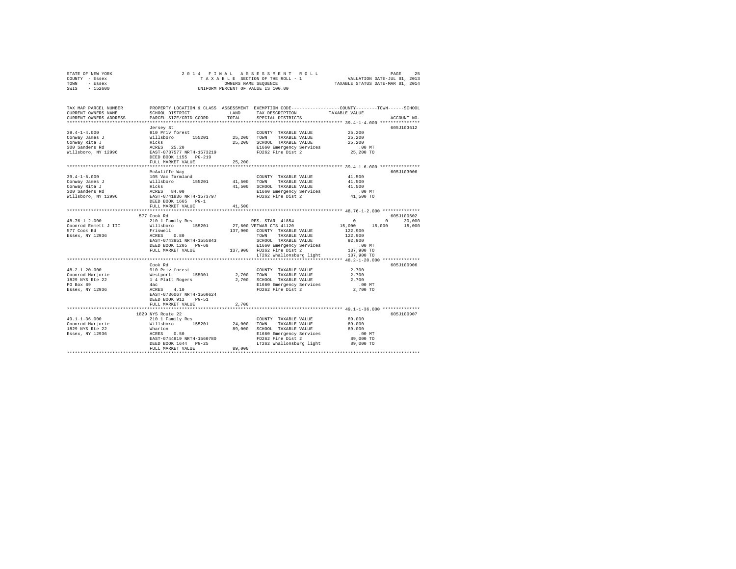STATE OF NEW YORK
COUNTY - Essex
TOWN - Essex
SWIS - 152600

2 0 1 4 F I N A L A S S E S S M E N T R O L L
T A X A B L E SECTION OF THE ROLL - 1
OWNERS NAME SEQUENCE
UNIFORM PERCENT OF VALUE IS 100.00

VALUATION DATE-JUL 01, 2013
TAXABLE STATUS DATE-MAR 01, 2014

```
TAX MAP PARCEL NUMBER          PROPERTY LOCATION & CLASS  ASSESSMENT  EXEMPTION CODE-----------------COUNTY--------TOWN------SCHOOL
CURRENT OWNERS NAME            SCHOOL DISTRICT             LAND       TAX DESCRIPTION             TAXABLE VALUE
CURRENT OWNERS ADDRESS         PARCEL SIZE/GRID COORD      TOTAL      SPECIAL DISTRICTS                                  ACCOUNT NO.
*********************************************************************************************** 39.4-1-4.000 ***************
                          Jersey St                                                                                  605J103612
39.4-1-4.000              910 Priv forest                            COUNTY  TAXABLE VALUE          25,200
Conway James J            Willsboro      155201        25,200       TOWN    TAXABLE VALUE          25,200
Conway Rita J             Hicks                        25,200       SCHOOL  TAXABLE VALUE          25,200
300 Sanders Rd            ACRES  25.20                              E1660 Emergency Services           .00 MT
Willsboro, NY 12996       EAST-0737577 NRTH-1573219                 FD262 Fire Dist 2               25,200 TO
                          DEED BOOK 1155   PG-219
                          FULL MARKET VALUE            25,200
*********************************************************************************************** 39.4-1-6.000 ***************
                          McAuliffe Way                                                                              605J103006
39.4-1-6.000              105 Vac farmland                           COUNTY  TAXABLE VALUE          41,500
Conway James J            Willsboro      155201        41,500       TOWN    TAXABLE VALUE          41,500
Conway Rita J             Hicks                        41,500       SCHOOL  TAXABLE VALUE          41,500
300 Sanders Rd            ACRES  84.00                              E1660 Emergency Services           .00 MT
Willsboro, NY 12996       EAST-0741836 NRTH-1573797                 FD262 Fire Dist 2               41,500 TO
                          DEED BOOK 1665   PG-1
                          FULL MARKET VALUE            41,500
*********************************************************************************************** 48.76-1-2.000 **************
                          577 Cook Rd                                                                                605J100602
48.76-1-2.000             210 1 Family Res                  RES. STAR  41854                    0           0       30,000
Coonrod Emmett J III      Willsboro      155201        27,600 VETWAR CTS 41120              15,000      15,000      15,000
577 Cook Rd               Friswell                     137,900  COUNTY  TAXABLE VALUE         122,900
Essex, NY 12936           ACRES   0.80                          TOWN    TAXABLE VALUE         122,900
                          EAST-0743851 NRTH-1555843             SCHOOL  TAXABLE VALUE          92,900
                          DEED BOOK 1205   PG-68                E1660 Emergency Services           .00 MT
                          FULL MARKET VALUE            137,900  FD262 Fire Dist 2              137,900 TO
                                                                LT262 Whallonsburg light       137,900 TO
*********************************************************************************************** 48.2-1-20.000 **************
                          Cook Rd                                                                                    605J100906
48.2-1-20.000             910 Priv forest                            COUNTY  TAXABLE VALUE           2,700
Coonrod Marjorie          Westport       155001         2,700       TOWN    TAXABLE VALUE           2,700
1829 NYS Rte 22           1 4 Platt Rogers              2,700       SCHOOL  TAXABLE VALUE           2,700
PO Box 89                 4ac                                       E1660 Emergency Services           .00 MT
Essex, NY 12936           ACRES   4.10                              FD262 Fire Dist 2                2,700 TO
                          EAST-0736067 NRTH-1560624
                          DEED BOOK 912    PG-51
                          FULL MARKET VALUE             2,700
*********************************************************************************************** 49.1-1-36.000 **************
                          1829 NYS Route 22                                                                          605J100907
49.1-1-36.000             210 1 Family Res                           COUNTY  TAXABLE VALUE          89,000
Coonrod Marjorie          Willsboro      155201        24,000       TOWN    TAXABLE VALUE          89,000
1829 NYS Rte 22           Wharton                      89,000       SCHOOL  TAXABLE VALUE          89,000
Essex, NY 12936           ACRES   0.50                              E1660 Emergency Services           .00 MT
                          EAST-0744919 NRTH-1560780                 FD262 Fire Dist 2               89,000 TO
                          DEED BOOK 1644   PG-25                    LT262 Whallonsburg light        89,000 TO
                          FULL MARKET VALUE            89,000
****************************************************************************************************************************
```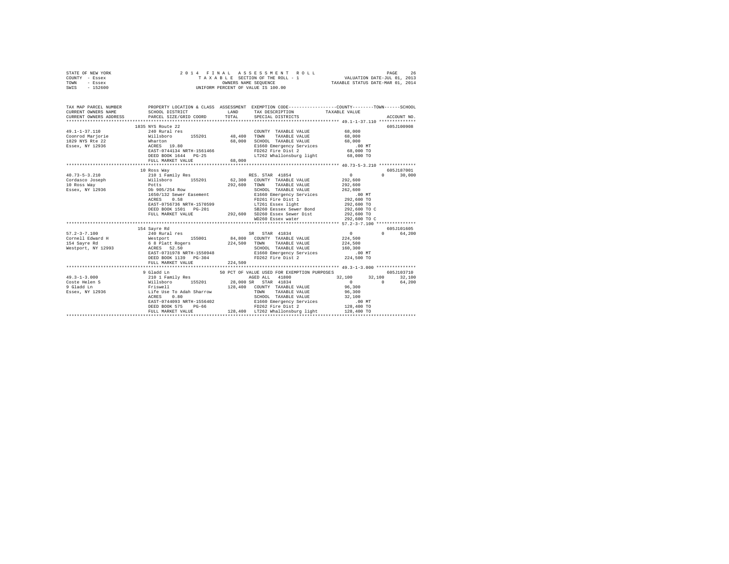STATE OF NEW YORK  
COUNTY - Essex  
TOWN - Essex  
SWIS - 152600

2 0 1 4 F I N A L A S S E S S M E N T R O L L  
T A X A B L E SECTION OF THE ROLL - 1  
OWNERS NAME SEQUENCE  
UNIFORM PERCENT OF VALUE IS 100.00

VALUATION DATE-JUL 01, 2013  
TAXABLE STATUS DATE-MAR 01, 2014

```
TAX MAP PARCEL NUMBER          PROPERTY LOCATION & CLASS  ASSESSMENT  EXEMPTION CODE------------------COUNTY--------TOWN------SCHOOL
CURRENT OWNERS NAME            SCHOOL DISTRICT              LAND      TAX DESCRIPTION            TAXABLE VALUE
CURRENT OWNERS ADDRESS         PARCEL SIZE/GRID COORD       TOTAL     SPECIAL DISTRICTS                                    ACCOUNT NO.
******************************************************************************************************* 49.1-1-37.110 **************
                               1835 NYS Route 22                                                                            605J100908
49.1-1-37.110                  240 Rural res                          COUNTY  TAXABLE VALUE          68,000
Coonrod Marjorie               Willsboro      155201       48,400     TOWN    TAXABLE VALUE          68,000
1829 NYS Rte 22                Wharton                     68,000     SCHOOL  TAXABLE VALUE          68,000
Essex, NY 12936                ACRES   19.80                          E1660 Emergency Services           .00 MT
                               EAST-0744134 NRTH-1561466              FD262 Fire Dist 2              68,000 TO
                               DEED BOOK 1644   PG-25                 LT262 Whallonsburg light       68,000 TO
                               FULL MARKET VALUE            68,000
******************************************************************************************************* 40.73-5-3.210 **************
                               10 Ross Way                                                                                  605J187001
40.73-5-3.210                  210 1 Family Res                       RES. STAR 41854                     0           0      30,000
Cordasco Joseph                Willsboro      155201       62,300     COUNTY  TAXABLE VALUE         292,600
10 Ross Way                    Potts                      292,600     TOWN    TAXABLE VALUE         292,600
Essex, NY 12936                Db 905/254 Row                         SCHOOL  TAXABLE VALUE         262,600
                               1650/132 Sewer Easement                E1660 Emergency Services           .00 MT
                               ACRES    0.58                          FD261 Fire Dist 1             292,600 TO
                               EAST-0756736 NRTH-1570599              LT261 Essex light             292,600 TO
                               DEED BOOK 1501   PG-201                SB260 Eessex Sewer Bond       292,600 TO C
                               FULL MARKET VALUE           292,600    SD260 Essex Sewer Dist        292,600 TO
                                                                      WD260 Essex water             292,600 TO C
******************************************************************************************************* 57.2-3-7.100 ***************
                               154 Sayre Rd                                                                                 605J101605
57.2-3-7.100                   240 Rural res                          SR   STAR 41834                     0           0      64,200
Cornell Edward H               Westport       155001       84,800     COUNTY  TAXABLE VALUE         224,500
154 Sayre Rd                   6 8 Platt Rogers           224,500     TOWN    TAXABLE VALUE         224,500
Westport, NY 12993             ACRES   52.50                          SCHOOL  TAXABLE VALUE         160,300
                               EAST-0731978 NRTH-1550948              E1660 Emergency Services           .00 MT
                               DEED BOOK 1139   PG-304                FD262 Fire Dist 2             224,500 TO
                               FULL MARKET VALUE           224,500
******************************************************************************************************* 49.3-1-3.000 ***************
                               9 Gladd Ln                   50 PCT OF VALUE USED FOR EXEMPTION PURPOSES                     605J103710
49.3-1-3.000                   210 1 Family Res                       AGED ALL  41800                32,100      32,100      32,100
Coste Helen S                  Willsboro      155201       28,000 SR  STAR 41834                      0           0      64,200
9 Gladd Ln                     Friswell                   128,400     COUNTY  TAXABLE VALUE          96,300
Essex, NY 12936                Life Use To Adah Sharrow               TOWN    TAXABLE VALUE          96,300
                               ACRES    0.80                          SCHOOL  TAXABLE VALUE          32,100
                               EAST-0744093 NRTH-1556402              E1660 Emergency Services           .00 MT
                               DEED BOOK 575    PG-66                 FD262 Fire Dist 2             128,400 TO
                               FULL MARKET VALUE           128,400    LT262 Whallonsburg light      128,400 TO
************************************************************************************************************************************
```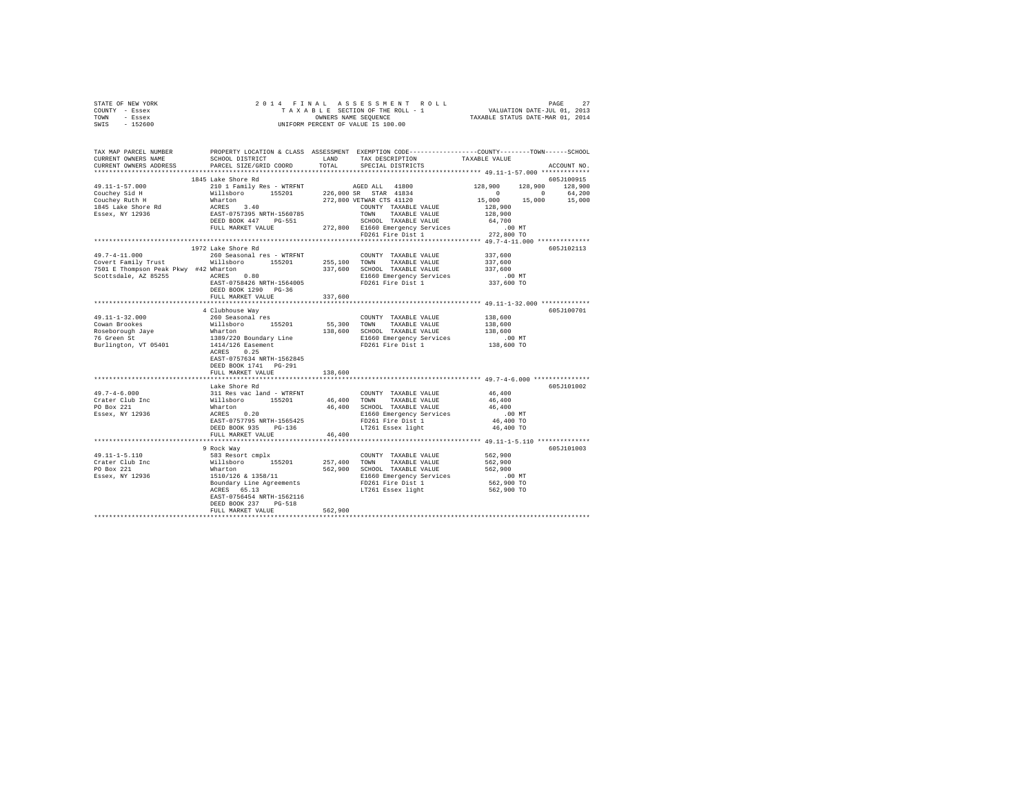STATE OF NEW YORK — 2014 FINAL ASSESSMENT ROLL — PAGE 27
COUNTY - Essex — TAXABLE SECTION OF THE ROLL - 1 — VALUATION DATE-JUL 01, 2013
TOWN - Essex — OWNERS NAME SEQUENCE — TAXABLE STATUS DATE-MAR 01, 2014
SWIS - 152600 — UNIFORM PERCENT OF VALUE IS 100.00

```
TAX MAP PARCEL NUMBER          PROPERTY LOCATION & CLASS  ASSESSMENT  EXEMPTION CODE-----------------COUNTY--------TOWN------SCHOOL
CURRENT OWNERS NAME            SCHOOL DISTRICT               LAND      TAX DESCRIPTION            TAXABLE VALUE
CURRENT OWNERS ADDRESS         PARCEL SIZE/GRID COORD        TOTAL     SPECIAL DISTRICTS                                     ACCOUNT NO.
*********************************************************************************************** 49.11-1-57.000 *************
                               1845 Lake Shore Rd                                                                          605J100915
49.11-1-57.000                 210 1 Family Res - WTRFNT            AGED ALL  41800              128,900     128,900     128,900
Couchey Sid H                  Willsboro      155201       226,000 SR  STAR  41834                     0           0      64,200
Couchey Ruth H                 Wharton                     272,800 VETWAR CTS 41120               15,000      15,000      15,000
1845 Lake Shore Rd             ACRES    3.40                        COUNTY  TAXABLE VALUE         128,900
Essex, NY 12936                EAST-0757395 NRTH-1560785             TOWN    TAXABLE VALUE         128,900
                               DEED BOOK 447    PG-551               SCHOOL  TAXABLE VALUE          64,700
                               FULL MARKET VALUE           272,800  E1660 Emergency Services          .00 MT
                                                                    FD261 Fire Dist 1              272,800 TO
*********************************************************************************************** 49.7-4-11.000 **************
                               1972 Lake Shore Rd                                                                          605J102113
49.7-4-11.000                  260 Seasonal res - WTRFNT             COUNTY  TAXABLE VALUE         337,600
Covert Family Trust            Willsboro      155201       255,100  TOWN    TAXABLE VALUE         337,600
7501 E Thompson Peak Pkwy #42  Wharton                     337,600  SCHOOL  TAXABLE VALUE         337,600
Scottsdale, AZ 85255           ACRES    0.80                        E1660 Emergency Services          .00 MT
                               EAST-0758426 NRTH-1564005             FD261 Fire Dist 1              337,600 TO
                               DEED BOOK 1290   PG-36
                               FULL MARKET VALUE           337,600
*********************************************************************************************** 49.11-1-32.000 *************
                               4 Clubhouse Way                                                                             605J100701
49.11-1-32.000                 260 Seasonal res                      COUNTY  TAXABLE VALUE         138,600
Cowan Brookes                  Willsboro      155201        55,300  TOWN    TAXABLE VALUE         138,600
Roseborough Jaye               Wharton                     138,600  SCHOOL  TAXABLE VALUE         138,600
76 Green St                    1389/220 Boundary Line               E1660 Emergency Services          .00 MT
Burlington, VT 05401           1414/126 Easement                    FD261 Fire Dist 1              138,600 TO
                               ACRES    0.25
                               EAST-0757634 NRTH-1562845
                               DEED BOOK 1741   PG-291
                               FULL MARKET VALUE           138,600
*********************************************************************************************** 49.7-4-6.000 ***************
                               Lake Shore Rd                                                                               605J101002
49.7-4-6.000                   311 Res vac land - WTRFNT             COUNTY  TAXABLE VALUE          46,400
Crater Club Inc                Willsboro      155201        46,400  TOWN    TAXABLE VALUE          46,400
PO Box 221                     Wharton                      46,400  SCHOOL  TAXABLE VALUE          46,400
Essex, NY 12936                ACRES    0.20                        E1660 Emergency Services          .00 MT
                               EAST-0757795 NRTH-1565425             FD261 Fire Dist 1               46,400 TO
                               DEED BOOK 935    PG-136               LT261 Essex light               46,400 TO
                               FULL MARKET VALUE            46,400
*********************************************************************************************** 49.11-1-5.110 **************
                               9 Rock Way                                                                                  605J101003
49.11-1-5.110                  583 Resort cmplx                      COUNTY  TAXABLE VALUE         562,900
Crater Club Inc                Willsboro      155201       257,400  TOWN    TAXABLE VALUE         562,900
PO Box 221                     Wharton                     562,900  SCHOOL  TAXABLE VALUE         562,900
Essex, NY 12936                1510/126 & 1358/11                   E1660 Emergency Services          .00 MT
                               Boundary Line Agreements             FD261 Fire Dist 1              562,900 TO
                               ACRES   65.13                        LT261 Essex light              562,900 TO
                               EAST-0756454 NRTH-1562116
                               DEED BOOK 237    PG-518
                               FULL MARKET VALUE           562,900
****************************************************************************************************************************
```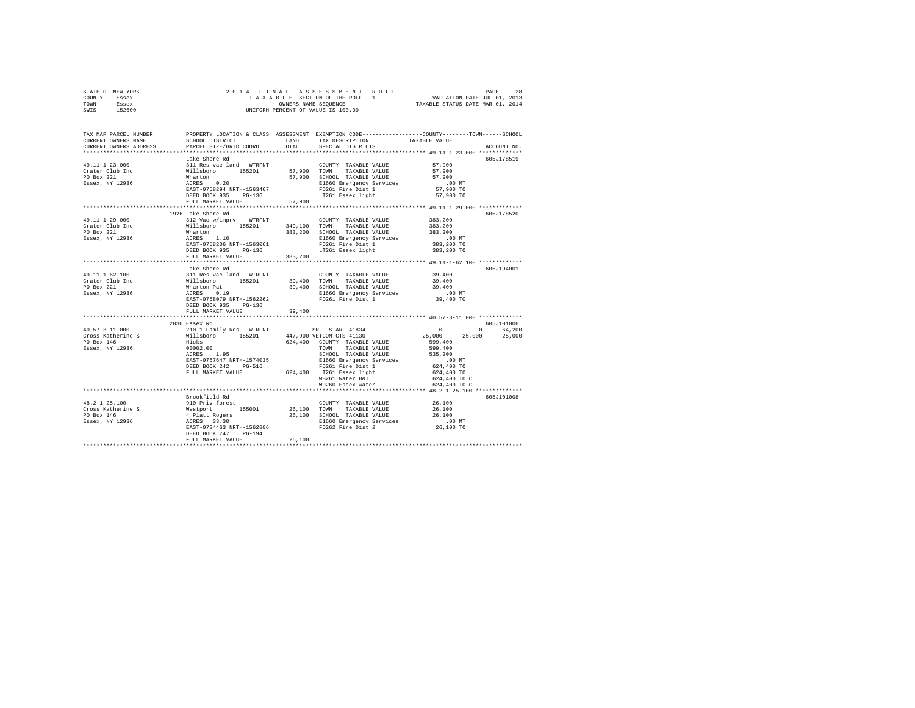STATE OF NEW YORK                    2 0 1 4   F I N A L   A S S E S S M E N T   R O L L                    PAGE    28
COUNTY  - Essex                          T A X A B L E SECTION OF THE ROLL - 1              VALUATION DATE-JUL 01, 2013
TOWN    - Essex                              OWNERS NAME SEQUENCE                      TAXABLE STATUS DATE-MAR 01, 2014
SWIS    - 152600                       UNIFORM PERCENT OF VALUE IS 100.00

```
TAX MAP PARCEL NUMBER          PROPERTY LOCATION & CLASS  ASSESSMENT  EXEMPTION CODE-----------------COUNTY--------TOWN------SCHOOL
CURRENT OWNERS NAME            SCHOOL DISTRICT              LAND      TAX DESCRIPTION            TAXABLE VALUE
CURRENT OWNERS ADDRESS         PARCEL SIZE/GRID COORD       TOTAL     SPECIAL DISTRICTS                                  ACCOUNT NO.
******************************************************************************************************* 49.11-1-23.000 *************
                               Lake Shore Rd                                                                            605J178519
49.11-1-23.000                 311 Res vac land - WTRFNT              COUNTY  TAXABLE VALUE            57,900
Crater Club Inc                Willsboro      155201       57,900     TOWN    TAXABLE VALUE            57,900
PO Box 221                     Wharton                     57,900     SCHOOL  TAXABLE VALUE            57,900
Essex, NY 12936                ACRES    0.20                          E1660 Emergency Services           .00 MT
                               EAST-0758294 NRTH-1563467              FD261 Fire Dist 1                57,900 TO
                               DEED BOOK 935    PG-136                LT261 Essex light                57,900 TO
                               FULL MARKET VALUE           57,900
******************************************************************************************************* 49.11-1-29.000 *************
                               1926 Lake Shore Rd                                                                       605J178520
49.11-1-29.000                 312 Vac w/imprv  - WTRFNT              COUNTY  TAXABLE VALUE           383,200
Crater Club Inc                Willsboro      155201      349,100     TOWN    TAXABLE VALUE           383,200
PO Box 221                     Wharton                    383,200     SCHOOL  TAXABLE VALUE           383,200
Essex, NY 12936                ACRES    1.10                          E1660 Emergency Services           .00 MT
                               EAST-0758206 NRTH-1563061              FD261 Fire Dist 1               383,200 TO
                               DEED BOOK 935    PG-136                LT261 Essex light               383,200 TO
                               FULL MARKET VALUE          383,200
******************************************************************************************************* 49.11-1-62.100 *************
                               Lake Shore Rd                                                                            605J194001
49.11-1-62.100                 311 Res vac land - WTRFNT              COUNTY  TAXABLE VALUE            39,400
Crater Club Inc                Willsboro      155201       39,400     TOWN    TAXABLE VALUE            39,400
PO Box 221                     Wharton Pat                 39,400     SCHOOL  TAXABLE VALUE            39,400
Essex, NY 12936                ACRES    0.19                          E1660 Emergency Services           .00 MT
                               EAST-0758079 NRTH-1562262              FD261 Fire Dist 1                39,400 TO
                               DEED BOOK 935    PG-136
                               FULL MARKET VALUE           39,400
******************************************************************************************************* 40.57-3-11.000 *************
                               2830 Essex Rd                                                                            605J101006
40.57-3-11.000                 210 1 Family Res - WTRFNT              SR  STAR 41834                       0          0     64,200
Cross Katherine S              Willsboro      155201      447,900 VETCOM CTS 41130                  25,000     25,000     25,000
PO Box 146                     Hicks                      624,400     COUNTY  TAXABLE VALUE           599,400
Essex, NY 12936                00002.00                               TOWN    TAXABLE VALUE           599,400
                               ACRES    1.95                          SCHOOL  TAXABLE VALUE           535,200
                               EAST-0757647 NRTH-1574035              E1660 Emergency Services           .00 MT
                               DEED BOOK 242    PG-516                FD261 Fire Dist 1               624,400 TO
                               FULL MARKET VALUE          624,400     LT261 Essex light               624,400 TO
                                                                      WB261 Water B&I                 624,400 TO C
                                                                      WD260 Essex water               624,400 TO C
******************************************************************************************************* 48.2-1-25.100 **************
                               Brookfield Rd                                                                            605J101008
48.2-1-25.100                  910 Priv forest                        COUNTY  TAXABLE VALUE            26,100
Cross Katherine S              Westport       155001       26,100     TOWN    TAXABLE VALUE            26,100
PO Box 146                     4 Platt Rogers              26,100     SCHOOL  TAXABLE VALUE            26,100
Essex, NY 12936                ACRES   33.30                          E1660 Emergency Services           .00 MT
                               EAST-0734463 NRTH-1562806              FD262 Fire Dist 2                26,100 TO
                               DEED BOOK 747    PG-194
                               FULL MARKET VALUE           26,100
************************************************************************************************************************************
```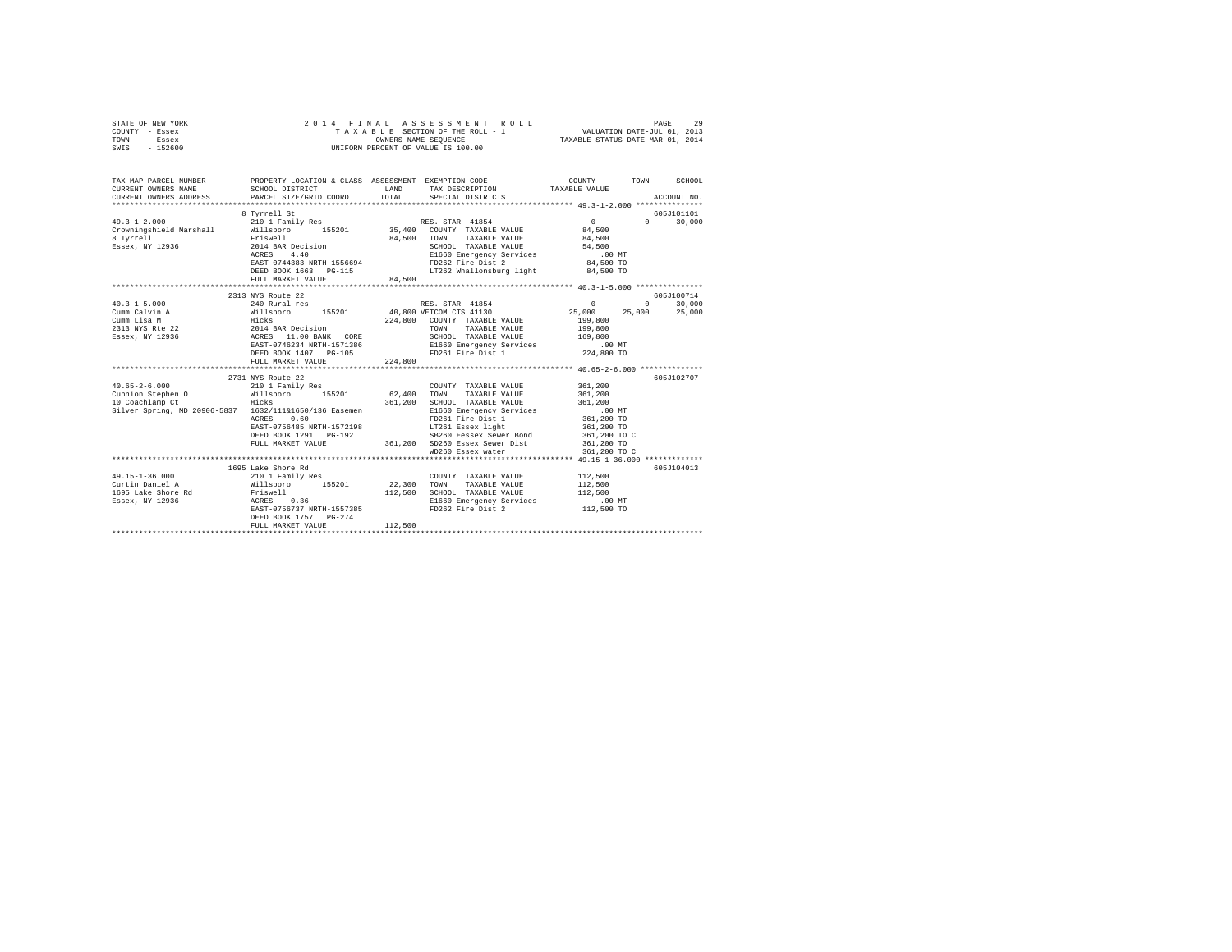STATE OF NEW YORK
COUNTY - Essex
TOWN - Essex
SWIS - 152600

2014 FINAL ASSESSMENT ROLL
TAXABLE SECTION OF THE ROLL - 1
OWNERS NAME SEQUENCE
UNIFORM PERCENT OF VALUE IS 100.00

VALUATION DATE-JUL 01, 2013
TAXABLE STATUS DATE-MAR 01, 2014

```
TAX MAP PARCEL NUMBER          PROPERTY LOCATION & CLASS  ASSESSMENT  EXEMPTION CODE-----------------COUNTY--------TOWN------SCHOOL
CURRENT OWNERS NAME            SCHOOL DISTRICT               LAND      TAX DESCRIPTION            TAXABLE VALUE
CURRENT OWNERS ADDRESS         PARCEL SIZE/GRID COORD        TOTAL     SPECIAL DISTRICTS                                    ACCOUNT NO.
******************************************************************************************************* 49.3-1-2.000 ***************
                               8 Tyrrell St                                                                              605J101101
49.3-1-2.000                   210 1 Family Res                        RES. STAR 41854                  0             0     30,000
Crowningshield Marshall        Willsboro       155201        35,400    COUNTY  TAXABLE VALUE           84,500
8 Tyrrell                      Friswell                      84,500    TOWN    TAXABLE VALUE           84,500
Essex, NY 12936                2014 BAR Decision                       SCHOOL  TAXABLE VALUE           54,500
                               ACRES    4.40                           E1660 Emergency Services            .00 MT
                               EAST-0744383 NRTH-1556694               FD262 Fire Dist 2                84,500 TO
                               DEED BOOK 1663   PG-115                 LT262 Whallonsburg light         84,500 TO
                               FULL MARKET VALUE             84,500
******************************************************************************************************* 40.3-1-5.000 ***************
                               2313 NYS Route 22                                                                         605J100714
40.3-1-5.000                   240 Rural res                           RES. STAR 41854                  0             0     30,000
Cumm Calvin A                  Willsboro       155201        40,800 VETCOM CTS 41130               25,000        25,000     25,000
Cumm Lisa M                    Hicks                        224,800    COUNTY  TAXABLE VALUE          199,800
2313 NYS Rte 22                2014 BAR Decision                       TOWN    TAXABLE VALUE          199,800
Essex, NY 12936                ACRES   11.00 BANK   CORE               SCHOOL  TAXABLE VALUE          169,800
                               EAST-0746234 NRTH-1571386               E1660 Emergency Services            .00 MT
                               DEED BOOK 1407   PG-105                 FD261 Fire Dist 1               224,800 TO
                               FULL MARKET VALUE            224,800
******************************************************************************************************* 40.65-2-6.000 **************
                               2731 NYS Route 22                                                                         605J102707
40.65-2-6.000                  210 1 Family Res                        COUNTY  TAXABLE VALUE          361,200
Cunnion Stephen O              Willsboro       155201        62,400    TOWN    TAXABLE VALUE          361,200
10 Coachlamp Ct                Hicks                        361,200    SCHOOL  TAXABLE VALUE          361,200
Silver Spring, MD 20906-5837   1632/111&1650/136 Easemen               E1660 Emergency Services            .00 MT
                               ACRES    0.60                           FD261 Fire Dist 1               361,200 TO
                               EAST-0756485 NRTH-1572198               LT261 Essex light               361,200 TO
                               DEED BOOK 1291   PG-192                 SB260 Eessex Sewer Bond         361,200 TO C
                               FULL MARKET VALUE            361,200    SD260 Essex Sewer Dist          361,200 TO
                                                                       WD260 Essex water               361,200 TO C
******************************************************************************************************* 49.15-1-36.000 *************
                               1695 Lake Shore Rd                                                                        605J104013
49.15-1-36.000                 210 1 Family Res                        COUNTY  TAXABLE VALUE          112,500
Curtin Daniel A                Willsboro       155201        22,300    TOWN    TAXABLE VALUE          112,500
1695 Lake Shore Rd             Friswell                     112,500    SCHOOL  TAXABLE VALUE          112,500
Essex, NY 12936                ACRES    0.36                           E1660 Emergency Services            .00 MT
                               EAST-0756737 NRTH-1557385               FD262 Fire Dist 2               112,500 TO
                               DEED BOOK 1757   PG-274
                               FULL MARKET VALUE            112,500
************************************************************************************************************************************
```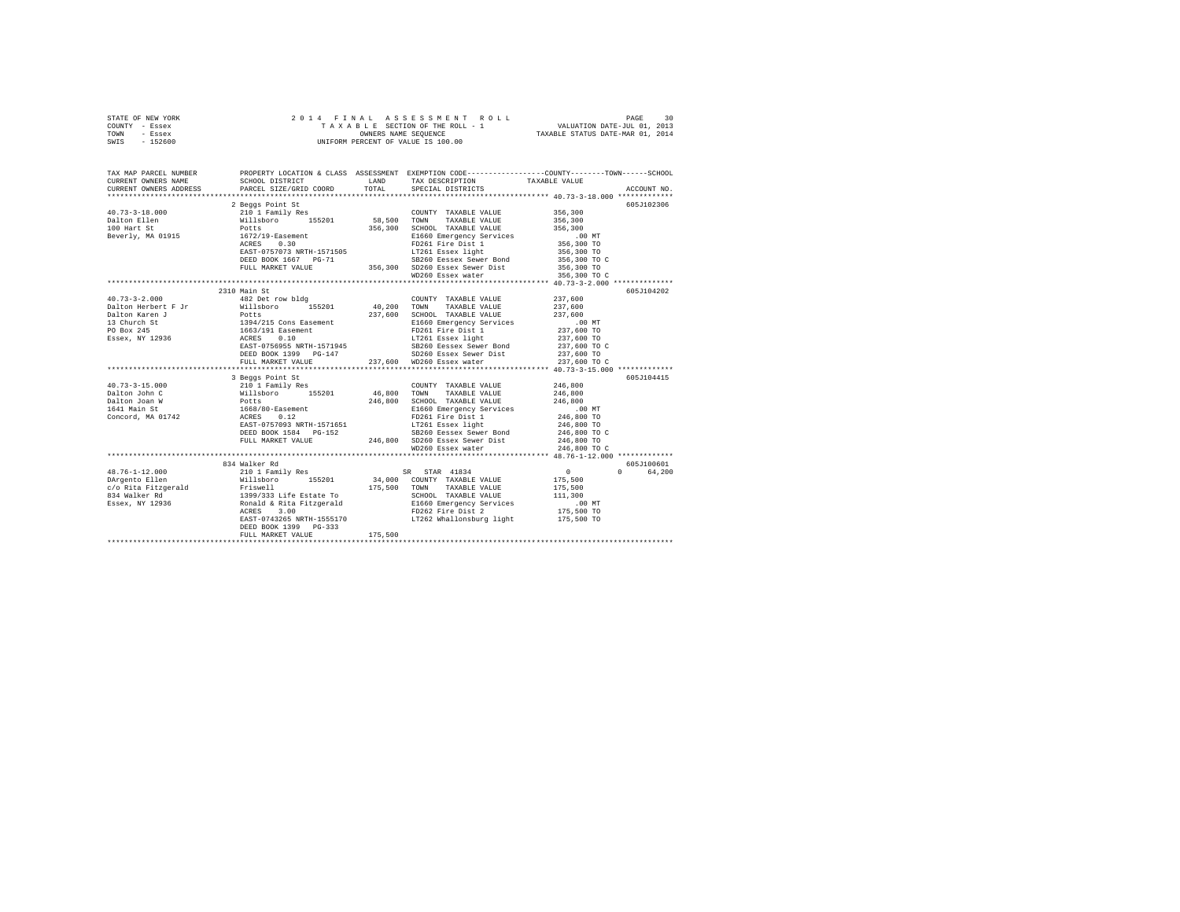STATE OF NEW YORK
COUNTY - Essex
TOWN - Essex
SWIS - 152600

2 0 1 4 F I N A L A S S E S S M E N T R O L L
T A X A B L E SECTION OF THE ROLL - 1
OWNERS NAME SEQUENCE
UNIFORM PERCENT OF VALUE IS 100.00

VALUATION DATE-JUL 01, 2013
TAXABLE STATUS DATE-MAR 01, 2014

```
TAX MAP PARCEL NUMBER        PROPERTY LOCATION & CLASS  ASSESSMENT  EXEMPTION CODE-----------------COUNTY--------TOWN------SCHOOL
CURRENT OWNERS NAME          SCHOOL DISTRICT               LAND      TAX DESCRIPTION            TAXABLE VALUE
CURRENT OWNERS ADDRESS       PARCEL SIZE/GRID COORD        TOTAL     SPECIAL DISTRICTS                                  ACCOUNT NO.
******************************************************************************************** 40.73-3-18.000 *************
                             2 Beggs Point St                                                                           605J102306
40.73-3-18.000               210 1 Family Res                        COUNTY  TAXABLE VALUE           356,300
Dalton Ellen                 Willsboro      155201       58,500     TOWN    TAXABLE VALUE           356,300
100 Hart St                  Potts                      356,300     SCHOOL  TAXABLE VALUE           356,300
Beverly, MA 01915            1672/19-Easement                        E1660 Emergency Services            .00 MT
                             ACRES    0.30                           FD261 Fire Dist 1               356,300 TO
                             EAST-0757073 NRTH-1571505               LT261 Essex light               356,300 TO
                             DEED BOOK 1667   PG-71                  SB260 Eessex Sewer Bond         356,300 TO C
                             FULL MARKET VALUE          356,300     SD260 Essex Sewer Dist          356,300 TO
                                                                     WD260 Essex water               356,300 TO C
******************************************************************************************** 40.73-3-2.000 **************
                             2310 Main St                                                                               605J104202
40.73-3-2.000                482 Det row bldg                        COUNTY  TAXABLE VALUE           237,600
Dalton Herbert F Jr          Willsboro      155201       40,200     TOWN    TAXABLE VALUE           237,600
Dalton Karen J               Potts                      237,600     SCHOOL  TAXABLE VALUE           237,600
13 Church St                 1394/215 Cons Easement                  E1660 Emergency Services            .00 MT
PO Box 245                   1663/191 Easement                       FD261 Fire Dist 1               237,600 TO
Essex, NY 12936              ACRES    0.10                           LT261 Essex light               237,600 TO
                             EAST-0756955 NRTH-1571945               SB260 Eessex Sewer Bond         237,600 TO C
                             DEED BOOK 1399   PG-147                 SD260 Essex Sewer Dist          237,600 TO
                             FULL MARKET VALUE          237,600     WD260 Essex water               237,600 TO C
******************************************************************************************** 40.73-3-15.000 *************
                             3 Beggs Point St                                                                           605J104415
40.73-3-15.000               210 1 Family Res                        COUNTY  TAXABLE VALUE           246,800
Dalton John C                Willsboro      155201       46,800     TOWN    TAXABLE VALUE           246,800
Dalton Joan W                Potts                      246,800     SCHOOL  TAXABLE VALUE           246,800
1641 Main St                 1668/80-Easement                        E1660 Emergency Services            .00 MT
Concord, MA 01742            ACRES    0.12                           FD261 Fire Dist 1               246,800 TO
                             EAST-0757093 NRTH-1571651               LT261 Essex light               246,800 TO
                             DEED BOOK 1584   PG-152                 SB260 Eessex Sewer Bond         246,800 TO C
                             FULL MARKET VALUE          246,800     SD260 Essex Sewer Dist          246,800 TO
                                                                     WD260 Essex water               246,800 TO C
******************************************************************************************** 48.76-1-12.000 *************
                             834 Walker Rd                                                                              605J100601
48.76-1-12.000               210 1 Family Res                     SR  STAR 41834                    0             0      64,200
DArgento Ellen               Willsboro      155201       34,000     COUNTY  TAXABLE VALUE           175,500
c/o Rita Fitzgerald          Friswell                   175,500     TOWN    TAXABLE VALUE           175,500
834 Walker Rd                1399/333 Life Estate To                 SCHOOL  TAXABLE VALUE           111,300
Essex, NY 12936              Ronald & Rita Fitzgerald                E1660 Emergency Services            .00 MT
                             ACRES    3.00                           FD262 Fire Dist 2               175,500 TO
                             EAST-0743265 NRTH-1555170               LT262 Whallonsburg light        175,500 TO
                             DEED BOOK 1399   PG-333
                             FULL MARKET VALUE          175,500
************************************************************************************************************************
```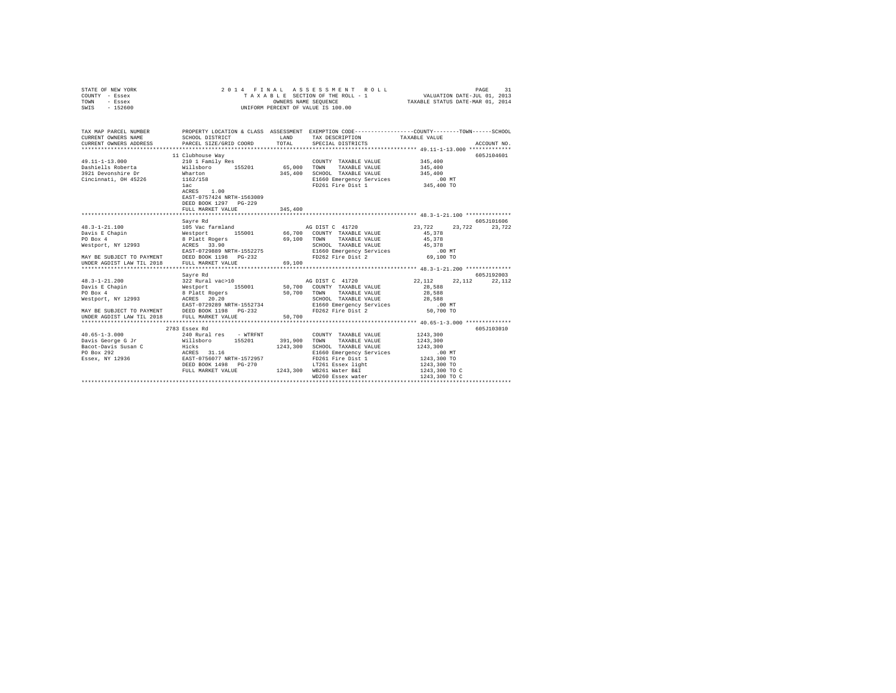STATE OF NEW YORK　　　　2014 FINAL ASSESSMENT ROLL
COUNTY - Essex　　　　TAXABLE SECTION OF THE ROLL - 1　　　　VALUATION DATE-JUL 01, 2013
TOWN - Essex　　　　OWNERS NAME SEQUENCE　　　　TAXABLE STATUS DATE-MAR 01, 2014
SWIS - 152600　　　　UNIFORM PERCENT OF VALUE IS 100.00

```
TAX MAP PARCEL NUMBER          PROPERTY LOCATION & CLASS  ASSESSMENT  EXEMPTION CODE-----------------COUNTY--------TOWN------SCHOOL
CURRENT OWNERS NAME            SCHOOL DISTRICT              LAND      TAX DESCRIPTION            TAXABLE VALUE
CURRENT OWNERS ADDRESS         PARCEL SIZE/GRID COORD       TOTAL     SPECIAL DISTRICTS                                    ACCOUNT NO.
******************************************************************************************************* 49.11-1-13.000 *************
                               11 Clubhouse Way                                                                        605J104601
49.11-1-13.000                 210 1 Family Res                       COUNTY  TAXABLE VALUE          345,400
Dashiells Roberta              Willsboro      155201       65,000     TOWN    TAXABLE VALUE          345,400
3921 Devonshire Dr             Wharton                    345,400     SCHOOL  TAXABLE VALUE          345,400
Cincinnati, OH 45226           1162/158                               E1660 Emergency Services           .00 MT
                               1ac                                    FD261 Fire Dist 1              345,400 TO
                               ACRES    1.00
                               EAST-0757424 NRTH-1563089
                               DEED BOOK 1297   PG-229
                               FULL MARKET VALUE          345,400
******************************************************************************************************* 48.3-1-21.100 **************
                               Sayre Rd                                                                                605J101606
48.3-1-21.100                  105 Vac farmland                       AG DIST C  41720              23,722     23,722     23,722
Davis E Chapin                 Westport       155001       66,700     COUNTY  TAXABLE VALUE           45,378
PO Box 4                       8 Platt Rogers              69,100     TOWN    TAXABLE VALUE           45,378
Westport, NY 12993             ACRES   33.90                          SCHOOL  TAXABLE VALUE           45,378
                               EAST-0729889 NRTH-1552275              E1660 Emergency Services           .00 MT
MAY BE SUBJECT TO PAYMENT      DEED BOOK 1198   PG-232                FD262 Fire Dist 2               69,100 TO
UNDER AGDIST LAW TIL 2018      FULL MARKET VALUE           69,100
******************************************************************************************************* 48.3-1-21.200 **************
                               Sayre Rd                                                                                605J192003
48.3-1-21.200                  322 Rural vac>10                       AG DIST C  41720              22,112     22,112     22,112
Davis E Chapin                 Westport       155001       50,700     COUNTY  TAXABLE VALUE           28,588
PO Box 4                       8 Platt Rogers              50,700     TOWN    TAXABLE VALUE           28,588
Westport, NY 12993             ACRES   20.20                          SCHOOL  TAXABLE VALUE           28,588
                               EAST-0729289 NRTH-1552734              E1660 Emergency Services           .00 MT
MAY BE SUBJECT TO PAYMENT      DEED BOOK 1198   PG-232                FD262 Fire Dist 2               50,700 TO
UNDER AGDIST LAW TIL 2018      FULL MARKET VALUE           50,700
******************************************************************************************************* 40.65-1-3.000 **************
                               2783 Essex Rd                                                                           605J103010
40.65-1-3.000                  240 Rural res    - WTRFNT              COUNTY  TAXABLE VALUE         1243,300
Davis George G Jr              Willsboro      155201      391,900     TOWN    TAXABLE VALUE         1243,300
Bacot-Davis Susan C            Hicks                     1243,300     SCHOOL  TAXABLE VALUE         1243,300
PO Box 292                     ACRES   31.16                          E1660 Emergency Services           .00 MT
Essex, NY 12936                EAST-0756077 NRTH-1572957              FD261 Fire Dist 1             1243,300 TO
                               DEED BOOK 1498   PG-270                LT261 Essex light             1243,300 TO
                               FULL MARKET VALUE         1243,300     WB261 Water B&I               1243,300 TO C
                                                                      WD260 Essex water             1243,300 TO C
************************************************************************************************************************************
```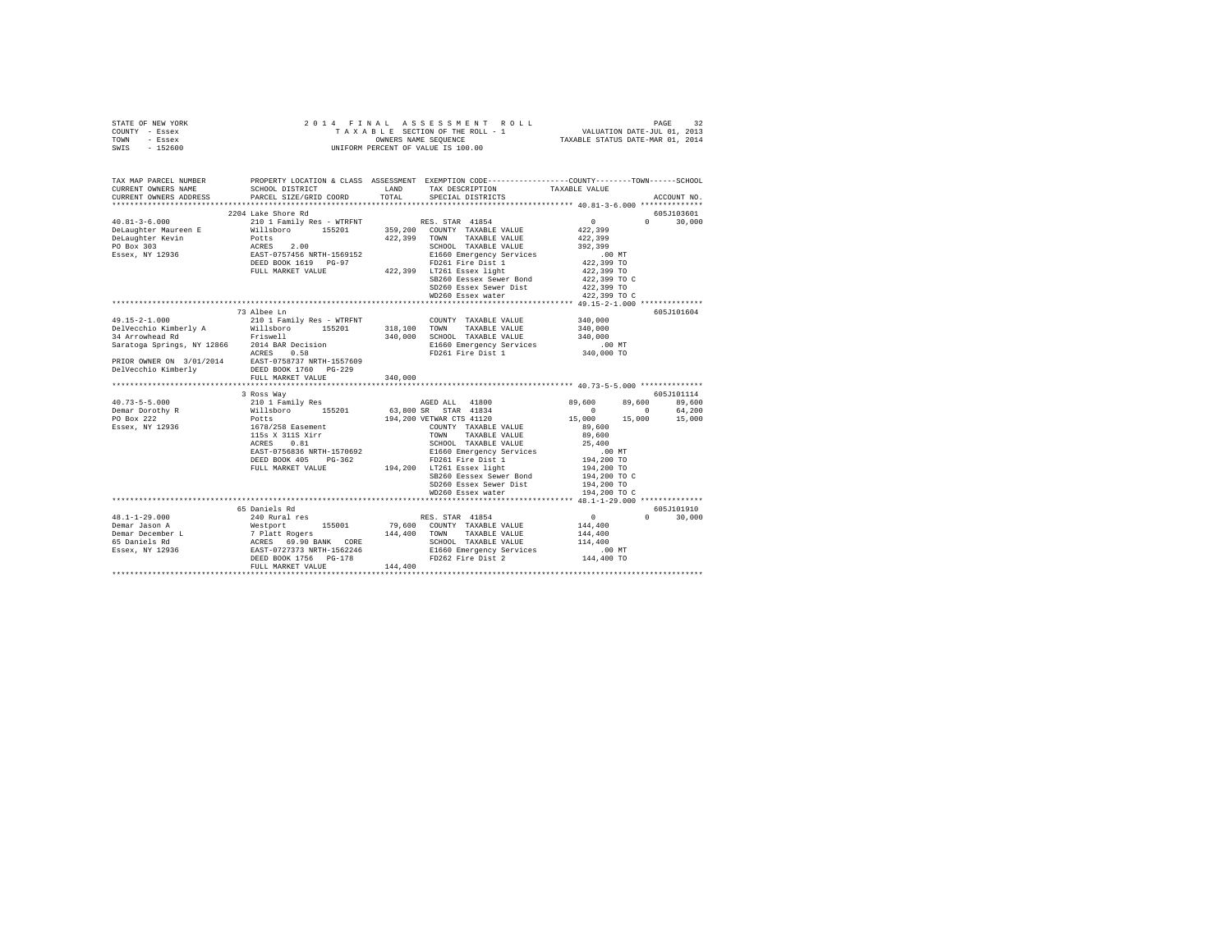STATE OF NEW YORK  
COUNTY - Essex  
TOWN - Essex  
SWIS - 152600

2014 FINAL ASSESSMENT ROLL  
TAXABLE SECTION OF THE ROLL - 1  
OWNERS NAME SEQUENCE  
UNIFORM PERCENT OF VALUE IS 100.00

VALUATION DATE-JUL 01, 2013  
TAXABLE STATUS DATE-MAR 01, 2014

```
TAX MAP PARCEL NUMBER          PROPERTY LOCATION & CLASS  ASSESSMENT  EXEMPTION CODE-----------------COUNTY--------TOWN------SCHOOL
CURRENT OWNERS NAME            SCHOOL DISTRICT               LAND      TAX DESCRIPTION            TAXABLE VALUE
CURRENT OWNERS ADDRESS         PARCEL SIZE/GRID COORD        TOTAL     SPECIAL DISTRICTS                                      ACCOUNT NO.
******************************************************************************************************* 40.81-3-6.000 **************
                               2204 Lake Shore Rd                                                                             605J103601
40.81-3-6.000                  210 1 Family Res - WTRFNT           RES. STAR 41854                   0             0       30,000
DeLaughter Maureen E           Willsboro      155201     359,200   COUNTY  TAXABLE VALUE           422,399
DeLaughter Kevin               Potts                     422,399   TOWN    TAXABLE VALUE           422,399
PO Box 303                     ACRES    2.00                       SCHOOL  TAXABLE VALUE           392,399
Essex, NY 12936                EAST-0757456 NRTH-1569152           E1660 Emergency Services            .00 MT
                               DEED BOOK 1619   PG-97              FD261 Fire Dist 1               422,399 TO
                               FULL MARKET VALUE         422,399   LT261 Essex light               422,399 TO
                                                                   SB260 Eessex Sewer Bond         422,399 TO C
                                                                   SD260 Essex Sewer Dist          422,399 TO
                                                                   WD260 Essex water               422,399 TO C
******************************************************************************************************* 49.15-2-1.000 **************
                               73 Albee Ln                                                                                    605J101604
49.15-2-1.000                  210 1 Family Res - WTRFNT           COUNTY  TAXABLE VALUE           340,000
DelVecchio Kimberly A          Willsboro      155201     318,100   TOWN    TAXABLE VALUE           340,000
34 Arrowhead Rd                Friswell                  340,000   SCHOOL  TAXABLE VALUE           340,000
Saratoga Springs, NY 12866     2014 BAR Decision                   E1660 Emergency Services            .00 MT
                               ACRES    0.58                       FD261 Fire Dist 1               340,000 TO
PRIOR OWNER ON 3/01/2014       EAST-0758737 NRTH-1557609
DelVecchio Kimberly            DEED BOOK 1760   PG-229
                               FULL MARKET VALUE         340,000
******************************************************************************************************* 40.73-5-5.000 **************
                               3 Ross Way                                                                                     605J101114
40.73-5-5.000                  210 1 Family Res                    AGED ALL  41800              89,600        89,600       89,600
Demar Dorothy R                Willsboro      155201      63,800 SR   STAR 41834                     0             0       64,200
PO Box 222                     Potts                     194,200 VETWAR CTS 41120               15,000        15,000       15,000
Essex, NY 12936                1678/258 Easement                   COUNTY  TAXABLE VALUE            89,600
                               115s X 311S Xirr                    TOWN    TAXABLE VALUE            89,600
                               ACRES    0.81                       SCHOOL  TAXABLE VALUE            25,400
                               EAST-0756836 NRTH-1570692           E1660 Emergency Services            .00 MT
                               DEED BOOK 405    PG-362             FD261 Fire Dist 1               194,200 TO
                               FULL MARKET VALUE         194,200   LT261 Essex light               194,200 TO
                                                                   SB260 Eessex Sewer Bond         194,200 TO C
                                                                   SD260 Essex Sewer Dist          194,200 TO
                                                                   WD260 Essex water               194,200 TO C
******************************************************************************************************* 48.1-1-29.000 **************
                               65 Daniels Rd                                                                                  605J101910
48.1-1-29.000                  240 Rural res                       RES. STAR 41854                   0             0       30,000
Demar Jason A                  Westport       155001      79,600   COUNTY  TAXABLE VALUE           144,400
Demar December L               7 Platt Rogers            144,400   TOWN    TAXABLE VALUE           144,400
65 Daniels Rd                  ACRES   69.90 BANK   CORE           SCHOOL  TAXABLE VALUE           114,400
Essex, NY 12936                EAST-0727373 NRTH-1562246           E1660 Emergency Services            .00 MT
                               DEED BOOK 1756   PG-178             FD262 Fire Dist 2               144,400 TO
                               FULL MARKET VALUE         144,400
************************************************************************************************************************************
```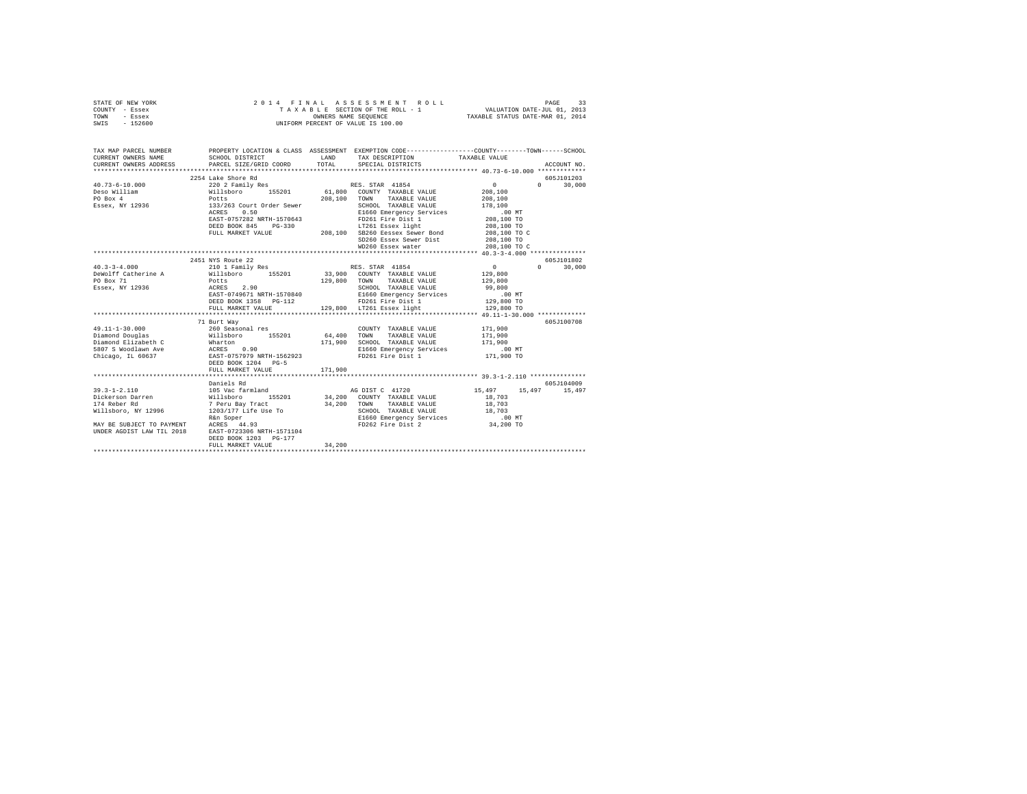STATE OF NEW YORK — 2014 FINAL ASSESSMENT ROLL — PAGE 33
COUNTY - Essex — TAXABLE SECTION OF THE ROLL - 1 — VALUATION DATE-JUL 01, 2013
TOWN - Essex — OWNERS NAME SEQUENCE — TAXABLE STATUS DATE-MAR 01, 2014
SWIS - 152600 — UNIFORM PERCENT OF VALUE IS 100.00

```
TAX MAP PARCEL NUMBER          PROPERTY LOCATION & CLASS  ASSESSMENT  EXEMPTION CODE-----------------COUNTY--------TOWN------SCHOOL
CURRENT OWNERS NAME            SCHOOL DISTRICT              LAND      TAX DESCRIPTION             TAXABLE VALUE
CURRENT OWNERS ADDRESS         PARCEL SIZE/GRID COORD       TOTAL     SPECIAL DISTRICTS                                  ACCOUNT NO.
******************************************************************************************************* 40.73-6-10.000 *************
                       2254 Lake Shore Rd                                                                              605J101203
40.73-6-10.000                 220 2 Family Res                      RES. STAR 41854                  0          0      30,000
Deso William                   Willsboro      155201      61,800   COUNTY  TAXABLE VALUE          208,100
PO Box 4                       Potts                     208,100   TOWN    TAXABLE VALUE          208,100
Essex, NY 12936                133/263 Court Order Sewer           SCHOOL  TAXABLE VALUE          178,100
                               ACRES    0.50                       E1660 Emergency Services           .00 MT
                               EAST-0757282 NRTH-1570643           FD261 Fire Dist 1              208,100 TO
                               DEED BOOK 845    PG-330             LT261 Essex light              208,100 TO
                               FULL MARKET VALUE         208,100   SB260 Eessex Sewer Bond        208,100 TO C
                                                                   SD260 Essex Sewer Dist         208,100 TO
                                                                   WD260 Essex water              208,100 TO C
******************************************************************************************************* 40.3-3-4.000 ***************
                       2451 NYS Route 22                                                                               605J101802
40.3-3-4.000                   210 1 Family Res                      RES. STAR 41854                  0          0      30,000
DeWolff Catherine A            Willsboro      155201      33,900   COUNTY  TAXABLE VALUE          129,800
PO Box 71                      Potts                     129,800   TOWN    TAXABLE VALUE          129,800
Essex, NY 12936                ACRES    2.90                       SCHOOL  TAXABLE VALUE           99,800
                               EAST-0749671 NRTH-1570840           E1660 Emergency Services           .00 MT
                               DEED BOOK 1358   PG-112             FD261 Fire Dist 1              129,800 TO
                               FULL MARKET VALUE         129,800   LT261 Essex light              129,800 TO
******************************************************************************************************* 49.11-1-30.000 *************
                       71 Burt Way                                                                                     605J100708
49.11-1-30.000                 260 Seasonal res                      COUNTY  TAXABLE VALUE          171,900
Diamond Douglas                Willsboro      155201      64,400   TOWN    TAXABLE VALUE          171,900
Diamond Elizabeth C            Wharton                   171,900   SCHOOL  TAXABLE VALUE          171,900
5807 S Woodlawn Ave            ACRES    0.90                       E1660 Emergency Services           .00 MT
Chicago, IL 60637              EAST-0757979 NRTH-1562923           FD261 Fire Dist 1              171,900 TO
                               DEED BOOK 1204   PG-5
                               FULL MARKET VALUE         171,900
******************************************************************************************************* 39.3-1-2.110 ***************
                       Daniels Rd                                                                                      605J104009
39.3-1-2.110                   105 Vac farmland                      AG DIST C 41720             15,497     15,497      15,497
Dickerson Darren               Willsboro      155201      34,200   COUNTY  TAXABLE VALUE           18,703
174 Reber Rd                   7 Peru Bay Tract           34,200   TOWN    TAXABLE VALUE           18,703
Willsboro, NY 12996            1203/177 Life Use To                SCHOOL  TAXABLE VALUE           18,703
                               R&n Soper                           E1660 Emergency Services           .00 MT
MAY BE SUBJECT TO PAYMENT      ACRES   44.93                       FD262 Fire Dist 2               34,200 TO
UNDER AGDIST LAW TIL 2018      EAST-0723306 NRTH-1571104
                               DEED BOOK 1203   PG-177
                               FULL MARKET VALUE          34,200
************************************************************************************************************************************
```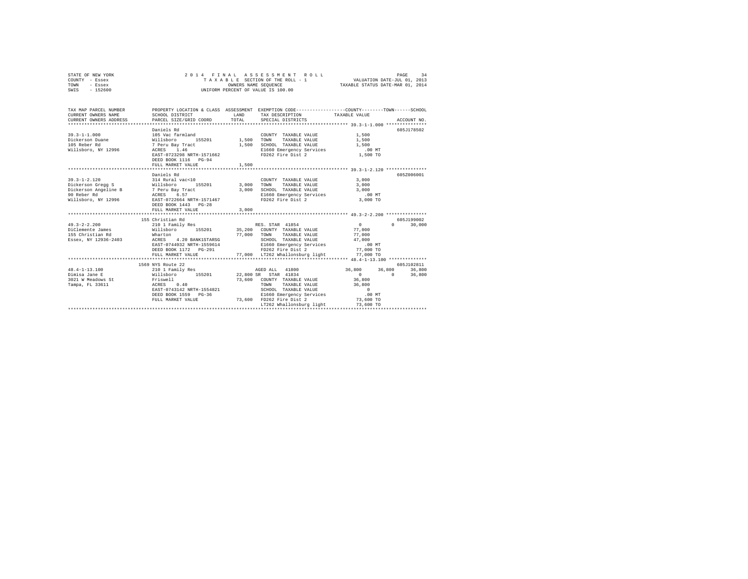STATE OF NEW YORK
COUNTY - Essex
TOWN - Essex
SWIS - 152600

2014 FINAL ASSESSMENT ROLL
TAXABLE SECTION OF THE ROLL - 1
OWNERS NAME SEQUENCE
UNIFORM PERCENT OF VALUE IS 100.00

VALUATION DATE-JUL 01, 2013
TAXABLE STATUS DATE-MAR 01, 2014

```
TAX MAP PARCEL NUMBER     PROPERTY LOCATION & CLASS  ASSESSMENT  EXEMPTION CODE-----------------COUNTY--------TOWN------SCHOOL
CURRENT OWNERS NAME       SCHOOL DISTRICT             LAND       TAX DESCRIPTION             TAXABLE VALUE
CURRENT OWNERS ADDRESS    PARCEL SIZE/GRID COORD      TOTAL      SPECIAL DISTRICTS                                     ACCOUNT NO.
******************************************************************************************************* 39.3-1-1.000 ***************
                          Daniels Rd                                                                                605J178502
39.3-1-1.000              105 Vac farmland                       COUNTY  TAXABLE VALUE            1,500
Dickerson Duane           Willsboro      155201        1,500     TOWN    TAXABLE VALUE            1,500
105 Reber Rd              7 Peru Bay Tract             1,500     SCHOOL  TAXABLE VALUE            1,500
Willsboro, NY 12996       ACRES    1.46                          E1660 Emergency Services           .00 MT
                          EAST-0723298 NRTH-1571662              FD262 Fire Dist 2                1,500 TO
                          DEED BOOK 1116   PG-94
                          FULL MARKET VALUE            1,500
******************************************************************************************************* 39.3-1-2.120 ***************
                          Daniels Rd                                                                                605Z006001
39.3-1-2.120              314 Rural vac<10                       COUNTY  TAXABLE VALUE            3,000
Dickerson Gregg S         Willsboro      155201        3,000     TOWN    TAXABLE VALUE            3,000
Dickerson Angeline B      7 Peru Bay Tract             3,000     SCHOOL  TAXABLE VALUE            3,000
90 Reber Rd               ACRES    6.57                          E1660 Emergency Services           .00 MT
Willsboro, NY 12996       EAST-0722664 NRTH-1571467              FD262 Fire Dist 2                3,000 TO
                          DEED BOOK 1443   PG-28
                          FULL MARKET VALUE            3,000
******************************************************************************************************* 49.3-2-2.200 ***************
                          155 Christian Rd                                                                          605J199002
49.3-2-2.200              210 1 Family Res                       RES. STAR 41854                  0             0      30,000
DiClemente James          Willsboro      155201       35,200     COUNTY  TAXABLE VALUE           77,000
155 Christian Rd          Wharton                     77,000     TOWN    TAXABLE VALUE           77,000
Essex, NY 12936-2403      ACRES    4.20 BANK1STARSG              SCHOOL  TAXABLE VALUE           47,000
                          EAST-0744932 NRTH-1559614              E1660 Emergency Services           .00 MT
                          DEED BOOK 1172   PG-291                FD262 Fire Dist 2               77,000 TO
                          FULL MARKET VALUE           77,000     LT262 Whallonsburg light        77,000 TO
******************************************************************************************************* 48.4-1-13.100 **************
                          1569 NYS Route 22                                                                         605J102811
48.4-1-13.100             210 1 Family Res                       AGED ALL  41800             36,800        36,800      36,800
Dimisa Jane E             Willsboro      155201       22,800 SR  STAR  41834                      0             0      36,800
3021 W Meadows St         Friswell                    73,600     COUNTY  TAXABLE VALUE           36,800
Tampa, FL 33611           ACRES    0.40                          TOWN    TAXABLE VALUE           36,800
                          EAST-0743142 NRTH-1554821              SCHOOL  TAXABLE VALUE                0
                          DEED BOOK 1559   PG-36                 E1660 Emergency Services           .00 MT
                          FULL MARKET VALUE           73,600     FD262 Fire Dist 2               73,600 TO
                                                                 LT262 Whallonsburg light        73,600 TO
************************************************************************************************************************************
```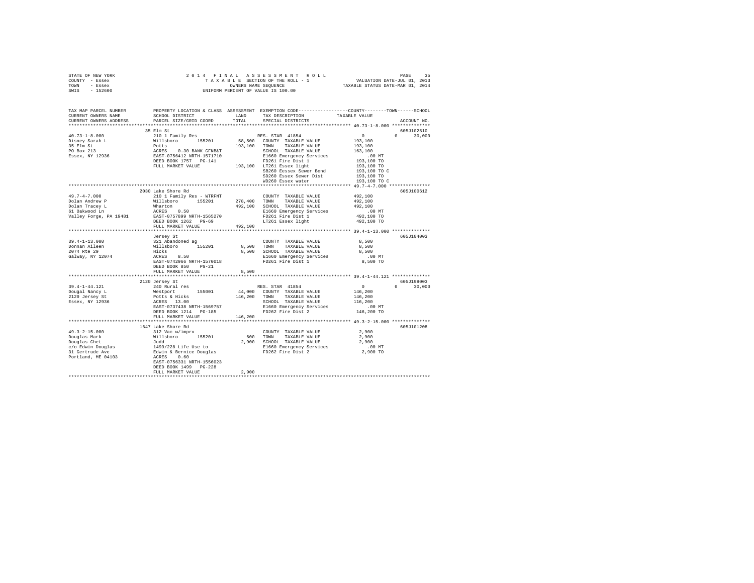STATE OF NEW YORK                    2 0 1 4   F I N A L   A S S E S S M E N T   R O L L                    PAGE    35
COUNTY  - Essex                          T A X A B L E  SECTION OF THE ROLL - 1                 VALUATION DATE-JUL 01, 2013
TOWN    - Essex                                OWNERS NAME SEQUENCE                            TAXABLE STATUS DATE-MAR 01, 2014
SWIS    - 152600                         UNIFORM PERCENT OF VALUE IS 100.00

```
TAX MAP PARCEL NUMBER          PROPERTY LOCATION & CLASS  ASSESSMENT  EXEMPTION CODE-----------------COUNTY--------TOWN------SCHOOL
CURRENT OWNERS NAME            SCHOOL DISTRICT               LAND      TAX DESCRIPTION            TAXABLE VALUE
CURRENT OWNERS ADDRESS         PARCEL SIZE/GRID COORD        TOTAL     SPECIAL DISTRICTS                                    ACCOUNT NO.
************************************************************************************************ 40.73-1-8.000 **************
                               35 Elm St                                                                                605J102510
40.73-1-8.000                  210 1 Family Res                        RES. STAR  41854                0           0       30,000
Disney Sarah L                 Willsboro      155201        58,500    COUNTY  TAXABLE VALUE            193,100
35 Elm St                      Potts                       193,100    TOWN    TAXABLE VALUE            193,100
PO Box 213                     ACRES    0.30 BANK GFNB&T               SCHOOL  TAXABLE VALUE            163,100
Essex, NY 12936                EAST-0756412 NRTH-1571710              E1660 Emergency Services             .00 MT
                               DEED BOOK 1757   PG-141                FD261 Fire Dist 1                193,100 TO
                               FULL MARKET VALUE           193,100    LT261 Essex light                193,100 TO
                                                                      SB260 Eessex Sewer Bond          193,100 TO C
                                                                      SD260 Essex Sewer Dist           193,100 TO
                                                                      WD260 Essex water                193,100 TO C
************************************************************************************************ 49.7-4-7.000 ***************
                               2030 Lake Shore Rd                                                                       605J100612
49.7-4-7.000                   210 1 Family Res - WTRFNT              COUNTY  TAXABLE VALUE            492,100
Dolan Andrew P                 Willsboro      155201       278,400    TOWN    TAXABLE VALUE            492,100
Dolan Tracey L                 Wharton                     492,100    SCHOOL  TAXABLE VALUE            492,100
61 Oakwood Ln                  ACRES    0.50                          E1660 Emergency Services             .00 MT
Valley Forge, PA 19481         EAST-0757899 NRTH-1565270              FD261 Fire Dist 1                492,100 TO
                               DEED BOOK 1262   PG-69                 LT261 Essex light                492,100 TO
                               FULL MARKET VALUE           492,100
************************************************************************************************ 39.4-1-13.000 **************
                               Jersey St                                                                                605J104003
39.4-1-13.000                  321 Abandoned ag                       COUNTY  TAXABLE VALUE              8,500
Donnan Aileen                  Willsboro      155201         8,500    TOWN    TAXABLE VALUE              8,500
2074 Rte 29                    Hicks                         8,500    SCHOOL  TAXABLE VALUE              8,500
Galway, NY 12074               ACRES    8.50                          E1660 Emergency Services             .00 MT
                               EAST-0742966 NRTH-1570018              FD261 Fire Dist 1                  8,500 TO
                               DEED BOOK 850    PG-21
                               FULL MARKET VALUE             8,500
************************************************************************************************ 39.4-1-44.121 **************
                               2120 Jersey St                                                                           605J198003
39.4-1-44.121                  240 Rural res                          RES. STAR  41854                0           0       30,000
Dougal Nancy L                 Westport       155001        44,000    COUNTY  TAXABLE VALUE            146,200
2120 Jersey St                 Potts & Hicks               146,200    TOWN    TAXABLE VALUE            146,200
Essex, NY 12936                ACRES   13.00                          SCHOOL  TAXABLE VALUE            116,200
                               EAST-0737438 NRTH-1569757              E1660 Emergency Services             .00 MT
                               DEED BOOK 1214   PG-185                FD262 Fire Dist 2                146,200 TO
                               FULL MARKET VALUE           146,200
************************************************************************************************ 49.3-2-15.000 **************
                               1647 Lake Shore Rd                                                                       605J101208
49.3-2-15.000                  312 Vac w/imprv                        COUNTY  TAXABLE VALUE              2,900
Douglas Mark                   Willsboro      155201           600    TOWN    TAXABLE VALUE              2,900
Douglas Chet                   Judd                          2,900    SCHOOL  TAXABLE VALUE              2,900
c/o Edwin Douglas              1499/228 Life Use to                   E1660 Emergency Services             .00 MT
31 Gertrude Ave                Edwin & Bernice Douglas                FD262 Fire Dist 2                  2,900 TO
Portland, ME 04103             ACRES    0.60
                               EAST-0756331 NRTH-1556023
                               DEED BOOK 1499   PG-228
                               FULL MARKET VALUE             2,900
******************************************************************************************************************************
```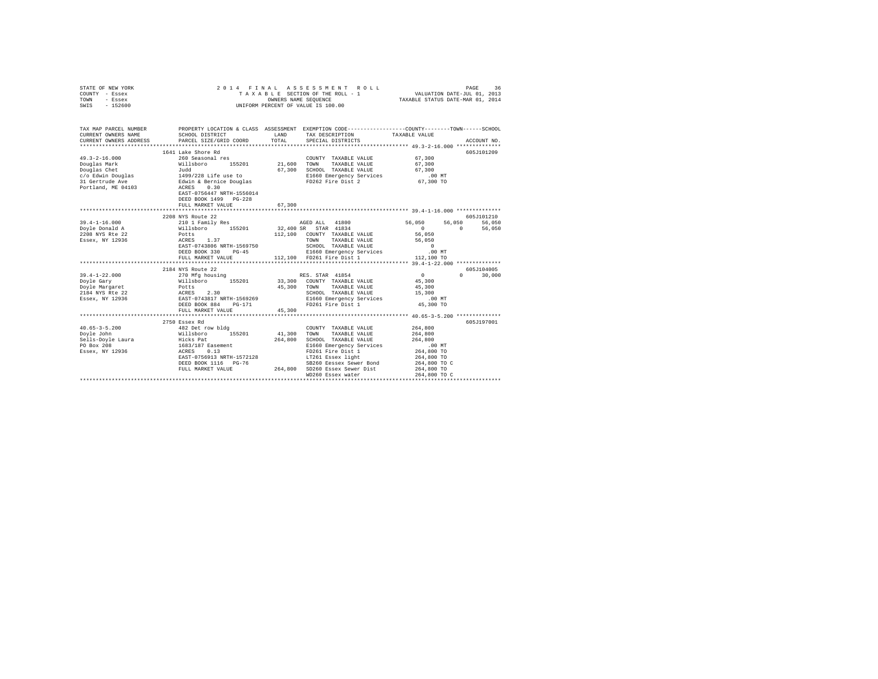STATE OF NEW YORK — 2014 FINAL ASSESSMENT ROLL
COUNTY - Essex — TAXABLE SECTION OF THE ROLL - 1 — VALUATION DATE-JUL 01, 2013
TOWN - Essex — OWNERS NAME SEQUENCE — TAXABLE STATUS DATE-MAR 01, 2014
SWIS - 152600 — UNIFORM PERCENT OF VALUE IS 100.00

```
TAX MAP PARCEL NUMBER          PROPERTY LOCATION & CLASS  ASSESSMENT  EXEMPTION CODE-----------------COUNTY--------TOWN------SCHOOL
CURRENT OWNERS NAME            SCHOOL DISTRICT              LAND      TAX DESCRIPTION            TAXABLE VALUE
CURRENT OWNERS ADDRESS         PARCEL SIZE/GRID COORD       TOTAL     SPECIAL DISTRICTS                                    ACCOUNT NO.
******************************************************************************************************* 49.3-2-16.000 **************
                               1641 Lake Shore Rd                                                                          605J101209
49.3-2-16.000                  260 Seasonal res                       COUNTY  TAXABLE VALUE           67,300
Douglas Mark                   Willsboro      155201       21,600    TOWN    TAXABLE VALUE           67,300
Douglas Chet                   Judd                        67,300    SCHOOL  TAXABLE VALUE           67,300
c/o Edwin Douglas              1499/228 Life use to                   E1660 Emergency Services          .00 MT
31 Gertrude Ave                Edwin & Bernice Douglas                FD262 Fire Dist 2               67,300 TO
Portland, ME 04103             ACRES    0.30
                               EAST-0756447 NRTH-1556014
                               DEED BOOK 1499   PG-228
                               FULL MARKET VALUE           67,300
******************************************************************************************************* 39.4-1-16.000 **************
                               2208 NYS Route 22                                                                           605J101210
39.4-1-16.000                  210 1 Family Res                       AGED ALL  41800             56,050      56,050      56,050
Doyle Donald A                 Willsboro      155201       32,400 SR  STAR 41834                      0           0      56,050
2208 NYS Rte 22                Potts                      112,100    COUNTY  TAXABLE VALUE           56,050
Essex, NY 12936                ACRES    1.37                          TOWN    TAXABLE VALUE           56,050
                               EAST-0743806 NRTH-1569750              SCHOOL  TAXABLE VALUE                0
                               DEED BOOK 330    PG-45                 E1660 Emergency Services          .00 MT
                               FULL MARKET VALUE          112,100    FD261 Fire Dist 1              112,100 TO
******************************************************************************************************* 39.4-1-22.000 **************
                               2184 NYS Route 22                                                                           605J104005
39.4-1-22.000                  270 Mfg housing                        RES. STAR 41854                    0           0      30,000
Doyle Gary                     Willsboro      155201       33,300    COUNTY  TAXABLE VALUE           45,300
Doyle Margaret                 Potts                       45,300    TOWN    TAXABLE VALUE           45,300
2184 NYS Rte 22                ACRES    2.30                          SCHOOL  TAXABLE VALUE           15,300
Essex, NY 12936                EAST-0743817 NRTH-1569269              E1660 Emergency Services          .00 MT
                               DEED BOOK 884    PG-171                FD261 Fire Dist 1               45,300 TO
                               FULL MARKET VALUE           45,300
******************************************************************************************************* 40.65-3-5.200 **************
                               2750 Essex Rd                                                                               605J197001
40.65-3-5.200                  482 Det row bldg                       COUNTY  TAXABLE VALUE          264,800
Doyle John                     Willsboro      155201       41,300    TOWN    TAXABLE VALUE          264,800
Sells-Doyle Laura              Hicks Pat                  264,800    SCHOOL  TAXABLE VALUE          264,800
PO Box 208                     1683/187 Easement                      E1660 Emergency Services          .00 MT
Essex, NY 12936                ACRES    0.13                          FD261 Fire Dist 1              264,800 TO
                               EAST-0756913 NRTH-1572128              LT261 Essex light              264,800 TO
                               DEED BOOK 1116   PG-76                 SB260 Eessex Sewer Bond        264,800 TO C
                               FULL MARKET VALUE          264,800    SD260 Essex Sewer Dist         264,800 TO
                                                                      WD260 Essex water              264,800 TO C
************************************************************************************************************************************
```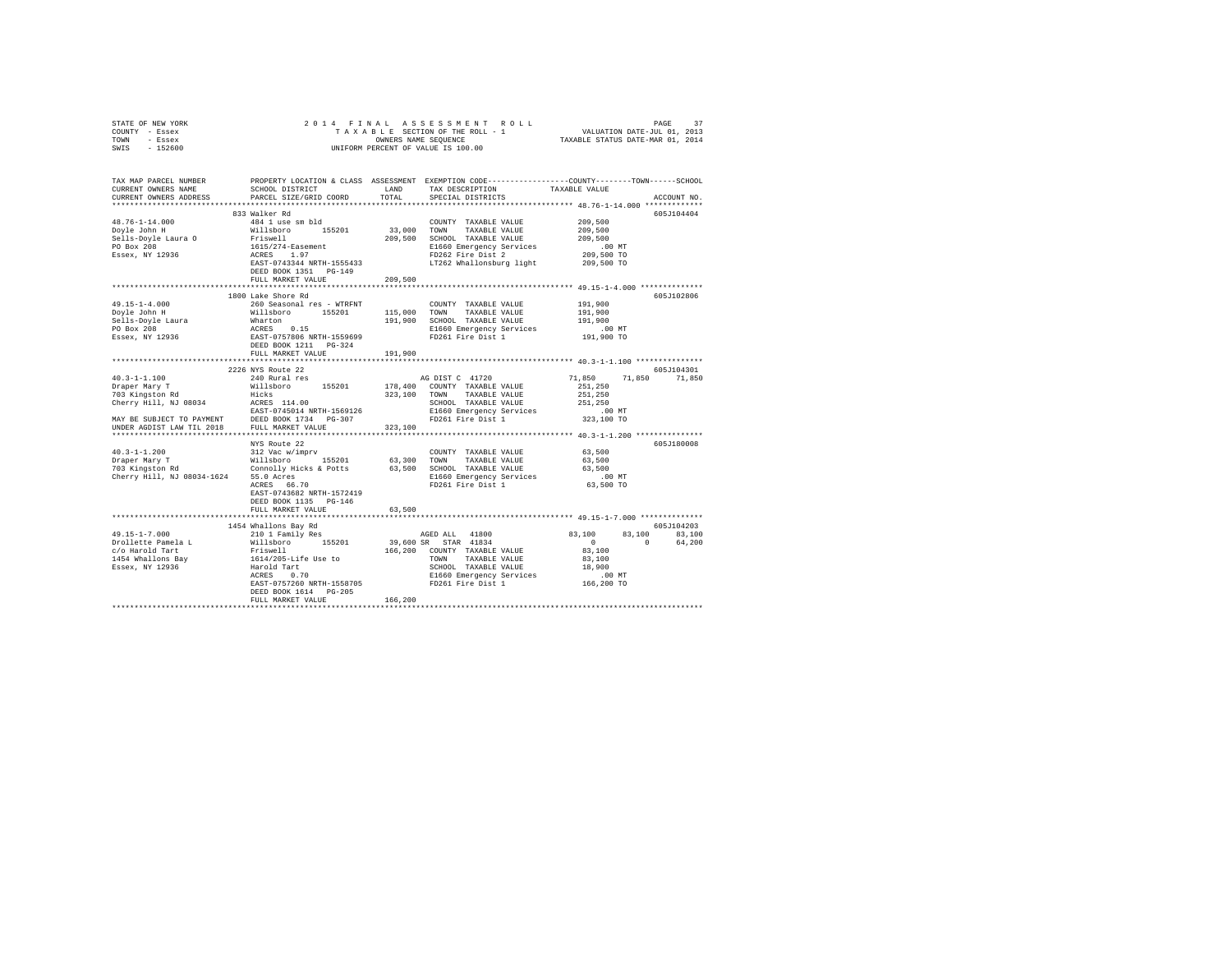STATE OF NEW YORK — 2014 FINAL ASSESSMENT ROLL
COUNTY - Essex — TAXABLE SECTION OF THE ROLL - 1 — VALUATION DATE-JUL 01, 2013
TOWN - Essex — OWNERS NAME SEQUENCE — TAXABLE STATUS DATE-MAR 01, 2014
SWIS - 152600 — UNIFORM PERCENT OF VALUE IS 100.00

```
TAX MAP PARCEL NUMBER          PROPERTY LOCATION & CLASS  ASSESSMENT  EXEMPTION CODE-----------------COUNTY--------TOWN------SCHOOL
CURRENT OWNERS NAME            SCHOOL DISTRICT              LAND      TAX DESCRIPTION            TAXABLE VALUE
CURRENT OWNERS ADDRESS         PARCEL SIZE/GRID COORD       TOTAL     SPECIAL DISTRICTS                                    ACCOUNT NO.
******************************************************************************************************* 48.76-1-14.000 *************
                               833 Walker Rd                                                                               605J104404
48.76-1-14.000                 484 1 use sm bld                       COUNTY  TAXABLE VALUE          209,500
Doyle John H                   Willsboro      155201       33,000     TOWN    TAXABLE VALUE          209,500
Sells-Doyle Laura O            Friswell                   209,500     SCHOOL  TAXABLE VALUE          209,500
PO Box 208                     1615/274-Easement                      E1660 Emergency Services          .00 MT
Essex, NY 12936                ACRES    1.97                          FD262 Fire Dist 2              209,500 TO
                               EAST-0743344 NRTH-1555433              LT262 Whallonsburg light       209,500 TO
                               DEED BOOK 1351   PG-149
                               FULL MARKET VALUE          209,500
******************************************************************************************************* 49.15-1-4.000 **************
                               1800 Lake Shore Rd                                                                          605J102806
49.15-1-4.000                  260 Seasonal res - WTRFNT              COUNTY  TAXABLE VALUE          191,900
Doyle John H                   Willsboro      155201      115,000     TOWN    TAXABLE VALUE          191,900
Sells-Doyle Laura              Wharton                    191,900     SCHOOL  TAXABLE VALUE          191,900
PO Box 208                     ACRES    0.15                          E1660 Emergency Services          .00 MT
Essex, NY 12936                EAST-0757806 NRTH-1559699              FD261 Fire Dist 1              191,900 TO
                               DEED BOOK 1211   PG-324
                               FULL MARKET VALUE          191,900
******************************************************************************************************* 40.3-1-1.100 ***************
                               2226 NYS Route 22                                                                           605J104301
40.3-1-1.100                   240 Rural res                          AG DIST C 41720             71,850      71,850      71,850
Draper Mary T                  Willsboro      155201      178,400     COUNTY  TAXABLE VALUE          251,250
703 Kingston Rd                Hicks                      323,100     TOWN    TAXABLE VALUE          251,250
Cherry Hill, NJ 08034          ACRES  114.00                          SCHOOL  TAXABLE VALUE          251,250
                               EAST-0745014 NRTH-1569126              E1660 Emergency Services          .00 MT
MAY BE SUBJECT TO PAYMENT      DEED BOOK 1734   PG-307                FD261 Fire Dist 1              323,100 TO
UNDER AGDIST LAW TIL 2018      FULL MARKET VALUE          323,100
******************************************************************************************************* 40.3-1-1.200 ***************
                               NYS Route 22                                                                                605J180008
40.3-1-1.200                   312 Vac w/imprv                        COUNTY  TAXABLE VALUE           63,500
Draper Mary T                  Willsboro      155201       63,300     TOWN    TAXABLE VALUE           63,500
703 Kingston Rd                Connolly Hicks & Potts      63,500     SCHOOL  TAXABLE VALUE           63,500
Cherry Hill, NJ 08034-1624     55.0 Acres                             E1660 Emergency Services          .00 MT
                               ACRES   66.70                          FD261 Fire Dist 1               63,500 TO
                               EAST-0743682 NRTH-1572419
                               DEED BOOK 1135   PG-146
                               FULL MARKET VALUE           63,500
******************************************************************************************************* 49.15-1-7.000 **************
                               1454 Whallons Bay Rd                                                                        605J104203
49.15-1-7.000                  210 1 Family Res                       AGED ALL  41800             83,100      83,100      83,100
Drollette Pamela L             Willsboro      155201       39,600 SR  STAR  41834                  0           0      64,200
c/o Harold Tart                Friswell                   166,200     COUNTY  TAXABLE VALUE           83,100
1454 Whallons Bay              1614/205-Life Use to                   TOWN    TAXABLE VALUE           83,100
Essex, NY 12936                Harold Tart                            SCHOOL  TAXABLE VALUE           18,900
                               ACRES    0.70                          E1660 Emergency Services          .00 MT
                               EAST-0757260 NRTH-1558705              FD261 Fire Dist 1              166,200 TO
                               DEED BOOK 1614   PG-205
                               FULL MARKET VALUE          166,200
************************************************************************************************************************************
```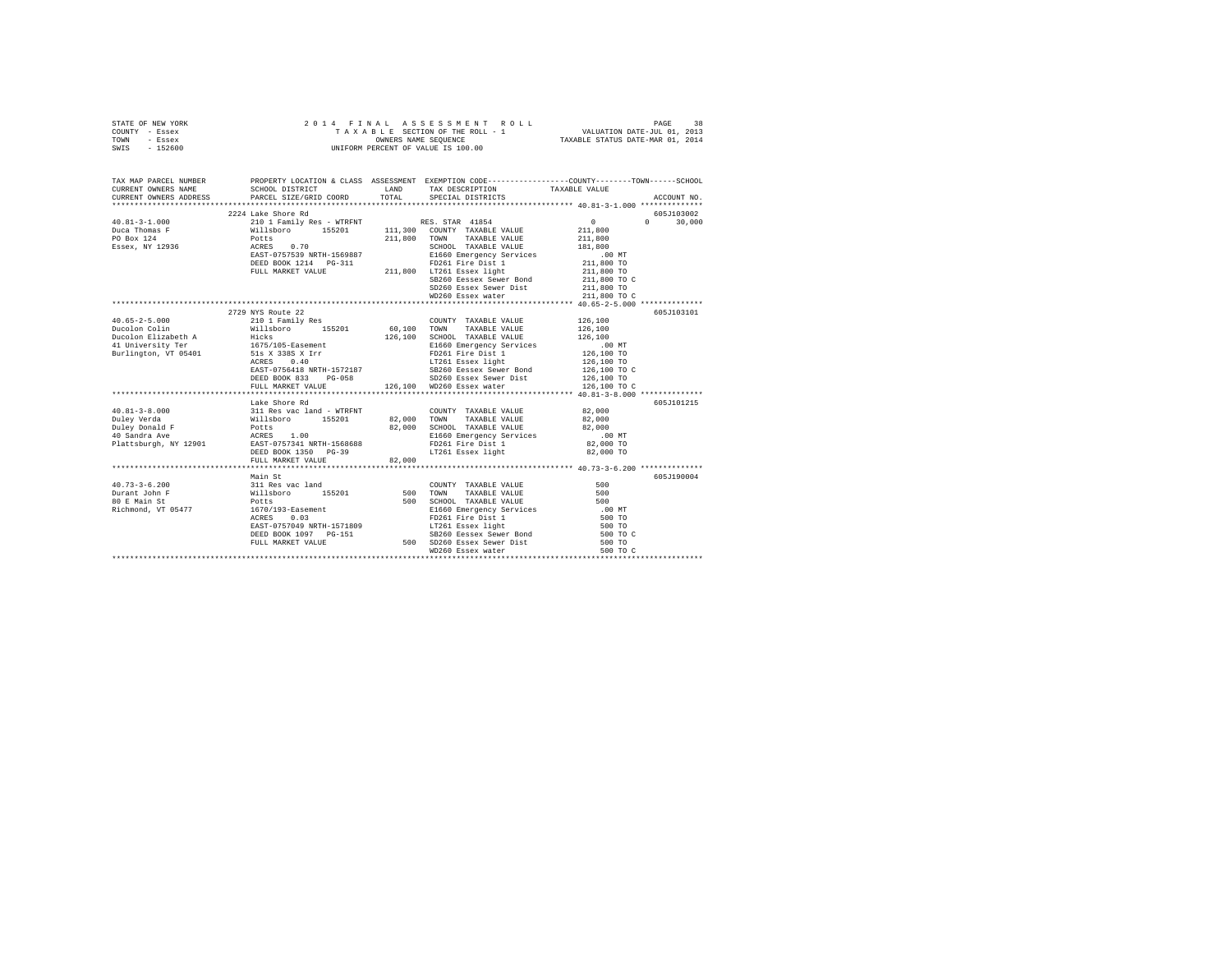STATE OF NEW YORK
COUNTY - Essex
TOWN - Essex
SWIS - 152600

2 0 1 4 F I N A L A S S E S S M E N T R O L L
T A X A B L E SECTION OF THE ROLL - 1
OWNERS NAME SEQUENCE
UNIFORM PERCENT OF VALUE IS 100.00

VALUATION DATE-JUL 01, 2013
TAXABLE STATUS DATE-MAR 01, 2014

```
TAX MAP PARCEL NUMBER     PROPERTY LOCATION & CLASS  ASSESSMENT  EXEMPTION CODE-----------------COUNTY--------TOWN------SCHOOL
CURRENT OWNERS NAME       SCHOOL DISTRICT               LAND      TAX DESCRIPTION            TAXABLE VALUE
CURRENT OWNERS ADDRESS    PARCEL SIZE/GRID COORD        TOTAL     SPECIAL DISTRICTS                                    ACCOUNT NO.
******************************************************************************************************* 40.81-3-1.000 **************
                          2224 Lake Shore Rd                                                                          605J103002
40.81-3-1.000             210 1 Family Res - WTRFNT              RES. STAR 41854                  0             0      30,000
Duca Thomas F             Willsboro      155201      111,300   COUNTY  TAXABLE VALUE          211,800
PO Box 124                Potts                      211,800   TOWN    TAXABLE VALUE          211,800
Essex, NY 12936           ACRES    0.70                        SCHOOL  TAXABLE VALUE          181,800
                          EAST-0757539 NRTH-1569887            E1660 Emergency Services          .00 MT
                          DEED BOOK 1214   PG-311              FD261 Fire Dist 1             211,800 TO
                          FULL MARKET VALUE          211,800   LT261 Essex light             211,800 TO
                                                               SB260 Eessex Sewer Bond       211,800 TO C
                                                               SD260 Essex Sewer Dist        211,800 TO
                                                               WD260 Essex water             211,800 TO C
******************************************************************************************************* 40.65-2-5.000 **************
                          2729 NYS Route 22                                                                           605J103101
40.65-2-5.000             210 1 Family Res                     COUNTY  TAXABLE VALUE          126,100
Ducolon Colin             Willsboro      155201       60,100   TOWN    TAXABLE VALUE          126,100
Ducolon Elizabeth A       Hicks                      126,100   SCHOOL  TAXABLE VALUE          126,100
41 University Ter         1675/105-Easement                    E1660 Emergency Services          .00 MT
Burlington, VT 05401      51s X 338S X Irr                     FD261 Fire Dist 1             126,100 TO
                          ACRES    0.40                        LT261 Essex light             126,100 TO
                          EAST-0756418 NRTH-1572187            SB260 Eessex Sewer Bond       126,100 TO C
                          DEED BOOK 833    PG-058              SD260 Essex Sewer Dist        126,100 TO
                          FULL MARKET VALUE          126,100   WD260 Essex water             126,100 TO C
******************************************************************************************************* 40.81-3-8.000 **************
                          Lake Shore Rd                                                                               605J101215
40.81-3-8.000             311 Res vac land - WTRFNT            COUNTY  TAXABLE VALUE           82,000
Duley Verda               Willsboro      155201       82,000   TOWN    TAXABLE VALUE           82,000
Duley Donald F            Potts                       82,000   SCHOOL  TAXABLE VALUE           82,000
40 Sandra Ave             ACRES    1.00                        E1660 Emergency Services          .00 MT
Plattsburgh, NY 12901     EAST-0757341 NRTH-1568688            FD261 Fire Dist 1              82,000 TO
                          DEED BOOK 1350   PG-39               LT261 Essex light              82,000 TO
                          FULL MARKET VALUE           82,000
******************************************************************************************************* 40.73-3-6.200 **************
                          Main St                                                                                     605J190004
40.73-3-6.200             311 Res vac land                     COUNTY  TAXABLE VALUE              500
Durant John F             Willsboro      155201          500   TOWN    TAXABLE VALUE              500
80 E Main St              Potts                          500   SCHOOL  TAXABLE VALUE              500
Richmond, VT 05477        1670/193-Easement                    E1660 Emergency Services          .00 MT
                          ACRES    0.03                        FD261 Fire Dist 1                 500 TO
                          EAST-0757049 NRTH-1571809            LT261 Essex light                 500 TO
                          DEED BOOK 1097   PG-151              SB260 Eessex Sewer Bond           500 TO C
                          FULL MARKET VALUE              500   SD260 Essex Sewer Dist            500 TO
                                                               WD260 Essex water                 500 TO C
************************************************************************************************************************************
```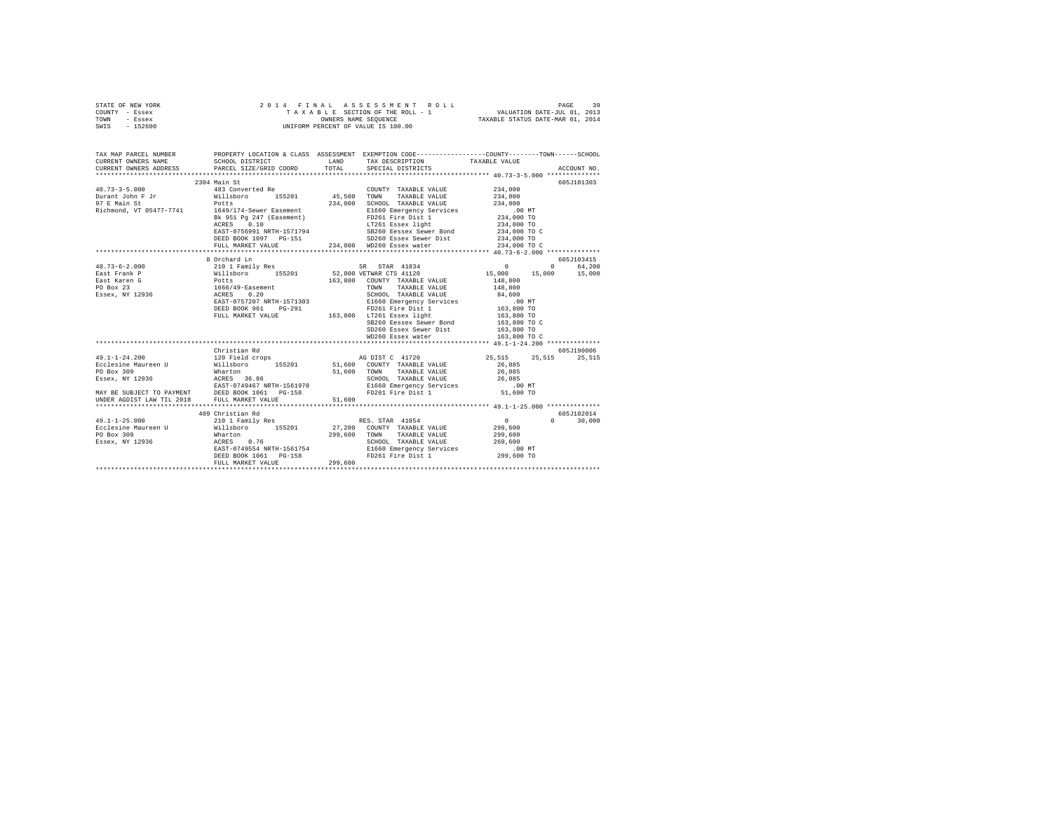STATE OF NEW YORK
COUNTY - Essex
TOWN - Essex
SWIS - 152600

2 0 1 4 F I N A L A S S E S S M E N T R O L L
T A X A B L E SECTION OF THE ROLL - 1
OWNERS NAME SEQUENCE
UNIFORM PERCENT OF VALUE IS 100.00

VALUATION DATE-JUL 01, 2013
TAXABLE STATUS DATE-MAR 01, 2014

```
TAX MAP PARCEL NUMBER          PROPERTY LOCATION & CLASS  ASSESSMENT  EXEMPTION CODE-----------------COUNTY--------TOWN------SCHOOL
CURRENT OWNERS NAME            SCHOOL DISTRICT              LAND      TAX DESCRIPTION            TAXABLE VALUE
CURRENT OWNERS ADDRESS         PARCEL SIZE/GRID COORD       TOTAL     SPECIAL DISTRICTS                                    ACCOUNT NO.
******************************************************************************************************* 40.73-3-5.000 **************
                               2304 Main St                                                                               605J101303
40.73-3-5.000                  483 Converted Re                          COUNTY  TAXABLE VALUE           234,000
Durant John F Jr               Willsboro      155201        45,500       TOWN    TAXABLE VALUE           234,000
97 E Main St                   Potts                       234,000       SCHOOL  TAXABLE VALUE           234,000
Richmond, VT 05477-7741        1649/174-Sewer Easement                   E1660 Emergency Services           .00 MT
                               Bk 951 Pg 247 (Easement)                  FD261 Fire Dist 1               234,000 TO
                               ACRES    0.10                             LT261 Essex light               234,000 TO
                               EAST-0756991 NRTH-1571794                 SB260 Eessex Sewer Bond         234,000 TO C
                               DEED BOOK 1097   PG-151                   SD260 Essex Sewer Dist          234,000 TO
                               FULL MARKET VALUE           234,000       WD260 Essex water               234,000 TO C
******************************************************************************************************* 40.73-6-2.000 **************
                               8 Orchard Ln                                                                               605J103415
40.73-6-2.000                  210 1 Family Res                    SR  STAR 41834                      0             0        64,200
East Frank P                   Willsboro      155201        52,000 VETWAR CTS 41120               15,000        15,000        15,000
East Karen G                   Potts                       163,800    COUNTY  TAXABLE VALUE          148,800
PO Box 23                      1666/49-Easement                       TOWN    TAXABLE VALUE          148,800
Essex, NY 12936                ACRES    0.20                          SCHOOL  TAXABLE VALUE           84,600
                               EAST-0757207 NRTH-1571303              E1660 Emergency Services           .00 MT
                               DEED BOOK 961    PG-291                FD261 Fire Dist 1              163,800 TO
                               FULL MARKET VALUE           163,800    LT261 Essex light              163,800 TO
                                                                      SB260 Eessex Sewer Bond        163,800 TO C
                                                                      SD260 Essex Sewer Dist         163,800 TO
                                                                      WD260 Essex water              163,800 TO C
******************************************************************************************************* 49.1-1-24.200 **************
                               Christian Rd                                                                               605J190006
49.1-1-24.200                  120 Field crops                      AG DIST C  41720               25,515        25,515        25,515
Ecclesine Maureen U            Willsboro      155201        51,600    COUNTY  TAXABLE VALUE           26,085
PO Box 309                     Wharton                      51,600    TOWN    TAXABLE VALUE           26,085
Essex, NY 12936                ACRES   36.86                          SCHOOL  TAXABLE VALUE           26,085
                               EAST-0749467 NRTH-1561970              E1660 Emergency Services           .00 MT
MAY BE SUBJECT TO PAYMENT      DEED BOOK 1061   PG-158                FD261 Fire Dist 1               51,600 TO
UNDER AGDIST LAW TIL 2018      FULL MARKET VALUE            51,600
******************************************************************************************************* 49.1-1-25.000 **************
                               409 Christian Rd                                                                           605J102014
49.1-1-25.000                  210 1 Family Res                    RES. STAR 41854                     0             0        30,000
Ecclesine Maureen U            Willsboro      155201        27,200    COUNTY  TAXABLE VALUE          299,600
PO Box 309                     Wharton                     299,600    TOWN    TAXABLE VALUE          299,600
Essex, NY 12936                ACRES    0.76                          SCHOOL  TAXABLE VALUE          269,600
                               EAST-0749554 NRTH-1561754              E1660 Emergency Services           .00 MT
                               DEED BOOK 1061   PG-158                FD261 Fire Dist 1              299,600 TO
                               FULL MARKET VALUE           299,600
************************************************************************************************************************************
```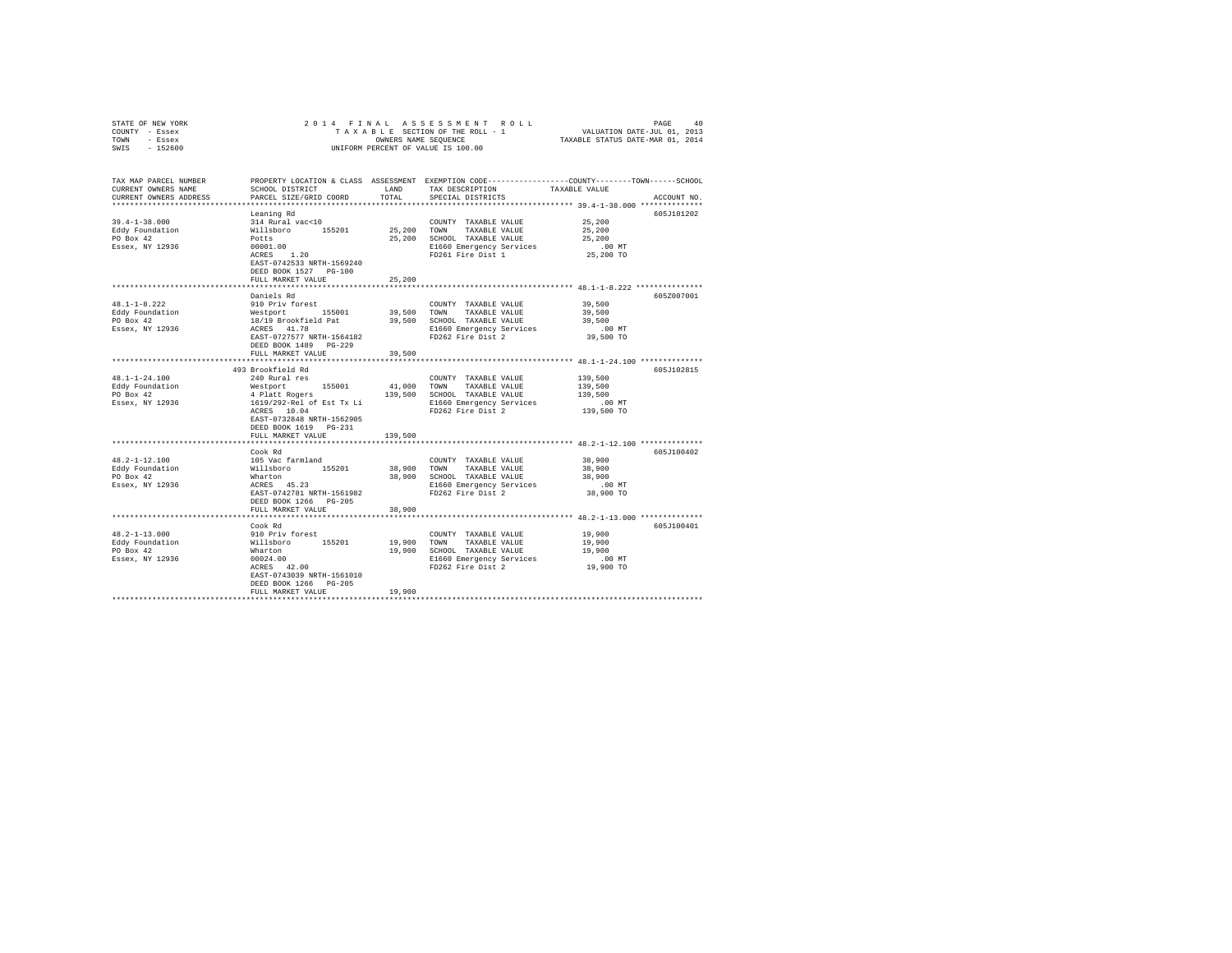STATE OF NEW YORK — 2014 FINAL ASSESSMENT ROLL
COUNTY - Essex — TAXABLE SECTION OF THE ROLL - 1 — VALUATION DATE-JUL 01, 2013
TOWN - Essex — OWNERS NAME SEQUENCE — TAXABLE STATUS DATE-MAR 01, 2014
SWIS - 152600 — UNIFORM PERCENT OF VALUE IS 100.00

| TAX MAP PARCEL NUMBER / CURRENT OWNERS NAME / CURRENT OWNERS ADDRESS | PROPERTY LOCATION & CLASS / SCHOOL DISTRICT / PARCEL SIZE/GRID COORD | ASSESSMENT LAND | TOTAL | EXEMPTION CODE / TAX DESCRIPTION / SPECIAL DISTRICTS | COUNTY / TOWN / SCHOOL TAXABLE VALUE | ACCOUNT NO. |
|---|---|---|---|---|---|---|
| 39.4-1-38.000 | Leaning Rd | | | | | 605J101202 |
| Eddy Foundation | 314 Rural vac<10 | | | COUNTY TAXABLE VALUE | 25,200 | |
| PO Box 42 | Willsboro 155201 | 25,200 | | TOWN TAXABLE VALUE | 25,200 | |
| Essex, NY 12936 | Potts | | 25,200 | SCHOOL TAXABLE VALUE | 25,200 | |
| | 00001.00 | | | E1660 Emergency Services | .00 MT | |
| | ACRES 1.20 | | | FD261 Fire Dist 1 | 25,200 TO | |
| | EAST-0742533 NRTH-1569240 | | | | | |
| | DEED BOOK 1527 PG-100 | | | | | |
| | FULL MARKET VALUE | | 25,200 | | | |
| 48.1-1-8.222 | Daniels Rd | | | | | 605Z007001 |
| Eddy Foundation | 910 Priv forest | | | COUNTY TAXABLE VALUE | 39,500 | |
| PO Box 42 | Westport 155001 | 39,500 | | TOWN TAXABLE VALUE | 39,500 | |
| Essex, NY 12936 | 18/19 Brookfield Pat | | 39,500 | SCHOOL TAXABLE VALUE | 39,500 | |
| | ACRES 41.78 | | | E1660 Emergency Services | .00 MT | |
| | EAST-0727577 NRTH-1564182 | | | FD262 Fire Dist 2 | 39,500 TO | |
| | DEED BOOK 1489 PG-229 | | | | | |
| | FULL MARKET VALUE | | 39,500 | | | |
| 48.1-1-24.100 | 493 Brookfield Rd | | | | | 605J102815 |
| Eddy Foundation | 240 Rural res | | | COUNTY TAXABLE VALUE | 139,500 | |
| PO Box 42 | Westport 155001 | 41,000 | | TOWN TAXABLE VALUE | 139,500 | |
| Essex, NY 12936 | 4 Platt Rogers | | 139,500 | SCHOOL TAXABLE VALUE | 139,500 | |
| | 1619/292-Rel of Est Tx Li | | | E1660 Emergency Services | .00 MT | |
| | ACRES 10.04 | | | FD262 Fire Dist 2 | 139,500 TO | |
| | EAST-0732848 NRTH-1562905 | | | | | |
| | DEED BOOK 1619 PG-231 | | | | | |
| | FULL MARKET VALUE | | 139,500 | | | |
| 48.2-1-12.100 | Cook Rd | | | | | 605J100402 |
| Eddy Foundation | 105 Vac farmland | | | COUNTY TAXABLE VALUE | 38,900 | |
| PO Box 42 | Willsboro 155201 | 38,900 | | TOWN TAXABLE VALUE | 38,900 | |
| Essex, NY 12936 | Wharton | | 38,900 | SCHOOL TAXABLE VALUE | 38,900 | |
| | ACRES 45.23 | | | E1660 Emergency Services | .00 MT | |
| | EAST-0742781 NRTH-1561982 | | | FD262 Fire Dist 2 | 38,900 TO | |
| | DEED BOOK 1266 PG-205 | | | | | |
| | FULL MARKET VALUE | | 38,900 | | | |
| 48.2-1-13.000 | Cook Rd | | | | | 605J100401 |
| Eddy Foundation | 910 Priv forest | | | COUNTY TAXABLE VALUE | 19,900 | |
| PO Box 42 | Willsboro 155201 | 19,900 | | TOWN TAXABLE VALUE | 19,900 | |
| Essex, NY 12936 | Wharton | | 19,900 | SCHOOL TAXABLE VALUE | 19,900 | |
| | 00024.00 | | | E1660 Emergency Services | .00 MT | |
| | ACRES 42.00 | | | FD262 Fire Dist 2 | 19,900 TO | |
| | EAST-0743039 NRTH-1561010 | | | | | |
| | DEED BOOK 1266 PG-205 | | | | | |
| | FULL MARKET VALUE | | 19,900 | | | |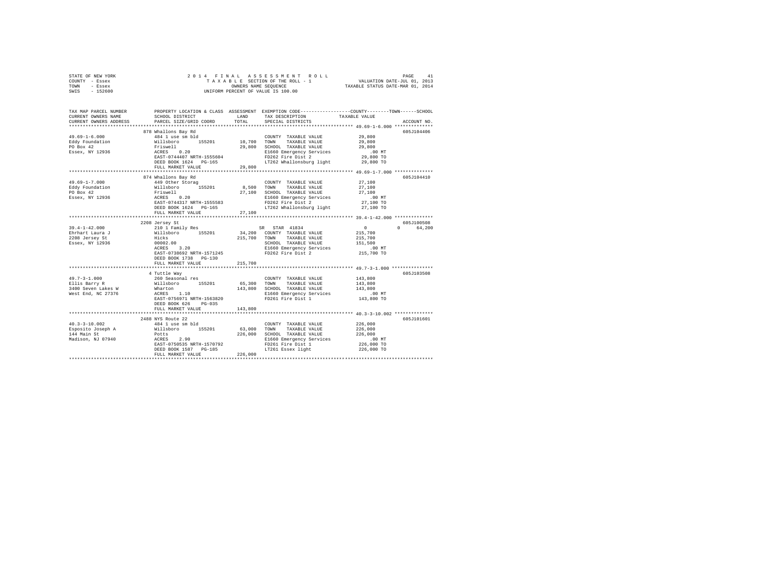STATE OF NEW YORK
COUNTY - Essex
TOWN - Essex
SWIS - 152600

2 0 1 4 F I N A L A S S E S S M E N T R O L L
T A X A B L E SECTION OF THE ROLL - 1
OWNERS NAME SEQUENCE
UNIFORM PERCENT OF VALUE IS 100.00

VALUATION DATE-JUL 01, 2013
TAXABLE STATUS DATE-MAR 01, 2014

```
TAX MAP PARCEL NUMBER          PROPERTY LOCATION & CLASS  ASSESSMENT  EXEMPTION CODE-----------------COUNTY--------TOWN------SCHOOL
CURRENT OWNERS NAME            SCHOOL DISTRICT               LAND      TAX DESCRIPTION            TAXABLE VALUE
CURRENT OWNERS ADDRESS         PARCEL SIZE/GRID COORD        TOTAL     SPECIAL DISTRICTS                                  ACCOUNT NO.
******************************************************************************************************* 49.69-1-6.000 **************
                               878 Whallons Bay Rd                                                                       605J104406
49.69-1-6.000                  484 1 use sm bld                        COUNTY  TAXABLE VALUE           29,800
Eddy Foundation                Willsboro      155201        10,700     TOWN    TAXABLE VALUE           29,800
PO Box 42                      Friswell                     29,800     SCHOOL  TAXABLE VALUE           29,800
Essex, NY 12936                ACRES    0.20                           E1660 Emergency Services           .00 MT
                               EAST-0744407 NRTH-1555604               FD262 Fire Dist 2               29,800 TO
                               DEED BOOK 1624   PG-165                 LT262 Whallonsburg light        29,800 TO
                               FULL MARKET VALUE            29,800
******************************************************************************************************* 49.69-1-7.000 **************
                               874 Whallons Bay Rd                                                                       605J104410
49.69-1-7.000                  449 Other Storag                        COUNTY  TAXABLE VALUE           27,100
Eddy Foundation                Willsboro      155201         8,500     TOWN    TAXABLE VALUE           27,100
PO Box 42                      Friswell                     27,100     SCHOOL  TAXABLE VALUE           27,100
Essex, NY 12936                ACRES    0.20                           E1660 Emergency Services           .00 MT
                               EAST-0744317 NRTH-1555583               FD262 Fire Dist 2               27,100 TO
                               DEED BOOK 1624   PG-165                 LT262 Whallonsburg light        27,100 TO
                               FULL MARKET VALUE            27,100
******************************************************************************************************* 39.4-1-42.000 **************
                               2208 Jersey St                                                                            605J100508
39.4-1-42.000                  210 1 Family Res                     SR  STAR  41834                         0          0     64,200
Ehrhart Laura J                Willsboro      155201        34,200     COUNTY  TAXABLE VALUE          215,700
2208 Jersey St                 Hicks                       215,700     TOWN    TAXABLE VALUE          215,700
Essex, NY 12936                00002.00                                SCHOOL  TAXABLE VALUE          151,500
                               ACRES    3.20                           E1660 Emergency Services           .00 MT
                               EAST-0738692 NRTH-1571245               FD262 Fire Dist 2              215,700 TO
                               DEED BOOK 1738   PG-130
                               FULL MARKET VALUE           215,700
******************************************************************************************************* 49.7-3-1.000 ***************
                               4 Tuttle Way                                                                              605J103508
49.7-3-1.000                   260 Seasonal res                        COUNTY  TAXABLE VALUE          143,800
Ellis Barry R                  Willsboro      155201        65,300     TOWN    TAXABLE VALUE          143,800
3400 Seven Lakes W             Wharton                     143,800     SCHOOL  TAXABLE VALUE          143,800
West End, NC 27376             ACRES    1.10                           E1660 Emergency Services           .00 MT
                               EAST-0756971 NRTH-1563820               FD261 Fire Dist 1              143,800 TO
                               DEED BOOK 626    PG-035
                               FULL MARKET VALUE           143,800
******************************************************************************************************* 40.3-3-10.002 **************
                               2488 NYS Route 22                                                                         605J101601
40.3-3-10.002                  484 1 use sm bld                        COUNTY  TAXABLE VALUE          226,000
Esposito Joseph A              Willsboro      155201        63,000     TOWN    TAXABLE VALUE          226,000
144 Main St                    Potts                       226,000     SCHOOL  TAXABLE VALUE          226,000
Madison, NJ 07940              ACRES    2.90                           E1660 Emergency Services           .00 MT
                               EAST-0750535 NRTH-1570792               FD261 Fire Dist 1              226,000 TO
                               DEED BOOK 1587   PG-185                 LT261 Essex light              226,000 TO
                               FULL MARKET VALUE           226,000
************************************************************************************************************************************
```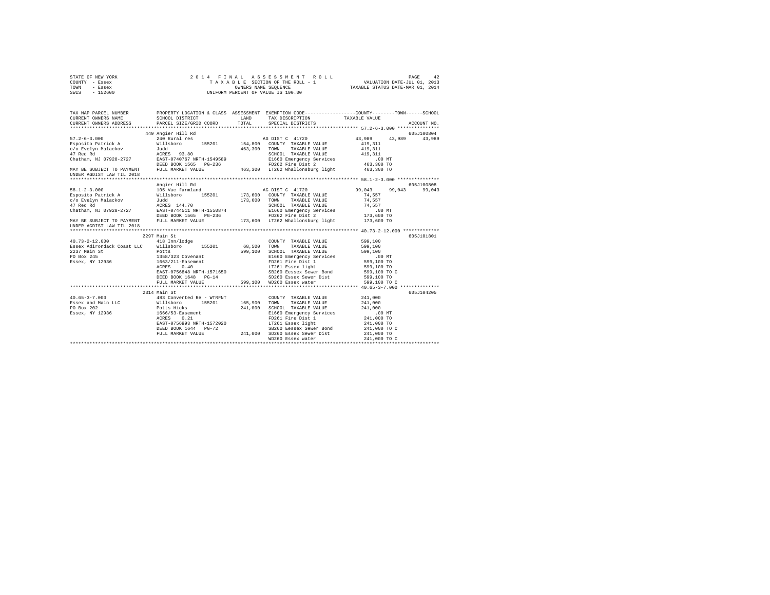```
STATE OF NEW YORK                    2 0 1 4   F I N A L   A S S E S S M E N T   R O L L                              PAGE    42
COUNTY  - Essex                         T A X A B L E  SECTION OF THE ROLL - 1                    VALUATION DATE-JUL 01, 2013
TOWN    - Essex                              OWNERS NAME SEQUENCE                             TAXABLE STATUS DATE-MAR 01, 2014
SWIS    - 152600                      UNIFORM PERCENT OF VALUE IS 100.00

TAX MAP PARCEL NUMBER          PROPERTY LOCATION & CLASS  ASSESSMENT  EXEMPTION CODE-----------------COUNTY--------TOWN------SCHOOL
CURRENT OWNERS NAME            SCHOOL DISTRICT              LAND      TAX DESCRIPTION            TAXABLE VALUE
CURRENT OWNERS ADDRESS         PARCEL SIZE/GRID COORD       TOTAL     SPECIAL DISTRICTS                                   ACCOUNT NO.
******************************************************************************************************* 57.2-6-3.000 ***************
                               449 Angier Hill Rd                                                                          605J100804
57.2-6-3.000                   240 Rural res                          AG DIST C  41720               43,989      43,989      43,989
Esposito Patrick A             Willsboro      155201       154,800    COUNTY  TAXABLE VALUE           419,311
c/o Evelyn Malackov            Judd                        463,300    TOWN    TAXABLE VALUE           419,311
47 Red Rd                      ACRES   93.80                          SCHOOL  TAXABLE VALUE           419,311
Chatham, NJ 07928-2727         EAST-0740767 NRTH-1549589              E1660 Emergency Services            .00 MT
                               DEED BOOK 1565   PG-236                FD262 Fire Dist 2               463,300 TO
MAY BE SUBJECT TO PAYMENT      FULL MARKET VALUE           463,300    LT262 Whallonsburg light        463,300 TO
UNDER AGDIST LAW TIL 2018
******************************************************************************************************* 58.1-2-3.000 ***************
                               Angier Hill Rd                                                                              605J100808
58.1-2-3.000                   105 Vac farmland                       AG DIST C  41720               99,043      99,043      99,043
Esposito Patrick A             Willsboro      155201       173,600    COUNTY  TAXABLE VALUE            74,557
c/o Evelyn Malackov            Judd                        173,600    TOWN    TAXABLE VALUE            74,557
47 Red Rd                      ACRES  144.70                          SCHOOL  TAXABLE VALUE            74,557
Chatham, NJ 07928-2727         EAST-0744511 NRTH-1550874              E1660 Emergency Services            .00 MT
                               DEED BOOK 1565   PG-236                FD262 Fire Dist 2               173,600 TO
MAY BE SUBJECT TO PAYMENT      FULL MARKET VALUE           173,600    LT262 Whallonsburg light        173,600 TO
UNDER AGDIST LAW TIL 2018
******************************************************************************************************* 40.73-2-12.000 *************
                               2297 Main St                                                                                605J101801
40.73-2-12.000                 418 Inn/lodge                          COUNTY  TAXABLE VALUE           599,100
Essex Adirondack Coast LLC     Willsboro      155201        68,500    TOWN    TAXABLE VALUE           599,100
2237 Main St                   Potts                       599,100    SCHOOL  TAXABLE VALUE           599,100
PO Box 245                     1358/323 Covenant                      E1660 Emergency Services            .00 MT
Essex, NY 12936                1663/211-Easement                      FD261 Fire Dist 1               599,100 TO
                               ACRES    0.40                          LT261 Essex light               599,100 TO
                               EAST-0756848 NRTH-1571650              SB260 Eessex Sewer Bond         599,100 TO C
                               DEED BOOK 1648   PG-14                 SD260 Essex Sewer Dist          599,100 TO
                               FULL MARKET VALUE           599,100    WD260 Essex water               599,100 TO C
******************************************************************************************************* 40.65-3-7.000 **************
                               2314 Main St                                                                                605J104205
40.65-3-7.000                  483 Converted Re - WTRFNT              COUNTY  TAXABLE VALUE           241,000
Essex and Main LLC             Willsboro      155201       165,900    TOWN    TAXABLE VALUE           241,000
PO Box 202                     Potts Hicks                 241,000    SCHOOL  TAXABLE VALUE           241,000
Essex, NY 12936                1666/53-Easement                       E1660 Emergency Services            .00 MT
                               ACRES    0.21                          FD261 Fire Dist 1               241,000 TO
                               EAST-0756993 NRTH-1572020              LT261 Essex light               241,000 TO
                               DEED BOOK 1644   PG-72                 SB260 Eessex Sewer Bond         241,000 TO C
                               FULL MARKET VALUE           241,000    SD260 Essex Sewer Dist          241,000 TO
                                                                      WD260 Essex water               241,000 TO C
************************************************************************************************************************************
```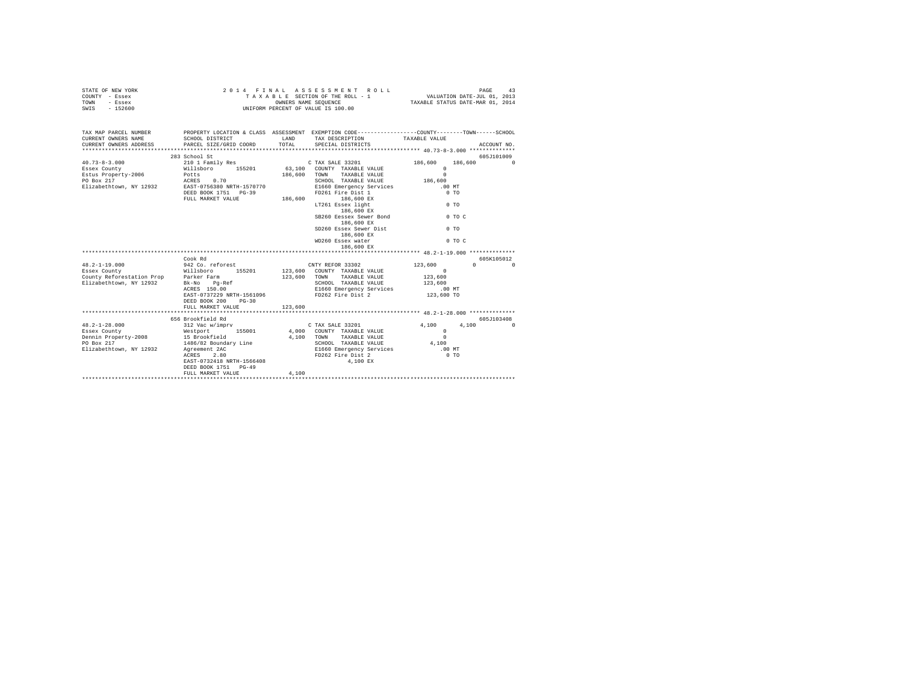STATE OF NEW YORK
COUNTY - Essex
TOWN - Essex
SWIS - 152600

2014 FINAL ASSESSMENT ROLL
TAXABLE SECTION OF THE ROLL - 1
OWNERS NAME SEQUENCE
UNIFORM PERCENT OF VALUE IS 100.00

VALUATION DATE-JUL 01, 2013
TAXABLE STATUS DATE-MAR 01, 2014

```
TAX MAP PARCEL NUMBER          PROPERTY LOCATION & CLASS  ASSESSMENT  EXEMPTION CODE-----------------COUNTY--------TOWN------SCHOOL
CURRENT OWNERS NAME            SCHOOL DISTRICT              LAND      TAX DESCRIPTION            TAXABLE VALUE
CURRENT OWNERS ADDRESS         PARCEL SIZE/GRID COORD       TOTAL     SPECIAL DISTRICTS                                    ACCOUNT NO.
****************************************************************************************************** 40.73-8-3.000 **************
                               283 School St                                                                                605J101009
40.73-8-3.000                  210 1 Family Res                       C TAX SALE 33201            186,600     186,600          0
Essex County                   Willsboro      155201       63,100     COUNTY  TAXABLE VALUE              0
Estus Property-2006            Potts                      186,600     TOWN    TAXABLE VALUE              0
PO Box 217                     ACRES    0.70                          SCHOOL  TAXABLE VALUE        186,600
Elizabethtown, NY 12932        EAST-0756380 NRTH-1570770              E1660 Emergency Services          .00 MT
                               DEED BOOK 1751   PG-39                 FD261 Fire Dist 1                  0 TO
                               FULL MARKET VALUE          186,600          186,600 EX
                                                                      LT261 Essex light                  0 TO
                                                                           186,600 EX
                                                                      SB260 Eessex Sewer Bond            0 TO C
                                                                           186,600 EX
                                                                      SD260 Essex Sewer Dist             0 TO
                                                                           186,600 EX
                                                                      WD260 Essex water                  0 TO C
                                                                           186,600 EX
****************************************************************************************************** 48.2-1-19.000 **************
                               Cook Rd                                                                                      605K105012
48.2-1-19.000                  942 Co. reforest                       CNTY REFOR 33302            123,600           0          0
Essex County                   Willsboro      155201      123,600     COUNTY  TAXABLE VALUE              0
County Reforestation Prop      Parker Farm                123,600     TOWN    TAXABLE VALUE        123,600
Elizabethtown, NY 12932        Bk-No   Pg-Ref                         SCHOOL  TAXABLE VALUE        123,600
                               ACRES  150.00                          E1660 Emergency Services          .00 MT
                               EAST-0737229 NRTH-1561096              FD262 Fire Dist 2            123,600 TO
                               DEED BOOK 200    PG-30
                               FULL MARKET VALUE          123,600
****************************************************************************************************** 48.2-1-28.000 **************
                               656 Brookfield Rd                                                                            605J103408
48.2-1-28.000                  312 Vac w/imprv                        C TAX SALE 33201              4,100       4,100          0
Essex County                   Westport       155001        4,000     COUNTY  TAXABLE VALUE              0
Dennin Property-2008           15 Brookfield                4,100     TOWN    TAXABLE VALUE              0
PO Box 217                     1486/82 Boundary Line                  SCHOOL  TAXABLE VALUE          4,100
Elizabethtown, NY 12932        Agreement 2AC                          E1660 Emergency Services          .00 MT
                               ACRES    2.80                          FD262 Fire Dist 2                  0 TO
                               EAST-0732418 NRTH-1566408                     4,100 EX
                               DEED BOOK 1751   PG-49
                               FULL MARKET VALUE            4,100
************************************************************************************************************************************
```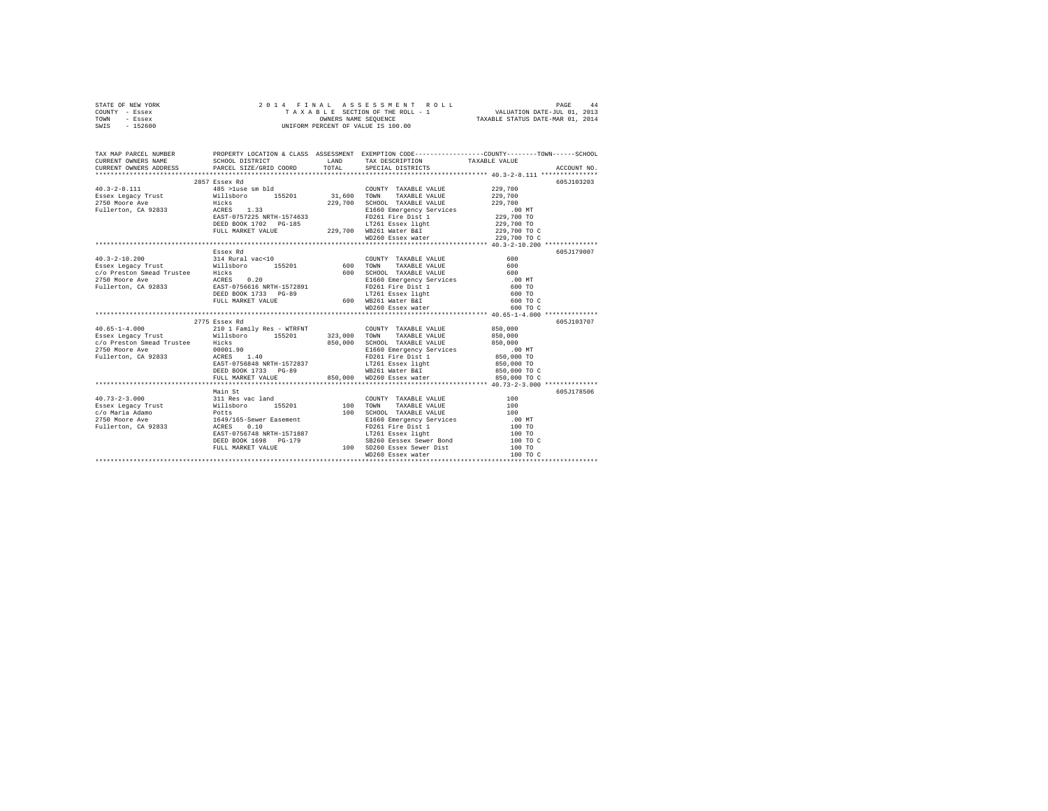STATE OF NEW YORK                    2 0 1 4   F I N A L   A S S E S S M E N T   R O L L
COUNTY - Essex                       T A X A B L E  SECTION OF THE ROLL - 1            VALUATION DATE-JUL 01, 2013
TOWN   - Essex                       OWNERS NAME SEQUENCE                               TAXABLE STATUS DATE-MAR 01, 2014
SWIS   - 152600                      UNIFORM PERCENT OF VALUE IS 100.00

| TAX MAP PARCEL NUMBER / CURRENT OWNERS NAME / CURRENT OWNERS ADDRESS | PROPERTY LOCATION & CLASS / SCHOOL DISTRICT / PARCEL SIZE/GRID COORD | ASSESSMENT LAND / TOTAL | EXEMPTION CODE / TAX DESCRIPTION / SPECIAL DISTRICTS | COUNTY / TOWN / SCHOOL TAXABLE VALUE | ACCOUNT NO. |
|---|---|---|---|---|---|
| | 2857 Essex Rd | | | | 605J103203 |
| 40.3-2-8.111 | 485 >1use sm bld | | COUNTY TAXABLE VALUE | 229,700 | |
| Essex Legacy Trust | Willsboro 155201 | 31,600 | TOWN TAXABLE VALUE | 229,700 | |
| 2750 Moore Ave | Hicks | 229,700 | SCHOOL TAXABLE VALUE | 229,700 | |
| Fullerton, CA 92833 | ACRES 1.33 | | E1660 Emergency Services | .00 MT | |
| | EAST-0757225 NRTH-1574633 | | FD261 Fire Dist 1 | 229,700 TO | |
| | DEED BOOK 1702 PG-185 | | LT261 Essex light | 229,700 TO | |
| | FULL MARKET VALUE | 229,700 | WB261 Water B&I | 229,700 TO C | |
| | | | WD260 Essex water | 229,700 TO C | |
| | Essex Rd | | | | 605J179007 |
| 40.3-2-10.200 | 314 Rural vac<10 | | COUNTY TAXABLE VALUE | 600 | |
| Essex Legacy Trust | Willsboro 155201 | 600 | TOWN TAXABLE VALUE | 600 | |
| c/o Preston Smead Trustee | Hicks | 600 | SCHOOL TAXABLE VALUE | 600 | |
| 2750 Moore Ave | ACRES 0.20 | | E1660 Emergency Services | .00 MT | |
| Fullerton, CA 92833 | EAST-0756616 NRTH-1572891 | | FD261 Fire Dist 1 | 600 TO | |
| | DEED BOOK 1733 PG-89 | | LT261 Essex light | 600 TO | |
| | FULL MARKET VALUE | 600 | WB261 Water B&I | 600 TO C | |
| | | | WD260 Essex water | 600 TO C | |
| | 2775 Essex Rd | | | | 605J103707 |
| 40.65-1-4.000 | 210 1 Family Res - WTRFNT | | COUNTY TAXABLE VALUE | 850,000 | |
| Essex Legacy Trust | Willsboro 155201 | 323,000 | TOWN TAXABLE VALUE | 850,000 | |
| c/o Preston Smead Trustee | Hicks | 850,000 | SCHOOL TAXABLE VALUE | 850,000 | |
| 2750 Moore Ave | 00001.90 | | E1660 Emergency Services | .00 MT | |
| Fullerton, CA 92833 | ACRES 1.40 | | FD261 Fire Dist 1 | 850,000 TO | |
| | EAST-0756848 NRTH-1572837 | | LT261 Essex light | 850,000 TO | |
| | DEED BOOK 1733 PG-89 | | WB261 Water B&I | 850,000 TO C | |
| | FULL MARKET VALUE | 850,000 | WD260 Essex water | 850,000 TO C | |
| | Main St | | | | 605J178506 |
| 40.73-2-3.000 | 311 Res vac land | | COUNTY TAXABLE VALUE | 100 | |
| Essex Legacy Trust | Willsboro 155201 | 100 | TOWN TAXABLE VALUE | 100 | |
| c/o Maria Adamo | Potts | 100 | SCHOOL TAXABLE VALUE | 100 | |
| 2750 Moore Ave | 1649/165-Sewer Easement | | E1660 Emergency Services | .00 MT | |
| Fullerton, CA 92833 | ACRES 0.10 | | FD261 Fire Dist 1 | 100 TO | |
| | EAST-0756748 NRTH-1571887 | | LT261 Essex light | 100 TO | |
| | DEED BOOK 1698 PG-179 | | SB260 Eessex Sewer Bond | 100 TO C | |
| | FULL MARKET VALUE | 100 | SD260 Essex Sewer Dist | 100 TO | |
| | | | WD260 Essex water | 100 TO C | |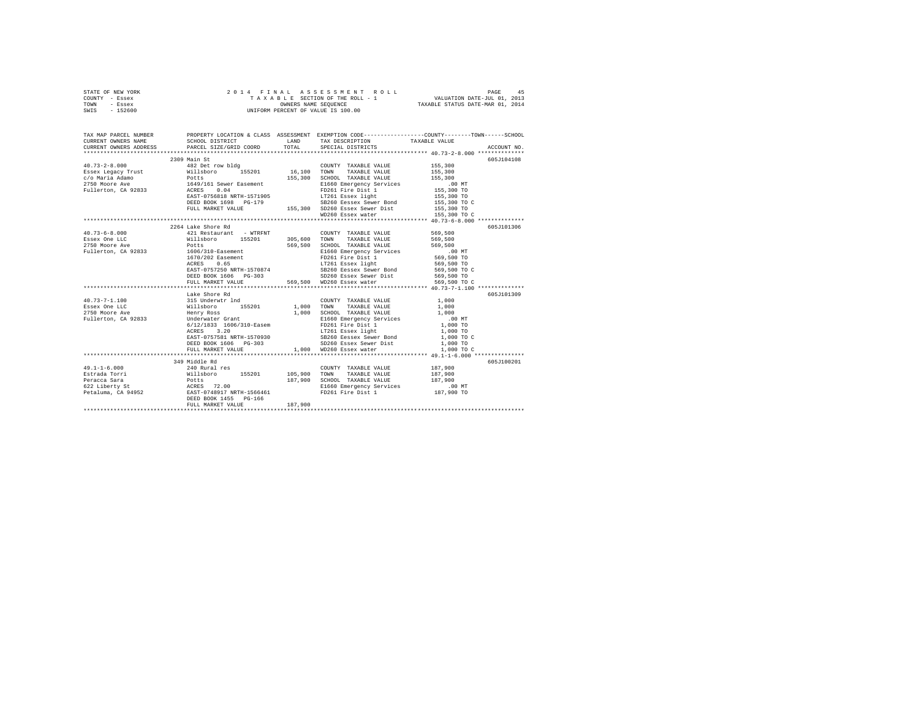STATE OF NEW YORK — 2014 FINAL ASSESSMENT ROLL — PAGE 45
COUNTY - Essex — TAXABLE SECTION OF THE ROLL - 1 — VALUATION DATE-JUL 01, 2013
TOWN - Essex — OWNERS NAME SEQUENCE — TAXABLE STATUS DATE-MAR 01, 2014
SWIS - 152600 — UNIFORM PERCENT OF VALUE IS 100.00

| TAX MAP PARCEL NUMBER / CURRENT OWNERS NAME / CURRENT OWNERS ADDRESS | PROPERTY LOCATION & CLASS / SCHOOL DISTRICT / PARCEL SIZE/GRID COORD | ASSESSMENT LAND / TOTAL | EXEMPTION CODE / TAX DESCRIPTION / SPECIAL DISTRICTS | COUNTY--TOWN--SCHOOL TAXABLE VALUE | ACCOUNT NO. |
|---|---|---|---|---|---|
| **40.73-2-8.000** | 2309 Main St | | | | 605J104108 |
| 40.73-2-8.000 | 482 Det row bldg | | COUNTY TAXABLE VALUE | 155,300 | |
| Essex Legacy Trust | Willsboro 155201 | 16,100 | TOWN TAXABLE VALUE | 155,300 | |
| c/o Maria Adamo | Potts | 155,300 | SCHOOL TAXABLE VALUE | 155,300 | |
| 2750 Moore Ave | 1649/161 Sewer Easement | | E1660 Emergency Services | .00 MT | |
| Fullerton, CA 92833 | ACRES 0.04 | | FD261 Fire Dist 1 | 155,300 TO | |
| | EAST-0756818 NRTH-1571905 | | LT261 Essex light | 155,300 TO | |
| | DEED BOOK 1698 PG-179 | | SB260 Eessex Sewer Bond | 155,300 TO C | |
| | FULL MARKET VALUE | 155,300 | SD260 Essex Sewer Dist | 155,300 TO | |
| | | | WD260 Essex water | 155,300 TO C | |
| **40.73-6-8.000** | 2264 Lake Shore Rd | | | | 605J101306 |
| 40.73-6-8.000 | 421 Restaurant - WTRFNT | | COUNTY TAXABLE VALUE | 569,500 | |
| Essex One LLC | Willsboro 155201 | 305,600 | TOWN TAXABLE VALUE | 569,500 | |
| 2750 Moore Ave | Potts | 569,500 | SCHOOL TAXABLE VALUE | 569,500 | |
| Fullerton, CA 92833 | 1606/310-Easement | | E1660 Emergency Services | .00 MT | |
| | 1670/202 Easement | | FD261 Fire Dist 1 | 569,500 TO | |
| | ACRES 0.65 | | LT261 Essex light | 569,500 TO | |
| | EAST-0757250 NRTH-1570874 | | SB260 Eessex Sewer Bond | 569,500 TO C | |
| | DEED BOOK 1606 PG-303 | | SD260 Essex Sewer Dist | 569,500 TO | |
| | FULL MARKET VALUE | 569,500 | WD260 Essex water | 569,500 TO C | |
| **40.73-7-1.100** | Lake Shore Rd | | | | 605J101309 |
| 40.73-7-1.100 | 315 Underwtr lnd | | COUNTY TAXABLE VALUE | 1,000 | |
| Essex One LLC | Willsboro 155201 | 1,000 | TOWN TAXABLE VALUE | 1,000 | |
| 2750 Moore Ave | Henry Ross | 1,000 | SCHOOL TAXABLE VALUE | 1,000 | |
| Fullerton, CA 92833 | Underwater Grant | | E1660 Emergency Services | .00 MT | |
| | 6/12/1833 1606/310-Easem | | FD261 Fire Dist 1 | 1,000 TO | |
| | ACRES 3.20 | | LT261 Essex light | 1,000 TO | |
| | EAST-0757581 NRTH-1570930 | | SB260 Eessex Sewer Bond | 1,000 TO C | |
| | DEED BOOK 1606 PG-303 | | SD260 Essex Sewer Dist | 1,000 TO | |
| | FULL MARKET VALUE | 1,000 | WD260 Essex water | 1,000 TO C | |
| **49.1-1-6.000** | 349 Middle Rd | | | | 605J100201 |
| 49.1-1-6.000 | 240 Rural res | | COUNTY TAXABLE VALUE | 187,900 | |
| Estrada Torri | Willsboro 155201 | 105,900 | TOWN TAXABLE VALUE | 187,900 | |
| Peracca Sara | Potts | 187,900 | SCHOOL TAXABLE VALUE | 187,900 | |
| 622 Liberty St | ACRES 72.00 | | E1660 Emergency Services | .00 MT | |
| Petaluma, CA 94952 | EAST-0748917 NRTH-1566461 | | FD261 Fire Dist 1 | 187,900 TO | |
| | DEED BOOK 1455 PG-166 | | | | |
| | FULL MARKET VALUE | 187,900 | | | |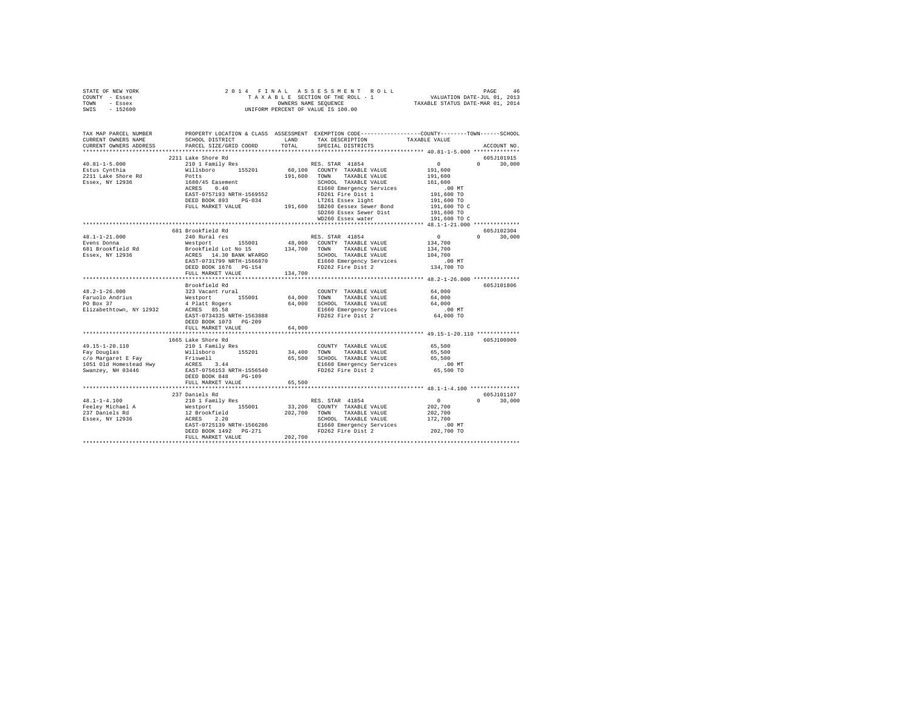STATE OF NEW YORK — COUNTY - Essex — TOWN - Essex — SWIS - 152600

# 2014 FINAL ASSESSMENT ROLL

TAXABLE SECTION OF THE ROLL - 1
OWNERS NAME SEQUENCE
UNIFORM PERCENT OF VALUE IS 100.00

VALUATION DATE-JUL 01, 2013
TAXABLE STATUS DATE-MAR 01, 2014

| TAX MAP PARCEL NUMBER / CURRENT OWNERS NAME / CURRENT OWNERS ADDRESS | PROPERTY LOCATION & CLASS / SCHOOL DISTRICT / PARCEL SIZE/GRID COORD | ASSESSMENT LAND / TOTAL | EXEMPTION CODE / TAX DESCRIPTION / SPECIAL DISTRICTS | COUNTY / TOWN / SCHOOL TAXABLE VALUE | ACCOUNT NO. |
|---|---|---|---|---|---|
| 40.81-1-5.000 | 2211 Lake Shore Rd | | | | 605J101915 |
| Estus Cynthia | 210 1 Family Res | | RES. STAR 41854 | 0 0 30,000 | |
| 2211 Lake Shore Rd | Willsboro 155201 | 60,100 | COUNTY TAXABLE VALUE | 191,600 | |
| Essex, NY 12936 | Potts | 191,600 | TOWN TAXABLE VALUE | 191,600 | |
| | 1680/45 Easement | | SCHOOL TAXABLE VALUE | 161,600 | |
| | ACRES 0.40 | | E1660 Emergency Services | .00 MT | |
| | EAST-0757193 NRTH-1569552 | | FD261 Fire Dist 1 | 191,600 TO | |
| | DEED BOOK 893 PG-034 | | LT261 Essex light | 191,600 TO | |
| | FULL MARKET VALUE | 191,600 | SB260 Eessex Sewer Bond | 191,600 TO C | |
| | | | SD260 Essex Sewer Dist | 191,600 TO | |
| | | | WD260 Essex water | 191,600 TO C | |
| 48.1-1-21.000 | 681 Brookfield Rd | | | | 605J102304 |
| Evens Donna | 240 Rural res | | RES. STAR 41854 | 0 0 30,000 | |
| 681 Brookfield Rd | Westport 155001 | 48,000 | COUNTY TAXABLE VALUE | 134,700 | |
| Essex, NY 12936 | Brookfield Lot No 15 | 134,700 | TOWN TAXABLE VALUE | 134,700 | |
| | ACRES 14.30 BANK WFARGO | | SCHOOL TAXABLE VALUE | 104,700 | |
| | EAST-0731799 NRTH-1566870 | | E1660 Emergency Services | .00 MT | |
| | DEED BOOK 1676 PG-154 | | FD262 Fire Dist 2 | 134,700 TO | |
| | FULL MARKET VALUE | 134,700 | | | |
| 48.2-1-26.000 | Brookfield Rd | | | | 605J101806 |
| Faruolo Andrius | 323 Vacant rural | | COUNTY TAXABLE VALUE | 64,000 | |
| PO Box 37 | Westport 155001 | 64,000 | TOWN TAXABLE VALUE | 64,000 | |
| Elizabethtown, NY 12932 | 4 Platt Rogers | 64,000 | SCHOOL TAXABLE VALUE | 64,000 | |
| | ACRES 85.58 | | E1660 Emergency Services | .00 MT | |
| | EAST-0734335 NRTH-1563888 | | FD262 Fire Dist 2 | 64,000 TO | |
| | DEED BOOK 1073 PG-209 | | | | |
| | FULL MARKET VALUE | 64,000 | | | |
| 49.15-1-20.110 | 1665 Lake Shore Rd | | | | 605J100909 |
| Fay Douglas | 210 1 Family Res | | COUNTY TAXABLE VALUE | 65,500 | |
| c/o Margaret E Fay | Willsboro 155201 | 34,400 | TOWN TAXABLE VALUE | 65,500 | |
| 1051 Old Homestead Hwy | Friswell | 65,500 | SCHOOL TAXABLE VALUE | 65,500 | |
| Swanzey, NH 03446 | ACRES 3.44 | | E1660 Emergency Services | .00 MT | |
| | EAST-0756153 NRTH-1556540 | | FD262 Fire Dist 2 | 65,500 TO | |
| | DEED BOOK 848 PG-109 | | | | |
| | FULL MARKET VALUE | 65,500 | | | |
| 48.1-1-4.100 | 237 Daniels Rd | | | | 605J101107 |
| Feeley Michael A | 210 1 Family Res | | RES. STAR 41854 | 0 0 30,000 | |
| 237 Daniels Rd | Westport 155001 | 33,200 | COUNTY TAXABLE VALUE | 202,700 | |
| Essex, NY 12936 | 12 Brookfield | 202,700 | TOWN TAXABLE VALUE | 202,700 | |
| | ACRES 2.20 | | SCHOOL TAXABLE VALUE | 172,700 | |
| | EAST-0725139 NRTH-1566286 | | E1660 Emergency Services | .00 MT | |
| | DEED BOOK 1492 PG-271 | | FD262 Fire Dist 2 | 202,700 TO | |
| | FULL MARKET VALUE | 202,700 | | | |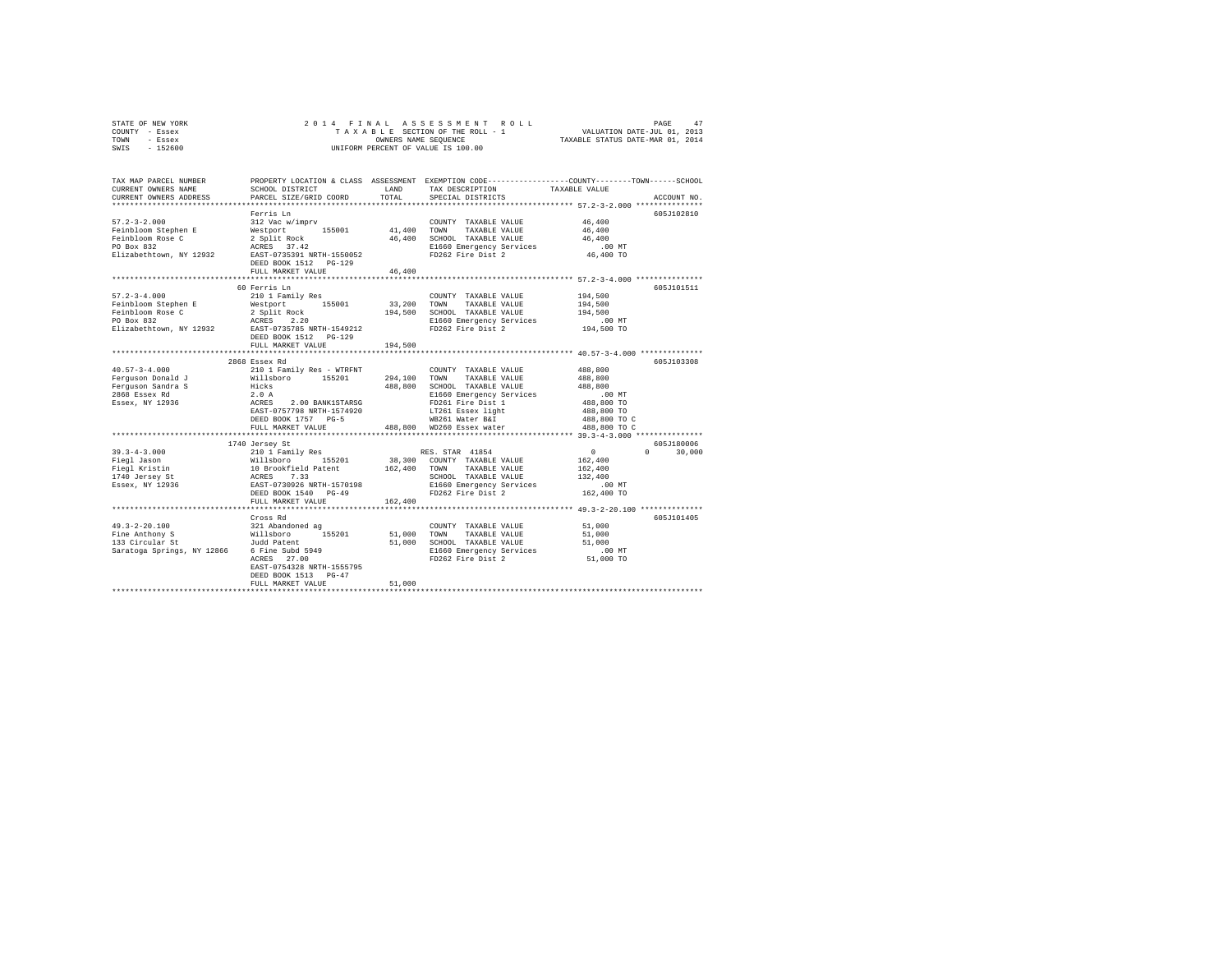STATE OF NEW YORK
COUNTY - Essex
TOWN - Essex
SWIS - 152600

2 0 1 4 F I N A L A S S E S S M E N T R O L L
T A X A B L E SECTION OF THE ROLL - 1
OWNERS NAME SEQUENCE
UNIFORM PERCENT OF VALUE IS 100.00

VALUATION DATE-JUL 01, 2013
TAXABLE STATUS DATE-MAR 01, 2014

```
TAX MAP PARCEL NUMBER          PROPERTY LOCATION & CLASS  ASSESSMENT  EXEMPTION CODE-----------------COUNTY--------TOWN------SCHOOL
CURRENT OWNERS NAME            SCHOOL DISTRICT               LAND      TAX DESCRIPTION           TAXABLE VALUE
CURRENT OWNERS ADDRESS         PARCEL SIZE/GRID COORD        TOTAL     SPECIAL DISTRICTS                                   ACCOUNT NO.
************************************************************************************************ 57.2-3-2.000 ***************
                               Ferris Ln                                                                             605J102810
57.2-3-2.000                   312 Vac w/imprv                          COUNTY  TAXABLE VALUE            46,400
Feinbloom Stephen E            Westport        155001       41,400      TOWN    TAXABLE VALUE            46,400
Feinbloom Rose C               2 Split Rock                 46,400      SCHOOL  TAXABLE VALUE            46,400
PO Box 832                     ACRES   37.42                            E1660 Emergency Services            .00 MT
Elizabethtown, NY 12932        EAST-0735391 NRTH-1550052                FD262 Fire Dist 2                46,400 TO
                               DEED BOOK 1512   PG-129
                               FULL MARKET VALUE            46,400
************************************************************************************************ 57.2-3-4.000 ***************
                               60 Ferris Ln                                                                          605J101511
57.2-3-4.000                   210 1 Family Res                         COUNTY  TAXABLE VALUE           194,500
Feinbloom Stephen E            Westport        155001       33,200      TOWN    TAXABLE VALUE           194,500
Feinbloom Rose C               2 Split Rock                194,500      SCHOOL  TAXABLE VALUE           194,500
PO Box 832                     ACRES    2.20                            E1660 Emergency Services            .00 MT
Elizabethtown, NY 12932        EAST-0735785 NRTH-1549212                FD262 Fire Dist 2               194,500 TO
                               DEED BOOK 1512   PG-129
                               FULL MARKET VALUE           194,500
************************************************************************************************ 40.57-3-4.000 **************
                               2868 Essex Rd                                                                         605J103308
40.57-3-4.000                  210 1 Family Res - WTRFNT                COUNTY  TAXABLE VALUE           488,800
Ferguson Donald J              Willsboro       155201      294,100      TOWN    TAXABLE VALUE           488,800
Ferguson Sandra S              Hicks                       488,800      SCHOOL  TAXABLE VALUE           488,800
2868 Essex Rd                  2.0 A                                    E1660 Emergency Services            .00 MT
Essex, NY 12936                ACRES    2.00 BANK1STARSG                FD261 Fire Dist 1               488,800 TO
                               EAST-0757798 NRTH-1574920                LT261 Essex light               488,800 TO
                               DEED BOOK 1757   PG-5                    WB261 Water B&I                 488,800 TO C
                               FULL MARKET VALUE           488,800      WD260 Essex water               488,800 TO C
************************************************************************************************ 39.3-4-3.000 ***************
                               1740 Jersey St                                                                        605J180006
39.3-4-3.000                   210 1 Family Res                         RES. STAR 41854                       0            0      30,000
Fiegl Jason                    Willsboro       155201       38,300      COUNTY  TAXABLE VALUE           162,400
Fiegl Kristin                  10 Brookfield Patent        162,400      TOWN    TAXABLE VALUE           162,400
1740 Jersey St                 ACRES    7.33                            SCHOOL  TAXABLE VALUE           132,400
Essex, NY 12936                EAST-0730926 NRTH-1570198                E1660 Emergency Services            .00 MT
                               DEED BOOK 1540   PG-49                   FD262 Fire Dist 2               162,400 TO
                               FULL MARKET VALUE           162,400
************************************************************************************************ 49.3-2-20.100 **************
                               Cross Rd                                                                              605J101405
49.3-2-20.100                  321 Abandoned ag                         COUNTY  TAXABLE VALUE            51,000
Fine Anthony S                 Willsboro       155201       51,000      TOWN    TAXABLE VALUE            51,000
133 Circular St                Judd Patent                  51,000      SCHOOL  TAXABLE VALUE            51,000
Saratoga Springs, NY 12866     6 Fine Subd 5949                         E1660 Emergency Services            .00 MT
                               ACRES   27.00                            FD262 Fire Dist 2                51,000 TO
                               EAST-0754328 NRTH-1555795
                               DEED BOOK 1513   PG-47
                               FULL MARKET VALUE            51,000
*****************************************************************************************************************************
```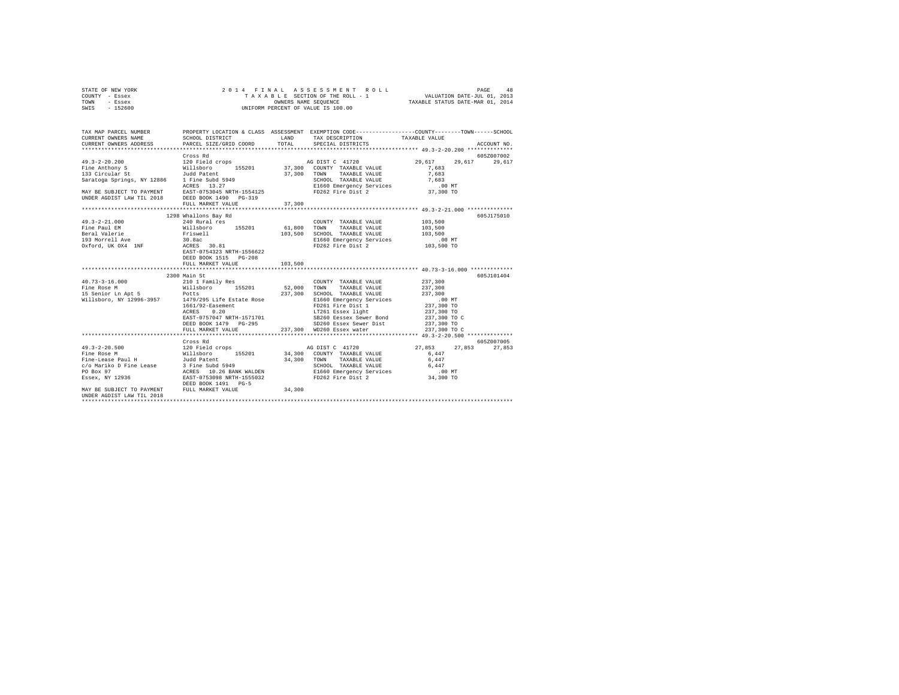STATE OF NEW YORK
COUNTY - Essex
TOWN - Essex
SWIS - 152600

2014 FINAL ASSESSMENT ROLL
TAXABLE SECTION OF THE ROLL - 1
OWNERS NAME SEQUENCE
UNIFORM PERCENT OF VALUE IS 100.00

VALUATION DATE-JUL 01, 2013
TAXABLE STATUS DATE-MAR 01, 2014

```
TAX MAP PARCEL NUMBER          PROPERTY LOCATION & CLASS  ASSESSMENT  EXEMPTION CODE-----------------COUNTY--------TOWN------SCHOOL
CURRENT OWNERS NAME            SCHOOL DISTRICT              LAND      TAX DESCRIPTION            TAXABLE VALUE
CURRENT OWNERS ADDRESS         PARCEL SIZE/GRID COORD       TOTAL     SPECIAL DISTRICTS                                    ACCOUNT NO.
************************************************************************************************ 49.3-2-20.200 **************
                               Cross Rd                                                                                605Z007002
49.3-2-20.200                  120 Field crops                         AG DIST C  41720              29,617     29,617     29,617
Fine Anthony S                 Willsboro      155201       37,300   COUNTY  TAXABLE VALUE            7,683
133 Circular St                Judd Patent                  37,300   TOWN    TAXABLE VALUE            7,683
Saratoga Springs, NY 12886     1 Fine Subd 5949                      SCHOOL  TAXABLE VALUE            7,683
                               ACRES   13.27                         E1660 Emergency Services           .00 MT
MAY BE SUBJECT TO PAYMENT      EAST-0753045 NRTH-1554125             FD262 Fire Dist 2               37,300 TO
UNDER AGDIST LAW TIL 2018      DEED BOOK 1490   PG-319
                               FULL MARKET VALUE            37,300
************************************************************************************************ 49.3-2-21.000 **************
                               1298 Whallons Bay Rd                                                                    605J175010
49.3-2-21.000                  240 Rural res                         COUNTY  TAXABLE VALUE          103,500
Fine Paul EM                   Willsboro      155201       61,800   TOWN    TAXABLE VALUE          103,500
Beral Valerie                  Friswell                    103,500   SCHOOL  TAXABLE VALUE          103,500
193 Morrell Ave                30.8ac                                E1660 Emergency Services           .00 MT
Oxford, UK OX4  1NF            ACRES   30.81                         FD262 Fire Dist 2              103,500 TO
                               EAST-0754323 NRTH-1556622
                               DEED BOOK 1515   PG-208
                               FULL MARKET VALUE           103,500
************************************************************************************************ 40.73-3-16.000 *************
                               2300 Main St                                                                            605J101404
40.73-3-16.000                 210 1 Family Res                      COUNTY  TAXABLE VALUE          237,300
Fine Rose M                    Willsboro      155201       52,000   TOWN    TAXABLE VALUE          237,300
15 Senior Ln Apt 5             Potts                       237,300   SCHOOL  TAXABLE VALUE          237,300
Willsboro, NY 12996-3957       1479/295 Life Estate Rose             E1660 Emergency Services           .00 MT
                               1661/92-Easement                      FD261 Fire Dist 1              237,300 TO
                               ACRES    0.20                         LT261 Essex light              237,300 TO
                               EAST-0757047 NRTH-1571701             SB260 Eessex Sewer Bond        237,300 TO C
                               DEED BOOK 1479   PG-295               SD260 Essex Sewer Dist         237,300 TO
                               FULL MARKET VALUE           237,300   WD260 Essex water              237,300 TO C
************************************************************************************************ 49.3-2-20.500 **************
                               Cross Rd                                                                                605Z007005
49.3-2-20.500                  120 Field crops                         AG DIST C  41720              27,853     27,853     27,853
Fine Rose M                    Willsboro      155201       34,300   COUNTY  TAXABLE VALUE            6,447
Fine-Lease Paul H              Judd Patent                  34,300   TOWN    TAXABLE VALUE            6,447
c/o Mariko D Fine Lease        3 Fine Subd 5949                      SCHOOL  TAXABLE VALUE            6,447
PO Box 97                      ACRES   10.26 BANK WALDEN             E1660 Emergency Services           .00 MT
Essex, NY 12936                EAST-0753098 NRTH-1555032             FD262 Fire Dist 2               34,300 TO
                               DEED BOOK 1491   PG-5
MAY BE SUBJECT TO PAYMENT      FULL MARKET VALUE            34,300
UNDER AGDIST LAW TIL 2018
******************************************************************************************************************************
```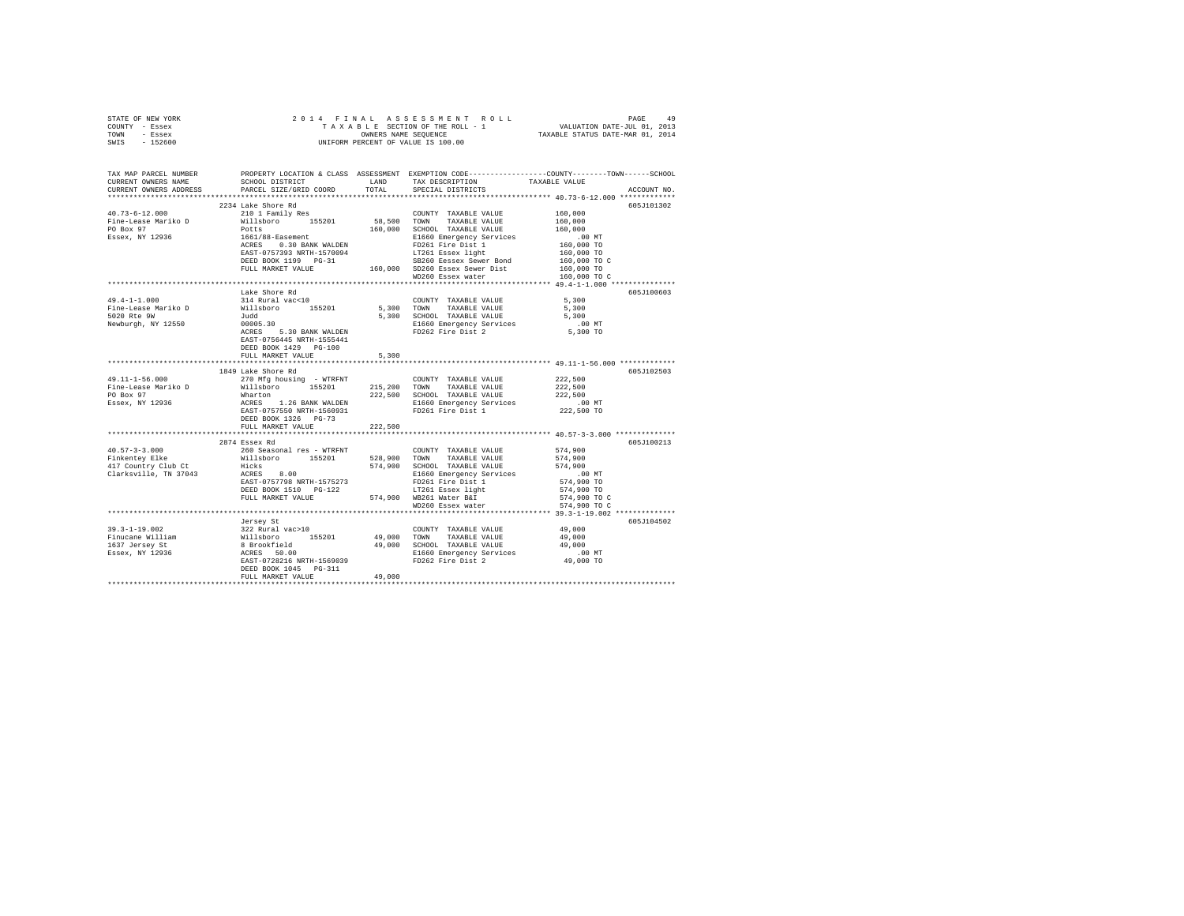STATE OF NEW YORK 2 0 1 4 F I N A L A S S E S S M E N T R O L L
COUNTY - Essex T A X A B L E SECTION OF THE ROLL - 1 VALUATION DATE-JUL 01, 2013
TOWN - Essex OWNERS NAME SEQUENCE TAXABLE STATUS DATE-MAR 01, 2014
SWIS - 152600 UNIFORM PERCENT OF VALUE IS 100.00

```
TAX MAP PARCEL NUMBER          PROPERTY LOCATION & CLASS  ASSESSMENT  EXEMPTION CODE------------------COUNTY--------TOWN------SCHOOL
CURRENT OWNERS NAME            SCHOOL DISTRICT              LAND      TAX DESCRIPTION            TAXABLE VALUE
CURRENT OWNERS ADDRESS         PARCEL SIZE/GRID COORD       TOTAL     SPECIAL DISTRICTS                                    ACCOUNT NO.
*************************************************************************************************** 40.73-6-12.000 *************
                               2234 Lake Shore Rd                                                                            605J101302
40.73-6-12.000                 210 1 Family Res                       COUNTY  TAXABLE VALUE            160,000
Fine-Lease Mariko D            Willsboro      155201      58,500      TOWN    TAXABLE VALUE            160,000
PO Box 97                      Potts                     160,000      SCHOOL  TAXABLE VALUE            160,000
Essex, NY 12936                1661/88-Easement                       E1660 Emergency Services            .00 MT
                               ACRES    0.30 BANK WALDEN              FD261 Fire Dist 1                160,000 TO
                               EAST-0757393 NRTH-1570094              LT261 Essex light                160,000 TO
                               DEED BOOK 1199   PG-31                 SB260 Eessex Sewer Bond          160,000 TO C
                               FULL MARKET VALUE         160,000      SD260 Essex Sewer Dist           160,000 TO
                                                                      WD260 Essex water                160,000 TO C
*************************************************************************************************** 49.4-1-1.000 ***************
                               Lake Shore Rd                                                                                 605J100603
49.4-1-1.000                   314 Rural vac<10                       COUNTY  TAXABLE VALUE              5,300
Fine-Lease Mariko D            Willsboro      155201       5,300      TOWN    TAXABLE VALUE              5,300
5020 Rte 9W                    Judd                        5,300      SCHOOL  TAXABLE VALUE              5,300
Newburgh, NY 12550             00005.30                               E1660 Emergency Services            .00 MT
                               ACRES    5.30 BANK WALDEN              FD262 Fire Dist 2                  5,300 TO
                               EAST-0756445 NRTH-1555441
                               DEED BOOK 1429   PG-100
                               FULL MARKET VALUE           5,300
*************************************************************************************************** 49.11-1-56.000 *************
                               1849 Lake Shore Rd                                                                            605J102503
49.11-1-56.000                 270 Mfg housing - WTRFNT               COUNTY  TAXABLE VALUE            222,500
Fine-Lease Mariko D            Willsboro      155201     215,200      TOWN    TAXABLE VALUE            222,500
PO Box 97                      Wharton                   222,500      SCHOOL  TAXABLE VALUE            222,500
Essex, NY 12936                ACRES    1.26 BANK WALDEN              E1660 Emergency Services            .00 MT
                               EAST-0757550 NRTH-1560931              FD261 Fire Dist 1                222,500 TO
                               DEED BOOK 1326   PG-73
                               FULL MARKET VALUE         222,500
*************************************************************************************************** 40.57-3-3.000 **************
                               2874 Essex Rd                                                                                 605J100213
40.57-3-3.000                  260 Seasonal res - WTRFNT              COUNTY  TAXABLE VALUE            574,900
Finkentey Elke                 Willsboro      155201     528,900      TOWN    TAXABLE VALUE            574,900
417 Country Club Ct            Hicks                     574,900      SCHOOL  TAXABLE VALUE            574,900
Clarksville, TN 37043          ACRES    8.00                          E1660 Emergency Services            .00 MT
                               EAST-0757798 NRTH-1575273              FD261 Fire Dist 1                574,900 TO
                               DEED BOOK 1510   PG-122                LT261 Essex light                574,900 TO
                               FULL MARKET VALUE         574,900      WB261 Water B&I                  574,900 TO C
                                                                      WD260 Essex water                574,900 TO C
*************************************************************************************************** 39.3-1-19.002 **************
                               Jersey St                                                                                     605J104502
39.3-1-19.002                  322 Rural vac>10                       COUNTY  TAXABLE VALUE             49,000
Finucane William               Willsboro      155201      49,000      TOWN    TAXABLE VALUE             49,000
1637 Jersey St                 8 Brookfield               49,000      SCHOOL  TAXABLE VALUE             49,000
Essex, NY 12936                ACRES   50.00                          E1660 Emergency Services            .00 MT
                               EAST-0728216 NRTH-1569039              FD262 Fire Dist 2                 49,000 TO
                               DEED BOOK 1045   PG-311
                               FULL MARKET VALUE          49,000
********************************************************************************************************************************
```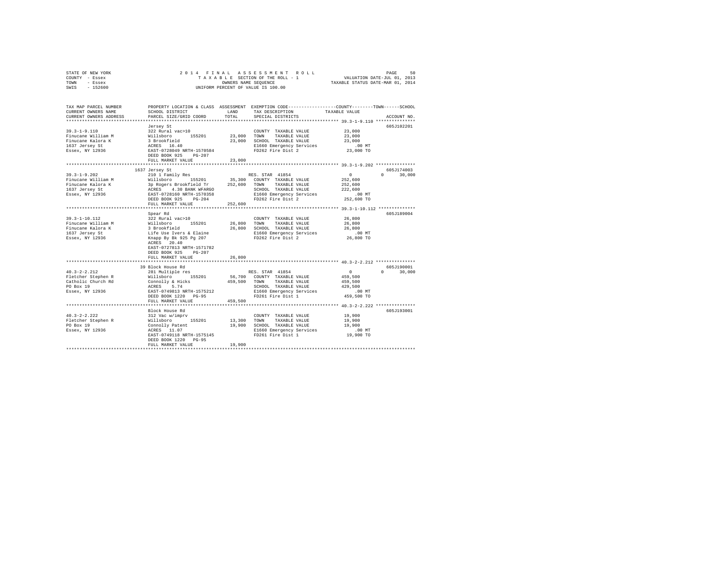STATE OF NEW YORK
COUNTY - Essex
TOWN - Essex
SWIS - 152600

2014 FINAL ASSESSMENT ROLL
TAXABLE SECTION OF THE ROLL - 1
OWNERS NAME SEQUENCE
UNIFORM PERCENT OF VALUE IS 100.00

VALUATION DATE-JUL 01, 2013
TAXABLE STATUS DATE-MAR 01, 2014

| TAX MAP PARCEL NUMBER / CURRENT OWNERS NAME / CURRENT OWNERS ADDRESS | PROPERTY LOCATION & CLASS / SCHOOL DISTRICT / PARCEL SIZE/GRID COORD | ASSESSMENT LAND / TOTAL | EXEMPTION CODE / TAX DESCRIPTION / SPECIAL DISTRICTS | COUNTY / TOWN / SCHOOL TAXABLE VALUE | ACCOUNT NO. |
|---|---|---|---|---|---|
| 39.3-1-9.110 | Jersey St | | | | 605J102201 |
| | 322 Rural vac>10 | | COUNTY TAXABLE VALUE | 23,000 | |
| Finucane William M | Willsboro 155201 | 23,000 | TOWN TAXABLE VALUE | 23,000 | |
| Finucane Kalora K | 3 Brookfield | 23,000 | SCHOOL TAXABLE VALUE | 23,000 | |
| 1637 Jersey St | ACRES 16.40 | | E1660 Emergency Services | .00 MT | |
| Essex, NY 12936 | EAST-0728049 NRTH-1570584 | | FD262 Fire Dist 2 | 23,000 TO | |
| | DEED BOOK 925 PG-207 | | | | |
| | FULL MARKET VALUE | 23,000 | | | |
| 39.3-1-9.202 | 1637 Jersey St | | | | 605J174003 |
| | 210 1 Family Res | | RES. STAR 41854 | 0 / 0 / 30,000 | |
| Finucane William M | Willsboro 155201 | 35,300 | COUNTY TAXABLE VALUE | 252,600 | |
| Finucane Kalora K | 3p Rogers Brookfield Tr | 252,600 | TOWN TAXABLE VALUE | 252,600 | |
| 1637 Jersey St | ACRES 4.30 BANK WFARGO | | SCHOOL TAXABLE VALUE | 222,600 | |
| Essex, NY 12936 | EAST-0728160 NRTH-1570358 | | E1660 Emergency Services | .00 MT | |
| | DEED BOOK 925 PG-204 | | FD262 Fire Dist 2 | 252,600 TO | |
| | FULL MARKET VALUE | 252,600 | | | |
| 39.3-1-10.112 | Spear Rd | | | | 605J189004 |
| | 322 Rural vac>10 | | COUNTY TAXABLE VALUE | 26,800 | |
| Finucane William M | Willsboro 155201 | 26,800 | TOWN TAXABLE VALUE | 26,800 | |
| Finucane Kalora K | 3 Brookfield | 26,800 | SCHOOL TAXABLE VALUE | 26,800 | |
| 1637 Jersey St | Life Use Ivers & Elaine | | E1660 Emergency Services | .00 MT | |
| Essex, NY 12936 | Knapp By Bk 925 Pg 207 | | FD262 Fire Dist 2 | 26,800 TO | |
| | ACRES 20.40 | | | | |
| | EAST-0727813 NRTH-1571782 | | | | |
| | DEED BOOK 925 PG-207 | | | | |
| | FULL MARKET VALUE | 26,800 | | | |
| 40.3-2-2.212 | 39 Block House Rd | | | | 605J190001 |
| | 281 Multiple res | | RES. STAR 41854 | 0 / 0 / 30,000 | |
| Fletcher Stephen R | Willsboro 155201 | 56,700 | COUNTY TAXABLE VALUE | 459,500 | |
| Catholic Church Rd | Connolly & Hicks | 459,500 | TOWN TAXABLE VALUE | 459,500 | |
| PO Box 19 | ACRES 5.74 | | SCHOOL TAXABLE VALUE | 429,500 | |
| Essex, NY 12936 | EAST-0749813 NRTH-1575212 | | E1660 Emergency Services | .00 MT | |
| | DEED BOOK 1220 PG-95 | | FD261 Fire Dist 1 | 459,500 TO | |
| | FULL MARKET VALUE | 459,500 | | | |
| 40.3-2-2.222 | Block House Rd | | | | 605J193001 |
| | 312 Vac w/imprv | | COUNTY TAXABLE VALUE | 19,900 | |
| Fletcher Stephen R | Willsboro 155201 | 13,300 | TOWN TAXABLE VALUE | 19,900 | |
| PO Box 19 | Connolly Patent | 19,900 | SCHOOL TAXABLE VALUE | 19,900 | |
| Essex, NY 12936 | ACRES 11.07 | | E1660 Emergency Services | .00 MT | |
| | EAST-0749118 NRTH-1575145 | | FD261 Fire Dist 1 | 19,900 TO | |
| | DEED BOOK 1220 PG-95 | | | | |
| | FULL MARKET VALUE | 19,900 | | | |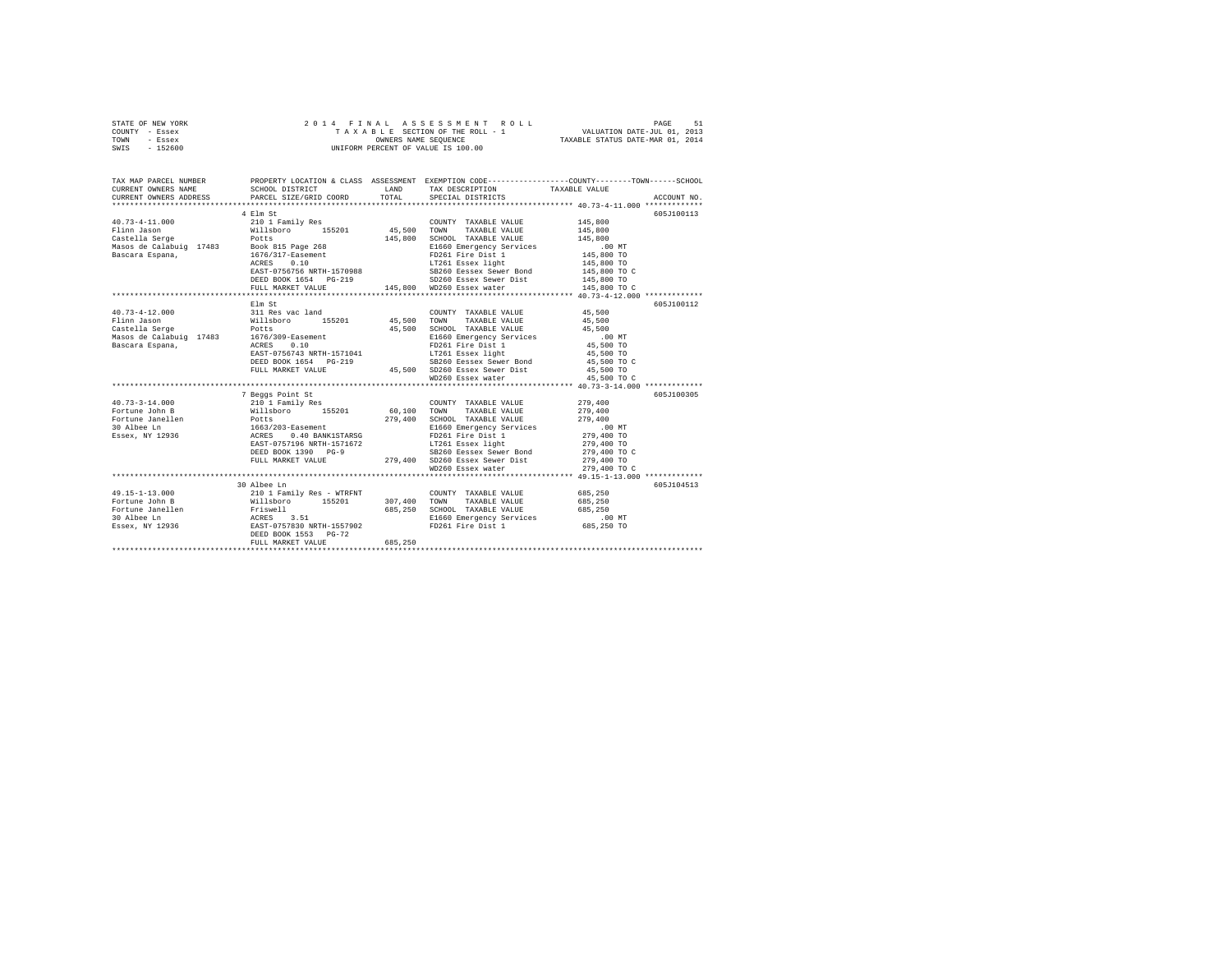STATE OF NEW YORK
COUNTY - Essex
TOWN - Essex
SWIS - 152600

2014 FINAL ASSESSMENT ROLL
TAXABLE SECTION OF THE ROLL - 1
OWNERS NAME SEQUENCE
UNIFORM PERCENT OF VALUE IS 100.00

VALUATION DATE-JUL 01, 2013
TAXABLE STATUS DATE-MAR 01, 2014

```
TAX MAP PARCEL NUMBER          PROPERTY LOCATION & CLASS  ASSESSMENT  EXEMPTION CODE-----------------COUNTY--------TOWN------SCHOOL
CURRENT OWNERS NAME            SCHOOL DISTRICT             LAND       TAX DESCRIPTION             TAXABLE VALUE
CURRENT OWNERS ADDRESS         PARCEL SIZE/GRID COORD      TOTAL      SPECIAL DISTRICTS                                      ACCOUNT NO.
************************************************************************************************* 40.73-4-11.000 *************
                               4 Elm St                                                                                  605J100113
40.73-4-11.000                 210 1 Family Res                      COUNTY  TAXABLE VALUE          145,800
Flinn Jason                    Willsboro      155201       45,500    TOWN    TAXABLE VALUE          145,800
Castella Serge                 Potts                      145,800    SCHOOL  TAXABLE VALUE          145,800
Masos de Calabuig  17483       Book 815 Page 268                     E1660 Emergency Services            .00 MT
Bascara Espana,                1676/317-Easement                     FD261 Fire Dist 1               145,800 TO
                               ACRES     0.10                        LT261 Essex light               145,800 TO
                               EAST-0756756 NRTH-1570988             SB260 Eessex Sewer Bond         145,800 TO C
                               DEED BOOK 1654   PG-219               SD260 Essex Sewer Dist          145,800 TO
                               FULL MARKET VALUE          145,800    WD260 Essex water               145,800 TO C
************************************************************************************************* 40.73-4-12.000 *************
                               Elm St                                                                                    605J100112
40.73-4-12.000                 311 Res vac land                      COUNTY  TAXABLE VALUE           45,500
Flinn Jason                    Willsboro      155201       45,500    TOWN    TAXABLE VALUE           45,500
Castella Serge                 Potts                       45,500    SCHOOL  TAXABLE VALUE           45,500
Masos de Calabuig  17483       1676/309-Easement                     E1660 Emergency Services            .00 MT
Bascara Espana,                ACRES     0.10                        FD261 Fire Dist 1                45,500 TO
                               EAST-0756743 NRTH-1571041             LT261 Essex light                45,500 TO
                               DEED BOOK 1654   PG-219               SB260 Eessex Sewer Bond          45,500 TO C
                               FULL MARKET VALUE           45,500    SD260 Essex Sewer Dist           45,500 TO
                                                                     WD260 Essex water                45,500 TO C
************************************************************************************************* 40.73-3-14.000 *************
                               7 Beggs Point St                                                                          605J100305
40.73-3-14.000                 210 1 Family Res                      COUNTY  TAXABLE VALUE          279,400
Fortune John B                 Willsboro      155201       60,100    TOWN    TAXABLE VALUE          279,400
Fortune Janellen               Potts                      279,400    SCHOOL  TAXABLE VALUE          279,400
30 Albee Ln                    1663/203-Easement                     E1660 Emergency Services            .00 MT
Essex, NY 12936                ACRES     0.40 BANK1STARSG            FD261 Fire Dist 1               279,400 TO
                               EAST-0757196 NRTH-1571672             LT261 Essex light               279,400 TO
                               DEED BOOK 1390   PG-9                 SB260 Eessex Sewer Bond         279,400 TO C
                               FULL MARKET VALUE          279,400    SD260 Essex Sewer Dist          279,400 TO
                                                                     WD260 Essex water               279,400 TO C
************************************************************************************************* 49.15-1-13.000 *************
                               30 Albee Ln                                                                               605J104513
49.15-1-13.000                 210 1 Family Res - WTRFNT             COUNTY  TAXABLE VALUE          685,250
Fortune John B                 Willsboro      155201      307,400    TOWN    TAXABLE VALUE          685,250
Fortune Janellen               Friswell                   685,250    SCHOOL  TAXABLE VALUE          685,250
30 Albee Ln                    ACRES     3.51                        E1660 Emergency Services            .00 MT
Essex, NY 12936                EAST-0757830 NRTH-1557902             FD261 Fire Dist 1               685,250 TO
                               DEED BOOK 1553   PG-72
                               FULL MARKET VALUE          685,250
*******************************************************************************************************************************
```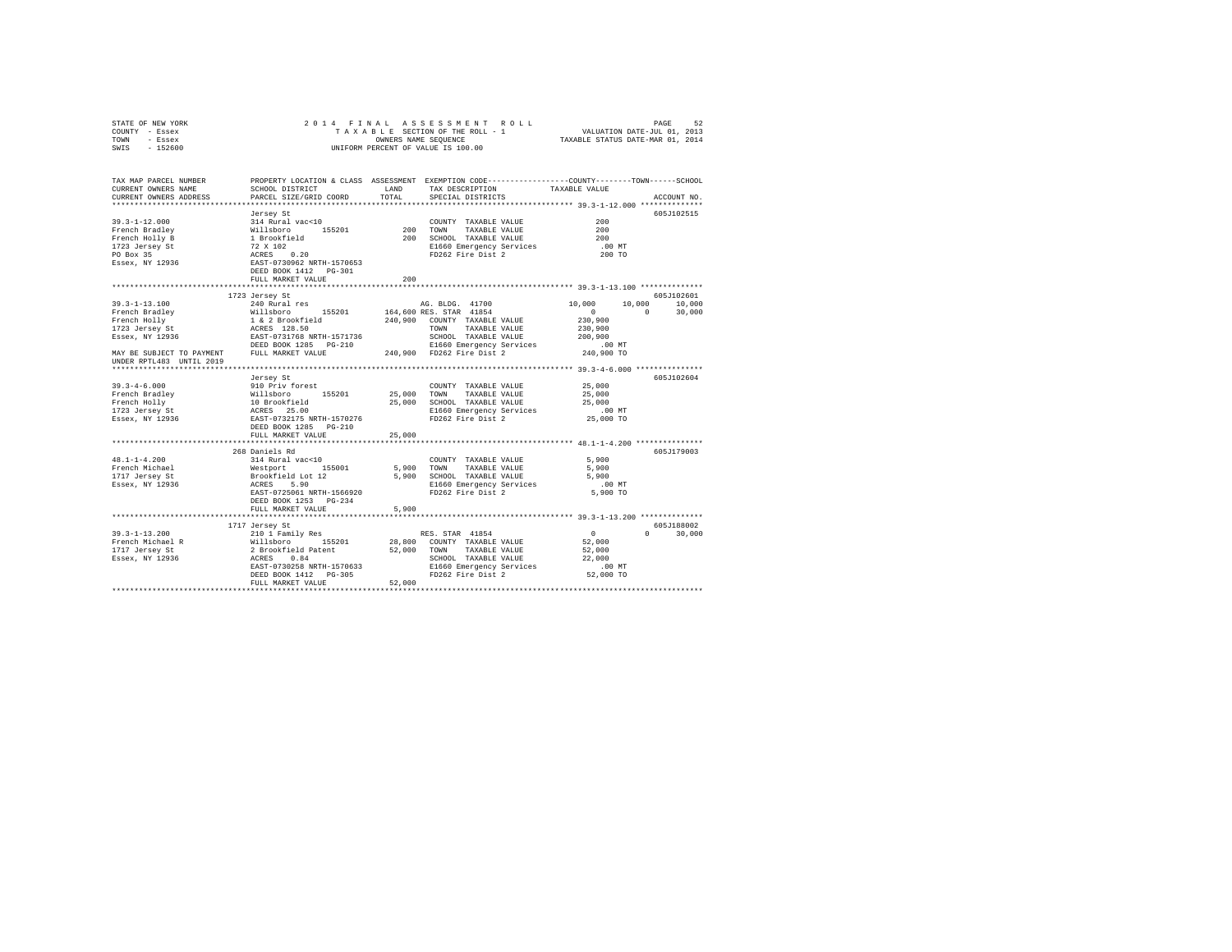```
STATE OF NEW YORK                2 0 1 4   F I N A L   A S S E S S M E N T   R O L L                          PAGE    52
COUNTY  - Essex                     T A X A B L E  SECTION OF THE ROLL - 1                  VALUATION DATE-JUL 01, 2013
TOWN    - Essex                           OWNERS NAME SEQUENCE                           TAXABLE STATUS DATE-MAR 01, 2014
SWIS    - 152600                    UNIFORM PERCENT OF VALUE IS 100.00


TAX MAP PARCEL NUMBER          PROPERTY LOCATION & CLASS  ASSESSMENT  EXEMPTION CODE------------------COUNTY--------TOWN------SCHOOL
CURRENT OWNERS NAME            SCHOOL DISTRICT               LAND      TAX DESCRIPTION            TAXABLE VALUE
CURRENT OWNERS ADDRESS         PARCEL SIZE/GRID COORD        TOTAL     SPECIAL DISTRICTS                                   ACCOUNT NO.
******************************************************************************************************* 39.3-1-12.000 **************
                               Jersey St                                                                              605J102515
39.3-1-12.000                  314 Rural vac<10                        COUNTY  TAXABLE VALUE               200
French Bradley                 Willsboro      155201          200     TOWN    TAXABLE VALUE               200
French Holly B                 1 Brookfield                   200     SCHOOL  TAXABLE VALUE               200
1723 Jersey St                 72 X 102                                E1660 Emergency Services           .00 MT
PO Box 35                      ACRES    0.20                           FD262 Fire Dist 2                  200 TO
Essex, NY 12936                EAST-0730962 NRTH-1570653
                               DEED BOOK 1412   PG-301
                               FULL MARKET VALUE                200
******************************************************************************************************* 39.3-1-13.100 **************
                            1723 Jersey St                                                                            605J102601
39.3-1-13.100                  240 Rural res                           AG. BLDG. 41700              10,000     10,000     10,000
French Bradley                 Willsboro      155201      164,600 RES. STAR  41854                    0          0     30,000
French Holly                   1 & 2 Brookfield           240,900    COUNTY  TAXABLE VALUE         230,900
1723 Jersey St                 ACRES  128.50                           TOWN    TAXABLE VALUE         230,900
Essex, NY 12936                EAST-0731768 NRTH-1571736               SCHOOL  TAXABLE VALUE         200,900
                               DEED BOOK 1285   PG-210                 E1660 Emergency Services           .00 MT
MAY BE SUBJECT TO PAYMENT      FULL MARKET VALUE          240,900    FD262 Fire Dist 2              240,900 TO
UNDER RPTL483  UNTIL 2019
******************************************************************************************************* 39.3-4-6.000 ***************
                               Jersey St                                                                              605J102604
39.3-4-6.000                   910 Priv forest                         COUNTY  TAXABLE VALUE            25,000
French Bradley                 Willsboro      155201       25,000    TOWN    TAXABLE VALUE            25,000
French Holly                   10 Brookfield               25,000    SCHOOL  TAXABLE VALUE            25,000
1723 Jersey St                 ACRES   25.00                           E1660 Emergency Services           .00 MT
Essex, NY 12936                EAST-0732175 NRTH-1570276               FD262 Fire Dist 2               25,000 TO
                               DEED BOOK 1285   PG-210
                               FULL MARKET VALUE           25,000
******************************************************************************************************* 48.1-1-4.200 ***************
                            268 Daniels Rd                                                                            605J179003
48.1-1-4.200                   314 Rural vac<10                        COUNTY  TAXABLE VALUE             5,900
French Michael                 Westport       155001        5,900    TOWN    TAXABLE VALUE             5,900
1717 Jersey St                 Brookfield Lot 12            5,900    SCHOOL  TAXABLE VALUE             5,900
Essex, NY 12936                ACRES    5.90                           E1660 Emergency Services           .00 MT
                               EAST-0725061 NRTH-1566920               FD262 Fire Dist 2                5,900 TO
                               DEED BOOK 1253   PG-234
                               FULL MARKET VALUE            5,900
******************************************************************************************************* 39.3-1-13.200 **************
                            1717 Jersey St                                                                            605J188002
39.3-1-13.200                  210 1 Family Res                        RES. STAR  41854                    0          0     30,000
French Michael R               Willsboro      155201       28,800    COUNTY  TAXABLE VALUE            52,000
1717 Jersey St                 2 Brookfield Patent         52,000    TOWN    TAXABLE VALUE            52,000
Essex, NY 12936                ACRES    0.84                           SCHOOL  TAXABLE VALUE            22,000
                               EAST-0730258 NRTH-1570633               E1660 Emergency Services           .00 MT
                               DEED BOOK 1412   PG-305                 FD262 Fire Dist 2               52,000 TO
                               FULL MARKET VALUE           52,000
************************************************************************************************************************************
```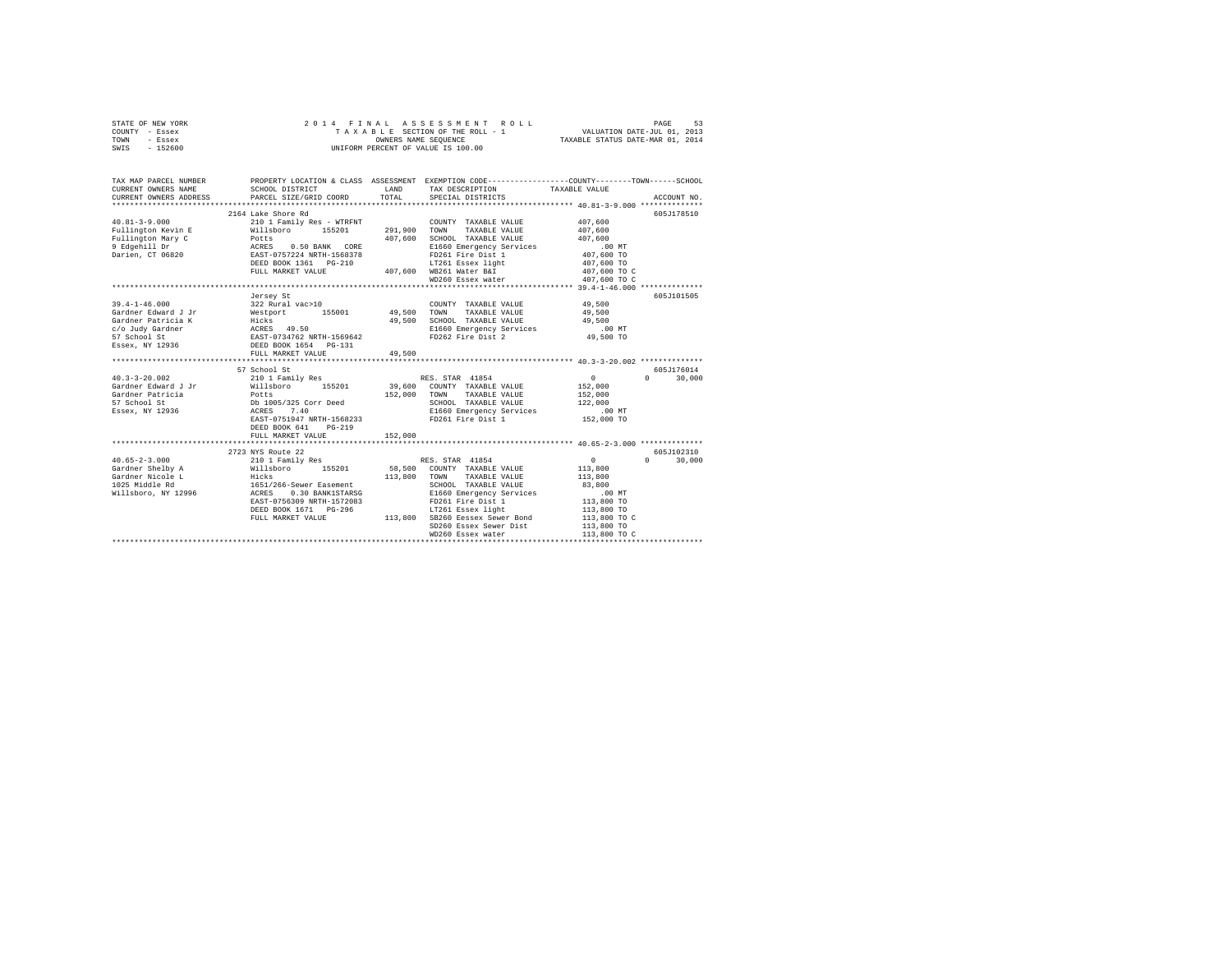STATE OF NEW YORK
COUNTY - Essex
TOWN - Essex
SWIS - 152600

2 0 1 4 F I N A L A S S E S S M E N T R O L L
T A X A B L E SECTION OF THE ROLL - 1
OWNERS NAME SEQUENCE
UNIFORM PERCENT OF VALUE IS 100.00

VALUATION DATE-JUL 01, 2013
TAXABLE STATUS DATE-MAR 01, 2014

```
TAX MAP PARCEL NUMBER          PROPERTY LOCATION & CLASS  ASSESSMENT  EXEMPTION CODE-----------------COUNTY--------TOWN------SCHOOL
CURRENT OWNERS NAME            SCHOOL DISTRICT              LAND      TAX DESCRIPTION            TAXABLE VALUE
CURRENT OWNERS ADDRESS         PARCEL SIZE/GRID COORD       TOTAL     SPECIAL DISTRICTS                                 ACCOUNT NO.
*********************************************************************************************** 40.81-3-9.000 **************
                    2164 Lake Shore Rd                                                                             605J178510
40.81-3-9.000                  210 1 Family Res - WTRFNT              COUNTY  TAXABLE VALUE         407,600
Fullington Kevin E             Willsboro      155201     291,900     TOWN    TAXABLE VALUE         407,600
Fullington Mary C              Potts                     407,600     SCHOOL  TAXABLE VALUE         407,600
9 Edgehill Dr                  ACRES    0.50 BANK   CORE             E1660 Emergency Services           .00 MT
Darien, CT 06820               EAST-0757224 NRTH-1568378             FD261 Fire Dist 1              407,600 TO
                               DEED BOOK 1361   PG-210               LT261 Essex light              407,600 TO
                               FULL MARKET VALUE         407,600     WB261 Water B&I                407,600 TO C
                                                                     WD260 Essex water              407,600 TO C
*********************************************************************************************** 39.4-1-46.000 **************
                    Jersey St                                                                                      605J101505
39.4-1-46.000                  322 Rural vac>10                       COUNTY  TAXABLE VALUE          49,500
Gardner Edward J Jr            Westport       155001      49,500     TOWN    TAXABLE VALUE          49,500
Gardner Patricia K             Hicks                      49,500     SCHOOL  TAXABLE VALUE          49,500
c/o Judy Gardner               ACRES   49.50                         E1660 Emergency Services           .00 MT
57 School St                   EAST-0734762 NRTH-1569642             FD262 Fire Dist 2               49,500 TO
Essex, NY 12936                DEED BOOK 1654   PG-131
                               FULL MARKET VALUE          49,500
*********************************************************************************************** 40.3-3-20.002 **************
                    57 School St                                                                                   605J176014
40.3-3-20.002                  210 1 Family Res                       RES. STAR  41854                    0           0     30,000
Gardner Edward J Jr            Willsboro      155201      39,600     COUNTY  TAXABLE VALUE         152,000
Gardner Patricia               Potts                     152,000     TOWN    TAXABLE VALUE         152,000
57 School St                   Db 1005/325 Corr Deed                 SCHOOL  TAXABLE VALUE         122,000
Essex, NY 12936                ACRES    7.40                         E1660 Emergency Services           .00 MT
                               EAST-0751947 NRTH-1568233             FD261 Fire Dist 1              152,000 TO
                               DEED BOOK 641    PG-219
                               FULL MARKET VALUE         152,000
*********************************************************************************************** 40.65-2-3.000 **************
                    2723 NYS Route 22                                                                              605J102310
40.65-2-3.000                  210 1 Family Res                       RES. STAR  41854                    0           0     30,000
Gardner Shelby A               Willsboro      155201      58,500     COUNTY  TAXABLE VALUE         113,800
Gardner Nicole L               Hicks                     113,800     TOWN    TAXABLE VALUE         113,800
1025 Middle Rd                 1651/266-Sewer Easement               SCHOOL  TAXABLE VALUE          83,800
Willsboro, NY 12996            ACRES    0.30 BANK1STARSG             E1660 Emergency Services           .00 MT
                               EAST-0756309 NRTH-1572083             FD261 Fire Dist 1              113,800 TO
                               DEED BOOK 1671   PG-296               LT261 Essex light              113,800 TO
                               FULL MARKET VALUE         113,800     SB260 Eessex Sewer Bond        113,800 TO C
                                                                     SD260 Essex Sewer Dist         113,800 TO
                                                                     WD260 Essex water              113,800 TO C
******************************************************************************************************************************
```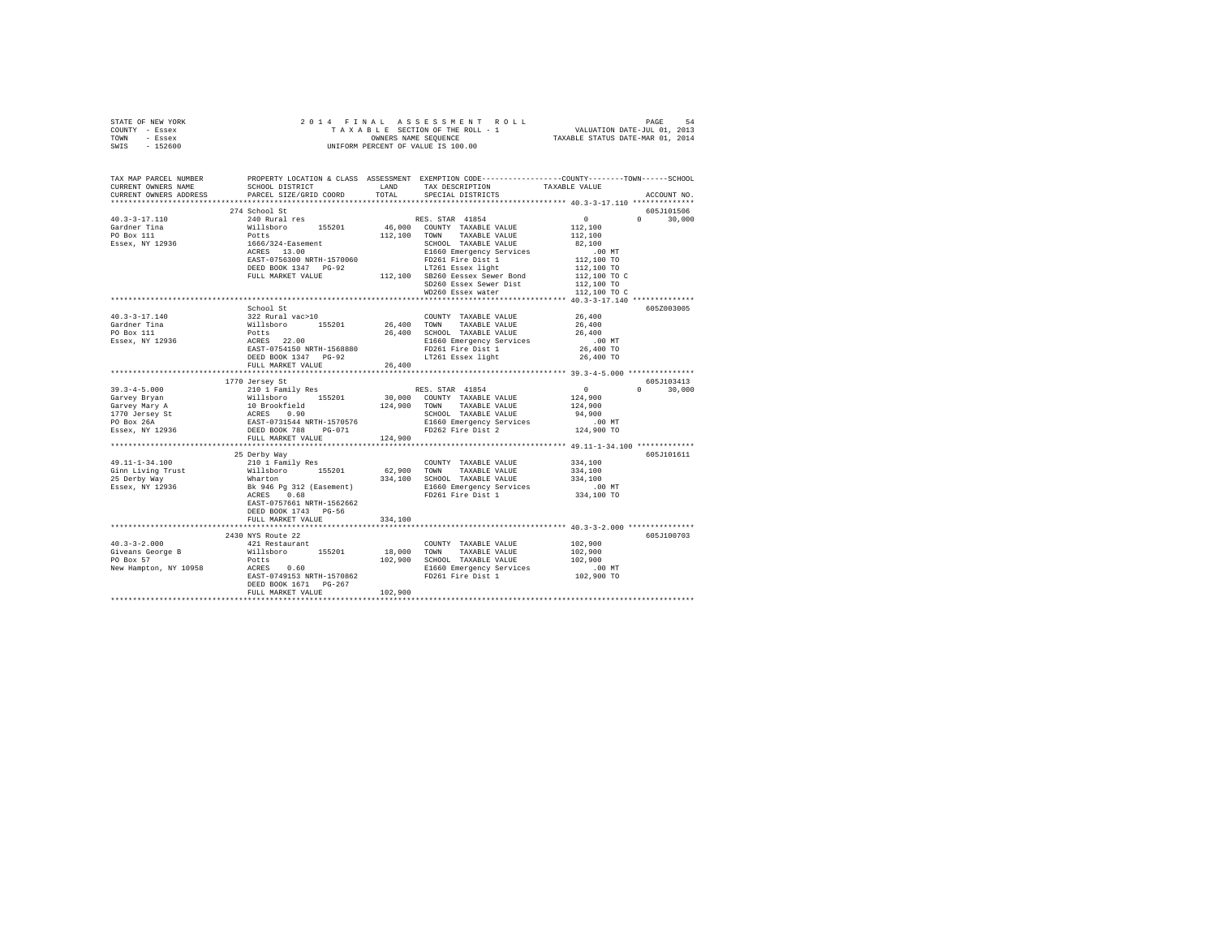```
STATE OF NEW YORK                    2 0 1 4   F I N A L   A S S E S S M E N T   R O L L                    PAGE    54
COUNTY  - Essex                          T A X A B L E SECTION OF THE ROLL - 1                 VALUATION DATE-JUL 01, 2013
TOWN    - Essex                                  OWNERS NAME SEQUENCE                        TAXABLE STATUS DATE-MAR 01, 2014
SWIS    - 152600                          UNIFORM PERCENT OF VALUE IS 100.00

TAX MAP PARCEL NUMBER          PROPERTY LOCATION & CLASS  ASSESSMENT  EXEMPTION CODE-----------------COUNTY--------TOWN------SCHOOL
CURRENT OWNERS NAME            SCHOOL DISTRICT               LAND     TAX DESCRIPTION             TAXABLE VALUE
CURRENT OWNERS ADDRESS         PARCEL SIZE/GRID COORD        TOTAL    SPECIAL DISTRICTS                                    ACCOUNT NO.
************************************************************************************************** 40.3-3-17.110 **************
                               274 School St                                                                            605J101506
40.3-3-17.110                  240 Rural res                          RES. STAR  41854                  0           0       30,000
Gardner Tina                   Willsboro       155201        46,000   COUNTY  TAXABLE VALUE           112,100
PO Box 111                     Potts                        112,100   TOWN    TAXABLE VALUE           112,100
Essex, NY 12936                1666/324-Easement                      SCHOOL  TAXABLE VALUE            82,100
                               ACRES   13.00                          E1660 Emergency Services            .00 MT
                               EAST-0756300 NRTH-1570060              FD261 Fire Dist 1               112,100 TO
                               DEED BOOK 1347   PG-92                 LT261 Essex light               112,100 TO
                               FULL MARKET VALUE            112,100   SB260 Eessex Sewer Bond         112,100 TO C
                                                                      SD260 Essex Sewer Dist          112,100 TO
                                                                      WD260 Essex water               112,100 TO C
************************************************************************************************** 40.3-3-17.140 **************
                               School St                                                                                605Z003005
40.3-3-17.140                  322 Rural vac>10                       COUNTY  TAXABLE VALUE            26,400
Gardner Tina                   Willsboro       155201        26,400   TOWN    TAXABLE VALUE            26,400
PO Box 111                     Potts                         26,400   SCHOOL  TAXABLE VALUE            26,400
Essex, NY 12936                ACRES   22.00                          E1660 Emergency Services            .00 MT
                               EAST-0754150 NRTH-1568880              FD261 Fire Dist 1                26,400 TO
                               DEED BOOK 1347   PG-92                 LT261 Essex light                26,400 TO
                               FULL MARKET VALUE             26,400
************************************************************************************************** 39.3-4-5.000 ***************
                               1770 Jersey St                                                                           605J103413
39.3-4-5.000                   210 1 Family Res                       RES. STAR  41854                  0           0       30,000
Garvey Bryan                   Willsboro       155201        30,000   COUNTY  TAXABLE VALUE           124,900
Garvey Mary A                  10 Brookfield                124,900   TOWN    TAXABLE VALUE           124,900
1770 Jersey St                 ACRES    0.90                          SCHOOL  TAXABLE VALUE            94,900
PO Box 26A                     EAST-0731544 NRTH-1570576              E1660 Emergency Services            .00 MT
Essex, NY 12936                DEED BOOK 788    PG-071                FD262 Fire Dist 2               124,900 TO
                               FULL MARKET VALUE            124,900
************************************************************************************************** 49.11-1-34.100 *************
                               25 Derby Way                                                                             605J101611
49.11-1-34.100                 210 1 Family Res                       COUNTY  TAXABLE VALUE           334,100
Ginn Living Trust              Willsboro       155201        62,900   TOWN    TAXABLE VALUE           334,100
25 Derby Way                   Wharton                      334,100   SCHOOL  TAXABLE VALUE           334,100
Essex, NY 12936                Bk 946 Pg 312 (Easement)               E1660 Emergency Services            .00 MT
                               ACRES    0.68                          FD261 Fire Dist 1               334,100 TO
                               EAST-0757661 NRTH-1562662
                               DEED BOOK 1743   PG-56
                               FULL MARKET VALUE            334,100
************************************************************************************************** 40.3-3-2.000 ***************
                               2430 NYS Route 22                                                                        605J100703
40.3-3-2.000                   421 Restaurant                         COUNTY  TAXABLE VALUE           102,900
Giveans George B               Willsboro       155201        18,000   TOWN    TAXABLE VALUE           102,900
PO Box 57                      Potts                        102,900   SCHOOL  TAXABLE VALUE           102,900
New Hampton, NY 10958          ACRES    0.60                          E1660 Emergency Services            .00 MT
                               EAST-0749153 NRTH-1570862              FD261 Fire Dist 1               102,900 TO
                               DEED BOOK 1671   PG-267
                               FULL MARKET VALUE            102,900
********************************************************************************************************************************
```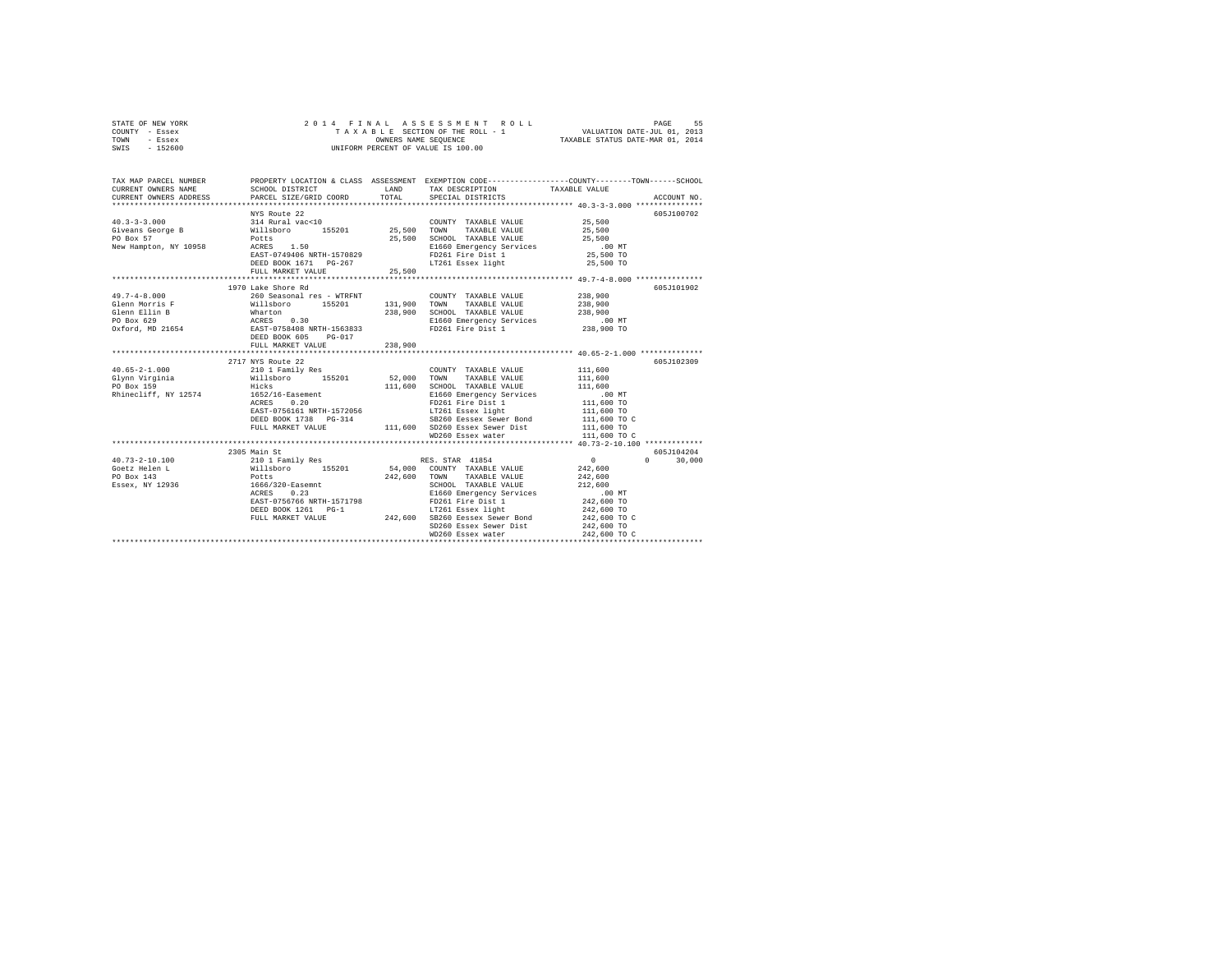STATE OF NEW YORK  
COUNTY - Essex  
TOWN - Essex  
SWIS - 152600

2 0 1 4 F I N A L A S S E S S M E N T R O L L  
T A X A B L E SECTION OF THE ROLL - 1  
OWNERS NAME SEQUENCE  
UNIFORM PERCENT OF VALUE IS 100.00

VALUATION DATE-JUL 01, 2013  
TAXABLE STATUS DATE-MAR 01, 2014

```
TAX MAP PARCEL NUMBER      PROPERTY LOCATION & CLASS  ASSESSMENT  EXEMPTION CODE-----------------COUNTY--------TOWN------SCHOOL
CURRENT OWNERS NAME        SCHOOL DISTRICT             LAND       TAX DESCRIPTION            TAXABLE VALUE
CURRENT OWNERS ADDRESS     PARCEL SIZE/GRID COORD      TOTAL      SPECIAL DISTRICTS                                        ACCOUNT NO.
******************************************************************************************************* 40.3-3-3.000 ***************
                           NYS Route 22                                                                                 605J100702
40.3-3-3.000               314 Rural vac<10                       COUNTY  TAXABLE VALUE            25,500
Giveans George B           Willsboro      155201       25,500     TOWN    TAXABLE VALUE            25,500
PO Box 57                  Potts                       25,500     SCHOOL  TAXABLE VALUE            25,500
New Hampton, NY 10958      ACRES    1.50                          E1660 Emergency Services            .00 MT
                           EAST-0749406 NRTH-1570829              FD261 Fire Dist 1                25,500 TO
                           DEED BOOK 1671   PG-267                LT261 Essex light                25,500 TO
                           FULL MARKET VALUE           25,500
******************************************************************************************************* 49.7-4-8.000 ***************
                           1970 Lake Shore Rd                                                                           605J101902
49.7-4-8.000               260 Seasonal res - WTRFNT              COUNTY  TAXABLE VALUE           238,900
Glenn Morris F             Willsboro      155201      131,900     TOWN    TAXABLE VALUE           238,900
Glenn Ellin B              Wharton                    238,900     SCHOOL  TAXABLE VALUE           238,900
PO Box 629                 ACRES    0.30                          E1660 Emergency Services            .00 MT
Oxford, MD 21654           EAST-0758408 NRTH-1563833              FD261 Fire Dist 1               238,900 TO
                           DEED BOOK 605    PG-017
                           FULL MARKET VALUE          238,900
******************************************************************************************************* 40.65-2-1.000 **************
                           2717 NYS Route 22                                                                            605J102309
40.65-2-1.000              210 1 Family Res                       COUNTY  TAXABLE VALUE           111,600
Glynn Virginia             Willsboro      155201       52,000     TOWN    TAXABLE VALUE           111,600
PO Box 159                 Hicks                      111,600     SCHOOL  TAXABLE VALUE           111,600
Rhinecliff, NY 12574       1652/16-Easement                       E1660 Emergency Services            .00 MT
                           ACRES    0.20                          FD261 Fire Dist 1               111,600 TO
                           EAST-0756161 NRTH-1572056              LT261 Essex light               111,600 TO
                           DEED BOOK 1738   PG-314                SB260 Eessex Sewer Bond         111,600 TO C
                           FULL MARKET VALUE          111,600     SD260 Essex Sewer Dist          111,600 TO
                                                                  WD260 Essex water               111,600 TO C
******************************************************************************************************* 40.73-2-10.100 *************
                           2305 Main St                                                                                 605J104204
40.73-2-10.100             210 1 Family Res                       RES. STAR 41854                       0           0      30,000
Goetz Helen L              Willsboro      155201       54,000     COUNTY  TAXABLE VALUE           242,600
PO Box 143                 Potts                      242,600     TOWN    TAXABLE VALUE           242,600
Essex, NY 12936            1666/320-Easemnt                       SCHOOL  TAXABLE VALUE           212,600
                           ACRES    0.23                          E1660 Emergency Services            .00 MT
                           EAST-0756766 NRTH-1571798              FD261 Fire Dist 1               242,600 TO
                           DEED BOOK 1261   PG-1                  LT261 Essex light               242,600 TO
                           FULL MARKET VALUE          242,600     SB260 Eessex Sewer Bond         242,600 TO C
                                                                  SD260 Essex Sewer Dist          242,600 TO
                                                                  WD260 Essex water               242,600 TO C
************************************************************************************************************************************
```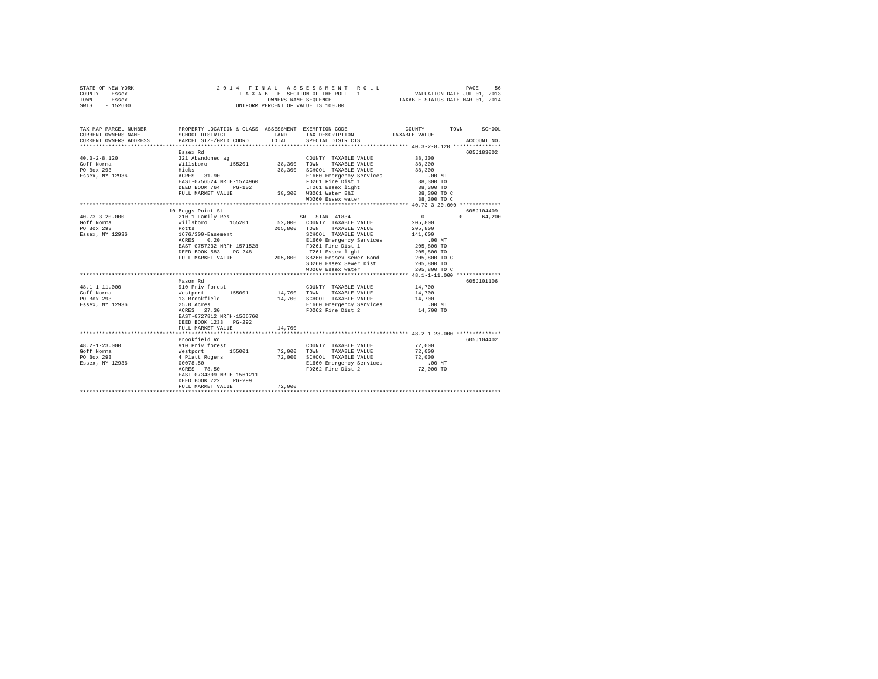STATE OF NEW YORK
COUNTY - Essex
TOWN - Essex
SWIS - 152600

2014 FINAL ASSESSMENT ROLL
TAXABLE SECTION OF THE ROLL - 1
OWNERS NAME SEQUENCE
UNIFORM PERCENT OF VALUE IS 100.00

VALUATION DATE-JUL 01, 2013
TAXABLE STATUS DATE-MAR 01, 2014

| TAX MAP PARCEL NUMBER / CURRENT OWNERS NAME / CURRENT OWNERS ADDRESS | PROPERTY LOCATION & CLASS / SCHOOL DISTRICT / PARCEL SIZE/GRID COORD | ASSESSMENT LAND / TOTAL | EXEMPTION CODE / TAX DESCRIPTION / SPECIAL DISTRICTS | COUNTY / TOWN / SCHOOL TAXABLE VALUE | ACCOUNT NO. |
|---|---|---|---|---|---|
| **40.3-2-8.120** | Essex Rd | | | | 605J183002 |
| Goff Norma | 321 Abandoned ag | | COUNTY TAXABLE VALUE | 38,300 | |
| PO Box 293 | Willsboro 155201 | 38,300 | TOWN TAXABLE VALUE | 38,300 | |
| Essex, NY 12936 | Hicks | 38,300 | SCHOOL TAXABLE VALUE | 38,300 | |
| | ACRES 31.90 | | E1660 Emergency Services | .00 MT | |
| | EAST-0756524 NRTH-1574960 | | FD261 Fire Dist 1 | 38,300 TO | |
| | DEED BOOK 764 PG-102 | | LT261 Essex light | 38,300 TO | |
| | FULL MARKET VALUE | 38,300 | WB261 Water B&I | 38,300 TO C | |
| | | | WD260 Essex water | 38,300 TO C | |
| **40.73-3-20.000** | 10 Beggs Point St | | | | 605J104409 |
| Goff Norma | 210 1 Family Res | | SR STAR 41834 | 0 / 0 / 64,200 | |
| PO Box 293 | Willsboro 155201 | 52,000 | COUNTY TAXABLE VALUE | 205,800 | |
| Essex, NY 12936 | Potts | 205,800 | TOWN TAXABLE VALUE | 205,800 | |
| | 1676/300-Easement | | SCHOOL TAXABLE VALUE | 141,600 | |
| | ACRES 0.20 | | E1660 Emergency Services | .00 MT | |
| | EAST-0757232 NRTH-1571528 | | FD261 Fire Dist 1 | 205,800 TO | |
| | DEED BOOK 583 PG-248 | | LT261 Essex light | 205,800 TO | |
| | FULL MARKET VALUE | 205,800 | SB260 Eessex Sewer Bond | 205,800 TO C | |
| | | | SD260 Essex Sewer Dist | 205,800 TO | |
| | | | WD260 Essex water | 205,800 TO C | |
| **48.1-1-11.000** | Mason Rd | | | | 605J101106 |
| Goff Norma | 910 Priv forest | | COUNTY TAXABLE VALUE | 14,700 | |
| PO Box 293 | Westport 155001 | 14,700 | TOWN TAXABLE VALUE | 14,700 | |
| Essex, NY 12936 | 13 Brookfield | 14,700 | SCHOOL TAXABLE VALUE | 14,700 | |
| | 25.0 Acres | | E1660 Emergency Services | .00 MT | |
| | ACRES 27.30 | | FD262 Fire Dist 2 | 14,700 TO | |
| | EAST-0727812 NRTH-1566760 | | | | |
| | DEED BOOK 1233 PG-292 | | | | |
| | FULL MARKET VALUE | 14,700 | | | |
| **48.2-1-23.000** | Brookfield Rd | | | | 605J104402 |
| Goff Norma | 910 Priv forest | | COUNTY TAXABLE VALUE | 72,000 | |
| PO Box 293 | Westport 155001 | 72,000 | TOWN TAXABLE VALUE | 72,000 | |
| Essex, NY 12936 | 4 Platt Rogers | 72,000 | SCHOOL TAXABLE VALUE | 72,000 | |
| | 00078.50 | | E1660 Emergency Services | .00 MT | |
| | ACRES 78.50 | | FD262 Fire Dist 2 | 72,000 TO | |
| | EAST-0734309 NRTH-1561211 | | | | |
| | DEED BOOK 722 PG-299 | | | | |
| | FULL MARKET VALUE | 72,000 | | | |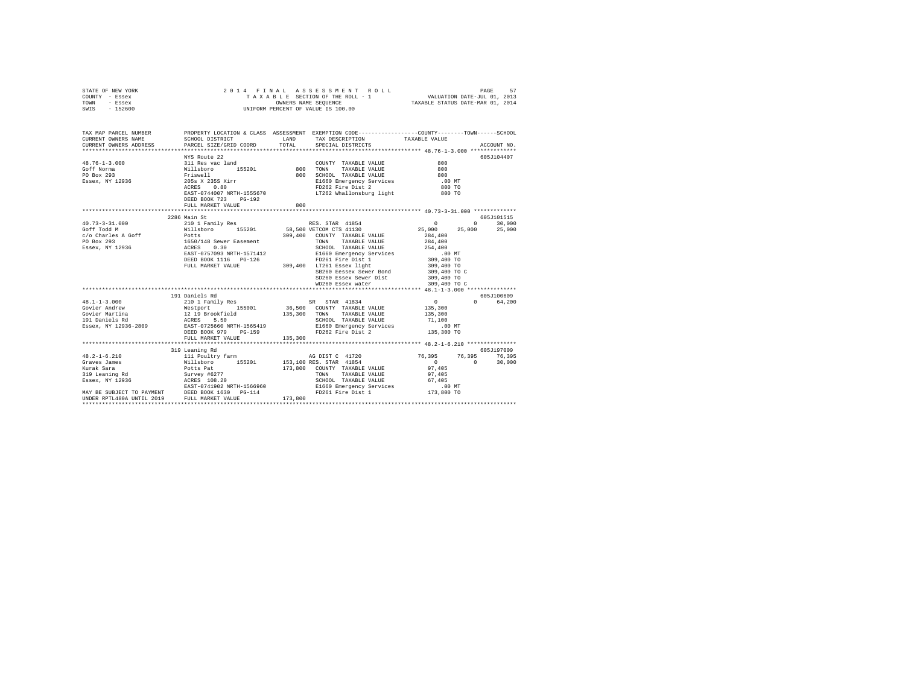```
STATE OF NEW YORK                    2 0 1 4   F I N A L   A S S E S S M E N T   R O L L                          PAGE    57
COUNTY  - Essex                          T A X A B L E  SECTION OF THE ROLL - 1                 VALUATION DATE-JUL 01, 2013
TOWN    - Essex                                   OWNERS NAME SEQUENCE                         TAXABLE STATUS DATE-MAR 01, 2014
SWIS    - 152600                            UNIFORM PERCENT OF VALUE IS 100.00

TAX MAP PARCEL NUMBER          PROPERTY LOCATION & CLASS  ASSESSMENT  EXEMPTION CODE------------------COUNTY--------TOWN------SCHOOL
CURRENT OWNERS NAME            SCHOOL DISTRICT              LAND      TAX DESCRIPTION            TAXABLE VALUE
CURRENT OWNERS ADDRESS         PARCEL SIZE/GRID COORD       TOTAL     SPECIAL DISTRICTS                                  ACCOUNT NO.
******************************************************************************************************* 48.76-1-3.000 **************
                               NYS Route 22                                                                           605J104407
48.76-1-3.000                  311 Res vac land                       COUNTY  TAXABLE VALUE               800
Goff Norma                     Willsboro      155201          800     TOWN    TAXABLE VALUE               800
PO Box 293                     Friswell                       800     SCHOOL  TAXABLE VALUE               800
Essex, NY 12936                205s X 235S Xirr                       E1660 Emergency Services            .00 MT
                               ACRES    0.80                          FD262 Fire Dist 2                  800 TO
                               EAST-0744007 NRTH-1555670              LT262 Whallonsburg light           800 TO
                               DEED BOOK 723    PG-192
                               FULL MARKET VALUE              800
******************************************************************************************************* 40.73-3-31.000 *************
                               2286 Main St                                                                           605J101515
40.73-3-31.000                 210 1 Family Res                    RES. STAR  41854                    0          0     30,000
Goff Todd M                    Willsboro      155201       58,500 VETCOM CTS 41130                 25,000     25,000     25,000
c/o Charles A Goff             Potts                      309,400   COUNTY  TAXABLE VALUE            284,400
PO Box 293                     1650/148 Sewer Easement               TOWN    TAXABLE VALUE            284,400
Essex, NY 12936                ACRES    0.30                         SCHOOL  TAXABLE VALUE            254,400
                               EAST-0757093 NRTH-1571412             E1660 Emergency Services            .00 MT
                               DEED BOOK 1116   PG-126               FD261 Fire Dist 1               309,400 TO
                               FULL MARKET VALUE          309,400   LT261 Essex light               309,400 TO
                                                                     SB260 Eessex Sewer Bond         309,400 TO C
                                                                     SD260 Essex Sewer Dist          309,400 TO
                                                                     WD260 Essex water               309,400 TO C
******************************************************************************************************* 48.1-1-3.000 ***************
                               191 Daniels Rd                                                                         605J100609
48.1-1-3.000                   210 1 Family Res                    SR   STAR  41834                    0          0     64,200
Govier Andrew                  Westport       155001       36,500   COUNTY  TAXABLE VALUE            135,300
Govier Martina                 12 19 Brookfield           135,300   TOWN    TAXABLE VALUE            135,300
191 Daniels Rd                 ACRES    5.50                         SCHOOL  TAXABLE VALUE             71,100
Essex, NY 12936-2809           EAST-0725660 NRTH-1565419             E1660 Emergency Services            .00 MT
                               DEED BOOK 979    PG-159               FD262 Fire Dist 2               135,300 TO
                               FULL MARKET VALUE          135,300
******************************************************************************************************* 48.2-1-6.210 ***************
                               319 Leaning Rd                                                                         605J197009
48.2-1-6.210                   111 Poultry farm                    AG DIST C  41720               76,395     76,395     76,395
Graves James                   Willsboro      155201      153,100 RES. STAR  41854                    0          0     30,000
Kurak Sara                     Potts Pat                  173,800   COUNTY  TAXABLE VALUE             97,405
319 Leaning Rd                 Survey #6277                          TOWN    TAXABLE VALUE             97,405
Essex, NY 12936                ACRES  108.20                         SCHOOL  TAXABLE VALUE             67,405
                               EAST-0741902 NRTH-1566960             E1660 Emergency Services            .00 MT
MAY BE SUBJECT TO PAYMENT      DEED BOOK 1630   PG-114               FD261 Fire Dist 1               173,800 TO
UNDER RPTL480A UNTIL 2019      FULL MARKET VALUE          173,800
************************************************************************************************************************************
```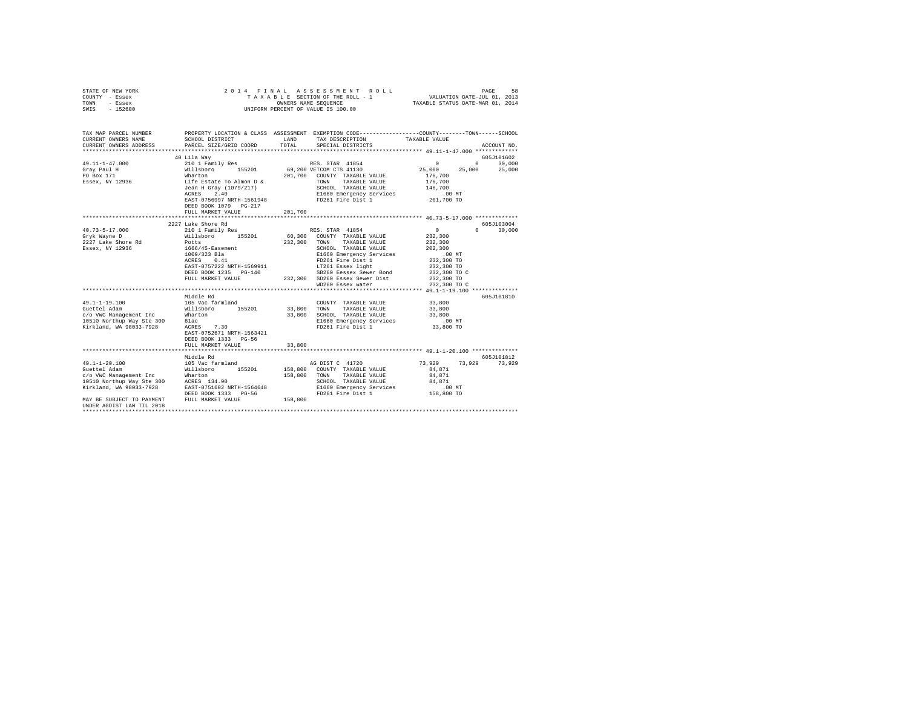STATE OF NEW YORK — 2014 FINAL ASSESSMENT ROLL
COUNTY - Essex — TAXABLE SECTION OF THE ROLL - 1 — VALUATION DATE-JUL 01, 2013
TOWN - Essex — OWNERS NAME SEQUENCE — TAXABLE STATUS DATE-MAR 01, 2014
SWIS - 152600 — UNIFORM PERCENT OF VALUE IS 100.00

```
TAX MAP PARCEL NUMBER         PROPERTY LOCATION & CLASS  ASSESSMENT  EXEMPTION CODE-----------------COUNTY--------TOWN------SCHOOL
CURRENT OWNERS NAME           SCHOOL DISTRICT               LAND      TAX DESCRIPTION            TAXABLE VALUE
CURRENT OWNERS ADDRESS        PARCEL SIZE/GRID COORD        TOTAL     SPECIAL DISTRICTS                                      ACCOUNT NO.
******************************************************************************************************* 49.11-1-47.000 *************
                              40 Lila Way                                                                                605J101602
49.11-1-47.000                210 1 Family Res                        RES. STAR 41854                  0          0      30,000
Gray Paul H                   Willsboro      155201        69,200 VETCOM CTS 41130                25,000     25,000      25,000
PO Box 171                    Wharton                     201,700   COUNTY  TAXABLE VALUE           176,700
Essex, NY 12936               Life Estate To Almon D &              TOWN    TAXABLE VALUE           176,700
                              Jean H Gray (1079/217)                SCHOOL  TAXABLE VALUE           146,700
                              ACRES    2.40                         E1660 Emergency Services            .00 MT
                              EAST-0756997 NRTH-1561948             FD261 Fire Dist 1               201,700 TO
                              DEED BOOK 1079   PG-217
                              FULL MARKET VALUE           201,700
******************************************************************************************************* 40.73-5-17.000 *************
                              2227 Lake Shore Rd                                                                         605J103004
40.73-5-17.000                210 1 Family Res                        RES. STAR 41854                  0          0      30,000
Gryk Wayne D                  Willsboro      155201        60,300   COUNTY  TAXABLE VALUE           232,300
2227 Lake Shore Rd            Potts                       232,300   TOWN    TAXABLE VALUE           232,300
Essex, NY 12936               1666/45-Easement                      SCHOOL  TAXABLE VALUE           202,300
                              1009/323 Bla                          E1660 Emergency Services            .00 MT
                              ACRES    0.41                         FD261 Fire Dist 1               232,300 TO
                              EAST-0757222 NRTH-1569911             LT261 Essex light               232,300 TO
                              DEED BOOK 1235   PG-140               SB260 Eessex Sewer Bond         232,300 TO C
                              FULL MARKET VALUE           232,300   SD260 Essex Sewer Dist          232,300 TO
                                                                    WD260 Essex water               232,300 TO C
******************************************************************************************************* 49.1-1-19.100 **************
                              Middle Rd                                                                                  605J101810
49.1-1-19.100                 105 Vac farmland                        COUNTY  TAXABLE VALUE           33,800
Guettel Adam                  Willsboro      155201        33,800   TOWN    TAXABLE VALUE           33,800
c/o VWC Management Inc        Wharton                      33,800   SCHOOL  TAXABLE VALUE           33,800
10510 Northup Way Ste 300     81ac                                  E1660 Emergency Services            .00 MT
Kirkland, WA 98033-7928       ACRES    7.30                         FD261 Fire Dist 1                33,800 TO
                              EAST-0752671 NRTH-1563421
                              DEED BOOK 1333   PG-56
                              FULL MARKET VALUE            33,800
******************************************************************************************************* 49.1-1-20.100 **************
                              Middle Rd                                                                                  605J101812
49.1-1-20.100                 105 Vac farmland                        AG DIST C 41720               73,929     73,929      73,929
Guettel Adam                  Willsboro      155201       158,800   COUNTY  TAXABLE VALUE           84,871
c/o VWC Management Inc        Wharton                     158,800   TOWN    TAXABLE VALUE           84,871
10510 Northup Way Ste 300     ACRES  134.90                         SCHOOL  TAXABLE VALUE           84,871
Kirkland, WA 98033-7928       EAST-0751602 NRTH-1564648             E1660 Emergency Services            .00 MT
                              DEED BOOK 1333   PG-56                FD261 Fire Dist 1               158,800 TO
MAY BE SUBJECT TO PAYMENT     FULL MARKET VALUE           158,800
UNDER AGDIST LAW TIL 2018
************************************************************************************************************************************
```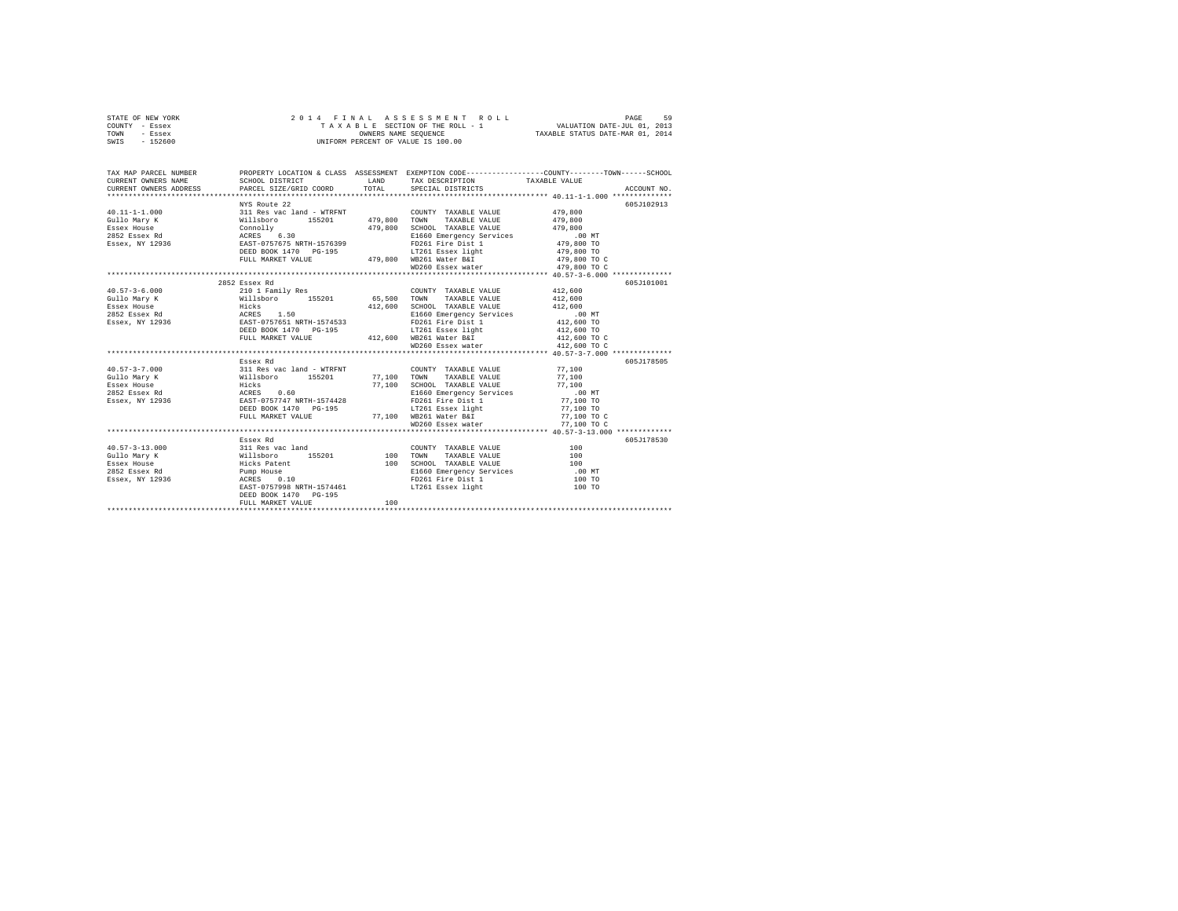STATE OF NEW YORK
COUNTY - Essex
TOWN - Essex
SWIS - 152600

2 0 1 4   F I N A L   A S S E S S M E N T   R O L L
T A X A B L E SECTION OF THE ROLL - 1
OWNERS NAME SEQUENCE
UNIFORM PERCENT OF VALUE IS 100.00

VALUATION DATE-JUL 01, 2013
TAXABLE STATUS DATE-MAR 01, 2014

```
TAX MAP PARCEL NUMBER      PROPERTY LOCATION & CLASS  ASSESSMENT  EXEMPTION CODE-----------------COUNTY--------TOWN------SCHOOL
CURRENT OWNERS NAME        SCHOOL DISTRICT              LAND      TAX DESCRIPTION             TAXABLE VALUE
CURRENT OWNERS ADDRESS     PARCEL SIZE/GRID COORD       TOTAL     SPECIAL DISTRICTS                                    ACCOUNT NO.
******************************************************************************************************* 40.11-1-1.000 **************
                           NYS Route 22                                                                                605J102913
40.11-1-1.000              311 Res vac land - WTRFNT             COUNTY  TAXABLE VALUE          479,800
Gullo Mary K               Willsboro      155201      479,800    TOWN    TAXABLE VALUE          479,800
Essex House                Connolly                   479,800    SCHOOL  TAXABLE VALUE          479,800
2852 Essex Rd              ACRES    6.30                         E1660 Emergency Services            .00 MT
Essex, NY 12936            EAST-0757675 NRTH-1576399             FD261 Fire Dist 1              479,800 TO
                           DEED BOOK 1470   PG-195               LT261 Essex light              479,800 TO
                           FULL MARKET VALUE          479,800    WB261 Water B&I                479,800 TO C
                                                                 WD260 Essex water              479,800 TO C
******************************************************************************************************* 40.57-3-6.000 **************
                        2852 Essex Rd                                                                                  605J101001
40.57-3-6.000              210 1 Family Res                      COUNTY  TAXABLE VALUE          412,600
Gullo Mary K               Willsboro      155201       65,500    TOWN    TAXABLE VALUE          412,600
Essex House                Hicks                      412,600    SCHOOL  TAXABLE VALUE          412,600
2852 Essex Rd              ACRES    1.50                         E1660 Emergency Services            .00 MT
Essex, NY 12936            EAST-0757651 NRTH-1574533             FD261 Fire Dist 1              412,600 TO
                           DEED BOOK 1470   PG-195               LT261 Essex light              412,600 TO
                           FULL MARKET VALUE          412,600    WB261 Water B&I                412,600 TO C
                                                                 WD260 Essex water              412,600 TO C
******************************************************************************************************* 40.57-3-7.000 **************
                           Essex Rd                                                                                    605J178505
40.57-3-7.000              311 Res vac land - WTRFNT             COUNTY  TAXABLE VALUE           77,100
Gullo Mary K               Willsboro      155201       77,100    TOWN    TAXABLE VALUE           77,100
Essex House                Hicks                       77,100    SCHOOL  TAXABLE VALUE           77,100
2852 Essex Rd              ACRES    0.60                         E1660 Emergency Services            .00 MT
Essex, NY 12936            EAST-0757747 NRTH-1574428             FD261 Fire Dist 1               77,100 TO
                           DEED BOOK 1470   PG-195               LT261 Essex light               77,100 TO
                           FULL MARKET VALUE           77,100    WB261 Water B&I                 77,100 TO C
                                                                 WD260 Essex water               77,100 TO C
******************************************************************************************************* 40.57-3-13.000 *************
                           Essex Rd                                                                                    605J178530
40.57-3-13.000             311 Res vac land                      COUNTY  TAXABLE VALUE              100
Gullo Mary K               Willsboro      155201          100    TOWN    TAXABLE VALUE              100
Essex House                Hicks Patent                   100    SCHOOL  TAXABLE VALUE              100
2852 Essex Rd              Pump House                            E1660 Emergency Services            .00 MT
Essex, NY 12936            ACRES    0.10                         FD261 Fire Dist 1                  100 TO
                           EAST-0757998 NRTH-1574461             LT261 Essex light                  100 TO
                           DEED BOOK 1470   PG-195
                           FULL MARKET VALUE              100
************************************************************************************************************************************
```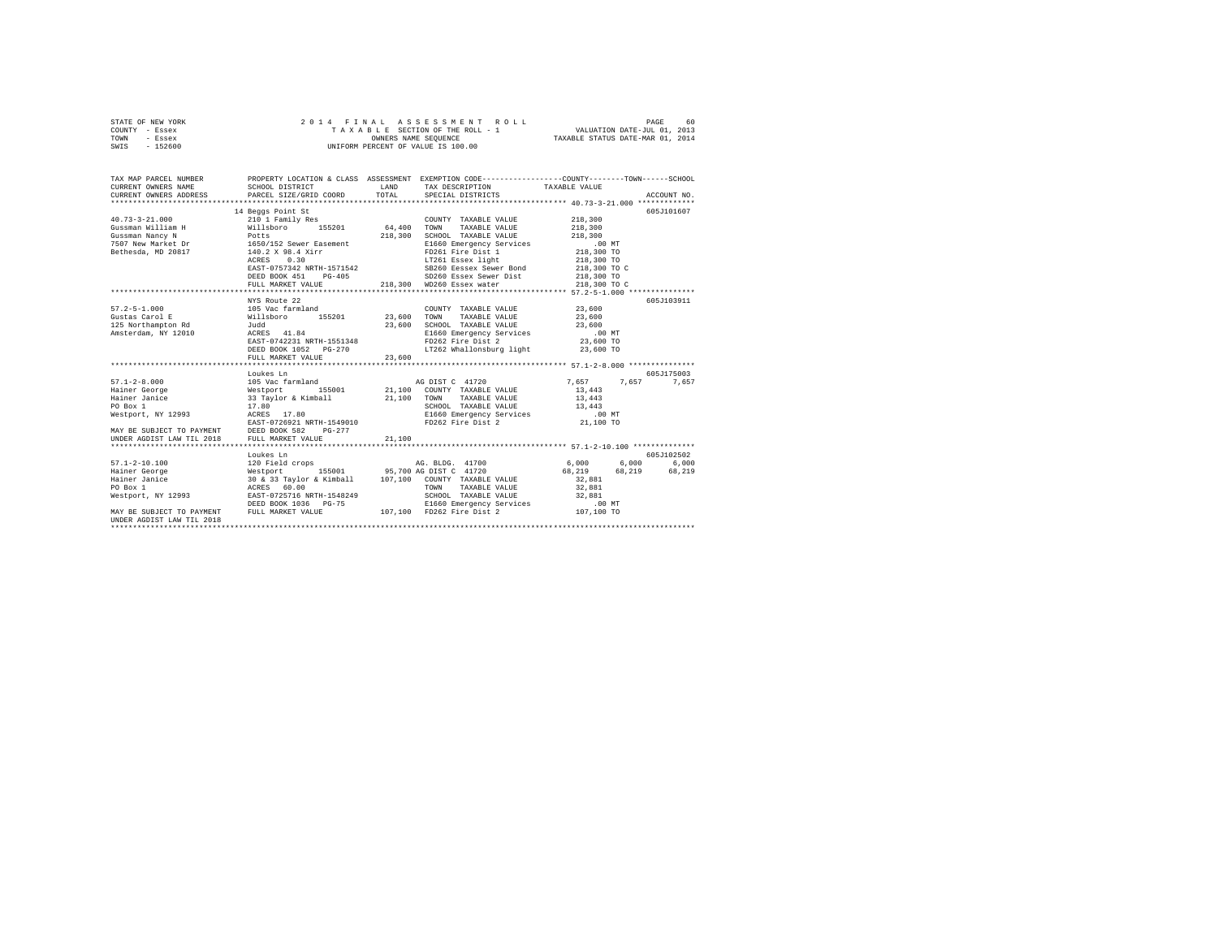STATE OF NEW YORK
COUNTY - Essex
TOWN - Essex
SWIS - 152600

2014 FINAL ASSESSMENT ROLL
TAXABLE SECTION OF THE ROLL - 1
OWNERS NAME SEQUENCE
UNIFORM PERCENT OF VALUE IS 100.00

VALUATION DATE-JUL 01, 2013
TAXABLE STATUS DATE-MAR 01, 2014

```
TAX MAP PARCEL NUMBER          PROPERTY LOCATION & CLASS  ASSESSMENT  EXEMPTION CODE-----------------COUNTY--------TOWN------SCHOOL
CURRENT OWNERS NAME            SCHOOL DISTRICT             LAND       TAX DESCRIPTION           TAXABLE VALUE
CURRENT OWNERS ADDRESS         PARCEL SIZE/GRID COORD      TOTAL      SPECIAL DISTRICTS                                   ACCOUNT NO.
*********************************************************************************************** 40.73-3-21.000 *************
                               14 Beggs Point St                                                                  605J101607
40.73-3-21.000                 210 1 Family Res                       COUNTY  TAXABLE VALUE        218,300
Gussman William H              Willsboro      155201      64,400      TOWN    TAXABLE VALUE        218,300
Gussman Nancy N                Potts                      218,300     SCHOOL  TAXABLE VALUE        218,300
7507 New Market Dr             1650/152 Sewer Easement                E1660 Emergency Services          .00 MT
Bethesda, MD 20817             140.2 X 98.4 Xirr                      FD261 Fire Dist 1            218,300 TO
                               ACRES    0.30                          LT261 Essex light            218,300 TO
                               EAST-0757342 NRTH-1571542              SB260 Eessex Sewer Bond      218,300 TO C
                               DEED BOOK 451    PG-405                SD260 Essex Sewer Dist       218,300 TO
                               FULL MARKET VALUE          218,300     WD260 Essex water            218,300 TO C
*********************************************************************************************** 57.2-5-1.000 ***************
                               NYS Route 22                                                                       605J103911
57.2-5-1.000                   105 Vac farmland                       COUNTY  TAXABLE VALUE         23,600
Gustas Carol E                 Willsboro      155201      23,600      TOWN    TAXABLE VALUE         23,600
125 Northampton Rd             Judd                       23,600      SCHOOL  TAXABLE VALUE         23,600
Amsterdam, NY 12010            ACRES   41.84                          E1660 Emergency Services          .00 MT
                               EAST-0742231 NRTH-1551348              FD262 Fire Dist 2             23,600 TO
                               DEED BOOK 1052   PG-270                LT262 Whallonsburg light      23,600 TO
                               FULL MARKET VALUE           23,600
*********************************************************************************************** 57.1-2-8.000 ***************
                               Loukes Ln                                                                          605J175003
57.1-2-8.000                   105 Vac farmland                       AG DIST C  41720              7,657      7,657       7,657
Hainer George                  Westport       155001      21,100      COUNTY  TAXABLE VALUE         13,443
Hainer Janice                  33 Taylor & Kimball        21,100      TOWN    TAXABLE VALUE         13,443
PO Box 1                       17.80                                  SCHOOL  TAXABLE VALUE         13,443
Westport, NY 12993             ACRES   17.80                          E1660 Emergency Services          .00 MT
                               EAST-0726921 NRTH-1549010              FD262 Fire Dist 2             21,100 TO
MAY BE SUBJECT TO PAYMENT      DEED BOOK 582    PG-277
UNDER AGDIST LAW TIL 2018      FULL MARKET VALUE           21,100
*********************************************************************************************** 57.1-2-10.100 **************
                               Loukes Ln                                                                          605J102502
57.1-2-10.100                  120 Field crops                        AG. BLDG.  41700              6,000      6,000       6,000
Hainer George                  Westport       155001      95,700 AG DIST C  41720              68,219     68,219      68,219
Hainer Janice                  30 & 33 Taylor & Kimball   107,100     COUNTY  TAXABLE VALUE         32,881
PO Box 1                       ACRES   60.00                          TOWN    TAXABLE VALUE         32,881
Westport, NY 12993             EAST-0725716 NRTH-1548249              SCHOOL  TAXABLE VALUE         32,881
                               DEED BOOK 1036   PG-75                 E1660 Emergency Services          .00 MT
MAY BE SUBJECT TO PAYMENT      FULL MARKET VALUE          107,100     FD262 Fire Dist 2            107,100 TO
UNDER AGDIST LAW TIL 2018
****************************************************************************************************************************
```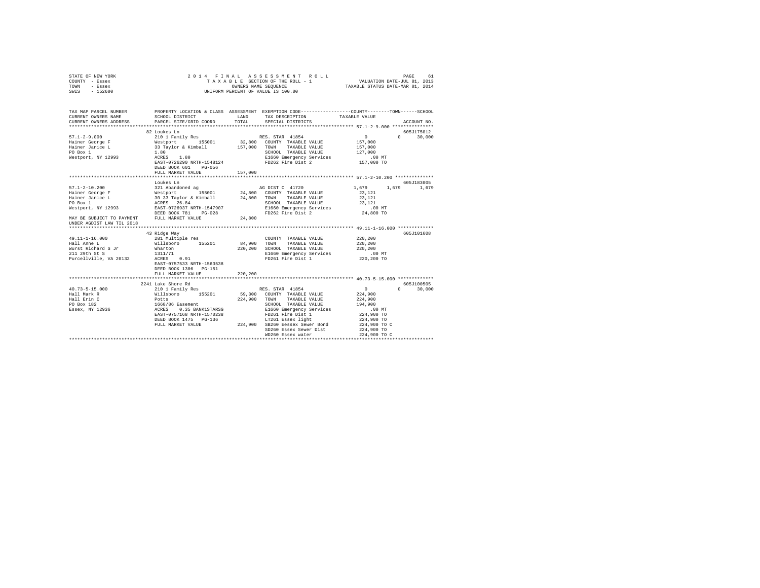STATE OF NEW YORK — 2014 FINAL ASSESSMENT ROLL
COUNTY - Essex — TAXABLE SECTION OF THE ROLL - 1 — VALUATION DATE-JUL 01, 2013
TOWN - Essex — OWNERS NAME SEQUENCE — TAXABLE STATUS DATE-MAR 01, 2014
SWIS - 152600 — UNIFORM PERCENT OF VALUE IS 100.00

```
TAX MAP PARCEL NUMBER          PROPERTY LOCATION & CLASS  ASSESSMENT  EXEMPTION CODE-----------------COUNTY--------TOWN------SCHOOL
CURRENT OWNERS NAME            SCHOOL DISTRICT               LAND      TAX DESCRIPTION            TAXABLE VALUE
CURRENT OWNERS ADDRESS         PARCEL SIZE/GRID COORD        TOTAL     SPECIAL DISTRICTS                                    ACCOUNT NO.
*********************************************************************************************** 57.1-2-9.000 ***************
                               82 Loukes Ln                                                                             605J175012
57.1-2-9.000                   210 1 Family Res                        RES. STAR 41854              0          0     30,000
Hainer George F                Westport      155001       32,800    COUNTY  TAXABLE VALUE       157,000
Hainer Janice L                33 Taylor & Kimball       157,000    TOWN    TAXABLE VALUE       157,000
PO Box 1                       1.80                                  SCHOOL  TAXABLE VALUE       127,000
Westport, NY 12993             ACRES    1.80                         E1660 Emergency Services        .00 MT
                               EAST-0726290 NRTH-1548124             FD262 Fire Dist 2            157,000 TO
                               DEED BOOK 601    PG-056
                               FULL MARKET VALUE         157,000
*********************************************************************************************** 57.1-2-10.200 **************
                               Loukes Ln                                                                                605J183005
57.1-2-10.200                  321 Abandoned ag                        AG DIST C 41720          1,679      1,679      1,679
Hainer George F                Westport      155001       24,800    COUNTY  TAXABLE VALUE        23,121
Hainer Janice L                30 33 Taylor & Kimball     24,800    TOWN    TAXABLE VALUE        23,121
PO Box 1                       ACRES   26.84                         SCHOOL  TAXABLE VALUE        23,121
Westport, NY 12993             EAST-0726937 NRTH-1547907             E1660 Emergency Services        .00 MT
                               DEED BOOK 781    PG-028               FD262 Fire Dist 2             24,800 TO
MAY BE SUBJECT TO PAYMENT      FULL MARKET VALUE          24,800
UNDER AGDIST LAW TIL 2018
*********************************************************************************************** 49.11-1-16.000 *************
                               43 Ridge Way                                                                             605J101608
49.11-1-16.000                 281 Multiple res                        COUNTY  TAXABLE VALUE       220,200
Hall Anne L                    Willsboro     155201       84,900    TOWN    TAXABLE VALUE       220,200
Wurst Richard S Jr             Wharton                   220,200    SCHOOL  TAXABLE VALUE       220,200
211 29th St S                  1311/71                               E1660 Emergency Services        .00 MT
Purcellville, VA 20132         ACRES    0.91                         FD261 Fire Dist 1            220,200 TO
                               EAST-0757533 NRTH-1563538
                               DEED BOOK 1306   PG-151
                               FULL MARKET VALUE         220,200
*********************************************************************************************** 40.73-5-15.000 *************
                               2241 Lake Shore Rd                                                                       605J100505
40.73-5-15.000                 210 1 Family Res                        RES. STAR 41854              0          0     30,000
Hall Mark R                    Willsboro     155201       59,300    COUNTY  TAXABLE VALUE       224,900
Hall Erin C                    Potts                     224,900    TOWN    TAXABLE VALUE       224,900
PO Box 182                     1668/86 Easement                      SCHOOL  TAXABLE VALUE       194,900
Essex, NY 12936                ACRES    0.35 BANK1STARSG             E1660 Emergency Services        .00 MT
                               EAST-0757168 NRTH-1570238             FD261 Fire Dist 1            224,900 TO
                               DEED BOOK 1475   PG-136               LT261 Essex light            224,900 TO
                               FULL MARKET VALUE         224,900    SB260 Eessex Sewer Bond      224,900 TO C
                                                                     SD260 Essex Sewer Dist       224,900 TO
                                                                     WD260 Essex water            224,900 TO C
****************************************************************************************************************************
```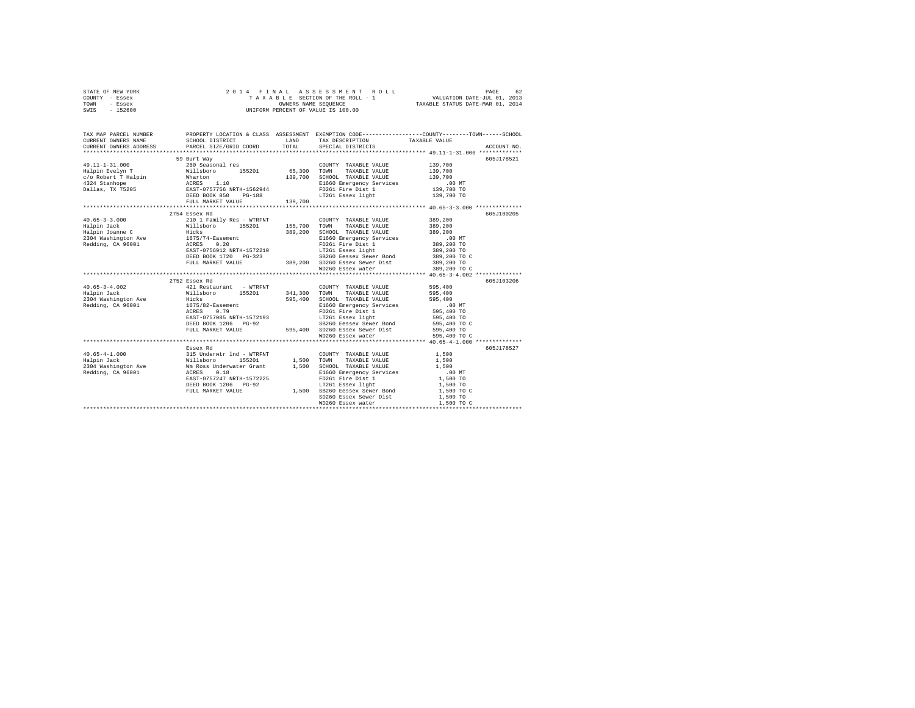```
STATE OF NEW YORK                2 0 1 4   F I N A L   A S S E S S M E N T   R O L L                     PAGE    62
COUNTY  - Essex                    T A X A B L E SECTION OF THE ROLL - 1              VALUATION DATE-JUL 01, 2013
TOWN    - Essex                              OWNERS NAME SEQUENCE                    TAXABLE STATUS DATE-MAR 01, 2014
SWIS    - 152600                        UNIFORM PERCENT OF VALUE IS 100.00

TAX MAP PARCEL NUMBER        PROPERTY LOCATION & CLASS  ASSESSMENT  EXEMPTION CODE-----------------COUNTY--------TOWN------SCHOOL
CURRENT OWNERS NAME          SCHOOL DISTRICT              LAND      TAX DESCRIPTION            TAXABLE VALUE
CURRENT OWNERS ADDRESS       PARCEL SIZE/GRID COORD      TOTAL      SPECIAL DISTRICTS                                    ACCOUNT NO.
*********************************************************************************************** 49.11-1-31.000 *************
                         59 Burt Way                                                                                605J178521
49.11-1-31.000               260 Seasonal res                        COUNTY  TAXABLE VALUE           139,700
Halpin Evelyn T              Willsboro      155201      65,300  TOWN    TAXABLE VALUE           139,700
c/o Robert T Halpin          Wharton                   139,700  SCHOOL  TAXABLE VALUE           139,700
4324 Stanhope                ACRES    1.10                       E1660 Emergency Services           .00 MT
Dallas, TX 75205             EAST-0757756 NRTH-1562944           FD261 Fire Dist 1               139,700 TO
                             DEED BOOK 850    PG-188             LT261 Essex light               139,700 TO
                             FULL MARKET VALUE         139,700
*********************************************************************************************** 40.65-3-3.000 **************
                         2754 Essex Rd                                                                              605J100205
40.65-3-3.000                210 1 Family Res - WTRFNT              COUNTY  TAXABLE VALUE           389,200
Halpin Jack                  Willsboro      155201     155,700  TOWN    TAXABLE VALUE           389,200
Halpin Joanne C              Hicks                     389,200  SCHOOL  TAXABLE VALUE           389,200
2304 Washington Ave          1675/74-Easement                    E1660 Emergency Services           .00 MT
Redding, CA 96001            ACRES    0.20                       FD261 Fire Dist 1               389,200 TO
                             EAST-0756912 NRTH-1572210           LT261 Essex light               389,200 TO
                             DEED BOOK 1720   PG-323             SB260 Eessex Sewer Bond         389,200 TO C
                             FULL MARKET VALUE         389,200  SD260 Essex Sewer Dist          389,200 TO
                                                                 WD260 Essex water               389,200 TO C
*********************************************************************************************** 40.65-3-4.002 **************
                         2752 Essex Rd                                                                              605J103206
40.65-3-4.002                421 Restaurant   - WTRFNT              COUNTY  TAXABLE VALUE           595,400
Halpin Jack                  Willsboro      155201     341,300  TOWN    TAXABLE VALUE           595,400
2304 Washington Ave          Hicks                     595,400  SCHOOL  TAXABLE VALUE           595,400
Redding, CA 96001            1675/82-Easement                    E1660 Emergency Services           .00 MT
                             ACRES    0.79                       FD261 Fire Dist 1               595,400 TO
                             EAST-0757085 NRTH-1572193           LT261 Essex light               595,400 TO
                             DEED BOOK 1206   PG-92              SB260 Eessex Sewer Bond         595,400 TO C
                             FULL MARKET VALUE         595,400  SD260 Essex Sewer Dist          595,400 TO
                                                                 WD260 Essex water               595,400 TO C
*********************************************************************************************** 40.65-4-1.000 **************
                             Essex Rd                                                                               605J178527
40.65-4-1.000                315 Underwtr lnd - WTRFNT              COUNTY  TAXABLE VALUE             1,500
Halpin Jack                  Willsboro      155201       1,500  TOWN    TAXABLE VALUE             1,500
2304 Washington Ave          Wm Ross Underwater Grant    1,500  SCHOOL  TAXABLE VALUE             1,500
Redding, CA 96001            ACRES    0.18                       E1660 Emergency Services           .00 MT
                             EAST-0757247 NRTH-1572225           FD261 Fire Dist 1                 1,500 TO
                             DEED BOOK 1206   PG-92              LT261 Essex light                 1,500 TO
                             FULL MARKET VALUE           1,500  SB260 Eessex Sewer Bond           1,500 TO C
                                                                 SD260 Essex Sewer Dist            1,500 TO
                                                                 WD260 Essex water                 1,500 TO C
****************************************************************************************************************************
```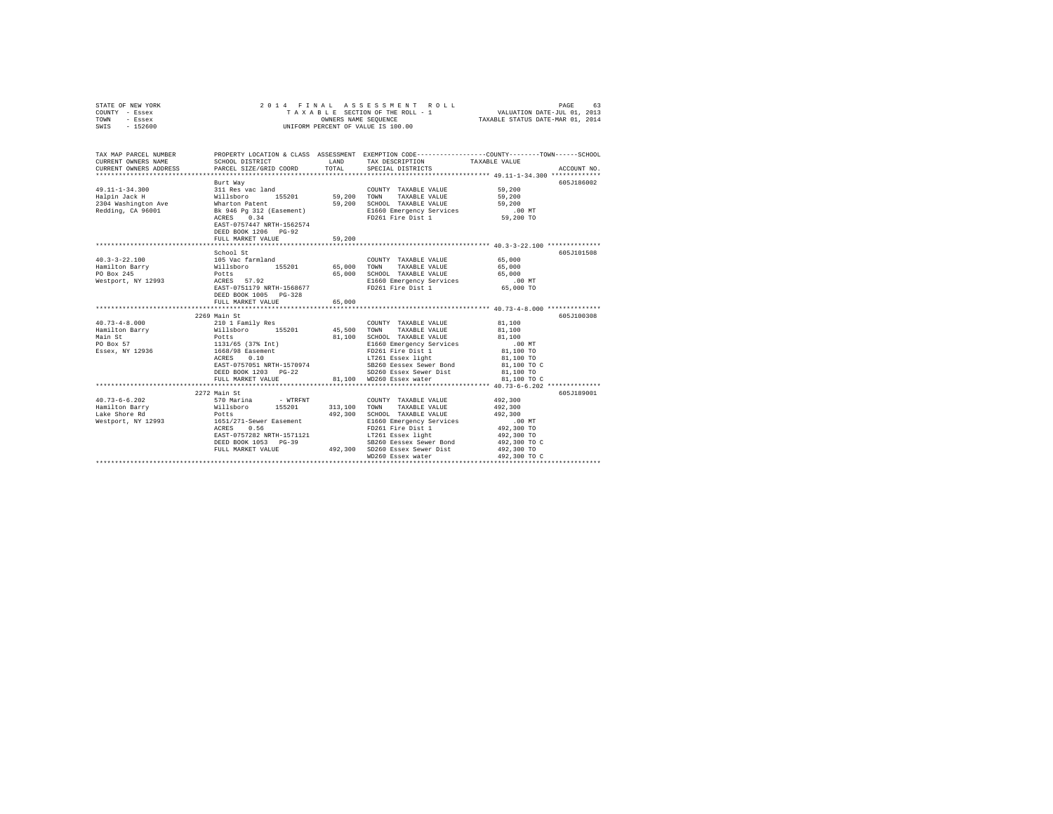STATE OF NEW YORK                    2014 FINAL ASSESSMENT ROLL
COUNTY - Essex                       TAXABLE SECTION OF THE ROLL - 1          VALUATION DATE-JUL 01, 2013
TOWN - Essex                         OWNERS NAME SEQUENCE                     TAXABLE STATUS DATE-MAR 01, 2014
SWIS - 152600                        UNIFORM PERCENT OF VALUE IS 100.00

```
TAX MAP PARCEL NUMBER          PROPERTY LOCATION & CLASS  ASSESSMENT  EXEMPTION CODE-----------------COUNTY--------TOWN------SCHOOL
CURRENT OWNERS NAME            SCHOOL DISTRICT               LAND     TAX DESCRIPTION           TAXABLE VALUE
CURRENT OWNERS ADDRESS         PARCEL SIZE/GRID COORD        TOTAL    SPECIAL DISTRICTS                                  ACCOUNT NO.
*********************************************************************************************** 49.11-1-34.300 *************
                               Burt Way                                                                              605J186002
49.11-1-34.300                 311 Res vac land                       COUNTY  TAXABLE VALUE          59,200
Halpin Jack H                  Willsboro      155201        59,200    TOWN    TAXABLE VALUE          59,200
2304 Washington Ave            Wharton Patent               59,200    SCHOOL  TAXABLE VALUE          59,200
Redding, CA 96001              Bk 946 Pg 312 (Easement)               E1660 Emergency Services          .00 MT
                               ACRES    0.34                          FD261 Fire Dist 1              59,200 TO
                               EAST-0757447 NRTH-1562574
                               DEED BOOK 1206   PG-92
                               FULL MARKET VALUE            59,200
*********************************************************************************************** 40.3-3-22.100 **************
                               School St                                                                             605J101508
40.3-3-22.100                  105 Vac farmland                       COUNTY  TAXABLE VALUE          65,000
Hamilton Barry                 Willsboro      155201        65,000    TOWN    TAXABLE VALUE          65,000
PO Box 245                     Potts                        65,000    SCHOOL  TAXABLE VALUE          65,000
Westport, NY 12993             ACRES   57.92                          E1660 Emergency Services          .00 MT
                               EAST-0751179 NRTH-1568677              FD261 Fire Dist 1              65,000 TO
                               DEED BOOK 1005   PG-328
                               FULL MARKET VALUE            65,000
*********************************************************************************************** 40.73-4-8.000 **************
                               2269 Main St                                                                          605J100308
40.73-4-8.000                  210 1 Family Res                       COUNTY  TAXABLE VALUE          81,100
Hamilton Barry                 Willsboro      155201        45,500    TOWN    TAXABLE VALUE          81,100
Main St                        Potts                        81,100    SCHOOL  TAXABLE VALUE          81,100
PO Box 57                      1131/65 (37% Int)                      E1660 Emergency Services          .00 MT
Essex, NY 12936                1668/98 Easement                       FD261 Fire Dist 1              81,100 TO
                               ACRES    0.10                          LT261 Essex light              81,100 TO
                               EAST-0757051 NRTH-1570974              SB260 Eessex Sewer Bond        81,100 TO C
                               DEED BOOK 1203   PG-22                 SD260 Essex Sewer Dist         81,100 TO
                               FULL MARKET VALUE            81,100    WD260 Essex water              81,100 TO C
*********************************************************************************************** 40.73-6-6.202 **************
                               2272 Main St                                                                          605J189001
40.73-6-6.202                  570 Marina      - WTRFNT               COUNTY  TAXABLE VALUE         492,300
Hamilton Barry                 Willsboro      155201       313,100    TOWN    TAXABLE VALUE         492,300
Lake Shore Rd                  Potts                       492,300    SCHOOL  TAXABLE VALUE         492,300
Westport, NY 12993             1651/271-Sewer Easement                E1660 Emergency Services          .00 MT
                               ACRES    0.56                          FD261 Fire Dist 1             492,300 TO
                               EAST-0757282 NRTH-1571121              LT261 Essex light             492,300 TO
                               DEED BOOK 1053   PG-39                 SB260 Eessex Sewer Bond       492,300 TO C
                               FULL MARKET VALUE           492,300    SD260 Essex Sewer Dist        492,300 TO
                                                                      WD260 Essex water             492,300 TO C
****************************************************************************************************************************
```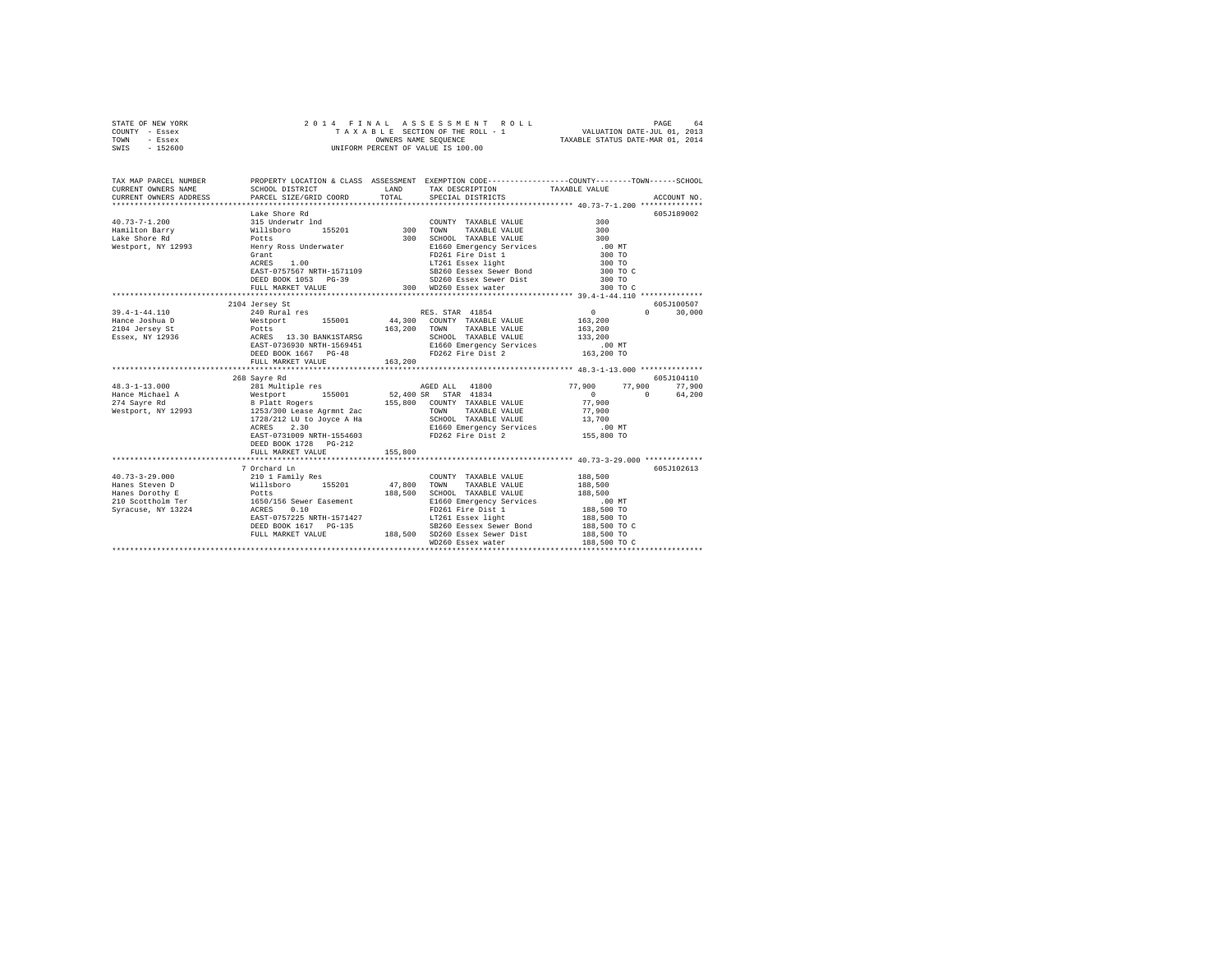STATE OF NEW YORK                    2 0 1 4   F I N A L   A S S E S S M E N T   R O L L                    PAGE    64
COUNTY  - Essex                        T A X A B L E  SECTION OF THE ROLL - 1                 VALUATION DATE-JUL 01, 2013
TOWN    - Essex                              OWNERS NAME SEQUENCE                        TAXABLE STATUS DATE-MAR 01, 2014
SWIS    - 152600                       UNIFORM PERCENT OF VALUE IS 100.00

```
TAX MAP PARCEL NUMBER          PROPERTY LOCATION & CLASS  ASSESSMENT  EXEMPTION CODE-----------------COUNTY--------TOWN------SCHOOL
CURRENT OWNERS NAME            SCHOOL DISTRICT              LAND      TAX DESCRIPTION            TAXABLE VALUE
CURRENT OWNERS ADDRESS         PARCEL SIZE/GRID COORD       TOTAL     SPECIAL DISTRICTS                                  ACCOUNT NO.
*********************************************************************************************** 40.73-7-1.200 **************
                               Lake Shore Rd                                                                          605J189002
40.73-7-1.200                  315 Underwtr lnd                        COUNTY  TAXABLE VALUE              300
Hamilton Barry                 Willsboro      155201          300     TOWN    TAXABLE VALUE              300
Lake Shore Rd                  Potts                          300     SCHOOL  TAXABLE VALUE              300
Westport, NY 12993             Henry Ross Underwater                   E1660 Emergency Services           .00 MT
                               Grant                                   FD261 Fire Dist 1                  300 TO
                               ACRES    1.00                           LT261 Essex light                  300 TO
                               EAST-0757567 NRTH-1571109               SB260 Eessex Sewer Bond            300 TO C
                               DEED BOOK 1053   PG-39                  SD260 Essex Sewer Dist             300 TO
                               FULL MARKET VALUE              300     WD260 Essex water                  300 TO C
*********************************************************************************************** 39.4-1-44.110 **************
                               2104 Jersey St                                                                         605J100507
39.4-1-44.110                  240 Rural res                           RES. STAR  41854              0           0      30,000
Hance Joshua D                 Westport       155001       44,300     COUNTY  TAXABLE VALUE          163,200
2104 Jersey St                 Potts                      163,200     TOWN    TAXABLE VALUE          163,200
Essex, NY 12936                ACRES   13.30 BANK1STARSG               SCHOOL  TAXABLE VALUE          133,200
                               EAST-0736930 NRTH-1569451               E1660 Emergency Services           .00 MT
                               DEED BOOK 1667   PG-48                  FD262 Fire Dist 2              163,200 TO
                               FULL MARKET VALUE          163,200
*********************************************************************************************** 48.3-1-13.000 **************
                               268 Sayre Rd                                                                           605J104110
48.3-1-13.000                  281 Multiple res                        AGED ALL   41800          77,900      77,900      77,900
Hance Michael A                Westport       155001       52,400 SR   STAR  41834                   0           0      64,200
274 Sayre Rd                   8 Platt Rogers             155,800     COUNTY  TAXABLE VALUE           77,900
Westport, NY 12993             1253/300 Lease Agrmnt 2ac               TOWN    TAXABLE VALUE           77,900
                               1728/212 LU to Joyce A Ha               SCHOOL  TAXABLE VALUE           13,700
                               ACRES    2.30                           E1660 Emergency Services           .00 MT
                               EAST-0731009 NRTH-1554603               FD262 Fire Dist 2              155,800 TO
                               DEED BOOK 1728   PG-212
                               FULL MARKET VALUE          155,800
*********************************************************************************************** 40.73-3-29.000 *************
                               7 Orchard Ln                                                                           605J102613
40.73-3-29.000                 210 1 Family Res                        COUNTY  TAXABLE VALUE          188,500
Hanes Steven D                 Willsboro      155201       47,800     TOWN    TAXABLE VALUE          188,500
Hanes Dorothy E                Potts                      188,500     SCHOOL  TAXABLE VALUE          188,500
210 Scottholm Ter              1650/156 Sewer Easement                 E1660 Emergency Services           .00 MT
Syracuse, NY 13224             ACRES    0.10                           FD261 Fire Dist 1              188,500 TO
                               EAST-0757225 NRTH-1571427               LT261 Essex light              188,500 TO
                               DEED BOOK 1617   PG-135                 SB260 Eessex Sewer Bond        188,500 TO C
                               FULL MARKET VALUE          188,500     SD260 Essex Sewer Dist         188,500 TO
                                                                       WD260 Essex water              188,500 TO C
******************************************************************************************************************************
```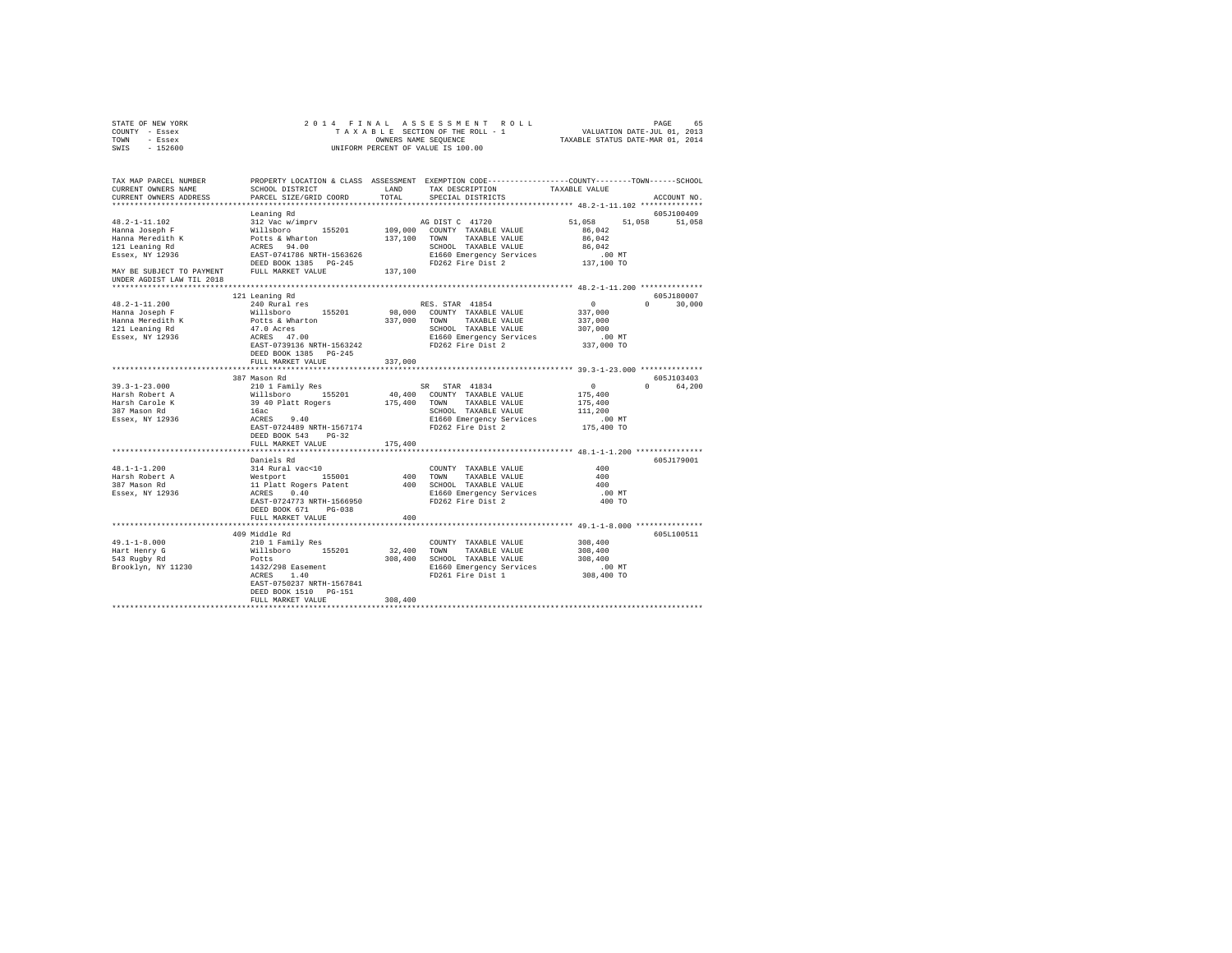STATE OF NEW YORK  
COUNTY - Essex  
TOWN - Essex  
SWIS - 152600

2014 FINAL ASSESSMENT ROLL  
TAXABLE SECTION OF THE ROLL - 1  
OWNERS NAME SEQUENCE  
UNIFORM PERCENT OF VALUE IS 100.00

VALUATION DATE-JUL 01, 2013  
TAXABLE STATUS DATE-MAR 01, 2014

| TAX MAP PARCEL NUMBER / CURRENT OWNERS NAME / CURRENT OWNERS ADDRESS | PROPERTY LOCATION & CLASS / SCHOOL DISTRICT / PARCEL SIZE/GRID COORD | ASSESSMENT LAND / TOTAL | EXEMPTION CODE / TAX DESCRIPTION / SPECIAL DISTRICTS | COUNTY | TOWN | SCHOOL / ACCOUNT NO. |
|---|---|---|---|---|---|---|
| 48.2-1-11.102 | Leaning Rd | | | | | 605J100409 |
| 48.2-1-11.102 | 312 Vac w/imprv | | AG DIST C 41720 | 51,058 | 51,058 | 51,058 |
| Hanna Joseph F | Willsboro 155201 | 109,000 | COUNTY TAXABLE VALUE | 86,042 | | |
| Hanna Meredith K | Potts & Wharton | 137,100 | TOWN TAXABLE VALUE | 86,042 | | |
| 121 Leaning Rd | ACRES 94.00 | | SCHOOL TAXABLE VALUE | 86,042 | | |
| Essex, NY 12936 | EAST-0741786 NRTH-1563626 | | E1660 Emergency Services | .00 MT | | |
| | DEED BOOK 1385 PG-245 | | FD262 Fire Dist 2 | 137,100 TO | | |
| MAY BE SUBJECT TO PAYMENT UNDER AGDIST LAW TIL 2018 | FULL MARKET VALUE | 137,100 | | | | |
| 48.2-1-11.200 | 121 Leaning Rd | | | | | 605J180007 |
| 48.2-1-11.200 | 240 Rural res | | RES. STAR 41854 | 0 | 0 | 30,000 |
| Hanna Joseph F | Willsboro 155201 | 98,000 | COUNTY TAXABLE VALUE | 337,000 | | |
| Hanna Meredith K | Potts & Wharton | 337,000 | TOWN TAXABLE VALUE | 337,000 | | |
| 121 Leaning Rd | 47.0 Acres | | SCHOOL TAXABLE VALUE | 307,000 | | |
| Essex, NY 12936 | ACRES 47.00 | | E1660 Emergency Services | .00 MT | | |
| | EAST-0739136 NRTH-1563242 | | FD262 Fire Dist 2 | 337,000 TO | | |
| | DEED BOOK 1385 PG-245 | | | | | |
| | FULL MARKET VALUE | 337,000 | | | | |
| 39.3-1-23.000 | 387 Mason Rd | | | | | 605J103403 |
| 39.3-1-23.000 | 210 1 Family Res | | SR STAR 41834 | 0 | 0 | 64,200 |
| Harsh Robert A | Willsboro 155201 | 40,400 | COUNTY TAXABLE VALUE | 175,400 | | |
| Harsh Carole K | 39 40 Platt Rogers | 175,400 | TOWN TAXABLE VALUE | 175,400 | | |
| 387 Mason Rd | 16ac | | SCHOOL TAXABLE VALUE | 111,200 | | |
| Essex, NY 12936 | ACRES 9.40 | | E1660 Emergency Services | .00 MT | | |
| | EAST-0724489 NRTH-1567174 | | FD262 Fire Dist 2 | 175,400 TO | | |
| | DEED BOOK 543 PG-32 | | | | | |
| | FULL MARKET VALUE | 175,400 | | | | |
| 48.1-1-1.200 | Daniels Rd | | | | | 605J179001 |
| 48.1-1-1.200 | 314 Rural vac<10 | | COUNTY TAXABLE VALUE | 400 | | |
| Harsh Robert A | Westport 155001 | 400 | TOWN TAXABLE VALUE | 400 | | |
| 387 Mason Rd | 11 Platt Rogers Patent | 400 | SCHOOL TAXABLE VALUE | 400 | | |
| Essex, NY 12936 | ACRES 0.40 | | E1660 Emergency Services | .00 MT | | |
| | EAST-0724773 NRTH-1566950 | | FD262 Fire Dist 2 | 400 TO | | |
| | DEED BOOK 671 PG-038 | | | | | |
| | FULL MARKET VALUE | 400 | | | | |
| 49.1-1-8.000 | 409 Middle Rd | | | | | 605L100511 |
| 49.1-1-8.000 | 210 1 Family Res | | COUNTY TAXABLE VALUE | 308,400 | | |
| Hart Henry G | Willsboro 155201 | 32,400 | TOWN TAXABLE VALUE | 308,400 | | |
| 543 Rugby Rd | Potts | 308,400 | SCHOOL TAXABLE VALUE | 308,400 | | |
| Brooklyn, NY 11230 | 1432/298 Easement | | E1660 Emergency Services | .00 MT | | |
| | ACRES 1.40 | | FD261 Fire Dist 1 | 308,400 TO | | |
| | EAST-0750237 NRTH-1567841 | | | | | |
| | DEED BOOK 1510 PG-151 | | | | | |
| | FULL MARKET VALUE | 308,400 | | | | |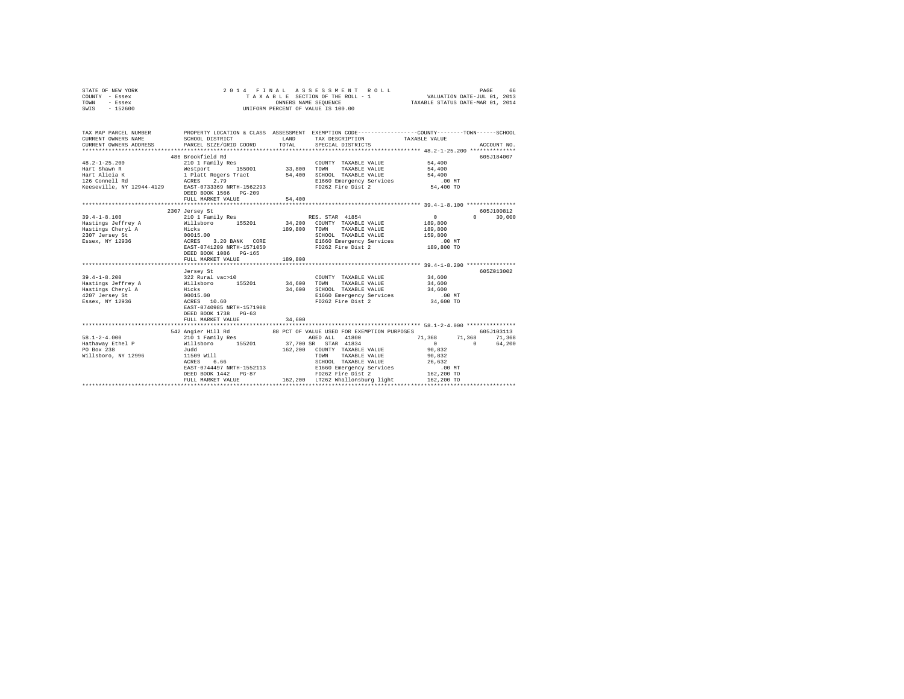STATE OF NEW YORK
COUNTY - Essex
TOWN - Essex
SWIS - 152600

2 0 1 4 F I N A L A S S E S S M E N T R O L L
T A X A B L E SECTION OF THE ROLL - 1
OWNERS NAME SEQUENCE
UNIFORM PERCENT OF VALUE IS 100.00

VALUATION DATE-JUL 01, 2013
TAXABLE STATUS DATE-MAR 01, 2014

```
TAX MAP PARCEL NUMBER         PROPERTY LOCATION & CLASS  ASSESSMENT  EXEMPTION CODE-----------------COUNTY--------TOWN------SCHOOL
CURRENT OWNERS NAME           SCHOOL DISTRICT               LAND      TAX DESCRIPTION            TAXABLE VALUE
CURRENT OWNERS ADDRESS        PARCEL SIZE/GRID COORD        TOTAL     SPECIAL DISTRICTS                                    ACCOUNT NO.
******************************************************************************************************* 48.2-1-25.200 **************
                              486 Brookfield Rd                                                                          605J184007
48.2-1-25.200                 210 1 Family Res                        COUNTY  TAXABLE VALUE              54,400
Hart Shawn R                  Westport       155001       33,800      TOWN    TAXABLE VALUE              54,400
Hart Alicia K                 1 Platt Rogers Tract        54,400      SCHOOL  TAXABLE VALUE              54,400
126 Connell Rd                ACRES    2.79                           E1660 Emergency Services              .00 MT
Keeseville, NY 12944-4129     EAST-0733369 NRTH-1562293               FD262 Fire Dist 2                  54,400 TO
                              DEED BOOK 1566   PG-209
                              FULL MARKET VALUE           54,400
******************************************************************************************************* 39.4-1-8.100 ***************
                              2307 Jersey St                                                                             605J100812
39.4-1-8.100                  210 1 Family Res                        RES. STAR 41854                     0          0     30,000
Hastings Jeffrey A            Willsboro      155201       34,200      COUNTY  TAXABLE VALUE             189,800
Hastings Cheryl A             Hicks                      189,800      TOWN    TAXABLE VALUE             189,800
2307 Jersey St                00015.00                                SCHOOL  TAXABLE VALUE             159,800
Essex, NY 12936               ACRES    3.20 BANK   CORE               E1660 Emergency Services              .00 MT
                              EAST-0741209 NRTH-1571050               FD262 Fire Dist 2                 189,800 TO
                              DEED BOOK 1086   PG-165
                              FULL MARKET VALUE          189,800
******************************************************************************************************* 39.4-1-8.200 ***************
                              Jersey St                                                                                  605Z013002
39.4-1-8.200                  322 Rural vac>10                        COUNTY  TAXABLE VALUE              34,600
Hastings Jeffrey A            Willsboro      155201       34,600      TOWN    TAXABLE VALUE              34,600
Hastings Cheryl A             Hicks                       34,600      SCHOOL  TAXABLE VALUE              34,600
4207 Jersey St                00015.00                                E1660 Emergency Services              .00 MT
Essex, NY 12936               ACRES   10.60                           FD262 Fire Dist 2                  34,600 TO
                              EAST-0740985 NRTH-1571908
                              DEED BOOK 1738   PG-63
                              FULL MARKET VALUE           34,600
******************************************************************************************************* 58.1-2-4.000 ***************
                              542 Angier Hill Rd          88 PCT OF VALUE USED FOR EXEMPTION PURPOSES                    605J103113
58.1-2-4.000                  210 1 Family Res                        AGED ALL   41800                71,368     71,368     71,368
Hathaway Ethel P              Willsboro      155201       37,700 SR   STAR 41834                           0          0     64,200
PO Box 238                    Judd                       162,200      COUNTY  TAXABLE VALUE              90,832
Willsboro, NY 12996           11509 Will                              TOWN    TAXABLE VALUE              90,832
                              ACRES    6.66                           SCHOOL  TAXABLE VALUE              26,632
                              EAST-0744497 NRTH-1552113               E1660 Emergency Services              .00 MT
                              DEED BOOK 1442   PG-87                  FD262 Fire Dist 2                 162,200 TO
                              FULL MARKET VALUE          162,200      LT262 Whallonsburg light          162,200 TO
************************************************************************************************************************************
```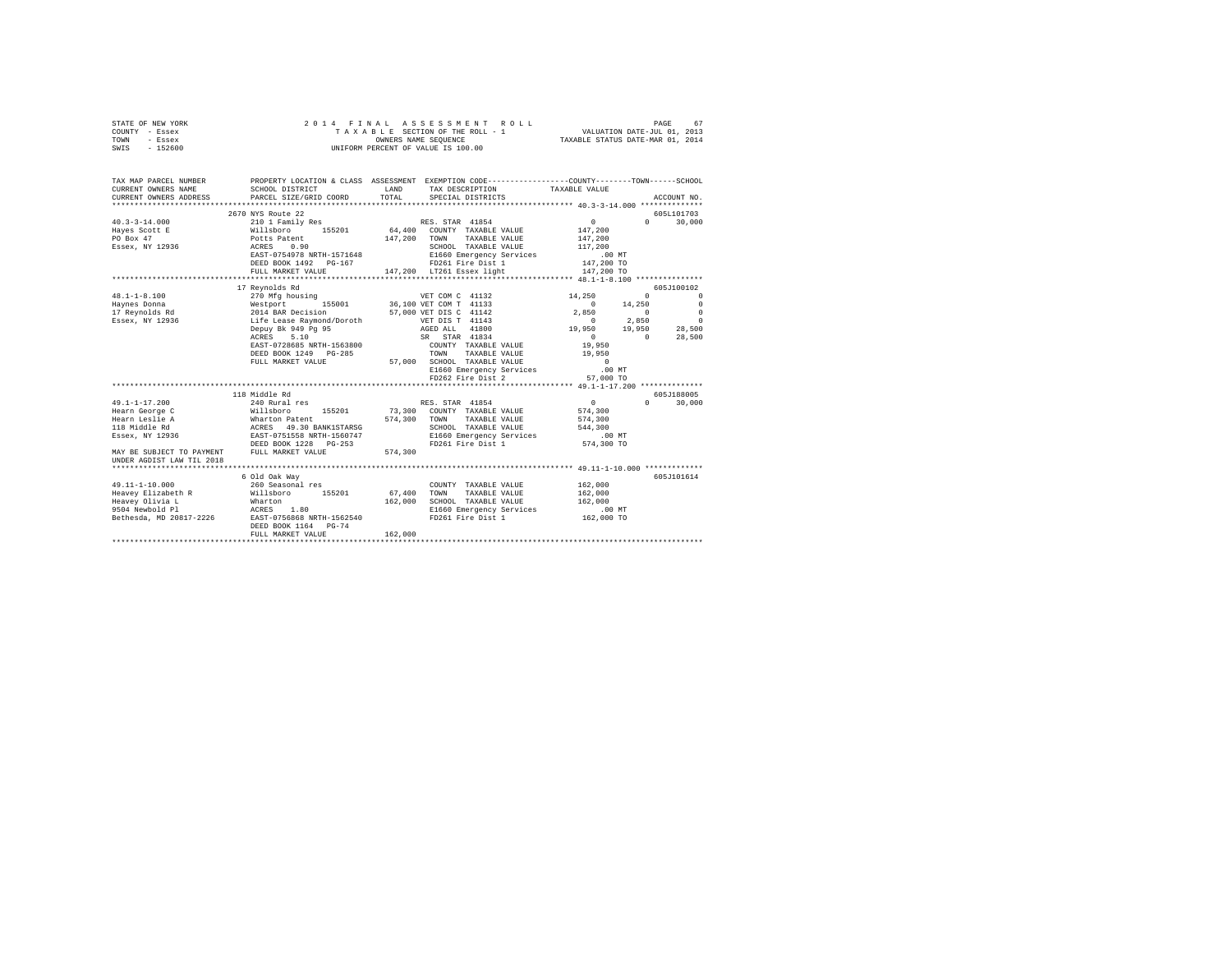STATE OF NEW YORK
COUNTY - Essex
TOWN - Essex
SWIS - 152600

2014 FINAL ASSESSMENT ROLL
TAXABLE SECTION OF THE ROLL - 1
OWNERS NAME SEQUENCE
UNIFORM PERCENT OF VALUE IS 100.00

VALUATION DATE-JUL 01, 2013
TAXABLE STATUS DATE-MAR 01, 2014

```
TAX MAP PARCEL NUMBER      PROPERTY LOCATION & CLASS  ASSESSMENT  EXEMPTION CODE-----------------COUNTY--------TOWN------SCHOOL
CURRENT OWNERS NAME        SCHOOL DISTRICT              LAND      TAX DESCRIPTION             TAXABLE VALUE
CURRENT OWNERS ADDRESS     PARCEL SIZE/GRID COORD       TOTAL     SPECIAL DISTRICTS                                  ACCOUNT NO.
*********************************************************************************************** 40.3-3-14.000 **************
                           2670 NYS Route 22                                                                          605L101703
40.3-3-14.000              210 1 Family Res                     RES. STAR 41854                 0           0      30,000
Hayes Scott E              Willsboro      155201        64,400   COUNTY  TAXABLE VALUE          147,200
PO Box 47                  Potts Patent                147,200   TOWN    TAXABLE VALUE          147,200
Essex, NY 12936            ACRES    0.90                         SCHOOL  TAXABLE VALUE          117,200
                           EAST-0754978 NRTH-1571648             E1660 Emergency Services          .00 MT
                           DEED BOOK 1492   PG-167               FD261 Fire Dist 1              147,200 TO
                           FULL MARKET VALUE           147,200   LT261 Essex light              147,200 TO
*********************************************************************************************** 48.1-1-8.100 ***************
                           17 Reynolds Rd                                                                             605J100102
48.1-1-8.100               270 Mfg housing                      VET COM C 41132            14,250           0           0
Haynes Donna               Westport       155001        36,100 VET COM T 41133                 0       14,250           0
17 Reynolds Rd             2014 BAR Decision            57,000 VET DIS C 41142             2,850           0           0
Essex, NY 12936            Life Lease Raymond/Doroth            VET DIS T 41143                 0        2,850           0
                           Depuy Bk 949 Pg 95                   AGED ALL  41800            19,950      19,950      28,500
                           ACRES    5.10                        SR  STAR  41834                 0           0      28,500
                           EAST-0728685 NRTH-1563800             COUNTY  TAXABLE VALUE           19,950
                           DEED BOOK 1249   PG-285               TOWN    TAXABLE VALUE           19,950
                           FULL MARKET VALUE            57,000   SCHOOL  TAXABLE VALUE                0
                                                                 E1660 Emergency Services          .00 MT
                                                                 FD262 Fire Dist 2               57,000 TO
*********************************************************************************************** 49.1-1-17.200 **************
                           118 Middle Rd                                                                              605J188005
49.1-1-17.200              240 Rural res                        RES. STAR 41854                 0           0      30,000
Hearn George C             Willsboro      155201        73,300   COUNTY  TAXABLE VALUE          574,300
Hearn Leslie A             Wharton Patent              574,300   TOWN    TAXABLE VALUE          574,300
118 Middle Rd              ACRES   49.30 BANK1STARSG             SCHOOL  TAXABLE VALUE          544,300
Essex, NY 12936            EAST-0751558 NRTH-1560747             E1660 Emergency Services          .00 MT
                           DEED BOOK 1228   PG-253               FD261 Fire Dist 1              574,300 TO
MAY BE SUBJECT TO PAYMENT  FULL MARKET VALUE           574,300
UNDER AGDIST LAW TIL 2018
*********************************************************************************************** 49.11-1-10.000 *************
                           6 Old Oak Way                                                                              605J101614
49.11-1-10.000             260 Seasonal res                      COUNTY  TAXABLE VALUE          162,000
Heavey Elizabeth R         Willsboro      155201        67,400   TOWN    TAXABLE VALUE          162,000
Heavey Olivia L            Wharton                     162,000   SCHOOL  TAXABLE VALUE          162,000
9504 Newbold Pl            ACRES    1.80                         E1660 Emergency Services          .00 MT
Bethesda, MD 20817-2226    EAST-0756868 NRTH-1562540             FD261 Fire Dist 1              162,000 TO
                           DEED BOOK 1164   PG-74
                           FULL MARKET VALUE           162,000
****************************************************************************************************************************
```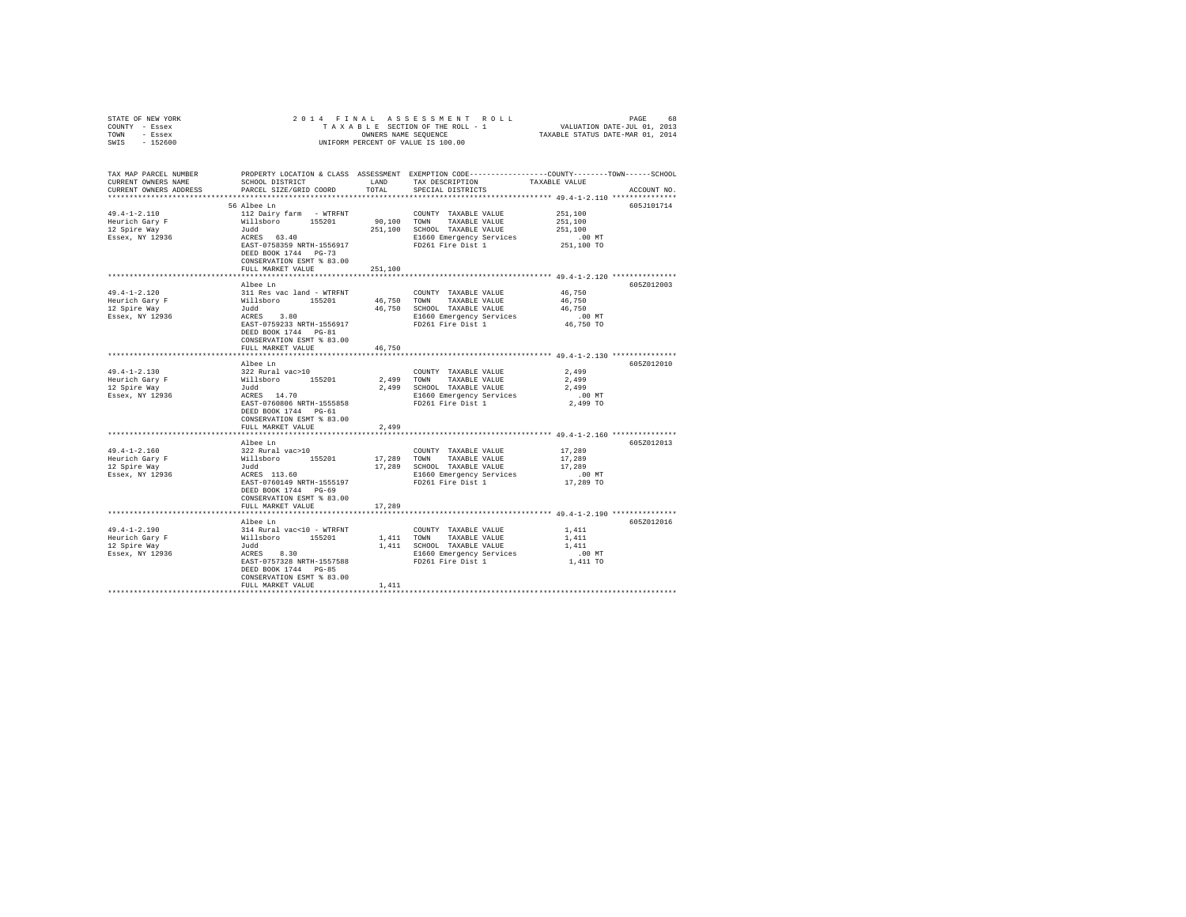STATE OF NEW YORK &nbsp;&nbsp;&nbsp;&nbsp;&nbsp;&nbsp;&nbsp;&nbsp;&nbsp;&nbsp;&nbsp;&nbsp;2014 FINAL ASSESSMENT ROLL
COUNTY - Essex &nbsp;&nbsp;&nbsp;&nbsp;&nbsp;&nbsp;&nbsp;&nbsp;&nbsp;&nbsp;&nbsp;&nbsp;TAXABLE SECTION OF THE ROLL - 1 &nbsp;&nbsp;&nbsp;&nbsp;&nbsp;&nbsp;VALUATION DATE-JUL 01, 2013
TOWN - Essex &nbsp;&nbsp;&nbsp;&nbsp;&nbsp;&nbsp;&nbsp;&nbsp;&nbsp;&nbsp;&nbsp;&nbsp;OWNERS NAME SEQUENCE &nbsp;&nbsp;&nbsp;&nbsp;&nbsp;&nbsp;TAXABLE STATUS DATE-MAR 01, 2014
SWIS - 152600 &nbsp;&nbsp;&nbsp;&nbsp;&nbsp;&nbsp;&nbsp;&nbsp;&nbsp;&nbsp;&nbsp;&nbsp;UNIFORM PERCENT OF VALUE IS 100.00

| TAX MAP PARCEL NUMBER / CURRENT OWNERS NAME / CURRENT OWNERS ADDRESS | PROPERTY LOCATION & CLASS / SCHOOL DISTRICT / PARCEL SIZE/GRID COORD | ASSESSMENT LAND | TOTAL | EXEMPTION CODE / TAX DESCRIPTION / SPECIAL DISTRICTS | TAXABLE VALUE (COUNTY / TOWN / SCHOOL) | ACCOUNT NO. |
|---|---|---|---|---|---|---|
| 49.4-1-2.110 | 56 Albee Ln | | | | | 605J101714 |
| | 112 Dairy farm - WTRFNT | | | COUNTY TAXABLE VALUE | 251,100 | |
| Heurich Gary F | Willsboro 155201 | 90,100 | | TOWN TAXABLE VALUE | 251,100 | |
| 12 Spire Way | Judd | | 251,100 | SCHOOL TAXABLE VALUE | 251,100 | |
| Essex, NY 12936 | ACRES 63.40 | | | E1660 Emergency Services | .00 MT | |
| | EAST-0758359 NRTH-1556917 | | | FD261 Fire Dist 1 | 251,100 TO | |
| | DEED BOOK 1744 PG-73 | | | | | |
| | CONSERVATION ESMT % 83.00 | | | | | |
| | FULL MARKET VALUE | | 251,100 | | | |
| 49.4-1-2.120 | Albee Ln | | | | | 605Z012003 |
| | 311 Res vac land - WTRFNT | | | COUNTY TAXABLE VALUE | 46,750 | |
| Heurich Gary F | Willsboro 155201 | 46,750 | | TOWN TAXABLE VALUE | 46,750 | |
| 12 Spire Way | Judd | | 46,750 | SCHOOL TAXABLE VALUE | 46,750 | |
| Essex, NY 12936 | ACRES 3.80 | | | E1660 Emergency Services | .00 MT | |
| | EAST-0759233 NRTH-1556917 | | | FD261 Fire Dist 1 | 46,750 TO | |
| | DEED BOOK 1744 PG-81 | | | | | |
| | CONSERVATION ESMT % 83.00 | | | | | |
| | FULL MARKET VALUE | | 46,750 | | | |
| 49.4-1-2.130 | Albee Ln | | | | | 605Z012010 |
| | 322 Rural vac>10 | | | COUNTY TAXABLE VALUE | 2,499 | |
| Heurich Gary F | Willsboro 155201 | 2,499 | | TOWN TAXABLE VALUE | 2,499 | |
| 12 Spire Way | Judd | | 2,499 | SCHOOL TAXABLE VALUE | 2,499 | |
| Essex, NY 12936 | ACRES 14.70 | | | E1660 Emergency Services | .00 MT | |
| | EAST-0760806 NRTH-1555858 | | | FD261 Fire Dist 1 | 2,499 TO | |
| | DEED BOOK 1744 PG-61 | | | | | |
| | CONSERVATION ESMT % 83.00 | | | | | |
| | FULL MARKET VALUE | | 2,499 | | | |
| 49.4-1-2.160 | Albee Ln | | | | | 605Z012013 |
| | 322 Rural vac>10 | | | COUNTY TAXABLE VALUE | 17,289 | |
| Heurich Gary F | Willsboro 155201 | 17,289 | | TOWN TAXABLE VALUE | 17,289 | |
| 12 Spire Way | Judd | | 17,289 | SCHOOL TAXABLE VALUE | 17,289 | |
| Essex, NY 12936 | ACRES 113.60 | | | E1660 Emergency Services | .00 MT | |
| | EAST-0760149 NRTH-1555197 | | | FD261 Fire Dist 1 | 17,289 TO | |
| | DEED BOOK 1744 PG-69 | | | | | |
| | CONSERVATION ESMT % 83.00 | | | | | |
| | FULL MARKET VALUE | | 17,289 | | | |
| 49.4-1-2.190 | Albee Ln | | | | | 605Z012016 |
| | 314 Rural vac<10 - WTRFNT | | | COUNTY TAXABLE VALUE | 1,411 | |
| Heurich Gary F | Willsboro 155201 | 1,411 | | TOWN TAXABLE VALUE | 1,411 | |
| 12 Spire Way | Judd | | 1,411 | SCHOOL TAXABLE VALUE | 1,411 | |
| Essex, NY 12936 | ACRES 8.30 | | | E1660 Emergency Services | .00 MT | |
| | EAST-0757328 NRTH-1557588 | | | FD261 Fire Dist 1 | 1,411 TO | |
| | DEED BOOK 1744 PG-85 | | | | | |
| | CONSERVATION ESMT % 83.00 | | | | | |
| | FULL MARKET VALUE | | 1,411 | | | |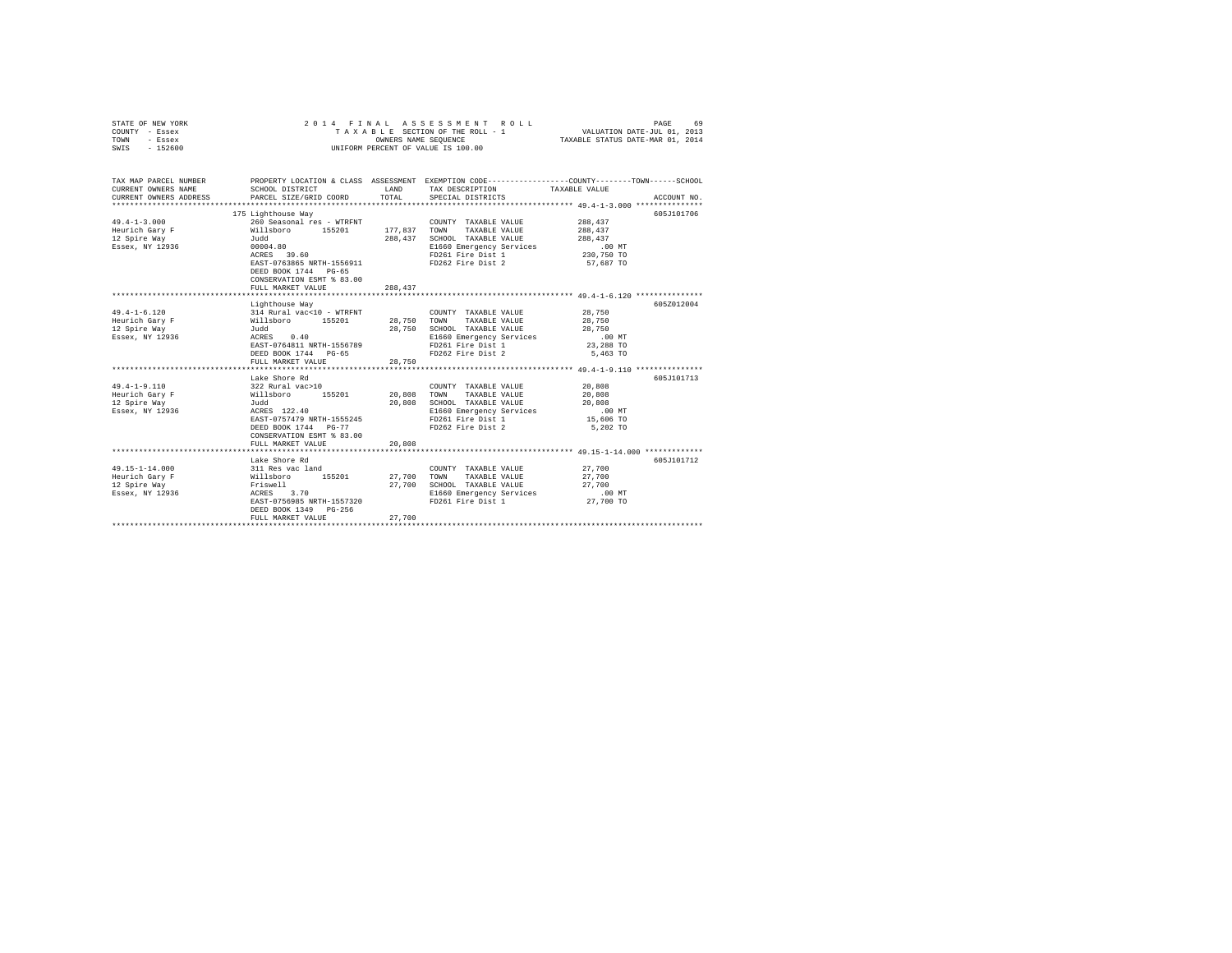STATE OF NEW YORK — 2014 FINAL ASSESSMENT ROLL
COUNTY - Essex — TAXABLE SECTION OF THE ROLL - 1 — VALUATION DATE-JUL 01, 2013
TOWN - Essex — OWNERS NAME SEQUENCE — TAXABLE STATUS DATE-MAR 01, 2014
SWIS - 152600 — UNIFORM PERCENT OF VALUE IS 100.00

| TAX MAP PARCEL NUMBER / CURRENT OWNERS NAME / CURRENT OWNERS ADDRESS | PROPERTY LOCATION & CLASS / SCHOOL DISTRICT / PARCEL SIZE/GRID COORD | ASSESSMENT LAND / TOTAL | EXEMPTION CODE / TAX DESCRIPTION / SPECIAL DISTRICTS | TAXABLE VALUE (COUNTY / TOWN / SCHOOL) | ACCOUNT NO. |
|---|---|---|---|---|---|
| 49.4-1-3.000 | 175 Lighthouse Way | | | | 605J101706 |
| Heurich Gary F | 260 Seasonal res - WTRFNT | | COUNTY TAXABLE VALUE | 288,437 | |
| 12 Spire Way | Willsboro 155201 | 177,837 | TOWN TAXABLE VALUE | 288,437 | |
| Essex, NY 12936 | Judd | 288,437 | SCHOOL TAXABLE VALUE | 288,437 | |
| | 00004.80 | | E1660 Emergency Services | .00 MT | |
| | ACRES 39.60 | | FD261 Fire Dist 1 | 230,750 TO | |
| | EAST-0763865 NRTH-1556911 | | FD262 Fire Dist 2 | 57,687 TO | |
| | DEED BOOK 1744 PG-65 | | | | |
| | CONSERVATION ESMT % 83.00 | | | | |
| | FULL MARKET VALUE | 288,437 | | | |
| 49.4-1-6.120 | Lighthouse Way | | | | 605Z012004 |
| Heurich Gary F | 314 Rural vac<10 - WTRFNT | | COUNTY TAXABLE VALUE | 28,750 | |
| 12 Spire Way | Willsboro 155201 | 28,750 | TOWN TAXABLE VALUE | 28,750 | |
| Essex, NY 12936 | Judd | 28,750 | SCHOOL TAXABLE VALUE | 28,750 | |
| | ACRES 0.40 | | E1660 Emergency Services | .00 MT | |
| | EAST-0764811 NRTH-1556789 | | FD261 Fire Dist 1 | 23,288 TO | |
| | DEED BOOK 1744 PG-65 | | FD262 Fire Dist 2 | 5,463 TO | |
| | FULL MARKET VALUE | 28,750 | | | |
| 49.4-1-9.110 | Lake Shore Rd | | | | 605J101713 |
| Heurich Gary F | 322 Rural vac>10 | | COUNTY TAXABLE VALUE | 20,808 | |
| 12 Spire Way | Willsboro 155201 | 20,808 | TOWN TAXABLE VALUE | 20,808 | |
| Essex, NY 12936 | Judd | 20,808 | SCHOOL TAXABLE VALUE | 20,808 | |
| | ACRES 122.40 | | E1660 Emergency Services | .00 MT | |
| | EAST-0757479 NRTH-1555245 | | FD261 Fire Dist 1 | 15,606 TO | |
| | DEED BOOK 1744 PG-77 | | FD262 Fire Dist 2 | 5,202 TO | |
| | CONSERVATION ESMT % 83.00 | | | | |
| | FULL MARKET VALUE | 20,808 | | | |
| 49.15-1-14.000 | Lake Shore Rd | | | | 605J101712 |
| Heurich Gary F | 311 Res vac land | | COUNTY TAXABLE VALUE | 27,700 | |
| 12 Spire Way | Willsboro 155201 | 27,700 | TOWN TAXABLE VALUE | 27,700 | |
| Essex, NY 12936 | Friswell | 27,700 | SCHOOL TAXABLE VALUE | 27,700 | |
| | ACRES 3.70 | | E1660 Emergency Services | .00 MT | |
| | EAST-0756985 NRTH-1557320 | | FD261 Fire Dist 1 | 27,700 TO | |
| | DEED BOOK 1349 PG-256 | | | | |
| | FULL MARKET VALUE | 27,700 | | | |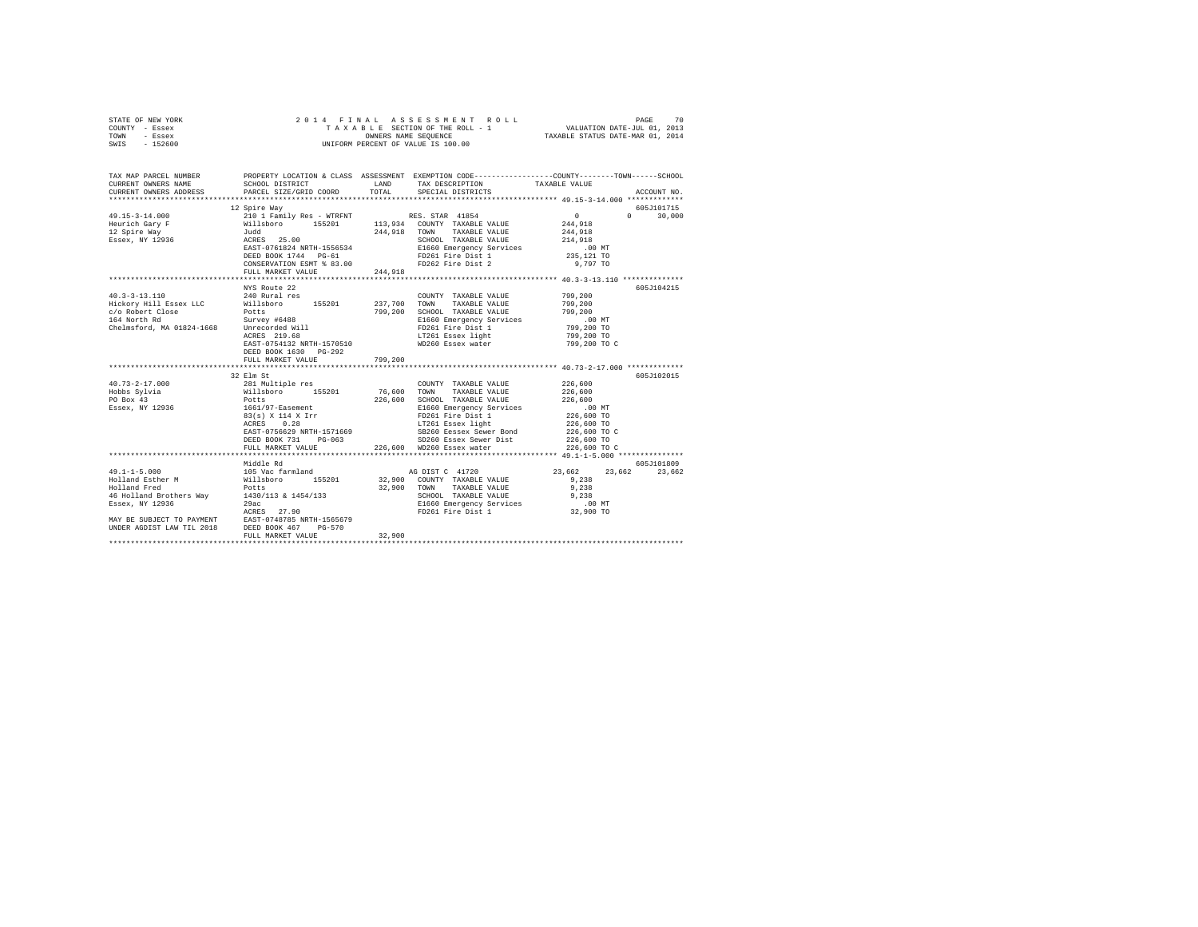STATE OF NEW YORK  
COUNTY - Essex  
TOWN - Essex  
SWIS - 152600

2014 FINAL ASSESSMENT ROLL  
TAXABLE SECTION OF THE ROLL - 1  
OWNERS NAME SEQUENCE  
UNIFORM PERCENT OF VALUE IS 100.00

VALUATION DATE-JUL 01, 2013  
TAXABLE STATUS DATE-MAR 01, 2014

```
TAX MAP PARCEL NUMBER          PROPERTY LOCATION & CLASS  ASSESSMENT  EXEMPTION CODE-----------------COUNTY--------TOWN------SCHOOL
CURRENT OWNERS NAME            SCHOOL DISTRICT              LAND      TAX DESCRIPTION            TAXABLE VALUE
CURRENT OWNERS ADDRESS         PARCEL SIZE/GRID COORD       TOTAL     SPECIAL DISTRICTS                                    ACCOUNT NO.
******************************************************************************************************* 49.15-3-14.000 *************
                               12 Spire Way                                                                               605J101715
49.15-3-14.000                 210 1 Family Res - WTRFNT           RES. STAR 41854             0              0       30,000
Heurich Gary F                 Willsboro      155201       113,934  COUNTY  TAXABLE VALUE         244,918
12 Spire Way                   Judd                        244,918  TOWN    TAXABLE VALUE         244,918
Essex, NY 12936                ACRES   25.00                        SCHOOL  TAXABLE VALUE         214,918
                               EAST-0761824 NRTH-1556534            E1660 Emergency Services          .00 MT
                               DEED BOOK 1744   PG-61               FD261 Fire Dist 1             235,121 TO
                               CONSERVATION ESMT % 83.00            FD262 Fire Dist 2               9,797 TO
                               FULL MARKET VALUE           244,918
******************************************************************************************************* 40.3-3-13.110 **************
                               NYS Route 22                                                                               605J104215
40.3-3-13.110                  240 Rural res                        COUNTY  TAXABLE VALUE         799,200
Hickory Hill Essex LLC         Willsboro      155201       237,700  TOWN    TAXABLE VALUE         799,200
c/o Robert Close               Potts                       799,200  SCHOOL  TAXABLE VALUE         799,200
164 North Rd                   Survey #6488                         E1660 Emergency Services          .00 MT
Chelmsford, MA 01824-1668      Unrecorded Will                      FD261 Fire Dist 1             799,200 TO
                               ACRES  219.68                        LT261 Essex light             799,200 TO
                               EAST-0754132 NRTH-1570510            WD260 Essex water             799,200 TO C
                               DEED BOOK 1630   PG-292
                               FULL MARKET VALUE           799,200
******************************************************************************************************* 40.73-2-17.000 *************
                               32 Elm St                                                                                  605J102015
40.73-2-17.000                 281 Multiple res                     COUNTY  TAXABLE VALUE         226,600
Hobbs Sylvia                   Willsboro      155201        76,600  TOWN    TAXABLE VALUE         226,600
PO Box 43                      Potts                       226,600  SCHOOL  TAXABLE VALUE         226,600
Essex, NY 12936                1661/97-Easement                     E1660 Emergency Services          .00 MT
                               83(s) X 114 X Irr                    FD261 Fire Dist 1             226,600 TO
                               ACRES    0.28                        LT261 Essex light             226,600 TO
                               EAST-0756629 NRTH-1571669            SB260 Eessex Sewer Bond       226,600 TO C
                               DEED BOOK 731    PG-063              SD260 Essex Sewer Dist        226,600 TO
                               FULL MARKET VALUE           226,600  WD260 Essex water             226,600 TO C
******************************************************************************************************* 49.1-1-5.000 ***************
                               Middle Rd                                                                                  605J101809
49.1-1-5.000                   105 Vac farmland                     AG DIST C  41720         23,662         23,662      23,662
Holland Esther M               Willsboro      155201        32,900  COUNTY  TAXABLE VALUE           9,238
Holland Fred                   Potts                        32,900  TOWN    TAXABLE VALUE           9,238
46 Holland Brothers Way        1430/113 & 1454/133                  SCHOOL  TAXABLE VALUE           9,238
Essex, NY 12936                29ac                                 E1660 Emergency Services          .00 MT
                               ACRES   27.90                        FD261 Fire Dist 1              32,900 TO
MAY BE SUBJECT TO PAYMENT      EAST-0748785 NRTH-1565679
UNDER AGDIST LAW TIL 2018      DEED BOOK 467    PG-570
                               FULL MARKET VALUE            32,900
************************************************************************************************************************************
```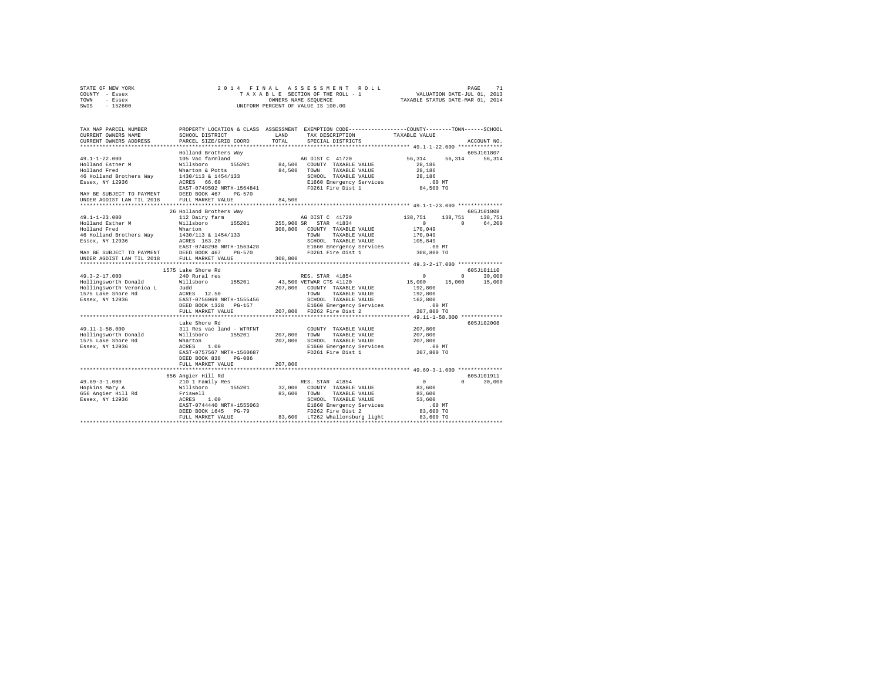STATE OF NEW YORK                    2014 FINAL ASSESSMENT ROLL
COUNTY - Essex                       TAXABLE SECTION OF THE ROLL - 1          VALUATION DATE-JUL 01, 2013
TOWN - Essex                         OWNERS NAME SEQUENCE                     TAXABLE STATUS DATE-MAR 01, 2014
SWIS - 152600                        UNIFORM PERCENT OF VALUE IS 100.00

```
TAX MAP PARCEL NUMBER          PROPERTY LOCATION & CLASS  ASSESSMENT  EXEMPTION CODE----------------COUNTY--------TOWN------SCHOOL
CURRENT OWNERS NAME            SCHOOL DISTRICT             LAND       TAX DESCRIPTION              TAXABLE VALUE
CURRENT OWNERS ADDRESS         PARCEL SIZE/GRID COORD      TOTAL      SPECIAL DISTRICTS                                   ACCOUNT NO.
************************************************************************************************ 49.1-1-22.000 **************
                               Holland Brothers Way                                                                   605J101807
49.1-1-22.000                  105 Vac farmland                       AG DIST C  41720               56,314     56,314     56,314
Holland Esther M               Willsboro      155201       84,500     COUNTY  TAXABLE VALUE           28,186
Holland Fred                   Wharton & Potts             84,500     TOWN    TAXABLE VALUE           28,186
46 Holland Brothers Way        1430/113 & 1454/133                    SCHOOL  TAXABLE VALUE           28,186
Essex, NY 12936                ACRES  66.60                           E1660 Emergency Services          .00 MT
                               EAST-0749502 NRTH-1564841              FD261 Fire Dist 1              84,500 TO
MAY BE SUBJECT TO PAYMENT      DEED BOOK 467    PG-570
UNDER AGDIST LAW TIL 2018      FULL MARKET VALUE           84,500
************************************************************************************************ 49.1-1-23.000 **************
                               26 Holland Brothers Way                                                                605J101808
49.1-1-23.000                  112 Dairy farm                         AG DIST C  41720              138,751    138,751    138,751
Holland Esther M               Willsboro      155201      255,900 SR  STAR  41834                        0          0     64,200
Holland Fred                   Wharton                    308,800     COUNTY  TAXABLE VALUE          170,049
46 Holland Brothers Way        1430/113 & 1454/133                    TOWN    TAXABLE VALUE          170,049
Essex, NY 12936                ACRES 163.20                           SCHOOL  TAXABLE VALUE          105,849
                               EAST-0748298 NRTH-1563428              E1660 Emergency Services          .00 MT
MAY BE SUBJECT TO PAYMENT      DEED BOOK 467    PG-570                FD261 Fire Dist 1             308,800 TO
UNDER AGDIST LAW TIL 2018      FULL MARKET VALUE          308,800
************************************************************************************************ 49.3-2-17.000 **************
                               1575 Lake Shore Rd                                                                     605J101110
49.3-2-17.000                  240 Rural res                          RES. STAR  41854                   0          0     30,000
Hollingsworth Donald           Willsboro      155201       43,500 VETWAR CTS 41120               15,000     15,000     15,000
Hollingsworth Veronica L       Judd                       207,800     COUNTY  TAXABLE VALUE          192,800
1575 Lake Shore Rd             ACRES  12.50                           TOWN    TAXABLE VALUE          192,800
Essex, NY 12936                EAST-0756069 NRTH-1555456              SCHOOL  TAXABLE VALUE          162,800
                               DEED BOOK 1328   PG-157                E1660 Emergency Services          .00 MT
                               FULL MARKET VALUE          207,800     FD262 Fire Dist 2             207,800 TO
************************************************************************************************ 49.11-1-58.000 *************
                               Lake Shore Rd                                                                          605J102008
49.11-1-58.000                 311 Res vac land - WTRFNT              COUNTY  TAXABLE VALUE          207,800
Hollingsworth Donald           Willsboro      155201      207,800     TOWN    TAXABLE VALUE          207,800
1575 Lake Shore Rd             Wharton                    207,800     SCHOOL  TAXABLE VALUE          207,800
Essex, NY 12936                ACRES   1.00                           E1660 Emergency Services          .00 MT
                               EAST-0757567 NRTH-1560687              FD261 Fire Dist 1             207,800 TO
                               DEED BOOK 838    PG-086
                               FULL MARKET VALUE          207,800
************************************************************************************************ 49.69-3-1.000 **************
                               656 Angier Hill Rd                                                                     605J101911
49.69-3-1.000                  210 1 Family Res                       RES. STAR  41854                   0          0     30,000
Hopkins Mary A                 Willsboro      155201       32,000     COUNTY  TAXABLE VALUE           83,600
656 Angier Hill Rd             Friswell                    83,600     TOWN    TAXABLE VALUE           83,600
Essex, NY 12936                ACRES   1.00                           SCHOOL  TAXABLE VALUE           53,600
                               EAST-0744440 NRTH-1555063              E1660 Emergency Services          .00 MT
                               DEED BOOK 1645   PG-79                 FD262 Fire Dist 2              83,600 TO
                               FULL MARKET VALUE           83,600     LT262 Whallonsburg light       83,600 TO
******************************************************************************************************************************
```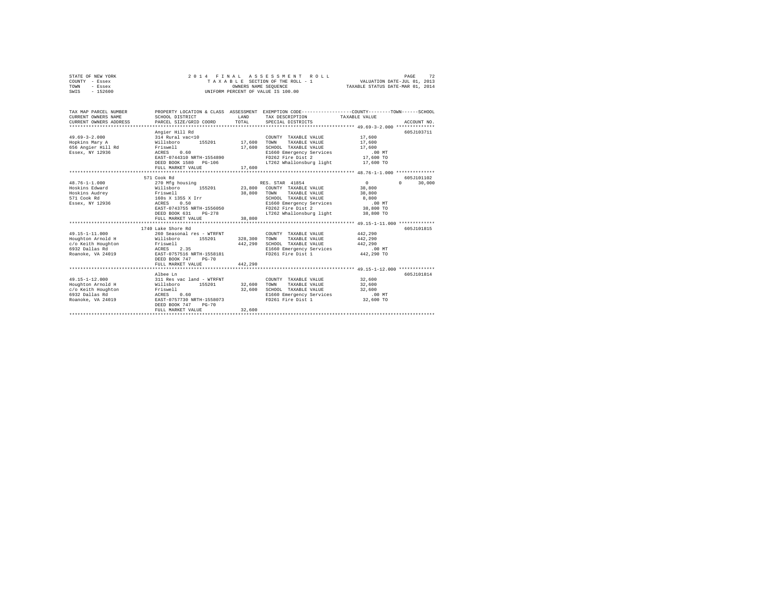STATE OF NEW YORK — COUNTY - Essex — TOWN - Essex — SWIS - 152600

2014 FINAL ASSESSMENT ROLL
TAXABLE SECTION OF THE ROLL - 1
OWNERS NAME SEQUENCE
UNIFORM PERCENT OF VALUE IS 100.00

VALUATION DATE-JUL 01, 2013
TAXABLE STATUS DATE-MAR 01, 2014

| TAX MAP PARCEL NUMBER / CURRENT OWNERS NAME / CURRENT OWNERS ADDRESS | PROPERTY LOCATION & CLASS / SCHOOL DISTRICT / PARCEL SIZE/GRID COORD | ASSESSMENT LAND / TOTAL | EXEMPTION CODE / TAX DESCRIPTION / SPECIAL DISTRICTS | COUNTY / TOWN / SCHOOL TAXABLE VALUE | ACCOUNT NO. |
|---|---|---|---|---|---|
| **49.69-3-2.000** | Angier Hill Rd | | | | 605J103711 |
| 49.69-3-2.000 | 314 Rural vac<10 | | COUNTY TAXABLE VALUE | 17,600 | |
| Hopkins Mary A | Willsboro 155201 | 17,600 | TOWN TAXABLE VALUE | 17,600 | |
| 656 Angier Hill Rd | Friswell | 17,600 | SCHOOL TAXABLE VALUE | 17,600 | |
| Essex, NY 12936 | ACRES 0.60 | | E1660 Emergency Services | .00 MT | |
| | EAST-0744310 NRTH-1554890 | | FD262 Fire Dist 2 | 17,600 TO | |
| | DEED BOOK 1580 PG-106 | | LT262 Whallonsburg light | 17,600 TO | |
| | FULL MARKET VALUE | 17,600 | | | |
| **48.76-1-1.000** | 571 Cook Rd | | | | 605J101102 |
| 48.76-1-1.000 | 270 Mfg housing | | RES. STAR 41854 | 0 0 30,000 | |
| Hoskins Edward | Willsboro 155201 | 23,800 | COUNTY TAXABLE VALUE | 38,800 | |
| Hoskins Audrey | Friswell | 38,800 | TOWN TAXABLE VALUE | 38,800 | |
| 571 Cook Rd | 160s X 135S X Irr | | SCHOOL TAXABLE VALUE | 8,800 | |
| Essex, NY 12936 | ACRES 0.50 | | E1660 Emergency Services | .00 MT | |
| | EAST-0743755 NRTH-1556050 | | FD262 Fire Dist 2 | 38,800 TO | |
| | DEED BOOK 631 PG-278 | | LT262 Whallonsburg light | 38,800 TO | |
| | FULL MARKET VALUE | 38,800 | | | |
| **49.15-1-11.000** | 1740 Lake Shore Rd | | | | 605J101815 |
| 49.15-1-11.000 | 260 Seasonal res - WTRFNT | | COUNTY TAXABLE VALUE | 442,290 | |
| Houghton Arnold H | Willsboro 155201 | 328,300 | TOWN TAXABLE VALUE | 442,290 | |
| c/o Keith Houghton | Friswell | 442,290 | SCHOOL TAXABLE VALUE | 442,290 | |
| 6932 Dallas Rd | ACRES 2.35 | | E1660 Emergency Services | .00 MT | |
| Roanoke, VA 24019 | EAST-0757516 NRTH-1558181 | | FD261 Fire Dist 1 | 442,290 TO | |
| | DEED BOOK 747 PG-70 | | | | |
| | FULL MARKET VALUE | 442,290 | | | |
| **49.15-1-12.000** | Albee Ln | | | | 605J101814 |
| 49.15-1-12.000 | 311 Res vac land - WTRFNT | | COUNTY TAXABLE VALUE | 32,600 | |
| Houghton Arnold H | Willsboro 155201 | 32,600 | TOWN TAXABLE VALUE | 32,600 | |
| c/o Keith Houghton | Friswell | 32,600 | SCHOOL TAXABLE VALUE | 32,600 | |
| 6932 Dallas Rd | ACRES 0.60 | | E1660 Emergency Services | .00 MT | |
| Roanoke, VA 24019 | EAST-0757730 NRTH-1558073 | | FD261 Fire Dist 1 | 32,600 TO | |
| | DEED BOOK 747 PG-70 | | | | |
| | FULL MARKET VALUE | 32,600 | | | |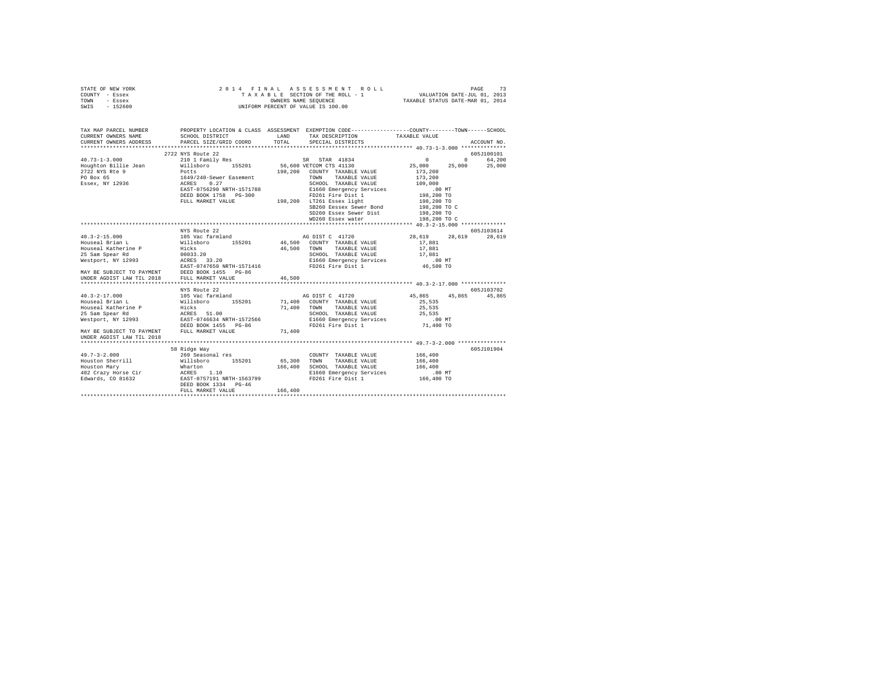STATE OF NEW YORK
COUNTY - Essex
TOWN - Essex
SWIS - 152600

2014 FINAL ASSESSMENT ROLL
TAXABLE SECTION OF THE ROLL - 1
OWNERS NAME SEQUENCE
UNIFORM PERCENT OF VALUE IS 100.00

VALUATION DATE-JUL 01, 2013
TAXABLE STATUS DATE-MAR 01, 2014

```
TAX MAP PARCEL NUMBER          PROPERTY LOCATION & CLASS  ASSESSMENT  EXEMPTION CODE------------------COUNTY--------TOWN------SCHOOL
CURRENT OWNERS NAME            SCHOOL DISTRICT             LAND        TAX DESCRIPTION             TAXABLE VALUE
CURRENT OWNERS ADDRESS         PARCEL SIZE/GRID COORD      TOTAL       SPECIAL DISTRICTS                                            ACCOUNT NO.
************************************************************************************************ 40.73-1-3.000 **************
                               2722 NYS Route 22                                                                                 605J100101
40.73-1-3.000                  210 1 Family Res                        SR  STAR 41834                    0          0       64,200
Houghton Billie Jean           Willsboro     155201      56,600 VETCOM CTS 41130                    25,000     25,000       25,000
2722 NYS Rte 9                 Potts                    198,200   COUNTY  TAXABLE VALUE           173,200
PO Box 65                      1649/240-Sewer Easement             TOWN    TAXABLE VALUE           173,200
Essex, NY 12936                ACRES    0.27                       SCHOOL  TAXABLE VALUE           109,000
                               EAST-0756290 NRTH-1571788           E1660 Emergency Services            .00 MT
                               DEED BOOK 1758   PG-300             FD261 Fire Dist 1               198,200 TO
                               FULL MARKET VALUE        198,200   LT261 Essex light               198,200 TO
                                                                   SB260 Eessex Sewer Bond         198,200 TO C
                                                                   SD260 Essex Sewer Dist          198,200 TO
                                                                   WD260 Essex water               198,200 TO C
************************************************************************************************ 40.3-2-15.000 **************
                               NYS Route 22                                                                                      605J103614
40.3-2-15.000                  105 Vac farmland                        AG DIST C  41720                 28,619     28,619       28,619
Houseal Brian L                Willsboro     155201       46,500   COUNTY  TAXABLE VALUE            17,881
Houseal Katherine P            Hicks                      46,500   TOWN    TAXABLE VALUE            17,881
25 Sam Spear Rd                00033.20                            SCHOOL  TAXABLE VALUE            17,881
Westport, NY 12993             ACRES   33.20                       E1660 Emergency Services            .00 MT
                               EAST-0747650 NRTH-1571416           FD261 Fire Dist 1                46,500 TO
MAY BE SUBJECT TO PAYMENT      DEED BOOK 1455   PG-86
UNDER AGDIST LAW TIL 2018      FULL MARKET VALUE         46,500
************************************************************************************************ 40.3-2-17.000 **************
                               NYS Route 22                                                                                      605J103702
40.3-2-17.000                  105 Vac farmland                        AG DIST C  41720                 45,865     45,865       45,865
Houseal Brian L                Willsboro     155201       71,400   COUNTY  TAXABLE VALUE            25,535
Houseal Katherine P            Hicks                      71,400   TOWN    TAXABLE VALUE            25,535
25 Sam Spear Rd                ACRES   51.00                       SCHOOL  TAXABLE VALUE            25,535
Westport, NY 12993             EAST-0746634 NRTH-1572566           E1660 Emergency Services            .00 MT
                               DEED BOOK 1455   PG-86              FD261 Fire Dist 1                71,400 TO
MAY BE SUBJECT TO PAYMENT      FULL MARKET VALUE         71,400
UNDER AGDIST LAW TIL 2018
************************************************************************************************ 49.7-3-2.000 ***************
                               58 Ridge Way                                                                                      605J101904
49.7-3-2.000                   260 Seasonal res                        COUNTY  TAXABLE VALUE           166,400
Houston Sherrill               Willsboro     155201       65,300   TOWN    TAXABLE VALUE           166,400
Houston Mary                   Wharton                   166,400   SCHOOL  TAXABLE VALUE           166,400
402 Crazy Horse Cir            ACRES    1.10                       E1660 Emergency Services            .00 MT
Edwards, CO 81632              EAST-0757191 NRTH-1563799           FD261 Fire Dist 1               166,400 TO
                               DEED BOOK 1334   PG-46
                               FULL MARKET VALUE        166,400
******************************************************************************************************************************
```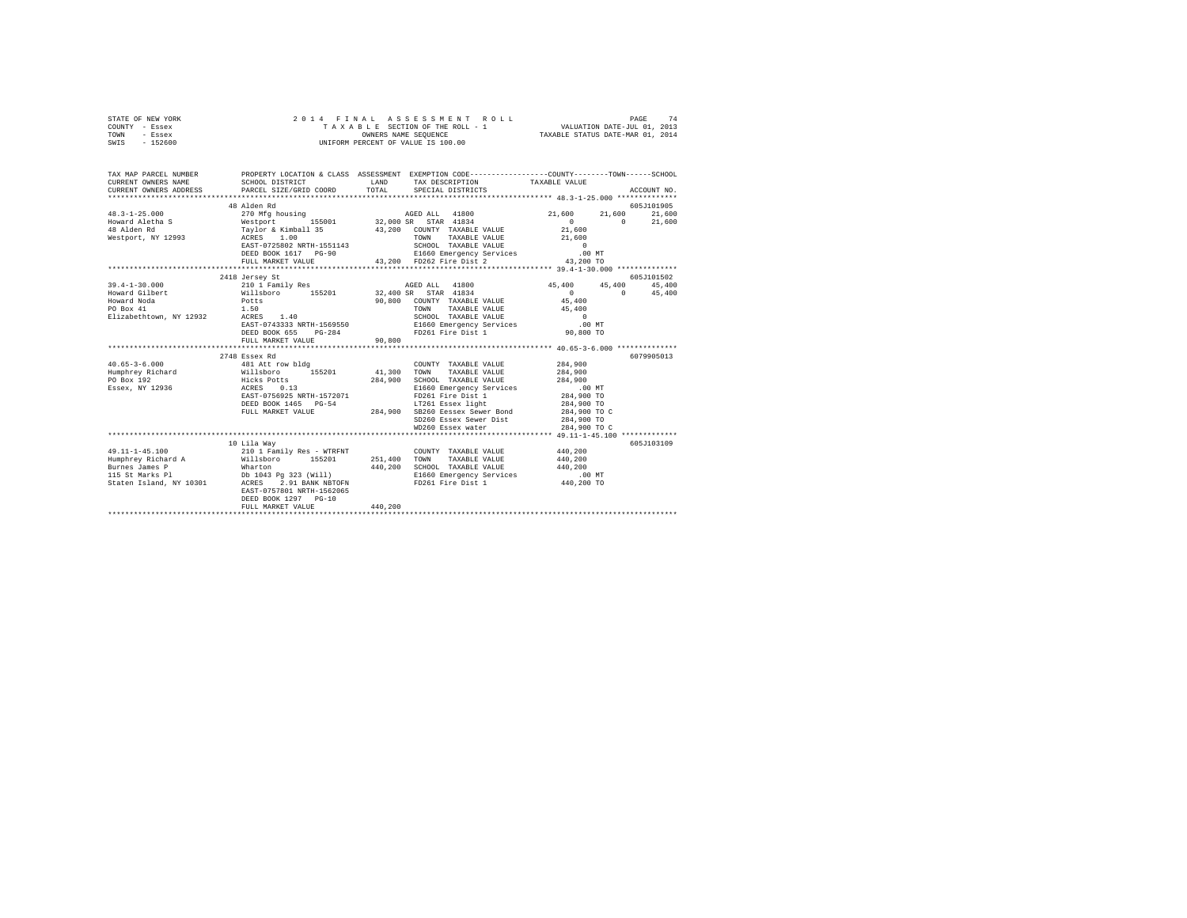STATE OF NEW YORK | 2014 FINAL ASSESSMENT ROLL | VALUATION DATE-JUL 01, 2013
COUNTY - Essex | TAXABLE SECTION OF THE ROLL - 1 | TAXABLE STATUS DATE-MAR 01, 2014
TOWN - Essex | OWNERS NAME SEQUENCE
SWIS - 152600 | UNIFORM PERCENT OF VALUE IS 100.00

```
TAX MAP PARCEL NUMBER          PROPERTY LOCATION & CLASS  ASSESSMENT  EXEMPTION CODE-----------------COUNTY--------TOWN------SCHOOL
CURRENT OWNERS NAME            SCHOOL DISTRICT            LAND        TAX DESCRIPTION            TAXABLE VALUE
CURRENT OWNERS ADDRESS         PARCEL SIZE/GRID COORD     TOTAL       SPECIAL DISTRICTS                                    ACCOUNT NO.
*********************************************************************************************** 48.3-1-25.000 **************
                               48 Alden Rd                                                                                605J101905
48.3-1-25.000                  270 Mfg housing                      AGED ALL  41800              21,600      21,600       21,600
Howard Aletha S                Westport       155001      32,000 SR  STAR  41834                       0           0       21,600
48 Alden Rd                    Taylor & Kimball 35        43,200   COUNTY  TAXABLE VALUE          21,600
Westport, NY 12993             ACRES    1.00                        TOWN    TAXABLE VALUE          21,600
                               EAST-0725802 NRTH-1551143            SCHOOL  TAXABLE VALUE               0
                               DEED BOOK 1617   PG-90               E1660 Emergency Services          .00 MT
                               FULL MARKET VALUE          43,200   FD262 Fire Dist 2              43,200 TO
*********************************************************************************************** 39.4-1-30.000 **************
                               2418 Jersey St                                                                             605J101502
39.4-1-30.000                  210 1 Family Res                     AGED ALL  41800              45,400      45,400       45,400
Howard Gilbert                 Willsboro      155201      32,400 SR  STAR  41834                       0           0       45,400
Howard Noda                    Potts                      90,800   COUNTY  TAXABLE VALUE          45,400
PO Box 41                      1.50                                 TOWN    TAXABLE VALUE          45,400
Elizabethtown, NY 12932        ACRES    1.40                        SCHOOL  TAXABLE VALUE               0
                               EAST-0743333 NRTH-1569550            E1660 Emergency Services          .00 MT
                               DEED BOOK 655    PG-284              FD261 Fire Dist 1              90,800 TO
                               FULL MARKET VALUE          90,800
*********************************************************************************************** 40.65-3-6.000 **************
                               2748 Essex Rd                                                                              6079905013
40.65-3-6.000                  481 Att row bldg                     COUNTY  TAXABLE VALUE         284,900
Humphrey Richard               Willsboro      155201      41,300   TOWN    TAXABLE VALUE         284,900
PO Box 192                     Hicks Potts               284,900   SCHOOL  TAXABLE VALUE         284,900
Essex, NY 12936                ACRES    0.13                        E1660 Emergency Services          .00 MT
                               EAST-0756925 NRTH-1572071            FD261 Fire Dist 1             284,900 TO
                               DEED BOOK 1465   PG-54               LT261 Essex light             284,900 TO
                               FULL MARKET VALUE         284,900   SB260 Eessex Sewer Bond       284,900 TO C
                                                                    SD260 Essex Sewer Dist        284,900 TO
                                                                    WD260 Essex water             284,900 TO C
*********************************************************************************************** 49.11-1-45.100 *************
                               10 Lila Way                                                                                605J103109
49.11-1-45.100                 210 1 Family Res - WTRFNT            COUNTY  TAXABLE VALUE         440,200
Humphrey Richard A             Willsboro      155201     251,400   TOWN    TAXABLE VALUE         440,200
Burnes James P                 Wharton                   440,200   SCHOOL  TAXABLE VALUE         440,200
115 St Marks Pl                Db 1043 Pg 323 (Will)                E1660 Emergency Services          .00 MT
Staten Island, NY 10301        ACRES    2.91 BANK NBTOFN            FD261 Fire Dist 1             440,200 TO
                               EAST-0757801 NRTH-1562065
                               DEED BOOK 1297   PG-10
                               FULL MARKET VALUE         440,200
****************************************************************************************************************************
```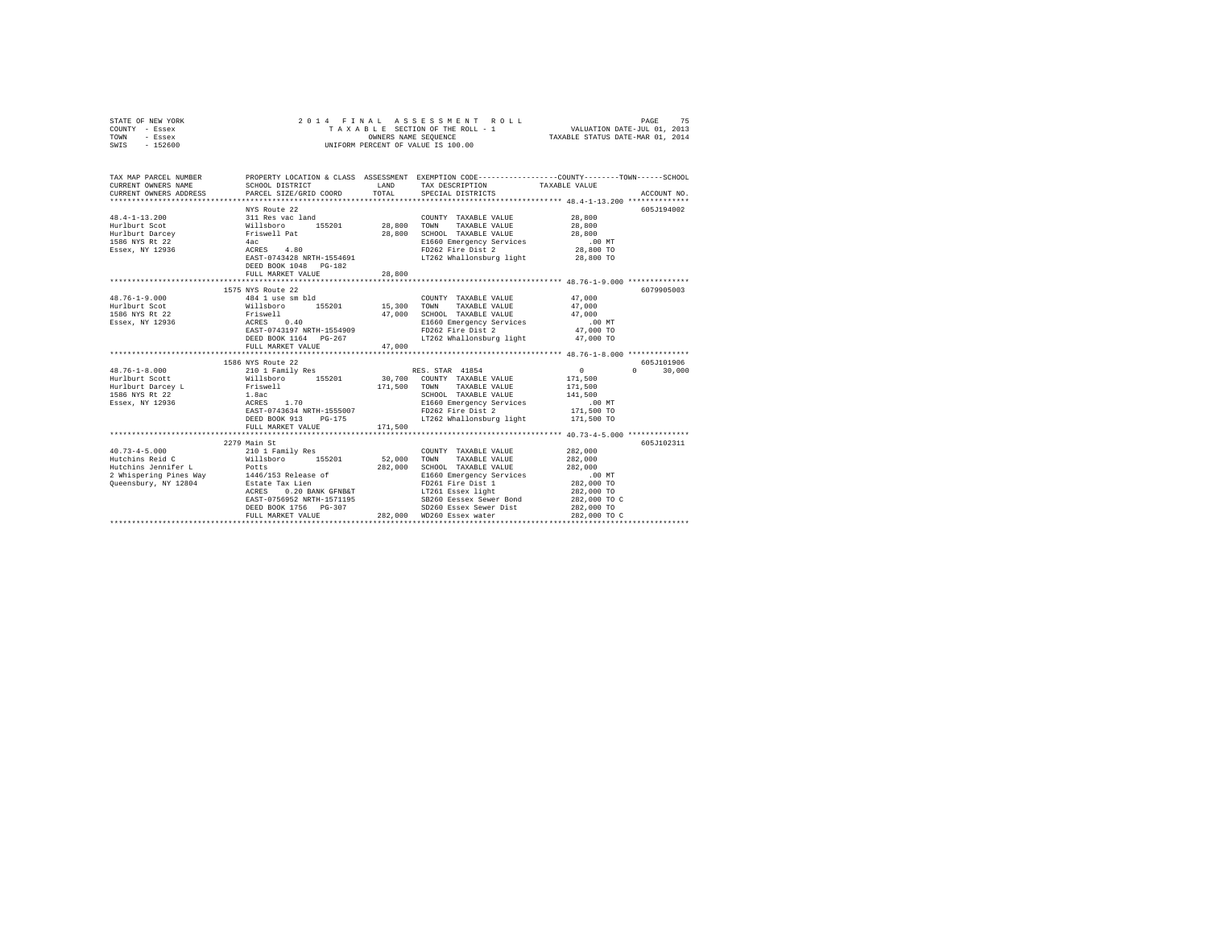STATE OF NEW YORK — COUNTY - Essex — TOWN - Essex — SWIS - 152600

# 2014 FINAL ASSESSMENT ROLL

TAXABLE SECTION OF THE ROLL - 1
OWNERS NAME SEQUENCE
UNIFORM PERCENT OF VALUE IS 100.00

VALUATION DATE-JUL 01, 2013
TAXABLE STATUS DATE-MAR 01, 2014

```
TAX MAP PARCEL NUMBER          PROPERTY LOCATION & CLASS  ASSESSMENT  EXEMPTION CODE-----------------COUNTY--------TOWN------SCHOOL
CURRENT OWNERS NAME            SCHOOL DISTRICT              LAND      TAX DESCRIPTION             TAXABLE VALUE
CURRENT OWNERS ADDRESS         PARCEL SIZE/GRID COORD       TOTAL     SPECIAL DISTRICTS                                   ACCOUNT NO.
******************************************************************************************************* 48.4-1-13.200 **************
                               NYS Route 22                                                                            605J194002
48.4-1-13.200                  311 Res vac land                        COUNTY  TAXABLE VALUE          28,800
Hurlburt Scot                  Willsboro      155201       28,800     TOWN    TAXABLE VALUE          28,800
Hurlburt Darcey                Friswell Pat                28,800     SCHOOL  TAXABLE VALUE          28,800
1586 NYS Rt 22                 4ac                                    E1660 Emergency Services          .00 MT
Essex, NY 12936                ACRES    4.80                          FD262 Fire Dist 2              28,800 TO
                               EAST-0743428 NRTH-1554691              LT262 Whallonsburg light       28,800 TO
                               DEED BOOK 1048   PG-182
                               FULL MARKET VALUE           28,800
******************************************************************************************************* 48.76-1-9.000 **************
                               1575 NYS Route 22                                                                       6079905003
48.76-1-9.000                  484 1 use sm bld                        COUNTY  TAXABLE VALUE          47,000
Hurlburt Scot                  Willsboro      155201       15,300     TOWN    TAXABLE VALUE          47,000
1586 NYS Rt 22                 Friswell                    47,000     SCHOOL  TAXABLE VALUE          47,000
Essex, NY 12936                ACRES    0.40                          E1660 Emergency Services          .00 MT
                               EAST-0743197 NRTH-1554909              FD262 Fire Dist 2              47,000 TO
                               DEED BOOK 1164   PG-267                LT262 Whallonsburg light       47,000 TO
                               FULL MARKET VALUE           47,000
******************************************************************************************************* 48.76-1-8.000 **************
                               1586 NYS Route 22                                                                       605J101906
48.76-1-8.000                  210 1 Family Res                 RES. STAR 41854                    0            0        30,000
Hurlburt Scott                 Willsboro      155201       30,700     COUNTY  TAXABLE VALUE         171,500
Hurlburt Darcey L              Friswell                   171,500     TOWN    TAXABLE VALUE         171,500
1586 NYS Rt 22                 1.8ac                                  SCHOOL  TAXABLE VALUE         141,500
Essex, NY 12936                ACRES    1.70                          E1660 Emergency Services          .00 MT
                               EAST-0743634 NRTH-1555007              FD262 Fire Dist 2             171,500 TO
                               DEED BOOK 913    PG-175                LT262 Whallonsburg light      171,500 TO
                               FULL MARKET VALUE          171,500
******************************************************************************************************* 40.73-4-5.000 **************
                               2279 Main St                                                                            605J102311
40.73-4-5.000                  210 1 Family Res                        COUNTY  TAXABLE VALUE         282,000
Hutchins Reid C                Willsboro      155201       52,000     TOWN    TAXABLE VALUE         282,000
Hutchins Jennifer L            Potts                      282,000     SCHOOL  TAXABLE VALUE         282,000
2 Whispering Pines Way         1446/153 Release of                    E1660 Emergency Services          .00 MT
Queensbury, NY 12804           Estate Tax Lien                        FD261 Fire Dist 1             282,000 TO
                               ACRES    0.20 BANK GFNB&T              LT261 Essex light             282,000 TO
                               EAST-0756952 NRTH-1571195              SB260 Eessex Sewer Bond       282,000 TO C
                               DEED BOOK 1756   PG-307                SD260 Essex Sewer Dist        282,000 TO
                               FULL MARKET VALUE          282,000     WD260 Essex water             282,000 TO C
************************************************************************************************************************************
```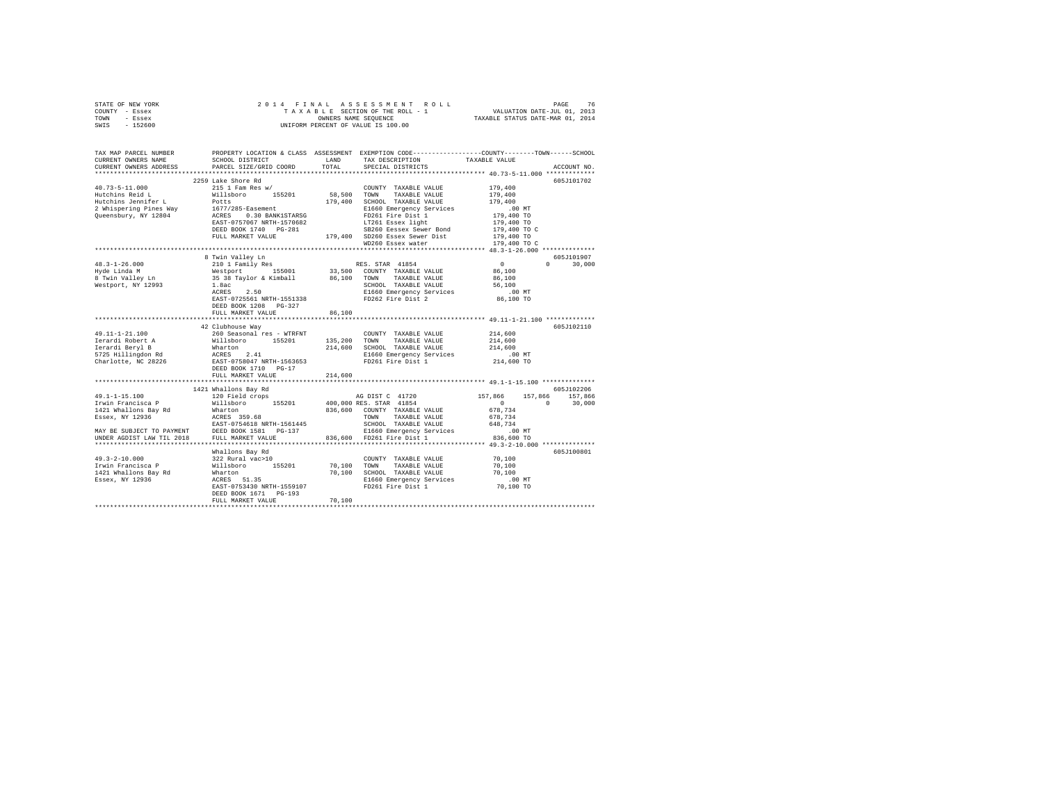STATE OF NEW YORK
COUNTY - Essex
TOWN - Essex
SWIS - 152600

2014 FINAL ASSESSMENT ROLL
TAXABLE SECTION OF THE ROLL - 1
OWNERS NAME SEQUENCE
UNIFORM PERCENT OF VALUE IS 100.00

VALUATION DATE-JUL 01, 2013
TAXABLE STATUS DATE-MAR 01, 2014

```
TAX MAP PARCEL NUMBER     PROPERTY LOCATION & CLASS  ASSESSMENT  EXEMPTION CODE-----------------COUNTY--------TOWN------SCHOOL
CURRENT OWNERS NAME       SCHOOL DISTRICT             LAND       TAX DESCRIPTION              TAXABLE VALUE
CURRENT OWNERS ADDRESS    PARCEL SIZE/GRID COORD      TOTAL      SPECIAL DISTRICTS                                    ACCOUNT NO.
*********************************************************************************************** 40.73-5-11.000 *************
                          2259 Lake Shore Rd                                                                           605J101702
40.73-5-11.000            215 1 Fam Res w/                        COUNTY  TAXABLE VALUE            179,400
Hutchins Reid L           Willsboro       155201      58,500      TOWN    TAXABLE VALUE            179,400
Hutchins Jennifer L       Potts                       179,400     SCHOOL  TAXABLE VALUE            179,400
2 Whispering Pines Way    1677/285-Easement                       E1660 Emergency Services             .00 MT
Queensbury, NY 12804      ACRES    0.30 BANK1STARSG               FD261 Fire Dist 1                179,400 TO
                          EAST-0757067 NRTH-1570682               LT261 Essex light                179,400 TO
                          DEED BOOK 1740   PG-281                 SB260 Eessex Sewer Bond          179,400 TO C
                          FULL MARKET VALUE           179,400     SD260 Essex Sewer Dist           179,400 TO
                                                                  WD260 Essex water                179,400 TO C
*********************************************************************************************** 48.3-1-26.000 **************
                          8 Twin Valley Ln                                                                             605J101907
48.3-1-26.000             210 1 Family Res                        RES. STAR  41854                       0          0      30,000
Hyde Linda M              Westport        155001      33,500      COUNTY  TAXABLE VALUE             86,100
8 Twin Valley Ln          35 38 Taylor & Kimball      86,100      TOWN    TAXABLE VALUE             86,100
Westport, NY 12993        1.8ac                                   SCHOOL  TAXABLE VALUE             56,100
                          ACRES    2.50                           E1660 Emergency Services             .00 MT
                          EAST-0725561 NRTH-1551338               FD262 Fire Dist 2                 86,100 TO
                          DEED BOOK 1208   PG-327
                          FULL MARKET VALUE            86,100
*********************************************************************************************** 49.11-1-21.100 *************
                          42 Clubhouse Way                                                                             605J102110
49.11-1-21.100            260 Seasonal res - WTRFNT               COUNTY  TAXABLE VALUE            214,600
Ierardi Robert A          Willsboro       155201     135,200      TOWN    TAXABLE VALUE            214,600
Ierardi Beryl B           Wharton                    214,600      SCHOOL  TAXABLE VALUE            214,600
5725 Hillingdon Rd        ACRES    2.41                           E1660 Emergency Services             .00 MT
Charlotte, NC 28226       EAST-0758047 NRTH-1563653               FD261 Fire Dist 1                214,600 TO
                          DEED BOOK 1710   PG-17
                          FULL MARKET VALUE           214,600
*********************************************************************************************** 49.1-1-15.100 **************
                          1421 Whallons Bay Rd                                                                         605J102206
49.1-1-15.100             120 Field crops                         AG DIST C  41720                 157,866    157,866    157,866
Irwin Francisca P         Willsboro       155201     400,000      RES. STAR  41854                       0          0      30,000
1421 Whallons Bay Rd      Wharton                    836,600      COUNTY  TAXABLE VALUE            678,734
Essex, NY 12936           ACRES  359.68                           TOWN    TAXABLE VALUE            678,734
                          EAST-0754618 NRTH-1561445               SCHOOL  TAXABLE VALUE            648,734
MAY BE SUBJECT TO PAYMENT DEED BOOK 1581   PG-137                 E1660 Emergency Services             .00 MT
UNDER AGDIST LAW TIL 2018 FULL MARKET VALUE           836,600     FD261 Fire Dist 1                836,600 TO
*********************************************************************************************** 49.3-2-10.000 **************
                          Whallons Bay Rd                                                                              605J100801
49.3-2-10.000             322 Rural vac>10                        COUNTY  TAXABLE VALUE             70,100
Irwin Francisca P         Willsboro       155201      70,100      TOWN    TAXABLE VALUE             70,100
1421 Whallons Bay Rd      Wharton                     70,100      SCHOOL  TAXABLE VALUE             70,100
Essex, NY 12936           ACRES   51.35                           E1660 Emergency Services             .00 MT
                          EAST-0753430 NRTH-1559107               FD261 Fire Dist 1                 70,100 TO
                          DEED BOOK 1671   PG-193
                          FULL MARKET VALUE            70,100
****************************************************************************************************************************
```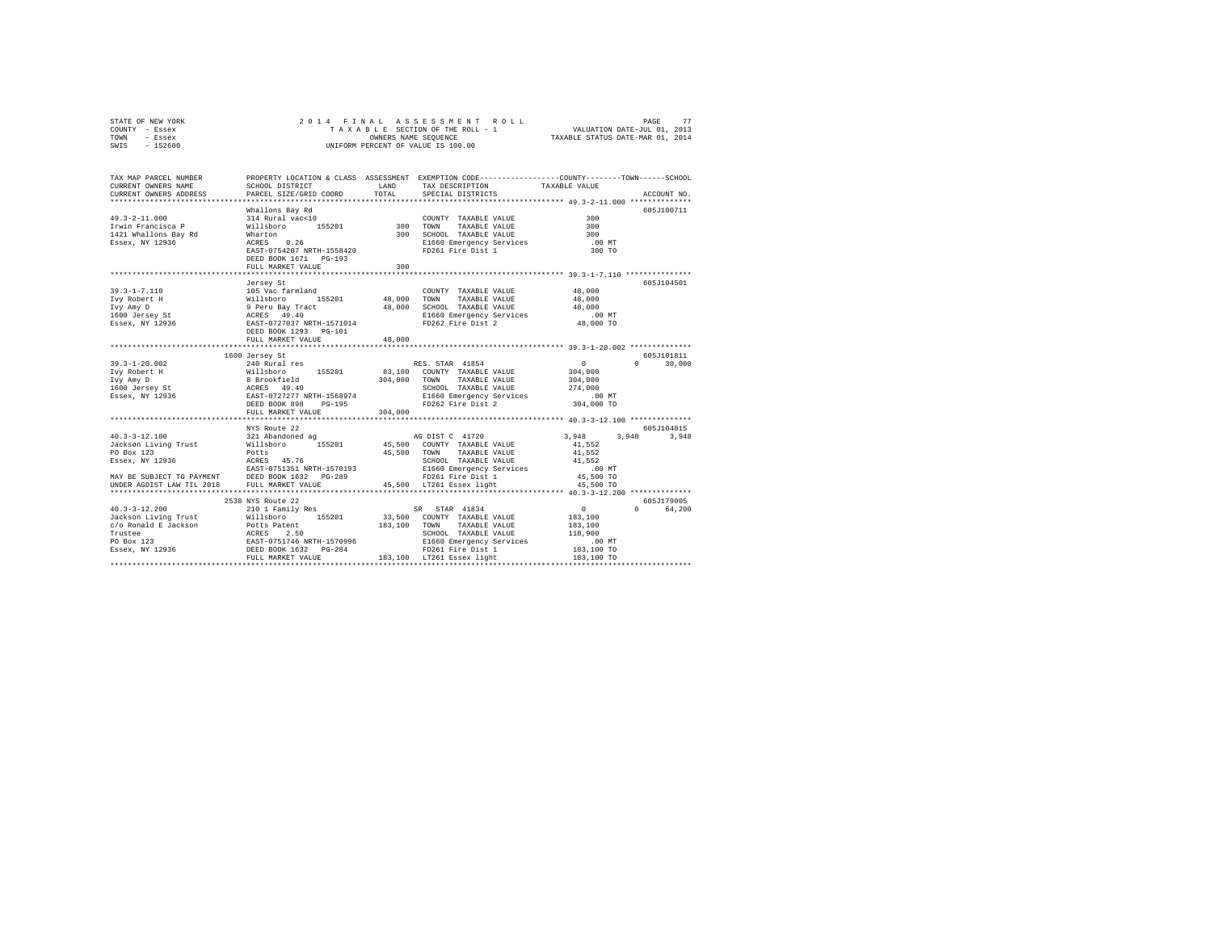STATE OF NEW YORK — 2014 FINAL ASSESSMENT ROLL
COUNTY - Essex — TAXABLE SECTION OF THE ROLL - 1 — VALUATION DATE-JUL 01, 2013
TOWN - Essex — OWNERS NAME SEQUENCE — TAXABLE STATUS DATE-MAR 01, 2014
SWIS - 152600 — UNIFORM PERCENT OF VALUE IS 100.00

```
TAX MAP PARCEL NUMBER      PROPERTY LOCATION & CLASS  ASSESSMENT  EXEMPTION CODE-----------------COUNTY--------TOWN------SCHOOL
CURRENT OWNERS NAME        SCHOOL DISTRICT              LAND      TAX DESCRIPTION              TAXABLE VALUE
CURRENT OWNERS ADDRESS     PARCEL SIZE/GRID COORD       TOTAL     SPECIAL DISTRICTS                                      ACCOUNT NO.
************************************************************************************************ 49.3-2-11.000 **************
                           Whallons Bay Rd                                                                           605J100711
49.3-2-11.000              314 Rural vac<10                       COUNTY  TAXABLE VALUE              300
Irwin Francisca P          Willsboro      155201         300      TOWN    TAXABLE VALUE              300
1421 Whallons Bay Rd       Wharton                       300      SCHOOL  TAXABLE VALUE              300
Essex, NY 12936            ACRES    0.26                          E1660 Emergency Services           .00 MT
                           EAST-0754207 NRTH-1558420              FD261 Fire Dist 1                  300 TO
                           DEED BOOK 1671   PG-193
                           FULL MARKET VALUE             300
************************************************************************************************ 39.3-1-7.110 ***************
                           Jersey St                                                                                 605J104501
39.3-1-7.110               105 Vac farmland                       COUNTY  TAXABLE VALUE           48,000
Ivy Robert H               Willsboro      155201      48,000      TOWN    TAXABLE VALUE           48,000
Ivy Amy D                  9 Peru Bay Tract           48,000      SCHOOL  TAXABLE VALUE           48,000
1600 Jersey St             ACRES   49.40                          E1660 Emergency Services           .00 MT
Essex, NY 12936            EAST-0727037 NRTH-1571014              FD262 Fire Dist 2               48,000 TO
                           DEED BOOK 1293   PG-101
                           FULL MARKET VALUE          48,000
************************************************************************************************ 39.3-1-20.002 **************
                      1600 Jersey St                                                                                 605J101811
39.3-1-20.002              240 Rural res                          RES. STAR 41854                      0          0     30,000
Ivy Robert H               Willsboro      155201      83,100      COUNTY  TAXABLE VALUE          304,000
Ivy Amy D                  8 Brookfield              304,000      TOWN    TAXABLE VALUE          304,000
1600 Jersey St             ACRES   49.40                          SCHOOL  TAXABLE VALUE          274,000
Essex, NY 12936            EAST-0727277 NRTH-1568974              E1660 Emergency Services           .00 MT
                           DEED BOOK 898    PG-195                FD262 Fire Dist 2              304,000 TO
                           FULL MARKET VALUE         304,000
************************************************************************************************ 40.3-3-12.100 **************
                           NYS Route 22                                                                              605J104015
40.3-3-12.100              321 Abandoned ag                       AG DIST C 41720                  3,948      3,948      3,948
Jackson Living Trust       Willsboro      155201      45,500      COUNTY  TAXABLE VALUE           41,552
PO Box 123                 Potts                      45,500      TOWN    TAXABLE VALUE           41,552
Essex, NY 12936            ACRES   45.76                          SCHOOL  TAXABLE VALUE           41,552
                           EAST-0751351 NRTH-1570193              E1660 Emergency Services           .00 MT
MAY BE SUBJECT TO PAYMENT  DEED BOOK 1632   PG-289                FD261 Fire Dist 1               45,500 TO
UNDER AGDIST LAW TIL 2018  FULL MARKET VALUE          45,500      LT261 Essex light               45,500 TO
************************************************************************************************ 40.3-3-12.200 **************
                      2538 NYS Route 22                                                                              605J179005
40.3-3-12.200              210 1 Family Res                       SR  STAR 41834                       0          0     64,200
Jackson Living Trust       Willsboro      155201      33,500      COUNTY  TAXABLE VALUE          183,100
c/o Ronald E Jackson       Potts Patent              183,100      TOWN    TAXABLE VALUE          183,100
Trustee                    ACRES    2.50                          SCHOOL  TAXABLE VALUE          118,900
PO Box 123                 EAST-0751746 NRTH-1570996              E1660 Emergency Services           .00 MT
Essex, NY 12936            DEED BOOK 1632   PG-284                FD261 Fire Dist 1              183,100 TO
                           FULL MARKET VALUE         183,100      LT261 Essex light              183,100 TO
******************************************************************************************************************************
```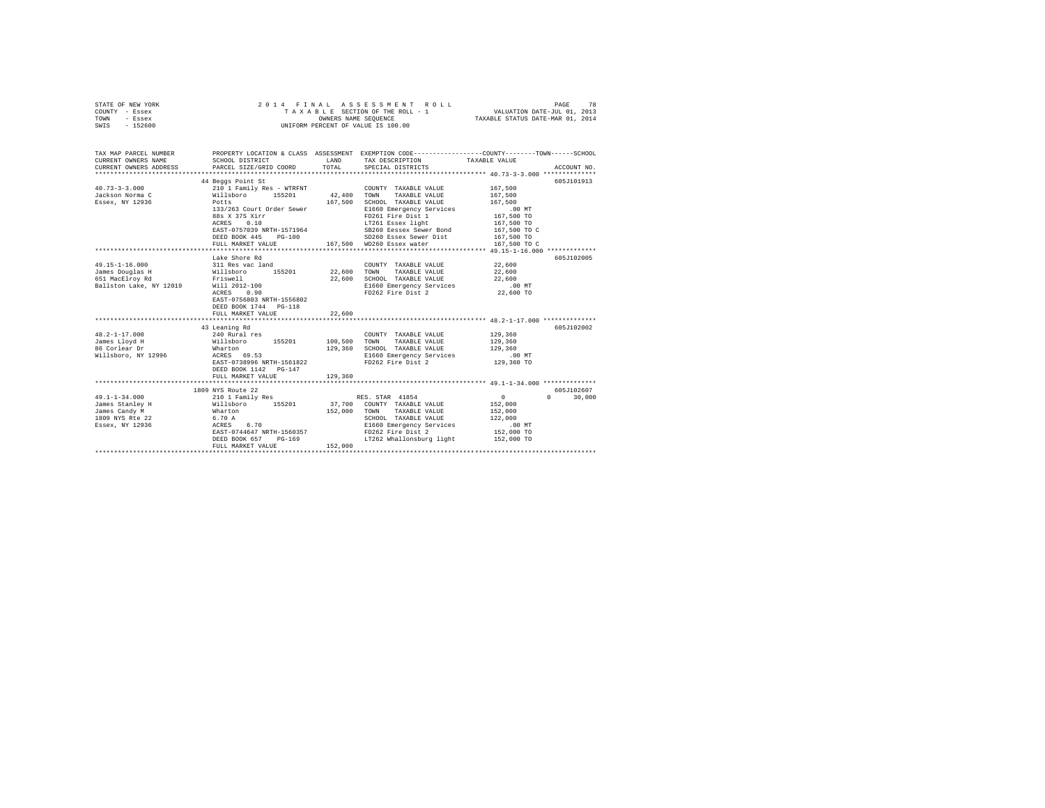STATE OF NEW YORK — COUNTY - Essex — TOWN - Essex — SWIS - 152600

# 2014 FINAL ASSESSMENT ROLL

TAXABLE SECTION OF THE ROLL - 1
OWNERS NAME SEQUENCE
UNIFORM PERCENT OF VALUE IS 100.00

VALUATION DATE-JUL 01, 2013
TAXABLE STATUS DATE-MAR 01, 2014

```
TAX MAP PARCEL NUMBER          PROPERTY LOCATION & CLASS  ASSESSMENT  EXEMPTION CODE------------------COUNTY--------TOWN------SCHOOL
CURRENT OWNERS NAME            SCHOOL DISTRICT               LAND      TAX DESCRIPTION            TAXABLE VALUE
CURRENT OWNERS ADDRESS         PARCEL SIZE/GRID COORD        TOTAL     SPECIAL DISTRICTS                                     ACCOUNT NO.
******************************************************************************************************* 40.73-3-3.000 **************
                               44 Beggs Point St                                                                             605J101913
40.73-3-3.000                  210 1 Family Res - WTRFNT           COUNTY  TAXABLE VALUE           167,500
Jackson Norma C                Willsboro      155201      42,400   TOWN    TAXABLE VALUE           167,500
Essex, NY 12936                Potts                     167,500   SCHOOL  TAXABLE VALUE           167,500
                               133/263 Court Order Sewer           E1660 Emergency Services            .00 MT
                               88s X 37S Xirr                      FD261 Fire Dist 1               167,500 TO
                               ACRES    0.10                       LT261 Essex light               167,500 TO
                               EAST-0757039 NRTH-1571964           SB260 Eessex Sewer Bond         167,500 TO C
                               DEED BOOK 445    PG-100             SD260 Essex Sewer Dist          167,500 TO
                               FULL MARKET VALUE         167,500   WD260 Essex water               167,500 TO C
******************************************************************************************************* 49.15-1-16.000 *************
                               Lake Shore Rd                                                                                 605J102005
49.15-1-16.000                 311 Res vac land                    COUNTY  TAXABLE VALUE            22,600
James Douglas H                Willsboro      155201      22,600   TOWN    TAXABLE VALUE            22,600
651 MacElroy Rd                Friswell                   22,600   SCHOOL  TAXABLE VALUE            22,600
Ballston Lake, NY 12019        Will 2012-100                       E1660 Emergency Services            .00 MT
                               ACRES    0.90                       FD262 Fire Dist 2                22,600 TO
                               EAST-0756803 NRTH-1556802
                               DEED BOOK 1744   PG-118
                               FULL MARKET VALUE          22,600
******************************************************************************************************* 48.2-1-17.000 **************
                               43 Leaning Rd                                                                                 605J102002
48.2-1-17.000                  240 Rural res                       COUNTY  TAXABLE VALUE           129,360
James Lloyd H                  Willsboro      155201     100,500   TOWN    TAXABLE VALUE           129,360
86 Corlear Dr                  Wharton                   129,360   SCHOOL  TAXABLE VALUE           129,360
Willsboro, NY 12996            ACRES   69.53                       E1660 Emergency Services            .00 MT
                               EAST-0738996 NRTH-1561822           FD262 Fire Dist 2               129,360 TO
                               DEED BOOK 1142   PG-147
                               FULL MARKET VALUE         129,360
******************************************************************************************************* 49.1-1-34.000 **************
                               1809 NYS Route 22                                                                             605J102607
49.1-1-34.000                  210 1 Family Res                    RES. STAR  41854                      0            0       30,000
James Stanley H                Willsboro      155201      37,700   COUNTY  TAXABLE VALUE           152,000
James Candy M                  Wharton                   152,000   TOWN    TAXABLE VALUE           152,000
1809 NYS Rte 22                6.70 A                              SCHOOL  TAXABLE VALUE           122,000
Essex, NY 12936                ACRES    6.70                       E1660 Emergency Services            .00 MT
                               EAST-0744647 NRTH-1560357           FD262 Fire Dist 2               152,000 TO
                               DEED BOOK 657    PG-169             LT262 Whallonsburg light        152,000 TO
                               FULL MARKET VALUE         152,000
************************************************************************************************************************************
```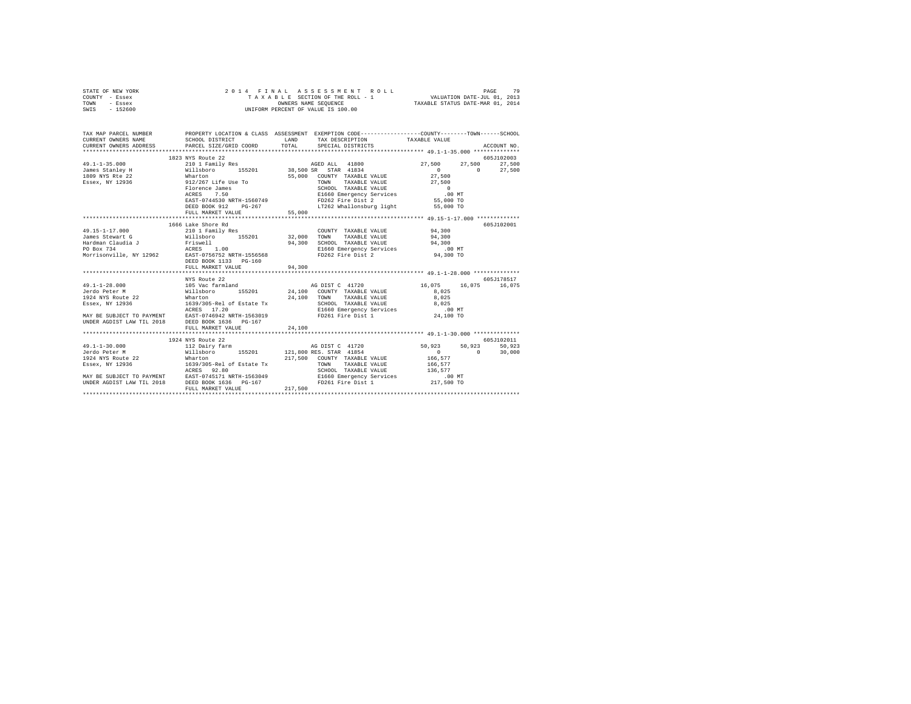STATE OF NEW YORK — 2014 FINAL ASSESSMENT ROLL
COUNTY - Essex — TAXABLE SECTION OF THE ROLL - 1 — VALUATION DATE-JUL 01, 2013
TOWN - Essex — OWNERS NAME SEQUENCE — TAXABLE STATUS DATE-MAR 01, 2014
SWIS - 152600 — UNIFORM PERCENT OF VALUE IS 100.00

```
TAX MAP PARCEL NUMBER          PROPERTY LOCATION & CLASS  ASSESSMENT  EXEMPTION CODE-----------------COUNTY--------TOWN------SCHOOL
CURRENT OWNERS NAME            SCHOOL DISTRICT            LAND        TAX DESCRIPTION             TAXABLE VALUE
CURRENT OWNERS ADDRESS         PARCEL SIZE/GRID COORD     TOTAL       SPECIAL DISTRICTS                                   ACCOUNT NO.
******************************************************************************************************* 49.1-1-35.000 **************
                               1823 NYS Route 22                                                                          605J102003
49.1-1-35.000                  210 1 Family Res                       AGED ALL  41800              27,500     27,500      27,500
James Stanley H                Willsboro     155201       38,500 SR  STAR  41834                     0          0         27,500
1809 NYS Rte 22                Wharton                    55,000   COUNTY  TAXABLE VALUE          27,500
Essex, NY 12936                912/267 Life Use To                 TOWN    TAXABLE VALUE          27,500
                               Florence James                      SCHOOL  TAXABLE VALUE               0
                               ACRES    7.50                       E1660 Emergency Services          .00 MT
                               EAST-0744530 NRTH-1560749           FD262 Fire Dist 2              55,000 TO
                               DEED BOOK 912    PG-267             LT262 Whallonsburg light       55,000 TO
                               FULL MARKET VALUE          55,000
******************************************************************************************************* 49.15-1-17.000 *************
                               1666 Lake Shore Rd                                                                         605J102001
49.15-1-17.000                 210 1 Family Res                    COUNTY  TAXABLE VALUE          94,300
James Stewart G                Willsboro     155201       32,000   TOWN    TAXABLE VALUE          94,300
Hardman Claudia J              Friswell                   94,300   SCHOOL  TAXABLE VALUE          94,300
PO Box 734                     ACRES    1.00                       E1660 Emergency Services          .00 MT
Morrisonville, NY 12962        EAST-0756752 NRTH-1556568           FD262 Fire Dist 2              94,300 TO
                               DEED BOOK 1133   PG-160
                               FULL MARKET VALUE          94,300
******************************************************************************************************* 49.1-1-28.000 **************
                               NYS Route 22                                                                               605J178517
49.1-1-28.000                  105 Vac farmland                    AG DIST C  41720                16,075     16,075      16,075
Jerdo Peter M                  Willsboro     155201       24,100   COUNTY  TAXABLE VALUE           8,025
1924 NYS Route 22              Wharton                    24,100   TOWN    TAXABLE VALUE           8,025
Essex, NY 12936                1639/305-Rel of Estate Tx           SCHOOL  TAXABLE VALUE           8,025
                               ACRES   17.20                       E1660 Emergency Services          .00 MT
MAY BE SUBJECT TO PAYMENT      EAST-0746942 NRTH-1563019           FD261 Fire Dist 1              24,100 TO
UNDER AGDIST LAW TIL 2018      DEED BOOK 1636   PG-167
                               FULL MARKET VALUE          24,100
******************************************************************************************************* 49.1-1-30.000 **************
                               1924 NYS Route 22                                                                          605J102011
49.1-1-30.000                  112 Dairy farm                      AG DIST C  41720                50,923     50,923      50,923
Jerdo Peter M                  Willsboro     155201      121,800 RES. STAR  41854                     0          0         30,000
1924 NYS Route 22              Wharton                   217,500   COUNTY  TAXABLE VALUE         166,577
Essex, NY 12936                1639/305-Rel of Estate Tx           TOWN    TAXABLE VALUE         166,577
                               ACRES   92.80                       SCHOOL  TAXABLE VALUE         136,577
MAY BE SUBJECT TO PAYMENT      EAST-0745171 NRTH-1563049           E1660 Emergency Services          .00 MT
UNDER AGDIST LAW TIL 2018      DEED BOOK 1636   PG-167             FD261 Fire Dist 1             217,500 TO
                               FULL MARKET VALUE         217,500
************************************************************************************************************************************
```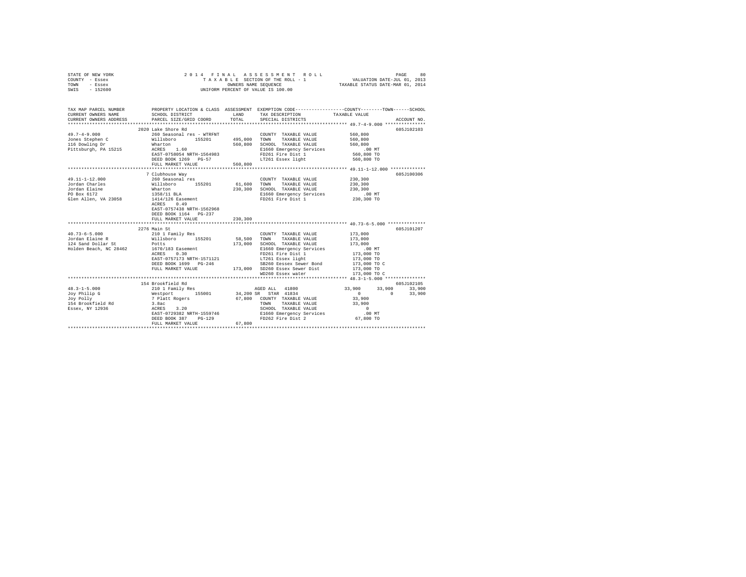STATE OF NEW YORK                    2 0 1 4   F I N A L   A S S E S S M E N T   R O L L
COUNTY - Essex                       T A X A B L E  SECTION OF THE ROLL - 1                VALUATION DATE-JUL 01, 2013
TOWN   - Essex                       OWNERS NAME SEQUENCE                                  TAXABLE STATUS DATE-MAR 01, 2014
SWIS   - 152600                      UNIFORM PERCENT OF VALUE IS 100.00

| TAX MAP PARCEL NUMBER / CURRENT OWNERS NAME / CURRENT OWNERS ADDRESS | PROPERTY LOCATION & CLASS / SCHOOL DISTRICT / PARCEL SIZE/GRID COORD | ASSESSMENT LAND | TOTAL | EXEMPTION CODE / TAX DESCRIPTION / SPECIAL DISTRICTS | COUNTY TAXABLE VALUE | TOWN | SCHOOL | ACCOUNT NO. |
|---|---|---|---|---|---|---|---|---|
| 49.7-4-9.000 | 2020 Lake Shore Rd | | | | | | | 605J102103 |
| Jones Stephen C | 260 Seasonal res - WTRFNT | | | COUNTY TAXABLE VALUE | 560,800 | | | |
| 116 Dowling Dr | Willsboro 155201 | 495,000 | | TOWN TAXABLE VALUE | 560,800 | | | |
| Pittsburgh, PA 15215 | Wharton | | 560,800 | SCHOOL TAXABLE VALUE | 560,800 | | | |
| | ACRES 1.60 | | | E1660 Emergency Services | .00 MT | | | |
| | EAST-0758054 NRTH-1564983 | | | FD261 Fire Dist 1 | 560,800 TO | | | |
| | DEED BOOK 1269 PG-57 | | | LT261 Essex light | 560,800 TO | | | |
| | FULL MARKET VALUE | | 560,800 | | | | | |
| 49.11-1-12.000 | 7 Clubhouse Way | | | | | | | 605J100306 |
| Jordan Charles | 260 Seasonal res | | | COUNTY TAXABLE VALUE | 230,300 | | | |
| Jordan Elaine | Willsboro 155201 | 61,600 | | TOWN TAXABLE VALUE | 230,300 | | | |
| PO Box 6172 | Wharton | | 230,300 | SCHOOL TAXABLE VALUE | 230,300 | | | |
| Glen Allen, VA 23058 | 1358/11 BLA | | | E1660 Emergency Services | .00 MT | | | |
| | 1414/126 Easement | | | FD261 Fire Dist 1 | 230,300 TO | | | |
| | ACRES 0.49 | | | | | | | |
| | EAST-0757438 NRTH-1562968 | | | | | | | |
| | DEED BOOK 1164 PG-237 | | | | | | | |
| | FULL MARKET VALUE | | 230,300 | | | | | |
| 40.73-6-5.000 | 2276 Main St | | | | | | | 605J101207 |
| Jordan Elaine R | 210 1 Family Res | | | COUNTY TAXABLE VALUE | 173,000 | | | |
| 124 Sand Dollar St | Willsboro 155201 | 58,500 | | TOWN TAXABLE VALUE | 173,000 | | | |
| Holden Beach, NC 28462 | Potts | | 173,000 | SCHOOL TAXABLE VALUE | 173,000 | | | |
| | 1670/183 Easement | | | E1660 Emergency Services | .00 MT | | | |
| | ACRES 0.30 | | | FD261 Fire Dist 1 | 173,000 TO | | | |
| | EAST-0757173 NRTH-1571121 | | | LT261 Essex light | 173,000 TO | | | |
| | DEED BOOK 1699 PG-246 | | | SB260 Eessex Sewer Bond | 173,000 TO C | | | |
| | FULL MARKET VALUE | | 173,000 | SD260 Essex Sewer Dist | 173,000 TO | | | |
| | | | | WD260 Essex water | 173,000 TO C | | | |
| 48.3-1-5.000 | 154 Brookfield Rd | | | | | | | 605J102105 |
| Joy Philip G | 210 1 Family Res | | | AGED ALL 41800 | 33,900 | 33,900 | 33,900 | |
| Joy Polly | Westport 155001 | 34,200 | | SR STAR 41834 | 0 | 0 | 33,900 | |
| 154 Brookfield Rd | 7 Platt Rogers | | 67,800 | COUNTY TAXABLE VALUE | 33,900 | | | |
| Essex, NY 12936 | 3.8ac | | | TOWN TAXABLE VALUE | 33,900 | | | |
| | ACRES 3.20 | | | SCHOOL TAXABLE VALUE | 0 | | | |
| | EAST-0729382 NRTH-1559746 | | | E1660 Emergency Services | .00 MT | | | |
| | DEED BOOK 387 PG-129 | | | FD262 Fire Dist 2 | 67,800 TO | | | |
| | FULL MARKET VALUE | | 67,800 | | | | | |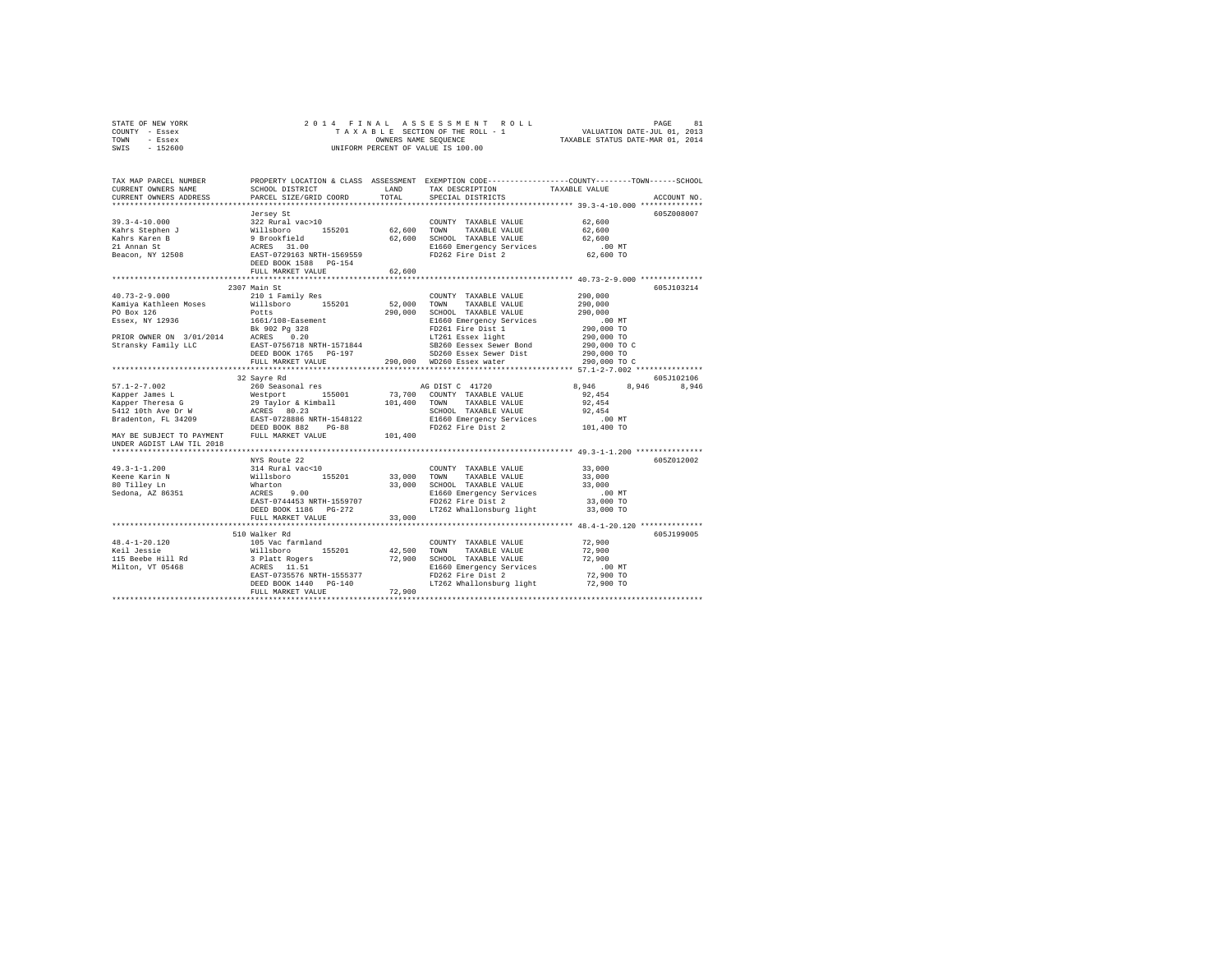STATE OF NEW YORK · COUNTY - Essex · TOWN - Essex · SWIS - 152600

2014 FINAL ASSESSMENT ROLL · TAXABLE SECTION OF THE ROLL - 1 · OWNERS NAME SEQUENCE · UNIFORM PERCENT OF VALUE IS 100.00

VALUATION DATE-JUL 01, 2013 · TAXABLE STATUS DATE-MAR 01, 2014

```
TAX MAP PARCEL NUMBER          PROPERTY LOCATION & CLASS  ASSESSMENT  EXEMPTION CODE-----------------COUNTY--------TOWN------SCHOOL
CURRENT OWNERS NAME            SCHOOL DISTRICT             LAND        TAX DESCRIPTION              TAXABLE VALUE
CURRENT OWNERS ADDRESS         PARCEL SIZE/GRID COORD      TOTAL       SPECIAL DISTRICTS                                      ACCOUNT NO.
******************************************************************************************************* 39.3-4-10.000 **************
                               Jersey St                                                                                    605Z008007
39.3-4-10.000                  322 Rural vac>10                        COUNTY  TAXABLE VALUE             62,600
Kahrs Stephen J                Willsboro      155201       62,600     TOWN    TAXABLE VALUE             62,600
Kahrs Karen B                  9 Brookfield                62,600     SCHOOL  TAXABLE VALUE             62,600
21 Annan St                    ACRES   31.00                           E1660 Emergency Services             .00 MT
Beacon, NY 12508               EAST-0729163 NRTH-1569559               FD262 Fire Dist 2                 62,600 TO
                               DEED BOOK 1588   PG-154
                               FULL MARKET VALUE           62,600
******************************************************************************************************* 40.73-2-9.000 **************
                             2307 Main St                                                                                   605J103214
40.73-2-9.000                  210 1 Family Res                        COUNTY  TAXABLE VALUE            290,000
Kamiya Kathleen Moses          Willsboro      155201       52,000     TOWN    TAXABLE VALUE            290,000
PO Box 126                     Potts                      290,000     SCHOOL  TAXABLE VALUE            290,000
Essex, NY 12936                1661/108-Easement                       E1660 Emergency Services             .00 MT
                               Bk 902 Pg 328                           FD261 Fire Dist 1                290,000 TO
PRIOR OWNER ON  3/01/2014      ACRES    0.20                           LT261 Essex light                290,000 TO
Stransky Family LLC            EAST-0756718 NRTH-1571844               SB260 Eessex Sewer Bond          290,000 TO C
                               DEED BOOK 1765   PG-197                 SD260 Essex Sewer Dist           290,000 TO
                               FULL MARKET VALUE          290,000     WD260 Essex water                290,000 TO C
******************************************************************************************************* 57.1-2-7.002 ***************
                               32 Sayre Rd                                                                                  605J102106
57.1-2-7.002                   260 Seasonal res                        AG DIST C  41720                  8,946      8,946      8,946
Kapper James L                 Westport       155001       73,700     COUNTY  TAXABLE VALUE             92,454
Kapper Theresa G               29 Taylor & Kimball        101,400     TOWN    TAXABLE VALUE             92,454
5412 10th Ave Dr W             ACRES   80.23                           SCHOOL  TAXABLE VALUE             92,454
Bradenton, FL 34209            EAST-0728886 NRTH-1548122               E1660 Emergency Services             .00 MT
                               DEED BOOK 882    PG-88                  FD262 Fire Dist 2                101,400 TO
MAY BE SUBJECT TO PAYMENT      FULL MARKET VALUE          101,400
UNDER AGDIST LAW TIL 2018
******************************************************************************************************* 49.3-1-1.200 ***************
                               NYS Route 22                                                                                 605Z012002
49.3-1-1.200                   314 Rural vac<10                        COUNTY  TAXABLE VALUE             33,000
Keene Karin N                  Willsboro      155201       33,000     TOWN    TAXABLE VALUE             33,000
80 Tilley Ln                   Wharton                     33,000     SCHOOL  TAXABLE VALUE             33,000
Sedona, AZ 86351               ACRES    9.00                           E1660 Emergency Services             .00 MT
                               EAST-0744453 NRTH-1559707               FD262 Fire Dist 2                 33,000 TO
                               DEED BOOK 1186   PG-272                 LT262 Whallonsburg light          33,000 TO
                               FULL MARKET VALUE           33,000
******************************************************************************************************* 48.4-1-20.120 **************
                               510 Walker Rd                                                                                605J199005
48.4-1-20.120                  105 Vac farmland                        COUNTY  TAXABLE VALUE             72,900
Keil Jessie                    Willsboro      155201       42,500     TOWN    TAXABLE VALUE             72,900
115 Beebe Hill Rd              3 Platt Rogers              72,900     SCHOOL  TAXABLE VALUE             72,900
Milton, VT 05468               ACRES   11.51                           E1660 Emergency Services             .00 MT
                               EAST-0735576 NRTH-1555377               FD262 Fire Dist 2                 72,900 TO
                               DEED BOOK 1440   PG-140                 LT262 Whallonsburg light          72,900 TO
                               FULL MARKET VALUE           72,900
************************************************************************************************************************************
```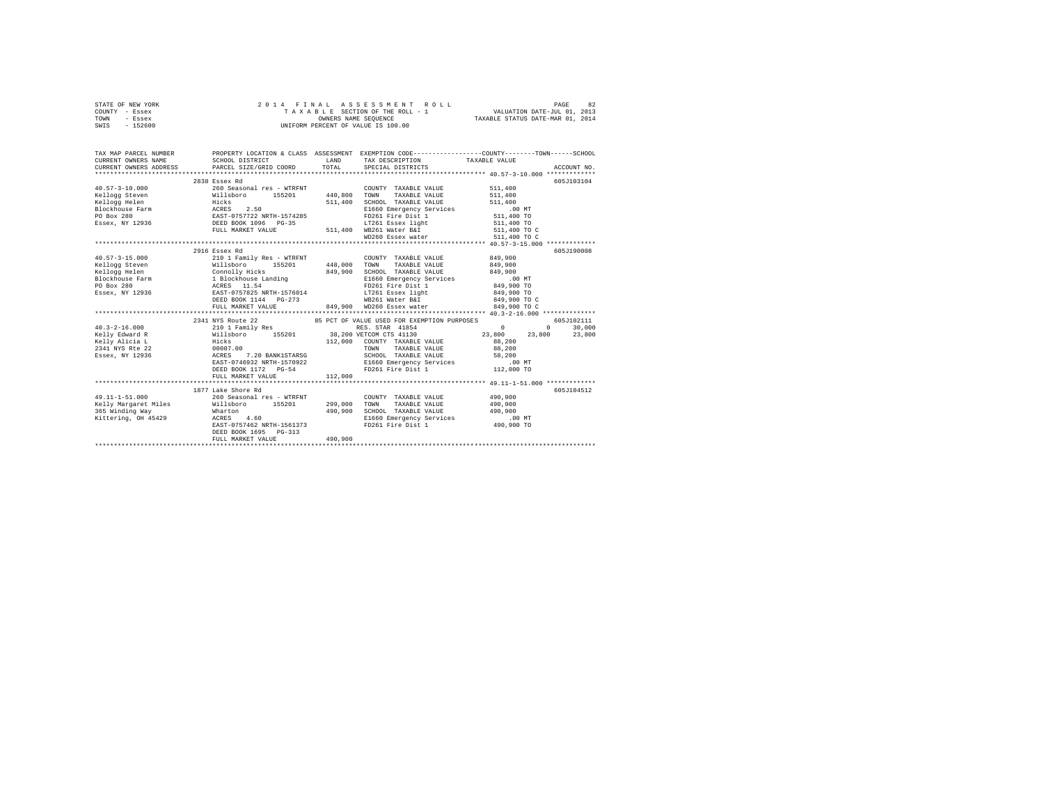STATE OF NEW YORK
COUNTY - Essex
TOWN - Essex
SWIS - 152600

2 0 1 4 F I N A L A S S E S S M E N T R O L L
T A X A B L E SECTION OF THE ROLL - 1
OWNERS NAME SEQUENCE
UNIFORM PERCENT OF VALUE IS 100.00

VALUATION DATE-JUL 01, 2013
TAXABLE STATUS DATE-MAR 01, 2014

```
TAX MAP PARCEL NUMBER         PROPERTY LOCATION & CLASS  ASSESSMENT  EXEMPTION CODE-----------------COUNTY--------TOWN------SCHOOL
CURRENT OWNERS NAME           SCHOOL DISTRICT               LAND      TAX DESCRIPTION           TAXABLE VALUE
CURRENT OWNERS ADDRESS        PARCEL SIZE/GRID COORD        TOTAL     SPECIAL DISTRICTS                                  ACCOUNT NO.
******************************************************************************************************* 40.57-3-10.000 *************
                     2838 Essex Rd                                                                                    605J103104
40.57-3-10.000               260 Seasonal res - WTRFNT              COUNTY  TAXABLE VALUE            511,400
Kellogg Steven               Willsboro       155201      440,800    TOWN    TAXABLE VALUE            511,400
Kellogg Helen                Hicks                       511,400    SCHOOL  TAXABLE VALUE            511,400
Blockhouse Farm              ACRES    2.50                          E1660 Emergency Services             .00 MT
PO Box 280                   EAST-0757722 NRTH-1574285              FD261 Fire Dist 1                511,400 TO
Essex, NY 12936              DEED BOOK 1096   PG-35                 LT261 Essex light                511,400 TO
                             FULL MARKET VALUE           511,400    WB261 Water B&I                  511,400 TO C
                                                                    WD260 Essex water                511,400 TO C
******************************************************************************************************* 40.57-3-15.000 *************
                     2916 Essex Rd                                                                                    605J190008
40.57-3-15.000               210 1 Family Res - WTRFNT              COUNTY  TAXABLE VALUE            849,900
Kellogg Steven               Willsboro       155201      448,000    TOWN    TAXABLE VALUE            849,900
Kellogg Helen                Connolly Hicks              849,900    SCHOOL  TAXABLE VALUE            849,900
Blockhouse Farm              1 Blockhouse Landing                   E1660 Emergency Services             .00 MT
PO Box 280                   ACRES   11.54                          FD261 Fire Dist 1                849,900 TO
Essex, NY 12936              EAST-0757825 NRTH-1576014              LT261 Essex light                849,900 TO
                             DEED BOOK 1144   PG-273                WB261 Water B&I                  849,900 TO C
                             FULL MARKET VALUE           849,900    WD260 Essex water                849,900 TO C
******************************************************************************************************* 40.3-2-16.000 **************
                     2341 NYS Route 22              85 PCT OF VALUE USED FOR EXEMPTION PURPOSES                       605J102111
40.3-2-16.000                210 1 Family Res                       RES. STAR  41854                       0            0       30,000
Kelly Edward R               Willsboro       155201       38,200 VETCOM CTS 41130                     23,800       23,800       23,800
Kelly Alicia L               Hicks                       112,000    COUNTY  TAXABLE VALUE             88,200
2341 NYS Rte 22              00007.00                               TOWN    TAXABLE VALUE             88,200
Essex, NY 12936              ACRES    7.20 BANK1STARSG              SCHOOL  TAXABLE VALUE             58,200
                             EAST-0746932 NRTH-1570922              E1660 Emergency Services             .00 MT
                             DEED BOOK 1172   PG-54                 FD261 Fire Dist 1                112,000 TO
                             FULL MARKET VALUE           112,000
******************************************************************************************************* 49.11-1-51.000 *************
                     1877 Lake Shore Rd                                                                               605J104512
49.11-1-51.000               260 Seasonal res - WTRFNT              COUNTY  TAXABLE VALUE            490,900
Kelly Margaret Miles         Willsboro       155201      299,000    TOWN    TAXABLE VALUE            490,900
365 Winding Way              Wharton                     490,900    SCHOOL  TAXABLE VALUE            490,900
Kittering, OH 45429          ACRES    4.60                          E1660 Emergency Services             .00 MT
                             EAST-0757462 NRTH-1561373              FD261 Fire Dist 1                490,900 TO
                             DEED BOOK 1695   PG-313
                             FULL MARKET VALUE           490,900
************************************************************************************************************************************
```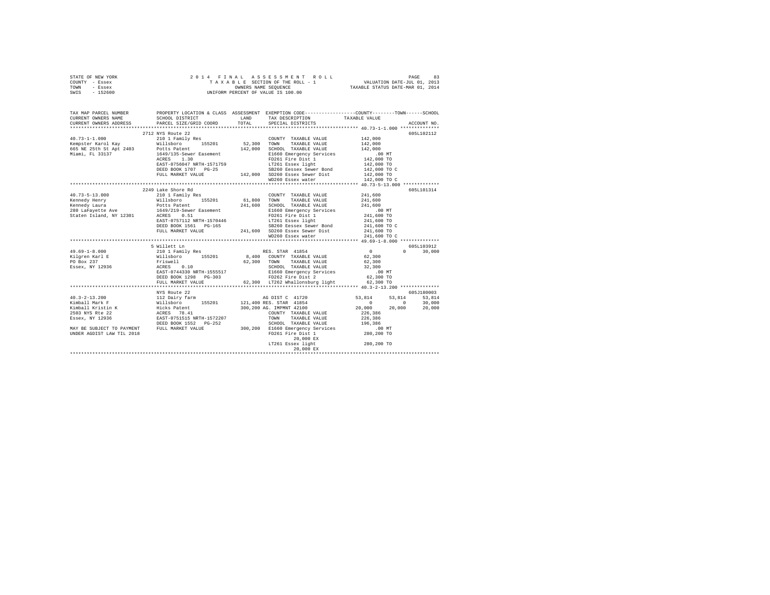STATE OF NEW YORK
COUNTY - Essex
TOWN - Essex
SWIS - 152600

2 0 1 4 F I N A L A S S E S S M E N T R O L L
T A X A B L E SECTION OF THE ROLL - 1
OWNERS NAME SEQUENCE
UNIFORM PERCENT OF VALUE IS 100.00

VALUATION DATE-JUL 01, 2013
TAXABLE STATUS DATE-MAR 01, 2014

```
TAX MAP PARCEL NUMBER          PROPERTY LOCATION & CLASS  ASSESSMENT  EXEMPTION CODE-----------------COUNTY--------TOWN------SCHOOL
CURRENT OWNERS NAME            SCHOOL DISTRICT              LAND      TAX DESCRIPTION              TAXABLE VALUE
CURRENT OWNERS ADDRESS         PARCEL SIZE/GRID COORD       TOTAL     SPECIAL DISTRICTS                                      ACCOUNT NO.
************************************************************************************************ 40.73-1-1.000 **************
                               2712 NYS Route 22                                                                          605L102112
40.73-1-1.000                  210 1 Family Res                        COUNTY  TAXABLE VALUE          142,000
Kempster Karol Kay             Willsboro      155201        52,300     TOWN    TAXABLE VALUE          142,000
665 NE 25th St Apt 2403        Potts Patent                142,000     SCHOOL  TAXABLE VALUE          142,000
Miami, FL 33137                1649/135-Sewer Easement                 E1660 Emergency Services            .00 MT
                               ACRES     1.30                          FD261 Fire Dist 1               142,000 TO
                               EAST-0756047 NRTH-1571759               LT261 Essex light               142,000 TO
                               DEED BOOK 1707   PG-25                  SB260 Eessex Sewer Bond         142,000 TO C
                               FULL MARKET VALUE           142,000     SD260 Essex Sewer Dist          142,000 TO
                                                                       WD260 Essex water               142,000 TO C
************************************************************************************************ 40.73-5-13.000 *************
                               2249 Lake Shore Rd                                                                         605L101314
40.73-5-13.000                 210 1 Family Res                        COUNTY  TAXABLE VALUE          241,600
Kennedy Henry                  Willsboro      155201        61,800     TOWN    TAXABLE VALUE          241,600
Kennedy Laura                  Potts Patent                241,600     SCHOOL  TAXABLE VALUE          241,600
280 LaFayette Ave              1649/219-Sewer Easement                 E1660 Emergency Services            .00 MT
Staten Island, NY 12301        ACRES     0.51                          FD261 Fire Dist 1               241,600 TO
                               EAST-0757112 NRTH-1570446               LT261 Essex light               241,600 TO
                               DEED BOOK 1561   PG-165                 SB260 Eessex Sewer Bond         241,600 TO C
                               FULL MARKET VALUE           241,600     SD260 Essex Sewer Dist          241,600 TO
                                                                       WD260 Essex water               241,600 TO C
************************************************************************************************ 49.69-1-8.000 **************
                               5 Willett Ln                                                                               605L103912
49.69-1-8.000                  210 1 Family Res                        RES. STAR 41854                      0           0      30,000
Kilgren Karl E                 Willsboro      155201         8,400     COUNTY  TAXABLE VALUE           62,300
PO Box 237                     Friswell                     62,300     TOWN    TAXABLE VALUE           62,300
Essex, NY 12936                ACRES     0.10                          SCHOOL  TAXABLE VALUE           32,300
                               EAST-0744330 NRTH-1555517               E1660 Emergency Services            .00 MT
                               DEED BOOK 1298   PG-303                 FD262 Fire Dist 2                62,300 TO
                               FULL MARKET VALUE            62,300     LT262 Whallonsburg light         62,300 TO
************************************************************************************************ 40.3-2-13.200 **************
                               NYS Route 22                                                                               605J180003
40.3-2-13.200                  112 Dairy farm                          AG DIST C 41720                 53,814      53,814      53,814
Kimball Mark F                 Willsboro      155201       121,400     RES. STAR 41854                      0           0      30,000
Kimball Kristin K              Hicks Patent                300,200     AG. IMPMNT 42100                20,000      20,000      20,000
2503 NYS Rte 22                ACRES    78.41                          COUNTY  TAXABLE VALUE          226,386
Essex, NY 12936                EAST-0751515 NRTH-1572207               TOWN    TAXABLE VALUE          226,386
                               DEED BOOK 1552   PG-252                 SCHOOL  TAXABLE VALUE          196,386
MAY BE SUBJECT TO PAYMENT      FULL MARKET VALUE           300,200     E1660 Emergency Services            .00 MT
UNDER AGDIST LAW TIL 2018                                              FD261 Fire Dist 1               280,200 TO
                                                                            20,000 EX
                                                                       LT261 Essex light               280,200 TO
                                                                            20,000 EX
******************************************************************************************************************************
```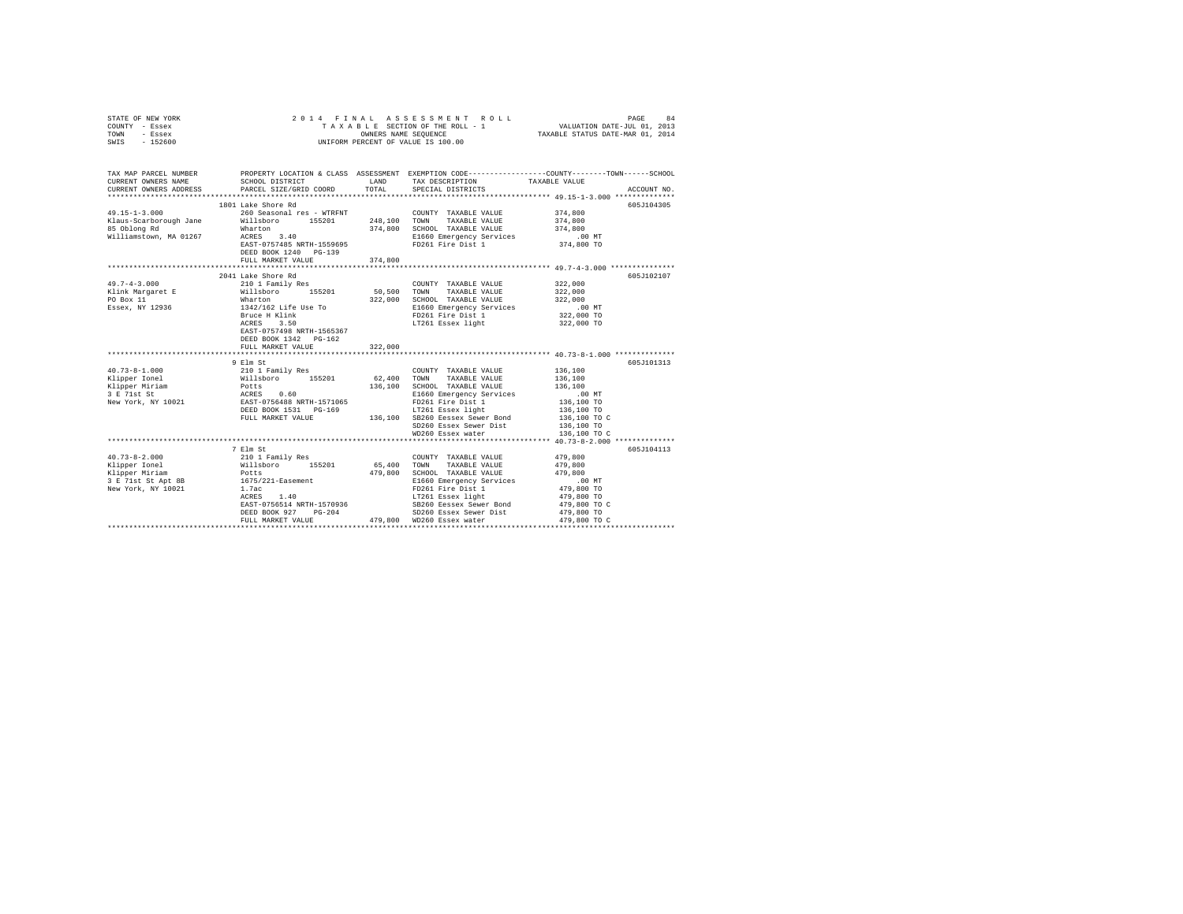STATE OF NEW YORK 2014 FINAL ASSESSMENT ROLL
COUNTY - Essex TAXABLE SECTION OF THE ROLL - 1 VALUATION DATE-JUL 01, 2013
TOWN - Essex OWNERS NAME SEQUENCE TAXABLE STATUS DATE-MAR 01, 2014
SWIS - 152600 UNIFORM PERCENT OF VALUE IS 100.00

```
TAX MAP PARCEL NUMBER          PROPERTY LOCATION & CLASS  ASSESSMENT  EXEMPTION CODE-----------------COUNTY--------TOWN------SCHOOL
CURRENT OWNERS NAME            SCHOOL DISTRICT               LAND      TAX DESCRIPTION            TAXABLE VALUE
CURRENT OWNERS ADDRESS         PARCEL SIZE/GRID COORD        TOTAL     SPECIAL DISTRICTS                                  ACCOUNT NO.
*********************************************************************************************** 49.15-1-3.000 **************
                               1801 Lake Shore Rd                                                                         605J104305
49.15-1-3.000                  260 Seasonal res - WTRFNT               COUNTY  TAXABLE VALUE          374,800
Klaus-Scarborough Jane         Willsboro       155201        248,100   TOWN    TAXABLE VALUE          374,800
85 Oblong Rd                   Wharton                       374,800   SCHOOL  TAXABLE VALUE          374,800
Williamstown, MA 01267         ACRES    3.40                           E1660 Emergency Services          .00 MT
                               EAST-0757485 NRTH-1559695               FD261 Fire Dist 1              374,800 TO
                               DEED BOOK 1240   PG-139
                               FULL MARKET VALUE             374,800
*********************************************************************************************** 49.7-4-3.000 ***************
                               2041 Lake Shore Rd                                                                         605J102107
49.7-4-3.000                   210 1 Family Res                        COUNTY  TAXABLE VALUE          322,000
Klink Margaret E               Willsboro       155201         50,500   TOWN    TAXABLE VALUE          322,000
PO Box 11                      Wharton                       322,000   SCHOOL  TAXABLE VALUE          322,000
Essex, NY 12936                1342/162 Life Use To                    E1660 Emergency Services          .00 MT
                               Bruce H Klink                           FD261 Fire Dist 1              322,000 TO
                               ACRES    3.50                           LT261 Essex light              322,000 TO
                               EAST-0757498 NRTH-1565367
                               DEED BOOK 1342   PG-162
                               FULL MARKET VALUE             322,000
*********************************************************************************************** 40.73-8-1.000 **************
                               9 Elm St                                                                                   605J101313
40.73-8-1.000                  210 1 Family Res                        COUNTY  TAXABLE VALUE          136,100
Klipper Ionel                  Willsboro       155201         62,400   TOWN    TAXABLE VALUE          136,100
Klipper Miriam                 Potts                         136,100   SCHOOL  TAXABLE VALUE          136,100
3 E 71st St                    ACRES    0.60                           E1660 Emergency Services          .00 MT
New York, NY 10021             EAST-0756488 NRTH-1571065               FD261 Fire Dist 1              136,100 TO
                               DEED BOOK 1531   PG-169                 LT261 Essex light              136,100 TO
                               FULL MARKET VALUE             136,100   SB260 Eessex Sewer Bond        136,100 TO C
                                                                       SD260 Essex Sewer Dist         136,100 TO
                                                                       WD260 Essex water              136,100 TO C
*********************************************************************************************** 40.73-8-2.000 **************
                               7 Elm St                                                                                   605J104113
40.73-8-2.000                  210 1 Family Res                        COUNTY  TAXABLE VALUE          479,800
Klipper Ionel                  Willsboro       155201         65,400   TOWN    TAXABLE VALUE          479,800
Klipper Miriam                 Potts                         479,800   SCHOOL  TAXABLE VALUE          479,800
3 E 71st St Apt 8B             1675/221-Easement                       E1660 Emergency Services          .00 MT
New York, NY 10021             1.7ac                                   FD261 Fire Dist 1              479,800 TO
                               ACRES    1.40                           LT261 Essex light              479,800 TO
                               EAST-0756514 NRTH-1570936               SB260 Eessex Sewer Bond        479,800 TO C
                               DEED BOOK 927    PG-204                 SD260 Essex Sewer Dist         479,800 TO
                               FULL MARKET VALUE             479,800   WD260 Essex water              479,800 TO C
****************************************************************************************************************************
```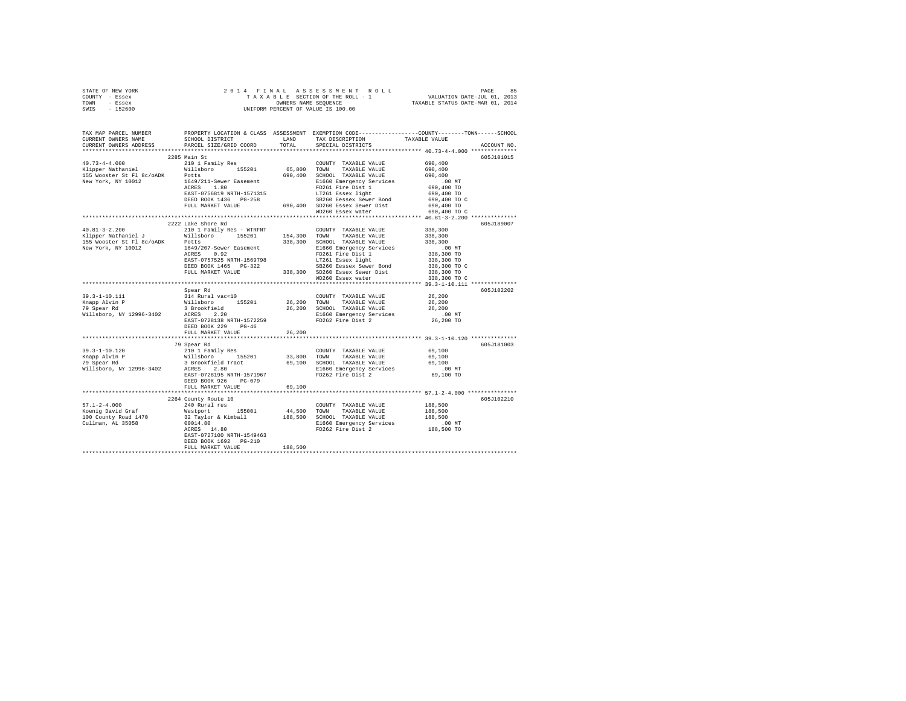STATE OF NEW YORK
COUNTY - Essex
TOWN - Essex
SWIS - 152600

2014 FINAL ASSESSMENT ROLL
TAXABLE SECTION OF THE ROLL - 1
OWNERS NAME SEQUENCE
UNIFORM PERCENT OF VALUE IS 100.00

VALUATION DATE-JUL 01, 2013
TAXABLE STATUS DATE-MAR 01, 2014

| TAX MAP PARCEL NUMBER / CURRENT OWNERS NAME / CURRENT OWNERS ADDRESS | PROPERTY LOCATION & CLASS / SCHOOL DISTRICT / PARCEL SIZE/GRID COORD | ASSESSMENT LAND / TOTAL | EXEMPTION CODE / TAX DESCRIPTION / SPECIAL DISTRICTS | COUNTY / TOWN / SCHOOL TAXABLE VALUE | ACCOUNT NO. |
|---|---|---|---|---|---|
| **40.73-4-4.000** | 2285 Main St | | | | 605J101015 |
| Klipper Nathaniel | 210 1 Family Res | | COUNTY TAXABLE VALUE | 690,400 | |
| 155 Wooster St Fl 8c/oADK | Willsboro 155201 | 65,800 | TOWN TAXABLE VALUE | 690,400 | |
| New York, NY 10012 | Potts | 690,400 | SCHOOL TAXABLE VALUE | 690,400 | |
| | 1649/211-Sewer Easement | | E1660 Emergency Services | .00 MT | |
| | ACRES 1.80 | | FD261 Fire Dist 1 | 690,400 TO | |
| | EAST-0756819 NRTH-1571315 | | LT261 Essex light | 690,400 TO | |
| | DEED BOOK 1436 PG-258 | | SB260 Eessex Sewer Bond | 690,400 TO C | |
| | FULL MARKET VALUE | 690,400 | SD260 Essex Sewer Dist | 690,400 TO | |
| | | | WD260 Essex water | 690,400 TO C | |
| **40.81-3-2.200** | 2222 Lake Shore Rd | | | | 605J189007 |
| Klipper Nathaniel J | 210 1 Family Res - WTRFNT | | COUNTY TAXABLE VALUE | 338,300 | |
| 155 Wooster St Fl 8c/oADK | Willsboro 155201 | 154,300 | TOWN TAXABLE VALUE | 338,300 | |
| New York, NY 10012 | Potts | 338,300 | SCHOOL TAXABLE VALUE | 338,300 | |
| | 1649/207-Sewer Easement | | E1660 Emergency Services | .00 MT | |
| | ACRES 0.92 | | FD261 Fire Dist 1 | 338,300 TO | |
| | EAST-0757525 NRTH-1569798 | | LT261 Essex light | 338,300 TO | |
| | DEED BOOK 1465 PG-322 | | SB260 Eessex Sewer Bond | 338,300 TO C | |
| | FULL MARKET VALUE | 338,300 | SD260 Essex Sewer Dist | 338,300 TO | |
| | | | WD260 Essex water | 338,300 TO C | |
| **39.3-1-10.111** | Spear Rd | | | | 605J102202 |
| Knapp Alvin P | 314 Rural vac<10 | | COUNTY TAXABLE VALUE | 26,200 | |
| 79 Spear Rd | Willsboro 155201 | 26,200 | TOWN TAXABLE VALUE | 26,200 | |
| Willsboro, NY 12996-3402 | 3 Brookfield | 26,200 | SCHOOL TAXABLE VALUE | 26,200 | |
| | ACRES 2.20 | | E1660 Emergency Services | .00 MT | |
| | EAST-0728138 NRTH-1572259 | | FD262 Fire Dist 2 | 26,200 TO | |
| | DEED BOOK 229 PG-46 | | | | |
| | FULL MARKET VALUE | 26,200 | | | |
| **39.3-1-10.120** | 79 Spear Rd | | | | 605J181003 |
| Knapp Alvin P | 210 1 Family Res | | COUNTY TAXABLE VALUE | 69,100 | |
| 79 Spear Rd | Willsboro 155201 | 33,800 | TOWN TAXABLE VALUE | 69,100 | |
| Willsboro, NY 12996-3402 | 3 Brookfield Tract | 69,100 | SCHOOL TAXABLE VALUE | 69,100 | |
| | ACRES 2.80 | | E1660 Emergency Services | .00 MT | |
| | EAST-0728195 NRTH-1571967 | | FD262 Fire Dist 2 | 69,100 TO | |
| | DEED BOOK 926 PG-079 | | | | |
| | FULL MARKET VALUE | 69,100 | | | |
| **57.1-2-4.000** | 2264 County Route 10 | | | | 605J102210 |
| Koenig David Graf | 240 Rural res | | COUNTY TAXABLE VALUE | 188,500 | |
| 100 County Road 1470 | Westport 155001 | 44,500 | TOWN TAXABLE VALUE | 188,500 | |
| Cullman, AL 35058 | 32 Taylor & Kimball | 188,500 | SCHOOL TAXABLE VALUE | 188,500 | |
| | 00014.80 | | E1660 Emergency Services | .00 MT | |
| | ACRES 14.80 | | FD262 Fire Dist 2 | 188,500 TO | |
| | EAST-0727100 NRTH-1549463 | | | | |
| | DEED BOOK 1692 PG-210 | | | | |
| | FULL MARKET VALUE | 188,500 | | | |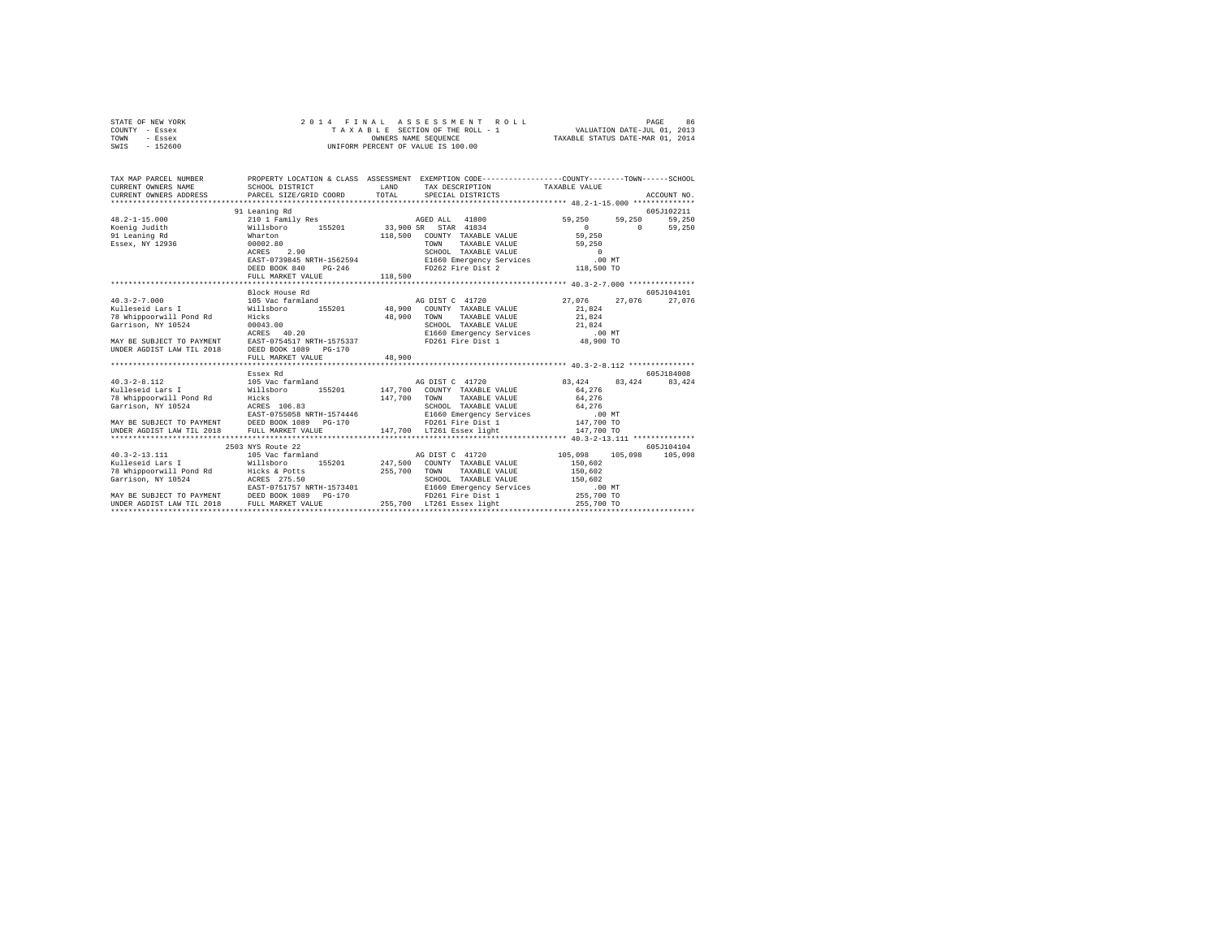STATE OF NEW YORK
COUNTY - Essex
TOWN - Essex
SWIS - 152600

2 0 1 4 F I N A L A S S E S S M E N T R O L L
T A X A B L E SECTION OF THE ROLL - 1
OWNERS NAME SEQUENCE
UNIFORM PERCENT OF VALUE IS 100.00

VALUATION DATE-JUL 01, 2013
TAXABLE STATUS DATE-MAR 01, 2014

```
TAX MAP PARCEL NUMBER          PROPERTY LOCATION & CLASS  ASSESSMENT  EXEMPTION CODE-----------------COUNTY--------TOWN------SCHOOL
CURRENT OWNERS NAME            SCHOOL DISTRICT              LAND      TAX DESCRIPTION            TAXABLE VALUE
CURRENT OWNERS ADDRESS         PARCEL SIZE/GRID COORD       TOTAL     SPECIAL DISTRICTS                                  ACCOUNT NO.
******************************************************************************************************* 48.2-1-15.000 **************
                               91 Leaning Rd                                                                              605J102211
48.2-1-15.000                  210 1 Family Res                        AGED ALL  41800               59,250     59,250      59,250
Koenig Judith                  Willsboro      155201        33,900 SR  STAR 41834                        0          0       59,250
91 Leaning Rd                  Wharton                     118,500    COUNTY  TAXABLE VALUE         59,250
Essex, NY 12936                00002.80                               TOWN    TAXABLE VALUE         59,250
                               ACRES    2.90                          SCHOOL  TAXABLE VALUE              0
                               EAST-0739845 NRTH-1562594              E1660 Emergency Services            .00 MT
                               DEED BOOK 840    PG-246                FD262 Fire Dist 2              118,500 TO
                               FULL MARKET VALUE           118,500
******************************************************************************************************* 40.3-2-7.000 ***************
                               Block House Rd                                                                             605J104101
40.3-2-7.000                   105 Vac farmland                        AG DIST C  41720              27,076     27,076      27,076
Kulleseid Lars I               Willsboro      155201        48,900    COUNTY  TAXABLE VALUE         21,824
78 Whippoorwill Pond Rd        Hicks                        48,900    TOWN    TAXABLE VALUE         21,824
Garrison, NY 10524             00043.00                               SCHOOL  TAXABLE VALUE         21,824
                               ACRES   40.20                          E1660 Emergency Services            .00 MT
MAY BE SUBJECT TO PAYMENT      EAST-0754517 NRTH-1575337              FD261 Fire Dist 1               48,900 TO
UNDER AGDIST LAW TIL 2018      DEED BOOK 1089   PG-170
                               FULL MARKET VALUE            48,900
******************************************************************************************************* 40.3-2-8.112 ***************
                               Essex Rd                                                                                   605J184008
40.3-2-8.112                   105 Vac farmland                        AG DIST C  41720              83,424     83,424      83,424
Kulleseid Lars I               Willsboro      155201       147,700    COUNTY  TAXABLE VALUE         64,276
78 Whippoorwill Pond Rd        Hicks                       147,700    TOWN    TAXABLE VALUE         64,276
Garrison, NY 10524             ACRES  106.83                          SCHOOL  TAXABLE VALUE         64,276
                               EAST-0755058 NRTH-1574446              E1660 Emergency Services            .00 MT
MAY BE SUBJECT TO PAYMENT      DEED BOOK 1089   PG-170                FD261 Fire Dist 1              147,700 TO
UNDER AGDIST LAW TIL 2018      FULL MARKET VALUE           147,700    LT261 Essex light              147,700 TO
******************************************************************************************************* 40.3-2-13.111 **************
                               2503 NYS Route 22                                                                          605J104104
40.3-2-13.111                  105 Vac farmland                        AG DIST C  41720             105,098    105,098     105,098
Kulleseid Lars I               Willsboro      155201       247,500    COUNTY  TAXABLE VALUE        150,602
78 Whippoorwill Pond Rd        Hicks & Potts               255,700    TOWN    TAXABLE VALUE        150,602
Garrison, NY 10524             ACRES  275.50                          SCHOOL  TAXABLE VALUE        150,602
                               EAST-0751757 NRTH-1573401              E1660 Emergency Services            .00 MT
MAY BE SUBJECT TO PAYMENT      DEED BOOK 1089   PG-170                FD261 Fire Dist 1              255,700 TO
UNDER AGDIST LAW TIL 2018      FULL MARKET VALUE           255,700    LT261 Essex light              255,700 TO
************************************************************************************************************************************
```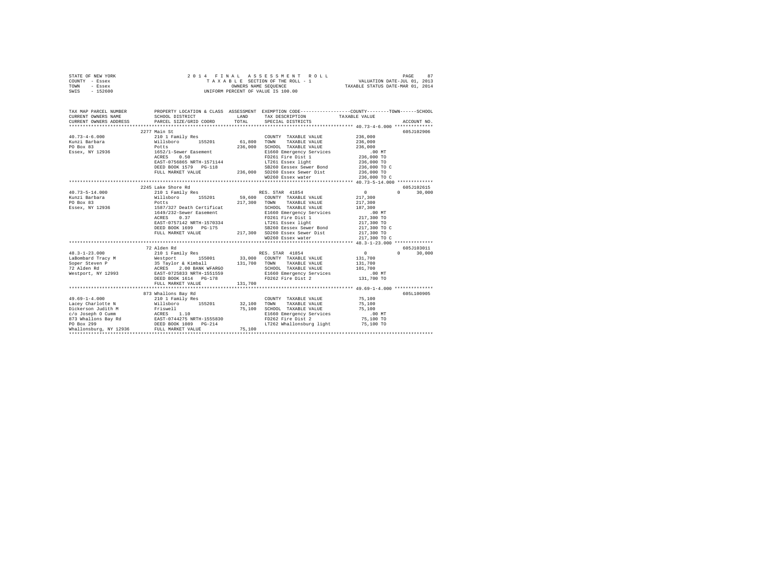STATE OF NEW YORK — 2014 FINAL ASSESSMENT ROLL — VALUATION DATE-JUL 01, 2013
COUNTY - Essex — TAXABLE SECTION OF THE ROLL - 1 — TAXABLE STATUS DATE-MAR 01, 2014
TOWN - Essex — OWNERS NAME SEQUENCE
SWIS - 152600 — UNIFORM PERCENT OF VALUE IS 100.00

```
TAX MAP PARCEL NUMBER          PROPERTY LOCATION & CLASS  ASSESSMENT  EXEMPTION CODE-----------------COUNTY--------TOWN------SCHOOL
CURRENT OWNERS NAME            SCHOOL DISTRICT               LAND      TAX DESCRIPTION            TAXABLE VALUE
CURRENT OWNERS ADDRESS         PARCEL SIZE/GRID COORD        TOTAL     SPECIAL DISTRICTS                                   ACCOUNT NO.
******************************************************************************************************* 40.73-4-6.000 **************
                               2277 Main St                                                                                605J102906
40.73-4-6.000                  210 1 Family Res                        COUNTY  TAXABLE VALUE           236,000
Kunzi Barbara                  Willsboro       155201       61,800     TOWN    TAXABLE VALUE           236,000
PO Box 83                      Potts                       236,000     SCHOOL  TAXABLE VALUE           236,000
Essex, NY 12936                1652/1-Sewer Easement                   E1660 Emergency Services            .00 MT
                               ACRES    0.50                           FD261 Fire Dist 1               236,000 TO
                               EAST-0756865 NRTH-1571144               LT261 Essex light               236,000 TO
                               DEED BOOK 1579   PG-118                 SB260 Eessex Sewer Bond         236,000 TO C
                               FULL MARKET VALUE           236,000     SD260 Essex Sewer Dist          236,000 TO
                                                                       WD260 Essex water               236,000 TO C
******************************************************************************************************* 40.73-5-14.000 *************
                               2245 Lake Shore Rd                                                                          605J102615
40.73-5-14.000                 210 1 Family Res                        RES. STAR  41854                      0           0     30,000
Kunzi Barbara                  Willsboro       155201       59,600     COUNTY  TAXABLE VALUE           217,300
PO Box 83                      Potts                       217,300     TOWN    TAXABLE VALUE           217,300
Essex, NY 12936                1587/327 Death Certificat               SCHOOL  TAXABLE VALUE           187,300
                               1649/232-Sewer Easement                 E1660 Emergency Services            .00 MT
                               ACRES    0.37                           FD261 Fire Dist 1               217,300 TO
                               EAST-0757142 NRTH-1570334               LT261 Essex light               217,300 TO
                               DEED BOOK 1699   PG-175                 SB260 Eessex Sewer Bond         217,300 TO C
                               FULL MARKET VALUE           217,300     SD260 Essex Sewer Dist          217,300 TO
                                                                       WD260 Essex water               217,300 TO C
******************************************************************************************************* 48.3-1-23.000 **************
                               72 Alden Rd                                                                                 605J103011
48.3-1-23.000                  210 1 Family Res                        RES. STAR  41854                      0           0     30,000
LaBombard Tracy M              Westport        155001       33,000     COUNTY  TAXABLE VALUE           131,700
Soper Steven P                 35 Taylor & Kimball         131,700     TOWN    TAXABLE VALUE           131,700
72 Alden Rd                    ACRES    2.00 BANK WFARGO               SCHOOL  TAXABLE VALUE           101,700
Westport, NY 12993             EAST-0725833 NRTH-1551559               E1660 Emergency Services            .00 MT
                               DEED BOOK 1614   PG-178                 FD262 Fire Dist 2               131,700 TO
                               FULL MARKET VALUE           131,700
******************************************************************************************************* 49.69-1-4.000 **************
                               873 Whallons Bay Rd                                                                         605L100905
49.69-1-4.000                  210 1 Family Res                        COUNTY  TAXABLE VALUE            75,100
Lacey Charlotte N              Willsboro       155201       32,100     TOWN    TAXABLE VALUE            75,100
Dickerson Judith M             Friswell                     75,100     SCHOOL  TAXABLE VALUE            75,100
c/o Joseph O Cumm              ACRES    1.10                           E1660 Emergency Services            .00 MT
873 Whallons Bay Rd            EAST-0744275 NRTH-1555830               FD262 Fire Dist 2                75,100 TO
PO Box 299                     DEED BOOK 1089   PG-214                 LT262 Whallonsburg light         75,100 TO
Whallonsburg, NY 12936         FULL MARKET VALUE            75,100
************************************************************************************************************************************
```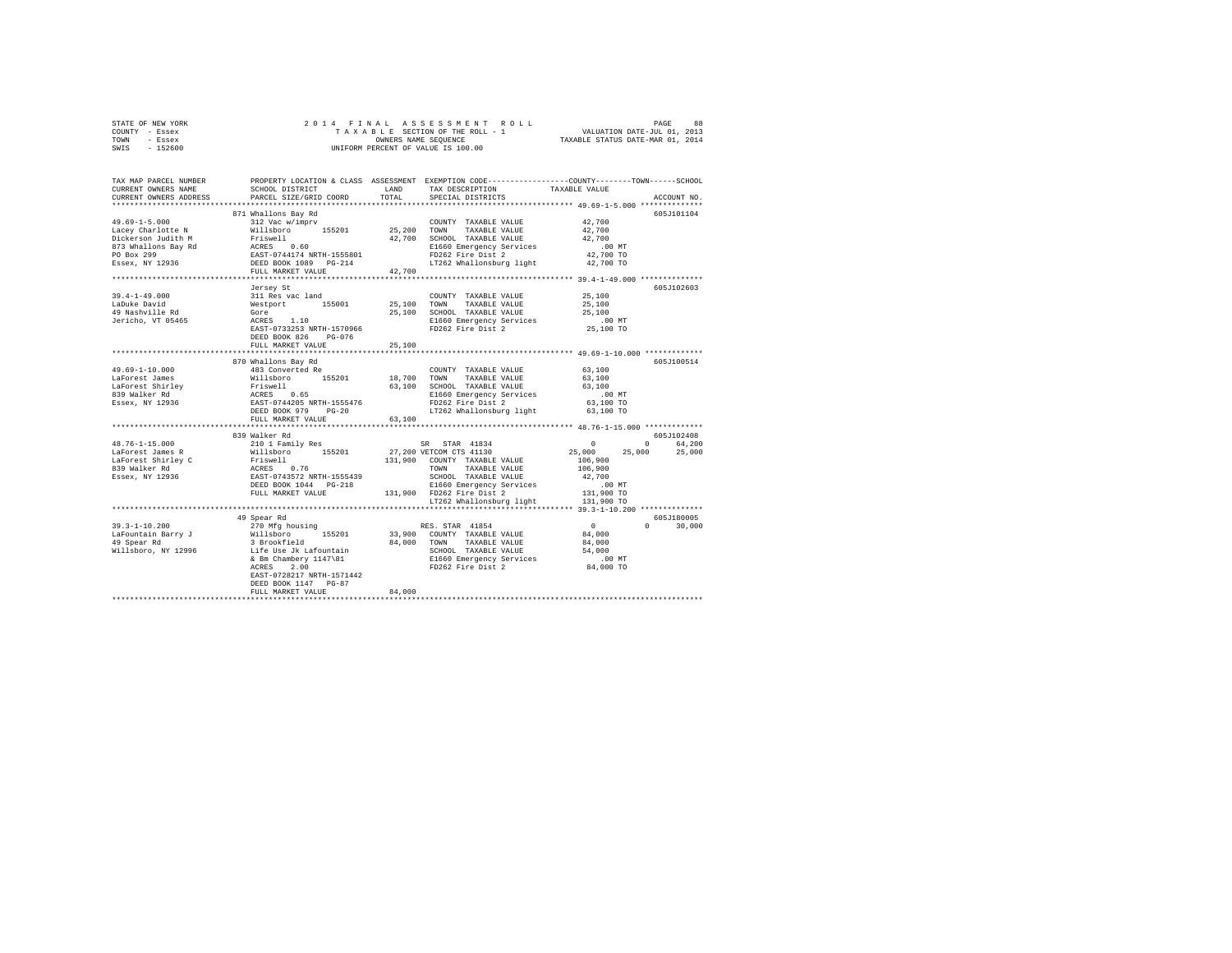STATE OF NEW YORK  
COUNTY - Essex  
TOWN - Essex  
SWIS - 152600

2014 FINAL ASSESSMENT ROLL  
TAXABLE SECTION OF THE ROLL - 1  
OWNERS NAME SEQUENCE  
UNIFORM PERCENT OF VALUE IS 100.00

VALUATION DATE-JUL 01, 2013  
TAXABLE STATUS DATE-MAR 01, 2014

```
TAX MAP PARCEL NUMBER          PROPERTY LOCATION & CLASS  ASSESSMENT  EXEMPTION CODE------------------COUNTY--------TOWN------SCHOOL
CURRENT OWNERS NAME            SCHOOL DISTRICT              LAND      TAX DESCRIPTION            TAXABLE VALUE
CURRENT OWNERS ADDRESS         PARCEL SIZE/GRID COORD      TOTAL      SPECIAL DISTRICTS                                    ACCOUNT NO.
*********************************************************************************************** 49.69-1-5.000 **************
                               871 Whallons Bay Rd                                                                    605J101104
49.69-1-5.000                  312 Vac w/imprv                         COUNTY  TAXABLE VALUE          42,700
Lacey Charlotte N              Willsboro      155201       25,200     TOWN    TAXABLE VALUE          42,700
Dickerson Judith M             Friswell                    42,700     SCHOOL  TAXABLE VALUE          42,700
873 Whallons Bay Rd            ACRES    0.60                          E1660 Emergency Services          .00 MT
PO Box 299                     EAST-0744174 NRTH-1555801              FD262 Fire Dist 2              42,700 TO
Essex, NY 12936                DEED BOOK 1089   PG-214                LT262 Whallonsburg light       42,700 TO
                               FULL MARKET VALUE           42,700
*********************************************************************************************** 39.4-1-49.000 **************
                               Jersey St                                                                              605J102603
39.4-1-49.000                  311 Res vac land                        COUNTY  TAXABLE VALUE          25,100
LaDuke David                   Westport       155001       25,100     TOWN    TAXABLE VALUE          25,100
49 Nashville Rd                Gore                        25,100     SCHOOL  TAXABLE VALUE          25,100
Jericho, VT 05465              ACRES    1.10                          E1660 Emergency Services          .00 MT
                               EAST-0733253 NRTH-1570966              FD262 Fire Dist 2              25,100 TO
                               DEED BOOK 826    PG-076
                               FULL MARKET VALUE           25,100
*********************************************************************************************** 49.69-1-10.000 *************
                               870 Whallons Bay Rd                                                                    605J100514
49.69-1-10.000                 483 Converted Re                        COUNTY  TAXABLE VALUE          63,100
LaForest James                 Willsboro      155201       18,700     TOWN    TAXABLE VALUE          63,100
LaForest Shirley               Friswell                    63,100     SCHOOL  TAXABLE VALUE          63,100
839 Walker Rd                  ACRES    0.65                          E1660 Emergency Services          .00 MT
Essex, NY 12936                EAST-0744205 NRTH-1555476              FD262 Fire Dist 2              63,100 TO
                               DEED BOOK 979    PG-20                 LT262 Whallonsburg light       63,100 TO
                               FULL MARKET VALUE           63,100
*********************************************************************************************** 48.76-1-15.000 *************
                               839 Walker Rd                                                                          605J102408
48.76-1-15.000                 210 1 Family Res                    SR  STAR 41834                  0            0       64,200
LaForest James R               Willsboro      155201       27,200 VETCOM CTS 41130           25,000       25,000       25,000
LaForest Shirley C             Friswell                   131,900     COUNTY  TAXABLE VALUE         106,900
839 Walker Rd                  ACRES    0.76                          TOWN    TAXABLE VALUE         106,900
Essex, NY 12936                EAST-0743572 NRTH-1555439              SCHOOL  TAXABLE VALUE          42,700
                               DEED BOOK 1044   PG-218                E1660 Emergency Services          .00 MT
                               FULL MARKET VALUE          131,900     FD262 Fire Dist 2             131,900 TO
                                                                      LT262 Whallonsburg light      131,900 TO
*********************************************************************************************** 39.3-1-10.200 **************
                               49 Spear Rd                                                                            605J180005
39.3-1-10.200                  270 Mfg housing                     RES. STAR 41854                 0            0       30,000
LaFountain Barry J             Willsboro      155201       33,900     COUNTY  TAXABLE VALUE          84,000
49 Spear Rd                    3 Brookfield                84,000     TOWN    TAXABLE VALUE          84,000
Willsboro, NY 12996            Life Use Jk Lafountain                 SCHOOL  TAXABLE VALUE          54,000
                               & Bm Chambery 1147\81                  E1660 Emergency Services          .00 MT
                               ACRES    2.00                          FD262 Fire Dist 2              84,000 TO
                               EAST-0728217 NRTH-1571442
                               DEED BOOK 1147   PG-87
                               FULL MARKET VALUE           84,000
******************************************************************************************************************************
```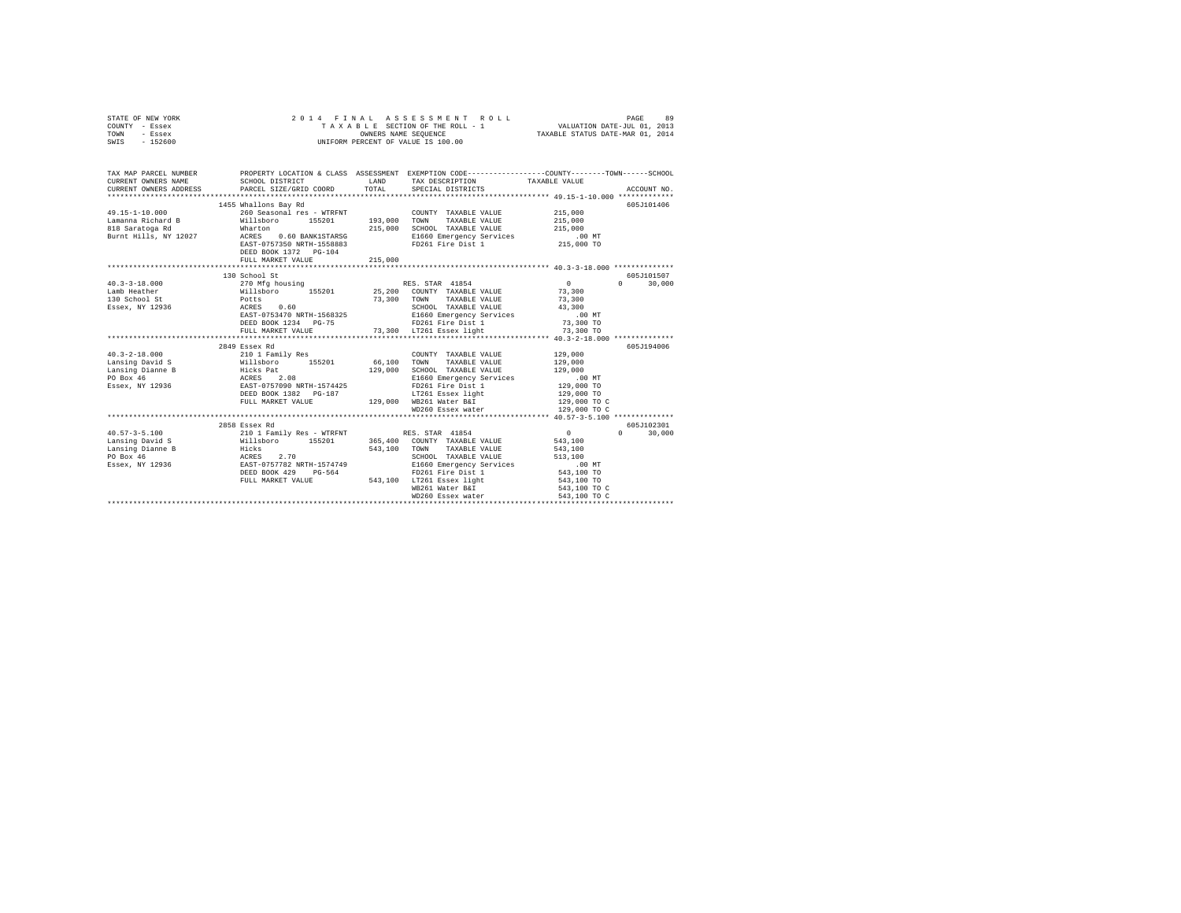STATE OF NEW YORK
COUNTY - Essex
TOWN - Essex
SWIS - 152600

2014 FINAL ASSESSMENT ROLL
TAXABLE SECTION OF THE ROLL - 1
OWNERS NAME SEQUENCE
UNIFORM PERCENT OF VALUE IS 100.00

VALUATION DATE-JUL 01, 2013
TAXABLE STATUS DATE-MAR 01, 2014

```
TAX MAP PARCEL NUMBER          PROPERTY LOCATION & CLASS  ASSESSMENT  EXEMPTION CODE-----------------COUNTY--------TOWN------SCHOOL
CURRENT OWNERS NAME            SCHOOL DISTRICT               LAND      TAX DESCRIPTION            TAXABLE VALUE
CURRENT OWNERS ADDRESS         PARCEL SIZE/GRID COORD        TOTAL     SPECIAL DISTRICTS                                   ACCOUNT NO.
******************************************************************************************************* 49.15-1-10.000 *************
                           1455 Whallons Bay Rd                                                                           605J101406
49.15-1-10.000             260 Seasonal res - WTRFNT               COUNTY  TAXABLE VALUE          215,000
Lamanna Richard B          Willsboro       155201       193,000    TOWN    TAXABLE VALUE          215,000
818 Saratoga Rd            Wharton                      215,000    SCHOOL  TAXABLE VALUE          215,000
Burnt Hills, NY 12027      ACRES    0.60 BANK1STARSG               E1660 Emergency Services           .00 MT
                           EAST-0757350 NRTH-1558883               FD261 Fire Dist 1              215,000 TO
                           DEED BOOK 1372   PG-104
                           FULL MARKET VALUE            215,000
******************************************************************************************************* 40.3-3-18.000 **************
                           130 School St                                                                                  605J101507
40.3-3-18.000              270 Mfg housing                         RES. STAR  41854                    0          0      30,000
Lamb Heather               Willsboro       155201        25,200    COUNTY  TAXABLE VALUE           73,300
130 School St              Potts                         73,300    TOWN    TAXABLE VALUE           73,300
Essex, NY 12936            ACRES    0.60                           SCHOOL  TAXABLE VALUE           43,300
                           EAST-0753470 NRTH-1568325               E1660 Emergency Services           .00 MT
                           DEED BOOK 1234   PG-75                  FD261 Fire Dist 1               73,300 TO
                           FULL MARKET VALUE             73,300    LT261 Essex light               73,300 TO
******************************************************************************************************* 40.3-2-18.000 **************
                           2849 Essex Rd                                                                                  605J194006
40.3-2-18.000              210 1 Family Res                        COUNTY  TAXABLE VALUE          129,000
Lansing David S            Willsboro       155201        66,100    TOWN    TAXABLE VALUE          129,000
Lansing Dianne B           Hicks Pat                    129,000    SCHOOL  TAXABLE VALUE          129,000
PO Box 46                  ACRES    2.08                           E1660 Emergency Services           .00 MT
Essex, NY 12936            EAST-0757090 NRTH-1574425               FD261 Fire Dist 1              129,000 TO
                           DEED BOOK 1382   PG-187                 LT261 Essex light              129,000 TO
                           FULL MARKET VALUE            129,000    WB261 Water B&I                129,000 TO C
                                                                   WD260 Essex water              129,000 TO C
******************************************************************************************************* 40.57-3-5.100 **************
                           2858 Essex Rd                                                                                  605J102301
40.57-3-5.100              210 1 Family Res - WTRFNT               RES. STAR  41854                    0          0      30,000
Lansing David S            Willsboro       155201       365,400    COUNTY  TAXABLE VALUE          543,100
Lansing Dianne B           Hicks                        543,100    TOWN    TAXABLE VALUE          543,100
PO Box 46                  ACRES    2.70                           SCHOOL  TAXABLE VALUE          513,100
Essex, NY 12936            EAST-0757782 NRTH-1574749               E1660 Emergency Services           .00 MT
                           DEED BOOK 429    PG-564                 FD261 Fire Dist 1              543,100 TO
                           FULL MARKET VALUE            543,100    LT261 Essex light              543,100 TO
                                                                   WB261 Water B&I                543,100 TO C
                                                                   WD260 Essex water              543,100 TO C
************************************************************************************************************************************
```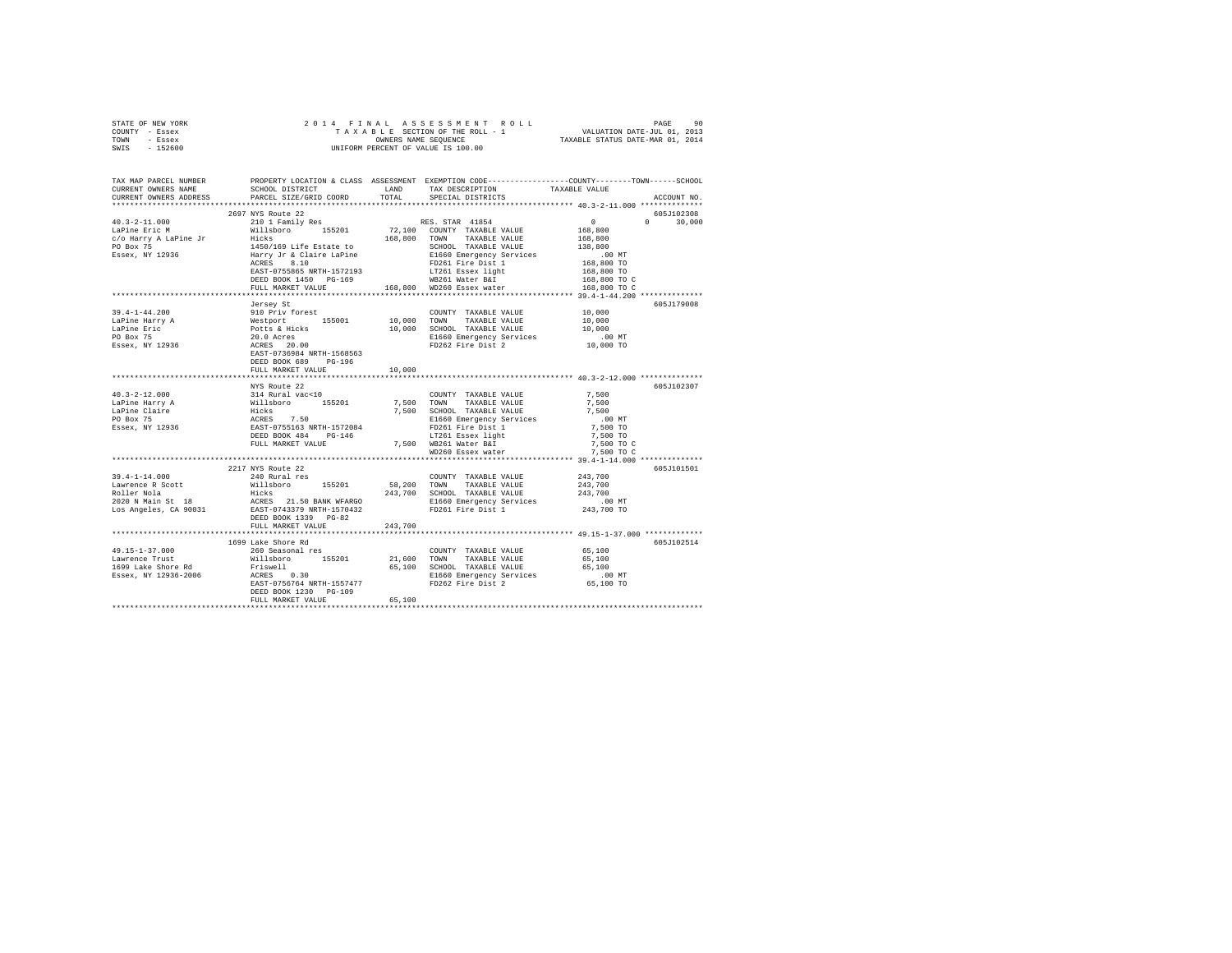STATE OF NEW YORK — COUNTY - Essex — TOWN - Essex — SWIS - 152600

2014 FINAL ASSESSMENT ROLL
TAXABLE SECTION OF THE ROLL - 1
OWNERS NAME SEQUENCE
UNIFORM PERCENT OF VALUE IS 100.00

VALUATION DATE-JUL 01, 2013
TAXABLE STATUS DATE-MAR 01, 2014

| TAX MAP PARCEL NUMBER / CURRENT OWNERS NAME / CURRENT OWNERS ADDRESS | PROPERTY LOCATION & CLASS / SCHOOL DISTRICT / PARCEL SIZE/GRID COORD | ASSESSMENT LAND / TOTAL | EXEMPTION CODE / TAX DESCRIPTION / SPECIAL DISTRICTS | COUNTY / TOWN / SCHOOL TAXABLE VALUE | ACCOUNT NO. |
|---|---|---|---|---|---|
| **40.3-2-11.000** | 2697 NYS Route 22 | | | | 605J102308 |
| LaPine Eric M | 210 1 Family Res | | RES. STAR 41854 | 0 0 30,000 | |
| c/o Harry A LaPine Jr | Willsboro 155201 | 72,100 | COUNTY TAXABLE VALUE | 168,800 | |
| PO Box 75 | Hicks | 168,800 | TOWN TAXABLE VALUE | 168,800 | |
| Essex, NY 12936 | 1450/169 Life Estate to | | SCHOOL TAXABLE VALUE | 138,800 | |
| | Harry Jr & Claire LaPine | | E1660 Emergency Services | .00 MT | |
| | ACRES 8.10 | | FD261 Fire Dist 1 | 168,800 TO | |
| | EAST-0755865 NRTH-1572193 | | LT261 Essex light | 168,800 TO | |
| | DEED BOOK 1450 PG-169 | | WB261 Water B&I | 168,800 TO C | |
| | FULL MARKET VALUE | 168,800 | WD260 Essex water | 168,800 TO C | |
| **39.4-1-44.200** | Jersey St | | | | 605J179008 |
| LaPine Harry A | 910 Priv forest | | COUNTY TAXABLE VALUE | 10,000 | |
| LaPine Eric | Westport 155001 | 10,000 | TOWN TAXABLE VALUE | 10,000 | |
| PO Box 75 | Potts & Hicks | 10,000 | SCHOOL TAXABLE VALUE | 10,000 | |
| Essex, NY 12936 | 20.0 Acres | | E1660 Emergency Services | .00 MT | |
| | ACRES 20.00 | | FD262 Fire Dist 2 | 10,000 TO | |
| | EAST-0736984 NRTH-1568563 | | | | |
| | DEED BOOK 689 PG-196 | | | | |
| | FULL MARKET VALUE | 10,000 | | | |
| **40.3-2-12.000** | NYS Route 22 | | | | 605J102307 |
| LaPine Harry A | 314 Rural vac<10 | | COUNTY TAXABLE VALUE | 7,500 | |
| LaPine Claire | Willsboro 155201 | 7,500 | TOWN TAXABLE VALUE | 7,500 | |
| PO Box 75 | Hicks | 7,500 | SCHOOL TAXABLE VALUE | 7,500 | |
| Essex, NY 12936 | ACRES 7.50 | | E1660 Emergency Services | .00 MT | |
| | EAST-0755163 NRTH-1572084 | | FD261 Fire Dist 1 | 7,500 TO | |
| | DEED BOOK 484 PG-146 | | LT261 Essex light | 7,500 TO | |
| | FULL MARKET VALUE | 7,500 | WB261 Water B&I | 7,500 TO C | |
| | | | WD260 Essex water | 7,500 TO C | |
| **39.4-1-14.000** | 2217 NYS Route 22 | | | | 605J101501 |
| Lawrence R Scott | 240 Rural res | | COUNTY TAXABLE VALUE | 243,700 | |
| Roller Nola | Willsboro 155201 | 58,200 | TOWN TAXABLE VALUE | 243,700 | |
| 2020 N Main St 18 | Hicks | 243,700 | SCHOOL TAXABLE VALUE | 243,700 | |
| Los Angeles, CA 90031 | ACRES 21.50 BANK WFARGO | | E1660 Emergency Services | .00 MT | |
| | EAST-0743379 NRTH-1570432 | | FD261 Fire Dist 1 | 243,700 TO | |
| | DEED BOOK 1339 PG-82 | | | | |
| | FULL MARKET VALUE | 243,700 | | | |
| **49.15-1-37.000** | 1699 Lake Shore Rd | | | | 605J102514 |
| Lawrence Trust | 260 Seasonal res | | COUNTY TAXABLE VALUE | 65,100 | |
| 1699 Lake Shore Rd | Willsboro 155201 | 21,600 | TOWN TAXABLE VALUE | 65,100 | |
| Essex, NY 12936-2006 | Friswell | 65,100 | SCHOOL TAXABLE VALUE | 65,100 | |
| | ACRES 0.30 | | E1660 Emergency Services | .00 MT | |
| | EAST-0756764 NRTH-1557477 | | FD262 Fire Dist 2 | 65,100 TO | |
| | DEED BOOK 1230 PG-109 | | | | |
| | FULL MARKET VALUE | 65,100 | | | |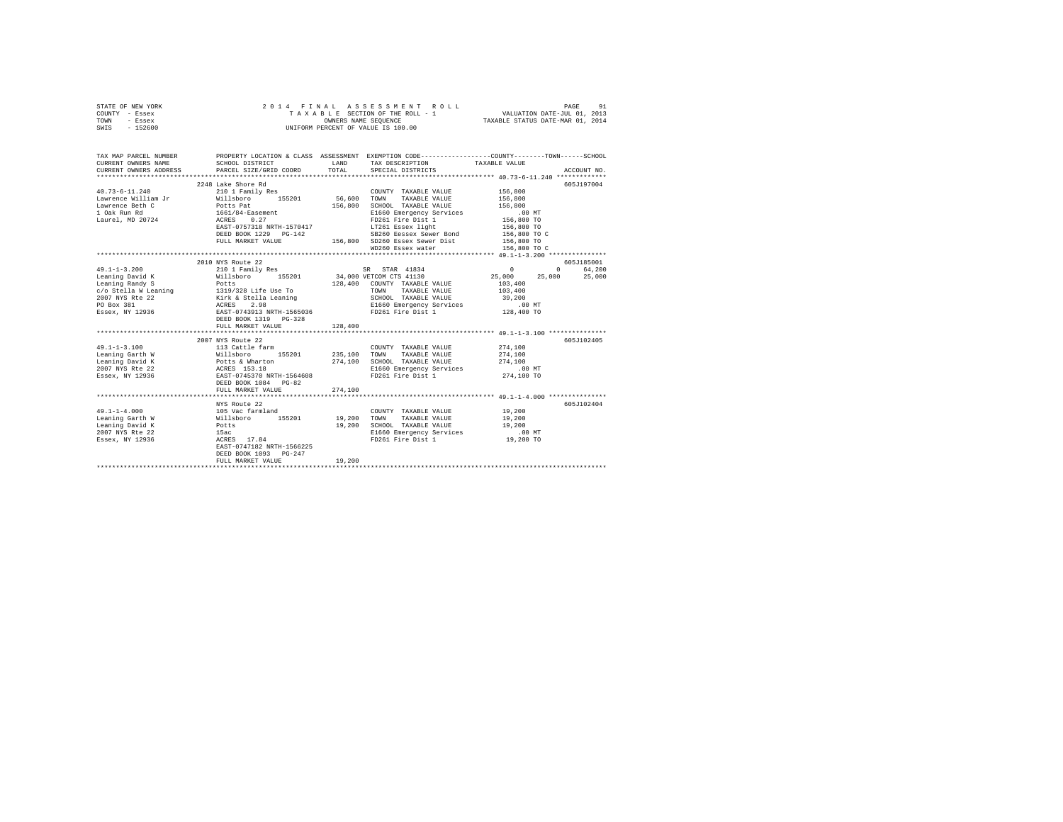```
STATE OF NEW YORK                2 0 1 4   F I N A L   A S S E S S M E N T   R O L L                        PAGE    91
COUNTY  - Essex                        T A X A B L E SECTION OF THE ROLL - 1              VALUATION DATE-JUL 01, 2013
TOWN    - Essex                              OWNERS NAME SEQUENCE                      TAXABLE STATUS DATE-MAR 01, 2014
SWIS    - 152600                     UNIFORM PERCENT OF VALUE IS 100.00


TAX MAP PARCEL NUMBER          PROPERTY LOCATION & CLASS  ASSESSMENT  EXEMPTION CODE-----------------COUNTY--------TOWN------SCHOOL
CURRENT OWNERS NAME            SCHOOL DISTRICT              LAND      TAX DESCRIPTION            TAXABLE VALUE
CURRENT OWNERS ADDRESS         PARCEL SIZE/GRID COORD       TOTAL     SPECIAL DISTRICTS                                  ACCOUNT NO.
*********************************************************************************************** 40.73-6-11.240 *************
                         2248 Lake Shore Rd                                                                          605J197004
40.73-6-11.240           210 1 Family Res                           COUNTY  TAXABLE VALUE            156,800
Lawrence William Jr      Willsboro      155201       56,600   TOWN    TAXABLE VALUE            156,800
Lawrence Beth C          Potts Pat                  156,800   SCHOOL  TAXABLE VALUE            156,800
1 Oak Run Rd             1661/84-Easement                     E1660 Emergency Services            .00 MT
Laurel, MD 20724         ACRES    0.27                        FD261 Fire Dist 1                156,800 TO
                         EAST-0757318 NRTH-1570417            LT261 Essex light                156,800 TO
                         DEED BOOK 1229   PG-142              SB260 Eessex Sewer Bond          156,800 TO C
                         FULL MARKET VALUE          156,800   SD260 Essex Sewer Dist           156,800 TO
                                                              WD260 Essex water                156,800 TO C
*********************************************************************************************** 49.1-1-3.200 ***************
                         2010 NYS Route 22                                                                           605J185001
49.1-1-3.200             210 1 Family Res                      SR  STAR 41834                     0          0      64,200
Leaning David K          Willsboro      155201       34,000 VETCOM CTS 41130              25,000     25,000     25,000
Leaning Randy S          Potts                      128,400   COUNTY  TAXABLE VALUE            103,400
c/o Stella W Leaning     1319/328 Life Use To                 TOWN    TAXABLE VALUE            103,400
2007 NYS Rte 22          Kirk & Stella Leaning                SCHOOL  TAXABLE VALUE             39,200
PO Box 381               ACRES    2.98                        E1660 Emergency Services            .00 MT
Essex, NY 12936          EAST-0743913 NRTH-1565036            FD261 Fire Dist 1                128,400 TO
                         DEED BOOK 1319   PG-328
                         FULL MARKET VALUE          128,400
*********************************************************************************************** 49.1-1-3.100 ***************
                         2007 NYS Route 22                                                                           605J102405
49.1-1-3.100             113 Cattle farm                            COUNTY  TAXABLE VALUE            274,100
Leaning Garth W          Willsboro      155201      235,100   TOWN    TAXABLE VALUE            274,100
Leaning David K          Potts & Wharton            274,100   SCHOOL  TAXABLE VALUE            274,100
2007 NYS Rte 22          ACRES  153.18                        E1660 Emergency Services            .00 MT
Essex, NY 12936          EAST-0745370 NRTH-1564608            FD261 Fire Dist 1                274,100 TO
                         DEED BOOK 1084   PG-82
                         FULL MARKET VALUE          274,100
*********************************************************************************************** 49.1-1-4.000 ***************
                         NYS Route 22                                                                                605J102404
49.1-1-4.000             105 Vac farmland                           COUNTY  TAXABLE VALUE             19,200
Leaning Garth W          Willsboro      155201       19,200   TOWN    TAXABLE VALUE             19,200
Leaning David K          Potts                       19,200   SCHOOL  TAXABLE VALUE             19,200
2007 NYS Rte 22          15ac                                 E1660 Emergency Services            .00 MT
Essex, NY 12936          ACRES   17.84                        FD261 Fire Dist 1                 19,200 TO
                         EAST-0747182 NRTH-1566225
                         DEED BOOK 1093   PG-247
                         FULL MARKET VALUE           19,200
****************************************************************************************************************************
```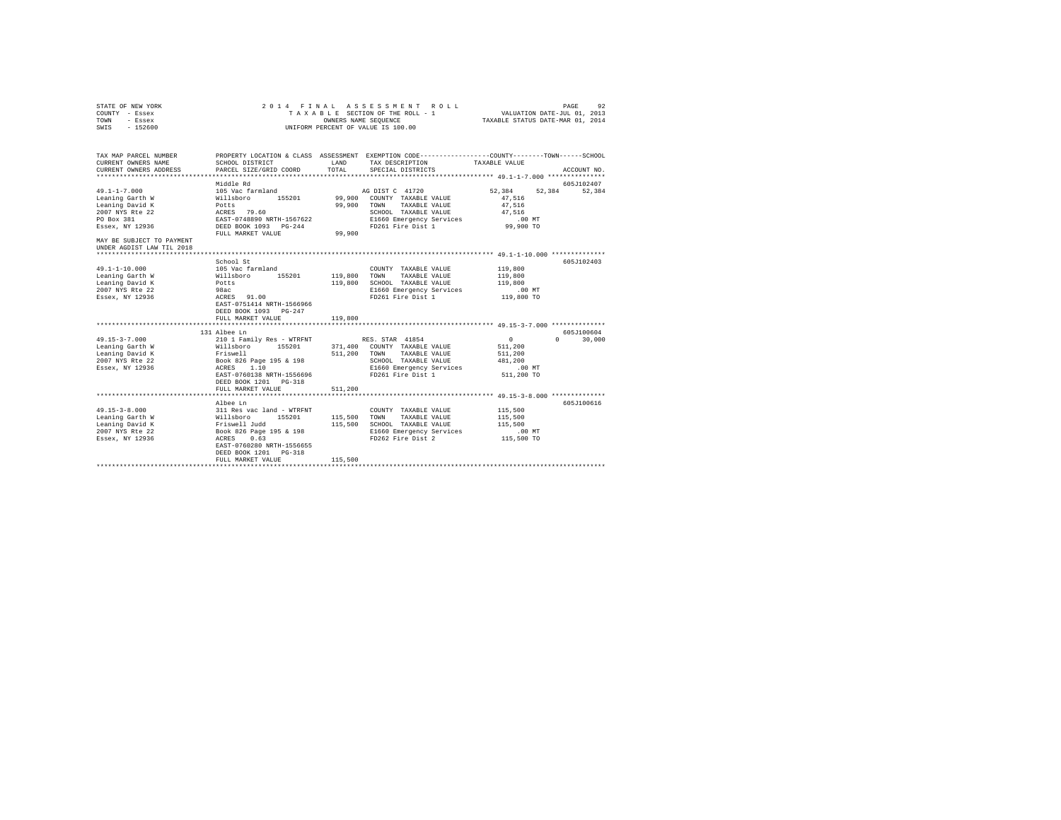```
STATE OF NEW YORK                2 0 1 4   F I N A L   A S S E S S M E N T   R O L L                      PAGE    92
COUNTY  - Essex                      T A X A B L E SECTION OF THE ROLL - 1              VALUATION DATE-JUL 01, 2013
TOWN    - Essex                            OWNERS NAME SEQUENCE                        TAXABLE STATUS DATE-MAR 01, 2014
SWIS    - 152600                    UNIFORM PERCENT OF VALUE IS 100.00

TAX MAP PARCEL NUMBER          PROPERTY LOCATION & CLASS  ASSESSMENT  EXEMPTION CODE-----------------COUNTY--------TOWN------SCHOOL
CURRENT OWNERS NAME            SCHOOL DISTRICT              LAND      TAX DESCRIPTION            TAXABLE VALUE
CURRENT OWNERS ADDRESS         PARCEL SIZE/GRID COORD       TOTAL     SPECIAL DISTRICTS                                   ACCOUNT NO.
******************************************************************************************************* 49.1-1-7.000 ***************
                               Middle Rd                                                                                605J102407
49.1-1-7.000                   105 Vac farmland                        AG DIST C  41720             52,384     52,384     52,384
Leaning Garth W                Willsboro       155201        99,900   COUNTY  TAXABLE VALUE          47,516
Leaning David K                Potts                         99,900   TOWN    TAXABLE VALUE          47,516
2007 NYS Rte 22                ACRES   79.60                           SCHOOL  TAXABLE VALUE          47,516
PO Box 381                     EAST-0748890 NRTH-1567622               E1660 Emergency Services            .00 MT
Essex, NY 12936                DEED BOOK 1093   PG-244                 FD261 Fire Dist 1                99,900 TO
                               FULL MARKET VALUE             99,900
MAY BE SUBJECT TO PAYMENT
UNDER AGDIST LAW TIL 2018
******************************************************************************************************* 49.1-1-10.000 **************
                               School St                                                                                605J102403
49.1-1-10.000                  105 Vac farmland                        COUNTY  TAXABLE VALUE         119,800
Leaning Garth W                Willsboro       155201       119,800   TOWN    TAXABLE VALUE         119,800
Leaning David K                Potts                        119,800   SCHOOL  TAXABLE VALUE         119,800
2007 NYS Rte 22                98ac                                    E1660 Emergency Services            .00 MT
Essex, NY 12936                ACRES   91.00                           FD261 Fire Dist 1               119,800 TO
                               EAST-0751414 NRTH-1566966
                               DEED BOOK 1093   PG-247
                               FULL MARKET VALUE            119,800
******************************************************************************************************* 49.15-3-7.000 **************
                           131 Albee Ln                                                                                 605J100604
49.15-3-7.000                  210 1 Family Res - WTRFNT              RES. STAR  41854                   0          0     30,000
Leaning Garth W                Willsboro       155201       371,400   COUNTY  TAXABLE VALUE         511,200
Leaning David K                Friswell                     511,200   TOWN    TAXABLE VALUE         511,200
2007 NYS Rte 22                Book 826 Page 195 & 198                 SCHOOL  TAXABLE VALUE         481,200
Essex, NY 12936                ACRES    1.10                           E1660 Emergency Services            .00 MT
                               EAST-0760138 NRTH-1556696               FD261 Fire Dist 1               511,200 TO
                               DEED BOOK 1201   PG-318
                               FULL MARKET VALUE            511,200
******************************************************************************************************* 49.15-3-8.000 **************
                               Albee Ln                                                                                 605J100616
49.15-3-8.000                  311 Res vac land - WTRFNT               COUNTY  TAXABLE VALUE         115,500
Leaning Garth W                Willsboro       155201       115,500   TOWN    TAXABLE VALUE         115,500
Leaning David K                Friswell Judd                115,500   SCHOOL  TAXABLE VALUE         115,500
2007 NYS Rte 22                Book 826 Page 195 & 198                 E1660 Emergency Services            .00 MT
Essex, NY 12936                ACRES    0.63                           FD262 Fire Dist 2               115,500 TO
                               EAST-0760280 NRTH-1556655
                               DEED BOOK 1201   PG-318
                               FULL MARKET VALUE            115,500
************************************************************************************************************************************
```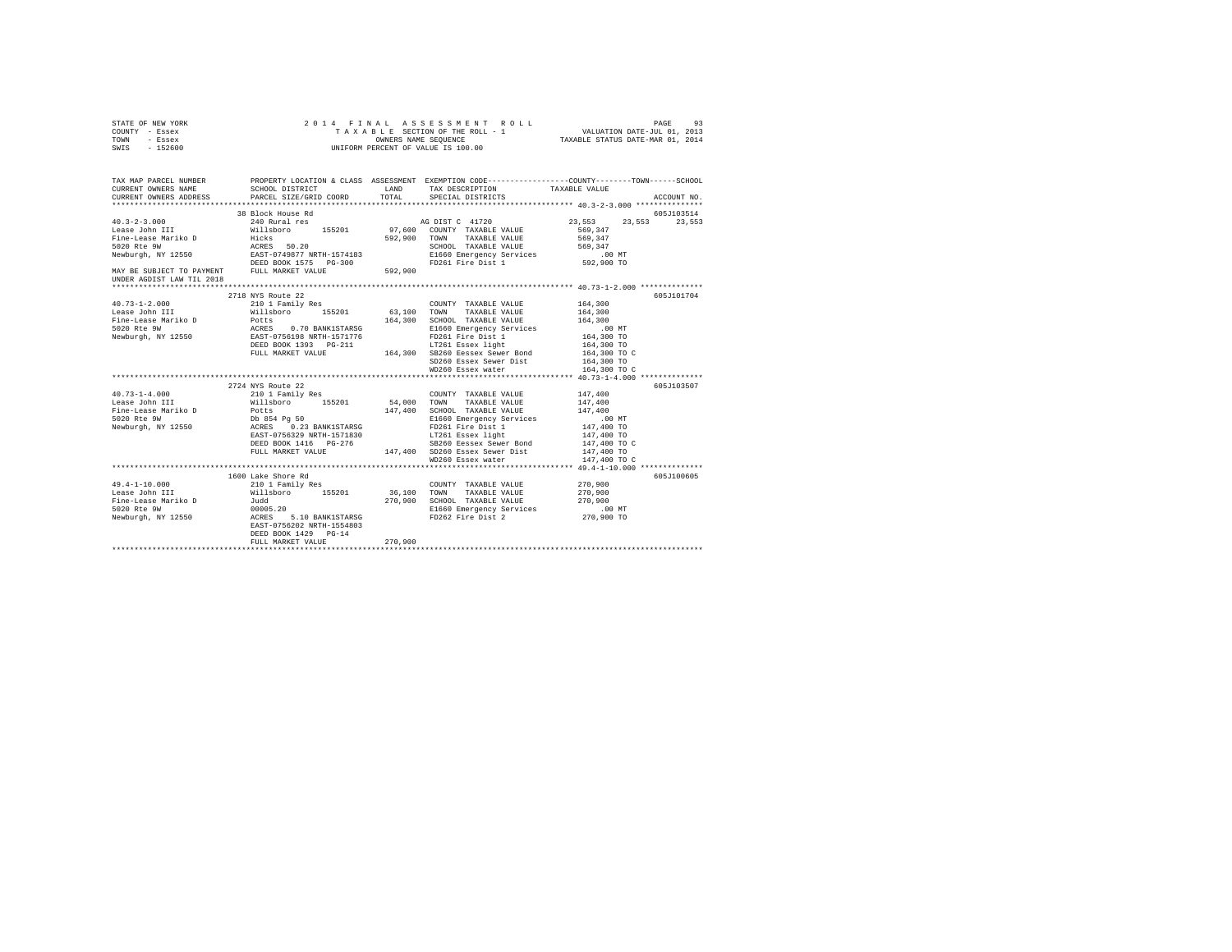```
STATE OF NEW YORK                    2 0 1 4   F I N A L   A S S E S S M E N T   R O L L                         PAGE    93
COUNTY  - Essex                          T A X A B L E  SECTION OF THE ROLL - 1                   VALUATION DATE-JUL 01, 2013
TOWN    - Essex                                  OWNERS NAME SEQUENCE                           TAXABLE STATUS DATE-MAR 01, 2014
SWIS    - 152600                           UNIFORM PERCENT OF VALUE IS 100.00


TAX MAP PARCEL NUMBER          PROPERTY LOCATION & CLASS  ASSESSMENT  EXEMPTION CODE-----------------COUNTY--------TOWN------SCHOOL
CURRENT OWNERS NAME            SCHOOL DISTRICT             LAND       TAX DESCRIPTION            TAXABLE VALUE
CURRENT OWNERS ADDRESS         PARCEL SIZE/GRID COORD      TOTAL      SPECIAL DISTRICTS                                  ACCOUNT NO.
*********************************************************************************************** 40.3-2-3.000 ***************
                              38 Block House Rd                                                                          605J103514
40.3-2-3.000                   240 Rural res                          AG DIST C  41720              23,553     23,553      23,553
Lease John III                 Willsboro      155201      97,600    COUNTY  TAXABLE VALUE           569,347
Fine-Lease Mariko D            Hicks                     592,900    TOWN    TAXABLE VALUE           569,347
5020 Rte 9W                    ACRES   50.20                        SCHOOL  TAXABLE VALUE           569,347
Newburgh, NY 12550             EAST-0749877 NRTH-1574183            E1660 Emergency Services            .00 MT
                               DEED BOOK 1575   PG-300              FD261 Fire Dist 1               592,900 TO
MAY BE SUBJECT TO PAYMENT      FULL MARKET VALUE         592,900
UNDER AGDIST LAW TIL 2018
*********************************************************************************************** 40.73-1-2.000 **************
                              2718 NYS Route 22                                                                          605J101704
40.73-1-2.000                  210 1 Family Res                       COUNTY  TAXABLE VALUE           164,300
Lease John III                 Willsboro      155201      63,100    TOWN    TAXABLE VALUE           164,300
Fine-Lease Mariko D            Potts                     164,300    SCHOOL  TAXABLE VALUE           164,300
5020 Rte 9W                    ACRES    0.70 BANK1STARSG            E1660 Emergency Services            .00 MT
Newburgh, NY 12550             EAST-0756198 NRTH-1571776            FD261 Fire Dist 1               164,300 TO
                               DEED BOOK 1393   PG-211              LT261 Essex light               164,300 TO
                               FULL MARKET VALUE         164,300    SB260 Eessex Sewer Bond         164,300 TO C
                                                                    SD260 Essex Sewer Dist          164,300 TO
                                                                    WD260 Essex water               164,300 TO C
*********************************************************************************************** 40.73-1-4.000 **************
                              2724 NYS Route 22                                                                          605J103507
40.73-1-4.000                  210 1 Family Res                       COUNTY  TAXABLE VALUE           147,400
Lease John III                 Willsboro      155201      54,000    TOWN    TAXABLE VALUE           147,400
Fine-Lease Mariko D            Potts                     147,400    SCHOOL  TAXABLE VALUE           147,400
5020 Rte 9W                    Db 854 Pg 50                         E1660 Emergency Services            .00 MT
Newburgh, NY 12550             ACRES    0.23 BANK1STARSG            FD261 Fire Dist 1               147,400 TO
                               EAST-0756329 NRTH-1571830            LT261 Essex light               147,400 TO
                               DEED BOOK 1416   PG-276              SB260 Eessex Sewer Bond         147,400 TO C
                               FULL MARKET VALUE         147,400    SD260 Essex Sewer Dist          147,400 TO
                                                                    WD260 Essex water               147,400 TO C
*********************************************************************************************** 49.4-1-10.000 **************
                              1600 Lake Shore Rd                                                                         605J100605
49.4-1-10.000                  210 1 Family Res                       COUNTY  TAXABLE VALUE           270,900
Lease John III                 Willsboro      155201      36,100    TOWN    TAXABLE VALUE           270,900
Fine-Lease Mariko D            Judd                      270,900    SCHOOL  TAXABLE VALUE           270,900
5020 Rte 9W                    00005.20                             E1660 Emergency Services            .00 MT
Newburgh, NY 12550             ACRES    5.10 BANK1STARSG            FD262 Fire Dist 2               270,900 TO
                               EAST-0756202 NRTH-1554803
                               DEED BOOK 1429   PG-14
                               FULL MARKET VALUE         270,900
************************************************************************************************************************************
```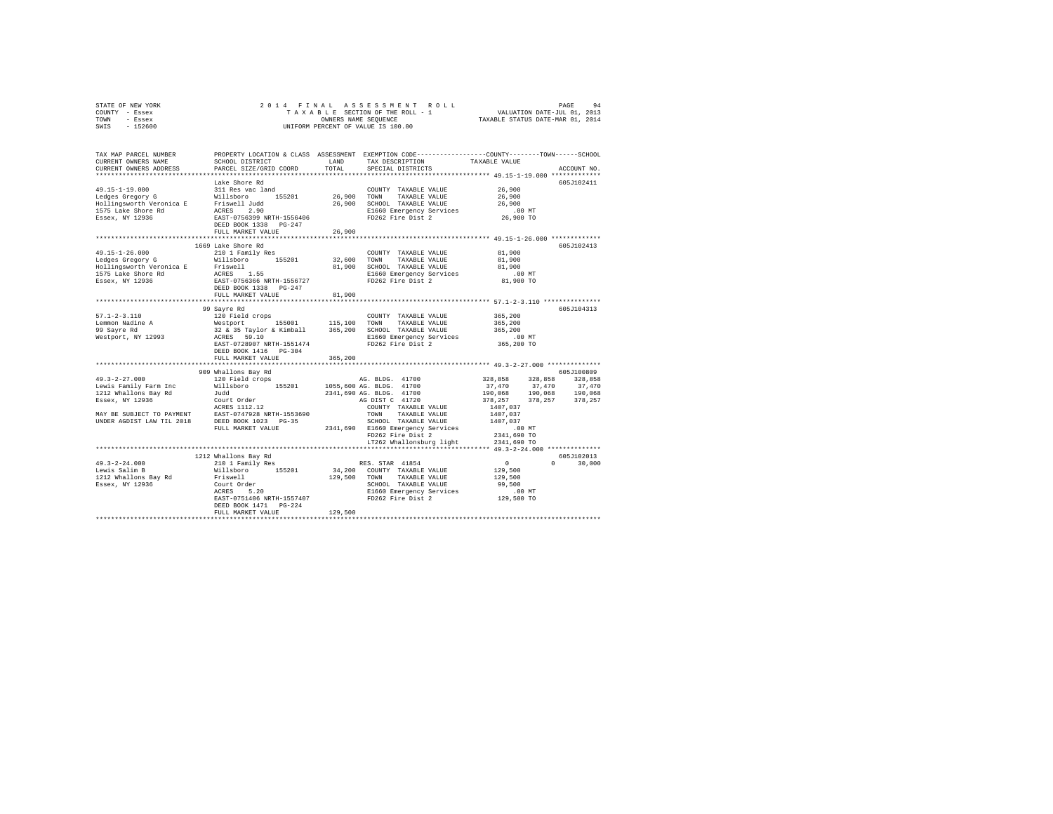STATE OF NEW YORK &nbsp;&nbsp;&nbsp;&nbsp; 2014 FINAL ASSESSMENT ROLL &nbsp;&nbsp;&nbsp;&nbsp; PAGE 94
COUNTY - Essex &nbsp;&nbsp;&nbsp;&nbsp; TAXABLE SECTION OF THE ROLL - 1 &nbsp;&nbsp;&nbsp;&nbsp; VALUATION DATE-JUL 01, 2013
TOWN - Essex &nbsp;&nbsp;&nbsp;&nbsp; OWNERS NAME SEQUENCE &nbsp;&nbsp;&nbsp;&nbsp; TAXABLE STATUS DATE-MAR 01, 2014
SWIS - 152600 &nbsp;&nbsp;&nbsp;&nbsp; UNIFORM PERCENT OF VALUE IS 100.00

```
TAX MAP PARCEL NUMBER          PROPERTY LOCATION & CLASS  ASSESSMENT  EXEMPTION CODE-----------------COUNTY--------TOWN------SCHOOL
CURRENT OWNERS NAME            SCHOOL DISTRICT              LAND      TAX DESCRIPTION            TAXABLE VALUE
CURRENT OWNERS ADDRESS         PARCEL SIZE/GRID COORD       TOTAL     SPECIAL DISTRICTS                                    ACCOUNT NO.
****************************************************************************************************** 49.15-1-19.000 *************
                               Lake Shore Rd                                                                                605J102411
49.15-1-19.000                 311 Res vac land                      COUNTY  TAXABLE VALUE           26,900
Ledges Gregory G               Willsboro      155201       26,900    TOWN    TAXABLE VALUE           26,900
Hollingsworth Veronica E       Friswell Judd               26,900    SCHOOL  TAXABLE VALUE           26,900
1575 Lake Shore Rd             ACRES    2.90                         E1660 Emergency Services           .00 MT
Essex, NY 12936                EAST-0756399 NRTH-1556406             FD262 Fire Dist 2               26,900 TO
                               DEED BOOK 1338   PG-247
                               FULL MARKET VALUE           26,900
****************************************************************************************************** 49.15-1-26.000 *************
                               1669 Lake Shore Rd                                                                           605J102413
49.15-1-26.000                 210 1 Family Res                      COUNTY  TAXABLE VALUE           81,900
Ledges Gregory G               Willsboro      155201       32,600    TOWN    TAXABLE VALUE           81,900
Hollingsworth Veronica E       Friswell                    81,900    SCHOOL  TAXABLE VALUE           81,900
1575 Lake Shore Rd             ACRES    1.55                         E1660 Emergency Services           .00 MT
Essex, NY 12936                EAST-0756366 NRTH-1556727             FD262 Fire Dist 2               81,900 TO
                               DEED BOOK 1338   PG-247
                               FULL MARKET VALUE           81,900
****************************************************************************************************** 57.1-2-3.110 ***************
                               99 Sayre Rd                                                                                  605J104313
57.1-2-3.110                   120 Field crops                       COUNTY  TAXABLE VALUE          365,200
Lemmon Nadine A                Westport       155001      115,100    TOWN    TAXABLE VALUE          365,200
99 Sayre Rd                    32 & 35 Taylor & Kimball   365,200    SCHOOL  TAXABLE VALUE          365,200
Westport, NY 12993             ACRES   59.10                         E1660 Emergency Services           .00 MT
                               EAST-0728907 NRTH-1551474             FD262 Fire Dist 2              365,200 TO
                               DEED BOOK 1416   PG-304
                               FULL MARKET VALUE          365,200
****************************************************************************************************** 49.3-2-27.000 **************
                               909 Whallons Bay Rd                                                                          605J100809
49.3-2-27.000                  120 Field crops                       AG. BLDG. 41700                328,858    328,858    328,858
Lewis Family Farm Inc          Willsboro      155201     1055,600 AG. BLDG. 41700                  37,470     37,470     37,470
1212 Whallons Bay Rd           Judd                      2341,690 AG. BLDG. 41700                 190,068    190,068    190,068
Essex, NY 12936                Court Order                           AG DIST C 41720                378,257    378,257    378,257
                               ACRES 1112.12                         COUNTY  TAXABLE VALUE         1407,037
MAY BE SUBJECT TO PAYMENT      EAST-0747928 NRTH-1553690             TOWN    TAXABLE VALUE         1407,037
UNDER AGDIST LAW TIL 2018      DEED BOOK 1023   PG-35                SCHOOL  TAXABLE VALUE         1407,037
                               FULL MARKET VALUE         2341,690    E1660 Emergency Services           .00 MT
                                                                     FD262 Fire Dist 2             2341,690 TO
                                                                     LT262 Whallonsburg light      2341,690 TO
****************************************************************************************************** 49.3-2-24.000 **************
                               1212 Whallons Bay Rd                                                                         605J102013
49.3-2-24.000                  210 1 Family Res                      RES. STAR 41854                      0          0     30,000
Lewis Salim B                  Willsboro      155201       34,200    COUNTY  TAXABLE VALUE          129,500
1212 Whallons Bay Rd           Friswell                   129,500    TOWN    TAXABLE VALUE          129,500
Essex, NY 12936                Court Order                           SCHOOL  TAXABLE VALUE           99,500
                               ACRES    5.20                         E1660 Emergency Services           .00 MT
                               EAST-0751406 NRTH-1557407             FD262 Fire Dist 2              129,500 TO
                               DEED BOOK 1471   PG-224
                               FULL MARKET VALUE          129,500
************************************************************************************************************************************
```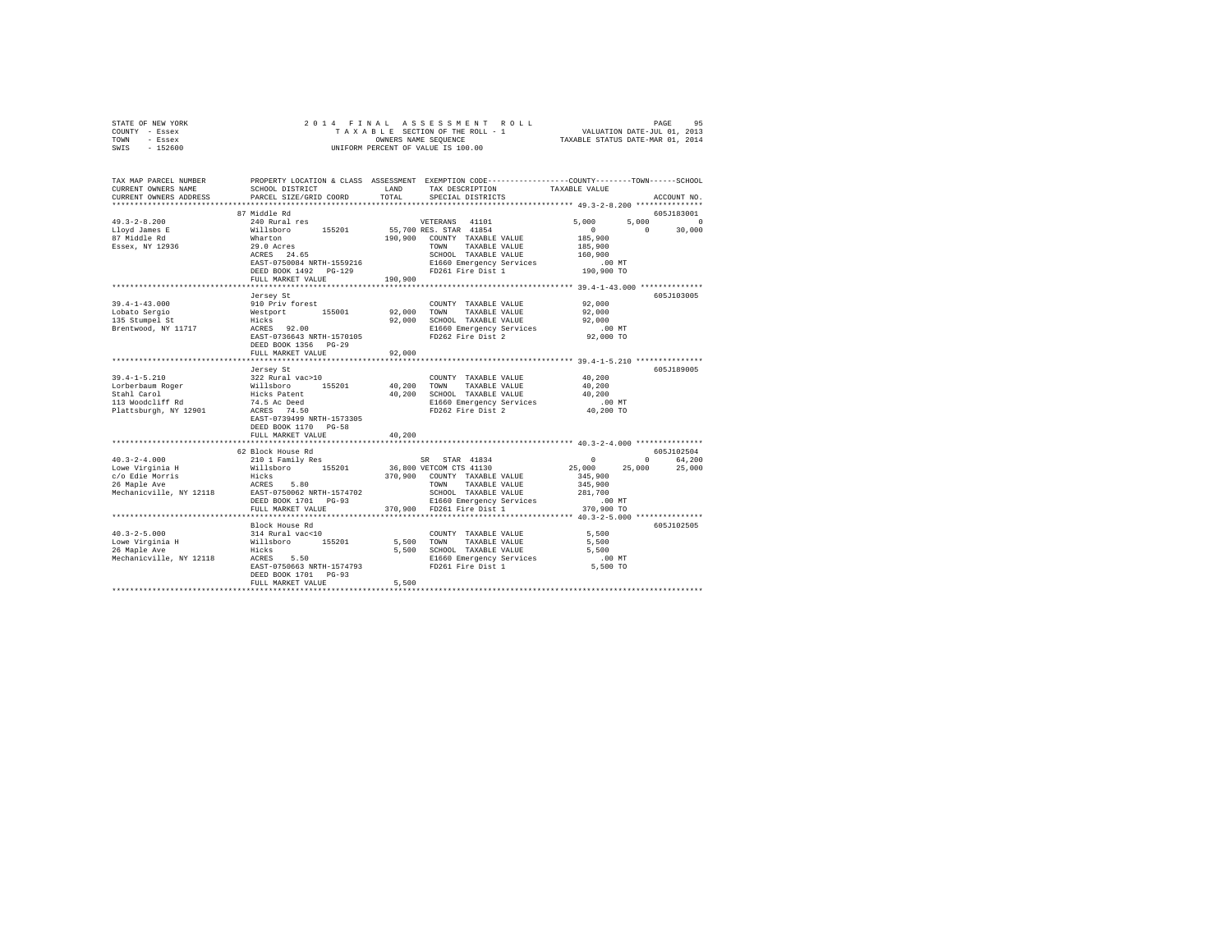STATE OF NEW YORK                    2 0 1 4   F I N A L   A S S E S S M E N T   R O L L
COUNTY - Essex                             T A X A B L E  SECTION OF THE ROLL - 1              VALUATION DATE-JUL 01, 2013
TOWN   - Essex                                  OWNERS NAME SEQUENCE                       TAXABLE STATUS DATE-MAR 01, 2014
SWIS   - 152600                            UNIFORM PERCENT OF VALUE IS 100.00

```
TAX MAP PARCEL NUMBER          PROPERTY LOCATION & CLASS  ASSESSMENT  EXEMPTION CODE------------------COUNTY--------TOWN------SCHOOL
CURRENT OWNERS NAME            SCHOOL DISTRICT              LAND      TAX DESCRIPTION           TAXABLE VALUE
CURRENT OWNERS ADDRESS         PARCEL SIZE/GRID COORD       TOTAL     SPECIAL DISTRICTS                                   ACCOUNT NO.
******************************************************************************************************** 49.3-2-8.200 ***************
                               87 Middle Rd                                                                                605J183001
49.3-2-8.200                   240 Rural res                          VETERANS  41101              5,000        5,000            0
Lloyd James E                  Willsboro      155201      55,700 RES. STAR  41854                  0            0       30,000
87 Middle Rd                   Wharton                   190,900   COUNTY  TAXABLE VALUE          185,900
Essex, NY 12936                29.0 Acres                          TOWN    TAXABLE VALUE          185,900
                               ACRES   24.65                       SCHOOL  TAXABLE VALUE          160,900
                               EAST-0750084 NRTH-1559216           E1660 Emergency Services            .00 MT
                               DEED BOOK 1492   PG-129             FD261 Fire Dist 1              190,900 TO
                               FULL MARKET VALUE         190,900
******************************************************************************************************** 39.4-1-43.000 **************
                               Jersey St                                                                                   605J103005
39.4-1-43.000                  910 Priv forest                        COUNTY  TAXABLE VALUE           92,000
Lobato Sergio                  Westport       155001      92,000   TOWN    TAXABLE VALUE           92,000
135 Stumpel St                 Hicks                      92,000   SCHOOL  TAXABLE VALUE           92,000
Brentwood, NY 11717            ACRES   92.00                       E1660 Emergency Services            .00 MT
                               EAST-0736643 NRTH-1570105           FD262 Fire Dist 2               92,000 TO
                               DEED BOOK 1356   PG-29
                               FULL MARKET VALUE          92,000
******************************************************************************************************** 39.4-1-5.210 ***************
                               Jersey St                                                                                   605J189005
39.4-1-5.210                   322 Rural vac>10                       COUNTY  TAXABLE VALUE           40,200
Lorberbaum Roger               Willsboro      155201      40,200   TOWN    TAXABLE VALUE           40,200
Stahl Carol                    Hicks Patent               40,200   SCHOOL  TAXABLE VALUE           40,200
113 Woodcliff Rd               74.5 Ac Deed                        E1660 Emergency Services            .00 MT
Plattsburgh, NY 12901          ACRES   74.50                       FD262 Fire Dist 2               40,200 TO
                               EAST-0739499 NRTH-1573305
                               DEED BOOK 1170   PG-58
                               FULL MARKET VALUE          40,200
******************************************************************************************************** 40.3-2-4.000 ***************
                               62 Block House Rd                                                                           605J102504
40.3-2-4.000                   210 1 Family Res                       SR  STAR  41834                  0            0       64,200
Lowe Virginia H                Willsboro      155201      36,800 VETCOM CTS 41130                 25,000       25,000       25,000
c/o Edie Morris                Hicks                     370,900   COUNTY  TAXABLE VALUE          345,900
26 Maple Ave                   ACRES    5.80                       TOWN    TAXABLE VALUE          345,900
Mechanicville, NY 12118        EAST-0750062 NRTH-1574702           SCHOOL  TAXABLE VALUE          281,700
                               DEED BOOK 1701   PG-93              E1660 Emergency Services            .00 MT
                               FULL MARKET VALUE         370,900   FD261 Fire Dist 1              370,900 TO
******************************************************************************************************** 40.3-2-5.000 ***************
                               Block House Rd                                                                              605J102505
40.3-2-5.000                   314 Rural vac<10                       COUNTY  TAXABLE VALUE            5,500
Lowe Virginia H                Willsboro      155201       5,500   TOWN    TAXABLE VALUE            5,500
26 Maple Ave                   Hicks                       5,500   SCHOOL  TAXABLE VALUE            5,500
Mechanicville, NY 12118        ACRES    5.50                       E1660 Emergency Services            .00 MT
                               EAST-0750663 NRTH-1574793           FD261 Fire Dist 1                5,500 TO
                               DEED BOOK 1701   PG-93
                               FULL MARKET VALUE           5,500
************************************************************************************************************************************
```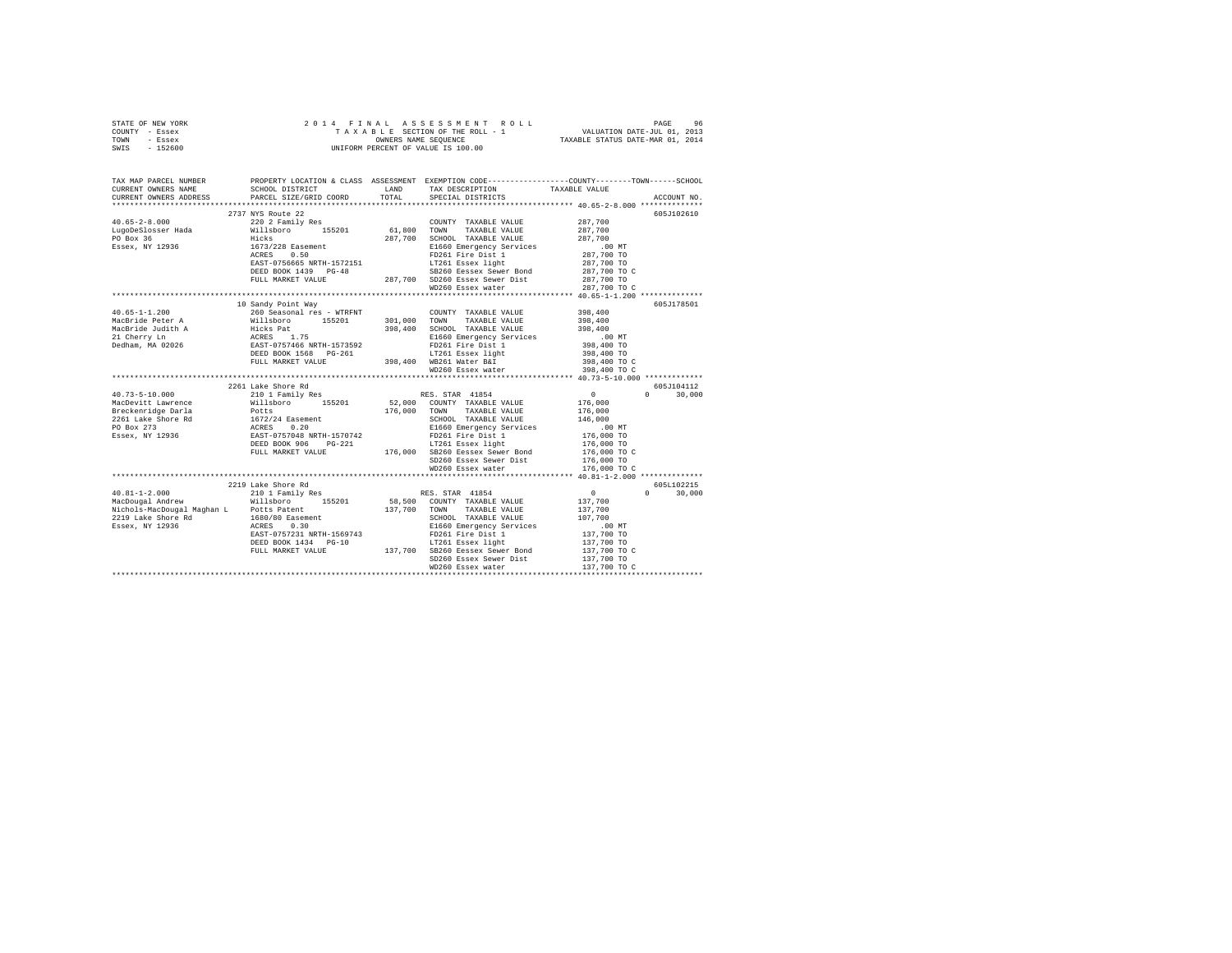STATE OF NEW YORK — 2014 FINAL ASSESSMENT ROLL
COUNTY - Essex — TAXABLE SECTION OF THE ROLL - 1 — VALUATION DATE-JUL 01, 2013
TOWN - Essex — OWNERS NAME SEQUENCE — TAXABLE STATUS DATE-MAR 01, 2014
SWIS - 152600 — UNIFORM PERCENT OF VALUE IS 100.00

```
TAX MAP PARCEL NUMBER         PROPERTY LOCATION & CLASS  ASSESSMENT  EXEMPTION CODE-----------------COUNTY--------TOWN------SCHOOL
CURRENT OWNERS NAME           SCHOOL DISTRICT              LAND      TAX DESCRIPTION              TAXABLE VALUE
CURRENT OWNERS ADDRESS        PARCEL SIZE/GRID COORD       TOTAL     SPECIAL DISTRICTS                                    ACCOUNT NO.
*********************************************************************************************** 40.65-2-8.000 **************
                              2737 NYS Route 22                                                                         605J102610
40.65-2-8.000                 220 2 Family Res                       COUNTY  TAXABLE VALUE          287,700
LugoDeSlosser Hada            Willsboro     155201       61,800      TOWN    TAXABLE VALUE          287,700
PO Box 36                     Hicks                     287,700      SCHOOL  TAXABLE VALUE          287,700
Essex, NY 12936               1673/228 Easement                      E1660 Emergency Services          .00 MT
                              ACRES    0.50                          FD261 Fire Dist 1              287,700 TO
                              EAST-0756665 NRTH-1572151              LT261 Essex light              287,700 TO
                              DEED BOOK 1439   PG-48                 SB260 Eessex Sewer Bond        287,700 TO C
                              FULL MARKET VALUE         287,700      SD260 Essex Sewer Dist         287,700 TO
                                                                     WD260 Essex water              287,700 TO C
*********************************************************************************************** 40.65-1-1.200 **************
                              10 Sandy Point Way                                                                        605J178501
40.65-1-1.200                 260 Seasonal res - WTRFNT              COUNTY  TAXABLE VALUE          398,400
MacBride Peter A              Willsboro     155201      301,000      TOWN    TAXABLE VALUE          398,400
MacBride Judith A             Hicks Pat                 398,400      SCHOOL  TAXABLE VALUE          398,400
21 Cherry Ln                  ACRES    1.75                          E1660 Emergency Services          .00 MT
Dedham, MA 02026              EAST-0757466 NRTH-1573592              FD261 Fire Dist 1              398,400 TO
                              DEED BOOK 1568   PG-261                LT261 Essex light              398,400 TO
                              FULL MARKET VALUE         398,400      WB261 Water B&I                398,400 TO C
                                                                     WD260 Essex water              398,400 TO C
*********************************************************************************************** 40.73-5-10.000 *************
                              2261 Lake Shore Rd                                                                        605J104112
40.73-5-10.000                210 1 Family Res                       RES. STAR 41854                      0            0      30,000
MacDevitt Lawrence            Willsboro     155201       52,000      COUNTY  TAXABLE VALUE          176,000
Breckenridge Darla            Potts                     176,000      TOWN    TAXABLE VALUE          176,000
2261 Lake Shore Rd            1672/24 Easement                       SCHOOL  TAXABLE VALUE          146,000
PO Box 273                    ACRES    0.20                          E1660 Emergency Services          .00 MT
Essex, NY 12936               EAST-0757048 NRTH-1570742              FD261 Fire Dist 1              176,000 TO
                              DEED BOOK 906    PG-221                LT261 Essex light              176,000 TO
                              FULL MARKET VALUE         176,000      SB260 Eessex Sewer Bond        176,000 TO C
                                                                     SD260 Essex Sewer Dist         176,000 TO
                                                                     WD260 Essex water              176,000 TO C
*********************************************************************************************** 40.81-1-2.000 **************
                              2219 Lake Shore Rd                                                                        605L102215
40.81-1-2.000                 210 1 Family Res                       RES. STAR 41854                      0            0      30,000
MacDougal Andrew              Willsboro     155201       58,500      COUNTY  TAXABLE VALUE          137,700
Nichols-MacDougal Maghan L    Potts Patent              137,700      TOWN    TAXABLE VALUE          137,700
2219 Lake Shore Rd            1680/60 Easement                       SCHOOL  TAXABLE VALUE          107,700
Essex, NY 12936               ACRES    0.30                          E1660 Emergency Services          .00 MT
                              EAST-0757231 NRTH-1569743              FD261 Fire Dist 1              137,700 TO
                              DEED BOOK 1434   PG-10                 LT261 Essex light              137,700 TO
                              FULL MARKET VALUE         137,700      SB260 Eessex Sewer Bond        137,700 TO C
                                                                     SD260 Essex Sewer Dist         137,700 TO
                                                                     WD260 Essex water              137,700 TO C
****************************************************************************************************************************
```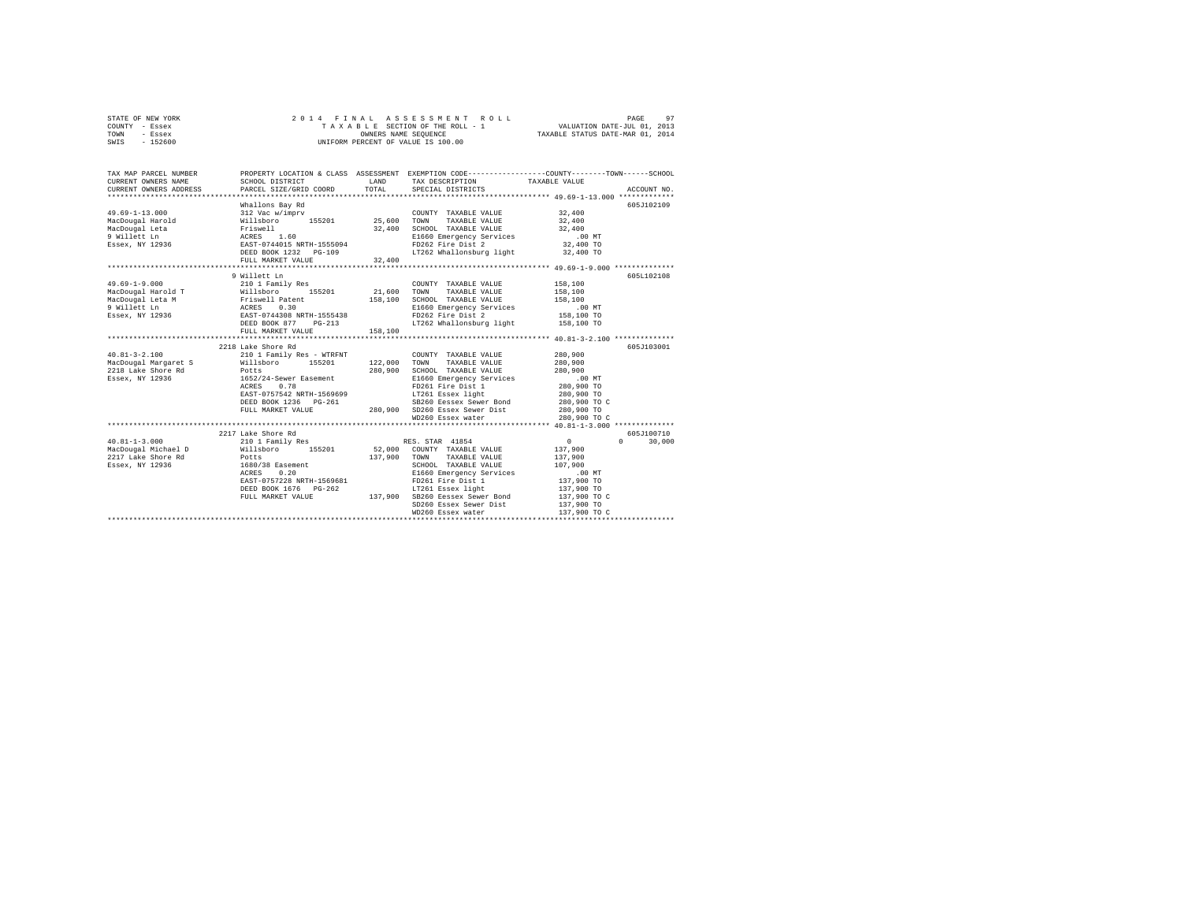STATE OF NEW YORK | 2014 FINAL ASSESSMENT ROLL | VALUATION DATE-JUL 01, 2013
COUNTY - Essex | TAXABLE SECTION OF THE ROLL - 1 | TAXABLE STATUS DATE-MAR 01, 2014
TOWN - Essex | OWNERS NAME SEQUENCE
SWIS - 152600 | UNIFORM PERCENT OF VALUE IS 100.00

```
TAX MAP PARCEL NUMBER          PROPERTY LOCATION & CLASS  ASSESSMENT  EXEMPTION CODE-----------------COUNTY--------TOWN------SCHOOL
CURRENT OWNERS NAME            SCHOOL DISTRICT               LAND      TAX DESCRIPTION             TAXABLE VALUE
CURRENT OWNERS ADDRESS         PARCEL SIZE/GRID COORD        TOTAL     SPECIAL DISTRICTS                                      ACCOUNT NO.
******************************************************************************************************* 49.69-1-13.000 *************
                               Whallons Bay Rd                                                                            605J102109
49.69-1-13.000                 312 Vac w/imprv                         COUNTY  TAXABLE VALUE           32,400
MacDougal Harold               Willsboro      155201        25,600     TOWN    TAXABLE VALUE           32,400
MacDougal Leta                 Friswell                     32,400     SCHOOL  TAXABLE VALUE           32,400
9 Willett Ln                   ACRES    1.60                           E1660 Emergency Services           .00 MT
Essex, NY 12936                EAST-0744015 NRTH-1555094               FD262 Fire Dist 2               32,400 TO
                               DEED BOOK 1232   PG-109                 LT262 Whallonsburg light        32,400 TO
                               FULL MARKET VALUE            32,400
******************************************************************************************************* 49.69-1-9.000 **************
                               9 Willett Ln                                                                               605L102108
49.69-1-9.000                  210 1 Family Res                        COUNTY  TAXABLE VALUE          158,100
MacDougal Harold T             Willsboro      155201        21,600     TOWN    TAXABLE VALUE          158,100
MacDougal Leta M               Friswell Patent             158,100     SCHOOL  TAXABLE VALUE          158,100
9 Willett Ln                   ACRES    0.30                           E1660 Emergency Services           .00 MT
Essex, NY 12936                EAST-0744308 NRTH-1555438               FD262 Fire Dist 2              158,100 TO
                               DEED BOOK 877    PG-213                 LT262 Whallonsburg light       158,100 TO
                               FULL MARKET VALUE           158,100
******************************************************************************************************* 40.81-3-2.100 **************
                               2218 Lake Shore Rd                                                                         605J103001
40.81-3-2.100                  210 1 Family Res - WTRFNT               COUNTY  TAXABLE VALUE          280,900
MacDougal Margaret S           Willsboro      155201       122,000     TOWN    TAXABLE VALUE          280,900
2218 Lake Shore Rd             Potts                       280,900     SCHOOL  TAXABLE VALUE          280,900
Essex, NY 12936                1652/24-Sewer Easement                  E1660 Emergency Services           .00 MT
                               ACRES    0.78                           FD261 Fire Dist 1              280,900 TO
                               EAST-0757542 NRTH-1569699               LT261 Essex light              280,900 TO
                               DEED BOOK 1236   PG-261                 SB260 Eessex Sewer Bond        280,900 TO C
                               FULL MARKET VALUE           280,900     SD260 Essex Sewer Dist         280,900 TO
                                                                       WD260 Essex water              280,900 TO C
******************************************************************************************************* 40.81-1-3.000 **************
                               2217 Lake Shore Rd                                                                         605J100710
40.81-1-3.000                  210 1 Family Res                        RES. STAR 41854                      0           0      30,000
MacDougal Michael D            Willsboro      155201        52,000     COUNTY  TAXABLE VALUE          137,900
2217 Lake Shore Rd             Potts                       137,900     TOWN    TAXABLE VALUE          137,900
Essex, NY 12936                1680/38 Easement                        SCHOOL  TAXABLE VALUE          107,900
                               ACRES    0.20                           E1660 Emergency Services           .00 MT
                               EAST-0757228 NRTH-1569681               FD261 Fire Dist 1              137,900 TO
                               DEED BOOK 1676   PG-262                 LT261 Essex light              137,900 TO
                               FULL MARKET VALUE           137,900     SB260 Eessex Sewer Bond        137,900 TO C
                                                                       SD260 Essex Sewer Dist         137,900 TO
                                                                       WD260 Essex water              137,900 TO C
************************************************************************************************************************************
```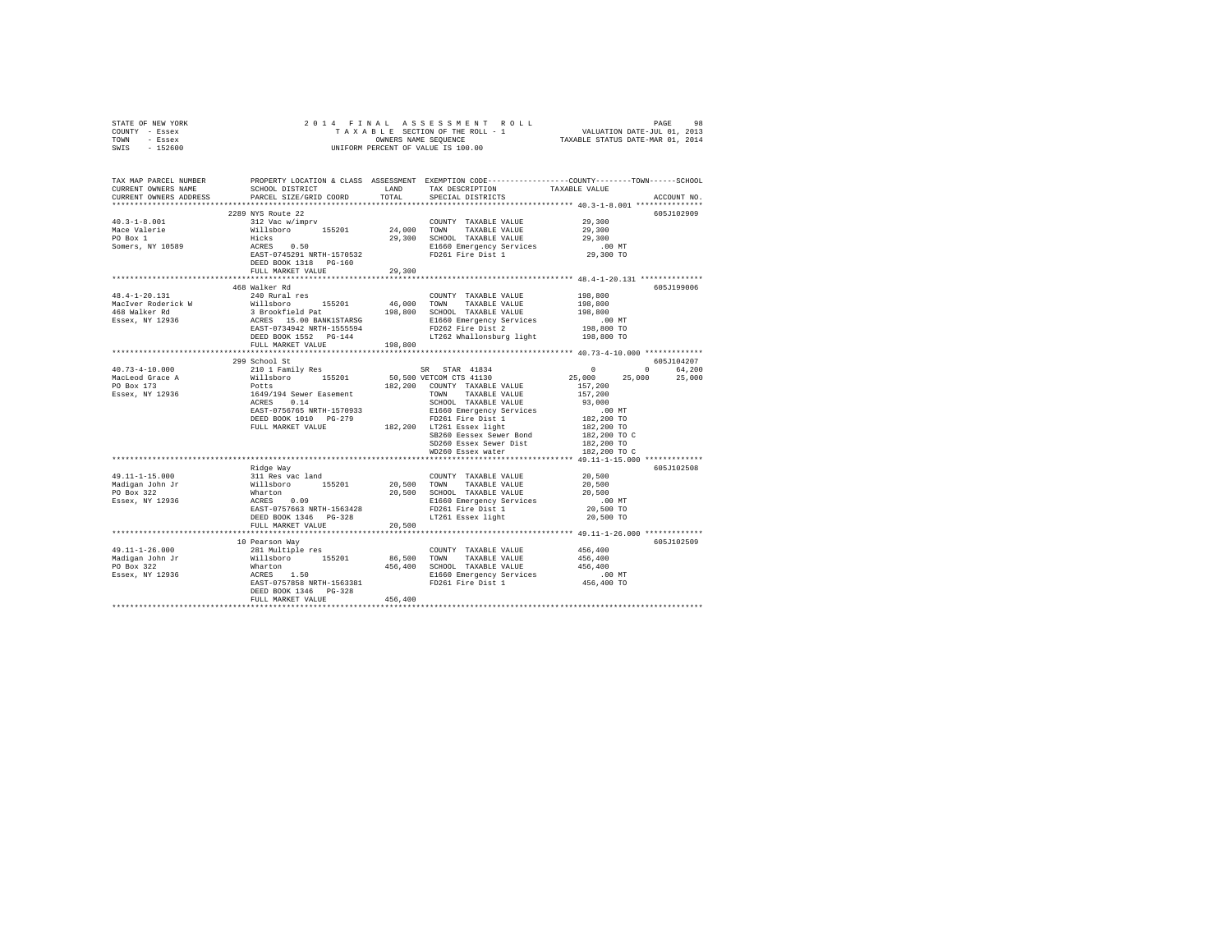```
STATE OF NEW YORK              2 0 1 4   F I N A L   A S S E S S M E N T   R O L L                PAGE    98
COUNTY  - Essex                   T A X A B L E SECTION OF THE ROLL - 1             VALUATION DATE-JUL 01, 2013
TOWN    - Essex                          OWNERS NAME SEQUENCE                     TAXABLE STATUS DATE-MAR 01, 2014
SWIS    - 152600                   UNIFORM PERCENT OF VALUE IS 100.00

TAX MAP PARCEL NUMBER          PROPERTY LOCATION & CLASS  ASSESSMENT  EXEMPTION CODE-----------------COUNTY--------TOWN------SCHOOL
CURRENT OWNERS NAME            SCHOOL DISTRICT               LAND     TAX DESCRIPTION             TAXABLE VALUE
CURRENT OWNERS ADDRESS         PARCEL SIZE/GRID COORD        TOTAL    SPECIAL DISTRICTS                                  ACCOUNT NO.
******************************************************************************************************* 40.3-1-8.001 ***************
                         2289 NYS Route 22                                                                                605J102909
40.3-1-8.001                   312 Vac w/imprv                         COUNTY  TAXABLE VALUE             29,300
Mace Valerie                   Willsboro      155201       24,000     TOWN    TAXABLE VALUE             29,300
PO Box 1                       Hicks                       29,300     SCHOOL  TAXABLE VALUE             29,300
Somers, NY 10589               ACRES    0.50                          E1660 Emergency Services              .00 MT
                               EAST-0745291 NRTH-1570532              FD261 Fire Dist 1                 29,300 TO
                               DEED BOOK 1318   PG-160
                               FULL MARKET VALUE           29,300
******************************************************************************************************* 48.4-1-20.131 *************
                         468 Walker Rd                                                                                    605J199006
48.4-1-20.131                  240 Rural res                           COUNTY  TAXABLE VALUE            198,800
MacIver Roderick W             Willsboro      155201       46,000     TOWN    TAXABLE VALUE            198,800
468 Walker Rd                  3 Brookfield Pat           198,800     SCHOOL  TAXABLE VALUE            198,800
Essex, NY 12936                ACRES   15.00 BANK1STARSG              E1660 Emergency Services              .00 MT
                               EAST-0734942 NRTH-1555594              FD262 Fire Dist 2                198,800 TO
                               DEED BOOK 1552   PG-144                LT262 Whallonsburg light         198,800 TO
                               FULL MARKET VALUE          198,800
******************************************************************************************************* 40.73-4-10.000 ************
                         299 School St                                                                                    605J104207
40.73-4-10.000                 210 1 Family Res                    SR  STAR  41834                    0           0      64,200
MacLeod Grace A                Willsboro      155201       50,500 VETCOM CTS 41130               25,000      25,000      25,000
PO Box 173                     Potts                      182,200     COUNTY  TAXABLE VALUE            157,200
Essex, NY 12936                1649/194 Sewer Easement                TOWN    TAXABLE VALUE            157,200
                               ACRES    0.14                          SCHOOL  TAXABLE VALUE             93,000
                               EAST-0756765 NRTH-1570933              E1660 Emergency Services              .00 MT
                               DEED BOOK 1010   PG-279                FD261 Fire Dist 1                182,200 TO
                               FULL MARKET VALUE          182,200     LT261 Essex light                182,200 TO
                                                                      SB260 Eessex Sewer Bond          182,200 TO C
                                                                      SD260 Essex Sewer Dist           182,200 TO
                                                                      WD260 Essex water                182,200 TO C
******************************************************************************************************* 49.11-1-15.000 ************
                               Ridge Way                                                                                  605J102508
49.11-1-15.000                 311 Res vac land                        COUNTY  TAXABLE VALUE             20,500
Madigan John Jr                Willsboro      155201       20,500     TOWN    TAXABLE VALUE             20,500
PO Box 322                     Wharton                     20,500     SCHOOL  TAXABLE VALUE             20,500
Essex, NY 12936                ACRES    0.09                          E1660 Emergency Services              .00 MT
                               EAST-0757663 NRTH-1563428              FD261 Fire Dist 1                 20,500 TO
                               DEED BOOK 1346   PG-328                LT261 Essex light                 20,500 TO
                               FULL MARKET VALUE           20,500
******************************************************************************************************* 49.11-1-26.000 ************
                         10 Pearson Way                                                                                   605J102509
49.11-1-26.000                 281 Multiple res                        COUNTY  TAXABLE VALUE            456,400
Madigan John Jr                Willsboro      155201       86,500     TOWN    TAXABLE VALUE            456,400
PO Box 322                     Wharton                    456,400     SCHOOL  TAXABLE VALUE            456,400
Essex, NY 12936                ACRES    1.50                          E1660 Emergency Services              .00 MT
                               EAST-0757858 NRTH-1563381              FD261 Fire Dist 1                456,400 TO
                               DEED BOOK 1346   PG-328
                               FULL MARKET VALUE          456,400
************************************************************************************************************************************
```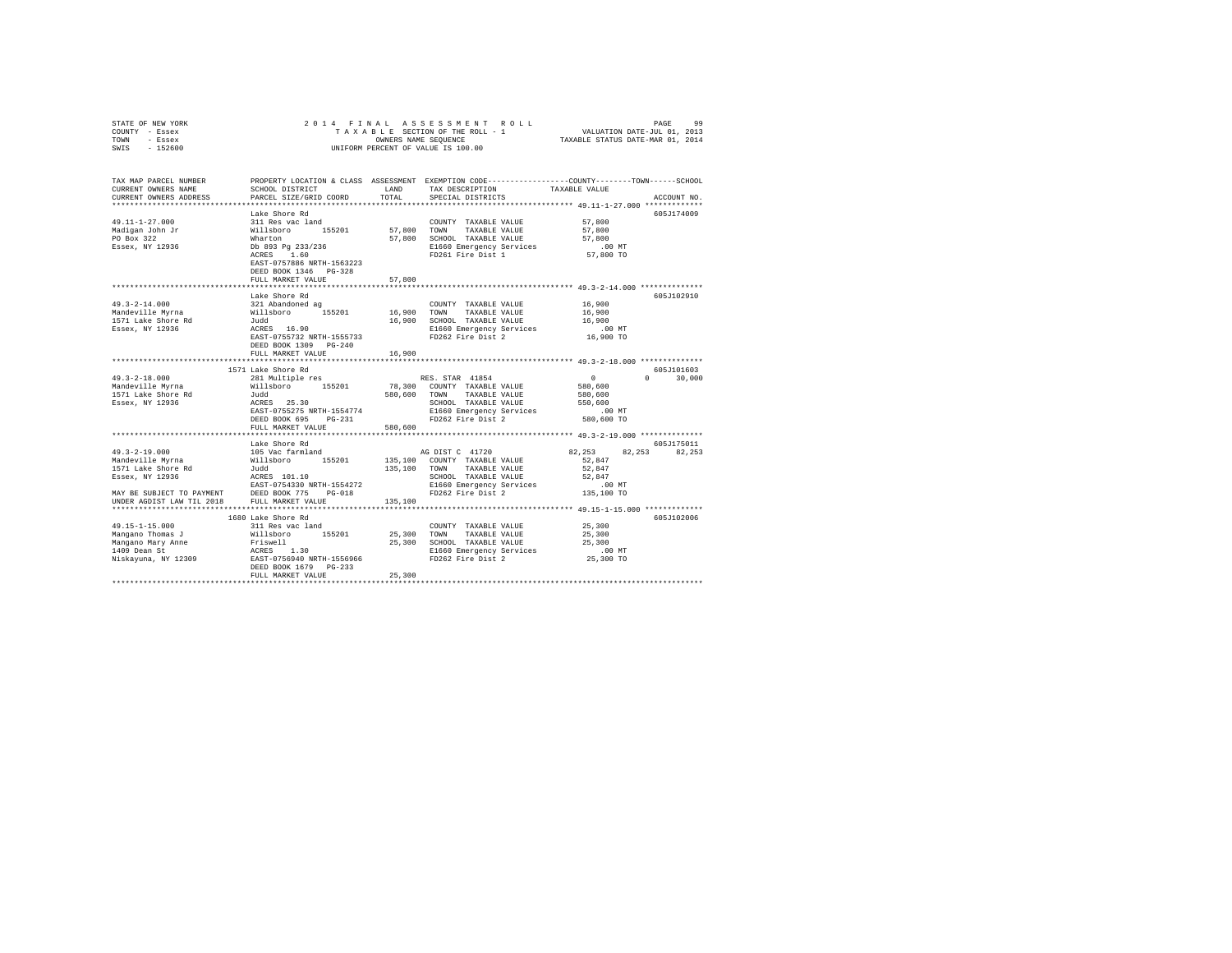STATE OF NEW YORK
COUNTY - Essex
TOWN - Essex
SWIS - 152600

2014 FINAL ASSESSMENT ROLL
TAXABLE SECTION OF THE ROLL - 1
OWNERS NAME SEQUENCE
UNIFORM PERCENT OF VALUE IS 100.00

VALUATION DATE-JUL 01, 2013
TAXABLE STATUS DATE-MAR 01, 2014

```
TAX MAP PARCEL NUMBER          PROPERTY LOCATION & CLASS  ASSESSMENT  EXEMPTION CODE-----------------COUNTY--------TOWN------SCHOOL
CURRENT OWNERS NAME            SCHOOL DISTRICT              LAND      TAX DESCRIPTION              TAXABLE VALUE
CURRENT OWNERS ADDRESS         PARCEL SIZE/GRID COORD       TOTAL     SPECIAL DISTRICTS                                       ACCOUNT NO.
******************************************************************************************************* 49.11-1-27.000 *************
                               Lake Shore Rd                                                                                605J174009
49.11-1-27.000                 311 Res vac land                        COUNTY  TAXABLE VALUE          57,800
Madigan John Jr                Willsboro      155201        57,800    TOWN    TAXABLE VALUE          57,800
PO Box 322                     Wharton                      57,800    SCHOOL  TAXABLE VALUE          57,800
Essex, NY 12936                Db 893 Pg 233/236                      E1660 Emergency Services          .00 MT
                               ACRES    1.60                           FD261 Fire Dist 1               57,800 TO
                               EAST-0757886 NRTH-1563223
                               DEED BOOK 1346   PG-328
                               FULL MARKET VALUE            57,800
******************************************************************************************************* 49.3-2-14.000 **************
                               Lake Shore Rd                                                                                605J102910
49.3-2-14.000                  321 Abandoned ag                        COUNTY  TAXABLE VALUE          16,900
Mandeville Myrna               Willsboro      155201        16,900    TOWN    TAXABLE VALUE          16,900
1571 Lake Shore Rd             Judd                         16,900    SCHOOL  TAXABLE VALUE          16,900
Essex, NY 12936                ACRES   16.90                           E1660 Emergency Services          .00 MT
                               EAST-0755732 NRTH-1555733               FD262 Fire Dist 2               16,900 TO
                               DEED BOOK 1309   PG-240
                               FULL MARKET VALUE            16,900
******************************************************************************************************* 49.3-2-18.000 **************
                               1571 Lake Shore Rd                                                                           605J101603
49.3-2-18.000                  281 Multiple res                        RES. STAR 41854                      0           0      30,000
Mandeville Myrna               Willsboro      155201        78,300    COUNTY  TAXABLE VALUE         580,600
1571 Lake Shore Rd             Judd                        580,600    TOWN    TAXABLE VALUE         580,600
Essex, NY 12936                ACRES   25.30                           SCHOOL  TAXABLE VALUE         550,600
                               EAST-0755275 NRTH-1554774               E1660 Emergency Services          .00 MT
                               DEED BOOK 695    PG-231                 FD262 Fire Dist 2              580,600 TO
                               FULL MARKET VALUE           580,600
******************************************************************************************************* 49.3-2-19.000 **************
                               Lake Shore Rd                                                                                605J175011
49.3-2-19.000                  105 Vac farmland                        AG DIST C  41720                 82,253      82,253      82,253
Mandeville Myrna               Willsboro      155201       135,100    COUNTY  TAXABLE VALUE          52,847
1571 Lake Shore Rd             Judd                        135,100    TOWN    TAXABLE VALUE          52,847
Essex, NY 12936                ACRES  101.10                           SCHOOL  TAXABLE VALUE          52,847
                               EAST-0754330 NRTH-1554272               E1660 Emergency Services          .00 MT
MAY BE SUBJECT TO PAYMENT      DEED BOOK 775    PG-018                 FD262 Fire Dist 2              135,100 TO
UNDER AGDIST LAW TIL 2018      FULL MARKET VALUE           135,100
******************************************************************************************************* 49.15-1-15.000 *************
                               1680 Lake Shore Rd                                                                           605J102006
49.15-1-15.000                 311 Res vac land                        COUNTY  TAXABLE VALUE          25,300
Mangano Thomas J               Willsboro      155201        25,300    TOWN    TAXABLE VALUE          25,300
Mangano Mary Anne              Friswell                     25,300    SCHOOL  TAXABLE VALUE          25,300
1409 Dean St                   ACRES    1.30                           E1660 Emergency Services          .00 MT
Niskayuna, NY 12309            EAST-0756940 NRTH-1556966               FD262 Fire Dist 2               25,300 TO
                               DEED BOOK 1679   PG-233
                               FULL MARKET VALUE            25,300
************************************************************************************************************************************
```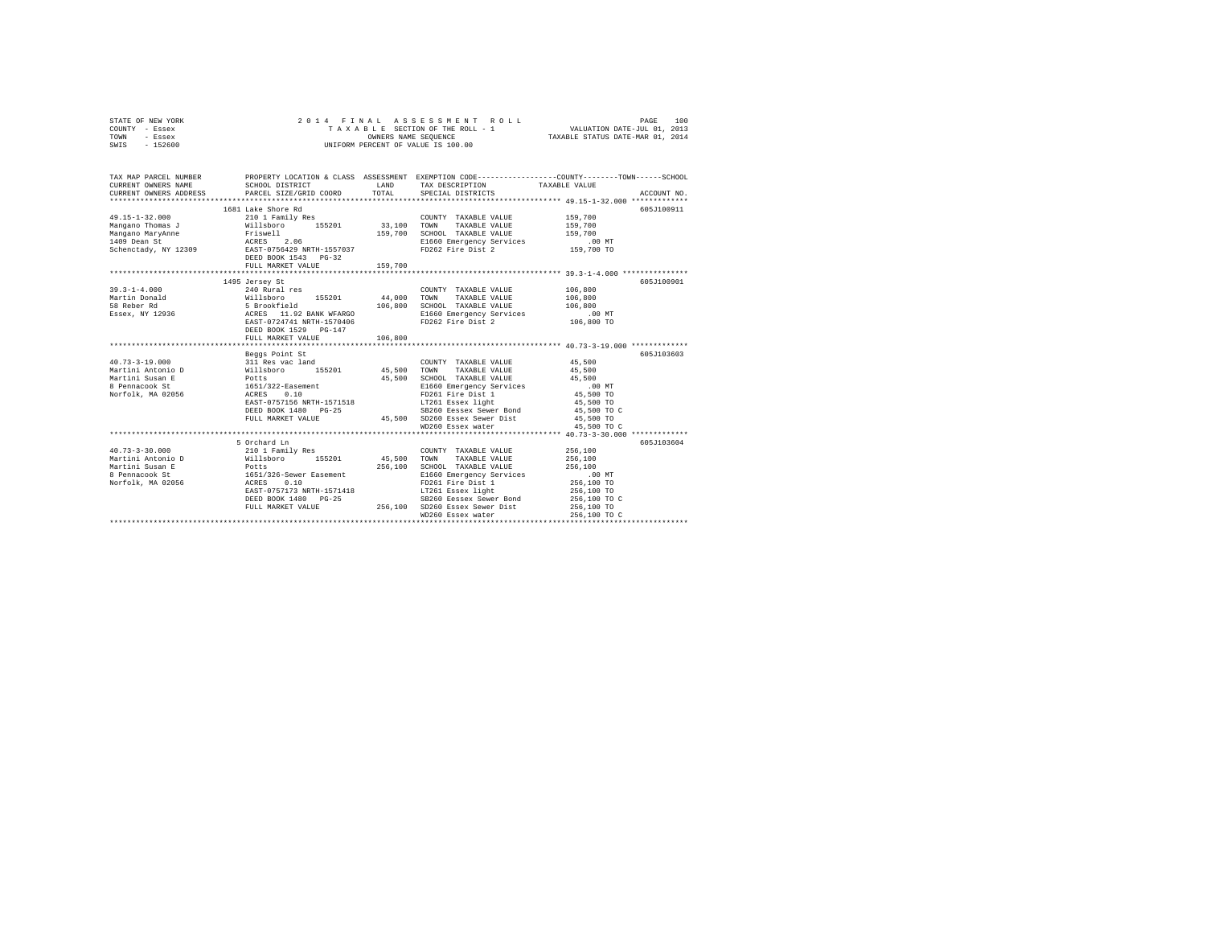STATE OF NEW YORK
COUNTY - Essex
TOWN - Essex
SWIS - 152600

2 0 1 4 F I N A L A S S E S S M E N T R O L L
T A X A B L E SECTION OF THE ROLL - 1
OWNERS NAME SEQUENCE
UNIFORM PERCENT OF VALUE IS 100.00

VALUATION DATE-JUL 01, 2013
TAXABLE STATUS DATE-MAR 01, 2014

| TAX MAP PARCEL NUMBER / CURRENT OWNERS NAME / CURRENT OWNERS ADDRESS | PROPERTY LOCATION & CLASS / SCHOOL DISTRICT / PARCEL SIZE/GRID COORD | ASSESSMENT LAND / TOTAL | EXEMPTION CODE / TAX DESCRIPTION / SPECIAL DISTRICTS | COUNTY / TOWN / SCHOOL TAXABLE VALUE | ACCOUNT NO. |
|---|---|---|---|---|---|
| 49.15-1-32.000 | 1681 Lake Shore Rd | | | | 605J100911 |
| | 210 1 Family Res | | COUNTY TAXABLE VALUE | 159,700 | |
| Mangano Thomas J | Willsboro 155201 | 33,100 | TOWN TAXABLE VALUE | 159,700 | |
| Mangano MaryAnne | Friswell | 159,700 | SCHOOL TAXABLE VALUE | 159,700 | |
| 1409 Dean St | ACRES 2.06 | | E1660 Emergency Services | .00 MT | |
| Schenctady, NY 12309 | EAST-0756429 NRTH-1557037 | | FD262 Fire Dist 2 | 159,700 TO | |
| | DEED BOOK 1543 PG-32 | | | | |
| | FULL MARKET VALUE | 159,700 | | | |
| 39.3-1-4.000 | 1495 Jersey St | | | | 605J100901 |
| | 240 Rural res | | COUNTY TAXABLE VALUE | 106,800 | |
| Martin Donald | Willsboro 155201 | 44,000 | TOWN TAXABLE VALUE | 106,800 | |
| 58 Reber Rd | 5 Brookfield | 106,800 | SCHOOL TAXABLE VALUE | 106,800 | |
| Essex, NY 12936 | ACRES 11.92 BANK WFARGO | | E1660 Emergency Services | .00 MT | |
| | EAST-0724741 NRTH-1570406 | | FD262 Fire Dist 2 | 106,800 TO | |
| | DEED BOOK 1529 PG-147 | | | | |
| | FULL MARKET VALUE | 106,800 | | | |
| 40.73-3-19.000 | Beggs Point St | | | | 605J103603 |
| | 311 Res vac land | | COUNTY TAXABLE VALUE | 45,500 | |
| Martini Antonio D | Willsboro 155201 | 45,500 | TOWN TAXABLE VALUE | 45,500 | |
| Martini Susan E | Potts | 45,500 | SCHOOL TAXABLE VALUE | 45,500 | |
| 8 Pennacook St | 1651/322-Easement | | E1660 Emergency Services | .00 MT | |
| Norfolk, MA 02056 | ACRES 0.10 | | FD261 Fire Dist 1 | 45,500 TO | |
| | EAST-0757156 NRTH-1571518 | | LT261 Essex light | 45,500 TO | |
| | DEED BOOK 1480 PG-25 | | SB260 Eessex Sewer Bond | 45,500 TO C | |
| | FULL MARKET VALUE | 45,500 | SD260 Essex Sewer Dist | 45,500 TO | |
| | | | WD260 Essex water | 45,500 TO C | |
| 40.73-3-30.000 | 5 Orchard Ln | | | | 605J103604 |
| | 210 1 Family Res | | COUNTY TAXABLE VALUE | 256,100 | |
| Martini Antonio D | Willsboro 155201 | 45,500 | TOWN TAXABLE VALUE | 256,100 | |
| Martini Susan E | Potts | 256,100 | SCHOOL TAXABLE VALUE | 256,100 | |
| 8 Pennacook St | 1651/326-Sewer Easement | | E1660 Emergency Services | .00 MT | |
| Norfolk, MA 02056 | ACRES 0.10 | | FD261 Fire Dist 1 | 256,100 TO | |
| | EAST-0757173 NRTH-1571418 | | LT261 Essex light | 256,100 TO | |
| | DEED BOOK 1480 PG-25 | | SB260 Eessex Sewer Bond | 256,100 TO C | |
| | FULL MARKET VALUE | 256,100 | SD260 Essex Sewer Dist | 256,100 TO | |
| | | | WD260 Essex water | 256,100 TO C | |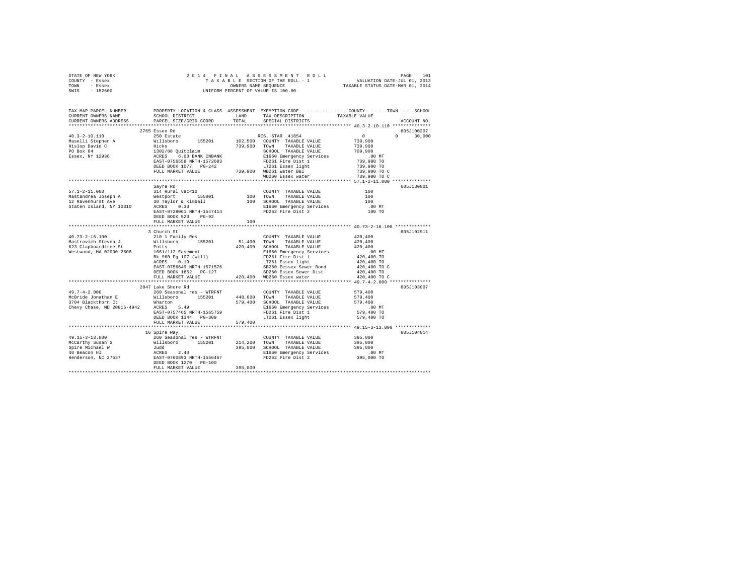STATE OF NEW YORK — 2014 FINAL ASSESSMENT ROLL — PAGE 101
COUNTY - Essex — TAXABLE SECTION OF THE ROLL - 1 — VALUATION DATE-JUL 01, 2013
TOWN - Essex — OWNERS NAME SEQUENCE — TAXABLE STATUS DATE-MAR 01, 2014
SWIS - 152600 — UNIFORM PERCENT OF VALUE IS 100.00

| TAX MAP PARCEL NUMBER / CURRENT OWNERS NAME / CURRENT OWNERS ADDRESS | PROPERTY LOCATION & CLASS / SCHOOL DISTRICT / PARCEL SIZE/GRID COORD | ASSESSMENT LAND / TOTAL | EXEMPTION CODE / TAX DESCRIPTION / SPECIAL DISTRICTS | COUNTY / TOWN / SCHOOL TAXABLE VALUE | ACCOUNT NO. |
|---|---|---|---|---|---|
| **40.3-2-10.110** | 2765 Essex Rd | | | | 605J100207 |
| 40.3-2-10.110 | 250 Estate | | RES. STAR 41854 | 0 0 30,000 | |
| Maselli Stephen A | Willsboro 155201 | 102,500 | COUNTY TAXABLE VALUE | 739,900 | |
| Hislop David C | Hicks | 739,900 | TOWN TAXABLE VALUE | 739,900 | |
| PO Box 84 | 1302/88 Quitclaim | | SCHOOL TAXABLE VALUE | 709,900 | |
| Essex, NY 12936 | ACRES 6.00 BANK CNBANK | | E1660 Emergency Services | .00 MT | |
| | EAST-0756558 NRTH-1572603 | | FD261 Fire Dist 1 | 739,900 TO | |
| | DEED BOOK 1077 PG-242 | | LT261 Essex light | 739,900 TO | |
| | FULL MARKET VALUE | 739,900 | WB261 Water B&I | 739,900 TO C | |
| | | | WD260 Essex water | 739,900 TO C | |
| **57.1-2-11.000** | Sayre Rd | | | | 605J180001 |
| 57.1-2-11.000 | 314 Rural vac<10 | | COUNTY TAXABLE VALUE | 100 | |
| Mastandrea Joseph A | Westport 155001 | 100 | TOWN TAXABLE VALUE | 100 | |
| 12 Ravenhurst Ave | 30 Taylor & Kimball | 100 | SCHOOL TAXABLE VALUE | 100 | |
| Staten Island, NY 10310 | ACRES 0.30 | | E1660 Emergency Services | .00 MT | |
| | EAST-0728061 NRTH-1547414 | | FD262 Fire Dist 2 | 100 TO | |
| | DEED BOOK 920 PG-92 | | | | |
| | FULL MARKET VALUE | 100 | | | |
| **40.73-2-16.100** | 3 Church St | | | | 605J102911 |
| 40.73-2-16.100 | 210 1 Family Res | | COUNTY TAXABLE VALUE | 420,400 | |
| Mastrovich Steven J | Willsboro 155201 | 51,400 | TOWN TAXABLE VALUE | 420,400 | |
| 623 Clapboardtree St | Potts | 420,400 | SCHOOL TAXABLE VALUE | 420,400 | |
| Westwood, MA 02090-2508 | 1661/112-Easement | | E1660 Emergency Services | .00 MT | |
| | Bk 960 Pg 107 (Will) | | FD261 Fire Dist 1 | 420,400 TO | |
| | ACRES 0.19 | | LT261 Essex light | 420,400 TO | |
| | EAST-0756649 NRTH-1571576 | | SB260 Eessex Sewer Bond | 420,400 TO C | |
| | DEED BOOK 1652 PG-127 | | SD260 Essex Sewer Dist | 420,400 TO | |
| | FULL MARKET VALUE | 420,400 | WD260 Essex water | 420,400 TO C | |
| **49.7-4-2.000** | 2047 Lake Shore Rd | | | | 605J103007 |
| 49.7-4-2.000 | 260 Seasonal res - WTRFNT | | COUNTY TAXABLE VALUE | 579,400 | |
| McBride Jonathan E | Willsboro 155201 | 448,000 | TOWN TAXABLE VALUE | 579,400 | |
| 3704 Blackthorn Ct | Wharton | 579,400 | SCHOOL TAXABLE VALUE | 579,400 | |
| Chevy Chase, MD 20815-4942 | ACRES 5.49 | | E1660 Emergency Services | .00 MT | |
| | EAST-0757465 NRTH-1565759 | | FD261 Fire Dist 1 | 579,400 TO | |
| | DEED BOOK 1344 PG-309 | | LT261 Essex light | 579,400 TO | |
| | FULL MARKET VALUE | 579,400 | | | |
| **49.15-3-13.000** | 16 Spire Way | | | | 605J104014 |
| 49.15-3-13.000 | 260 Seasonal res - WTRFNT | | COUNTY TAXABLE VALUE | 395,000 | |
| McCarthy Susan S | Willsboro 155201 | 214,200 | TOWN TAXABLE VALUE | 395,000 | |
| Spire Michael W | Judd | 395,000 | SCHOOL TAXABLE VALUE | 395,000 | |
| 40 Beacon Hl | ACRES 2.40 | | E1660 Emergency Services | .00 MT | |
| Henderson, NC 27537 | EAST-0760893 NRTH-1556467 | | FD262 Fire Dist 2 | 395,000 TO | |
| | DEED BOOK 1270 PG-100 | | | | |
| | FULL MARKET VALUE | 395,000 | | | |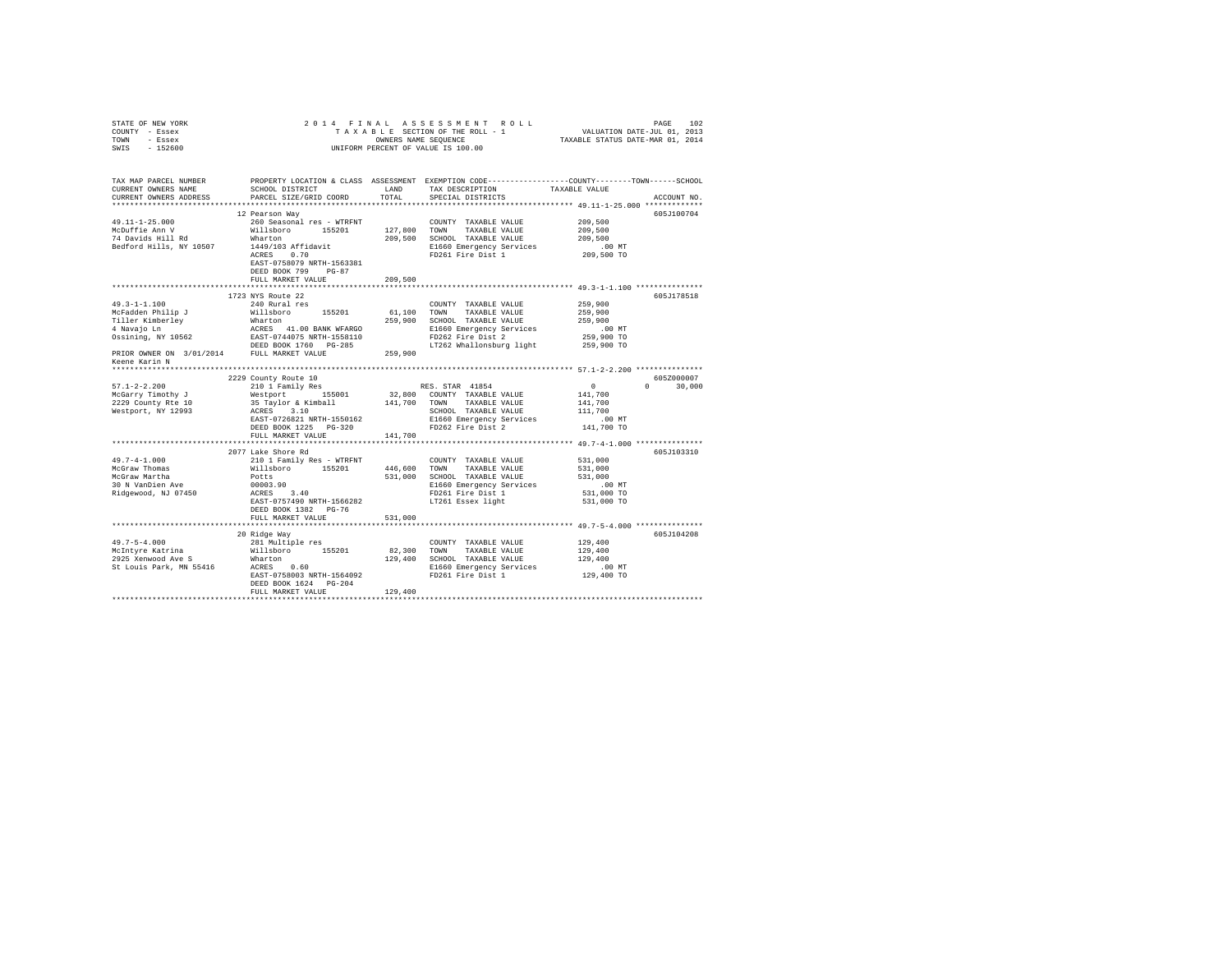STATE OF NEW YORK — 2014 FINAL ASSESSMENT ROLL — PAGE 102
COUNTY - Essex — TAXABLE SECTION OF THE ROLL - 1 — VALUATION DATE-JUL 01, 2013
TOWN - Essex — OWNERS NAME SEQUENCE — TAXABLE STATUS DATE-MAR 01, 2014
SWIS - 152600 — UNIFORM PERCENT OF VALUE IS 100.00

```
TAX MAP PARCEL NUMBER          PROPERTY LOCATION & CLASS  ASSESSMENT  EXEMPTION CODE-----------------COUNTY--------TOWN------SCHOOL
CURRENT OWNERS NAME            SCHOOL DISTRICT               LAND      TAX DESCRIPTION            TAXABLE VALUE
CURRENT OWNERS ADDRESS         PARCEL SIZE/GRID COORD        TOTAL     SPECIAL DISTRICTS                                      ACCOUNT NO.
******************************************************************************************************* 49.11-1-25.000 *************
                               12 Pearson Way                                                                              605J100704
49.11-1-25.000                 260 Seasonal res - WTRFNT              COUNTY  TAXABLE VALUE          209,500
McDuffie Ann V                 Willsboro      155201       127,800    TOWN    TAXABLE VALUE          209,500
74 Davids Hill Rd              Wharton                     209,500    SCHOOL  TAXABLE VALUE          209,500
Bedford Hills, NY 10507        1449/103 Affidavit                     E1660 Emergency Services           .00 MT
                               ACRES    0.70                          FD261 Fire Dist 1              209,500 TO
                               EAST-0758079 NRTH-1563381
                               DEED BOOK 799    PG-87
                               FULL MARKET VALUE           209,500
******************************************************************************************************* 49.3-1-1.100 ***************
                               1723 NYS Route 22                                                                           605J178518
49.3-1-1.100                   240 Rural res                          COUNTY  TAXABLE VALUE          259,900
McFadden Philip J              Willsboro      155201        61,100    TOWN    TAXABLE VALUE          259,900
Tiller Kimberley               Wharton                     259,900    SCHOOL  TAXABLE VALUE          259,900
4 Navajo Ln                    ACRES   41.00 BANK WFARGO              E1660 Emergency Services           .00 MT
Ossining, NY 10562             EAST-0744075 NRTH-1558110              FD262 Fire Dist 2              259,900 TO
                               DEED BOOK 1760   PG-285                LT262 Whallonsburg light       259,900 TO
PRIOR OWNER ON 3/01/2014       FULL MARKET VALUE           259,900
Keene Karin N
******************************************************************************************************* 57.1-2-2.200 ***************
                               2229 County Route 10                                                                        605Z000007
57.1-2-2.200                   210 1 Family Res                       RES. STAR  41854                    0            0      30,000
McGarry Timothy J              Westport       155001        32,800    COUNTY  TAXABLE VALUE          141,700
2229 County Rte 10             35 Taylor & Kimball         141,700    TOWN    TAXABLE VALUE          141,700
Westport, NY 12993             ACRES    3.10                          SCHOOL  TAXABLE VALUE          111,700
                               EAST-0726821 NRTH-1550162              E1660 Emergency Services           .00 MT
                               DEED BOOK 1225   PG-320                FD262 Fire Dist 2              141,700 TO
                               FULL MARKET VALUE           141,700
******************************************************************************************************* 49.7-4-1.000 ***************
                               2077 Lake Shore Rd                                                                          605J103310
49.7-4-1.000                   210 1 Family Res - WTRFNT              COUNTY  TAXABLE VALUE          531,000
McGraw Thomas                  Willsboro      155201       446,600    TOWN    TAXABLE VALUE          531,000
McGraw Martha                  Potts                       531,000    SCHOOL  TAXABLE VALUE          531,000
30 N VanDien Ave               00003.90                               E1660 Emergency Services           .00 MT
Ridgewood, NJ 07450            ACRES    3.40                          FD261 Fire Dist 1              531,000 TO
                               EAST-0757490 NRTH-1566282              LT261 Essex light              531,000 TO
                               DEED BOOK 1382   PG-76
                               FULL MARKET VALUE           531,000
******************************************************************************************************* 49.7-5-4.000 ***************
                               20 Ridge Way                                                                                605J104208
49.7-5-4.000                   281 Multiple res                       COUNTY  TAXABLE VALUE          129,400
McIntyre Katrina               Willsboro      155201        82,300    TOWN    TAXABLE VALUE          129,400
2925 Xenwood Ave S             Wharton                     129,400    SCHOOL  TAXABLE VALUE          129,400
St Louis Park, MN 55416        ACRES    0.60                          E1660 Emergency Services           .00 MT
                               EAST-0758003 NRTH-1564092              FD261 Fire Dist 1              129,400 TO
                               DEED BOOK 1624   PG-204
                               FULL MARKET VALUE           129,400
************************************************************************************************************************************
```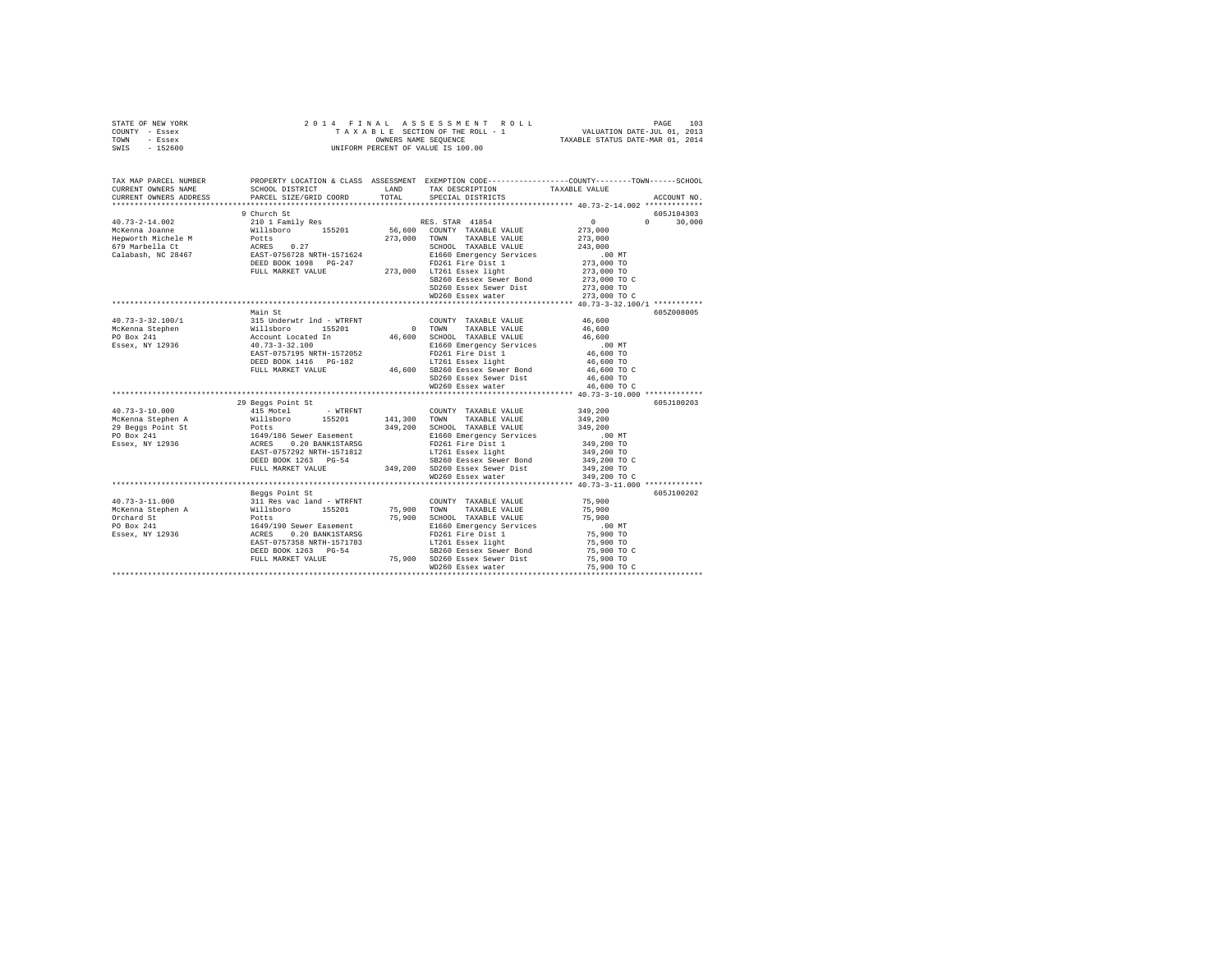STATE OF NEW YORK — 2014 FINAL ASSESSMENT ROLL
COUNTY - Essex — TAXABLE SECTION OF THE ROLL - 1 — VALUATION DATE-JUL 01, 2013
TOWN - Essex — OWNERS NAME SEQUENCE — TAXABLE STATUS DATE-MAR 01, 2014
SWIS - 152600 — UNIFORM PERCENT OF VALUE IS 100.00

```
TAX MAP PARCEL NUMBER     PROPERTY LOCATION & CLASS  ASSESSMENT  EXEMPTION CODE-----------------COUNTY--------TOWN------SCHOOL
CURRENT OWNERS NAME       SCHOOL DISTRICT               LAND      TAX DESCRIPTION              TAXABLE VALUE
CURRENT OWNERS ADDRESS    PARCEL SIZE/GRID COORD        TOTAL     SPECIAL DISTRICTS                                       ACCOUNT NO.
******************************************************************************************* 40.73-2-14.002 *************
                          9 Church St                                                                                605J104303
40.73-2-14.002            210 1 Family Res                          RES. STAR 41854                0            0       30,000
McKenna Joanne            Willsboro      155201         56,600   COUNTY  TAXABLE VALUE           273,000
Hepworth Michele M        Potts                        273,000   TOWN    TAXABLE VALUE           273,000
679 Marbella Ct           ACRES    0.27                          SCHOOL  TAXABLE VALUE           243,000
Calabash, NC 28467        EAST-0756728 NRTH-1571624              E1660 Emergency Services            .00 MT
                          DEED BOOK 1098   PG-247                FD261 Fire Dist 1               273,000 TO
                          FULL MARKET VALUE            273,000   LT261 Essex light               273,000 TO
                                                                 SB260 Eessex Sewer Bond         273,000 TO C
                                                                 SD260 Essex Sewer Dist          273,000 TO
                                                                 WD260 Essex water               273,000 TO C
******************************************************************************************* 40.73-3-32.100/1 ***********
                          Main St                                                                                    605Z008005
40.73-3-32.100/1          315 Underwtr lnd - WTRFNT                COUNTY  TAXABLE VALUE            46,600
McKenna Stephen           Willsboro      155201              0   TOWN    TAXABLE VALUE            46,600
PO Box 241                Account Located In            46,600   SCHOOL  TAXABLE VALUE            46,600
Essex, NY 12936           40.73-3-32.100                         E1660 Emergency Services            .00 MT
                          EAST-0757195 NRTH-1572052              FD261 Fire Dist 1                46,600 TO
                          DEED BOOK 1416   PG-182                LT261 Essex light                46,600 TO
                          FULL MARKET VALUE             46,600   SB260 Eessex Sewer Bond          46,600 TO C
                                                                 SD260 Essex Sewer Dist           46,600 TO
                                                                 WD260 Essex water                46,600 TO C
******************************************************************************************* 40.73-3-10.000 *************
                          29 Beggs Point St                                                                          605J100203
40.73-3-10.000            415 Motel          - WTRFNT              COUNTY  TAXABLE VALUE           349,200
McKenna Stephen A         Willsboro      155201        141,300   TOWN    TAXABLE VALUE           349,200
29 Beggs Point St         Potts                        349,200   SCHOOL  TAXABLE VALUE           349,200
PO Box 241                1649/186 Sewer Easement                E1660 Emergency Services            .00 MT
Essex, NY 12936           ACRES    0.20 BANK1STARSG              FD261 Fire Dist 1               349,200 TO
                          EAST-0757292 NRTH-1571812              LT261 Essex light               349,200 TO
                          DEED BOOK 1263   PG-54                 SB260 Eessex Sewer Bond         349,200 TO C
                          FULL MARKET VALUE            349,200   SD260 Essex Sewer Dist          349,200 TO
                                                                 WD260 Essex water               349,200 TO C
******************************************************************************************* 40.73-3-11.000 *************
                          Beggs Point St                                                                             605J100202
40.73-3-11.000            311 Res vac land - WTRFNT                COUNTY  TAXABLE VALUE            75,900
McKenna Stephen A         Willsboro      155201         75,900   TOWN    TAXABLE VALUE            75,900
Orchard St                Potts                         75,900   SCHOOL  TAXABLE VALUE            75,900
PO Box 241                1649/190 Sewer Easement                E1660 Emergency Services            .00 MT
Essex, NY 12936           ACRES    0.20 BANK1STARSG              FD261 Fire Dist 1                75,900 TO
                          EAST-0757358 NRTH-1571783              LT261 Essex light                75,900 TO
                          DEED BOOK 1263   PG-54                 SB260 Eessex Sewer Bond          75,900 TO C
                          FULL MARKET VALUE             75,900   SD260 Essex Sewer Dist           75,900 TO
                                                                 WD260 Essex water                75,900 TO C
************************************************************************************************************************
```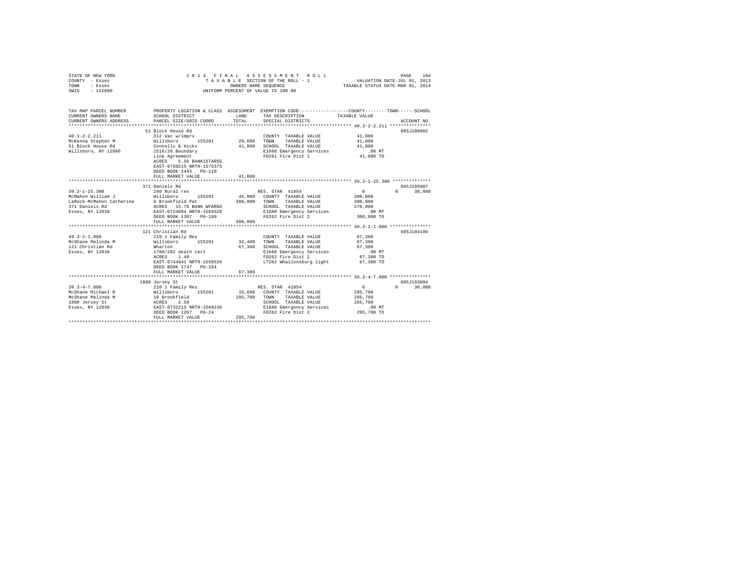STATE OF NEW YORK  
COUNTY - Essex  
TOWN - Essex  
SWIS - 152600

2 0 1 4 F I N A L A S S E S S M E N T R O L L  
T A X A B L E SECTION OF THE ROLL - 1  
OWNERS NAME SEQUENCE  
UNIFORM PERCENT OF VALUE IS 100.00

VALUATION DATE-JUL 01, 2013  
TAXABLE STATUS DATE-MAR 01, 2014

| TAX MAP PARCEL NUMBER / CURRENT OWNERS NAME / CURRENT OWNERS ADDRESS | PROPERTY LOCATION & CLASS / SCHOOL DISTRICT / PARCEL SIZE/GRID COORD | ASSESSMENT LAND | TOTAL | EXEMPTION CODE / TAX DESCRIPTION / SPECIAL DISTRICTS | COUNTY TAXABLE VALUE | TOWN | SCHOOL | ACCOUNT NO. |
|---|---|---|---|---|---|---|---|---|
| **40.3-2-2.211** | 51 Block House Rd | | | | | | | 605J180002 |
| McKenna Stephen M | 312 Vac w/imprv | | | COUNTY TAXABLE VALUE | 41,800 | | | |
| 51 Block House Rd | Willsboro 155201 | 29,600 | | TOWN TAXABLE VALUE | 41,800 | | | |
| Willsboro, NY 12996 | Connolly & Hicks | | 41,800 | SCHOOL TAXABLE VALUE | 41,800 | | | |
| | 1516/26 Boundary | | | E1660 Emergency Services | .00 MT | | | |
| | Line Agreement | | | FD261 Fire Dist 1 | 41,800 TO | | | |
| | ACRES 5.56 BANK1STARSG | | | | | | | |
| | EAST-0750215 NRTH-1575375 | | | | | | | |
| | DEED BOOK 1493 PG-110 | | | | | | | |
| | FULL MARKET VALUE | | 41,800 | | | | | |
| **39.3-1-25.300** | 371 Daniels Rd | | | | | | | 605J195007 |
| McMahon William J | 240 Rural res | | | RES. STAR 41854 | 0 | 0 | 30,000 | |
| LaRock-McMahon Catherine | Willsboro 155201 | 46,800 | | COUNTY TAXABLE VALUE | 300,000 | | | |
| 371 Daniels Rd | 6 Brookfield Pat | | 300,000 | TOWN TAXABLE VALUE | 300,000 | | | |
| Essex, NY 12936 | ACRES 15.78 BANK WFARGO | | | SCHOOL TAXABLE VALUE | 270,000 | | | |
| | EAST-0724094 NRTH-1569320 | | | E1660 Emergency Services | .00 MT | | | |
| | DEED BOOK 1307 PG-180 | | | FD262 Fire Dist 2 | 300,000 TO | | | |
| | FULL MARKET VALUE | | 300,000 | | | | | |
| **49.3-2-1.000** | 121 Christian Rd | | | | | | | 605J104106 |
| McShane Melinda M | 210 1 Family Res | | | COUNTY TAXABLE VALUE | 67,300 | | | |
| 121 Christian Rd | Willsboro 155201 | 32,400 | | TOWN TAXABLE VALUE | 67,300 | | | |
| Essex, NY 12936 | Wharton | | 67,300 | SCHOOL TAXABLE VALUE | 67,300 | | | |
| | 1708/202 death cert | | | E1660 Emergency Services | .00 MT | | | |
| | ACRES 1.40 | | | FD262 Fire Dist 2 | 67,300 TO | | | |
| | EAST-0744941 NRTH-1558526 | | | LT262 Whallonsburg light | 67,300 TO | | | |
| | DEED BOOK 1747 PG-264 | | | | | | | |
| | FULL MARKET VALUE | | 67,300 | | | | | |
| **39.3-4-7.000** | 1880 Jersey St | | | | | | | 605J183004 |
| McShane Michael R | 210 1 Family Res | | | RES. STAR 41854 | 0 | 0 | 30,000 | |
| McShane Melinda M | Willsboro 155201 | 33,600 | | COUNTY TAXABLE VALUE | 295,700 | | | |
| 1880 Jersey St | 10 Brookfield | | 295,700 | TOWN TAXABLE VALUE | 295,700 | | | |
| Essex, NY 12936 | ACRES 2.58 | | | SCHOOL TAXABLE VALUE | 265,700 | | | |
| | EAST-0732213 NRTH-1569236 | | | E1660 Emergency Services | .00 MT | | | |
| | DEED BOOK 1267 PG-24 | | | FD262 Fire Dist 2 | 295,700 TO | | | |
| | FULL MARKET VALUE | | 295,700 | | | | | |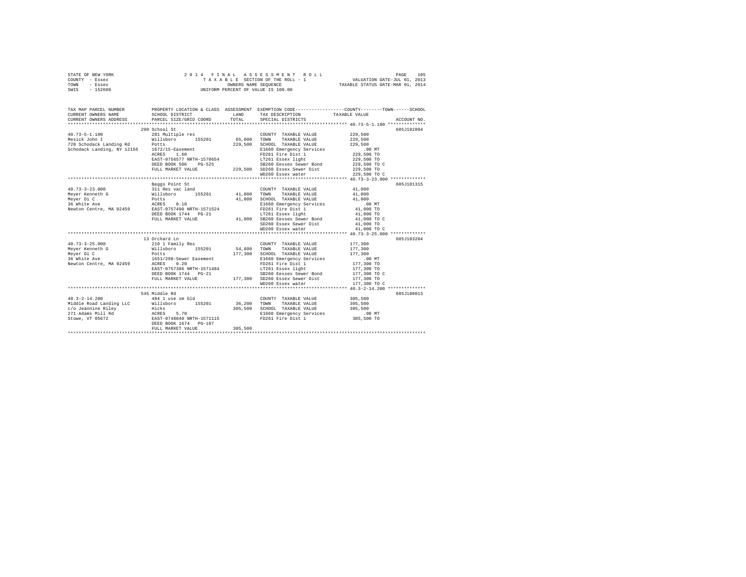STATE OF NEW YORK
COUNTY - Essex
TOWN - Essex
SWIS - 152600

2014 FINAL ASSESSMENT ROLL
TAXABLE SECTION OF THE ROLL - 1
OWNERS NAME SEQUENCE
UNIFORM PERCENT OF VALUE IS 100.00

VALUATION DATE-JUL 01, 2013
TAXABLE STATUS DATE-MAR 01, 2014

| TAX MAP PARCEL NUMBER / CURRENT OWNERS NAME / CURRENT OWNERS ADDRESS | PROPERTY LOCATION & CLASS / SCHOOL DISTRICT / PARCEL SIZE/GRID COORD | ASSESSMENT LAND / TOTAL | EXEMPTION CODE / TAX DESCRIPTION / SPECIAL DISTRICTS | COUNTY / TOWN / SCHOOL TAXABLE VALUE | ACCOUNT NO. |
|---|---|---|---|---|---|
| 40.73-5-1.100 | 290 School St | | | | 605J102804 |
| | 281 Multiple res | | COUNTY TAXABLE VALUE | 229,500 | |
| Mesick John I | Willsboro 155201 | 65,000 | TOWN TAXABLE VALUE | 229,500 | |
| 728 Schodack Landing Rd | Potts | 229,500 | SCHOOL TAXABLE VALUE | 229,500 | |
| Schodack Landing, NY 12156 | 1672/15-Easement | | E1660 Emergency Services | .00 MT | |
| | ACRES 1.60 | | FD261 Fire Dist 1 | 229,500 TO | |
| | EAST-0756577 NRTH-1570654 | | LT261 Essex light | 229,500 TO | |
| | DEED BOOK 506 PG-525 | | SB260 Eessex Sewer Bond | 229,500 TO C | |
| | FULL MARKET VALUE | 229,500 | SD260 Essex Sewer Dist | 229,500 TO | |
| | | | WD260 Essex water | 229,500 TO C | |
| 40.73-3-23.000 | Beggs Point St | | | | 605J101315 |
| | 311 Res vac land | | COUNTY TAXABLE VALUE | 41,000 | |
| Meyer Kenneth G | Willsboro 155201 | 41,000 | TOWN TAXABLE VALUE | 41,000 | |
| Meyer Di C | Potts | 41,000 | SCHOOL TAXABLE VALUE | 41,000 | |
| 36 White Ave | ACRES 0.10 | | E1660 Emergency Services | .00 MT | |
| Newton Centre, MA 02459 | EAST-0757490 NRTH-1571524 | | FD261 Fire Dist 1 | 41,000 TO | |
| | DEED BOOK 1744 PG-21 | | LT261 Essex light | 41,000 TO | |
| | FULL MARKET VALUE | 41,000 | SB260 Eessex Sewer Bond | 41,000 TO C | |
| | | | SD260 Essex Sewer Dist | 41,000 TO | |
| | | | WD260 Essex water | 41,000 TO C | |
| 40.73-3-25.000 | 13 Orchard Ln | | | | 605J103204 |
| | 210 1 Family Res | | COUNTY TAXABLE VALUE | 177,300 | |
| Meyer Kenneth G | Willsboro 155201 | 54,600 | TOWN TAXABLE VALUE | 177,300 | |
| Meyer Di C | Potts | 177,300 | SCHOOL TAXABLE VALUE | 177,300 | |
| 36 White Ave | 1651/298-Sewer Easement | | E1660 Emergency Services | .00 MT | |
| Newton Centre, MA 02459 | ACRES 0.20 | | FD261 Fire Dist 1 | 177,300 TO | |
| | EAST-0757386 NRTH-1571484 | | LT261 Essex light | 177,300 TO | |
| | DEED BOOK 1744 PG-21 | | SB260 Eessex Sewer Bond | 177,300 TO C | |
| | FULL MARKET VALUE | 177,300 | SD260 Essex Sewer Dist | 177,300 TO | |
| | | | WD260 Essex water | 177,300 TO C | |
| 40.3-2-14.200 | 545 Middle Rd | | | | 605J180013 |
| | 484 1 use sm bld | | COUNTY TAXABLE VALUE | 305,500 | |
| Middle Road Landing LLC | Willsboro 155201 | 36,200 | TOWN TAXABLE VALUE | 305,500 | |
| c/o Jeannine Riley | Hicks | 305,500 | SCHOOL TAXABLE VALUE | 305,500 | |
| 271 Adams Mill Rd | ACRES 5.70 | | E1660 Emergency Services | .00 MT | |
| Stowe, VT 05672 | EAST-0748840 NRTH-1571115 | | FD261 Fire Dist 1 | 305,500 TO | |
| | DEED BOOK 1674 PG-107 | | | | |
| | FULL MARKET VALUE | 305,500 | | | |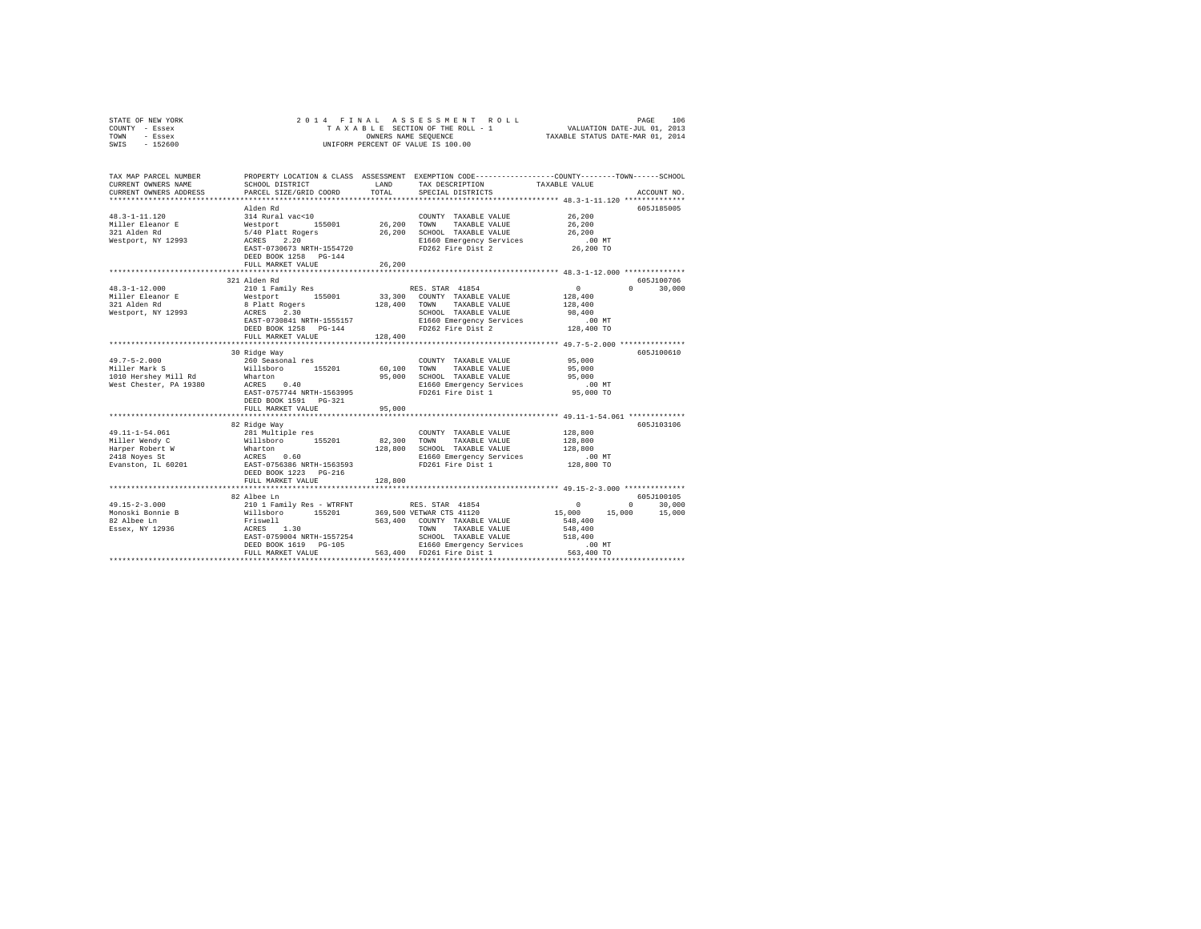STATE OF NEW YORK — 2014 FINAL ASSESSMENT ROLL — TAXABLE SECTION OF THE ROLL - 1
COUNTY - Essex — VALUATION DATE-JUL 01, 2013
TOWN - Essex — OWNERS NAME SEQUENCE — TAXABLE STATUS DATE-MAR 01, 2014
SWIS - 152600 — UNIFORM PERCENT OF VALUE IS 100.00

| TAX MAP PARCEL NUMBER / CURRENT OWNERS NAME / CURRENT OWNERS ADDRESS | PROPERTY LOCATION & CLASS / SCHOOL DISTRICT / PARCEL SIZE/GRID COORD | ASSESSMENT LAND / TOTAL | EXEMPTION CODE / TAX DESCRIPTION / SPECIAL DISTRICTS | COUNTY TAXABLE VALUE | TOWN | SCHOOL | ACCOUNT NO. |
|---|---|---|---|---|---|---|---|
| **48.3-1-11.120** | Alden Rd | | | | | | 605J185005 |
| 48.3-1-11.120 | 314 Rural vac<10 | | COUNTY TAXABLE VALUE | 26,200 | | | |
| Miller Eleanor E | Westport 155001 | 26,200 | TOWN TAXABLE VALUE | 26,200 | | | |
| 321 Alden Rd | 5/40 Platt Rogers | 26,200 | SCHOOL TAXABLE VALUE | 26,200 | | | |
| Westport, NY 12993 | ACRES 2.20 | | E1660 Emergency Services | .00 MT | | | |
| | EAST-0730673 NRTH-1554720 | | FD262 Fire Dist 2 | 26,200 TO | | | |
| | DEED BOOK 1258 PG-144 | | | | | | |
| | FULL MARKET VALUE | 26,200 | | | | | |
| **48.3-1-12.000** | 321 Alden Rd | | | | | | 605J100706 |
| 48.3-1-12.000 | 210 1 Family Res | | RES. STAR 41854 | 0 | 0 | 30,000 | |
| Miller Eleanor E | Westport 155001 | 33,300 | COUNTY TAXABLE VALUE | 128,400 | | | |
| 321 Alden Rd | 8 Platt Rogers | 128,400 | TOWN TAXABLE VALUE | 128,400 | | | |
| Westport, NY 12993 | ACRES 2.30 | | SCHOOL TAXABLE VALUE | 98,400 | | | |
| | EAST-0730841 NRTH-1555157 | | E1660 Emergency Services | .00 MT | | | |
| | DEED BOOK 1258 PG-144 | | FD262 Fire Dist 2 | 128,400 TO | | | |
| | FULL MARKET VALUE | 128,400 | | | | | |
| **49.7-5-2.000** | 30 Ridge Way | | | | | | 605J100610 |
| 49.7-5-2.000 | 260 Seasonal res | | COUNTY TAXABLE VALUE | 95,000 | | | |
| Miller Mark S | Willsboro 155201 | 60,100 | TOWN TAXABLE VALUE | 95,000 | | | |
| 1010 Hershey Mill Rd | Wharton | 95,000 | SCHOOL TAXABLE VALUE | 95,000 | | | |
| West Chester, PA 19380 | ACRES 0.40 | | E1660 Emergency Services | .00 MT | | | |
| | EAST-0757744 NRTH-1563995 | | FD261 Fire Dist 1 | 95,000 TO | | | |
| | DEED BOOK 1591 PG-321 | | | | | | |
| | FULL MARKET VALUE | 95,000 | | | | | |
| **49.11-1-54.061** | 82 Ridge Way | | | | | | 605J103106 |
| 49.11-1-54.061 | 281 Multiple res | | COUNTY TAXABLE VALUE | 128,800 | | | |
| Miller Wendy C | Willsboro 155201 | 82,300 | TOWN TAXABLE VALUE | 128,800 | | | |
| Harper Robert W | Wharton | 128,800 | SCHOOL TAXABLE VALUE | 128,800 | | | |
| 2418 Noyes St | ACRES 0.60 | | E1660 Emergency Services | .00 MT | | | |
| Evanston, IL 60201 | EAST-0756386 NRTH-1563593 | | FD261 Fire Dist 1 | 128,800 TO | | | |
| | DEED BOOK 1223 PG-216 | | | | | | |
| | FULL MARKET VALUE | 128,800 | | | | | |
| **49.15-2-3.000** | 82 Albee Ln | | | | | | 605J100105 |
| 49.15-2-3.000 | 210 1 Family Res - WTRFNT | | RES. STAR 41854 | 0 | 0 | 30,000 | |
| Monoski Bonnie B | Willsboro 155201 | 369,500 | VETWAR CTS 41120 | 15,000 | 15,000 | 15,000 | |
| 82 Albee Ln | Friswell | 563,400 | COUNTY TAXABLE VALUE | 548,400 | | | |
| Essex, NY 12936 | ACRES 1.30 | | TOWN TAXABLE VALUE | 548,400 | | | |
| | EAST-0759004 NRTH-1557254 | | SCHOOL TAXABLE VALUE | 518,400 | | | |
| | DEED BOOK 1619 PG-105 | | E1660 Emergency Services | .00 MT | | | |
| | FULL MARKET VALUE | 563,400 | FD261 Fire Dist 1 | 563,400 TO | | | |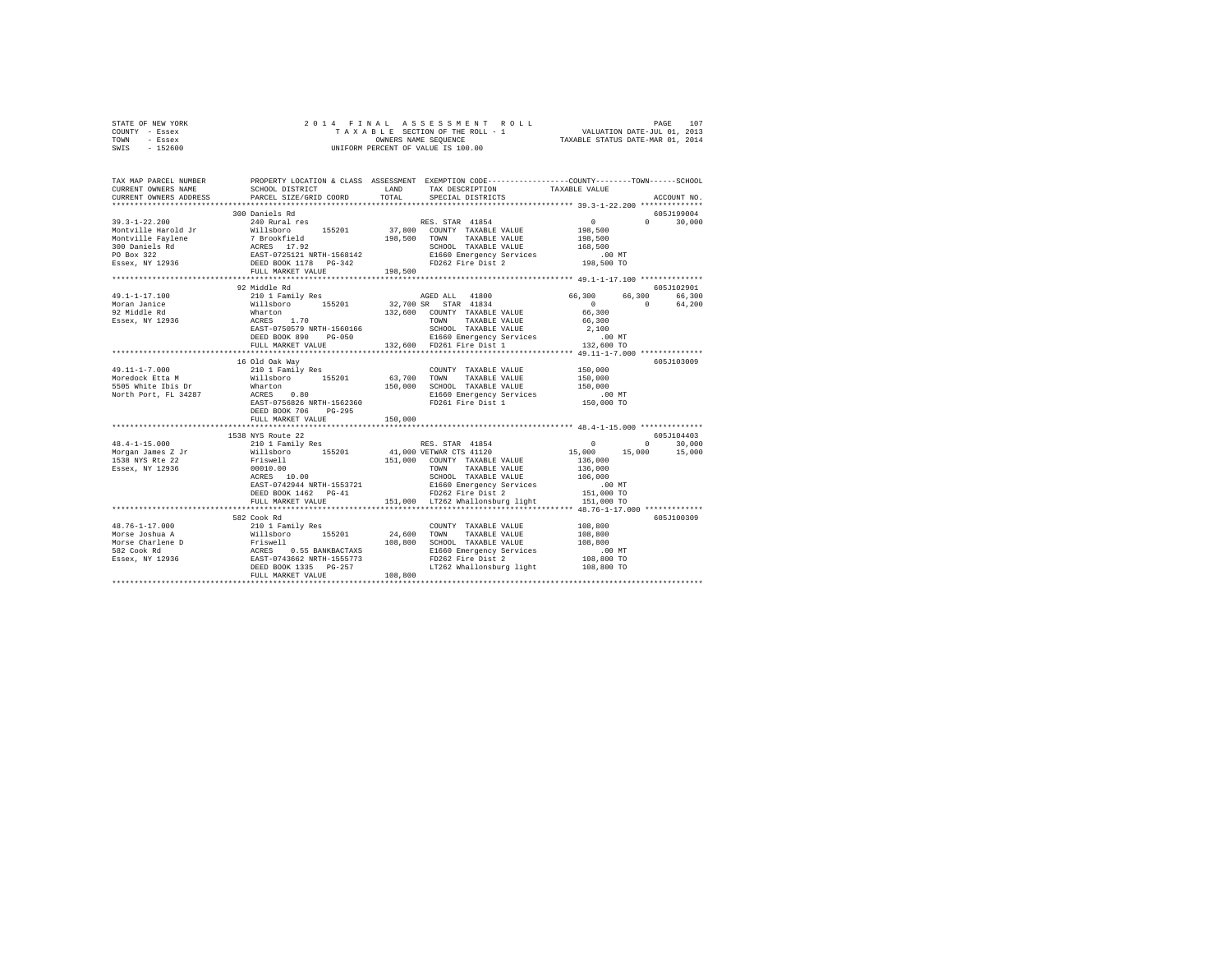STATE OF NEW YORK
COUNTY - Essex
TOWN - Essex
SWIS - 152600

2014 FINAL ASSESSMENT ROLL
TAXABLE SECTION OF THE ROLL - 1
OWNERS NAME SEQUENCE
UNIFORM PERCENT OF VALUE IS 100.00

VALUATION DATE-JUL 01, 2013
TAXABLE STATUS DATE-MAR 01, 2014

| TAX MAP PARCEL NUMBER / CURRENT OWNERS NAME / CURRENT OWNERS ADDRESS | PROPERTY LOCATION & CLASS / SCHOOL DISTRICT / PARCEL SIZE/GRID COORD | ASSESSMENT LAND / TOTAL | EXEMPTION CODE / TAX DESCRIPTION / SPECIAL DISTRICTS | COUNTY | TOWN | SCHOOL / TAXABLE VALUE | ACCOUNT NO. |
|---|---|---|---|---|---|---|---|
| **39.3-1-22.200** | 300 Daniels Rd | | | | | | 605J199004 |
| Montville Harold Jr | 240 Rural res | | RES. STAR 41854 | 0 | 0 | 30,000 | |
| Montville Faylene | Willsboro 155201 | 37,800 | COUNTY TAXABLE VALUE | 198,500 | | | |
| 300 Daniels Rd | 7 Brookfield | 198,500 | TOWN TAXABLE VALUE | 198,500 | | | |
| PO Box 322 | ACRES 17.92 | | SCHOOL TAXABLE VALUE | 168,500 | | | |
| Essex, NY 12936 | EAST-0725121 NRTH-1568142 | | E1660 Emergency Services | .00 MT | | | |
| | DEED BOOK 1178 PG-342 | | FD262 Fire Dist 2 | 198,500 TO | | | |
| | FULL MARKET VALUE | 198,500 | | | | | |
| **49.1-1-17.100** | 92 Middle Rd | | | | | | 605J102901 |
| Moran Janice | 210 1 Family Res | | AGED ALL 41800 | 66,300 | 66,300 | 66,300 | |
| 92 Middle Rd | Willsboro 155201 | 32,700 | SR STAR 41834 | 0 | 0 | 64,200 | |
| Essex, NY 12936 | Wharton | 132,600 | COUNTY TAXABLE VALUE | 66,300 | | | |
| | ACRES 1.70 | | TOWN TAXABLE VALUE | 66,300 | | | |
| | EAST-0750579 NRTH-1560166 | | SCHOOL TAXABLE VALUE | 2,100 | | | |
| | DEED BOOK 890 PG-050 | | E1660 Emergency Services | .00 MT | | | |
| | FULL MARKET VALUE | 132,600 | FD261 Fire Dist 1 | 132,600 TO | | | |
| **49.11-1-7.000** | 16 Old Oak Way | | | | | | 605J103009 |
| Moredock Etta M | 210 1 Family Res | | COUNTY TAXABLE VALUE | 150,000 | | | |
| 5505 White Ibis Dr | Willsboro 155201 | 63,700 | TOWN TAXABLE VALUE | 150,000 | | | |
| North Port, FL 34287 | Wharton | 150,000 | SCHOOL TAXABLE VALUE | 150,000 | | | |
| | ACRES 0.80 | | E1660 Emergency Services | .00 MT | | | |
| | EAST-0756826 NRTH-1562360 | | FD261 Fire Dist 1 | 150,000 TO | | | |
| | DEED BOOK 706 PG-295 | | | | | | |
| | FULL MARKET VALUE | 150,000 | | | | | |
| **48.4-1-15.000** | 1538 NYS Route 22 | | | | | | 605J104403 |
| Morgan James Z Jr | 210 1 Family Res | | RES. STAR 41854 | 0 | 0 | 30,000 | |
| 1538 NYS Rte 22 | Willsboro 155201 | 41,000 | VETWAR CTS 41120 | 15,000 | 15,000 | 15,000 | |
| Essex, NY 12936 | Friswell | 151,000 | COUNTY TAXABLE VALUE | 136,000 | | | |
| | 00010.00 | | TOWN TAXABLE VALUE | 136,000 | | | |
| | ACRES 10.00 | | SCHOOL TAXABLE VALUE | 106,000 | | | |
| | EAST-0742944 NRTH-1553721 | | E1660 Emergency Services | .00 MT | | | |
| | DEED BOOK 1462 PG-41 | | FD262 Fire Dist 2 | 151,000 TO | | | |
| | FULL MARKET VALUE | 151,000 | LT262 Whallonsburg light | 151,000 TO | | | |
| **48.76-1-17.000** | 582 Cook Rd | | | | | | 605J100309 |
| Morse Joshua A | 210 1 Family Res | | COUNTY TAXABLE VALUE | 108,800 | | | |
| Morse Charlene D | Willsboro 155201 | 24,600 | TOWN TAXABLE VALUE | 108,800 | | | |
| 582 Cook Rd | Friswell | 108,800 | SCHOOL TAXABLE VALUE | 108,800 | | | |
| Essex, NY 12936 | ACRES 0.55 BANKBACTAXS | | E1660 Emergency Services | .00 MT | | | |
| | EAST-0743662 NRTH-1555773 | | FD262 Fire Dist 2 | 108,800 TO | | | |
| | DEED BOOK 1335 PG-257 | | LT262 Whallonsburg light | 108,800 TO | | | |
| | FULL MARKET VALUE | 108,800 | | | | | |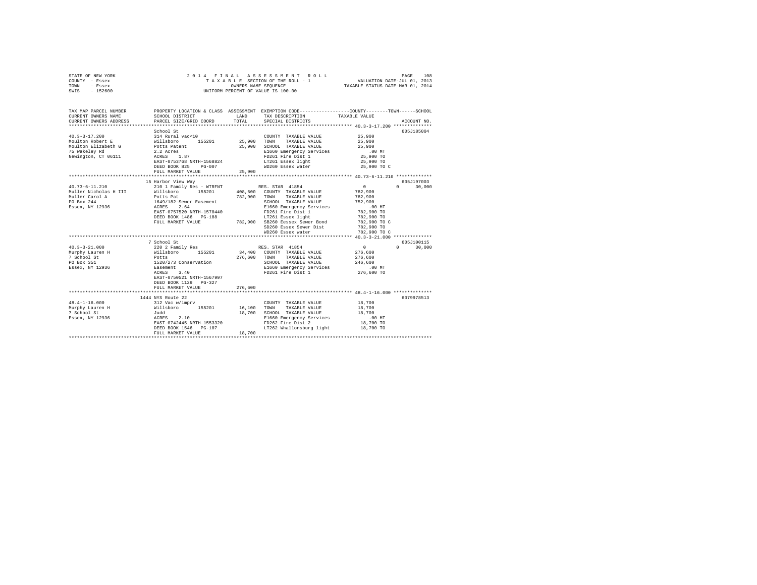STATE OF NEW YORK
COUNTY - Essex
TOWN - Essex
SWIS - 152600

2014 FINAL ASSESSMENT ROLL
TAXABLE SECTION OF THE ROLL - 1
OWNERS NAME SEQUENCE
UNIFORM PERCENT OF VALUE IS 100.00

VALUATION DATE-JUL 01, 2013
TAXABLE STATUS DATE-MAR 01, 2014

```
TAX MAP PARCEL NUMBER         PROPERTY LOCATION & CLASS  ASSESSMENT  EXEMPTION CODE-----------------COUNTY--------TOWN------SCHOOL
CURRENT OWNERS NAME           SCHOOL DISTRICT               LAND      TAX DESCRIPTION            TAXABLE VALUE
CURRENT OWNERS ADDRESS        PARCEL SIZE/GRID COORD        TOTAL     SPECIAL DISTRICTS                                     ACCOUNT NO.
******************************************************************************************************* 40.3-3-17.200 **************
                              School St                                                                                   605J185004
40.3-3-17.200                 314 Rural vac<10                        COUNTY  TAXABLE VALUE             25,900
Moulton Robert E              Willsboro      155201       25,900     TOWN    TAXABLE VALUE             25,900
Moulton Elizabeth G           Potts Patent                25,900     SCHOOL  TAXABLE VALUE             25,900
75 Wakeley Rd                 2.2 Acres                               E1660 Emergency Services             .00 MT
Newington, CT 06111           ACRES    1.87                           FD261 Fire Dist 1                 25,900 TO
                              EAST-0753768 NRTH-1568824               LT261 Essex light                 25,900 TO
                              DEED BOOK 825    PG-007                 WD260 Essex water                 25,900 TO C
                              FULL MARKET VALUE            25,900
******************************************************************************************************* 40.73-6-11.210 ************
                           15 Harbor View Way                                                                              605J197003
40.73-6-11.210                210 1 Family Res - WTRFNT               RES. STAR 41854                     0            0     30,000
Muller Nicholas H III         Willsboro      155201      408,600     COUNTY  TAXABLE VALUE            782,900
Muller Carol A                Potts Pat                  782,900     TOWN    TAXABLE VALUE            782,900
PO Box 244                    1649/182-Sewer Easement                 SCHOOL  TAXABLE VALUE            752,900
Essex, NY 12936               ACRES    2.64                           E1660 Emergency Services             .00 MT
                              EAST-0757520 NRTH-1570440               FD261 Fire Dist 1                782,900 TO
                              DEED BOOK 1486   PG-188                 LT261 Essex light                782,900 TO
                              FULL MARKET VALUE           782,900     SB260 Eessex Sewer Bond          782,900 TO C
                                                                      SD260 Essex Sewer Dist           782,900 TO
                                                                      WD260 Essex water                782,900 TO C
******************************************************************************************************* 40.3-3-21.000 *************
                            7 School St                                                                                    605J100115
40.3-3-21.000                 220 2 Family Res                        RES. STAR 41854                     0            0     30,000
Murphy Lauren H               Willsboro      155201       34,400     COUNTY  TAXABLE VALUE            276,600
7 School St                   Potts                      276,600     TOWN    TAXABLE VALUE            276,600
PO Box 351                    1520/273 Conservation                   SCHOOL  TAXABLE VALUE            246,600
Essex, NY 12936               Easement                                E1660 Emergency Services             .00 MT
                              ACRES    3.40                           FD261 Fire Dist 1                276,600 TO
                              EAST-0750521 NRTH-1567997
                              DEED BOOK 1129   PG-327
                              FULL MARKET VALUE           276,600
******************************************************************************************************* 48.4-1-16.000 *************
                         1444 NYS Route 22                                                                                 6079978513
48.4-1-16.000                 312 Vac w/imprv                         COUNTY  TAXABLE VALUE             18,700
Murphy Lauren H               Willsboro      155201       16,100     TOWN    TAXABLE VALUE             18,700
7 School St                   Judd                        18,700     SCHOOL  TAXABLE VALUE             18,700
Essex, NY 12936               ACRES    2.10                           E1660 Emergency Services             .00 MT
                              EAST-0742445 NRTH-1553320               FD262 Fire Dist 2                 18,700 TO
                              DEED BOOK 1546   PG-107                 LT262 Whallonsburg light          18,700 TO
                              FULL MARKET VALUE            18,700
************************************************************************************************************************************
```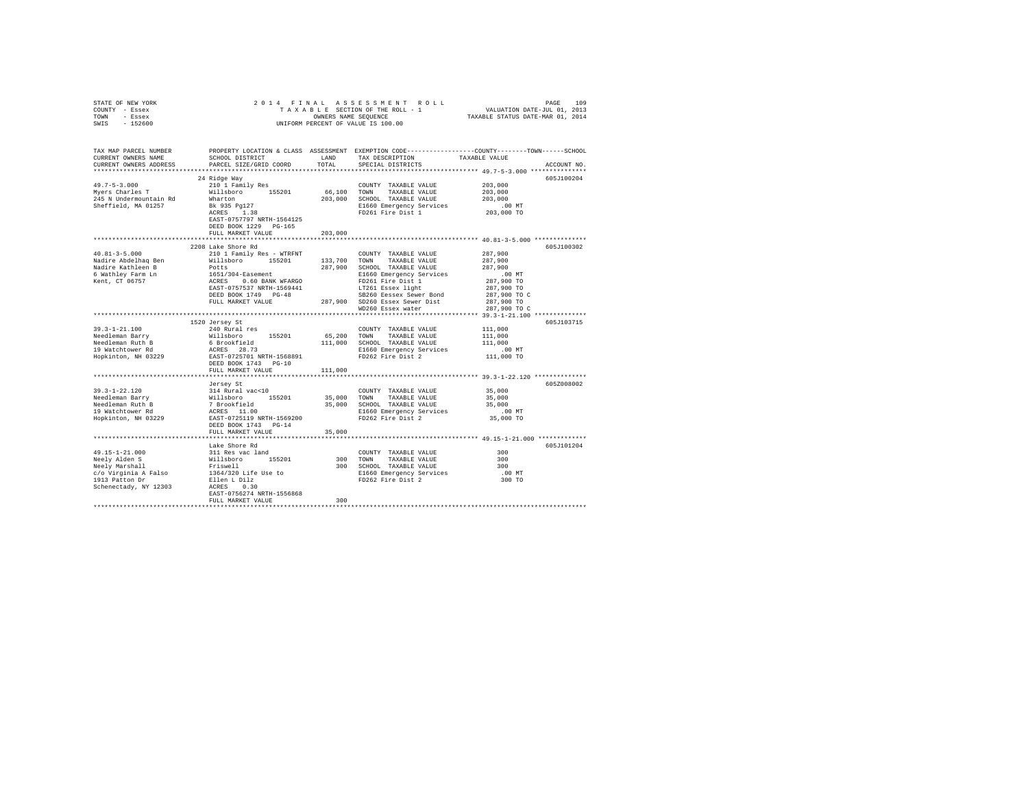STATE OF NEW YORK — COUNTY - Essex — TOWN - Essex — SWIS - 152600

2014 FINAL ASSESSMENT ROLL — TAXABLE SECTION OF THE ROLL - 1 — OWNERS NAME SEQUENCE — UNIFORM PERCENT OF VALUE IS 100.00

VALUATION DATE-JUL 01, 2013 — TAXABLE STATUS DATE-MAR 01, 2014

| TAX MAP PARCEL NUMBER / CURRENT OWNERS NAME / CURRENT OWNERS ADDRESS | PROPERTY LOCATION & CLASS / SCHOOL DISTRICT / PARCEL SIZE/GRID COORD | ASSESSMENT LAND / TOTAL | EXEMPTION CODE / TAX DESCRIPTION / SPECIAL DISTRICTS | COUNTY--TOWN--SCHOOL TAXABLE VALUE | ACCOUNT NO. |
|---|---|---|---|---|---|
| **49.7-5-3.000** | 24 Ridge Way | | | | 605J100204 |
| Myers Charles T | 210 1 Family Res | | COUNTY TAXABLE VALUE | 203,000 | |
| 245 N Undermountain Rd | Willsboro 155201 | 66,100 | TOWN TAXABLE VALUE | 203,000 | |
| Sheffield, MA 01257 | Wharton | 203,000 | SCHOOL TAXABLE VALUE | 203,000 | |
| | Bk 935 Pg127 | | E1660 Emergency Services | .00 MT | |
| | ACRES 1.30 | | FD261 Fire Dist 1 | 203,000 TO | |
| | EAST-0757797 NRTH-1564125 | | | | |
| | DEED BOOK 1229 PG-165 | | | | |
| | FULL MARKET VALUE | 203,000 | | | |
| **40.81-3-5.000** | 2208 Lake Shore Rd | | | | 605J100302 |
| Nadire Abdelhaq Ben | 210 1 Family Res - WTRFNT | | COUNTY TAXABLE VALUE | 287,900 | |
| Nadire Kathleen B | Willsboro 155201 | 133,700 | TOWN TAXABLE VALUE | 287,900 | |
| 6 Wathley Farm Ln | Potts | 287,900 | SCHOOL TAXABLE VALUE | 287,900 | |
| Kent, CT 06757 | 1651/304-Easement | | E1660 Emergency Services | .00 MT | |
| | ACRES 0.60 BANK WFARGO | | FD261 Fire Dist 1 | 287,900 TO | |
| | EAST-0757537 NRTH-1569441 | | LT261 Essex light | 287,900 TO | |
| | DEED BOOK 1749 PG-48 | | SB260 Eessex Sewer Bond | 287,900 TO C | |
| | FULL MARKET VALUE | 287,900 | SD260 Essex Sewer Dist | 287,900 TO | |
| | | | WD260 Essex water | 287,900 TO C | |
| **39.3-1-21.100** | 1520 Jersey St | | | | 605J103715 |
| Needleman Barry | 240 Rural res | | COUNTY TAXABLE VALUE | 111,000 | |
| Needleman Ruth B | Willsboro 155201 | 65,200 | TOWN TAXABLE VALUE | 111,000 | |
| 19 Watchtower Rd | 6 Brookfield | 111,000 | SCHOOL TAXABLE VALUE | 111,000 | |
| Hopkinton, NH 03229 | ACRES 28.73 | | E1660 Emergency Services | .00 MT | |
| | EAST-0725701 NRTH-1568891 | | FD262 Fire Dist 2 | 111,000 TO | |
| | DEED BOOK 1743 PG-10 | | | | |
| | FULL MARKET VALUE | 111,000 | | | |
| **39.3-1-22.120** | Jersey St | | | | 605Z008002 |
| Needleman Barry | 314 Rural vac<10 | | COUNTY TAXABLE VALUE | 35,000 | |
| Needleman Ruth B | Willsboro 155201 | 35,000 | TOWN TAXABLE VALUE | 35,000 | |
| 19 Watchtower Rd | 7 Brookfield | 35,000 | SCHOOL TAXABLE VALUE | 35,000 | |
| Hopkinton, NH 03229 | ACRES 11.00 | | E1660 Emergency Services | .00 MT | |
| | EAST-0725119 NRTH-1569200 | | FD262 Fire Dist 2 | 35,000 TO | |
| | DEED BOOK 1743 PG-14 | | | | |
| | FULL MARKET VALUE | 35,000 | | | |
| **49.15-1-21.000** | Lake Shore Rd | | | | 605J101204 |
| Neely Alden S | 311 Res vac land | | COUNTY TAXABLE VALUE | 300 | |
| Neely Marshall | Willsboro 155201 | 300 | TOWN TAXABLE VALUE | 300 | |
| c/o Virginia A Falso | Friswell | 300 | SCHOOL TAXABLE VALUE | 300 | |
| 1913 Patton Dr | 1364/320 Life Use to | | E1660 Emergency Services | .00 MT | |
| Schenectady, NY 12303 | Ellen L Dilz | | FD262 Fire Dist 2 | 300 TO | |
| | ACRES 0.30 | | | | |
| | EAST-0756274 NRTH-1556868 | | | | |
| | FULL MARKET VALUE | 300 | | | |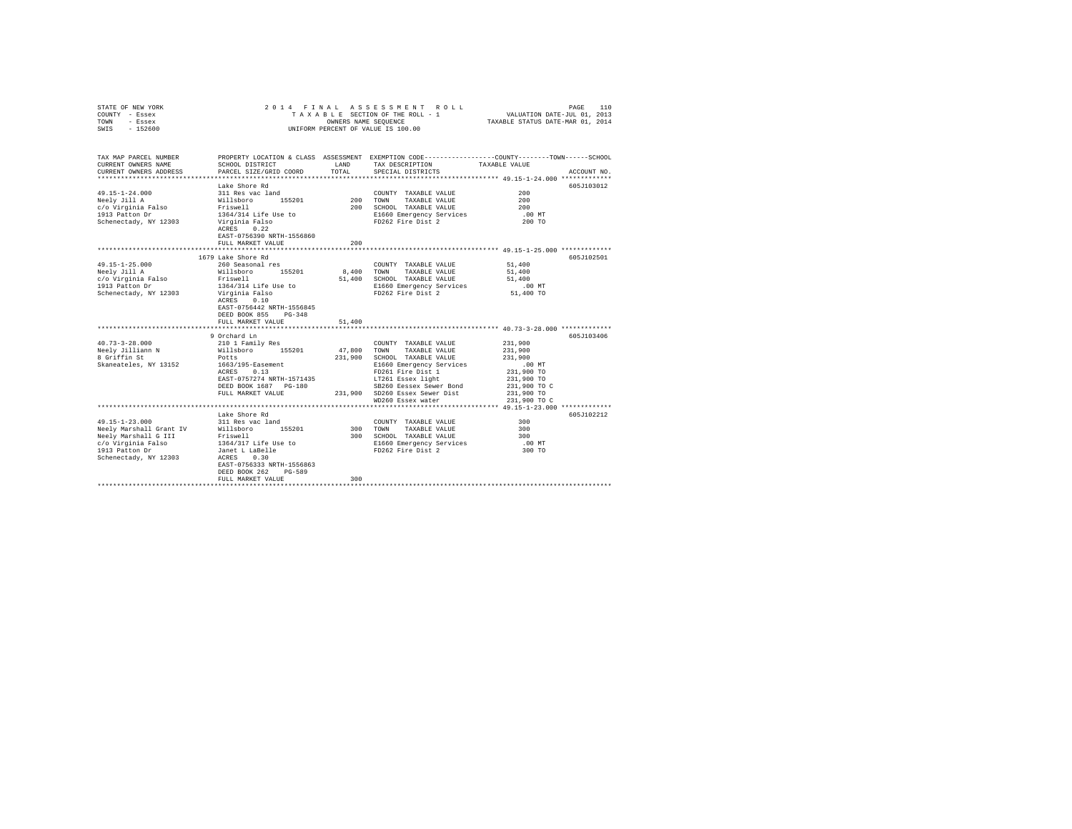STATE OF NEW YORK                2014 FINAL ASSESSMENT ROLL
COUNTY - Essex                   TAXABLE SECTION OF THE ROLL - 1          VALUATION DATE-JUL 01, 2013
TOWN - Essex                     OWNERS NAME SEQUENCE                     TAXABLE STATUS DATE-MAR 01, 2014
SWIS - 152600                    UNIFORM PERCENT OF VALUE IS 100.00

| TAX MAP PARCEL NUMBER / CURRENT OWNERS NAME / CURRENT OWNERS ADDRESS | PROPERTY LOCATION & CLASS / SCHOOL DISTRICT / PARCEL SIZE/GRID COORD | ASSESSMENT LAND | TOTAL | EXEMPTION CODE / TAX DESCRIPTION / SPECIAL DISTRICTS | TAXABLE VALUE (COUNTY--TOWN--SCHOOL) | ACCOUNT NO. |
|---|---|---|---|---|---|---|
| **49.15-1-24.000** | Lake Shore Rd | | | | | 605J103012 |
| 49.15-1-24.000 | 311 Res vac land | | | COUNTY TAXABLE VALUE | 200 | |
| Neely Jill A | Willsboro 155201 | 200 | | TOWN TAXABLE VALUE | 200 | |
| c/o Virginia Falso | Friswell | | 200 | SCHOOL TAXABLE VALUE | 200 | |
| 1913 Patton Dr | 1364/314 Life Use to | | | E1660 Emergency Services | .00 MT | |
| Schenectady, NY 12303 | Virginia Falso | | | FD262 Fire Dist 2 | 200 TO | |
| | ACRES 0.22 | | | | | |
| | EAST-0756390 NRTH-1556860 | | | | | |
| | FULL MARKET VALUE | | 200 | | | |
| **49.15-1-25.000** | 1679 Lake Shore Rd | | | | | 605J102501 |
| 49.15-1-25.000 | 260 Seasonal res | | | COUNTY TAXABLE VALUE | 51,400 | |
| Neely Jill A | Willsboro 155201 | 8,400 | | TOWN TAXABLE VALUE | 51,400 | |
| c/o Virginia Falso | Friswell | | 51,400 | SCHOOL TAXABLE VALUE | 51,400 | |
| 1913 Patton Dr | 1364/314 Life Use to | | | E1660 Emergency Services | .00 MT | |
| Schenectady, NY 12303 | Virginia Falso | | | FD262 Fire Dist 2 | 51,400 TO | |
| | ACRES 0.10 | | | | | |
| | EAST-0756442 NRTH-1556845 | | | | | |
| | DEED BOOK 855 PG-348 | | | | | |
| | FULL MARKET VALUE | | 51,400 | | | |
| **40.73-3-28.000** | 9 Orchard Ln | | | | | 605J103406 |
| 40.73-3-28.000 | 210 1 Family Res | | | COUNTY TAXABLE VALUE | 231,900 | |
| Neely Jilliann N | Willsboro 155201 | 47,800 | | TOWN TAXABLE VALUE | 231,900 | |
| 8 Griffin St | Potts | | 231,900 | SCHOOL TAXABLE VALUE | 231,900 | |
| Skaneateles, NY 13152 | 1663/195-Easement | | | E1660 Emergency Services | .00 MT | |
| | ACRES 0.13 | | | FD261 Fire Dist 1 | 231,900 TO | |
| | EAST-0757274 NRTH-1571435 | | | LT261 Essex light | 231,900 TO | |
| | DEED BOOK 1687 PG-180 | | | SB260 Eessex Sewer Bond | 231,900 TO C | |
| | FULL MARKET VALUE | | 231,900 | SD260 Essex Sewer Dist | 231,900 TO | |
| | | | | WD260 Essex water | 231,900 TO C | |
| **49.15-1-23.000** | Lake Shore Rd | | | | | 605J102212 |
| 49.15-1-23.000 | 311 Res vac land | | | COUNTY TAXABLE VALUE | 300 | |
| Neely Marshall Grant IV | Willsboro 155201 | 300 | | TOWN TAXABLE VALUE | 300 | |
| Neely Marshall G III | Friswell | | 300 | SCHOOL TAXABLE VALUE | 300 | |
| c/o Virginia Falso | 1364/317 Life Use to | | | E1660 Emergency Services | .00 MT | |
| 1913 Patton Dr | Janet L LaBelle | | | FD262 Fire Dist 2 | 300 TO | |
| Schenectady, NY 12303 | ACRES 0.30 | | | | | |
| | EAST-0756333 NRTH-1556863 | | | | | |
| | DEED BOOK 262 PG-589 | | | | | |
| | FULL MARKET VALUE | | 300 | | | |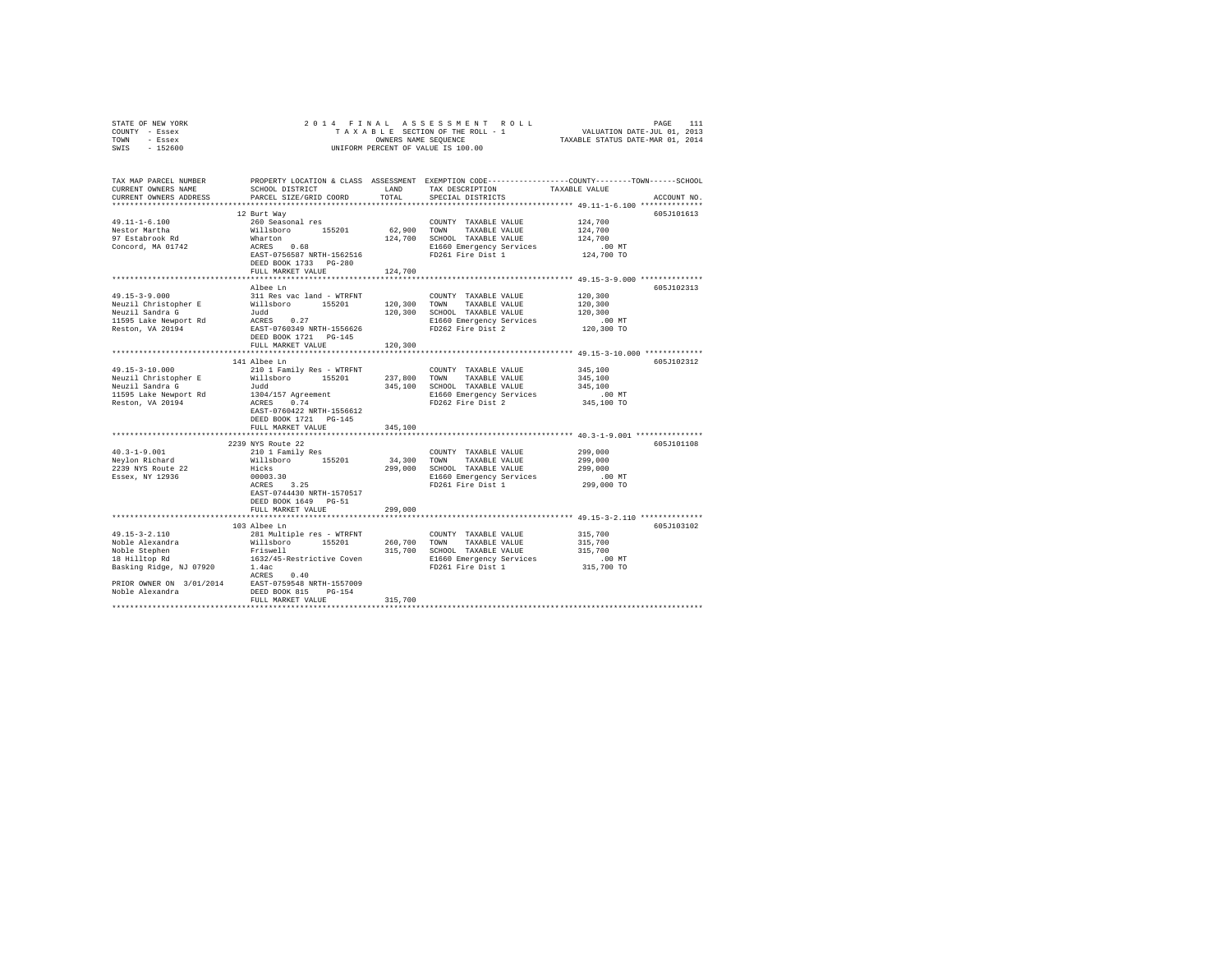STATE OF NEW YORK — 2014 FINAL ASSESSMENT ROLL
COUNTY - Essex — TAXABLE SECTION OF THE ROLL - 1 — VALUATION DATE-JUL 01, 2013
TOWN - Essex — OWNERS NAME SEQUENCE — TAXABLE STATUS DATE-MAR 01, 2014
SWIS - 152600 — UNIFORM PERCENT OF VALUE IS 100.00

```
TAX MAP PARCEL NUMBER          PROPERTY LOCATION & CLASS  ASSESSMENT  EXEMPTION CODE-----------------COUNTY--------TOWN------SCHOOL
CURRENT OWNERS NAME            SCHOOL DISTRICT               LAND     TAX DESCRIPTION            TAXABLE VALUE
CURRENT OWNERS ADDRESS         PARCEL SIZE/GRID COORD        TOTAL    SPECIAL DISTRICTS                                    ACCOUNT NO.
******************************************************************************************************* 49.11-1-6.100 **************
                               12 Burt Way                                                                                605J101613
49.11-1-6.100                  260 Seasonal res                      COUNTY  TAXABLE VALUE           124,700
Nestor Martha                  Willsboro      155201       62,900    TOWN    TAXABLE VALUE           124,700
97 Estabrook Rd                Wharton                    124,700    SCHOOL  TAXABLE VALUE           124,700
Concord, MA 01742              ACRES    0.68                         E1660 Emergency Services            .00 MT
                               EAST-0756587 NRTH-1562516             FD261 Fire Dist 1               124,700 TO
                               DEED BOOK 1733   PG-280
                               FULL MARKET VALUE          124,700
******************************************************************************************************* 49.15-3-9.000 **************
                               Albee Ln                                                                                   605J102313
49.15-3-9.000                  311 Res vac land - WTRFNT             COUNTY  TAXABLE VALUE           120,300
Neuzil Christopher E           Willsboro      155201      120,300    TOWN    TAXABLE VALUE           120,300
Neuzil Sandra G                Judd                       120,300    SCHOOL  TAXABLE VALUE           120,300
11595 Lake Newport Rd          ACRES    0.27                         E1660 Emergency Services            .00 MT
Reston, VA 20194               EAST-0760349 NRTH-1556626             FD262 Fire Dist 2               120,300 TO
                               DEED BOOK 1721   PG-145
                               FULL MARKET VALUE          120,300
******************************************************************************************************* 49.15-3-10.000 *************
                               141 Albee Ln                                                                               605J102312
49.15-3-10.000                 210 1 Family Res - WTRFNT             COUNTY  TAXABLE VALUE           345,100
Neuzil Christopher E           Willsboro      155201      237,800    TOWN    TAXABLE VALUE           345,100
Neuzil Sandra G                Judd                       345,100    SCHOOL  TAXABLE VALUE           345,100
11595 Lake Newport Rd          1304/157 Agreement                    E1660 Emergency Services            .00 MT
Reston, VA 20194               ACRES    0.74                         FD262 Fire Dist 2               345,100 TO
                               EAST-0760422 NRTH-1556612
                               DEED BOOK 1721   PG-145
                               FULL MARKET VALUE          345,100
******************************************************************************************************* 40.3-1-9.001 ***************
                               2239 NYS Route 22                                                                          605J101108
40.3-1-9.001                   210 1 Family Res                      COUNTY  TAXABLE VALUE           299,000
Neylon Richard                 Willsboro      155201       34,300    TOWN    TAXABLE VALUE           299,000
2239 NYS Route 22              Hicks                      299,000    SCHOOL  TAXABLE VALUE           299,000
Essex, NY 12936                00003.30                              E1660 Emergency Services            .00 MT
                               ACRES    3.25                         FD261 Fire Dist 1               299,000 TO
                               EAST-0744430 NRTH-1570517
                               DEED BOOK 1649   PG-51
                               FULL MARKET VALUE          299,000
******************************************************************************************************* 49.15-3-2.110 **************
                               103 Albee Ln                                                                               605J103102
49.15-3-2.110                  281 Multiple res - WTRFNT             COUNTY  TAXABLE VALUE           315,700
Noble Alexandra                Willsboro      155201      260,700    TOWN    TAXABLE VALUE           315,700
Noble Stephen                  Friswell                   315,700    SCHOOL  TAXABLE VALUE           315,700
18 Hilltop Rd                  1632/45-Restrictive Coven             E1660 Emergency Services            .00 MT
Basking Ridge, NJ 07920        1.4ac                                 FD261 Fire Dist 1               315,700 TO
                               ACRES    0.40
PRIOR OWNER ON 3/01/2014       EAST-0759548 NRTH-1557009
Noble Alexandra                DEED BOOK 815    PG-154
                               FULL MARKET VALUE          315,700
************************************************************************************************************************************
```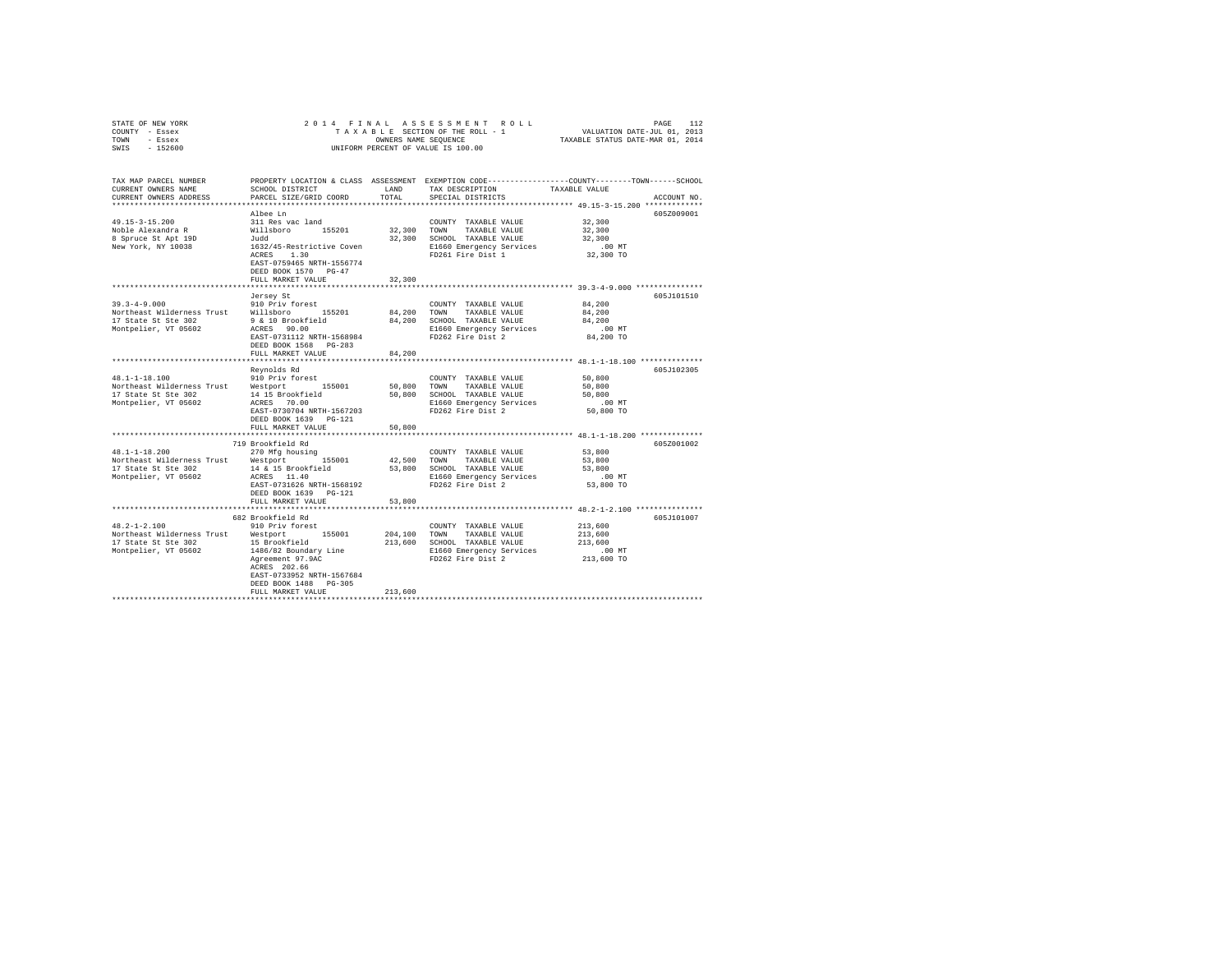STATE OF NEW YORK  
COUNTY - Essex  
TOWN - Essex  
SWIS - 152600

2014 FINAL ASSESSMENT ROLL  
TAXABLE SECTION OF THE ROLL - 1  
OWNERS NAME SEQUENCE  
UNIFORM PERCENT OF VALUE IS 100.00

VALUATION DATE-JUL 01, 2013  
TAXABLE STATUS DATE-MAR 01, 2014

| TAX MAP PARCEL NUMBER / CURRENT OWNERS NAME / CURRENT OWNERS ADDRESS | PROPERTY LOCATION & CLASS / SCHOOL DISTRICT / PARCEL SIZE/GRID COORD | ASSESSMENT LAND / TOTAL | EXEMPTION CODE / TAX DESCRIPTION / SPECIAL DISTRICTS | TAXABLE VALUE (COUNTY / TOWN / SCHOOL) | ACCOUNT NO. |
|---|---|---|---|---|---|
| 49.15-3-15.200 | Albee Ln | | | | 605Z009001 |
| 49.15-3-15.200 | 311 Res vac land | | COUNTY TAXABLE VALUE | 32,300 | |
| Noble Alexandra R | Willsboro 155201 | 32,300 | TOWN TAXABLE VALUE | 32,300 | |
| 8 Spruce St Apt 19D | Judd | 32,300 | SCHOOL TAXABLE VALUE | 32,300 | |
| New York, NY 10038 | 1632/45-Restrictive Coven | | E1660 Emergency Services | .00 MT | |
| | ACRES 1.30 | | FD261 Fire Dist 1 | 32,300 TO | |
| | EAST-0759465 NRTH-1556774 | | | | |
| | DEED BOOK 1570 PG-47 | | | | |
| | FULL MARKET VALUE | 32,300 | | | |
| 39.3-4-9.000 | Jersey St | | | | 605J101510 |
| 39.3-4-9.000 | 910 Priv forest | | COUNTY TAXABLE VALUE | 84,200 | |
| Northeast Wilderness Trust | Willsboro 155201 | 84,200 | TOWN TAXABLE VALUE | 84,200 | |
| 17 State St Ste 302 | 9 & 10 Brookfield | 84,200 | SCHOOL TAXABLE VALUE | 84,200 | |
| Montpelier, VT 05602 | ACRES 90.00 | | E1660 Emergency Services | .00 MT | |
| | EAST-0731112 NRTH-1568984 | | FD262 Fire Dist 2 | 84,200 TO | |
| | DEED BOOK 1568 PG-283 | | | | |
| | FULL MARKET VALUE | 84,200 | | | |
| 48.1-1-18.100 | Reynolds Rd | | | | 605J102305 |
| 48.1-1-18.100 | 910 Priv forest | | COUNTY TAXABLE VALUE | 50,800 | |
| Northeast Wilderness Trust | Westport 155001 | 50,800 | TOWN TAXABLE VALUE | 50,800 | |
| 17 State St Ste 302 | 14 15 Brookfield | 50,800 | SCHOOL TAXABLE VALUE | 50,800 | |
| Montpelier, VT 05602 | ACRES 70.00 | | E1660 Emergency Services | .00 MT | |
| | EAST-0730704 NRTH-1567203 | | FD262 Fire Dist 2 | 50,800 TO | |
| | DEED BOOK 1639 PG-121 | | | | |
| | FULL MARKET VALUE | 50,800 | | | |
| 48.1-1-18.200 | 719 Brookfield Rd | | | | 605Z001002 |
| 48.1-1-18.200 | 270 Mfg housing | | COUNTY TAXABLE VALUE | 53,800 | |
| Northeast Wilderness Trust | Westport 155001 | 42,500 | TOWN TAXABLE VALUE | 53,800 | |
| 17 State St Ste 302 | 14 & 15 Brookfield | 53,800 | SCHOOL TAXABLE VALUE | 53,800 | |
| Montpelier, VT 05602 | ACRES 11.40 | | E1660 Emergency Services | .00 MT | |
| | EAST-0731626 NRTH-1568192 | | FD262 Fire Dist 2 | 53,800 TO | |
| | DEED BOOK 1639 PG-121 | | | | |
| | FULL MARKET VALUE | 53,800 | | | |
| 48.2-1-2.100 | 682 Brookfield Rd | | | | 605J101007 |
| 48.2-1-2.100 | 910 Priv forest | | COUNTY TAXABLE VALUE | 213,600 | |
| Northeast Wilderness Trust | Westport 155001 | 204,100 | TOWN TAXABLE VALUE | 213,600 | |
| 17 State St Ste 302 | 15 Brookfield | 213,600 | SCHOOL TAXABLE VALUE | 213,600 | |
| Montpelier, VT 05602 | 1486/82 Boundary Line | | E1660 Emergency Services | .00 MT | |
| | Agreement 97.9AC | | FD262 Fire Dist 2 | 213,600 TO | |
| | ACRES 202.66 | | | | |
| | EAST-0733952 NRTH-1567684 | | | | |
| | DEED BOOK 1488 PG-305 | | | | |
| | FULL MARKET VALUE | 213,600 | | | |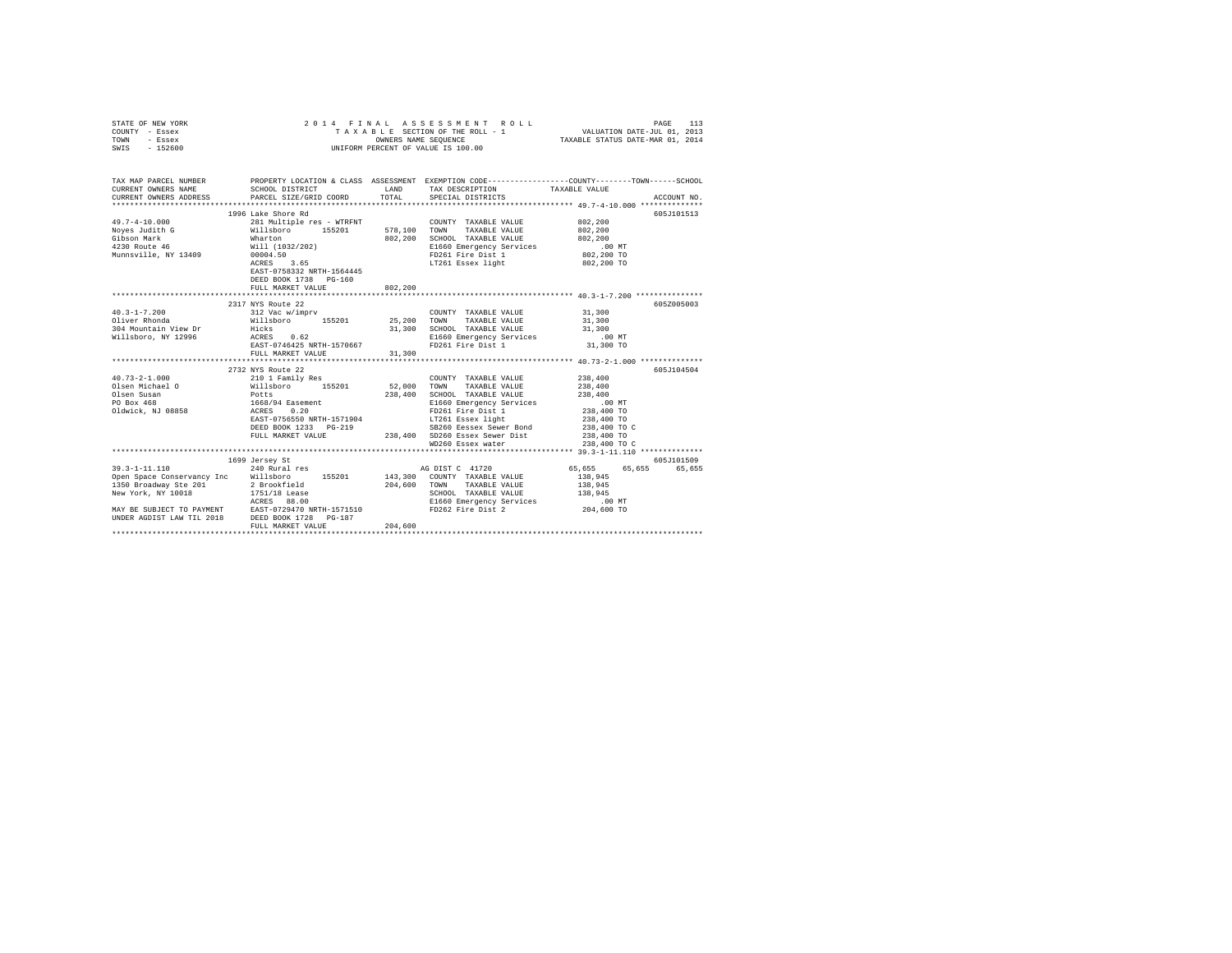STATE OF NEW YORK                    2 0 1 4   F I N A L   A S S E S S M E N T   R O L L                    PAGE 113
COUNTY - Essex                          T A X A B L E  SECTION OF THE ROLL - 1                   VALUATION DATE-JUL 01, 2013
TOWN   - Essex                              OWNERS NAME SEQUENCE                          TAXABLE STATUS DATE-MAR 01, 2014
SWIS   - 152600                         UNIFORM PERCENT OF VALUE IS 100.00

```
TAX MAP PARCEL NUMBER          PROPERTY LOCATION & CLASS  ASSESSMENT  EXEMPTION CODE-----------------COUNTY--------TOWN------SCHOOL
CURRENT OWNERS NAME            SCHOOL DISTRICT              LAND      TAX DESCRIPTION              TAXABLE VALUE
CURRENT OWNERS ADDRESS         PARCEL SIZE/GRID COORD       TOTAL     SPECIAL DISTRICTS                                    ACCOUNT NO.
******************************************************************************************************* 49.7-4-10.000 **************
                          1996 Lake Shore Rd                                                                               605J101513
49.7-4-10.000             281 Multiple res - WTRFNT               COUNTY  TAXABLE VALUE          802,200
Noyes Judith G            Willsboro      155201      578,100   TOWN    TAXABLE VALUE          802,200
Gibson Mark               Wharton                    802,200   SCHOOL  TAXABLE VALUE          802,200
4230 Route 46             Will (1032/202)                      E1660 Emergency Services            .00 MT
Munnsville, NY 13409      00004.50                             FD261 Fire Dist 1              802,200 TO
                          ACRES    3.65                        LT261 Essex light              802,200 TO
                          EAST-0758332 NRTH-1564445
                          DEED BOOK 1738   PG-160
                          FULL MARKET VALUE          802,200
******************************************************************************************************* 40.3-1-7.200 ***************
                          2317 NYS Route 22                                                                                605Z005003
40.3-1-7.200              312 Vac w/imprv                         COUNTY  TAXABLE VALUE           31,300
Oliver Rhonda             Willsboro      155201       25,200   TOWN    TAXABLE VALUE           31,300
304 Mountain View Dr      Hicks                       31,300   SCHOOL  TAXABLE VALUE           31,300
Willsboro, NY 12996       ACRES    0.62                        E1660 Emergency Services            .00 MT
                          EAST-0746425 NRTH-1570667            FD261 Fire Dist 1               31,300 TO
                          FULL MARKET VALUE           31,300
******************************************************************************************************* 40.73-2-1.000 **************
                          2732 NYS Route 22                                                                                605J104504
40.73-2-1.000             210 1 Family Res                        COUNTY  TAXABLE VALUE          238,400
Olsen Michael O           Willsboro      155201       52,000   TOWN    TAXABLE VALUE          238,400
Olsen Susan               Potts                      238,400   SCHOOL  TAXABLE VALUE          238,400
PO Box 468                1668/94 Easement                     E1660 Emergency Services            .00 MT
Oldwick, NJ 08858         ACRES    0.20                        FD261 Fire Dist 1              238,400 TO
                          EAST-0756550 NRTH-1571904            LT261 Essex light              238,400 TO
                          DEED BOOK 1233   PG-219              SB260 Eessex Sewer Bond        238,400 TO C
                          FULL MARKET VALUE          238,400   SD260 Essex Sewer Dist         238,400 TO
                                                               WD260 Essex water              238,400 TO C
******************************************************************************************************* 39.3-1-11.110 **************
                          1699 Jersey St                                                                                   605J101509
39.3-1-11.110             240 Rural res                           AG DIST C 41720             65,655     65,655     65,655
Open Space Conservancy Inc  Willsboro    155201      143,300   COUNTY  TAXABLE VALUE          138,945
1350 Broadway Ste 201     2 Brookfield               204,600   TOWN    TAXABLE VALUE          138,945
New York, NY 10018        1751/18 Lease                        SCHOOL  TAXABLE VALUE          138,945
                          ACRES   88.00                        E1660 Emergency Services            .00 MT
MAY BE SUBJECT TO PAYMENT EAST-0729470 NRTH-1571510            FD262 Fire Dist 2              204,600 TO
UNDER AGDIST LAW TIL 2018 DEED BOOK 1728   PG-187
                          FULL MARKET VALUE          204,600
************************************************************************************************************************************
```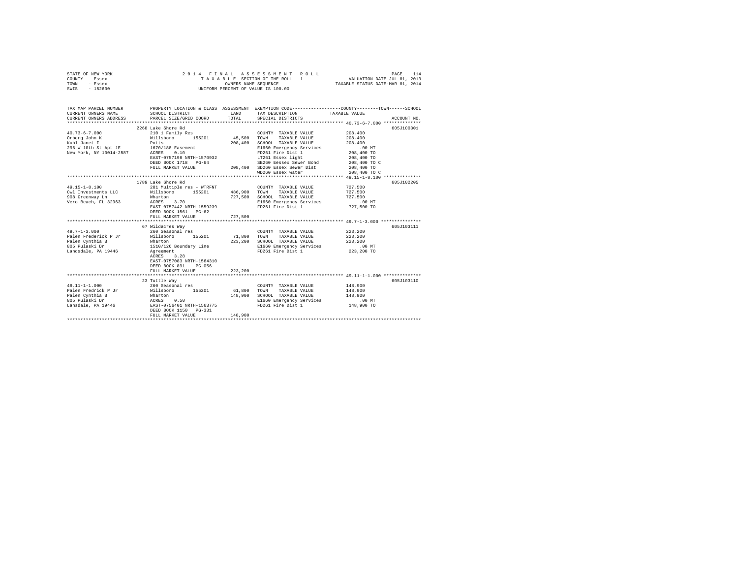STATE OF NEW YORK 2014 FINAL ASSESSMENT ROLL
COUNTY - Essex TAXABLE SECTION OF THE ROLL - 1 VALUATION DATE-JUL 01, 2013
TOWN - Essex OWNERS NAME SEQUENCE TAXABLE STATUS DATE-MAR 01, 2014
SWIS - 152600 UNIFORM PERCENT OF VALUE IS 100.00

```
TAX MAP PARCEL NUMBER          PROPERTY LOCATION & CLASS  ASSESSMENT  EXEMPTION CODE-----------------COUNTY--------TOWN------SCHOOL
CURRENT OWNERS NAME            SCHOOL DISTRICT              LAND      TAX DESCRIPTION          TAXABLE VALUE
CURRENT OWNERS ADDRESS         PARCEL SIZE/GRID COORD       TOTAL     SPECIAL DISTRICTS                                   ACCOUNT NO.
******************************************************************************************************* 40.73-6-7.000 **************
                          2268 Lake Shore Rd                                                                               605J100301
40.73-6-7.000              210 1 Family Res                           COUNTY  TAXABLE VALUE            208,400
Orberg John K              Willsboro      155201        45,500   TOWN    TAXABLE VALUE            208,400
Kuhl Janet I               Potts                        208,400   SCHOOL  TAXABLE VALUE            208,400
296 W 10th St Apt 1E       1670/188 Easement                      E1660 Emergency Services             .00 MT
New York, NY 10014-2587    ACRES    0.10                          FD261 Fire Dist 1                208,400 TO
                           EAST-0757198 NRTH-1570932              LT261 Essex light                208,400 TO
                           DEED BOOK 1718   PG-64                 SB260 Eessex Sewer Bond          208,400 TO C
                           FULL MARKET VALUE            208,400   SD260 Essex Sewer Dist           208,400 TO
                                                                  WD260 Essex water                208,400 TO C
******************************************************************************************************* 49.15-1-8.100 **************
                          1789 Lake Shore Rd                                                                               605J102205
49.15-1-8.100              281 Multiple res - WTRFNT                  COUNTY  TAXABLE VALUE            727,500
Owl Investments LLC        Willsboro      155201       486,900   TOWN    TAXABLE VALUE            727,500
908 Greenway Ln            Wharton                      727,500   SCHOOL  TAXABLE VALUE            727,500
Vero Beach, FL 32963       ACRES    3.70                          E1660 Emergency Services             .00 MT
                           EAST-0757442 NRTH-1559239              FD261 Fire Dist 1                727,500 TO
                           DEED BOOK 1561   PG-62
                           FULL MARKET VALUE            727,500
******************************************************************************************************* 49.7-1-3.000 ***************
                          67 Wildacres Way                                                                                 605J103111
49.7-1-3.000               260 Seasonal res                           COUNTY  TAXABLE VALUE            223,200
Palen Frederick P Jr       Willsboro      155201        71,800   TOWN    TAXABLE VALUE            223,200
Palen Cynthia B            Wharton                      223,200   SCHOOL  TAXABLE VALUE            223,200
805 Pulaski Dr             1510/126 Boundary Line                 E1660 Emergency Services             .00 MT
Landsdale, PA 19446        Agreement                              FD261 Fire Dist 1                223,200 TO
                           ACRES    3.28
                           EAST-0757083 NRTH-1564310
                           DEED BOOK 891    PG-056
                           FULL MARKET VALUE            223,200
******************************************************************************************************* 49.11-1-1.000 **************
                          23 Tuttle Way                                                                                    605J103110
49.11-1-1.000              260 Seasonal res                           COUNTY  TAXABLE VALUE            148,900
Palen Fredrick P Jr        Willsboro      155201        61,800   TOWN    TAXABLE VALUE            148,900
Palen Cynthia B            Wharton                      148,900   SCHOOL  TAXABLE VALUE            148,900
805 Pulaski Dr             ACRES    0.50                          E1660 Emergency Services             .00 MT
Lansdale, PA 19446         EAST-0756401 NRTH-1563775              FD261 Fire Dist 1                148,900 TO
                           DEED BOOK 1150   PG-331
                           FULL MARKET VALUE            148,900
************************************************************************************************************************************
```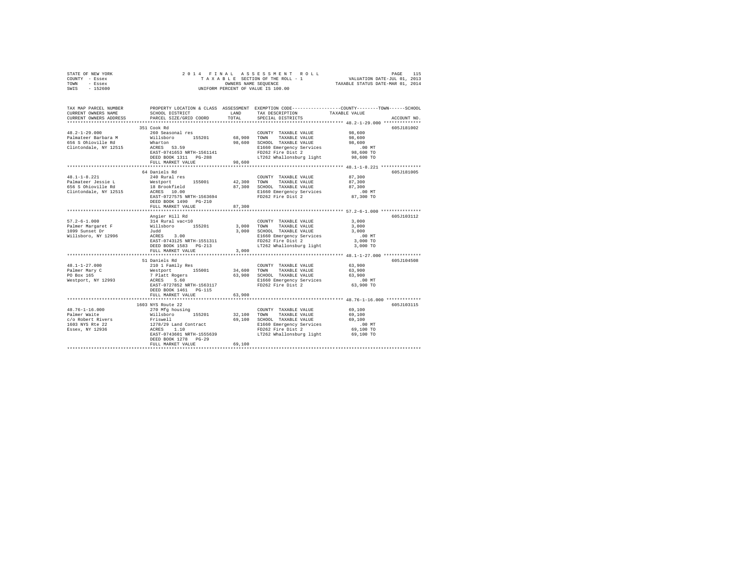STATE OF NEW YORK — COUNTY - Essex — TOWN - Essex — SWIS - 152600

# 2014 FINAL ASSESSMENT ROLL

TAXABLE SECTION OF THE ROLL - 1
OWNERS NAME SEQUENCE
UNIFORM PERCENT OF VALUE IS 100.00

VALUATION DATE-JUL 01, 2013
TAXABLE STATUS DATE-MAR 01, 2014

| TAX MAP PARCEL NUMBER / CURRENT OWNERS NAME / CURRENT OWNERS ADDRESS | PROPERTY LOCATION & CLASS / SCHOOL DISTRICT / PARCEL SIZE/GRID COORD | ASSESSMENT LAND / TOTAL | EXEMPTION CODE / TAX DESCRIPTION / SPECIAL DISTRICTS | COUNTY--TOWN--SCHOOL TAXABLE VALUE | ACCOUNT NO. |
|---|---|---|---|---|---|
| **48.2-1-29.000** | 351 Cook Rd | | | | 605J181002 |
| Palmateer Barbara M | 260 Seasonal res | | COUNTY TAXABLE VALUE | 98,600 | |
| 656 S Ohioville Rd | Willsboro 155201 | 68,900 | TOWN TAXABLE VALUE | 98,600 | |
| Clintondale, NY 12515 | Wharton | 98,600 | SCHOOL TAXABLE VALUE | 98,600 | |
| | ACRES 53.59 | | E1660 Emergency Services | .00 MT | |
| | EAST-0741653 NRTH-1561141 | | FD262 Fire Dist 2 | 98,600 TO | |
| | DEED BOOK 1311 PG-288 | | LT262 Whallonsburg light | 98,600 TO | |
| | FULL MARKET VALUE | 98,600 | | | |
| **48.1-1-8.221** | 64 Daniels Rd | | | | 605J181005 |
| Palmateer Jessie L | 240 Rural res | | COUNTY TAXABLE VALUE | 87,300 | |
| 656 S Ohioville Rd | Westport 155001 | 42,300 | TOWN TAXABLE VALUE | 87,300 | |
| Clintondale, NY 12515 | 18 Brookfield | 87,300 | SCHOOL TAXABLE VALUE | 87,300 | |
| | ACRES 10.00 | | E1660 Emergency Services | .00 MT | |
| | EAST-0727575 NRTH-1563694 | | FD262 Fire Dist 2 | 87,300 TO | |
| | DEED BOOK 1490 PG-210 | | | | |
| | FULL MARKET VALUE | 87,300 | | | |
| **57.2-6-1.000** | Angier Hill Rd | | | | 605J103112 |
| Palmer Margaret F | 314 Rural vac<10 | | COUNTY TAXABLE VALUE | 3,000 | |
| 1099 Sunset Dr | Willsboro 155201 | 3,000 | TOWN TAXABLE VALUE | 3,000 | |
| Willsboro, NY 12996 | Judd | 3,000 | SCHOOL TAXABLE VALUE | 3,000 | |
| | ACRES 3.00 | | E1660 Emergency Services | .00 MT | |
| | EAST-0743125 NRTH-1551311 | | FD262 Fire Dist 2 | 3,000 TO | |
| | DEED BOOK 1583 PG-213 | | LT262 Whallonsburg light | 3,000 TO | |
| | FULL MARKET VALUE | 3,000 | | | |
| **48.1-1-27.000** | 51 Daniels Rd | | | | 605J104508 |
| Palmer Mary C | 210 1 Family Res | | COUNTY TAXABLE VALUE | 63,900 | |
| PO Box 165 | Westport 155001 | 34,600 | TOWN TAXABLE VALUE | 63,900 | |
| Westport, NY 12993 | 7 Platt Rogers | 63,900 | SCHOOL TAXABLE VALUE | 63,900 | |
| | ACRES 5.60 | | E1660 Emergency Services | .00 MT | |
| | EAST-0727852 NRTH-1563117 | | FD262 Fire Dist 2 | 63,900 TO | |
| | DEED BOOK 1461 PG-115 | | | | |
| | FULL MARKET VALUE | 63,900 | | | |
| **48.76-1-16.000** | 1603 NYS Route 22 | | | | 605J103115 |
| Palmer Waite | 270 Mfg housing | | COUNTY TAXABLE VALUE | 69,100 | |
| c/o Robert Rivers | Willsboro 155201 | 32,100 | TOWN TAXABLE VALUE | 69,100 | |
| 1603 NYS Rte 22 | Friswell | 69,100 | SCHOOL TAXABLE VALUE | 69,100 | |
| Essex, NY 12936 | 1278/29 Land Contract | | E1660 Emergency Services | .00 MT | |
| | ACRES 1.10 | | FD262 Fire Dist 2 | 69,100 TO | |
| | EAST-0743601 NRTH-1555639 | | LT262 Whallonsburg light | 69,100 TO | |
| | DEED BOOK 1278 PG-29 | | | | |
| | FULL MARKET VALUE | 69,100 | | | |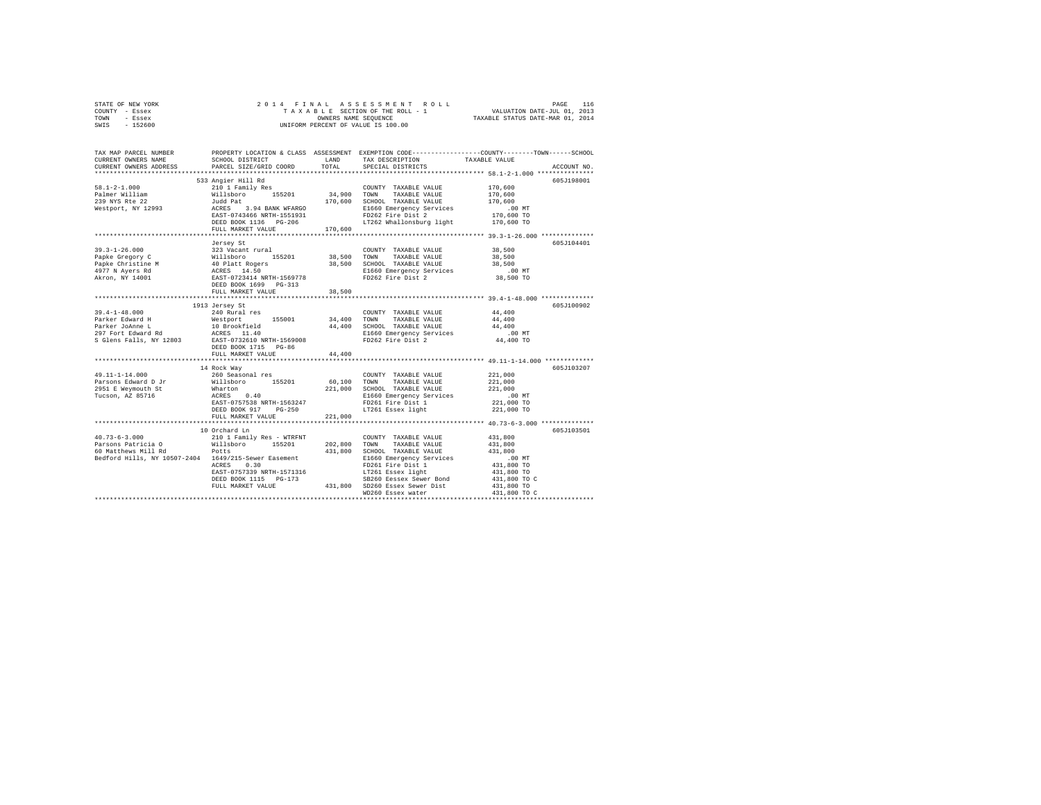STATE OF NEW YORK — 2014 FINAL ASSESSMENT ROLL
COUNTY - Essex — TAXABLE SECTION OF THE ROLL - 1 — VALUATION DATE-JUL 01, 2013
TOWN - Essex — OWNERS NAME SEQUENCE — TAXABLE STATUS DATE-MAR 01, 2014
SWIS - 152600 — UNIFORM PERCENT OF VALUE IS 100.00

```
TAX MAP PARCEL NUMBER          PROPERTY LOCATION & CLASS  ASSESSMENT  EXEMPTION CODE-----------------COUNTY--------TOWN------SCHOOL
CURRENT OWNERS NAME            SCHOOL DISTRICT               LAND     TAX DESCRIPTION              TAXABLE VALUE
CURRENT OWNERS ADDRESS         PARCEL SIZE/GRID COORD        TOTAL    SPECIAL DISTRICTS                                  ACCOUNT NO.
******************************************************************************************************* 58.1-2-1.000 ***************
                               533 Angier Hill Rd                                                                    605J198001
58.1-2-1.000                   210 1 Family Res                       COUNTY  TAXABLE VALUE          170,600
Palmer William                 Willsboro      155201        34,900    TOWN    TAXABLE VALUE          170,600
239 NYS Rte 22                 Judd Pat                    170,600    SCHOOL  TAXABLE VALUE          170,600
Westport, NY 12993             ACRES    3.94 BANK WFARGO              E1660 Emergency Services             .00 MT
                               EAST-0743466 NRTH-1551931              FD262 Fire Dist 2                170,600 TO
                               DEED BOOK 1136   PG-206                LT262 Whallonsburg light         170,600 TO
                               FULL MARKET VALUE           170,600
******************************************************************************************************* 39.3-1-26.000 **************
                               Jersey St                                                                             605J104401
39.3-1-26.000                  323 Vacant rural                       COUNTY  TAXABLE VALUE           38,500
Papke Gregory C                Willsboro      155201        38,500    TOWN    TAXABLE VALUE           38,500
Papke Christine M              40 Platt Rogers              38,500    SCHOOL  TAXABLE VALUE           38,500
4977 N Ayers Rd                ACRES   14.50                          E1660 Emergency Services             .00 MT
Akron, NY 14001                EAST-0723414 NRTH-1569778              FD262 Fire Dist 2                 38,500 TO
                               DEED BOOK 1699   PG-313
                               FULL MARKET VALUE            38,500
******************************************************************************************************* 39.4-1-48.000 **************
                               1913 Jersey St                                                                        605J100902
39.4-1-48.000                  240 Rural res                          COUNTY  TAXABLE VALUE           44,400
Parker Edward H                Westport       155001        34,400    TOWN    TAXABLE VALUE           44,400
Parker JoAnne L                10 Brookfield                44,400    SCHOOL  TAXABLE VALUE           44,400
297 Fort Edward Rd             ACRES   11.40                          E1660 Emergency Services             .00 MT
S Glens Falls, NY 12803        EAST-0732610 NRTH-1569008              FD262 Fire Dist 2                 44,400 TO
                               DEED BOOK 1715   PG-86
                               FULL MARKET VALUE            44,400
******************************************************************************************************* 49.11-1-14.000 *************
                               14 Rock Way                                                                           605J103207
49.11-1-14.000                 260 Seasonal res                       COUNTY  TAXABLE VALUE          221,000
Parsons Edward D Jr            Willsboro      155201        60,100    TOWN    TAXABLE VALUE          221,000
2951 E Weymouth St             Wharton                     221,000    SCHOOL  TAXABLE VALUE          221,000
Tucson, AZ 85716               ACRES    0.40                          E1660 Emergency Services             .00 MT
                               EAST-0757538 NRTH-1563247              FD261 Fire Dist 1                221,000 TO
                               DEED BOOK 917    PG-250                LT261 Essex light                221,000 TO
                               FULL MARKET VALUE           221,000
******************************************************************************************************* 40.73-6-3.000 **************
                               10 Orchard Ln                                                                         605J103501
40.73-6-3.000                  210 1 Family Res - WTRFNT              COUNTY  TAXABLE VALUE          431,800
Parsons Patricia O             Willsboro      155201       202,800    TOWN    TAXABLE VALUE          431,800
60 Matthews Mill Rd            Potts                       431,800    SCHOOL  TAXABLE VALUE          431,800
Bedford Hills, NY 10507-2404   1649/215-Sewer Easement                E1660 Emergency Services             .00 MT
                               ACRES    0.30                          FD261 Fire Dist 1                431,800 TO
                               EAST-0757339 NRTH-1571316              LT261 Essex light                431,800 TO
                               DEED BOOK 1115   PG-173                SB260 Eessex Sewer Bond          431,800 TO C
                               FULL MARKET VALUE           431,800    SD260 Essex Sewer Dist           431,800 TO
                                                                      WD260 Essex water                431,800 TO C
************************************************************************************************************************************
```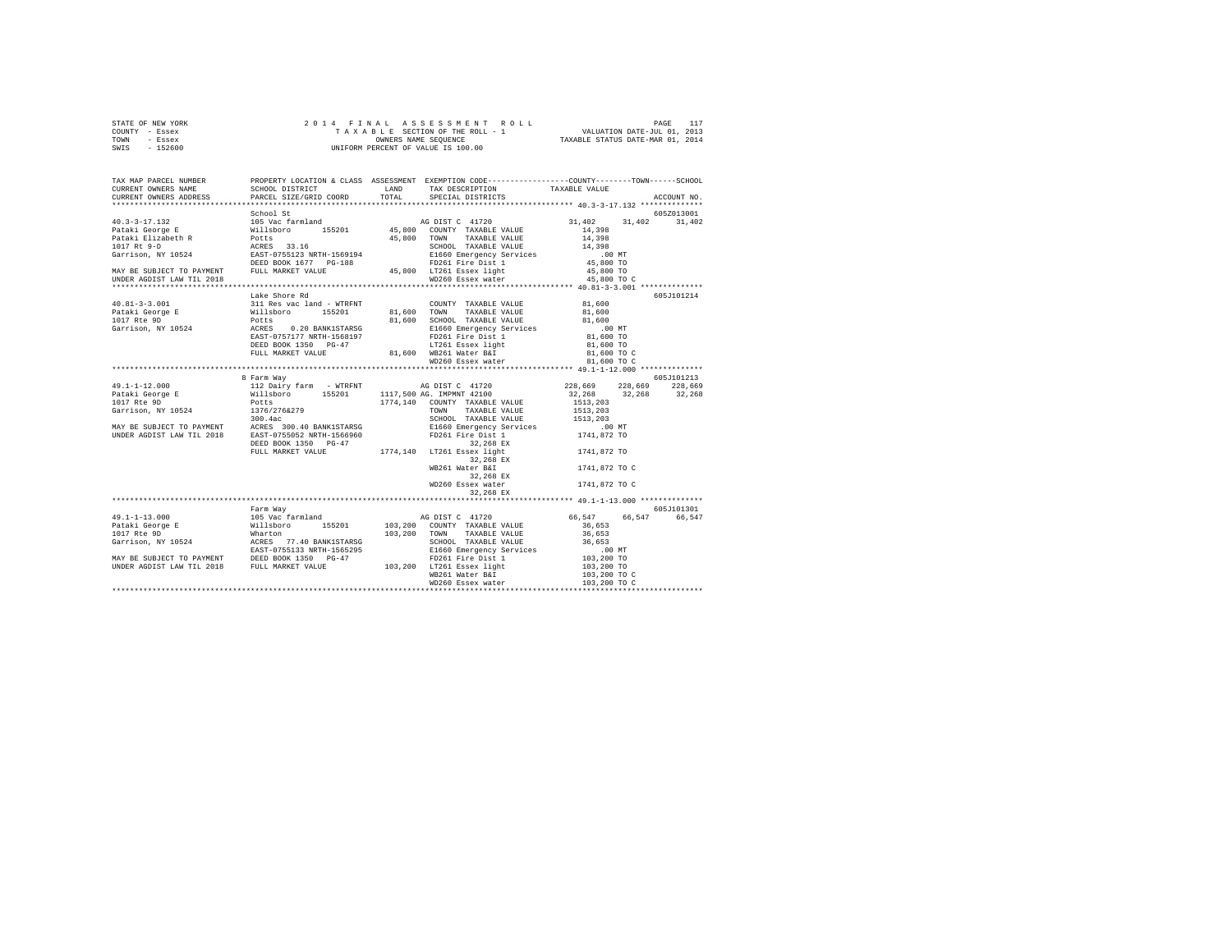```
STATE OF NEW YORK              2 0 1 4   F I N A L   A S S E S S M E N T   R O L L                    PAGE   117
COUNTY  - Essex                   T A X A B L E  SECTION OF THE ROLL - 1                 VALUATION DATE-JUL 01, 2013
TOWN    - Essex                          OWNERS NAME SEQUENCE                       TAXABLE STATUS DATE-MAR 01, 2014
SWIS    - 152600                    UNIFORM PERCENT OF VALUE IS 100.00


TAX MAP PARCEL NUMBER      PROPERTY LOCATION & CLASS  ASSESSMENT  EXEMPTION CODE-----------------COUNTY--------TOWN------SCHOOL
CURRENT OWNERS NAME        SCHOOL DISTRICT              LAND      TAX DESCRIPTION           TAXABLE VALUE
CURRENT OWNERS ADDRESS     PARCEL SIZE/GRID COORD       TOTAL     SPECIAL DISTRICTS                                    ACCOUNT NO.
****************************************************************************************************** 40.3-3-17.132 **************
                           School St                                                                                605Z013001
40.3-3-17.132              105 Vac farmland                       AG DIST C  41720              31,402     31,402      31,402
Pataki George E            Willsboro      155201       45,800     COUNTY  TAXABLE VALUE          14,398
Pataki Elizabeth R         Potts                       45,800     TOWN    TAXABLE VALUE          14,398
1017 Rt 9-D                ACRES   33.16                          SCHOOL  TAXABLE VALUE          14,398
Garrison, NY 10524         EAST-0755123 NRTH-1569194              E1660 Emergency Services          .00 MT
                           DEED BOOK 1677   PG-188                FD261 Fire Dist 1              45,800 TO
MAY BE SUBJECT TO PAYMENT  FULL MARKET VALUE           45,800     LT261 Essex light              45,800 TO
UNDER AGDIST LAW TIL 2018                                         WD260 Essex water              45,800 TO C
****************************************************************************************************** 40.81-3-3.001 **************
                           Lake Shore Rd                                                                            605J101214
40.81-3-3.001              311 Res vac land - WTRFNT              COUNTY  TAXABLE VALUE          81,600
Pataki George E            Willsboro      155201       81,600     TOWN    TAXABLE VALUE          81,600
1017 Rte 9D                Potts                       81,600     SCHOOL  TAXABLE VALUE          81,600
Garrison, NY 10524         ACRES    0.20 BANK1STARSG              E1660 Emergency Services          .00 MT
                           EAST-0757177 NRTH-1568197              FD261 Fire Dist 1              81,600 TO
                           DEED BOOK 1350   PG-47                 LT261 Essex light              81,600 TO
                           FULL MARKET VALUE           81,600     WB261 Water B&I                81,600 TO C
                                                                  WD260 Essex water              81,600 TO C
****************************************************************************************************** 49.1-1-12.000 **************
                           8 Farm Way                                                                               605J101213
49.1-1-12.000              112 Dairy farm  - WTRFNT               AG DIST C  41720             228,669    228,669     228,669
Pataki George E            Willsboro      155201     1117,500 AG. IMPMNT 42100                  32,268     32,268      32,268
1017 Rte 9D                Potts                     1774,140     COUNTY  TAXABLE VALUE        1513,203
Garrison, NY 10524         1376/276&279                           TOWN    TAXABLE VALUE        1513,203
                           300.4ac                                SCHOOL  TAXABLE VALUE        1513,203
MAY BE SUBJECT TO PAYMENT  ACRES  300.40 BANK1STARSG              E1660 Emergency Services          .00 MT
UNDER AGDIST LAW TIL 2018  EAST-0755052 NRTH-1566960              FD261 Fire Dist 1            1741,872 TO
                           DEED BOOK 1350   PG-47                       32,268 EX
                           FULL MARKET VALUE         1774,140     LT261 Essex light            1741,872 TO
                                                                        32,268 EX
                                                                  WB261 Water B&I              1741,872 TO C
                                                                        32,268 EX
                                                                  WD260 Essex water            1741,872 TO C
                                                                        32,268 EX
****************************************************************************************************** 49.1-1-13.000 **************
                           Farm Way                                                                                 605J101301
49.1-1-13.000              105 Vac farmland                       AG DIST C  41720              66,547     66,547      66,547
Pataki George E            Willsboro      155201      103,200     COUNTY  TAXABLE VALUE          36,653
1017 Rte 9D                Wharton                    103,200     TOWN    TAXABLE VALUE          36,653
Garrison, NY 10524         ACRES   77.40 BANK1STARSG              SCHOOL  TAXABLE VALUE          36,653
                           EAST-0755133 NRTH-1565295              E1660 Emergency Services          .00 MT
MAY BE SUBJECT TO PAYMENT  DEED BOOK 1350   PG-47                 FD261 Fire Dist 1             103,200 TO
UNDER AGDIST LAW TIL 2018  FULL MARKET VALUE          103,200     LT261 Essex light             103,200 TO
                                                                  WB261 Water B&I               103,200 TO C
                                                                  WD260 Essex water             103,200 TO C
************************************************************************************************************************************
```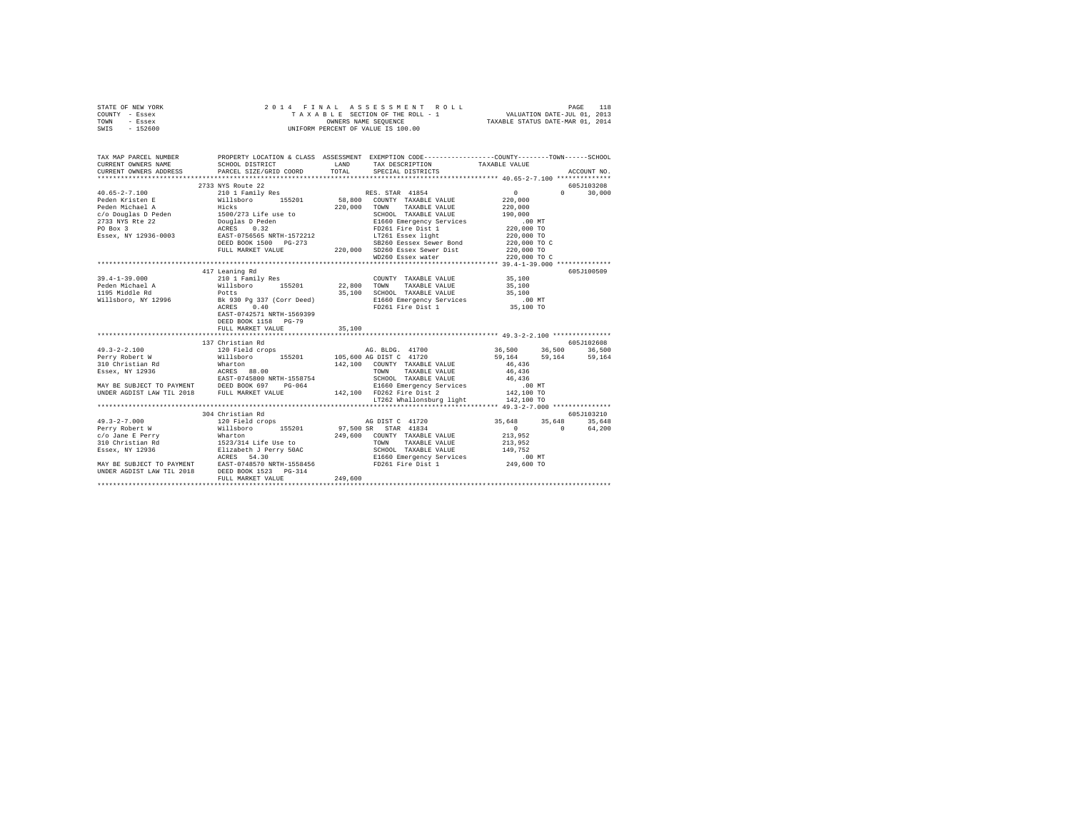STATE OF NEW YORK
COUNTY - Essex
TOWN - Essex
SWIS - 152600

2014 FINAL ASSESSMENT ROLL
TAXABLE SECTION OF THE ROLL - 1
OWNERS NAME SEQUENCE
UNIFORM PERCENT OF VALUE IS 100.00

VALUATION DATE-JUL 01, 2013
TAXABLE STATUS DATE-MAR 01, 2014

```
TAX MAP PARCEL NUMBER          PROPERTY LOCATION & CLASS  ASSESSMENT  EXEMPTION CODE-----------------COUNTY--------TOWN------SCHOOL
CURRENT OWNERS NAME            SCHOOL DISTRICT              LAND      TAX DESCRIPTION            TAXABLE VALUE
CURRENT OWNERS ADDRESS         PARCEL SIZE/GRID COORD       TOTAL     SPECIAL DISTRICTS                                  ACCOUNT NO.
************************************************************************************************* 40.65-2-7.100 **************
                          2733 NYS Route 22                                                                          605J103208
40.65-2-7.100              210 1 Family Res                         RES. STAR 41854                 0         0      30,000
Peden Kristen E            Willsboro     155201        58,800   COUNTY  TAXABLE VALUE         220,000
Peden Michael A            Hicks                       220,000  TOWN    TAXABLE VALUE         220,000
c/o Douglas D Peden        1500/273 Life use to                 SCHOOL  TAXABLE VALUE         190,000
2733 NYS Rte 22            Douglas D Peden                      E1660 Emergency Services          .00 MT
PO Box 3                   ACRES    0.32                        FD261 Fire Dist 1              220,000 TO
Essex, NY 12936-0003       EAST-0756565 NRTH-1572212            LT261 Essex light              220,000 TO
                           DEED BOOK 1500   PG-273              SB260 Eessex Sewer Bond        220,000 TO C
                           FULL MARKET VALUE           220,000  SD260 Essex Sewer Dist         220,000 TO
                                                                WD260 Essex water              220,000 TO C
************************************************************************************************* 39.4-1-39.000 **************
                          417 Leaning Rd                                                                             605J100509
39.4-1-39.000              210 1 Family Res                         COUNTY  TAXABLE VALUE          35,100
Peden Michael A            Willsboro     155201        22,800   TOWN    TAXABLE VALUE          35,100
1195 Middle Rd             Potts                        35,100  SCHOOL  TAXABLE VALUE          35,100
Willsboro, NY 12996        Bk 930 Pg 337 (Corr Deed)            E1660 Emergency Services          .00 MT
                           ACRES    0.40                        FD261 Fire Dist 1               35,100 TO
                           EAST-0742571 NRTH-1569399
                           DEED BOOK 1158   PG-79
                           FULL MARKET VALUE            35,100
************************************************************************************************* 49.3-2-2.100 ***************
                          137 Christian Rd                                                                           605J102608
49.3-2-2.100               120 Field crops                          AG. BLDG. 41700             36,500    36,500     36,500
Perry Robert W             Willsboro     155201       105,600 AG DIST C  41720                 59,164    59,164     59,164
310 Christian Rd           Wharton                     142,100  COUNTY  TAXABLE VALUE          46,436
Essex, NY 12936            ACRES   88.00                        TOWN    TAXABLE VALUE          46,436
                           EAST-0745800 NRTH-1558754            SCHOOL  TAXABLE VALUE          46,436
MAY BE SUBJECT TO PAYMENT  DEED BOOK 697    PG-064              E1660 Emergency Services          .00 MT
UNDER AGDIST LAW TIL 2018  FULL MARKET VALUE           142,100  FD262 Fire Dist 2              142,100 TO
                                                                LT262 Whallonsburg light       142,100 TO
************************************************************************************************* 49.3-2-7.000 ***************
                          304 Christian Rd                                                                           605J103210
49.3-2-7.000               120 Field crops                          AG DIST C  41720            35,648    35,648     35,648
Perry Robert W             Willsboro     155201        97,500 SR   STAR 41834                      0         0     64,200
c/o Jane E Perry           Wharton                     249,600  COUNTY  TAXABLE VALUE         213,952
310 Christian Rd           1523/314 Life Use to                 TOWN    TAXABLE VALUE         213,952
Essex, NY 12936            Elizabeth J Perry 50AC               SCHOOL  TAXABLE VALUE         149,752
                           ACRES   54.30                        E1660 Emergency Services          .00 MT
MAY BE SUBJECT TO PAYMENT  EAST-0748570 NRTH-1558456            FD261 Fire Dist 1              249,600 TO
UNDER AGDIST LAW TIL 2018  DEED BOOK 1523   PG-314
                           FULL MARKET VALUE           249,600
******************************************************************************************************************************
```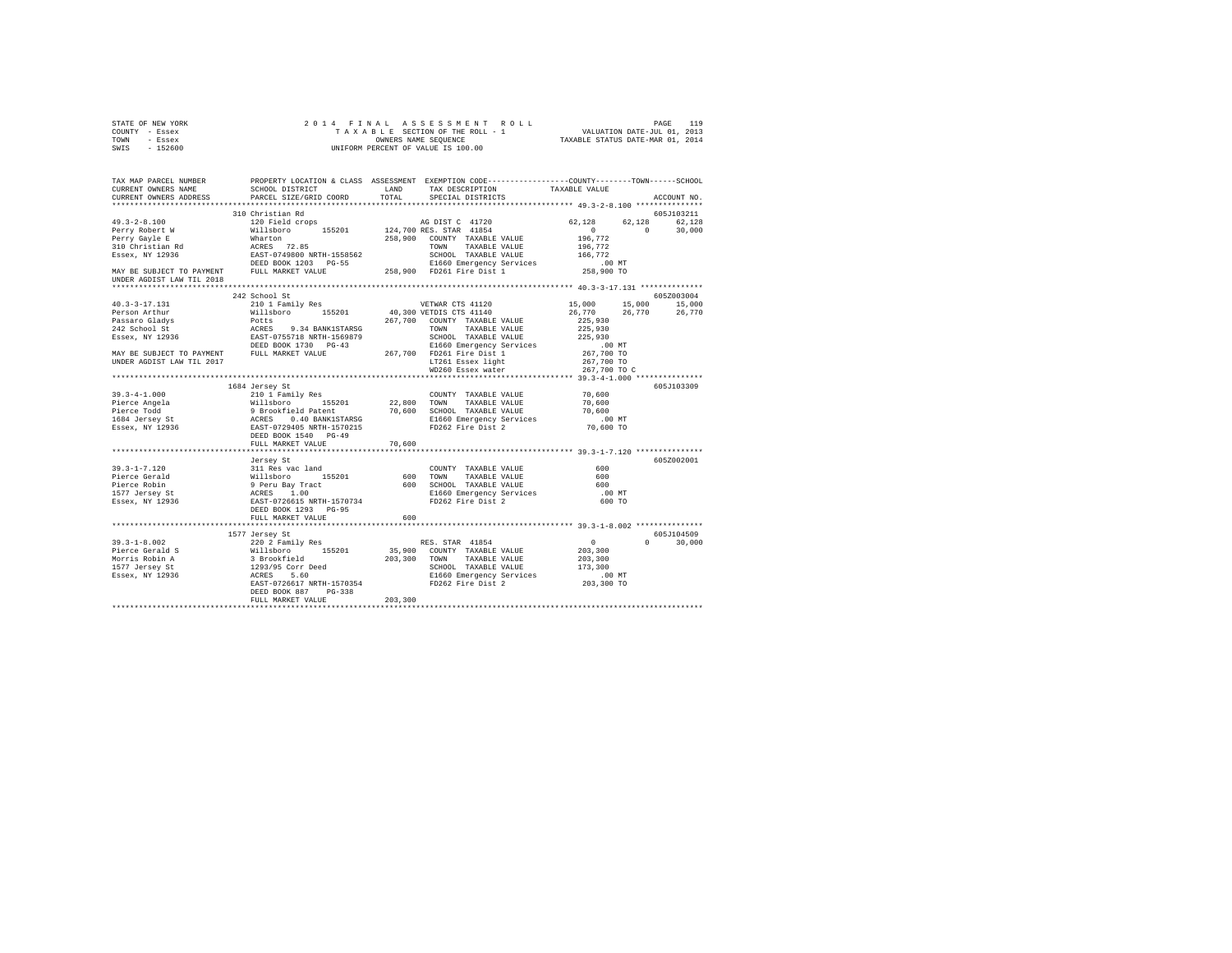```
STATE OF NEW YORK              2 0 1 4   F I N A L   A S S E S S M E N T   R O L L                 PAGE  119
COUNTY  - Essex                  T A X A B L E  SECTION OF THE ROLL - 1              VALUATION DATE-JUL 01, 2013
TOWN    - Essex                            OWNERS NAME SEQUENCE                     TAXABLE STATUS DATE-MAR 01, 2014
SWIS    - 152600                     UNIFORM PERCENT OF VALUE IS 100.00

TAX MAP PARCEL NUMBER          PROPERTY LOCATION & CLASS  ASSESSMENT  EXEMPTION CODE-----------------COUNTY--------TOWN------SCHOOL
CURRENT OWNERS NAME            SCHOOL DISTRICT              LAND      TAX DESCRIPTION             TAXABLE VALUE
CURRENT OWNERS ADDRESS         PARCEL SIZE/GRID COORD       TOTAL     SPECIAL DISTRICTS                                  ACCOUNT NO.
*********************************************************************************************** 49.3-2-8.100 ***************
                               310 Christian Rd                                                                   605J103211
49.3-2-8.100                   120 Field crops                        AG DIST C  41720               62,128     62,128     62,128
Perry Robert W                 Willsboro      155201      124,700 RES. STAR  41854                    0          0      30,000
Perry Gayle E                  Wharton                    258,900   COUNTY  TAXABLE VALUE          196,772
310 Christian Rd               ACRES   72.85                        TOWN    TAXABLE VALUE          196,772
Essex, NY 12936                EAST-0749800 NRTH-1558562            SCHOOL  TAXABLE VALUE          166,772
                               DEED BOOK 1203   PG-55               E1660 Emergency Services          .00 MT
MAY BE SUBJECT TO PAYMENT      FULL MARKET VALUE          258,900   FD261 Fire Dist 1              258,900 TO
UNDER AGDIST LAW TIL 2018
*********************************************************************************************** 40.3-3-17.131 **************
                               242 School St                                                                      605Z003004
40.3-3-17.131                  210 1 Family Res                       VETWAR CTS 41120               15,000     15,000     15,000
Person Arthur                  Willsboro      155201       40,300 VETDIS CTS 41140               26,770     26,770     26,770
Passaro Gladys                 Potts                      267,700   COUNTY  TAXABLE VALUE          225,930
242 School St                  ACRES    9.34 BANK1STARSG            TOWN    TAXABLE VALUE          225,930
Essex, NY 12936                EAST-0755718 NRTH-1569879            SCHOOL  TAXABLE VALUE          225,930
                               DEED BOOK 1730   PG-43               E1660 Emergency Services          .00 MT
MAY BE SUBJECT TO PAYMENT      FULL MARKET VALUE          267,700   FD261 Fire Dist 1              267,700 TO
UNDER AGDIST LAW TIL 2017                                           LT261 Essex light              267,700 TO
                                                                    WD260 Essex water              267,700 TO C
*********************************************************************************************** 39.3-4-1.000 ***************
                               1684 Jersey St                                                                     605J103309
39.3-4-1.000                   210 1 Family Res                       COUNTY  TAXABLE VALUE           70,600
Pierce Angela                  Willsboro      155201       22,800   TOWN    TAXABLE VALUE           70,600
Pierce Todd                    9 Brookfield Patent         70,600   SCHOOL  TAXABLE VALUE           70,600
1684 Jersey St                 ACRES    0.40 BANK1STARSG            E1660 Emergency Services          .00 MT
Essex, NY 12936                EAST-0729405 NRTH-1570215            FD262 Fire Dist 2               70,600 TO
                               DEED BOOK 1540   PG-49
                               FULL MARKET VALUE           70,600
*********************************************************************************************** 39.3-1-7.120 ***************
                               Jersey St                                                                          605Z002001
39.3-1-7.120                   311 Res vac land                       COUNTY  TAXABLE VALUE              600
Pierce Gerald                  Willsboro      155201          600   TOWN    TAXABLE VALUE              600
Pierce Robin                   9 Peru Bay Tract               600   SCHOOL  TAXABLE VALUE              600
1577 Jersey St                 ACRES    1.00                        E1660 Emergency Services          .00 MT
Essex, NY 12936                EAST-0726615 NRTH-1570734            FD262 Fire Dist 2                  600 TO
                               DEED BOOK 1293   PG-95
                               FULL MARKET VALUE              600
*********************************************************************************************** 39.3-1-8.002 ***************
                               1577 Jersey St                                                                     605J104509
39.3-1-8.002                   220 2 Family Res                       RES. STAR  41854                    0          0      30,000
Pierce Gerald S                Willsboro      155201       35,900   COUNTY  TAXABLE VALUE          203,300
Morris Robin A                 3 Brookfield               203,300   TOWN    TAXABLE VALUE          203,300
1577 Jersey St                 1293/95 Corr Deed                    SCHOOL  TAXABLE VALUE          173,300
Essex, NY 12936                ACRES    5.60                        E1660 Emergency Services          .00 MT
                               EAST-0726617 NRTH-1570354            FD262 Fire Dist 2              203,300 TO
                               DEED BOOK 887    PG-338
                               FULL MARKET VALUE          203,300
****************************************************************************************************************************
```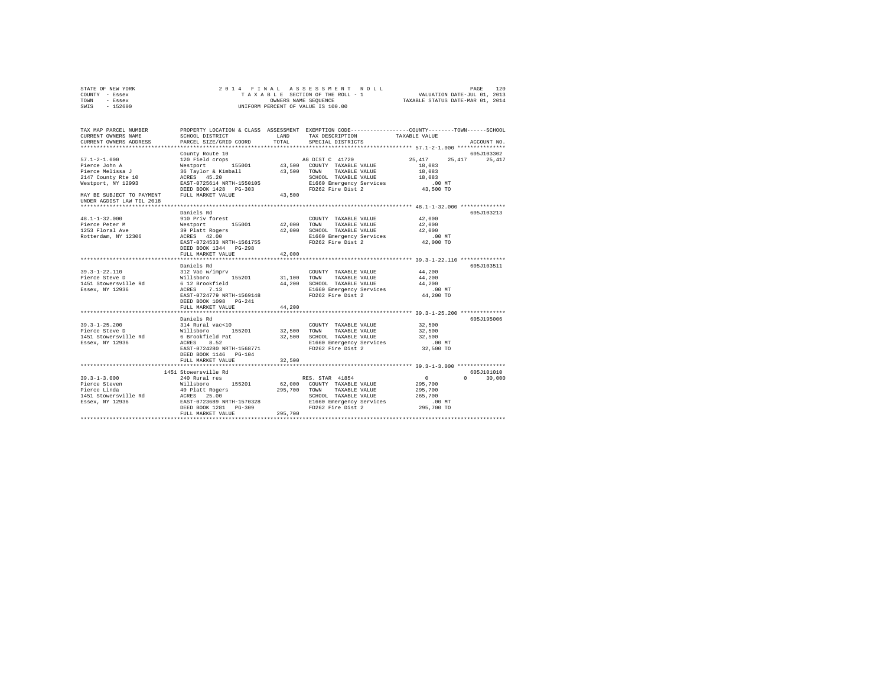STATE OF NEW YORK
COUNTY - Essex
TOWN - Essex
SWIS - 152600

2014 FINAL ASSESSMENT ROLL
TAXABLE SECTION OF THE ROLL - 1
OWNERS NAME SEQUENCE
UNIFORM PERCENT OF VALUE IS 100.00

VALUATION DATE-JUL 01, 2013
TAXABLE STATUS DATE-MAR 01, 2014

```
TAX MAP PARCEL NUMBER     PROPERTY LOCATION & CLASS  ASSESSMENT  EXEMPTION CODE-----------------COUNTY--------TOWN------SCHOOL
CURRENT OWNERS NAME       SCHOOL DISTRICT             LAND       TAX DESCRIPTION            TAXABLE VALUE
CURRENT OWNERS ADDRESS    PARCEL SIZE/GRID COORD      TOTAL      SPECIAL DISTRICTS                                      ACCOUNT NO.
******************************************************************************************* 57.1-2-1.000 ***************
                          County Route 10                                                                        605J103302
57.1-2-1.000              120 Field crops                        AG DIST C  41720           25,417    25,417      25,417
Pierce John A             Westport      155001       43,500   COUNTY  TAXABLE VALUE         18,083
Pierce Melissa J          36 Taylor & Kimball        43,500   TOWN    TAXABLE VALUE         18,083
2147 County Rte 10        ACRES   45.20                       SCHOOL  TAXABLE VALUE         18,083
Westport, NY 12993        EAST-0725614 NRTH-1550105           E1660 Emergency Services         .00 MT
                          DEED BOOK 1428   PG-303             FD262 Fire Dist 2             43,500 TO
MAY BE SUBJECT TO PAYMENT FULL MARKET VALUE          43,500
UNDER AGDIST LAW TIL 2018
******************************************************************************************* 48.1-1-32.000 **************
                          Daniels Rd                                                                             605J103213
48.1-1-32.000             910 Priv forest                     COUNTY  TAXABLE VALUE         42,000
Pierce Peter M            Westport      155001       42,000   TOWN    TAXABLE VALUE         42,000
1253 Floral Ave           39 Platt Rogers            42,000   SCHOOL  TAXABLE VALUE         42,000
Rotterdam, NY 12306       ACRES   42.00                       E1660 Emergency Services         .00 MT
                          EAST-0724533 NRTH-1561755           FD262 Fire Dist 2             42,000 TO
                          DEED BOOK 1344   PG-298
                          FULL MARKET VALUE          42,000
******************************************************************************************* 39.3-1-22.110 **************
                          Daniels Rd                                                                             605J103511
39.3-1-22.110             312 Vac w/imprv                     COUNTY  TAXABLE VALUE         44,200
Pierce Steve D            Willsboro     155201       31,100   TOWN    TAXABLE VALUE         44,200
1451 Stowersville Rd      6 12 Brookfield            44,200   SCHOOL  TAXABLE VALUE         44,200
Essex, NY 12936           ACRES    7.13                       E1660 Emergency Services         .00 MT
                          EAST-0724779 NRTH-1569148           FD262 Fire Dist 2             44,200 TO
                          DEED BOOK 1098   PG-241
                          FULL MARKET VALUE          44,200
******************************************************************************************* 39.3-1-25.200 **************
                          Daniels Rd                                                                             605J195006
39.3-1-25.200             314 Rural vac<10                    COUNTY  TAXABLE VALUE         32,500
Pierce Steve D            Willsboro     155201       32,500   TOWN    TAXABLE VALUE         32,500
1451 Stowersville Rd      6 Brookfield Pat           32,500   SCHOOL  TAXABLE VALUE         32,500
Essex, NY 12936           ACRES    8.52                       E1660 Emergency Services         .00 MT
                          EAST-0724280 NRTH-1568771           FD262 Fire Dist 2             32,500 TO
                          DEED BOOK 1146   PG-104
                          FULL MARKET VALUE          32,500
******************************************************************************************* 39.3-1-3.000 ***************
                          1451 Stowersville Rd                                                                   605J101010
39.3-1-3.000              240 Rural res                          RES. STAR  41854                0         0      30,000
Pierce Steven             Willsboro     155201       62,000   COUNTY  TAXABLE VALUE        295,700
Pierce Linda              40 Platt Rogers           295,700   TOWN    TAXABLE VALUE        295,700
1451 Stowersville Rd      ACRES   25.00                       SCHOOL  TAXABLE VALUE        265,700
Essex, NY 12936           EAST-0723689 NRTH-1570328           E1660 Emergency Services         .00 MT
                          DEED BOOK 1281   PG-309             FD262 Fire Dist 2            295,700 TO
                          FULL MARKET VALUE         295,700
************************************************************************************************************************
```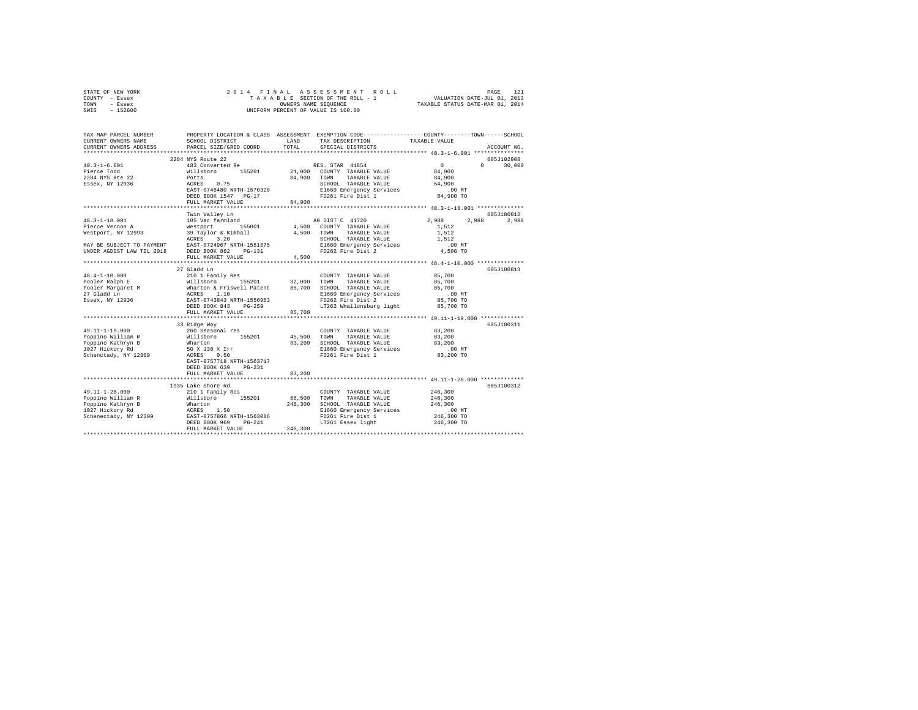STATE OF NEW YORK
COUNTY - Essex
TOWN - Essex
SWIS - 152600

2 0 1 4 F I N A L A S S E S S M E N T R O L L
T A X A B L E SECTION OF THE ROLL - 1
OWNERS NAME SEQUENCE
UNIFORM PERCENT OF VALUE IS 100.00

VALUATION DATE-JUL 01, 2013
TAXABLE STATUS DATE-MAR 01, 2014

```
TAX MAP PARCEL NUMBER         PROPERTY LOCATION & CLASS  ASSESSMENT  EXEMPTION CODE-----------------COUNTY--------TOWN------SCHOOL
CURRENT OWNERS NAME           SCHOOL DISTRICT               LAND      TAX DESCRIPTION            TAXABLE VALUE
CURRENT OWNERS ADDRESS        PARCEL SIZE/GRID COORD        TOTAL     SPECIAL DISTRICTS                                  ACCOUNT NO.
*********************************************************************************************** 40.3-1-6.001 ***************
                              2284 NYS Route 22                                                                        605J102908
40.3-1-6.001                  483 Converted Re                        RES. STAR 41854                  0          0     30,000
Pierce Todd                   Willsboro      155201       21,000   COUNTY  TAXABLE VALUE            84,900
2284 NYS Rte 22               Potts                       84,900   TOWN    TAXABLE VALUE            84,900
Essex, NY 12936               ACRES    0.75                        SCHOOL  TAXABLE VALUE            54,900
                              EAST-0745480 NRTH-1570328            E1660 Emergency Services            .00 MT
                              DEED BOOK 1547   PG-17               FD261 Fire Dist 1                 84,900 TO
                              FULL MARKET VALUE            84,900
*********************************************************************************************** 48.3-1-18.001 **************
                              Twin Valley Ln                                                                           605J180012
48.3-1-18.001                 105 Vac farmland                        AG DIST C  41720             2,988      2,988      2,988
Pierce Vernon A               Westport       155001        4,500   COUNTY  TAXABLE VALUE             1,512
Westport, NY 12993            39 Taylor & Kimball          4,500   TOWN    TAXABLE VALUE             1,512
                              ACRES    3.20                        SCHOOL  TAXABLE VALUE             1,512
MAY BE SUBJECT TO PAYMENT     EAST-0724967 NRTH-1551675            E1660 Emergency Services            .00 MT
UNDER AGDIST LAW TIL 2018     DEED BOOK 862    PG-131              FD262 Fire Dist 2                  4,500 TO
                              FULL MARKET VALUE             4,500
*********************************************************************************************** 48.4-1-10.000 **************
                              27 Gladd Ln                                                                              605J100813
48.4-1-10.000                 210 1 Family Res                        COUNTY  TAXABLE VALUE            85,700
Pooler Ralph E                Willsboro      155201       32,000   TOWN    TAXABLE VALUE            85,700
Pooler Margaret M             Wharton & Friswell Patent   85,700   SCHOOL  TAXABLE VALUE            85,700
27 Gladd Ln                   ACRES    1.10                        E1660 Emergency Services            .00 MT
Essex, NY 12936               EAST-0743843 NRTH-1556953            FD262 Fire Dist 2                 85,700 TO
                              DEED BOOK 843    PG-259              LT262 Whallonsburg light          85,700 TO
                              FULL MARKET VALUE            85,700
*********************************************************************************************** 49.11-1-19.000 *************
                              33 Ridge Way                                                                             605J100311
49.11-1-19.000                260 Seasonal res                        COUNTY  TAXABLE VALUE            83,200
Poppino William R             Willsboro      155201       45,500   TOWN    TAXABLE VALUE            83,200
Poppino Kathryn B             Wharton                     83,200   SCHOOL  TAXABLE VALUE            83,200
1027 Hickory Rd               50 X 130 X Irr                       E1660 Emergency Services            .00 MT
Schenctady, NY 12309          ACRES    0.50                        FD261 Fire Dist 1                 83,200 TO
                              EAST-0757718 NRTH-1563717
                              DEED BOOK 639    PG-231
                              FULL MARKET VALUE            83,200
*********************************************************************************************** 49.11-1-28.000 *************
                              1935 Lake Shore Rd                                                                       605J100312
49.11-1-28.000                210 1 Family Res                        COUNTY  TAXABLE VALUE           246,300
Poppino William R             Willsboro      155201       66,500   TOWN    TAXABLE VALUE           246,300
Poppino Kathryn B             Wharton                    246,300   SCHOOL  TAXABLE VALUE           246,300
1027 Hickory Rd               ACRES    1.50                        E1660 Emergency Services            .00 MT
Schenectady, NY 12309         EAST-0757866 NRTH-1563086            FD261 Fire Dist 1                246,300 TO
                              DEED BOOK 969    PG-241              LT261 Essex light                246,300 TO
                              FULL MARKET VALUE           246,300
****************************************************************************************************************************
```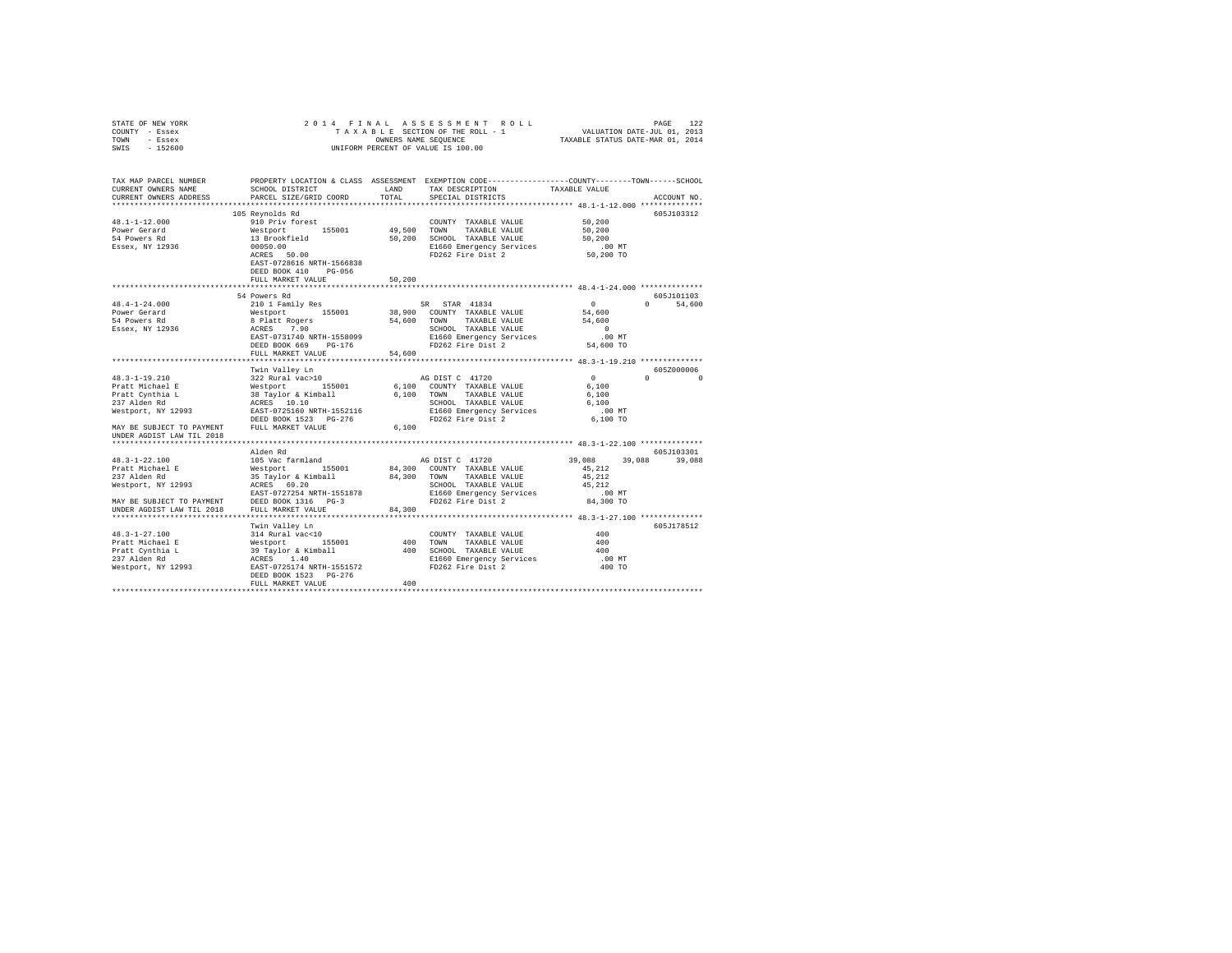```
STATE OF NEW YORK              2 0 1 4   F I N A L   A S S E S S M E N T   R O L L                PAGE  122
COUNTY  - Essex                   T A X A B L E  SECTION OF THE ROLL - 1              VALUATION DATE-JUL 01, 2013
TOWN    - Essex                            OWNERS NAME SEQUENCE                    TAXABLE STATUS DATE-MAR 01, 2014
SWIS    - 152600                      UNIFORM PERCENT OF VALUE IS 100.00

TAX MAP PARCEL NUMBER          PROPERTY LOCATION & CLASS  ASSESSMENT  EXEMPTION CODE------------------COUNTY--------TOWN------SCHOOL
CURRENT OWNERS NAME            SCHOOL DISTRICT              LAND      TAX DESCRIPTION            TAXABLE VALUE
CURRENT OWNERS ADDRESS         PARCEL SIZE/GRID COORD       TOTAL     SPECIAL DISTRICTS                                    ACCOUNT NO.
******************************************************************************************************* 48.1-1-12.000 **************
                               105 Reynolds Rd                                                                          605J103312
48.1-1-12.000                  910 Priv forest                         COUNTY  TAXABLE VALUE          50,200
Power Gerard                   Westport       155001       49,500      TOWN    TAXABLE VALUE          50,200
54 Powers Rd                   13 Brookfield               50,200      SCHOOL  TAXABLE VALUE          50,200
Essex, NY 12936                00050.00                                E1660 Emergency Services          .00 MT
                               ACRES  50.00                            FD262 Fire Dist 2              50,200 TO
                               EAST-0728616 NRTH-1566838
                               DEED BOOK 410    PG-056
                               FULL MARKET VALUE            50,200
******************************************************************************************************* 48.4-1-24.000 **************
                               54 Powers Rd                                                                             605J101103
48.4-1-24.000                  210 1 Family Res                  SR  STAR  41834                  0            0      54,600
Power Gerard                   Westport       155001       38,900  COUNTY  TAXABLE VALUE          54,600
54 Powers Rd                   8 Platt Rogers              54,600  TOWN    TAXABLE VALUE          54,600
Essex, NY 12936                ACRES   7.90                        SCHOOL  TAXABLE VALUE               0
                               EAST-0731740 NRTH-1558099           E1660 Emergency Services          .00 MT
                               DEED BOOK 669    PG-176             FD262 Fire Dist 2              54,600 TO
                               FULL MARKET VALUE            54,600
******************************************************************************************************* 48.3-1-19.210 **************
                               Twin Valley Ln                                                                           605Z000006
48.3-1-19.210                  322 Rural vac>10                  AG DIST C  41720                 0            0           0
Pratt Michael E                Westport       155001        6,100  COUNTY  TAXABLE VALUE           6,100
Pratt Cynthia L                38 Taylor & Kimball          6,100  TOWN    TAXABLE VALUE           6,100
237 Alden Rd                   ACRES  10.10                        SCHOOL  TAXABLE VALUE           6,100
Westport, NY 12993             EAST-0725160 NRTH-1552116           E1660 Emergency Services          .00 MT
                               DEED BOOK 1523   PG-276             FD262 Fire Dist 2               6,100 TO
MAY BE SUBJECT TO PAYMENT      FULL MARKET VALUE             6,100
UNDER AGDIST LAW TIL 2018
******************************************************************************************************* 48.3-1-22.100 **************
                               Alden Rd                                                                                 605J103301
48.3-1-22.100                  105 Vac farmland                  AG DIST C  41720            39,088       39,088      39,088
Pratt Michael E                Westport       155001       84,300  COUNTY  TAXABLE VALUE          45,212
237 Alden Rd                   35 Taylor & Kimball         84,300  TOWN    TAXABLE VALUE          45,212
Westport, NY 12993             ACRES  69.20                        SCHOOL  TAXABLE VALUE          45,212
                               EAST-0727254 NRTH-1551878           E1660 Emergency Services          .00 MT
MAY BE SUBJECT TO PAYMENT      DEED BOOK 1316   PG-3               FD262 Fire Dist 2              84,300 TO
UNDER AGDIST LAW TIL 2018      FULL MARKET VALUE            84,300
******************************************************************************************************* 48.3-1-27.100 **************
                               Twin Valley Ln                                                                           605J178512
48.3-1-27.100                  314 Rural vac<10                        COUNTY  TAXABLE VALUE             400
Pratt Michael E                Westport       155001          400      TOWN    TAXABLE VALUE             400
Pratt Cynthia L                39 Taylor & Kimball            400      SCHOOL  TAXABLE VALUE             400
237 Alden Rd                   ACRES   1.40                            E1660 Emergency Services          .00 MT
Westport, NY 12993             EAST-0725174 NRTH-1551572               FD262 Fire Dist 2                 400 TO
                               DEED BOOK 1523   PG-276
                               FULL MARKET VALUE               400
************************************************************************************************************************************
```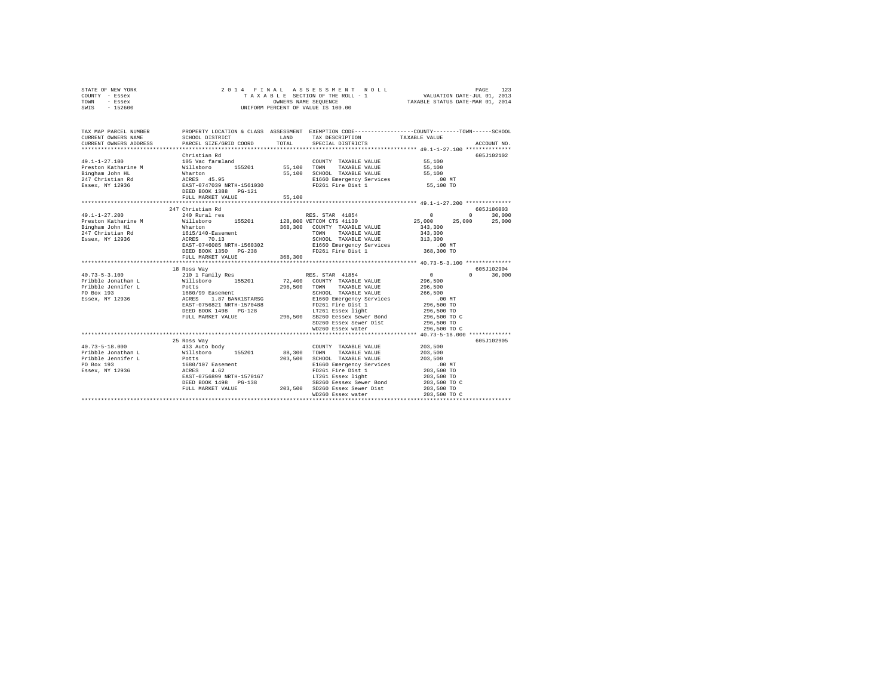STATE OF NEW YORK
COUNTY - Essex
TOWN - Essex
SWIS - 152600

2014 FINAL ASSESSMENT ROLL
TAXABLE SECTION OF THE ROLL - 1
OWNERS NAME SEQUENCE
UNIFORM PERCENT OF VALUE IS 100.00

VALUATION DATE-JUL 01, 2013
TAXABLE STATUS DATE-MAR 01, 2014

```
TAX MAP PARCEL NUMBER          PROPERTY LOCATION & CLASS  ASSESSMENT  EXEMPTION CODE-----------------COUNTY--------TOWN------SCHOOL
CURRENT OWNERS NAME            SCHOOL DISTRICT              LAND      TAX DESCRIPTION            TAXABLE VALUE
CURRENT OWNERS ADDRESS         PARCEL SIZE/GRID COORD       TOTAL     SPECIAL DISTRICTS                                    ACCOUNT NO.
*************************************************************************************************** 49.1-1-27.100 **************
                               Christian Rd                                                                            605J102102
49.1-1-27.100                  105 Vac farmland                       COUNTY  TAXABLE VALUE           55,100
Preston Katharine M            Willsboro      155201       55,100     TOWN    TAXABLE VALUE           55,100
Bingham John HL                Wharton                     55,100     SCHOOL  TAXABLE VALUE           55,100
247 Christian Rd               ACRES   45.95                          E1660 Emergency Services           .00 MT
Essex, NY 12936                EAST-0747039 NRTH-1561030              FD261 Fire Dist 1               55,100 TO
                               DEED BOOK 1388   PG-121
                               FULL MARKET VALUE           55,100
*************************************************************************************************** 49.1-1-27.200 **************
                               247 Christian Rd                                                                        605J186003
49.1-1-27.200                  240 Rural res                          RES. STAR  41854                0          0       30,000
Preston Katharine M            Willsboro      155201      128,800 VETCOM CTS 41130               25,000     25,000       25,000
Bingham John Hl                Wharton                    368,300     COUNTY  TAXABLE VALUE          343,300
247 Christian Rd               1615/140-Easement                      TOWN    TAXABLE VALUE          343,300
Essex, NY 12936                ACRES   70.13                          SCHOOL  TAXABLE VALUE          313,300
                               EAST-0746085 NRTH-1560302              E1660 Emergency Services           .00 MT
                               DEED BOOK 1350   PG-238                FD261 Fire Dist 1              368,300 TO
                               FULL MARKET VALUE          368,300
*************************************************************************************************** 40.73-5-3.100 **************
                               18 Ross Way                                                                             605J102904
40.73-5-3.100                  210 1 Family Res                       RES. STAR  41854                0          0       30,000
Pribble Jonathan L             Willsboro      155201       72,400     COUNTY  TAXABLE VALUE          296,500
Pribble Jennifer L             Potts                      296,500     TOWN    TAXABLE VALUE          296,500
PO Box 193                     1680/99 Easement                       SCHOOL  TAXABLE VALUE          266,500
Essex, NY 12936                ACRES    1.87 BANK1STARSG              E1660 Emergency Services           .00 MT
                               EAST-0756821 NRTH-1570488              FD261 Fire Dist 1              296,500 TO
                               DEED BOOK 1498   PG-128                LT261 Essex light              296,500 TO
                               FULL MARKET VALUE          296,500     SB260 Eessex Sewer Bond        296,500 TO C
                                                                      SD260 Essex Sewer Dist         296,500 TO
                                                                      WD260 Essex water              296,500 TO C
*************************************************************************************************** 40.73-5-18.000 *************
                               25 Ross Way                                                                             605J102905
40.73-5-18.000                 433 Auto body                          COUNTY  TAXABLE VALUE          203,500
Pribble Jonathan L             Willsboro      155201       88,300     TOWN    TAXABLE VALUE          203,500
Pribble Jennifer L             Potts                      203,500     SCHOOL  TAXABLE VALUE          203,500
PO Box 193                     1680/107 Easement                      E1660 Emergency Services           .00 MT
Essex, NY 12936                ACRES    4.62                          FD261 Fire Dist 1              203,500 TO
                               EAST-0756899 NRTH-1570167              LT261 Essex light              203,500 TO
                               DEED BOOK 1498   PG-138                SB260 Eessex Sewer Bond        203,500 TO C
                               FULL MARKET VALUE          203,500     SD260 Essex Sewer Dist         203,500 TO
                                                                      WD260 Essex water              203,500 TO C
********************************************************************************************************************************
```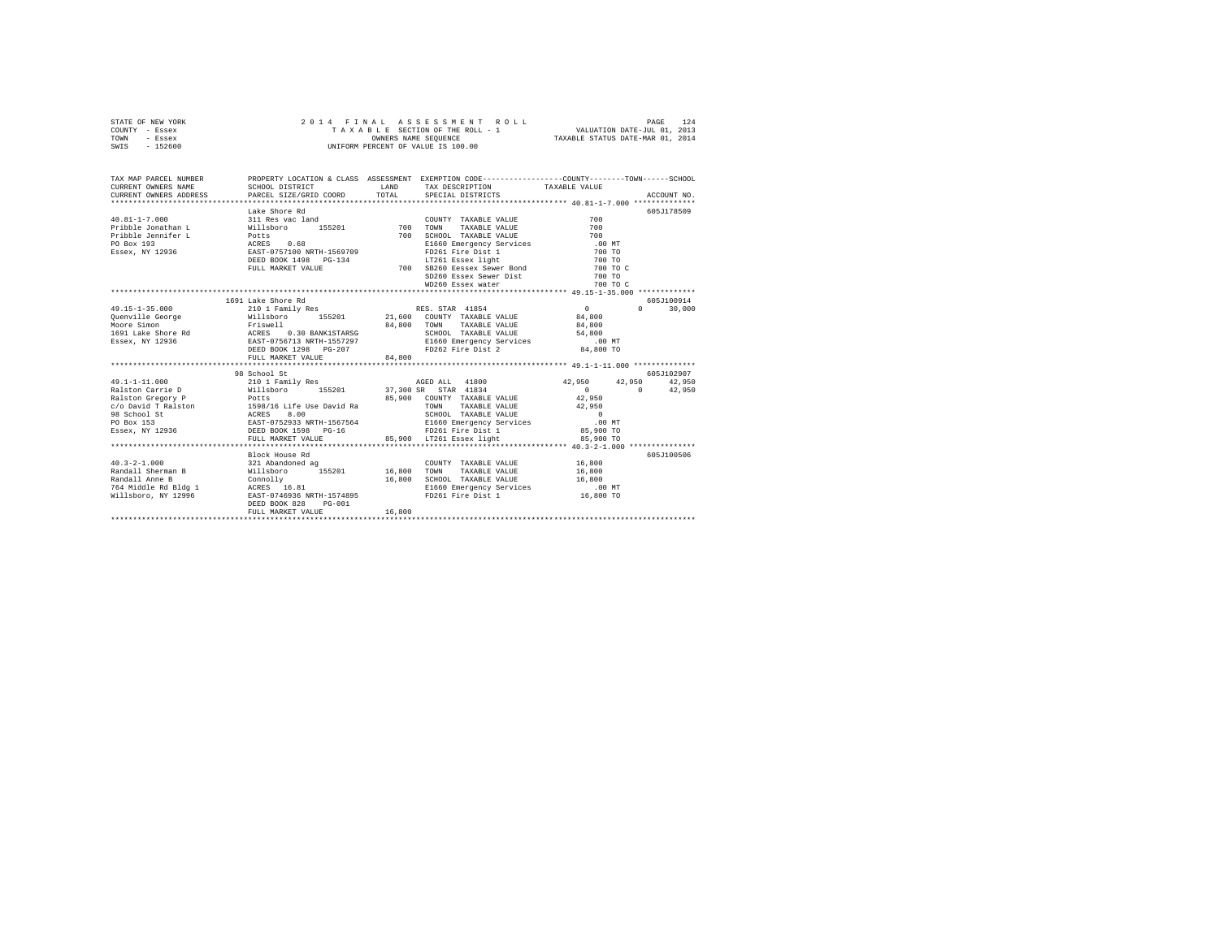STATE OF NEW YORK — 2014 FINAL ASSESSMENT ROLL
COUNTY - Essex — TAXABLE SECTION OF THE ROLL - 1 — VALUATION DATE-JUL 01, 2013
TOWN - Essex — OWNERS NAME SEQUENCE — TAXABLE STATUS DATE-MAR 01, 2014
SWIS - 152600 — UNIFORM PERCENT OF VALUE IS 100.00

```
TAX MAP PARCEL NUMBER          PROPERTY LOCATION & CLASS  ASSESSMENT  EXEMPTION CODE-----------------COUNTY--------TOWN------SCHOOL
CURRENT OWNERS NAME            SCHOOL DISTRICT               LAND      TAX DESCRIPTION            TAXABLE VALUE
CURRENT OWNERS ADDRESS         PARCEL SIZE/GRID COORD        TOTAL     SPECIAL DISTRICTS                                   ACCOUNT NO.
******************************************************************************************************* 40.81-1-7.000 **************
                               Lake Shore Rd                                                                            605J178509
40.81-1-7.000                  311 Res vac land                        COUNTY  TAXABLE VALUE              700
Pribble Jonathan L             Willsboro      155201         700       TOWN    TAXABLE VALUE              700
Pribble Jennifer L             Potts                         700       SCHOOL  TAXABLE VALUE              700
PO Box 193                     ACRES    0.68                           E1660 Emergency Services           .00 MT
Essex, NY 12936                EAST-0757100 NRTH-1569709               FD261 Fire Dist 1                  700 TO
                               DEED BOOK 1498   PG-134                 LT261 Essex light                  700 TO
                               FULL MARKET VALUE             700       SB260 Eessex Sewer Bond            700 TO C
                                                                       SD260 Essex Sewer Dist             700 TO
                                                                       WD260 Essex water                  700 TO C
******************************************************************************************************* 49.15-1-35.000 *************
                          1691 Lake Shore Rd                                                                            605J100914
49.15-1-35.000                 210 1 Family Res                        RES. STAR  41854                   0            0      30,000
Quenville George               Willsboro      155201      21,600       COUNTY  TAXABLE VALUE           84,800
Moore Simon                    Friswell                   84,800       TOWN    TAXABLE VALUE           84,800
1691 Lake Shore Rd             ACRES    0.30 BANK1STARSG               SCHOOL  TAXABLE VALUE           54,800
Essex, NY 12936                EAST-0756713 NRTH-1557297               E1660 Emergency Services           .00 MT
                               DEED BOOK 1298   PG-207                 FD262 Fire Dist 2               84,800 TO
                               FULL MARKET VALUE          84,800
******************************************************************************************************* 49.1-1-11.000 **************
                               98 School St                                                                             605J102907
49.1-1-11.000                  210 1 Family Res                        AGED ALL   41800               42,950       42,950    42,950
Ralston Carrie D               Willsboro      155201      37,300 SR    STAR  41834                        0            0      42,950
Ralston Gregory P              Potts                      85,900       COUNTY  TAXABLE VALUE           42,950
c/o David T Ralston            1598/16 Life Use David Ra               TOWN    TAXABLE VALUE           42,950
98 School St                   ACRES    8.00                           SCHOOL  TAXABLE VALUE                0
PO Box 153                     EAST-0752933 NRTH-1567564               E1660 Emergency Services           .00 MT
Essex, NY 12936                DEED BOOK 1598   PG-16                  FD261 Fire Dist 1               85,900 TO
                               FULL MARKET VALUE          85,900       LT261 Essex light               85,900 TO
******************************************************************************************************* 40.3-2-1.000 ***************
                               Block House Rd                                                                           605J100506
40.3-2-1.000                   321 Abandoned ag                        COUNTY  TAXABLE VALUE           16,800
Randall Sherman B              Willsboro      155201      16,800       TOWN    TAXABLE VALUE           16,800
Randall Anne B                 Connolly                   16,800       SCHOOL  TAXABLE VALUE           16,800
764 Middle Rd Bldg 1           ACRES   16.81                           E1660 Emergency Services           .00 MT
Willsboro, NY 12996            EAST-0746936 NRTH-1574895               FD261 Fire Dist 1               16,800 TO
                               DEED BOOK 828    PG-001
                               FULL MARKET VALUE          16,800
************************************************************************************************************************************
```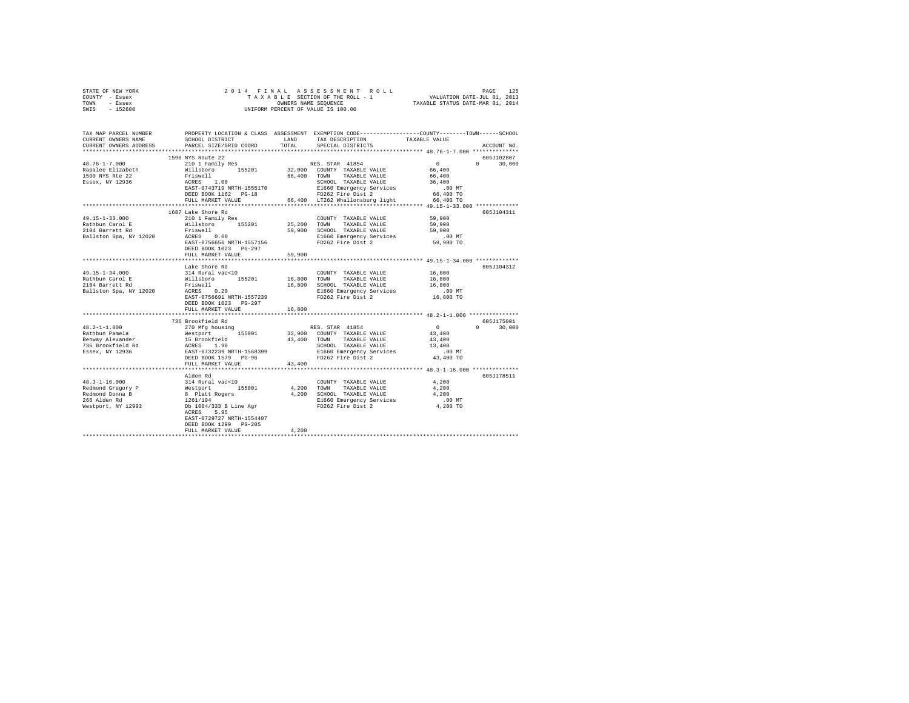STATE OF NEW YORK — 2014 FINAL ASSESSMENT ROLL — PAGE 125
COUNTY - Essex — TAXABLE SECTION OF THE ROLL - 1 — VALUATION DATE-JUL 01, 2013
TOWN - Essex — OWNERS NAME SEQUENCE — TAXABLE STATUS DATE-MAR 01, 2014
SWIS - 152600 — UNIFORM PERCENT OF VALUE IS 100.00

```
TAX MAP PARCEL NUMBER          PROPERTY LOCATION & CLASS  ASSESSMENT  EXEMPTION CODE------------------COUNTY--------TOWN------SCHOOL
CURRENT OWNERS NAME            SCHOOL DISTRICT              LAND      TAX DESCRIPTION             TAXABLE VALUE
CURRENT OWNERS ADDRESS         PARCEL SIZE/GRID COORD       TOTAL     SPECIAL DISTRICTS                                    ACCOUNT NO.
******************************************************************************************************* 48.76-1-7.000 **************
                               1590 NYS Route 22                                                                       605J102807
48.76-1-7.000                  210 1 Family Res                        RES. STAR  41854                 0            0      30,000
Rapalee Elizabeth              Willsboro       155201        32,000   COUNTY  TAXABLE VALUE           66,400
1590 NYS Rte 22                Friswell                      66,400   TOWN    TAXABLE VALUE           66,400
Essex, NY 12936                ACRES    1.00                          SCHOOL  TAXABLE VALUE           36,400
                               EAST-0743719 NRTH-1555170              E1660 Emergency Services            .00 MT
                               DEED BOOK 1162   PG-18                 FD262 Fire Dist 2                66,400 TO
                               FULL MARKET VALUE             66,400   LT262 Whallonsburg light         66,400 TO
******************************************************************************************************* 49.15-1-33.000 *************
                               1687 Lake Shore Rd                                                                      605J104311
49.15-1-33.000                 210 1 Family Res                        COUNTY  TAXABLE VALUE           59,900
Rathbun Carol E                Willsboro       155201        25,200   TOWN    TAXABLE VALUE           59,900
2104 Barrett Rd                Friswell                      59,900   SCHOOL  TAXABLE VALUE           59,900
Ballston Spa, NY 12020         ACRES    0.60                          E1660 Emergency Services            .00 MT
                               EAST-0756656 NRTH-1557156              FD262 Fire Dist 2                59,900 TO
                               DEED BOOK 1023   PG-297
                               FULL MARKET VALUE             59,900
******************************************************************************************************* 49.15-1-34.000 *************
                               Lake Shore Rd                                                                           605J104312
49.15-1-34.000                 314 Rural vac<10                        COUNTY  TAXABLE VALUE           16,800
Rathbun Carol E                Willsboro       155201        16,800   TOWN    TAXABLE VALUE           16,800
2104 Barrett Rd                Friswell                      16,800   SCHOOL  TAXABLE VALUE           16,800
Ballston Spa, NY 12020         ACRES    0.20                          E1660 Emergency Services            .00 MT
                               EAST-0756691 NRTH-1557239              FD262 Fire Dist 2                16,800 TO
                               DEED BOOK 1023   PG-297
                               FULL MARKET VALUE             16,800
******************************************************************************************************* 48.2-1-1.000 ***************
                               736 Brookfield Rd                                                                       605J175001
48.2-1-1.000                   270 Mfg housing                         RES. STAR  41854                 0            0      30,000
Rathbun Pamela                 Westport        155001        32,900   COUNTY  TAXABLE VALUE           43,400
Benway Alexander               15 Brookfield                 43,400   TOWN    TAXABLE VALUE           43,400
736 Brookfield Rd              ACRES    1.90                          SCHOOL  TAXABLE VALUE           13,400
Essex, NY 12936                EAST-0732239 NRTH-1568399              E1660 Emergency Services            .00 MT
                               DEED BOOK 1579   PG-96                 FD262 Fire Dist 2                43,400 TO
                               FULL MARKET VALUE             43,400
******************************************************************************************************* 48.3-1-16.000 **************
                               Alden Rd                                                                                605J178511
48.3-1-16.000                  314 Rural vac<10                        COUNTY  TAXABLE VALUE            4,200
Redmond Gregory P              Westport        155001         4,200   TOWN    TAXABLE VALUE            4,200
Redmond Donna B                8 Platt Rogers                 4,200   SCHOOL  TAXABLE VALUE            4,200
266 Alden Rd                   1261/194                               E1660 Emergency Services            .00 MT
Westport, NY 12993             Db 1004/333 B Line Agr                 FD262 Fire Dist 2                 4,200 TO
                               ACRES    5.95
                               EAST-0729727 NRTH-1554407
                               DEED BOOK 1299   PG-205
                               FULL MARKET VALUE              4,200
************************************************************************************************************************************
```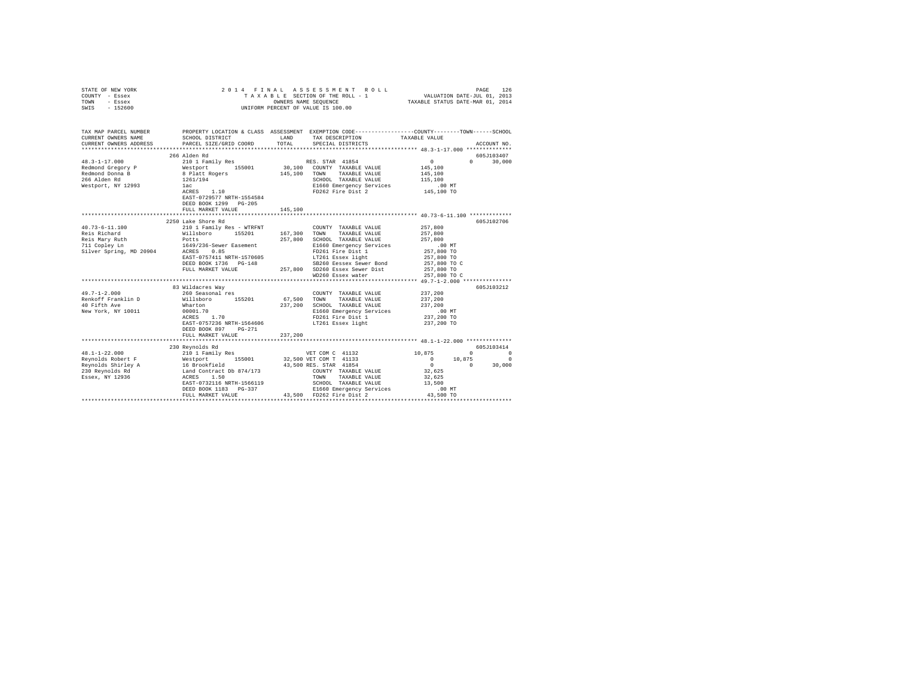```
STATE OF NEW YORK                 2 0 1 4   F I N A L   A S S E S S M E N T   R O L L                PAGE  126
COUNTY - Essex                       T A X A B L E  SECTION OF THE ROLL - 1              VALUATION DATE-JUL 01, 2013
TOWN   - Essex                              OWNERS NAME SEQUENCE                    TAXABLE STATUS DATE-MAR 01, 2014
SWIS   - 152600                        UNIFORM PERCENT OF VALUE IS 100.00

TAX MAP PARCEL NUMBER          PROPERTY LOCATION & CLASS  ASSESSMENT  EXEMPTION CODE-----------------COUNTY--------TOWN------SCHOOL
CURRENT OWNERS NAME            SCHOOL DISTRICT             LAND       TAX DESCRIPTION           TAXABLE VALUE
CURRENT OWNERS ADDRESS         PARCEL SIZE/GRID COORD      TOTAL      SPECIAL DISTRICTS                                  ACCOUNT NO.
****************************************************************************************************** 48.3-1-17.000 **************
                               266 Alden Rd                                                                          605J103407
48.3-1-17.000                  210 1 Family Res                       RES. STAR 41854              0             0      30,000
Redmond Gregory P              Westport        155001       30,100    COUNTY  TAXABLE VALUE        145,100
Redmond Donna B                8 Platt Rogers               145,100   TOWN    TAXABLE VALUE        145,100
266 Alden Rd                   1261/194                               SCHOOL  TAXABLE VALUE        115,100
Westport, NY 12993             1ac                                    E1660 Emergency Services         .00 MT
                               ACRES    1.10                          FD262 Fire Dist 2             145,100 TO
                               EAST-0729577 NRTH-1554584
                               DEED BOOK 1299   PG-205
                               FULL MARKET VALUE           145,100
****************************************************************************************************** 40.73-6-11.100 *************
                               2250 Lake Shore Rd                                                                    605J102706
40.73-6-11.100                 210 1 Family Res - WTRFNT              COUNTY  TAXABLE VALUE        257,800
Reis Richard                   Willsboro       155201      167,300    TOWN    TAXABLE VALUE        257,800
Reis Mary Ruth                 Potts                       257,800    SCHOOL  TAXABLE VALUE        257,800
711 Copley Ln                  1649/236-Sewer Easement                E1660 Emergency Services         .00 MT
Silver Spring, MD 20904        ACRES    0.85                          FD261 Fire Dist 1             257,800 TO
                               EAST-0757411 NRTH-1570605              LT261 Essex light             257,800 TO
                               DEED BOOK 1736   PG-148                SB260 Eessex Sewer Bond       257,800 TO C
                               FULL MARKET VALUE           257,800    SD260 Essex Sewer Dist        257,800 TO
                                                                      WD260 Essex water             257,800 TO C
****************************************************************************************************** 49.7-1-2.000 ***************
                               83 Wildacres Way                                                                      605J103212
49.7-1-2.000                   260 Seasonal res                       COUNTY  TAXABLE VALUE        237,200
Renkoff Franklin D             Willsboro       155201       67,500    TOWN    TAXABLE VALUE        237,200
40 Fifth Ave                   Wharton                     237,200    SCHOOL  TAXABLE VALUE        237,200
New York, NY 10011             00001.70                               E1660 Emergency Services         .00 MT
                               ACRES    1.70                          FD261 Fire Dist 1             237,200 TO
                               EAST-0757236 NRTH-1564606              LT261 Essex light             237,200 TO
                               DEED BOOK 897    PG-271
                               FULL MARKET VALUE           237,200
****************************************************************************************************** 48.1-1-22.000 **************
                               230 Reynolds Rd                                                                       605J103414
48.1-1-22.000                  210 1 Family Res                       VET COM C 41132          10,875             0           0
Reynolds Robert F              Westport        155001       32,500 VET COM T 41133                  0        10,875           0
Reynolds Shirley A             16 Brookfield                43,500 RES. STAR 41854                  0             0      30,000
230 Reynolds Rd                Land Contract Db 874/173               COUNTY  TAXABLE VALUE         32,625
Essex, NY 12936                ACRES    1.50                          TOWN    TAXABLE VALUE         32,625
                               EAST-0732116 NRTH-1566119              SCHOOL  TAXABLE VALUE         13,500
                               DEED BOOK 1183   PG-337                E1660 Emergency Services         .00 MT
                               FULL MARKET VALUE            43,500    FD262 Fire Dist 2              43,500 TO
************************************************************************************************************************************
```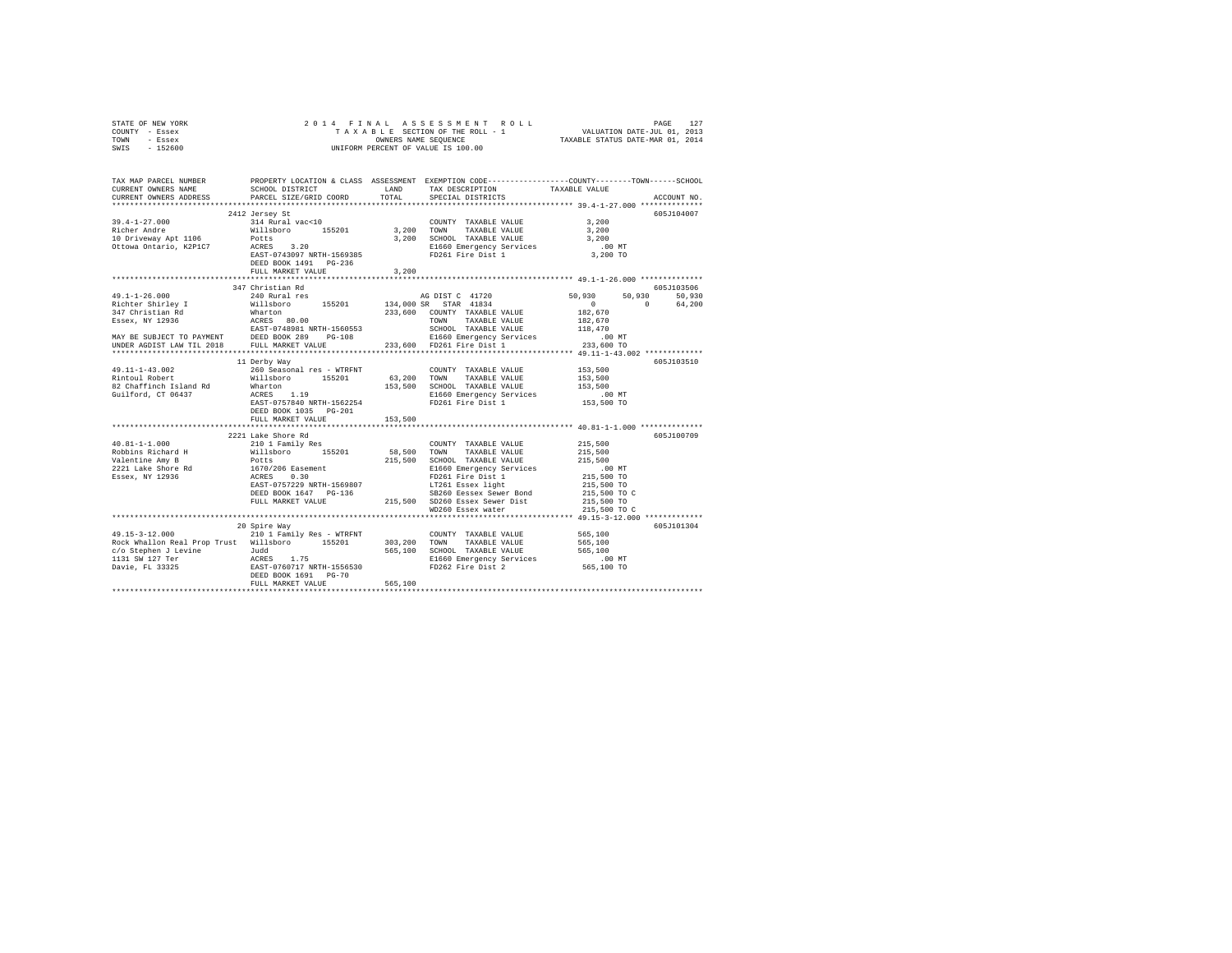```
STATE OF NEW YORK              2 0 1 4   F I N A L   A S S E S S M E N T   R O L L                    PAGE  127
COUNTY  - Essex                   T A X A B L E SECTION OF THE ROLL - 1              VALUATION DATE-JUL 01, 2013
TOWN    - Essex                          OWNERS NAME SEQUENCE                       TAXABLE STATUS DATE-MAR 01, 2014
SWIS    - 152600                    UNIFORM PERCENT OF VALUE IS 100.00

TAX MAP PARCEL NUMBER          PROPERTY LOCATION & CLASS  ASSESSMENT  EXEMPTION CODE------------------COUNTY--------TOWN------SCHOOL
CURRENT OWNERS NAME            SCHOOL DISTRICT              LAND      TAX DESCRIPTION           TAXABLE VALUE
CURRENT OWNERS ADDRESS         PARCEL SIZE/GRID COORD       TOTAL     SPECIAL DISTRICTS                                  ACCOUNT NO.
************************************************************************************************ 39.4-1-27.000 **************
                             2412 Jersey St                                                                         605J104007
39.4-1-27.000                314 Rural vac<10                          COUNTY  TAXABLE VALUE             3,200
Richer Andre                 Willsboro      155201       3,200    TOWN    TAXABLE VALUE             3,200
10 Driveway Apt 1106         Potts                       3,200    SCHOOL  TAXABLE VALUE             3,200
Ottowa Ontario, K2P1C7       ACRES    3.20                        E1660 Emergency Services            .00 MT
                             EAST-0743097 NRTH-1569385            FD261 Fire Dist 1                 3,200 TO
                             DEED BOOK 1491   PG-236
                             FULL MARKET VALUE           3,200
************************************************************************************************ 49.1-1-26.000 **************
                             347 Christian Rd                                                                       605J103506
49.1-1-26.000                240 Rural res                           AG DIST C  41720          50,930     50,930     50,930
Richter Shirley I            Willsboro      155201     134,000 SR   STAR  41834                    0          0     64,200
347 Christian Rd             Wharton                   233,600   COUNTY  TAXABLE VALUE          182,670
Essex, NY 12936              ACRES   80.00                        TOWN    TAXABLE VALUE          182,670
                             EAST-0748981 NRTH-1560553            SCHOOL  TAXABLE VALUE          118,470
MAY BE SUBJECT TO PAYMENT    DEED BOOK 289    PG-108              E1660 Emergency Services            .00 MT
UNDER AGDIST LAW TIL 2018    FULL MARKET VALUE         233,600   FD261 Fire Dist 1              233,600 TO
************************************************************************************************ 49.11-1-43.002 *************
                             11 Derby Way                                                                           605J103510
49.11-1-43.002               260 Seasonal res - WTRFNT                COUNTY  TAXABLE VALUE          153,500
Rintoul Robert               Willsboro      155201      63,200    TOWN    TAXABLE VALUE          153,500
82 Chaffinch Island Rd       Wharton                   153,500    SCHOOL  TAXABLE VALUE          153,500
Guilford, CT 06437           ACRES    1.19                        E1660 Emergency Services            .00 MT
                             EAST-0757840 NRTH-1562254            FD261 Fire Dist 1              153,500 TO
                             DEED BOOK 1035   PG-201
                             FULL MARKET VALUE         153,500
************************************************************************************************ 40.81-1-1.000 **************
                             2221 Lake Shore Rd                                                                     605J100709
40.81-1-1.000                210 1 Family Res                          COUNTY  TAXABLE VALUE          215,500
Robbins Richard H            Willsboro      155201      58,500    TOWN    TAXABLE VALUE          215,500
Valentine Amy B              Potts                     215,500    SCHOOL  TAXABLE VALUE          215,500
2221 Lake Shore Rd           1670/206 Easement                    E1660 Emergency Services            .00 MT
Essex, NY 12936              ACRES    0.30                        FD261 Fire Dist 1              215,500 TO
                             EAST-0757229 NRTH-1569807            LT261 Essex light              215,500 TO
                             DEED BOOK 1647   PG-136              SB260 Eessex Sewer Bond        215,500 TO C
                             FULL MARKET VALUE         215,500    SD260 Essex Sewer Dist         215,500 TO
                                                                  WD260 Essex water              215,500 TO C
************************************************************************************************ 49.15-3-12.000 *************
                             20 Spire Way                                                                           605J101304
49.15-3-12.000               210 1 Family Res - WTRFNT                COUNTY  TAXABLE VALUE          565,100
Rock Whallon Real Prop Trust Willsboro      155201     303,200    TOWN    TAXABLE VALUE          565,100
c/o Stephen J Levine         Judd                      565,100    SCHOOL  TAXABLE VALUE          565,100
1131 SW 127 Ter              ACRES    1.75                        E1660 Emergency Services            .00 MT
Davie, FL 33325              EAST-0760717 NRTH-1556530            FD262 Fire Dist 2              565,100 TO
                             DEED BOOK 1691   PG-70
                             FULL MARKET VALUE         565,100
************************************************************************************************************************************
```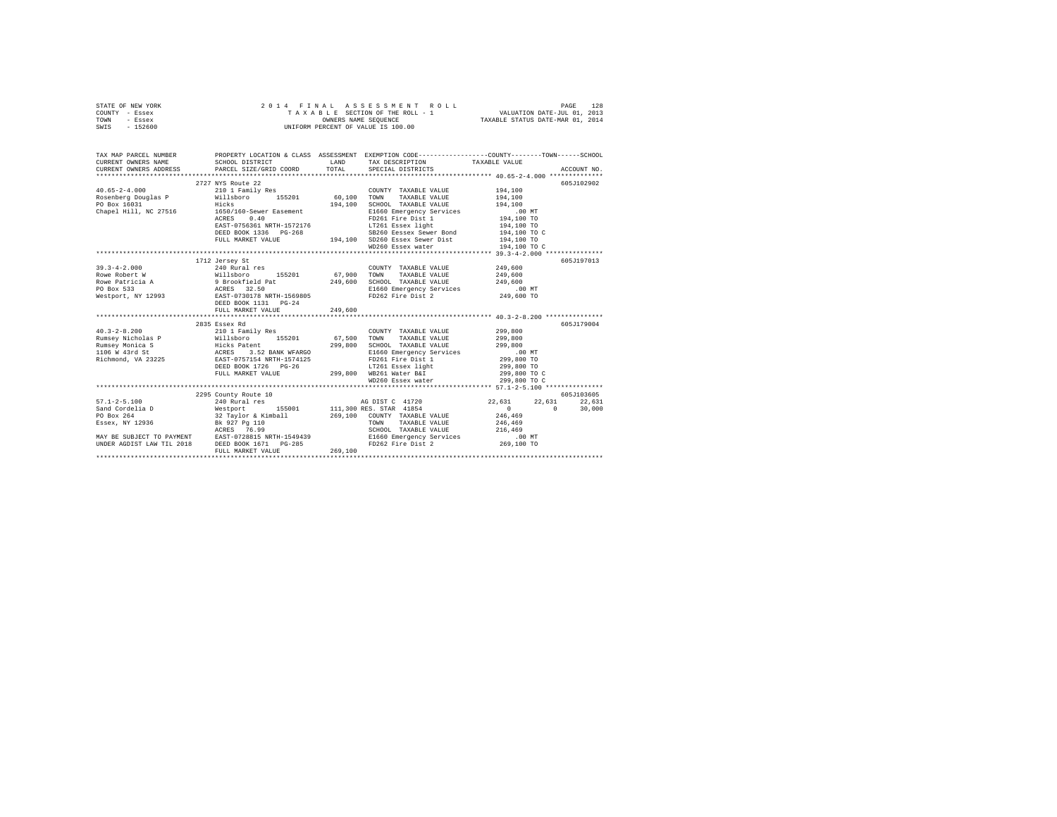STATE OF NEW YORK
COUNTY - Essex
TOWN - Essex
SWIS - 152600

2014 FINAL ASSESSMENT ROLL
TAXABLE SECTION OF THE ROLL - 1
OWNERS NAME SEQUENCE
UNIFORM PERCENT OF VALUE IS 100.00

VALUATION DATE-JUL 01, 2013
TAXABLE STATUS DATE-MAR 01, 2014

| TAX MAP PARCEL NUMBER / CURRENT OWNERS NAME / CURRENT OWNERS ADDRESS | PROPERTY LOCATION & CLASS / SCHOOL DISTRICT / PARCEL SIZE/GRID COORD | ASSESSMENT LAND | TOTAL | EXEMPTION CODE / TAX DESCRIPTION / SPECIAL DISTRICTS | COUNTY TAXABLE VALUE | TOWN | SCHOOL | ACCOUNT NO. |
|---|---|---|---|---|---|---|---|---|
| **40.65-2-4.000** | 2727 NYS Route 22 | | | | | | | 605J102902 |
| 40.65-2-4.000 | 210 1 Family Res | | | COUNTY TAXABLE VALUE | 194,100 | | | |
| Rosenberg Douglas P | Willsboro 155201 | 60,100 | | TOWN TAXABLE VALUE | 194,100 | | | |
| PO Box 16031 | Hicks | | 194,100 | SCHOOL TAXABLE VALUE | 194,100 | | | |
| Chapel Hill, NC 27516 | 1650/160-Sewer Easement | | | E1660 Emergency Services | .00 MT | | | |
| | ACRES 0.40 | | | FD261 Fire Dist 1 | 194,100 TO | | | |
| | EAST-0756361 NRTH-1572176 | | | LT261 Essex light | 194,100 TO | | | |
| | DEED BOOK 1336 PG-268 | | | SB260 Eessex Sewer Bond | 194,100 TO C | | | |
| | FULL MARKET VALUE | | 194,100 | SD260 Essex Sewer Dist | 194,100 TO | | | |
| | | | | WD260 Essex water | 194,100 TO C | | | |
| **39.3-4-2.000** | 1712 Jersey St | | | | | | | 605J197013 |
| 39.3-4-2.000 | 240 Rural res | | | COUNTY TAXABLE VALUE | 249,600 | | | |
| Rowe Robert W | Willsboro 155201 | 67,900 | | TOWN TAXABLE VALUE | 249,600 | | | |
| Rowe Patricia A | 9 Brookfield Pat | | 249,600 | SCHOOL TAXABLE VALUE | 249,600 | | | |
| PO Box 533 | ACRES 32.50 | | | E1660 Emergency Services | .00 MT | | | |
| Westport, NY 12993 | EAST-0730178 NRTH-1569805 | | | FD262 Fire Dist 2 | 249,600 TO | | | |
| | DEED BOOK 1131 PG-24 | | | | | | | |
| | FULL MARKET VALUE | | 249,600 | | | | | |
| **40.3-2-8.200** | 2835 Essex Rd | | | | | | | 605J179004 |
| 40.3-2-8.200 | 210 1 Family Res | | | COUNTY TAXABLE VALUE | 299,800 | | | |
| Rumsey Nicholas P | Willsboro 155201 | 67,500 | | TOWN TAXABLE VALUE | 299,800 | | | |
| Rumsey Monica S | Hicks Patent | | 299,800 | SCHOOL TAXABLE VALUE | 299,800 | | | |
| 1106 W 43rd St | ACRES 3.52 BANK WFARGO | | | E1660 Emergency Services | .00 MT | | | |
| Richmond, VA 23225 | EAST-0757154 NRTH-1574125 | | | FD261 Fire Dist 1 | 299,800 TO | | | |
| | DEED BOOK 1726 PG-26 | | | LT261 Essex light | 299,800 TO | | | |
| | FULL MARKET VALUE | | 299,800 | WB261 Water B&I | 299,800 TO C | | | |
| | | | | WD260 Essex water | 299,800 TO C | | | |
| **57.1-2-5.100** | 2295 County Route 10 | | | | | | | 605J103605 |
| 57.1-2-5.100 | 240 Rural res | | | AG DIST C 41720 | 22,631 | 22,631 | 22,631 | |
| Sand Cordelia D | Westport 155001 | 111,300 | | RES. STAR 41854 | 0 | 0 | 30,000 | |
| PO Box 264 | 32 Taylor & Kimball | | 269,100 | COUNTY TAXABLE VALUE | 246,469 | | | |
| Essex, NY 12936 | Bk 927 Pg 110 | | | TOWN TAXABLE VALUE | 246,469 | | | |
| | ACRES 76.99 | | | SCHOOL TAXABLE VALUE | 216,469 | | | |
| MAY BE SUBJECT TO PAYMENT | EAST-0728815 NRTH-1549439 | | | E1660 Emergency Services | .00 MT | | | |
| UNDER AGDIST LAW TIL 2018 | DEED BOOK 1671 PG-285 | | | FD262 Fire Dist 2 | 269,100 TO | | | |
| | FULL MARKET VALUE | | 269,100 | | | | | |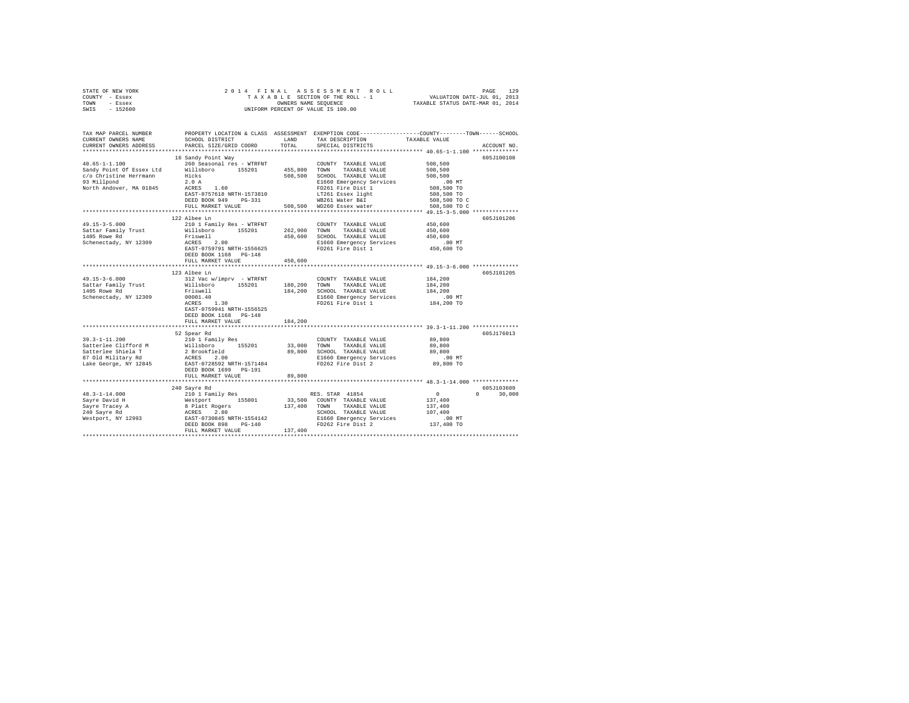STATE OF NEW YORK
COUNTY - Essex
TOWN - Essex
SWIS - 152600

2 0 1 4 F I N A L A S S E S S M E N T R O L L
T A X A B L E SECTION OF THE ROLL - 1
OWNERS NAME SEQUENCE
UNIFORM PERCENT OF VALUE IS 100.00

VALUATION DATE-JUL 01, 2013
TAXABLE STATUS DATE-MAR 01, 2014

```
TAX MAP PARCEL NUMBER          PROPERTY LOCATION & CLASS  ASSESSMENT  EXEMPTION CODE-----------------COUNTY--------TOWN------SCHOOL
CURRENT OWNERS NAME            SCHOOL DISTRICT              LAND      TAX DESCRIPTION            TAXABLE VALUE
CURRENT OWNERS ADDRESS         PARCEL SIZE/GRID COORD       TOTAL     SPECIAL DISTRICTS                                  ACCOUNT NO.
****************************************************************************************************** 40.65-1-1.100 **************
                               16 Sandy Point Way                                                                   605J100108
40.65-1-1.100                  260 Seasonal res - WTRFNT              COUNTY  TAXABLE VALUE          508,500
Sandy Point Of Essex Ltd       Willsboro      155201      455,800     TOWN    TAXABLE VALUE          508,500
c/o Christine Herrmann         Hicks                      508,500     SCHOOL  TAXABLE VALUE          508,500
93 Millpond                    2.0 A                                  E1660 Emergency Services          .00 MT
North Andover, MA 01845        ACRES    1.60                          FD261 Fire Dist 1              508,500 TO
                               EAST-0757618 NRTH-1573810              LT261 Essex light              508,500 TO
                               DEED BOOK 949    PG-331                WB261 Water B&I                508,500 TO C
                               FULL MARKET VALUE          508,500     WD260 Essex water              508,500 TO C
****************************************************************************************************** 49.15-3-5.000 **************
                               122 Albee Ln                                                                         605J101206
49.15-3-5.000                  210 1 Family Res - WTRFNT              COUNTY  TAXABLE VALUE          450,600
Sattar Family Trust            Willsboro      155201      262,900     TOWN    TAXABLE VALUE          450,600
1405 Rowe Rd                   Friswell                   450,600     SCHOOL  TAXABLE VALUE          450,600
Schenectady, NY 12309          ACRES    2.00                          E1660 Emergency Services          .00 MT
                               EAST-0759791 NRTH-1556625              FD261 Fire Dist 1              450,600 TO
                               DEED BOOK 1168   PG-148
                               FULL MARKET VALUE          450,600
****************************************************************************************************** 49.15-3-6.000 **************
                               123 Albee Ln                                                                         605J101205
49.15-3-6.000                  312 Vac w/imprv  - WTRFNT              COUNTY  TAXABLE VALUE          184,200
Sattar Family Trust            Willsboro      155201      180,200     TOWN    TAXABLE VALUE          184,200
1405 Rowe Rd                   Friswell                   184,200     SCHOOL  TAXABLE VALUE          184,200
Schenectady, NY 12309          00001.40                               E1660 Emergency Services          .00 MT
                               ACRES    1.30                          FD261 Fire Dist 1              184,200 TO
                               EAST-0759941 NRTH-1556525
                               DEED BOOK 1168   PG-148
                               FULL MARKET VALUE          184,200
****************************************************************************************************** 39.3-1-11.200 **************
                               52 Spear Rd                                                                          605J176013
39.3-1-11.200                  210 1 Family Res                       COUNTY  TAXABLE VALUE           89,800
Satterlee Clifford M           Willsboro      155201       33,000     TOWN    TAXABLE VALUE           89,800
Satterlee Shiela T             2 Brookfield                89,800     SCHOOL  TAXABLE VALUE           89,800
87 Old Military Rd             ACRES    2.00                          E1660 Emergency Services          .00 MT
Lake George, NY 12845          EAST-0728592 NRTH-1571484              FD262 Fire Dist 2               89,800 TO
                               DEED BOOK 1699   PG-191
                               FULL MARKET VALUE           89,800
****************************************************************************************************** 48.3-1-14.000 **************
                               240 Sayre Rd                                                                         605J103609
48.3-1-14.000                  210 1 Family Res                       RES. STAR 41854                      0             0     30,000
Sayre David H                  Westport       155001       33,500     COUNTY  TAXABLE VALUE          137,400
Sayre Tracey A                 8 Platt Rogers             137,400     TOWN    TAXABLE VALUE          137,400
240 Sayre Rd                   ACRES    2.80                          SCHOOL  TAXABLE VALUE          107,400
Westport, NY 12993             EAST-0730845 NRTH-1554142              E1660 Emergency Services          .00 MT
                               DEED BOOK 898    PG-140                FD262 Fire Dist 2              137,400 TO
                               FULL MARKET VALUE          137,400
************************************************************************************************************************************
```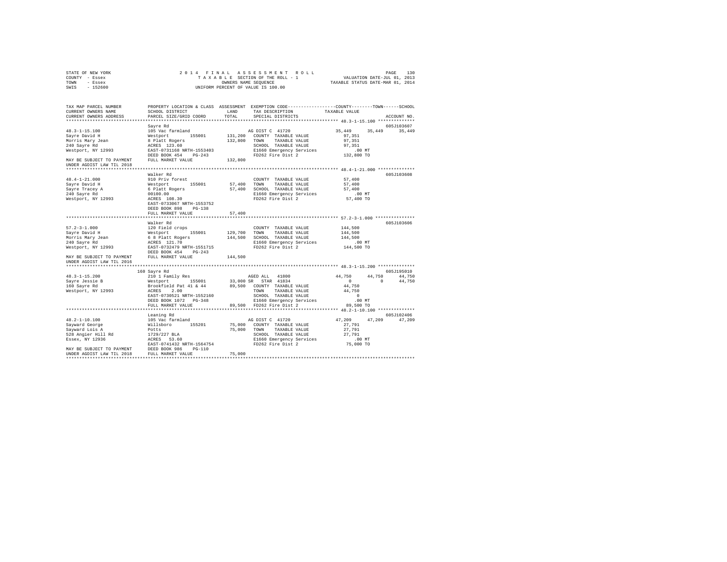STATE OF NEW YORK &nbsp;&nbsp;&nbsp;&nbsp; 2014 FINAL ASSESSMENT ROLL &nbsp;&nbsp;&nbsp;&nbsp; PAGE 130
COUNTY - Essex &nbsp;&nbsp;&nbsp;&nbsp; TAXABLE SECTION OF THE ROLL - 1 &nbsp;&nbsp;&nbsp;&nbsp; VALUATION DATE-JUL 01, 2013
TOWN - Essex &nbsp;&nbsp;&nbsp;&nbsp; OWNERS NAME SEQUENCE &nbsp;&nbsp;&nbsp;&nbsp; TAXABLE STATUS DATE-MAR 01, 2014
SWIS - 152600 &nbsp;&nbsp;&nbsp;&nbsp; UNIFORM PERCENT OF VALUE IS 100.00

```
TAX MAP PARCEL NUMBER          PROPERTY LOCATION & CLASS  ASSESSMENT  EXEMPTION CODE-----------------COUNTY--------TOWN------SCHOOL
CURRENT OWNERS NAME            SCHOOL DISTRICT              LAND      TAX DESCRIPTION            TAXABLE VALUE
CURRENT OWNERS ADDRESS         PARCEL SIZE/GRID COORD       TOTAL     SPECIAL DISTRICTS                                    ACCOUNT NO.
******************************************************************************************** 48.3-1-15.100 **************
                               Sayre Rd                                                                                605J103607
48.3-1-15.100                  105 Vac farmland                       AG DIST C  41720            35,449     35,449     35,449
Sayre David H                  Westport      155001       131,200     COUNTY  TAXABLE VALUE        97,351
Morris Mary Jean               8 Platt Rogers             132,800     TOWN    TAXABLE VALUE        97,351
240 Sayre Rd                   ACRES  123.60                          SCHOOL  TAXABLE VALUE        97,351
Westport, NY 12993             EAST-0731168 NRTH-1553403              E1660 Emergency Services        .00 MT
                               DEED BOOK 454    PG-243                FD262 Fire Dist 2           132,800 TO
MAY BE SUBJECT TO PAYMENT      FULL MARKET VALUE          132,800
UNDER AGDIST LAW TIL 2018
******************************************************************************************** 48.4-1-21.000 **************
                               Walker Rd                                                                               605J103608
48.4-1-21.000                  910 Priv forest                        COUNTY  TAXABLE VALUE        57,400
Sayre David H                  Westport      155001        57,400     TOWN    TAXABLE VALUE        57,400
Sayre Tracey A                 6 Platt Rogers              57,400     SCHOOL  TAXABLE VALUE        57,400
240 Sayre Rd                   00100.00                               E1660 Emergency Services        .00 MT
Westport, NY 12993             ACRES  108.30                          FD262 Fire Dist 2            57,400 TO
                               EAST-0733067 NRTH-1553752
                               DEED BOOK 898    PG-138
                               FULL MARKET VALUE           57,400
******************************************************************************************** 57.2-3-1.000 ***************
                               Walker Rd                                                                               605J103606
57.2-3-1.000                   120 Field crops                        COUNTY  TAXABLE VALUE       144,500
Sayre David H                  Westport      155001       129,700     TOWN    TAXABLE VALUE       144,500
Morris Mary Jean               6 8 Platt Rogers           144,500     SCHOOL  TAXABLE VALUE       144,500
240 Sayre Rd                   ACRES  121.70                          E1660 Emergency Services        .00 MT
Westport, NY 12993             EAST-0732479 NRTH-1551715              FD262 Fire Dist 2           144,500 TO
                               DEED BOOK 454    PG-243
MAY BE SUBJECT TO PAYMENT      FULL MARKET VALUE          144,500
UNDER AGDIST LAW TIL 2016
******************************************************************************************** 48.3-1-15.200 **************
                               160 Sayre Rd                                                                            605J195010
48.3-1-15.200                  210 1 Family Res                       AGED ALL   41800            44,750     44,750     44,750
Sayre Jessie B                 Westport      155001        33,000 SR  STAR  41834                     0          0     44,750
160 Sayre Rd                   Brookfield Pat 41 & 44      89,500     COUNTY  TAXABLE VALUE        44,750
Westport, NY 12993             ACRES    2.00                          TOWN    TAXABLE VALUE        44,750
                               EAST-0730521 NRTH-1552160              SCHOOL  TAXABLE VALUE             0
                               DEED BOOK 1072   PG-348                E1660 Emergency Services        .00 MT
                               FULL MARKET VALUE           89,500     FD262 Fire Dist 2            89,500 TO
******************************************************************************************** 48.2-1-10.100 **************
                               Leaning Rd                                                                              605J102406
48.2-1-10.100                  105 Vac farmland                       AG DIST C  41720            47,209     47,209     47,209
Sayward George                 Willsboro     155201        75,000     COUNTY  TAXABLE VALUE        27,791
Sayward Lois A                 Potts                       75,000     TOWN    TAXABLE VALUE        27,791
528 Angier Hill Rd             1729/227 BLA                           SCHOOL  TAXABLE VALUE        27,791
Essex, NY 12936                ACRES   53.60                          E1660 Emergency Services        .00 MT
                               EAST-0741432 NRTH-1564754              FD262 Fire Dist 2            75,000 TO
MAY BE SUBJECT TO PAYMENT      DEED BOOK 986    PG-110
UNDER AGDIST LAW TIL 2018      FULL MARKET VALUE           75,000
****************************************************************************************************************************
```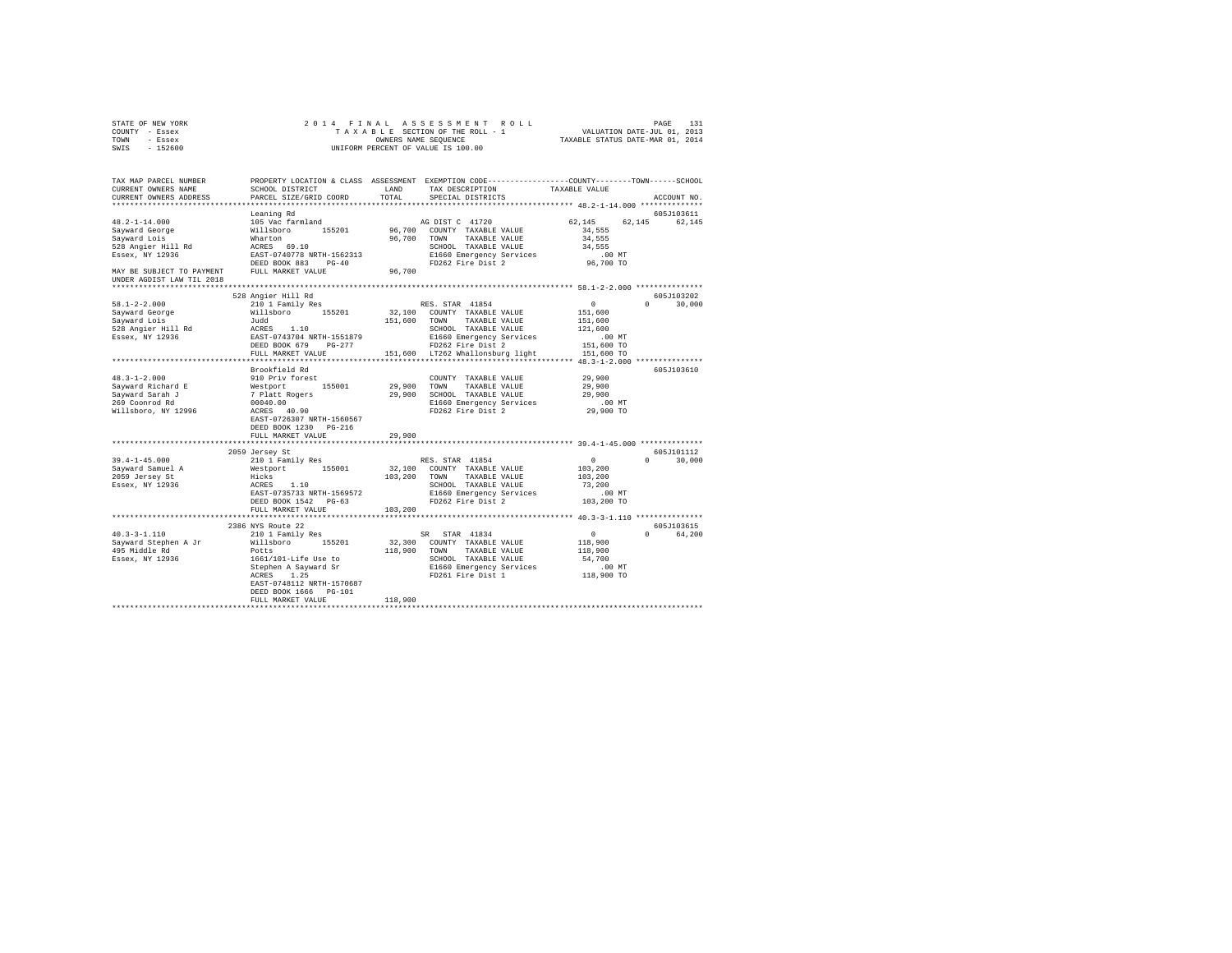STATE OF NEW YORK
COUNTY - Essex
TOWN - Essex
SWIS - 152600

2014 FINAL ASSESSMENT ROLL
TAXABLE SECTION OF THE ROLL - 1
OWNERS NAME SEQUENCE
UNIFORM PERCENT OF VALUE IS 100.00

VALUATION DATE-JUL 01, 2013
TAXABLE STATUS DATE-MAR 01, 2014

```
TAX MAP PARCEL NUMBER          PROPERTY LOCATION & CLASS  ASSESSMENT  EXEMPTION CODE-----------------COUNTY--------TOWN------SCHOOL
CURRENT OWNERS NAME            SCHOOL DISTRICT              LAND       TAX DESCRIPTION            TAXABLE VALUE
CURRENT OWNERS ADDRESS         PARCEL SIZE/GRID COORD       TOTAL      SPECIAL DISTRICTS                                      ACCOUNT NO.
******************************************************************************************************* 48.2-1-14.000 **************
                               Leaning Rd                                                                               605J103611
48.2-1-14.000                  105 Vac farmland                        AG DIST C  41720              62,145    62,145     62,145
Sayward George                 Willsboro      155201       96,700   COUNTY  TAXABLE VALUE            34,555
Sayward Lois                   Wharton                     96,700   TOWN    TAXABLE VALUE            34,555
528 Angier Hill Rd             ACRES   69.10                        SCHOOL  TAXABLE VALUE            34,555
Essex, NY 12936                EAST-0740778 NRTH-1562313            E1660 Emergency Services            .00 MT
                               DEED BOOK 883    PG-40               FD262 Fire Dist 2                96,700 TO
MAY BE SUBJECT TO PAYMENT      FULL MARKET VALUE           96,700
UNDER AGDIST LAW TIL 2018
******************************************************************************************************* 58.1-2-2.000 ***************
                               528 Angier Hill Rd                                                                       605J103202
58.1-2-2.000                   210 1 Family Res                        RES. STAR  41854                   0         0     30,000
Sayward George                 Willsboro      155201       32,100   COUNTY  TAXABLE VALUE           151,600
Sayward Lois                   Judd                       151,600   TOWN    TAXABLE VALUE           151,600
528 Angier Hill Rd             ACRES    1.10                        SCHOOL  TAXABLE VALUE           121,600
Essex, NY 12936                EAST-0743704 NRTH-1551879            E1660 Emergency Services            .00 MT
                               DEED BOOK 679    PG-277              FD262 Fire Dist 2               151,600 TO
                               FULL MARKET VALUE          151,600   LT262 Whallonsburg light        151,600 TO
******************************************************************************************************* 48.3-1-2.000 ***************
                               Brookfield Rd                                                                            605J103610
48.3-1-2.000                   910 Priv forest                         COUNTY  TAXABLE VALUE             29,900
Sayward Richard E              Westport       155001       29,900   TOWN    TAXABLE VALUE            29,900
Sayward Sarah J                7 Platt Rogers              29,900   SCHOOL  TAXABLE VALUE            29,900
269 Coonrod Rd                 00040.00                             E1660 Emergency Services            .00 MT
Willsboro, NY 12996            ACRES   40.90                        FD262 Fire Dist 2                29,900 TO
                               EAST-0726307 NRTH-1560567
                               DEED BOOK 1230   PG-216
                               FULL MARKET VALUE           29,900
******************************************************************************************************* 39.4-1-45.000 **************
                               2059 Jersey St                                                                           605J101112
39.4-1-45.000                  210 1 Family Res                        RES. STAR  41854                   0         0     30,000
Sayward Samuel A               Westport       155001       32,100   COUNTY  TAXABLE VALUE           103,200
2059 Jersey St                 Hicks                      103,200   TOWN    TAXABLE VALUE           103,200
Essex, NY 12936                ACRES    1.10                        SCHOOL  TAXABLE VALUE            73,200
                               EAST-0735733 NRTH-1569572            E1660 Emergency Services            .00 MT
                               DEED BOOK 1542   PG-63               FD262 Fire Dist 2               103,200 TO
                               FULL MARKET VALUE          103,200
******************************************************************************************************* 40.3-3-1.110 ***************
                               2386 NYS Route 22                                                                        605J103615
40.3-3-1.110                   210 1 Family Res                        SR   STAR  41834                   0         0     64,200
Sayward Stephen A Jr           Willsboro      155201       32,300   COUNTY  TAXABLE VALUE           118,900
495 Middle Rd                  Potts                      118,900   TOWN    TAXABLE VALUE           118,900
Essex, NY 12936                1661/101-Life Use to                 SCHOOL  TAXABLE VALUE            54,700
                               Stephen A Sayward Sr                 E1660 Emergency Services            .00 MT
                               ACRES    1.25                        FD261 Fire Dist 1               118,900 TO
                               EAST-0748112 NRTH-1570687
                               DEED BOOK 1666   PG-101
                               FULL MARKET VALUE          118,900
************************************************************************************************************************************
```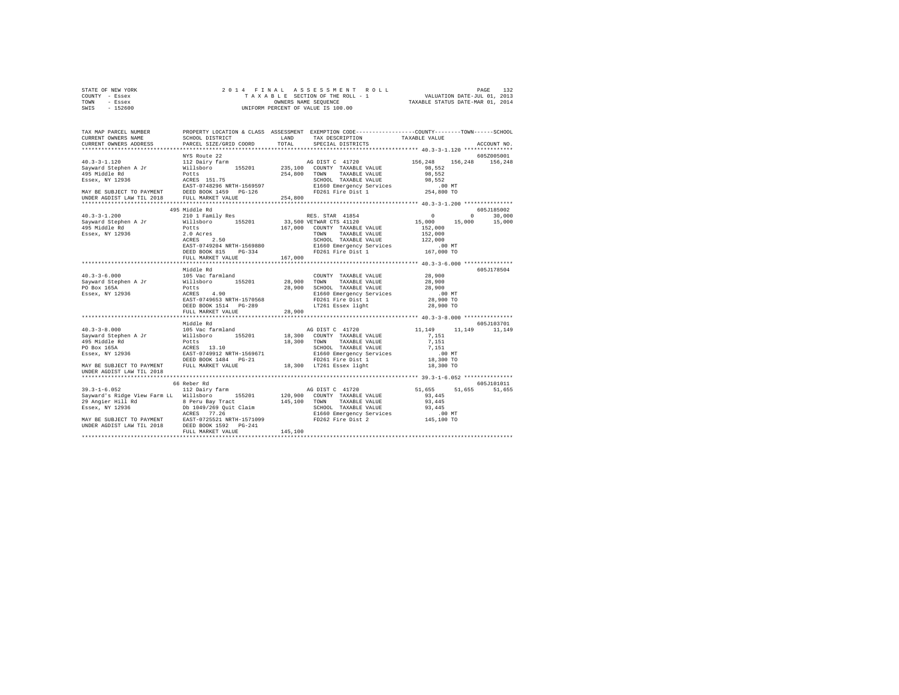STATE OF NEW YORK — COUNTY - Essex — TOWN - Essex — SWIS - 152600

2014 FINAL ASSESSMENT ROLL
TAXABLE SECTION OF THE ROLL - 1
OWNERS NAME SEQUENCE
UNIFORM PERCENT OF VALUE IS 100.00

VALUATION DATE-JUL 01, 2013
TAXABLE STATUS DATE-MAR 01, 2014

```
TAX MAP PARCEL NUMBER         PROPERTY LOCATION & CLASS  ASSESSMENT  EXEMPTION CODE-----------------COUNTY--------TOWN------SCHOOL
CURRENT OWNERS NAME           SCHOOL DISTRICT               LAND      TAX DESCRIPTION            TAXABLE VALUE
CURRENT OWNERS ADDRESS        PARCEL SIZE/GRID COORD       TOTAL      SPECIAL DISTRICTS                                 ACCOUNT NO.
******************************************************************************************************* 40.3-3-1.120 ***************
                              NYS Route 22                                                                            605Z005001
40.3-3-1.120                  112 Dairy farm                          AG DIST C  41720          156,248    156,248    156,248
Sayward Stephen A Jr          Willsboro      155201      235,100   COUNTY  TAXABLE VALUE         98,552
495 Middle Rd                 Potts                      254,800   TOWN    TAXABLE VALUE         98,552
Essex, NY 12936               ACRES 151.75                         SCHOOL  TAXABLE VALUE         98,552
                              EAST-0748296 NRTH-1569597            E1660 Emergency Services         .00 MT
MAY BE SUBJECT TO PAYMENT     DEED BOOK 1459   PG-126              FD261 Fire Dist 1            254,800 TO
UNDER AGDIST LAW TIL 2018     FULL MARKET VALUE          254,800
******************************************************************************************************* 40.3-3-1.200 ***************
                              495 Middle Rd                                                                           605J185002
40.3-3-1.200                  210 1 Family Res                        RES. STAR  41854                0          0     30,000
Sayward Stephen A Jr          Willsboro      155201       33,500 VETWAR CTS 41120              15,000     15,000     15,000
495 Middle Rd                 Potts                      167,000   COUNTY  TAXABLE VALUE        152,000
Essex, NY 12936               2.0 Acres                            TOWN    TAXABLE VALUE        152,000
                              ACRES    2.50                        SCHOOL  TAXABLE VALUE        122,000
                              EAST-0749204 NRTH-1569880            E1660 Emergency Services         .00 MT
                              DEED BOOK 815    PG-334              FD261 Fire Dist 1            167,000 TO
                              FULL MARKET VALUE          167,000
******************************************************************************************************* 40.3-3-6.000 ***************
                              Middle Rd                                                                               605J178504
40.3-3-6.000                  105 Vac farmland                        COUNTY  TAXABLE VALUE          28,900
Sayward Stephen A Jr          Willsboro      155201       28,900   TOWN    TAXABLE VALUE          28,900
PO Box 165A                   Potts                       28,900   SCHOOL  TAXABLE VALUE          28,900
Essex, NY 12936               ACRES    4.90                        E1660 Emergency Services         .00 MT
                              EAST-0749653 NRTH-1570568            FD261 Fire Dist 1             28,900 TO
                              DEED BOOK 1514   PG-289              LT261 Essex light             28,900 TO
                              FULL MARKET VALUE           28,900
******************************************************************************************************* 40.3-3-8.000 ***************
                              Middle Rd                                                                               605J103701
40.3-3-8.000                  105 Vac farmland                        AG DIST C  41720           11,149     11,149     11,149
Sayward Stephen A Jr          Willsboro      155201       18,300   COUNTY  TAXABLE VALUE           7,151
495 Middle Rd                 Potts                       18,300   TOWN    TAXABLE VALUE           7,151
PO Box 165A                   ACRES   13.10                        SCHOOL  TAXABLE VALUE           7,151
Essex, NY 12936               EAST-0749912 NRTH-1569671            E1660 Emergency Services         .00 MT
                              DEED BOOK 1484   PG-21               FD261 Fire Dist 1             18,300 TO
MAY BE SUBJECT TO PAYMENT     FULL MARKET VALUE           18,300   LT261 Essex light             18,300 TO
UNDER AGDIST LAW TIL 2018
******************************************************************************************************* 39.3-1-6.052 ***************
                              66 Reber Rd                                                                             605J101011
39.3-1-6.052                  112 Dairy farm                          AG DIST C  41720           51,655     51,655     51,655
Sayward's Ridge View Farm LL  Willsboro      155201      120,900   COUNTY  TAXABLE VALUE         93,445
29 Angier Hill Rd             8 Peru Bay Tract           145,100   TOWN    TAXABLE VALUE         93,445
Essex, NY 12936               Db 1049/269 Quit Claim               SCHOOL  TAXABLE VALUE         93,445
                              ACRES   77.26                        E1660 Emergency Services         .00 MT
MAY BE SUBJECT TO PAYMENT     EAST-0725521 NRTH-1571099            FD262 Fire Dist 2            145,100 TO
UNDER AGDIST LAW TIL 2018     DEED BOOK 1592   PG-241
                              FULL MARKET VALUE          145,100
************************************************************************************************************************************
```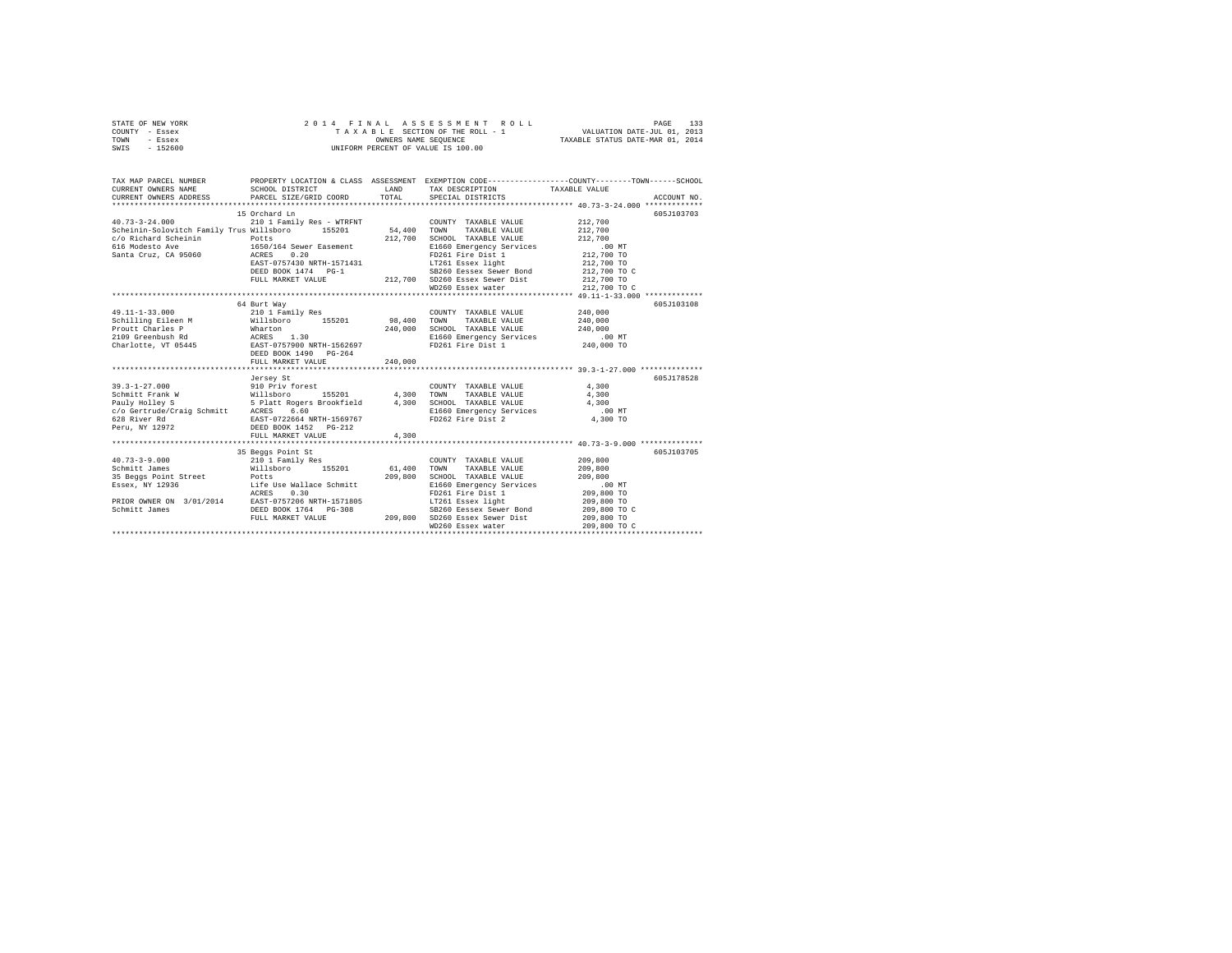STATE OF NEW YORK — 2014 FINAL ASSESSMENT ROLL
COUNTY - Essex — TAXABLE SECTION OF THE ROLL - 1 — VALUATION DATE-JUL 01, 2013
TOWN - Essex — OWNERS NAME SEQUENCE — TAXABLE STATUS DATE-MAR 01, 2014
SWIS - 152600 — UNIFORM PERCENT OF VALUE IS 100.00

| TAX MAP PARCEL NUMBER / CURRENT OWNERS NAME / CURRENT OWNERS ADDRESS | PROPERTY LOCATION & CLASS / SCHOOL DISTRICT / PARCEL SIZE/GRID COORD | ASSESSMENT LAND / TOTAL | EXEMPTION CODE / TAX DESCRIPTION / SPECIAL DISTRICTS | TAXABLE VALUE (COUNTY / TOWN / SCHOOL) | ACCOUNT NO. |
|---|---|---|---|---|---|
| **40.73-3-24.000** | 15 Orchard Ln | | | | 605J103703 |
| 40.73-3-24.000 | 210 1 Family Res - WTRFNT | | COUNTY TAXABLE VALUE | 212,700 | |
| Scheinin-Solovitch Family Trus | Willsboro 155201 | 54,400 | TOWN TAXABLE VALUE | 212,700 | |
| c/o Richard Scheinin | Potts | 212,700 | SCHOOL TAXABLE VALUE | 212,700 | |
| 616 Modesto Ave | 1650/164 Sewer Easement | | E1660 Emergency Services | .00 MT | |
| Santa Cruz, CA 95060 | ACRES 0.20 | | FD261 Fire Dist 1 | 212,700 TO | |
| | EAST-0757430 NRTH-1571431 | | LT261 Essex light | 212,700 TO | |
| | DEED BOOK 1474 PG-1 | | SB260 Eessex Sewer Bond | 212,700 TO C | |
| | FULL MARKET VALUE | 212,700 | SD260 Essex Sewer Dist | 212,700 TO | |
| | | | WD260 Essex water | 212,700 TO C | |
| **49.11-1-33.000** | 64 Burt Way | | | | 605J103108 |
| 49.11-1-33.000 | 210 1 Family Res | | COUNTY TAXABLE VALUE | 240,000 | |
| Schilling Eileen M | Willsboro 155201 | 98,400 | TOWN TAXABLE VALUE | 240,000 | |
| Proutt Charles P | Wharton | 240,000 | SCHOOL TAXABLE VALUE | 240,000 | |
| 2109 Greenbush Rd | ACRES 1.30 | | E1660 Emergency Services | .00 MT | |
| Charlotte, VT 05445 | EAST-0757900 NRTH-1562697 | | FD261 Fire Dist 1 | 240,000 TO | |
| | DEED BOOK 1490 PG-264 | | | | |
| | FULL MARKET VALUE | 240,000 | | | |
| **39.3-1-27.000** | Jersey St | | | | 605J178528 |
| 39.3-1-27.000 | 910 Priv forest | | COUNTY TAXABLE VALUE | 4,300 | |
| Schmitt Frank W | Willsboro 155201 | 4,300 | TOWN TAXABLE VALUE | 4,300 | |
| Pauly Holley S | 5 Platt Rogers Brookfield | 4,300 | SCHOOL TAXABLE VALUE | 4,300 | |
| c/o Gertrude/Craig Schmitt | ACRES 6.60 | | E1660 Emergency Services | .00 MT | |
| 628 River Rd | EAST-0722664 NRTH-1569767 | | FD262 Fire Dist 2 | 4,300 TO | |
| Peru, NY 12972 | DEED BOOK 1452 PG-212 | | | | |
| | FULL MARKET VALUE | 4,300 | | | |
| **40.73-3-9.000** | 35 Beggs Point St | | | | 605J103705 |
| 40.73-3-9.000 | 210 1 Family Res | | COUNTY TAXABLE VALUE | 209,800 | |
| Schmitt James | Willsboro 155201 | 61,400 | TOWN TAXABLE VALUE | 209,800 | |
| 35 Beggs Point Street | Potts | 209,800 | SCHOOL TAXABLE VALUE | 209,800 | |
| Essex, NY 12936 | Life Use Wallace Schmitt | | E1660 Emergency Services | .00 MT | |
| | ACRES 0.30 | | FD261 Fire Dist 1 | 209,800 TO | |
| PRIOR OWNER ON 3/01/2014 | EAST-0757206 NRTH-1571805 | | LT261 Essex light | 209,800 TO | |
| Schmitt James | DEED BOOK 1764 PG-308 | | SB260 Eessex Sewer Bond | 209,800 TO C | |
| | FULL MARKET VALUE | 209,800 | SD260 Essex Sewer Dist | 209,800 TO | |
| | | | WD260 Essex water | 209,800 TO C | |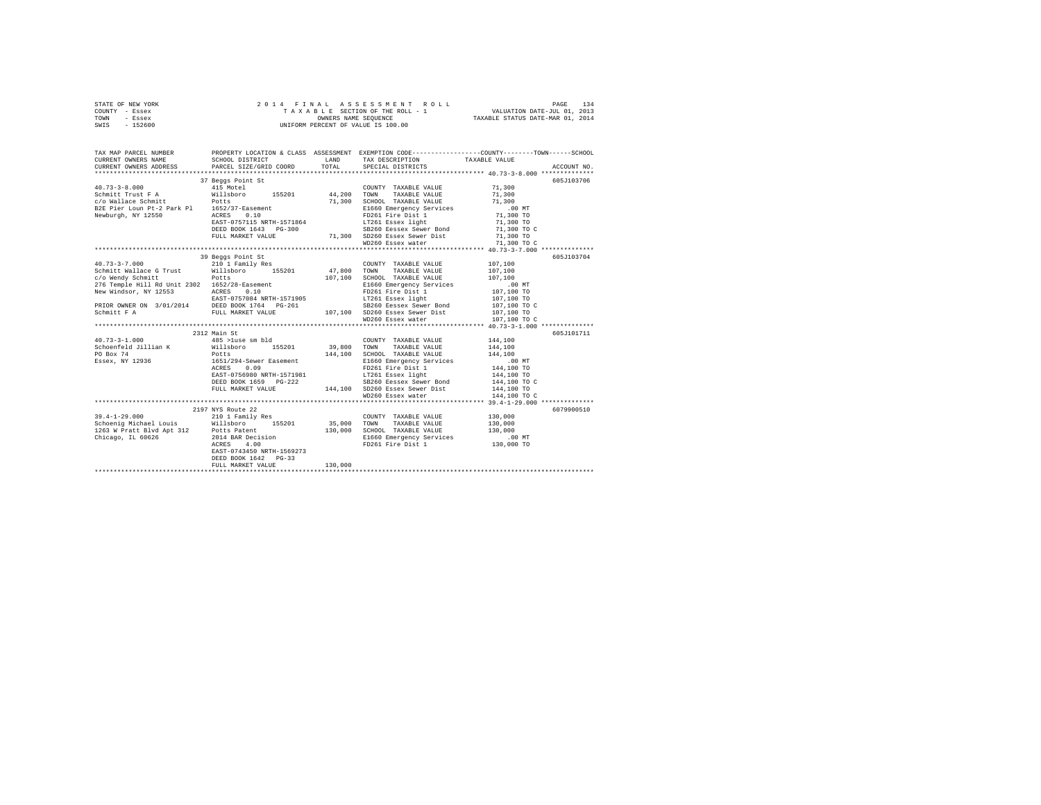STATE OF NEW YORK
COUNTY - Essex
TOWN - Essex
SWIS - 152600

2 0 1 4 F I N A L A S S E S S M E N T R O L L
T A X A B L E SECTION OF THE ROLL - 1
OWNERS NAME SEQUENCE
UNIFORM PERCENT OF VALUE IS 100.00

VALUATION DATE-JUL 01, 2013
TAXABLE STATUS DATE-MAR 01, 2014

```
TAX MAP PARCEL NUMBER        PROPERTY LOCATION & CLASS  ASSESSMENT  EXEMPTION CODE-----------------COUNTY--------TOWN------SCHOOL
CURRENT OWNERS NAME          SCHOOL DISTRICT              LAND      TAX DESCRIPTION            TAXABLE VALUE
CURRENT OWNERS ADDRESS       PARCEL SIZE/GRID COORD       TOTAL     SPECIAL DISTRICTS                                    ACCOUNT NO.
******************************************************************************************************* 40.73-3-8.000 **************
                             37 Beggs Point St                                                                            605J103706
40.73-3-8.000                415 Motel                              COUNTY  TAXABLE VALUE            71,300
Schmitt Trust F A            Willsboro      155201        44,200    TOWN    TAXABLE VALUE            71,300
c/o Wallace Schmitt          Potts                        71,300    SCHOOL  TAXABLE VALUE            71,300
B2E Pier Loun Pt-2 Park Pl   1652/37-Easement                       E1660 Emergency Services            .00 MT
Newburgh, NY 12550           ACRES    0.10                          FD261 Fire Dist 1                71,300 TO
                             EAST-0757115 NRTH-1571864              LT261 Essex light                71,300 TO
                             DEED BOOK 1643   PG-300                SB260 Eessex Sewer Bond          71,300 TO C
                             FULL MARKET VALUE            71,300    SD260 Essex Sewer Dist           71,300 TO
                                                                    WD260 Essex water                71,300 TO C
******************************************************************************************************* 40.73-3-7.000 **************
                             39 Beggs Point St                                                                            605J103704
40.73-3-7.000                210 1 Family Res                       COUNTY  TAXABLE VALUE           107,100
Schmitt Wallace G Trust      Willsboro      155201        47,800    TOWN    TAXABLE VALUE           107,100
c/o Wendy Schmitt            Potts                       107,100    SCHOOL  TAXABLE VALUE           107,100
276 Temple Hill Rd Unit 2302 1652/28-Easement                       E1660 Emergency Services            .00 MT
New Windsor, NY 12553        ACRES    0.10                          FD261 Fire Dist 1               107,100 TO
                             EAST-0757084 NRTH-1571905              LT261 Essex light               107,100 TO
PRIOR OWNER ON 3/01/2014     DEED BOOK 1764   PG-261                SB260 Eessex Sewer Bond         107,100 TO C
Schmitt F A                  FULL MARKET VALUE           107,100    SD260 Essex Sewer Dist          107,100 TO
                                                                    WD260 Essex water               107,100 TO C
******************************************************************************************************* 40.73-3-1.000 **************
                             2312 Main St                                                                                 605J101711
40.73-3-1.000                485 >1use sm bld                       COUNTY  TAXABLE VALUE           144,100
Schoenfeld Jillian K         Willsboro      155201        39,800    TOWN    TAXABLE VALUE           144,100
PO Box 74                    Potts                       144,100    SCHOOL  TAXABLE VALUE           144,100
Essex, NY 12936              1651/294-Sewer Easement                E1660 Emergency Services            .00 MT
                             ACRES    0.09                          FD261 Fire Dist 1               144,100 TO
                             EAST-0756980 NRTH-1571981              LT261 Essex light               144,100 TO
                             DEED BOOK 1659   PG-222                SB260 Eessex Sewer Bond         144,100 TO C
                             FULL MARKET VALUE           144,100    SD260 Essex Sewer Dist          144,100 TO
                                                                    WD260 Essex water               144,100 TO C
******************************************************************************************************* 39.4-1-29.000 **************
                             2197 NYS Route 22                                                                            6079900510
39.4-1-29.000                210 1 Family Res                       COUNTY  TAXABLE VALUE           130,000
Schoenig Michael Louis       Willsboro      155201        35,000    TOWN    TAXABLE VALUE           130,000
1263 W Pratt Blvd Apt 312    Potts Patent                130,000    SCHOOL  TAXABLE VALUE           130,000
Chicago, IL 60626            2014 BAR Decision                      E1660 Emergency Services            .00 MT
                             ACRES    4.00                          FD261 Fire Dist 1               130,000 TO
                             EAST-0743450 NRTH-1569273
                             DEED BOOK 1642   PG-33
                             FULL MARKET VALUE           130,000
************************************************************************************************************************************
```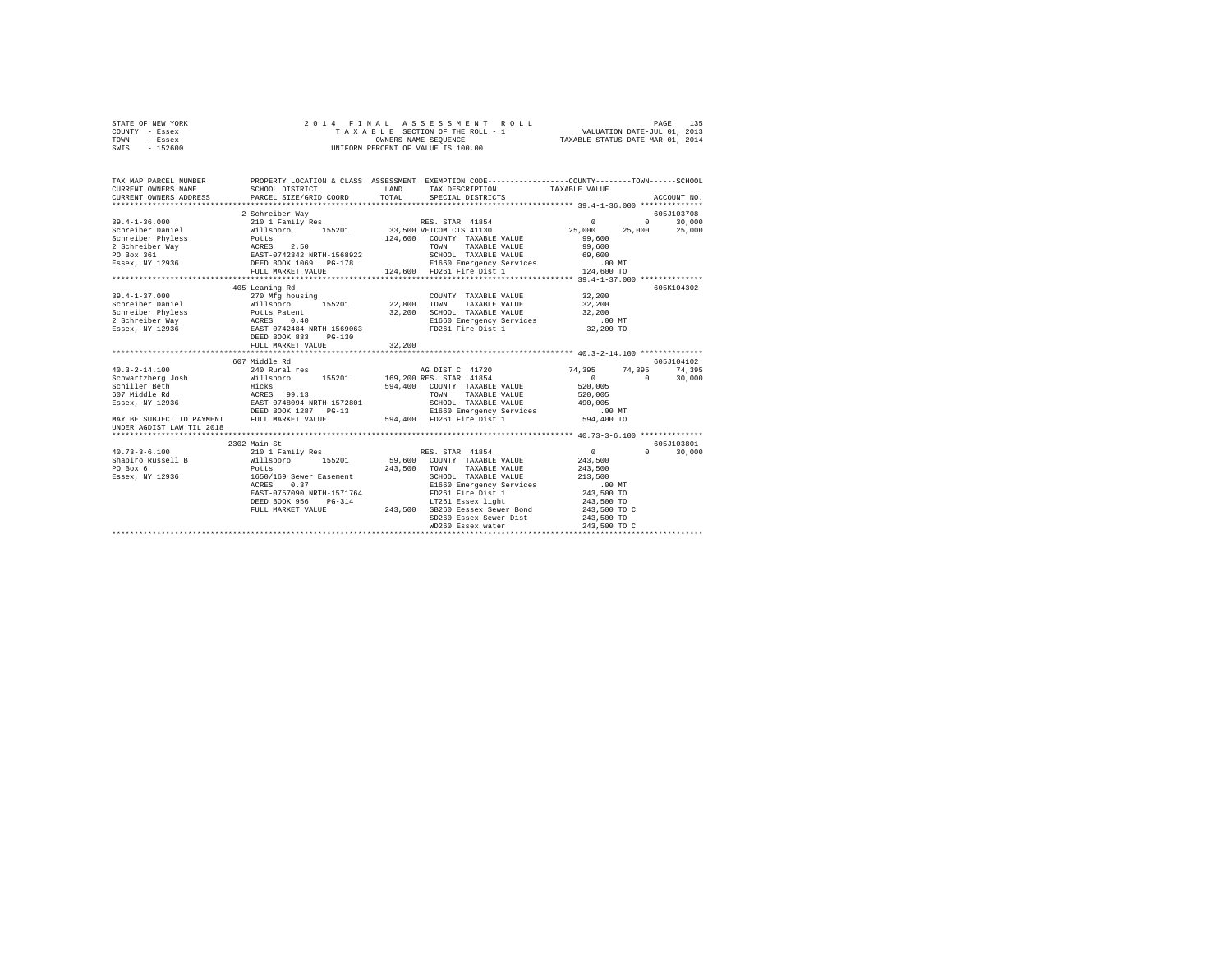STATE OF NEW YORK
COUNTY - Essex
TOWN - Essex
SWIS - 152600

2014 FINAL ASSESSMENT ROLL
TAXABLE SECTION OF THE ROLL - 1
OWNERS NAME SEQUENCE
UNIFORM PERCENT OF VALUE IS 100.00

VALUATION DATE-JUL 01, 2013
TAXABLE STATUS DATE-MAR 01, 2014

```
TAX MAP PARCEL NUMBER          PROPERTY LOCATION & CLASS  ASSESSMENT  EXEMPTION CODE-----------------COUNTY--------TOWN------SCHOOL
CURRENT OWNERS NAME            SCHOOL DISTRICT              LAND      TAX DESCRIPTION             TAXABLE VALUE
CURRENT OWNERS ADDRESS         PARCEL SIZE/GRID COORD       TOTAL     SPECIAL DISTRICTS                                    ACCOUNT NO.
****************************************************************************************************** 39.4-1-36.000 **************
                             2 Schreiber Way                                                                              605J103708
39.4-1-36.000                210 1 Family Res                          RES. STAR 41854                 0          0     30,000
Schreiber Daniel             Willsboro      155201        33,500 VETCOM CTS 41130             25,000     25,000     25,000
Schreiber Phyless            Potts                       124,600   COUNTY  TAXABLE VALUE          99,600
2 Schreiber Way              ACRES    2.50                         TOWN    TAXABLE VALUE          99,600
PO Box 361                   EAST-0742342 NRTH-1568922             SCHOOL  TAXABLE VALUE          69,600
Essex, NY 12936              DEED BOOK 1069   PG-178               E1660 Emergency Services          .00 MT
                             FULL MARKET VALUE           124,600   FD261 Fire Dist 1             124,600 TO
****************************************************************************************************** 39.4-1-37.000 **************
                             405 Leaning Rd                                                                               605K104302
39.4-1-37.000                270 Mfg housing                           COUNTY  TAXABLE VALUE          32,200
Schreiber Daniel             Willsboro      155201        22,800   TOWN    TAXABLE VALUE          32,200
Schreiber Phyless            Potts Patent                 32,200   SCHOOL  TAXABLE VALUE          32,200
2 Schreiber Way              ACRES    0.40                         E1660 Emergency Services          .00 MT
Essex, NY 12936              EAST-0742484 NRTH-1569063             FD261 Fire Dist 1              32,200 TO
                             DEED BOOK 833    PG-130
                             FULL MARKET VALUE            32,200
****************************************************************************************************** 40.3-2-14.100 **************
                             607 Middle Rd                                                                                605J104102
40.3-2-14.100                240 Rural res                             AG DIST C  41720               74,395     74,395     74,395
Schwartzberg Josh            Willsboro      155201       169,200 RES. STAR 41854                   0          0     30,000
Schiller Beth                Hicks                       594,400   COUNTY  TAXABLE VALUE         520,005
607 Middle Rd                ACRES   99.13                         TOWN    TAXABLE VALUE         520,005
Essex, NY 12936              EAST-0748094 NRTH-1572801             SCHOOL  TAXABLE VALUE         490,005
                             DEED BOOK 1287   PG-13                E1660 Emergency Services          .00 MT
MAY BE SUBJECT TO PAYMENT    FULL MARKET VALUE           594,400   FD261 Fire Dist 1             594,400 TO
UNDER AGDIST LAW TIL 2018
****************************************************************************************************** 40.73-3-6.100 **************
                             2302 Main St                                                                                 605J103801
40.73-3-6.100                210 1 Family Res                          RES. STAR 41854                 0          0     30,000
Shapiro Russell B            Willsboro      155201        59,600   COUNTY  TAXABLE VALUE         243,500
PO Box 6                     Potts                       243,500   TOWN    TAXABLE VALUE         243,500
Essex, NY 12936              1650/169 Sewer Easement               SCHOOL  TAXABLE VALUE         213,500
                             ACRES    0.37                         E1660 Emergency Services          .00 MT
                             EAST-0757090 NRTH-1571764             FD261 Fire Dist 1             243,500 TO
                             DEED BOOK 956    PG-314               LT261 Essex light             243,500 TO
                             FULL MARKET VALUE           243,500   SB260 Eessex Sewer Bond       243,500 TO C
                                                                   SD260 Essex Sewer Dist        243,500 TO
                                                                   WD260 Essex water             243,500 TO C
************************************************************************************************************************************
```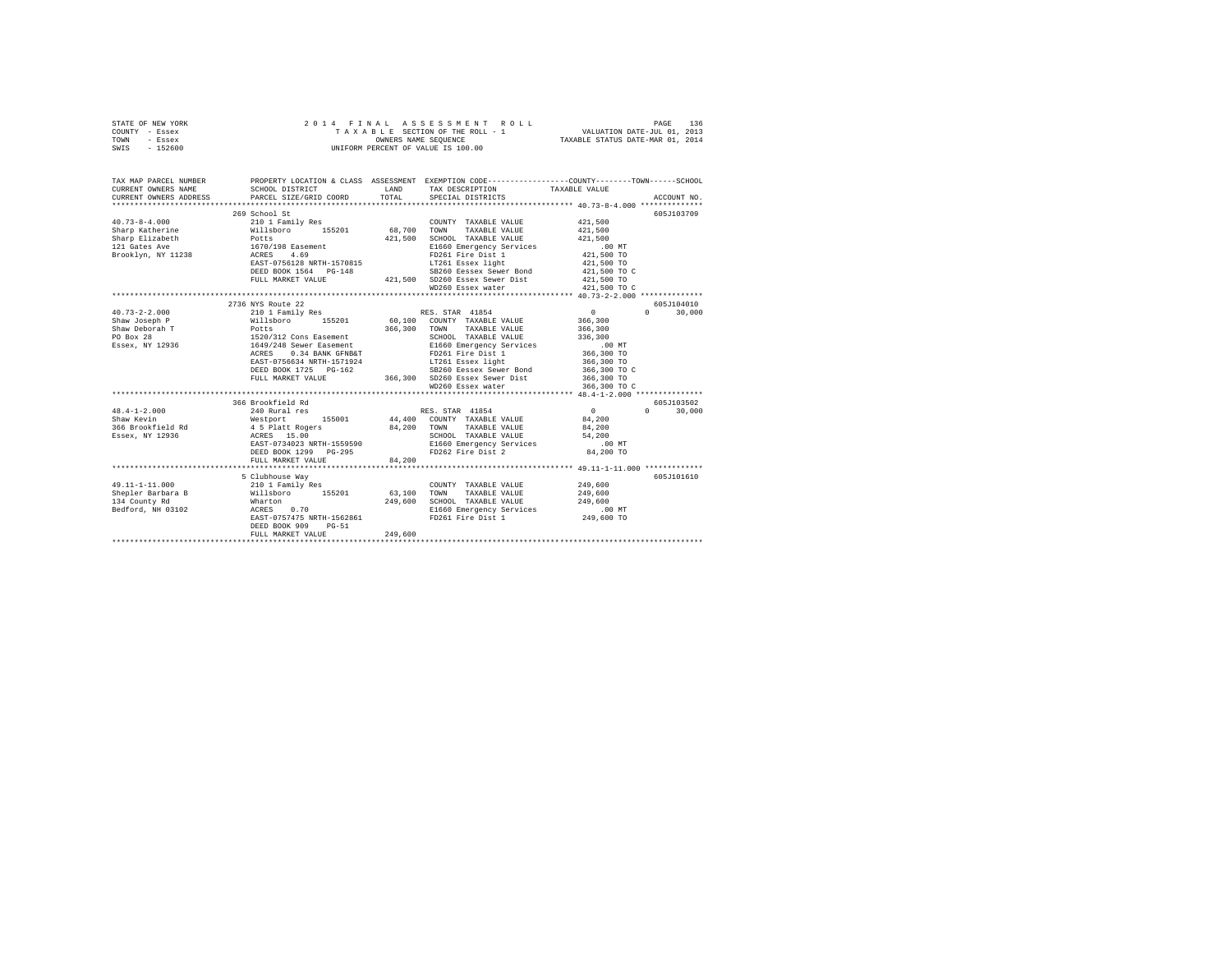STATE OF NEW YORK                    2014 FINAL ASSESSMENT ROLL
COUNTY - Essex                       TAXABLE SECTION OF THE ROLL - 1                VALUATION DATE-JUL 01, 2013
TOWN - Essex                         OWNERS NAME SEQUENCE                           TAXABLE STATUS DATE-MAR 01, 2014
SWIS - 152600                        UNIFORM PERCENT OF VALUE IS 100.00

| TAX MAP PARCEL NUMBER / CURRENT OWNERS NAME / CURRENT OWNERS ADDRESS | PROPERTY LOCATION & CLASS / SCHOOL DISTRICT / PARCEL SIZE/GRID COORD | ASSESSMENT LAND | TOTAL | EXEMPTION CODE / TAX DESCRIPTION / SPECIAL DISTRICTS | COUNTY | TOWN | SCHOOL TAXABLE VALUE | ACCOUNT NO. |
|---|---|---|---|---|---|---|---|---|
| 40.73-8-4.000 | 269 School St | | | | | | | 605J103709 |
| Sharp Katherine | 210 1 Family Res | | | COUNTY TAXABLE VALUE | 421,500 | | | |
| Sharp Elizabeth | Willsboro 155201 | 68,700 | | TOWN TAXABLE VALUE | 421,500 | | | |
| 121 Gates Ave | Potts | | 421,500 | SCHOOL TAXABLE VALUE | 421,500 | | | |
| Brooklyn, NY 11238 | 1670/198 Easement | | | E1660 Emergency Services | .00 MT | | | |
| | ACRES 4.69 | | | FD261 Fire Dist 1 | 421,500 TO | | | |
| | EAST-0756128 NRTH-1570815 | | | LT261 Essex light | 421,500 TO | | | |
| | DEED BOOK 1564 PG-148 | | | SB260 Eessex Sewer Bond | 421,500 TO C | | | |
| | FULL MARKET VALUE | | 421,500 | SD260 Essex Sewer Dist | 421,500 TO | | | |
| | | | | WD260 Essex water | 421,500 TO C | | | |
| 40.73-2-2.000 | 2736 NYS Route 22 | | | | | | | 605J104010 |
| Shaw Joseph P | 210 1 Family Res | | | RES. STAR 41854 | 0 | 0 | 30,000 | |
| Shaw Deborah T | Willsboro 155201 | 60,100 | | COUNTY TAXABLE VALUE | 366,300 | | | |
| PO Box 28 | Potts | | 366,300 | TOWN TAXABLE VALUE | 366,300 | | | |
| Essex, NY 12936 | 1520/312 Cons Easement | | | SCHOOL TAXABLE VALUE | 336,300 | | | |
| | 1649/248 Sewer Easement | | | E1660 Emergency Services | .00 MT | | | |
| | ACRES 0.34 BANK GFNB&T | | | FD261 Fire Dist 1 | 366,300 TO | | | |
| | EAST-0756634 NRTH-1571924 | | | LT261 Essex light | 366,300 TO | | | |
| | DEED BOOK 1725 PG-162 | | | SB260 Eessex Sewer Bond | 366,300 TO C | | | |
| | FULL MARKET VALUE | | 366,300 | SD260 Essex Sewer Dist | 366,300 TO | | | |
| | | | | WD260 Essex water | 366,300 TO C | | | |
| 48.4-1-2.000 | 366 Brookfield Rd | | | | | | | 605J103502 |
| Shaw Kevin | 240 Rural res | | | RES. STAR 41854 | 0 | 0 | 30,000 | |
| 366 Brookfield Rd | Westport 155001 | 44,400 | | COUNTY TAXABLE VALUE | 84,200 | | | |
| Essex, NY 12936 | 4 5 Platt Rogers | | 84,200 | TOWN TAXABLE VALUE | 84,200 | | | |
| | ACRES 15.00 | | | SCHOOL TAXABLE VALUE | 54,200 | | | |
| | EAST-0734023 NRTH-1559590 | | | E1660 Emergency Services | .00 MT | | | |
| | DEED BOOK 1299 PG-295 | | | FD262 Fire Dist 2 | 84,200 TO | | | |
| | FULL MARKET VALUE | | 84,200 | | | | | |
| 49.11-1-11.000 | 5 Clubhouse Way | | | | | | | 605J101610 |
| Shepler Barbara B | 210 1 Family Res | | | COUNTY TAXABLE VALUE | 249,600 | | | |
| 134 County Rd | Willsboro 155201 | 63,100 | | TOWN TAXABLE VALUE | 249,600 | | | |
| Bedford, NH 03102 | Wharton | | 249,600 | SCHOOL TAXABLE VALUE | 249,600 | | | |
| | ACRES 0.70 | | | E1660 Emergency Services | .00 MT | | | |
| | EAST-0757475 NRTH-1562861 | | | FD261 Fire Dist 1 | 249,600 TO | | | |
| | DEED BOOK 909 PG-51 | | | | | | | |
| | FULL MARKET VALUE | | 249,600 | | | | | |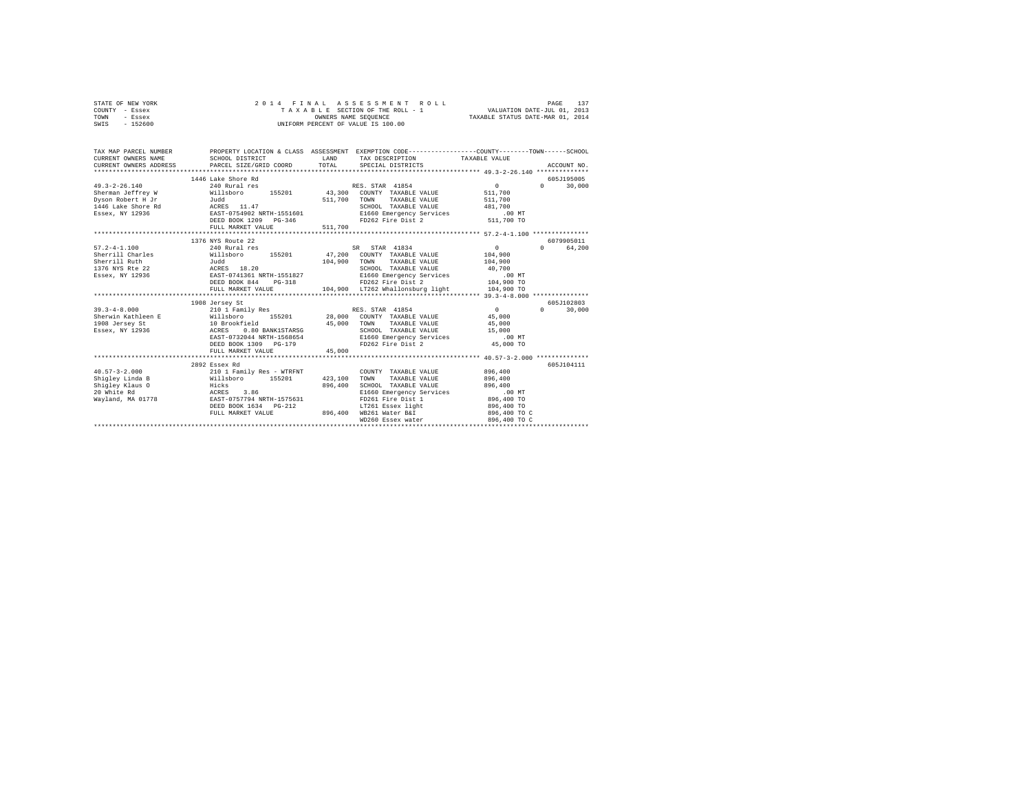STATE OF NEW YORK — 2014 FINAL ASSESSMENT ROLL
COUNTY - Essex — TAXABLE SECTION OF THE ROLL - 1 — VALUATION DATE-JUL 01, 2013
TOWN - Essex — OWNERS NAME SEQUENCE — TAXABLE STATUS DATE-MAR 01, 2014
SWIS - 152600 — UNIFORM PERCENT OF VALUE IS 100.00

```
TAX MAP PARCEL NUMBER          PROPERTY LOCATION & CLASS  ASSESSMENT  EXEMPTION CODE------------------COUNTY--------TOWN------SCHOOL
CURRENT OWNERS NAME            SCHOOL DISTRICT               LAND      TAX DESCRIPTION            TAXABLE VALUE
CURRENT OWNERS ADDRESS         PARCEL SIZE/GRID COORD        TOTAL     SPECIAL DISTRICTS                                     ACCOUNT NO.
******************************************************************************************************* 49.3-2-26.140 **************
                          1446 Lake Shore Rd                                                                                  605J195005
49.3-2-26.140             240 Rural res                        RES. STAR 41854                    0             0        30,000
Sherman Jeffrey W         Willsboro      155201        43,300   COUNTY  TAXABLE VALUE        511,700
Dyson Robert H Jr         Judd                        511,700   TOWN    TAXABLE VALUE        511,700
1446 Lake Shore Rd        ACRES   11.47                         SCHOOL  TAXABLE VALUE        481,700
Essex, NY 12936           EAST-0754902 NRTH-1551601             E1660 Emergency Services          .00 MT
                          DEED BOOK 1209   PG-346               FD262 Fire Dist 2             511,700 TO
                          FULL MARKET VALUE           511,700
******************************************************************************************************* 57.2-4-1.100 ***************
                          1376 NYS Route 22                                                                                   6079905011
57.2-4-1.100              240 Rural res                        SR  STAR 41834                     0             0        64,200
Sherrill Charles          Willsboro      155201        47,200   COUNTY  TAXABLE VALUE        104,900
Sherrill Ruth             Judd                        104,900   TOWN    TAXABLE VALUE        104,900
1376 NYS Rte 22           ACRES   18.20                         SCHOOL  TAXABLE VALUE         40,700
Essex, NY 12936           EAST-0741361 NRTH-1551827             E1660 Emergency Services          .00 MT
                          DEED BOOK 844    PG-318               FD262 Fire Dist 2             104,900 TO
                          FULL MARKET VALUE           104,900   LT262 Whallonsburg light      104,900 TO
******************************************************************************************************* 39.3-4-8.000 ***************
                          1908 Jersey St                                                                                      605J102803
39.3-4-8.000              210 1 Family Res                     RES. STAR 41854                    0             0        30,000
Sherwin Kathleen E        Willsboro      155201        28,000   COUNTY  TAXABLE VALUE         45,000
1908 Jersey St            10 Brookfield                45,000   TOWN    TAXABLE VALUE         45,000
Essex, NY 12936           ACRES    0.80 BANK1STARSG             SCHOOL  TAXABLE VALUE         15,000
                          EAST-0732044 NRTH-1568654             E1660 Emergency Services          .00 MT
                          DEED BOOK 1309   PG-179               FD262 Fire Dist 2              45,000 TO
                          FULL MARKET VALUE            45,000
******************************************************************************************************* 40.57-3-2.000 **************
                          2892 Essex Rd                                                                                       605J104111
40.57-3-2.000             210 1 Family Res - WTRFNT             COUNTY  TAXABLE VALUE        896,400
Shigley Linda B           Willsboro      155201       423,100   TOWN    TAXABLE VALUE        896,400
Shigley Klaus O           Hicks                       896,400   SCHOOL  TAXABLE VALUE        896,400
20 White Rd               ACRES    3.86                         E1660 Emergency Services          .00 MT
Wayland, MA 01778         EAST-0757794 NRTH-1575631             FD261 Fire Dist 1             896,400 TO
                          DEED BOOK 1634   PG-212               LT261 Essex light             896,400 TO
                          FULL MARKET VALUE           896,400   WB261 Water B&I               896,400 TO C
                                                                WD260 Essex water             896,400 TO C
************************************************************************************************************************************
```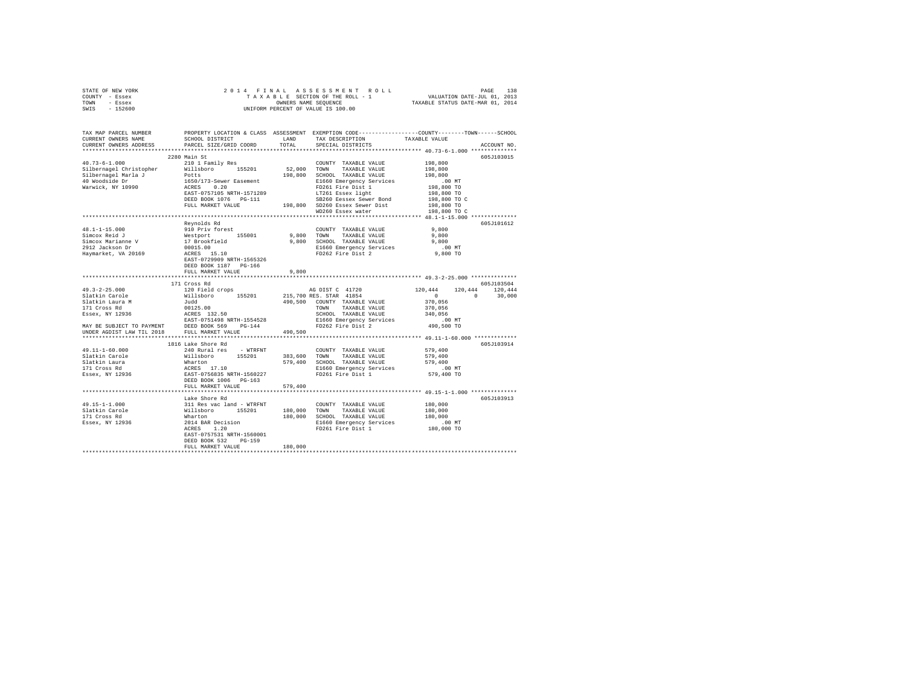STATE OF NEW YORK  
COUNTY - Essex  
TOWN - Essex  
SWIS - 152600

2 0 1 4 F I N A L A S S E S S M E N T R O L L  
T A X A B L E SECTION OF THE ROLL - 1  
OWNERS NAME SEQUENCE  
UNIFORM PERCENT OF VALUE IS 100.00

VALUATION DATE-JUL 01, 2013  
TAXABLE STATUS DATE-MAR 01, 2014

```
TAX MAP PARCEL NUMBER          PROPERTY LOCATION & CLASS  ASSESSMENT  EXEMPTION CODE-----------------COUNTY--------TOWN------SCHOOL
CURRENT OWNERS NAME            SCHOOL DISTRICT              LAND      TAX DESCRIPTION              TAXABLE VALUE
CURRENT OWNERS ADDRESS         PARCEL SIZE/GRID COORD       TOTAL     SPECIAL DISTRICTS                                     ACCOUNT NO.
*********************************************************************************************** 40.73-6-1.000 **************
                               2280 Main St                                                                          605J103015
40.73-6-1.000                  210 1 Family Res                       COUNTY  TAXABLE VALUE          198,800
Silbernagel Christopher        Willsboro     155201       52,000     TOWN    TAXABLE VALUE          198,800
Silbernagel Marla J            Potts                     198,800     SCHOOL  TAXABLE VALUE          198,800
40 Woodside Dr                 1650/173-Sewer Easement                E1660 Emergency Services           .00 MT
Warwick, NY 10990              ACRES    0.20                          FD261 Fire Dist 1              198,800 TO
                               EAST-0757105 NRTH-1571289              LT261 Essex light              198,800 TO
                               DEED BOOK 1076   PG-111                SB260 Eessex Sewer Bond        198,800 TO C
                               FULL MARKET VALUE         198,800     SD260 Essex Sewer Dist         198,800 TO
                                                                      WD260 Essex water              198,800 TO C
*********************************************************************************************** 48.1-1-15.000 **************
                               Reynolds Rd                                                                           605J101612
48.1-1-15.000                  910 Priv forest                        COUNTY  TAXABLE VALUE            9,800
Simcox Reid J                  Westport      155001        9,800     TOWN    TAXABLE VALUE            9,800
Simcox Marianne V              17 Brookfield               9,800     SCHOOL  TAXABLE VALUE            9,800
2912 Jackson Dr                00015.00                               E1660 Emergency Services           .00 MT
Haymarket, VA 20169            ACRES   15.10                          FD262 Fire Dist 2                9,800 TO
                               EAST-0729909 NRTH-1565326
                               DEED BOOK 1187   PG-166
                               FULL MARKET VALUE           9,800
*********************************************************************************************** 49.3-2-25.000 **************
                               171 Cross Rd                                                                          605J103504
49.3-2-25.000                  120 Field crops                        AG DIST C  41720               120,444    120,444    120,444
Slatkin Carole                 Willsboro     155201      215,700 RES. STAR  41854                       0          0     30,000
Slatkin Laura M                Judd                      490,500     COUNTY  TAXABLE VALUE          370,056
171 Cross Rd                   00125.00                               TOWN    TAXABLE VALUE          370,056
Essex, NY 12936                ACRES  132.50                          SCHOOL  TAXABLE VALUE          340,056
                               EAST-0751498 NRTH-1554528              E1660 Emergency Services           .00 MT
MAY BE SUBJECT TO PAYMENT      DEED BOOK 569    PG-144                FD262 Fire Dist 2              490,500 TO
UNDER AGDIST LAW TIL 2018      FULL MARKET VALUE         490,500
*********************************************************************************************** 49.11-1-60.000 *************
                               1816 Lake Shore Rd                                                                    605J103914
49.11-1-60.000                 240 Rural res    - WTRFNT              COUNTY  TAXABLE VALUE          579,400
Slatkin Carole                 Willsboro     155201      383,600     TOWN    TAXABLE VALUE          579,400
Slatkin Laura                  Wharton                   579,400     SCHOOL  TAXABLE VALUE          579,400
171 Cross Rd                   ACRES   17.10                          E1660 Emergency Services           .00 MT
Essex, NY 12936                EAST-0756835 NRTH-1560227              FD261 Fire Dist 1              579,400 TO
                               DEED BOOK 1006   PG-163
                               FULL MARKET VALUE         579,400
*********************************************************************************************** 49.15-1-1.000 **************
                               Lake Shore Rd                                                                         605J103913
49.15-1-1.000                  311 Res vac land - WTRFNT              COUNTY  TAXABLE VALUE          180,000
Slatkin Carole                 Willsboro     155201      180,000     TOWN    TAXABLE VALUE          180,000
171 Cross Rd                   Wharton                   180,000     SCHOOL  TAXABLE VALUE          180,000
Essex, NY 12936                2014 BAR Decision                      E1660 Emergency Services           .00 MT
                               ACRES    1.20                          FD261 Fire Dist 1              180,000 TO
                               EAST-0757531 NRTH-1560001
                               DEED BOOK 532    PG-159
                               FULL MARKET VALUE         180,000
****************************************************************************************************************************
```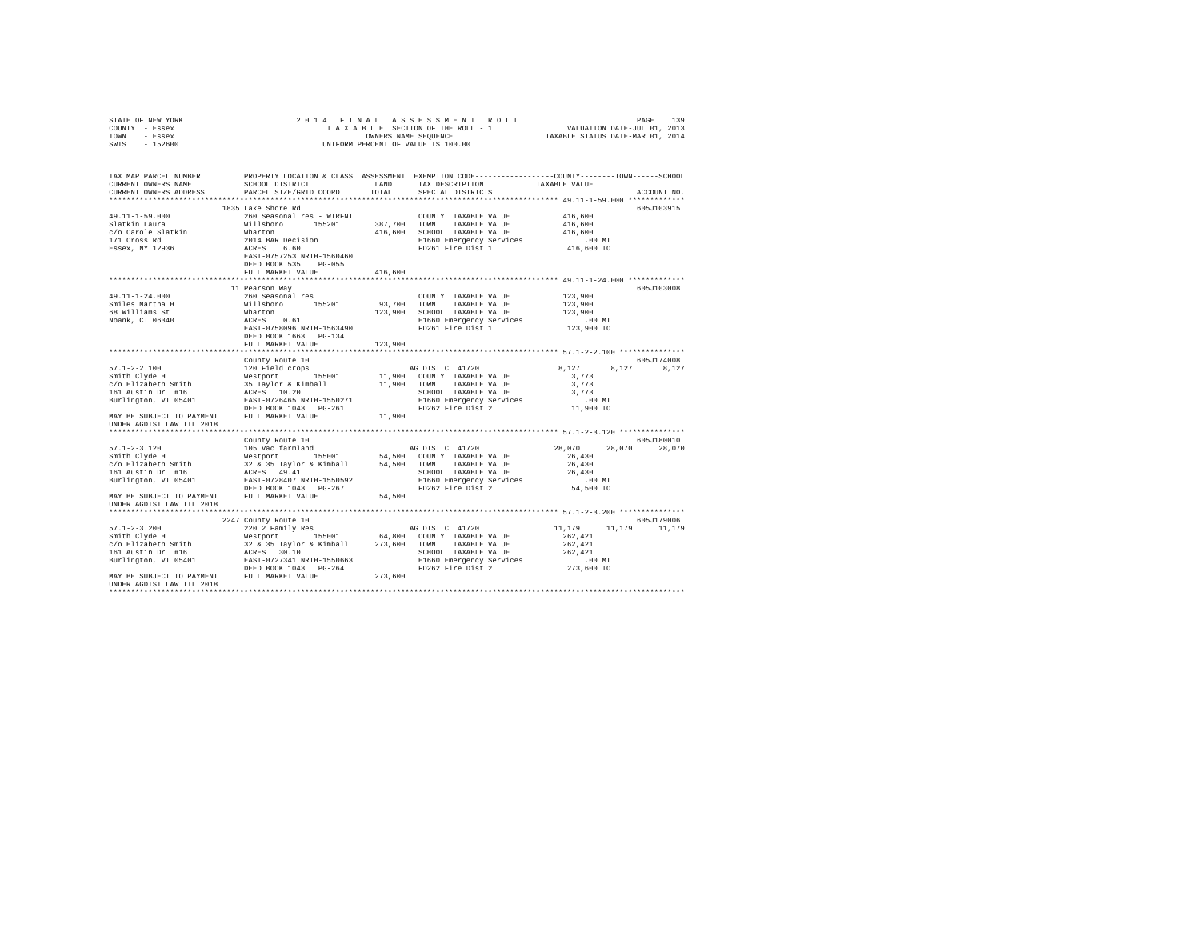```
STATE OF NEW YORK              2 0 1 4   F I N A L   A S S E S S M E N T   R O L L                    PAGE  139
COUNTY  - Essex                   T A X A B L E  SECTION OF THE ROLL - 1              VALUATION DATE-JUL 01, 2013
TOWN    - Essex                            OWNERS NAME SEQUENCE                    TAXABLE STATUS DATE-MAR 01, 2014
SWIS    - 152600                      UNIFORM PERCENT OF VALUE IS 100.00

TAX MAP PARCEL NUMBER          PROPERTY LOCATION & CLASS  ASSESSMENT  EXEMPTION CODE-----------------COUNTY--------TOWN------SCHOOL
CURRENT OWNERS NAME            SCHOOL DISTRICT             LAND       TAX DESCRIPTION            TAXABLE VALUE
CURRENT OWNERS ADDRESS         PARCEL SIZE/GRID COORD      TOTAL      SPECIAL DISTRICTS                                  ACCOUNT NO.
******************************************************************************************************* 49.11-1-59.000 *************
                               1835 Lake Shore Rd                                                                        605J103915
49.11-1-59.000                 260 Seasonal res - WTRFNT             COUNTY  TAXABLE VALUE           416,600
Slatkin Laura                  Willsboro       155201      387,700   TOWN    TAXABLE VALUE           416,600
c/o Carole Slatkin             Wharton                     416,600   SCHOOL  TAXABLE VALUE           416,600
171 Cross Rd                   2014 BAR Decision                     E1660 Emergency Services            .00 MT
Essex, NY 12936                ACRES    6.60                         FD261 Fire Dist 1               416,600 TO
                               EAST-0757253 NRTH-1560460
                               DEED BOOK 535    PG-055
                               FULL MARKET VALUE           416,600
******************************************************************************************************* 49.11-1-24.000 *************
                               11 Pearson Way                                                                            605J103008
49.11-1-24.000                 260 Seasonal res                      COUNTY  TAXABLE VALUE           123,900
Smiles Martha H                Willsboro       155201       93,700   TOWN    TAXABLE VALUE           123,900
68 Williams St                 Wharton                     123,900   SCHOOL  TAXABLE VALUE           123,900
Noank, CT 06340                ACRES    0.61                         E1660 Emergency Services            .00 MT
                               EAST-0758096 NRTH-1563490             FD261 Fire Dist 1               123,900 TO
                               DEED BOOK 1663   PG-134
                               FULL MARKET VALUE           123,900
******************************************************************************************************* 57.1-2-2.100 ***************
                               County Route 10                                                                           605J174008
57.1-2-2.100                   120 Field crops                       AG DIST C  41720                  8,127      8,127      8,127
Smith Clyde H                  Westport        155001       11,900   COUNTY  TAXABLE VALUE             3,773
c/o Elizabeth Smith            35 Taylor & Kimball          11,900   TOWN    TAXABLE VALUE             3,773
161 Austin Dr  #16             ACRES   10.20                         SCHOOL  TAXABLE VALUE             3,773
Burlington, VT 05401           EAST-0726465 NRTH-1550271             E1660 Emergency Services            .00 MT
                               DEED BOOK 1043   PG-261               FD262 Fire Dist 2                11,900 TO
MAY BE SUBJECT TO PAYMENT      FULL MARKET VALUE            11,900
UNDER AGDIST LAW TIL 2018
******************************************************************************************************* 57.1-2-3.120 ***************
                               County Route 10                                                                           605J180010
57.1-2-3.120                   105 Vac farmland                      AG DIST C  41720                 28,070     28,070     28,070
Smith Clyde H                  Westport        155001       54,500   COUNTY  TAXABLE VALUE            26,430
c/o Elizabeth Smith            32 & 35 Taylor & Kimball     54,500   TOWN    TAXABLE VALUE            26,430
161 Austin Dr  #16             ACRES   49.41                         SCHOOL  TAXABLE VALUE            26,430
Burlington, VT 05401           EAST-0728407 NRTH-1550592             E1660 Emergency Services            .00 MT
                               DEED BOOK 1043   PG-267               FD262 Fire Dist 2                54,500 TO
MAY BE SUBJECT TO PAYMENT      FULL MARKET VALUE            54,500
UNDER AGDIST LAW TIL 2018
******************************************************************************************************* 57.1-2-3.200 ***************
                               2247 County Route 10                                                                      605J179006
57.1-2-3.200                   220 2 Family Res                      AG DIST C  41720                 11,179     11,179     11,179
Smith Clyde H                  Westport        155001       64,800   COUNTY  TAXABLE VALUE           262,421
c/o Elizabeth Smith            32 & 35 Taylor & Kimball    273,600   TOWN    TAXABLE VALUE           262,421
161 Austin Dr  #16             ACRES   30.10                         SCHOOL  TAXABLE VALUE           262,421
Burlington, VT 05401           EAST-0727341 NRTH-1550663             E1660 Emergency Services            .00 MT
                               DEED BOOK 1043   PG-264               FD262 Fire Dist 2               273,600 TO
MAY BE SUBJECT TO PAYMENT      FULL MARKET VALUE           273,600
UNDER AGDIST LAW TIL 2018
************************************************************************************************************************************
```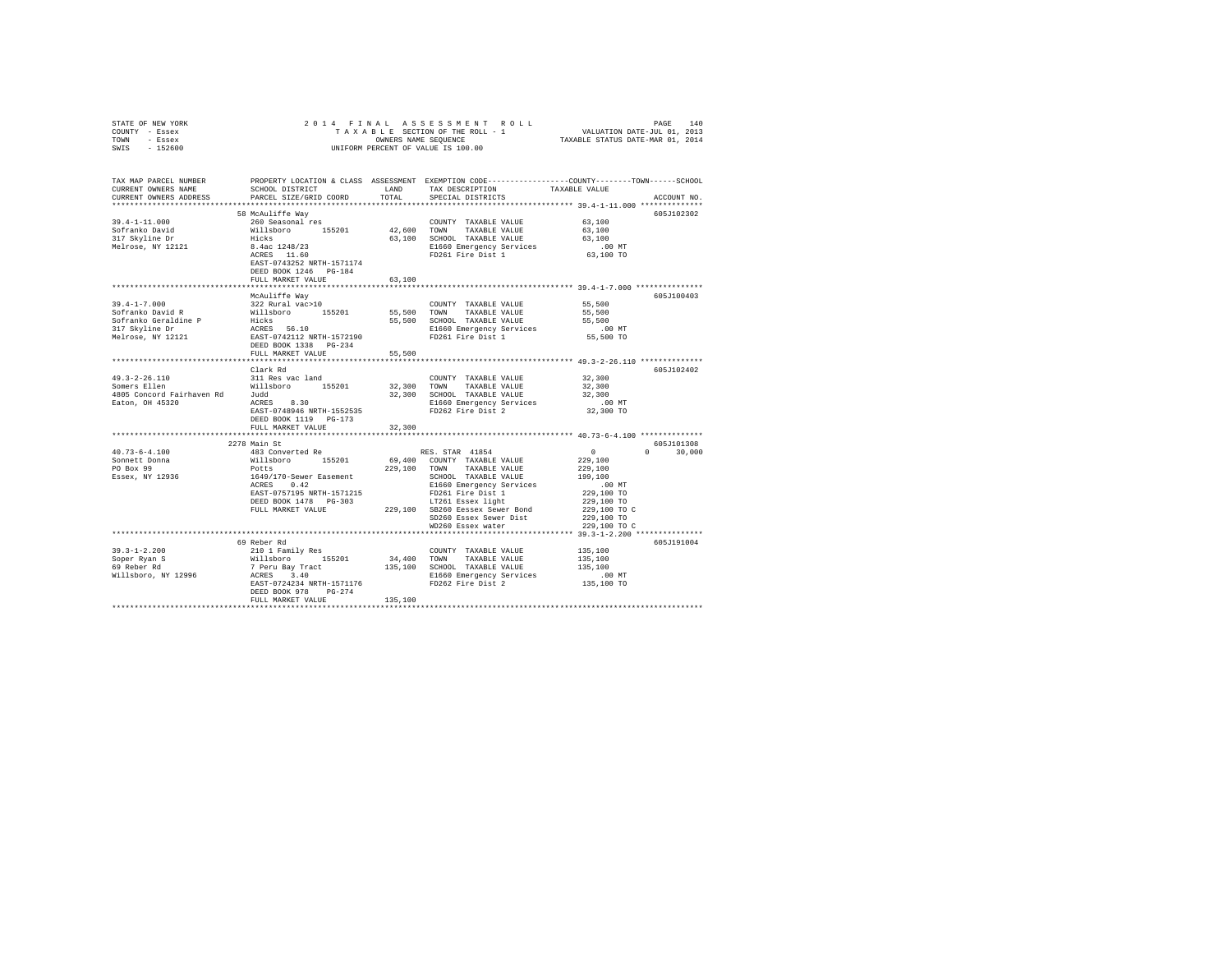STATE OF NEW YORK 2014 FINAL ASSESSMENT ROLL
COUNTY - Essex TAXABLE SECTION OF THE ROLL - 1 VALUATION DATE-JUL 01, 2013
TOWN - Essex OWNERS NAME SEQUENCE TAXABLE STATUS DATE-MAR 01, 2014
SWIS - 152600 UNIFORM PERCENT OF VALUE IS 100.00

```
TAX MAP PARCEL NUMBER          PROPERTY LOCATION & CLASS  ASSESSMENT  EXEMPTION CODE-----------------COUNTY--------TOWN------SCHOOL
CURRENT OWNERS NAME            SCHOOL DISTRICT             LAND       TAX DESCRIPTION            TAXABLE VALUE
CURRENT OWNERS ADDRESS         PARCEL SIZE/GRID COORD      TOTAL      SPECIAL DISTRICTS                                    ACCOUNT NO.
************************************************************************************************* 39.4-1-11.000 **************
                               58 McAuliffe Way                                                                         605J102302
39.4-1-11.000                  260 Seasonal res                        COUNTY  TAXABLE VALUE            63,100
Sofranko David                 Willsboro      155201       42,600      TOWN    TAXABLE VALUE            63,100
317 Skyline Dr                 Hicks                       63,100      SCHOOL  TAXABLE VALUE            63,100
Melrose, NY 12121              8.4ac 1248/23                           E1660 Emergency Services           .00 MT
                               ACRES   11.60                           FD261 Fire Dist 1               63,100 TO
                               EAST-0743252 NRTH-1571174
                               DEED BOOK 1246   PG-184
                               FULL MARKET VALUE           63,100
************************************************************************************************* 39.4-1-7.000 ***************
                               McAuliffe Way                                                                            605J100403
39.4-1-7.000                   322 Rural vac>10                        COUNTY  TAXABLE VALUE            55,500
Sofranko David R               Willsboro      155201       55,500      TOWN    TAXABLE VALUE            55,500
Sofranko Geraldine P           Hicks                       55,500      SCHOOL  TAXABLE VALUE            55,500
317 Skyline Dr                 ACRES   56.10                           E1660 Emergency Services           .00 MT
Melrose, NY 12121              EAST-0742112 NRTH-1572190               FD261 Fire Dist 1               55,500 TO
                               DEED BOOK 1338   PG-234
                               FULL MARKET VALUE           55,500
************************************************************************************************* 49.3-2-26.110 **************
                               Clark Rd                                                                                 605J102402
49.3-2-26.110                  311 Res vac land                        COUNTY  TAXABLE VALUE            32,300
Somers Ellen                   Willsboro      155201       32,300      TOWN    TAXABLE VALUE            32,300
4805 Concord Fairhaven Rd      Judd                        32,300      SCHOOL  TAXABLE VALUE            32,300
Eaton, OH 45320                ACRES    8.30                           E1660 Emergency Services           .00 MT
                               EAST-0748946 NRTH-1552535               FD262 Fire Dist 2               32,300 TO
                               DEED BOOK 1119   PG-173
                               FULL MARKET VALUE           32,300
************************************************************************************************* 40.73-6-4.100 **************
                               2278 Main St                                                                             605J101308
40.73-6-4.100                  483 Converted Re                        RES. STAR 41854                  0          0      30,000
Sonnett Donna                  Willsboro      155201       69,400      COUNTY  TAXABLE VALUE           229,100
PO Box 99                      Potts                      229,100      TOWN    TAXABLE VALUE           229,100
Essex, NY 12936                1649/170-Sewer Easement                 SCHOOL  TAXABLE VALUE           199,100
                               ACRES    0.42                           E1660 Emergency Services           .00 MT
                               EAST-0757195 NRTH-1571215               FD261 Fire Dist 1              229,100 TO
                               DEED BOOK 1478   PG-303                 LT261 Essex light              229,100 TO
                               FULL MARKET VALUE          229,100      SB260 Eessex Sewer Bond        229,100 TO C
                                                                       SD260 Essex Sewer Dist         229,100 TO
                                                                       WD260 Essex water              229,100 TO C
************************************************************************************************* 39.3-1-2.200 ***************
                               69 Reber Rd                                                                              605J191004
39.3-1-2.200                   210 1 Family Res                        COUNTY  TAXABLE VALUE           135,100
Soper Ryan S                   Willsboro      155201       34,400      TOWN    TAXABLE VALUE           135,100
69 Reber Rd                    7 Peru Bay Tract           135,100      SCHOOL  TAXABLE VALUE           135,100
Willsboro, NY 12996            ACRES    3.40                           E1660 Emergency Services           .00 MT
                               EAST-0724234 NRTH-1571176               FD262 Fire Dist 2              135,100 TO
                               DEED BOOK 978    PG-274
                               FULL MARKET VALUE          135,100
********************************************************************************************************************************
```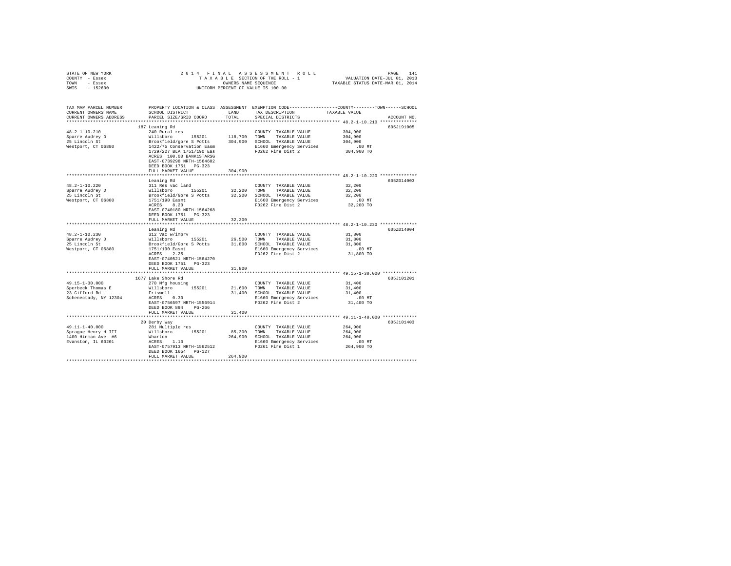STATE OF NEW YORK
COUNTY - Essex
TOWN - Essex
SWIS - 152600

2014 FINAL ASSESSMENT ROLL
TAXABLE SECTION OF THE ROLL - 1
OWNERS NAME SEQUENCE
UNIFORM PERCENT OF VALUE IS 100.00

VALUATION DATE-JUL 01, 2013
TAXABLE STATUS DATE-MAR 01, 2014

| TAX MAP PARCEL NUMBER / CURRENT OWNERS NAME / CURRENT OWNERS ADDRESS | PROPERTY LOCATION & CLASS / SCHOOL DISTRICT / PARCEL SIZE/GRID COORD | ASSESSMENT LAND | TOTAL | EXEMPTION CODE / TAX DESCRIPTION / SPECIAL DISTRICTS | TAXABLE VALUE (COUNTY / TOWN / SCHOOL) | ACCOUNT NO. |
|---|---|---|---|---|---|---|
| **48.2-1-10.210** | 187 Leaning Rd | | | | | 605J191005 |
| Sparre Audrey D | 240 Rural res | | | COUNTY TAXABLE VALUE | 304,900 | |
| 25 Lincoln St | Willsboro 155201 | 118,700 | | TOWN TAXABLE VALUE | 304,900 | |
| Westport, CT 06880 | Brookfield/gore S Potts | | 304,900 | SCHOOL TAXABLE VALUE | 304,900 | |
| | 1422/75 Conservation Easm | | | E1660 Emergency Services | .00 MT | |
| | 1729/227 BLA 1751/190 Eas | | | FD262 Fire Dist 2 | 304,900 TO | |
| | ACRES 100.00 BANK1STARSG | | | | | |
| | EAST-0739298 NRTH-1564602 | | | | | |
| | DEED BOOK 1751 PG-323 | | | | | |
| | FULL MARKET VALUE | | 304,900 | | | |
| **48.2-1-10.220** | Leaning Rd | | | | | 605Z014003 |
| Sparre Audrey D | 311 Res vac land | | | COUNTY TAXABLE VALUE | 32,200 | |
| 25 Lincoln St | Willsboro 155201 | 32,200 | | TOWN TAXABLE VALUE | 32,200 | |
| Westport, CT 06880 | Brookfield/Gore S Potts | | 32,200 | SCHOOL TAXABLE VALUE | 32,200 | |
| | 1751/190 Easmt | | | E1660 Emergency Services | .00 MT | |
| | ACRES 8.20 | | | FD262 Fire Dist 2 | 32,200 TO | |
| | EAST-0740180 NRTH-1564268 | | | | | |
| | DEED BOOK 1751 PG-323 | | | | | |
| | FULL MARKET VALUE | | 32,200 | | | |
| **48.2-1-10.230** | Leaning Rd | | | | | 605Z014004 |
| Sparre Audrey D | 312 Vac w/imprv | | | COUNTY TAXABLE VALUE | 31,800 | |
| 25 Lincoln St | Willsboro 155201 | 26,500 | | TOWN TAXABLE VALUE | 31,800 | |
| Westport, CT 06880 | Brookfield/Gore S Potts | | 31,800 | SCHOOL TAXABLE VALUE | 31,800 | |
| | 1751/190 Easmt | | | E1660 Emergency Services | .00 MT | |
| | ACRES 2.25 | | | FD262 Fire Dist 2 | 31,800 TO | |
| | EAST-0740521 NRTH-1564270 | | | | | |
| | DEED BOOK 1751 PG-323 | | | | | |
| | FULL MARKET VALUE | | 31,800 | | | |
| **49.15-1-30.000** | 1677 Lake Shore Rd | | | | | 605J101201 |
| Sperbeck Thomas E | 270 Mfg housing | | | COUNTY TAXABLE VALUE | 31,400 | |
| 23 Gifford Rd | Willsboro 155201 | 21,600 | | TOWN TAXABLE VALUE | 31,400 | |
| Schenectady, NY 12304 | Friswell | | 31,400 | SCHOOL TAXABLE VALUE | 31,400 | |
| | ACRES 0.30 | | | E1660 Emergency Services | .00 MT | |
| | EAST-0756597 NRTH-1556914 | | | FD262 Fire Dist 2 | 31,400 TO | |
| | DEED BOOK 894 PG-266 | | | | | |
| | FULL MARKET VALUE | | 31,400 | | | |
| **49.11-1-40.000** | 20 Derby Way | | | | | 605J101403 |
| Sprague Henry H III | 281 Multiple res | | | COUNTY TAXABLE VALUE | 264,900 | |
| 1400 Hinman Ave #6 | Willsboro 155201 | 85,300 | | TOWN TAXABLE VALUE | 264,900 | |
| Evanston, IL 60201 | Wharton | | 264,900 | SCHOOL TAXABLE VALUE | 264,900 | |
| | ACRES 1.10 | | | E1660 Emergency Services | .00 MT | |
| | EAST-0757913 NRTH-1562512 | | | FD261 Fire Dist 1 | 264,900 TO | |
| | DEED BOOK 1654 PG-127 | | | | | |
| | FULL MARKET VALUE | | 264,900 | | | |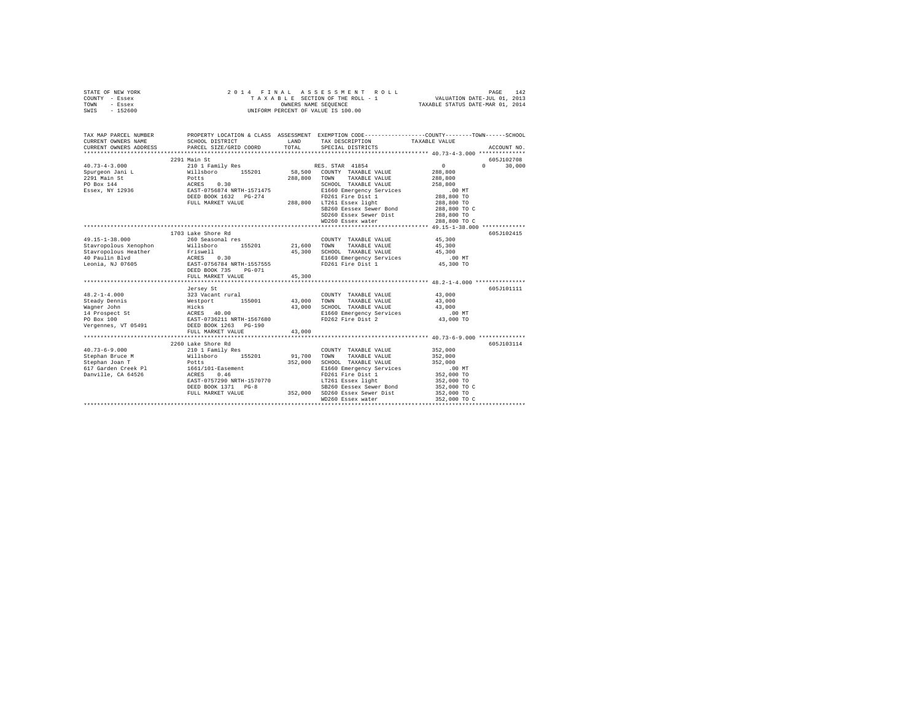STATE OF NEW YORK
COUNTY - Essex
TOWN - Essex
SWIS - 152600

2014 FINAL ASSESSMENT ROLL
TAXABLE SECTION OF THE ROLL - 1
OWNERS NAME SEQUENCE
UNIFORM PERCENT OF VALUE IS 100.00

VALUATION DATE-JUL 01, 2013
TAXABLE STATUS DATE-MAR 01, 2014

```
TAX MAP PARCEL NUMBER          PROPERTY LOCATION & CLASS  ASSESSMENT  EXEMPTION CODE-----------------COUNTY--------TOWN------SCHOOL
CURRENT OWNERS NAME            SCHOOL DISTRICT               LAND      TAX DESCRIPTION            TAXABLE VALUE
CURRENT OWNERS ADDRESS         PARCEL SIZE/GRID COORD        TOTAL     SPECIAL DISTRICTS                                    ACCOUNT NO.
******************************************************************************************************* 40.73-4-3.000 **************
                               2291 Main St                                                                              605J102708
40.73-4-3.000                  210 1 Family Res                        RES. STAR  41854              0           0       30,000
Spurgeon Jani L                Willsboro      155201       58,500   COUNTY  TAXABLE VALUE          288,800
2291 Main St                   Potts                      288,800   TOWN    TAXABLE VALUE          288,800
PO Box 144                     ACRES    0.30                        SCHOOL  TAXABLE VALUE          258,800
Essex, NY 12936                EAST-0756874 NRTH-1571475            E1660 Emergency Services            .00 MT
                               DEED BOOK 1632   PG-274              FD261 Fire Dist 1               288,800 TO
                               FULL MARKET VALUE          288,800   LT261 Essex light               288,800 TO
                                                                    SB260 Eessex Sewer Bond         288,800 TO C
                                                                    SD260 Essex Sewer Dist          288,800 TO
                                                                    WD260 Essex water               288,800 TO C
******************************************************************************************************* 49.15-1-38.000 *************
                               1703 Lake Shore Rd                                                                        605J102415
49.15-1-38.000                 260 Seasonal res                        COUNTY  TAXABLE VALUE           45,300
Stavropolous Xenophon          Willsboro      155201       21,600   TOWN    TAXABLE VALUE           45,300
Stavropolous Heather           Friswell                    45,300   SCHOOL  TAXABLE VALUE           45,300
40 Paulin Blvd                 ACRES    0.30                        E1660 Emergency Services            .00 MT
Leonia, NJ 07605               EAST-0756784 NRTH-1557555            FD261 Fire Dist 1                45,300 TO
                               DEED BOOK 735    PG-071
                               FULL MARKET VALUE           45,300
******************************************************************************************************* 48.2-1-4.000 ***************
                               Jersey St                                                                                 605J101111
48.2-1-4.000                   323 Vacant rural                        COUNTY  TAXABLE VALUE           43,000
Steady Dennis                  Westport       155001       43,000   TOWN    TAXABLE VALUE           43,000
Wagner John                    Hicks                       43,000   SCHOOL  TAXABLE VALUE           43,000
14 Prospect St                 ACRES   40.00                        E1660 Emergency Services            .00 MT
PO Box 100                     EAST-0736211 NRTH-1567680            FD262 Fire Dist 2                43,000 TO
Vergennes, VT 05491            DEED BOOK 1263   PG-190
                               FULL MARKET VALUE           43,000
******************************************************************************************************* 40.73-6-9.000 **************
                               2260 Lake Shore Rd                                                                        605J103114
40.73-6-9.000                  210 1 Family Res                        COUNTY  TAXABLE VALUE          352,000
Stephan Bruce M                Willsboro      155201       91,700   TOWN    TAXABLE VALUE          352,000
Stephan Joan T                 Potts                      352,000   SCHOOL  TAXABLE VALUE          352,000
617 Garden Creek Pl            1661/101-Easement                    E1660 Emergency Services            .00 MT
Danville, CA 64526             ACRES    0.46                        FD261 Fire Dist 1               352,000 TO
                               EAST-0757290 NRTH-1570770            LT261 Essex light               352,000 TO
                               DEED BOOK 1371   PG-8                SB260 Eessex Sewer Bond         352,000 TO C
                               FULL MARKET VALUE          352,000   SD260 Essex Sewer Dist          352,000 TO
                                                                    WD260 Essex water               352,000 TO C
************************************************************************************************************************************
```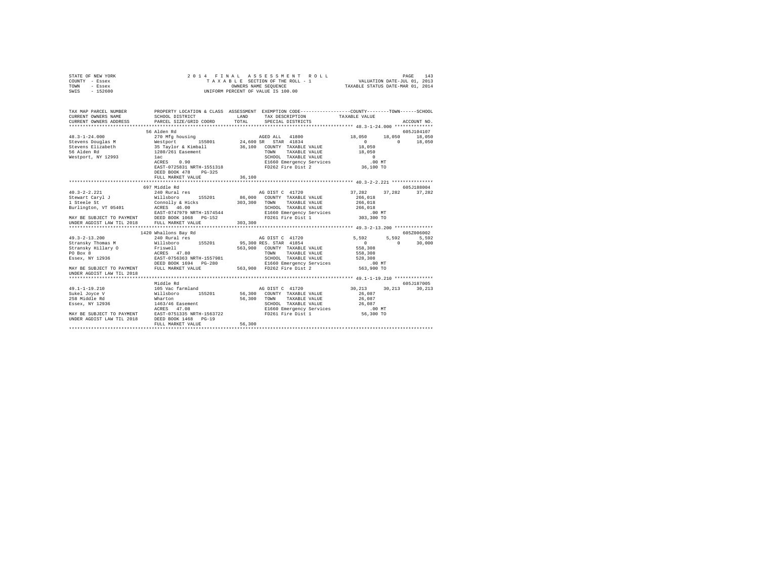```
STATE OF NEW YORK                    2 0 1 4   F I N A L   A S S E S S M E N T   R O L L                          PAGE   143
COUNTY  - Essex                         T A X A B L E  SECTION OF THE ROLL - 1               VALUATION DATE-JUL 01, 2013
TOWN    - Essex                                OWNERS NAME SEQUENCE                         TAXABLE STATUS DATE-MAR 01, 2014
SWIS    - 152600                       UNIFORM PERCENT OF VALUE IS 100.00

TAX MAP PARCEL NUMBER          PROPERTY LOCATION & CLASS  ASSESSMENT  EXEMPTION CODE------------------COUNTY--------TOWN------SCHOOL
CURRENT OWNERS NAME            SCHOOL DISTRICT               LAND      TAX DESCRIPTION             TAXABLE VALUE
CURRENT OWNERS ADDRESS         PARCEL SIZE/GRID COORD        TOTAL     SPECIAL DISTRICTS                                    ACCOUNT NO.
*********************************************************************************************** 48.3-1-24.000 **************
                               56 Alden Rd                                                                                605J104107
48.3-1-24.000                  270 Mfg housing                         AGED ALL  41800                  18,050     18,050     18,050
Stevens Douglas M              Westport        155001        24,600 SR  STAR  41834                       0          0     18,050
Stevens Elizabeth              35 Taylor & Kimball           36,100    COUNTY  TAXABLE VALUE            18,050
56 Alden Rd                    1280/261 Easement                       TOWN    TAXABLE VALUE            18,050
Westport, NY 12993             1ac                                     SCHOOL  TAXABLE VALUE                 0
                               ACRES    0.90                           E1660 Emergency Services            .00 MT
                               EAST-0725831 NRTH-1551318               FD262 Fire Dist 2                36,100 TO
                               DEED BOOK 478    PG-325
                               FULL MARKET VALUE             36,100
*********************************************************************************************** 40.3-2-2.221 ***************
                               697 Middle Rd                                                                              605J188004
40.3-2-2.221                   240 Rural res                           AG DIST C  41720                 37,282     37,282     37,282
Stewart Caryl J                Willsboro       155201        86,000    COUNTY  TAXABLE VALUE           266,018
1 Steele St                    Connolly & Hicks             303,300    TOWN    TAXABLE VALUE           266,018
Burlington, VT 05401           ACRES   46.00                           SCHOOL  TAXABLE VALUE           266,018
                               EAST-0747979 NRTH-1574544               E1660 Emergency Services            .00 MT
MAY BE SUBJECT TO PAYMENT      DEED BOOK 1068   PG-152                 FD261 Fire Dist 1               303,300 TO
UNDER AGDIST LAW TIL 2018      FULL MARKET VALUE            303,300
*********************************************************************************************** 49.3-2-13.200 **************
                               1420 Whallons Bay Rd                                                                       605Z006002
49.3-2-13.200                  240 Rural res                           AG DIST C  41720                  5,592      5,592      5,592
Stransky Thomas M              Willsboro       155201        95,300 RES. STAR  41854                       0          0     30,000
Stransky Hillary O             Friswell                     563,900    COUNTY  TAXABLE VALUE           558,308
PO Box 8                       ACRES   47.80                           TOWN    TAXABLE VALUE           558,308
Essex, NY 12936                EAST-0756363 NRTH-1557981               SCHOOL  TAXABLE VALUE           528,308
                               DEED BOOK 1694   PG-280                 E1660 Emergency Services            .00 MT
MAY BE SUBJECT TO PAYMENT      FULL MARKET VALUE            563,900    FD262 Fire Dist 2               563,900 TO
UNDER AGDIST LAW TIL 2018
*********************************************************************************************** 49.1-1-19.210 **************
                               Middle Rd                                                                                  605J187005
49.1-1-19.210                  105 Vac farmland                        AG DIST C  41720                 30,213     30,213     30,213
Sukel Joyce V                  Willsboro       155201        56,300    COUNTY  TAXABLE VALUE            26,087
258 Middle Rd                  Wharton                       56,300    TOWN    TAXABLE VALUE            26,087
Essex, NY 12936                1463/46 Easement                        SCHOOL  TAXABLE VALUE            26,087
                               ACRES   47.08                           E1660 Emergency Services            .00 MT
MAY BE SUBJECT TO PAYMENT      EAST-0751335 NRTH-1563722               FD261 Fire Dist 1                56,300 TO
UNDER AGDIST LAW TIL 2018      DEED BOOK 1468   PG-19
                               FULL MARKET VALUE             56,300
****************************************************************************************************************************
```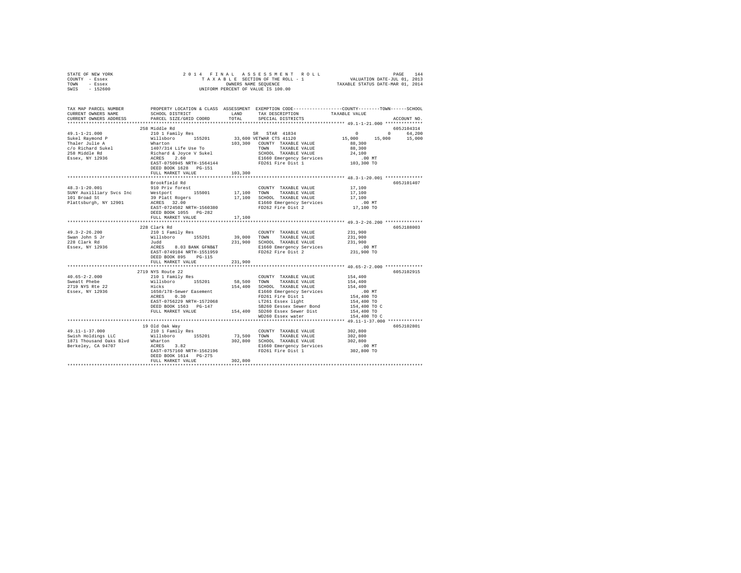STATE OF NEW YORK
COUNTY - Essex
TOWN - Essex
SWIS - 152600

2 0 1 4 F I N A L A S S E S S M E N T R O L L
T A X A B L E SECTION OF THE ROLL - 1
OWNERS NAME SEQUENCE
UNIFORM PERCENT OF VALUE IS 100.00

VALUATION DATE-JUL 01, 2013
TAXABLE STATUS DATE-MAR 01, 2014

```
TAX MAP PARCEL NUMBER          PROPERTY LOCATION & CLASS  ASSESSMENT  EXEMPTION CODE-----------------COUNTY--------TOWN------SCHOOL
CURRENT OWNERS NAME            SCHOOL DISTRICT               LAND      TAX DESCRIPTION             TAXABLE VALUE
CURRENT OWNERS ADDRESS         PARCEL SIZE/GRID COORD        TOTAL     SPECIAL DISTRICTS                                        ACCOUNT NO.
******************************************************************************************************* 49.1-1-21.000 **************
                               258 Middle Rd                                                                                 605J104314
49.1-1-21.000                  210 1 Family Res                      SR  STAR 41834                   0            0       64,200
Sukel Raymond P                Willsboro       155201         33,600 VETWAR CTS 41120            15,000       15,000       15,000
Thaler Julie A                 Wharton                       103,300   COUNTY  TAXABLE VALUE           88,300
c/o Richard Sukel              1407/314 Life Use To                    TOWN    TAXABLE VALUE           88,300
258 Middle Rd                  Richard & Joyce V Sukel                 SCHOOL  TAXABLE VALUE           24,100
Essex, NY 12936                ACRES    2.60                           E1660 Emergency Services          .00 MT
                               EAST-0750945 NRTH-1564144               FD261 Fire Dist 1              103,300 TO
                               DEED BOOK 1628   PG-151
                               FULL MARKET VALUE             103,300
******************************************************************************************************* 48.3-1-20.001 **************
                               Brookfield Rd                                                                                 605J101407
48.3-1-20.001                  910 Priv forest                         COUNTY  TAXABLE VALUE           17,100
SUNY Auxilliary Svcs Inc       Westport        155001         17,100   TOWN    TAXABLE VALUE           17,100
101 Broad St                   39 Platt Rogers                17,100   SCHOOL  TAXABLE VALUE           17,100
Plattsburgh, NY 12901          ACRES   32.00                           E1660 Emergency Services          .00 MT
                               EAST-0724502 NRTH-1560380               FD262 Fire Dist 2               17,100 TO
                               DEED BOOK 1055   PG-282
                               FULL MARKET VALUE              17,100
******************************************************************************************************* 49.3-2-26.200 **************
                               228 Clark Rd                                                                                  605J188003
49.3-2-26.200                  210 1 Family Res                        COUNTY  TAXABLE VALUE          231,900
Swan John S Jr                 Willsboro       155201         39,000   TOWN    TAXABLE VALUE          231,900
228 Clark Rd                   Judd                          231,900   SCHOOL  TAXABLE VALUE          231,900
Essex, NY 12936                ACRES    8.03 BANK GFNB&T               E1660 Emergency Services          .00 MT
                               EAST-0749104 NRTH-1551959               FD262 Fire Dist 2              231,900 TO
                               DEED BOOK 895    PG-115
                               FULL MARKET VALUE             231,900
******************************************************************************************************* 40.65-2-2.000 **************
                               2719 NYS Route 22                                                                             605J102915
40.65-2-2.000                  210 1 Family Res                        COUNTY  TAXABLE VALUE          154,400
Sweatt Phebe                   Willsboro       155201         58,500   TOWN    TAXABLE VALUE          154,400
2719 NYS Rte 22                Hicks                         154,400   SCHOOL  TAXABLE VALUE          154,400
Essex, NY 12936                1650/178-Sewer Easement                 E1660 Emergency Services          .00 MT
                               ACRES    0.30                           FD261 Fire Dist 1              154,400 TO
                               EAST-0756229 NRTH-1572068               LT261 Essex light              154,400 TO
                               DEED BOOK 1563   PG-147                 SB260 Eessex Sewer Bond        154,400 TO C
                               FULL MARKET VALUE             154,400   SD260 Essex Sewer Dist         154,400 TO
                                                                       WD260 Essex water              154,400 TO C
******************************************************************************************************* 49.11-1-37.000 *************
                               19 Old Oak Way                                                                                605J102801
49.11-1-37.000                 210 1 Family Res                        COUNTY  TAXABLE VALUE          302,800
Swish Holdings LLC             Willsboro       155201         73,500   TOWN    TAXABLE VALUE          302,800
1871 Thousand Oaks Blvd        Wharton                       302,800   SCHOOL  TAXABLE VALUE          302,800
Berkeley, CA 94707             ACRES    3.82                           E1660 Emergency Services          .00 MT
                               EAST-0757160 NRTH-1562196               FD261 Fire Dist 1              302,800 TO
                               DEED BOOK 1614   PG-275
                               FULL MARKET VALUE             302,800
************************************************************************************************************************************
```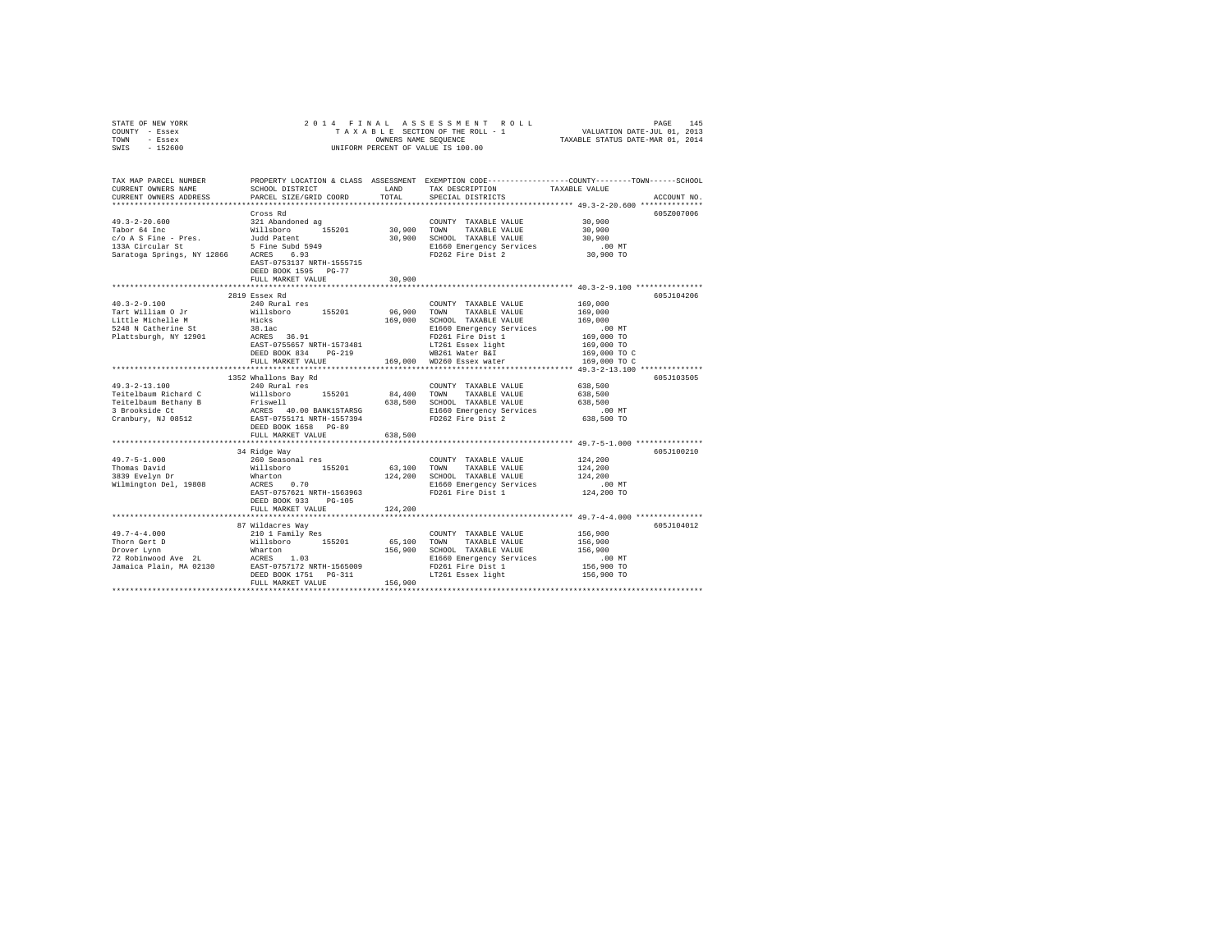STATE OF NEW YORK
COUNTY - Essex
TOWN - Essex
SWIS - 152600

2014 FINAL ASSESSMENT ROLL
TAXABLE SECTION OF THE ROLL - 1
OWNERS NAME SEQUENCE
UNIFORM PERCENT OF VALUE IS 100.00

VALUATION DATE-JUL 01, 2013
TAXABLE STATUS DATE-MAR 01, 2014

| TAX MAP PARCEL NUMBER / CURRENT OWNERS NAME / CURRENT OWNERS ADDRESS | PROPERTY LOCATION & CLASS / SCHOOL DISTRICT / PARCEL SIZE/GRID COORD | ASSESSMENT LAND / TOTAL | EXEMPTION CODE / TAX DESCRIPTION / SPECIAL DISTRICTS | TAXABLE VALUE (COUNTY / TOWN / SCHOOL) | ACCOUNT NO. |
|---|---|---|---|---|---|
| **49.3-2-20.600** | Cross Rd | | | | 605Z007006 |
| Tabor 64 Inc | 321 Abandoned ag | | COUNTY TAXABLE VALUE | 30,900 | |
| c/o A S Fine - Pres. | Willsboro 155201 | 30,900 | TOWN TAXABLE VALUE | 30,900 | |
| 133A Circular St | Judd Patent | 30,900 | SCHOOL TAXABLE VALUE | 30,900 | |
| Saratoga Springs, NY 12866 | 5 Fine Subd 5949 | | E1660 Emergency Services | .00 MT | |
| | ACRES 6.93 | | FD262 Fire Dist 2 | 30,900 TO | |
| | EAST-0753137 NRTH-1555715 | | | | |
| | DEED BOOK 1595 PG-77 | | | | |
| | FULL MARKET VALUE | 30,900 | | | |
| **40.3-2-9.100** | 2819 Essex Rd | | | | 605J104206 |
| Tart William O Jr | 240 Rural res | | COUNTY TAXABLE VALUE | 169,000 | |
| Little Michelle M | Willsboro 155201 | 96,900 | TOWN TAXABLE VALUE | 169,000 | |
| 5248 N Catherine St | Hicks | 169,000 | SCHOOL TAXABLE VALUE | 169,000 | |
| Plattsburgh, NY 12901 | 38.1ac | | E1660 Emergency Services | .00 MT | |
| | ACRES 36.91 | | FD261 Fire Dist 1 | 169,000 TO | |
| | EAST-0755657 NRTH-1573481 | | LT261 Essex light | 169,000 TO | |
| | DEED BOOK 834 PG-219 | | WB261 Water B&I | 169,000 TO C | |
| | FULL MARKET VALUE | 169,000 | WD260 Essex water | 169,000 TO C | |
| **49.3-2-13.100** | 1352 Whallons Bay Rd | | | | 605J103505 |
| Teitelbaum Richard C | 240 Rural res | | COUNTY TAXABLE VALUE | 638,500 | |
| Teitelbaum Bethany B | Willsboro 155201 | 84,400 | TOWN TAXABLE VALUE | 638,500 | |
| 3 Brookside Ct | Friswell | 638,500 | SCHOOL TAXABLE VALUE | 638,500 | |
| Cranbury, NJ 08512 | ACRES 40.00 BANK1STARSG | | E1660 Emergency Services | .00 MT | |
| | EAST-0755171 NRTH-1557394 | | FD262 Fire Dist 2 | 638,500 TO | |
| | DEED BOOK 1658 PG-89 | | | | |
| | FULL MARKET VALUE | 638,500 | | | |
| **49.7-5-1.000** | 34 Ridge Way | | | | 605J100210 |
| Thomas David | 260 Seasonal res | | COUNTY TAXABLE VALUE | 124,200 | |
| 3839 Evelyn Dr | Willsboro 155201 | 63,100 | TOWN TAXABLE VALUE | 124,200 | |
| Wilmington Del, 19808 | Wharton | 124,200 | SCHOOL TAXABLE VALUE | 124,200 | |
| | ACRES 0.70 | | E1660 Emergency Services | .00 MT | |
| | EAST-0757621 NRTH-1563963 | | FD261 Fire Dist 1 | 124,200 TO | |
| | DEED BOOK 933 PG-105 | | | | |
| | FULL MARKET VALUE | 124,200 | | | |
| **49.7-4-4.000** | 87 Wildacres Way | | | | 605J104012 |
| Thorn Gert D | 210 1 Family Res | | COUNTY TAXABLE VALUE | 156,900 | |
| Drover Lynn | Willsboro 155201 | 65,100 | TOWN TAXABLE VALUE | 156,900 | |
| 72 Robinwood Ave 2L | Wharton | 156,900 | SCHOOL TAXABLE VALUE | 156,900 | |
| Jamaica Plain, MA 02130 | ACRES 1.03 | | E1660 Emergency Services | .00 MT | |
| | EAST-0757172 NRTH-1565009 | | FD261 Fire Dist 1 | 156,900 TO | |
| | DEED BOOK 1751 PG-311 | | LT261 Essex light | 156,900 TO | |
| | FULL MARKET VALUE | 156,900 | | | |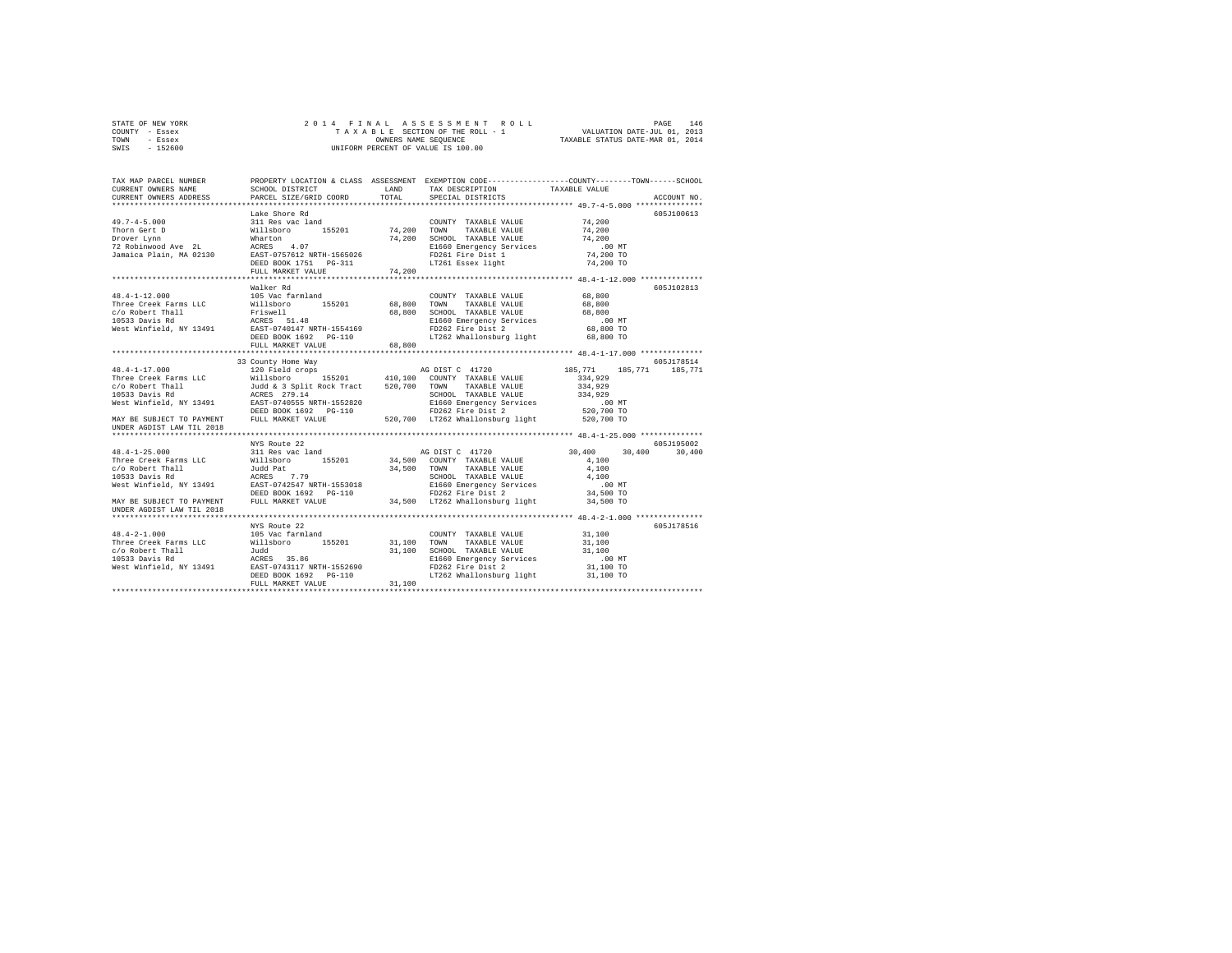STATE OF NEW YORK
COUNTY - Essex
TOWN - Essex
SWIS - 152600

2014 FINAL ASSESSMENT ROLL
TAXABLE SECTION OF THE ROLL - 1
OWNERS NAME SEQUENCE
UNIFORM PERCENT OF VALUE IS 100.00

VALUATION DATE-JUL 01, 2013
TAXABLE STATUS DATE-MAR 01, 2014

```
TAX MAP PARCEL NUMBER     PROPERTY LOCATION & CLASS  ASSESSMENT  EXEMPTION CODE-----------------COUNTY--------TOWN------SCHOOL
CURRENT OWNERS NAME       SCHOOL DISTRICT               LAND      TAX DESCRIPTION            TAXABLE VALUE
CURRENT OWNERS ADDRESS    PARCEL SIZE/GRID COORD        TOTAL     SPECIAL DISTRICTS                                    ACCOUNT NO.
******************************************************************************************************* 49.7-4-5.000 ***************
                          Lake Shore Rd                                                                                 605J100613
49.7-4-5.000              311 Res vac land                        COUNTY  TAXABLE VALUE            74,200
Thorn Gert D              Willsboro      155201       74,200      TOWN    TAXABLE VALUE            74,200
Drover Lynn               Wharton                     74,200      SCHOOL  TAXABLE VALUE            74,200
72 Robinwood Ave  2L      ACRES    4.07                           E1660 Emergency Services            .00 MT
Jamaica Plain, MA 02130   EAST-0757612 NRTH-1565026               FD261 Fire Dist 1                74,200 TO
                          DEED BOOK 1751   PG-311                 LT261 Essex light                74,200 TO
                          FULL MARKET VALUE           74,200
******************************************************************************************************* 48.4-1-12.000 **************
                          Walker Rd                                                                                     605J102813
48.4-1-12.000             105 Vac farmland                        COUNTY  TAXABLE VALUE            68,800
Three Creek Farms LLC     Willsboro      155201       68,800      TOWN    TAXABLE VALUE            68,800
c/o Robert Thall          Friswell                    68,800      SCHOOL  TAXABLE VALUE            68,800
10533 Davis Rd            ACRES   51.48                           E1660 Emergency Services            .00 MT
West Winfield, NY 13491   EAST-0740147 NRTH-1554169               FD262 Fire Dist 2                68,800 TO
                          DEED BOOK 1692   PG-110                 LT262 Whallonsburg light         68,800 TO
                          FULL MARKET VALUE           68,800
******************************************************************************************************* 48.4-1-17.000 **************
                          33 County Home Way                                                                            605J178514
48.4-1-17.000             120 Field crops                         AG DIST C  41720             185,771    185,771    185,771
Three Creek Farms LLC     Willsboro      155201      410,100      COUNTY  TAXABLE VALUE           334,929
c/o Robert Thall          Judd & 3 Split Rock Tract  520,700      TOWN    TAXABLE VALUE           334,929
10533 Davis Rd            ACRES  279.14                           SCHOOL  TAXABLE VALUE           334,929
West Winfield, NY 13491   EAST-0740555 NRTH-1552820               E1660 Emergency Services            .00 MT
                          DEED BOOK 1692   PG-110                 FD262 Fire Dist 2               520,700 TO
MAY BE SUBJECT TO PAYMENT FULL MARKET VALUE          520,700      LT262 Whallonsburg light        520,700 TO
UNDER AGDIST LAW TIL 2018
******************************************************************************************************* 48.4-1-25.000 **************
                          NYS Route 22                                                                                  605J195002
48.4-1-25.000             311 Res vac land                        AG DIST C  41720              30,400     30,400     30,400
Three Creek Farms LLC     Willsboro      155201       34,500      COUNTY  TAXABLE VALUE             4,100
c/o Robert Thall          Judd Pat                    34,500      TOWN    TAXABLE VALUE             4,100
10533 Davis Rd            ACRES    7.79                           SCHOOL  TAXABLE VALUE             4,100
West Winfield, NY 13491   EAST-0742547 NRTH-1553018               E1660 Emergency Services            .00 MT
                          DEED BOOK 1692   PG-110                 FD262 Fire Dist 2                34,500 TO
MAY BE SUBJECT TO PAYMENT FULL MARKET VALUE           34,500      LT262 Whallonsburg light         34,500 TO
UNDER AGDIST LAW TIL 2018
******************************************************************************************************* 48.4-2-1.000 ***************
                          NYS Route 22                                                                                  605J178516
48.4-2-1.000              105 Vac farmland                        COUNTY  TAXABLE VALUE            31,100
Three Creek Farms LLC     Willsboro      155201       31,100      TOWN    TAXABLE VALUE            31,100
c/o Robert Thall          Judd                        31,100      SCHOOL  TAXABLE VALUE            31,100
10533 Davis Rd            ACRES   35.86                           E1660 Emergency Services            .00 MT
West Winfield, NY 13491   EAST-0743117 NRTH-1552690               FD262 Fire Dist 2                31,100 TO
                          DEED BOOK 1692   PG-110                 LT262 Whallonsburg light         31,100 TO
                          FULL MARKET VALUE           31,100
************************************************************************************************************************************
```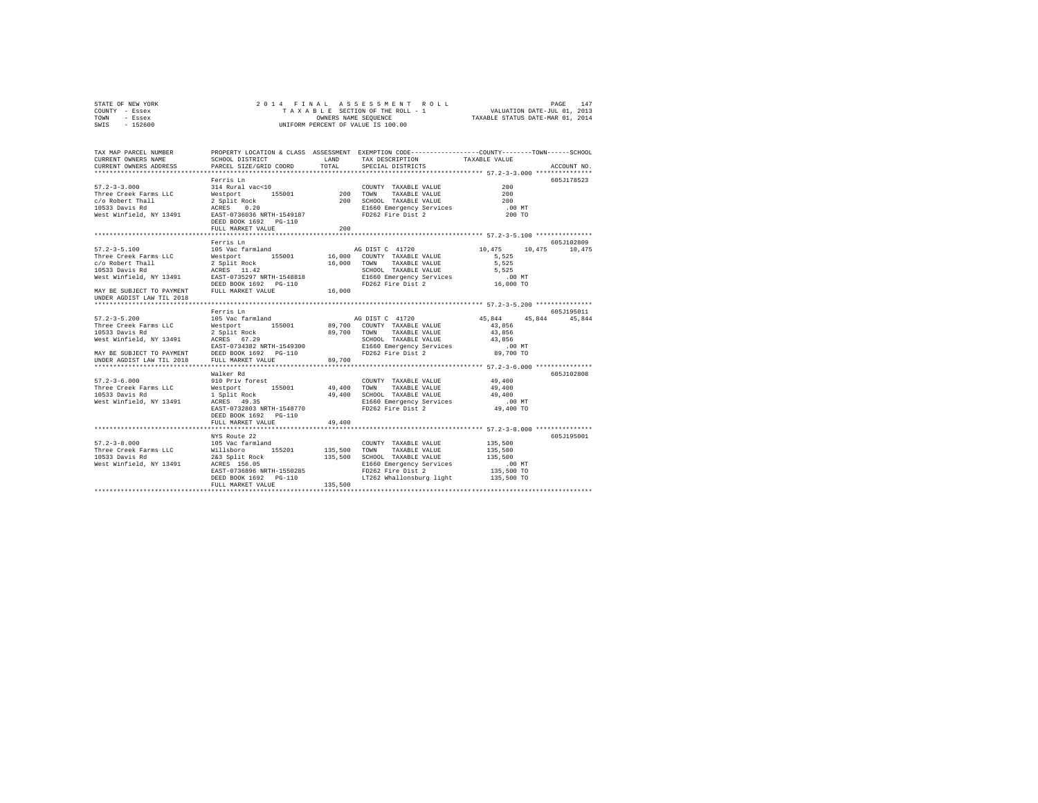STATE OF NEW YORK
COUNTY - Essex
TOWN - Essex
SWIS - 152600

2014 FINAL ASSESSMENT ROLL
TAXABLE SECTION OF THE ROLL - 1
OWNERS NAME SEQUENCE
UNIFORM PERCENT OF VALUE IS 100.00

VALUATION DATE-JUL 01, 2013
TAXABLE STATUS DATE-MAR 01, 2014

```
TAX MAP PARCEL NUMBER     PROPERTY LOCATION & CLASS  ASSESSMENT  EXEMPTION CODE-----------------COUNTY--------TOWN------SCHOOL
CURRENT OWNERS NAME       SCHOOL DISTRICT             LAND      TAX DESCRIPTION            TAXABLE VALUE
CURRENT OWNERS ADDRESS    PARCEL SIZE/GRID COORD      TOTAL     SPECIAL DISTRICTS                                    ACCOUNT NO.
******************************************************************************************** 57.2-3-3.000 ***************
                          Ferris Ln                                                                               605J178523
57.2-3-3.000              314 Rural vac<10                       COUNTY  TAXABLE VALUE             200
Three Creek Farms LLC     Westport      155001         200       TOWN    TAXABLE VALUE             200
c/o Robert Thall          2 Split Rock                 200       SCHOOL  TAXABLE VALUE             200
10533 Davis Rd            ACRES    0.20                          E1660 Emergency Services          .00 MT
West Winfield, NY 13491   EAST-0736036 NRTH-1549187              FD262 Fire Dist 2                 200 TO
                          DEED BOOK 1692   PG-110
                          FULL MARKET VALUE            200
******************************************************************************************** 57.2-3-5.100 ***************
                          Ferris Ln                                                                               605J102809
57.2-3-5.100              105 Vac farmland                       AG DIST C  41720            10,475     10,475     10,475
Three Creek Farms LLC     Westport      155001      16,000       COUNTY  TAXABLE VALUE           5,525
c/o Robert Thall          2 Split Rock              16,000       TOWN    TAXABLE VALUE           5,525
10533 Davis Rd            ACRES   11.42                          SCHOOL  TAXABLE VALUE           5,525
West Winfield, NY 13491   EAST-0735297 NRTH-1548818              E1660 Emergency Services          .00 MT
                          DEED BOOK 1692   PG-110                FD262 Fire Dist 2              16,000 TO
MAY BE SUBJECT TO PAYMENT FULL MARKET VALUE         16,000
UNDER AGDIST LAW TIL 2018
******************************************************************************************** 57.2-3-5.200 ***************
                          Ferris Ln                                                                               605J195011
57.2-3-5.200              105 Vac farmland                       AG DIST C  41720            45,844     45,844     45,844
Three Creek Farms LLC     Westport      155001      89,700       COUNTY  TAXABLE VALUE          43,856
10533 Davis Rd            2 Split Rock              89,700       TOWN    TAXABLE VALUE          43,856
West Winfield, NY 13491   ACRES   67.29                          SCHOOL  TAXABLE VALUE          43,856
                          EAST-0734382 NRTH-1549300              E1660 Emergency Services          .00 MT
MAY BE SUBJECT TO PAYMENT DEED BOOK 1692   PG-110                FD262 Fire Dist 2              89,700 TO
UNDER AGDIST LAW TIL 2018 FULL MARKET VALUE         89,700
******************************************************************************************** 57.2-3-6.000 ***************
                          Walker Rd                                                                               605J102808
57.2-3-6.000              910 Priv forest                        COUNTY  TAXABLE VALUE          49,400
Three Creek Farms LLC     Westport      155001      49,400       TOWN    TAXABLE VALUE          49,400
10533 Davis Rd            1 Split Rock              49,400       SCHOOL  TAXABLE VALUE          49,400
West Winfield, NY 13491   ACRES   49.35                          E1660 Emergency Services          .00 MT
                          EAST-0732803 NRTH-1548770              FD262 Fire Dist 2              49,400 TO
                          DEED BOOK 1692   PG-110
                          FULL MARKET VALUE         49,400
******************************************************************************************** 57.2-3-8.000 ***************
                          NYS Route 22                                                                            605J195001
57.2-3-8.000              105 Vac farmland                       COUNTY  TAXABLE VALUE         135,500
Three Creek Farms LLC     Willsboro     155201     135,500       TOWN    TAXABLE VALUE         135,500
10533 Davis Rd            2&3 Split Rock           135,500       SCHOOL  TAXABLE VALUE         135,500
West Winfield, NY 13491   ACRES  156.05                          E1660 Emergency Services          .00 MT
                          EAST-0736896 NRTH-1550285              FD262 Fire Dist 2             135,500 TO
                          DEED BOOK 1692   PG-110                LT262 Whallonsburg light      135,500 TO
                          FULL MARKET VALUE        135,500
****************************************************************************************************************************
```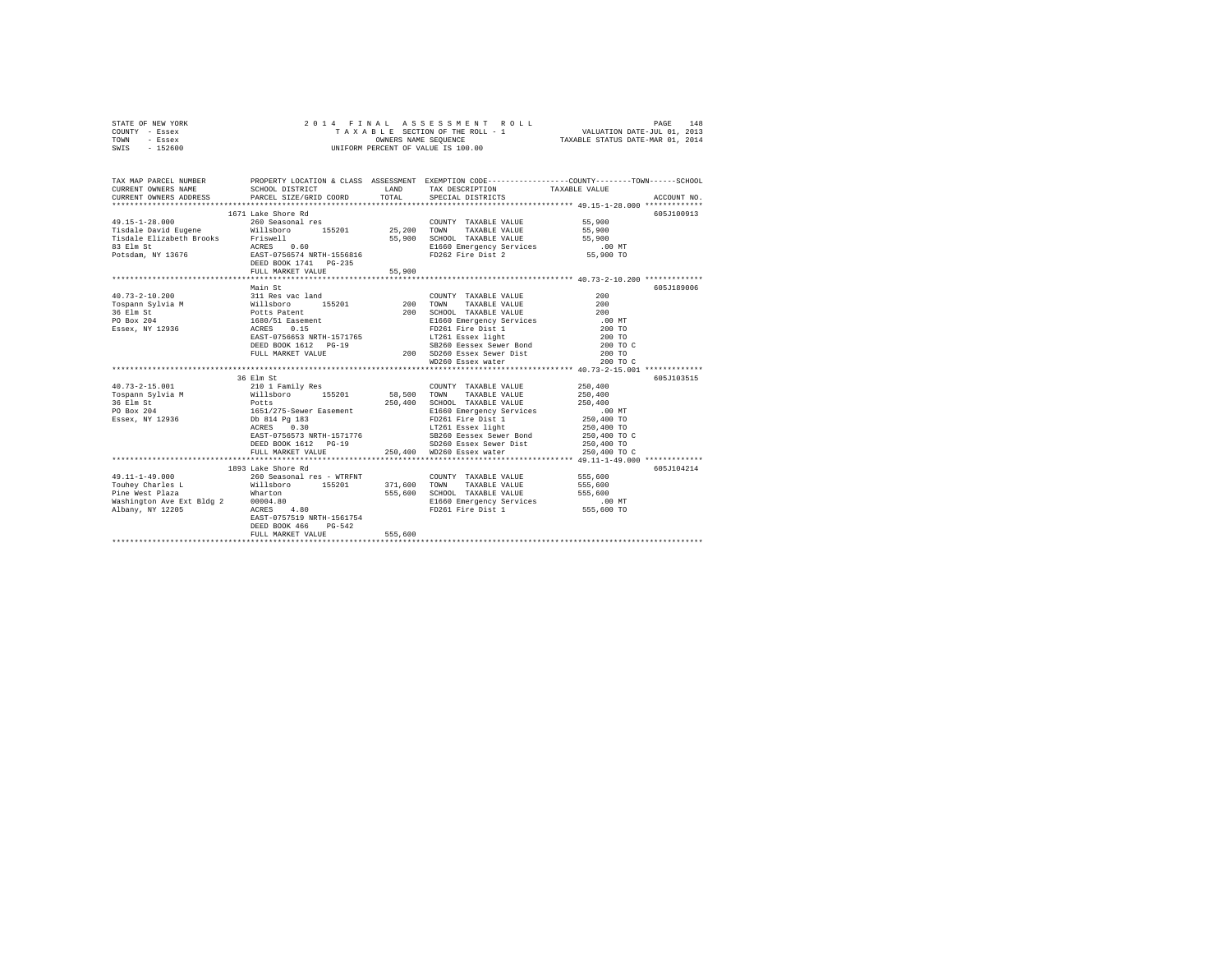STATE OF NEW YORK
COUNTY - Essex
TOWN - Essex
SWIS - 152600

2 0 1 4 F I N A L A S S E S S M E N T R O L L
T A X A B L E SECTION OF THE ROLL - 1
OWNERS NAME SEQUENCE
UNIFORM PERCENT OF VALUE IS 100.00

VALUATION DATE-JUL 01, 2013
TAXABLE STATUS DATE-MAR 01, 2014

```
TAX MAP PARCEL NUMBER          PROPERTY LOCATION & CLASS  ASSESSMENT  EXEMPTION CODE-----------------COUNTY--------TOWN------SCHOOL
CURRENT OWNERS NAME            SCHOOL DISTRICT              LAND      TAX DESCRIPTION             TAXABLE VALUE
CURRENT OWNERS ADDRESS         PARCEL SIZE/GRID COORD       TOTAL     SPECIAL DISTRICTS                                    ACCOUNT NO.
******************************************************************************************************* 49.15-1-28.000 *************
                               1671 Lake Shore Rd                                                                           605J100913
49.15-1-28.000                 260 Seasonal res                       COUNTY  TAXABLE VALUE             55,900
Tisdale David Eugene           Willsboro      155201        25,200    TOWN    TAXABLE VALUE             55,900
Tisdale Elizabeth Brooks       Friswell                     55,900    SCHOOL  TAXABLE VALUE             55,900
83 Elm St                      ACRES    0.60                          E1660 Emergency Services             .00 MT
Potsdam, NY 13676              EAST-0756574 NRTH-1556816              FD262 Fire Dist 2                 55,900 TO
                               DEED BOOK 1741   PG-235
                               FULL MARKET VALUE            55,900
******************************************************************************************************* 40.73-2-10.200 ************
                               Main St                                                                                      605J189006
40.73-2-10.200                 311 Res vac land                       COUNTY  TAXABLE VALUE                200
Tospann Sylvia M               Willsboro      155201           200    TOWN    TAXABLE VALUE                200
36 Elm St                      Potts Patent                    200    SCHOOL  TAXABLE VALUE                200
PO Box 204                     1680/51 Easement                       E1660 Emergency Services             .00 MT
Essex, NY 12936                ACRES    0.15                          FD261 Fire Dist 1                    200 TO
                               EAST-0756653 NRTH-1571765              LT261 Essex light                    200 TO
                               DEED BOOK 1612   PG-19                 SB260 Eessex Sewer Bond              200 TO C
                               FULL MARKET VALUE               200    SD260 Essex Sewer Dist               200 TO
                                                                      WD260 Essex water                    200 TO C
******************************************************************************************************* 40.73-2-15.001 ************
                               36 Elm St                                                                                    605J103515
40.73-2-15.001                 210 1 Family Res                       COUNTY  TAXABLE VALUE            250,400
Tospann Sylvia M               Willsboro      155201        58,500    TOWN    TAXABLE VALUE            250,400
36 Elm St                      Potts                       250,400    SCHOOL  TAXABLE VALUE            250,400
PO Box 204                     1651/275-Sewer Easement                E1660 Emergency Services             .00 MT
Essex, NY 12936                Db 814 Pg 183                          FD261 Fire Dist 1                250,400 TO
                               ACRES    0.30                          LT261 Essex light                250,400 TO
                               EAST-0756573 NRTH-1571776              SB260 Eessex Sewer Bond          250,400 TO C
                               DEED BOOK 1612   PG-19                 SD260 Essex Sewer Dist           250,400 TO
                               FULL MARKET VALUE           250,400    WD260 Essex water                250,400 TO C
******************************************************************************************************* 49.11-1-49.000 ************
                               1893 Lake Shore Rd                                                                           605J104214
49.11-1-49.000                 260 Seasonal res - WTRFNT              COUNTY  TAXABLE VALUE            555,600
Touhey Charles L               Willsboro      155201       371,600    TOWN    TAXABLE VALUE            555,600
Pine West Plaza                Wharton                     555,600    SCHOOL  TAXABLE VALUE            555,600
Washington Ave Ext Bldg 2      00004.80                               E1660 Emergency Services             .00 MT
Albany, NY 12205               ACRES    4.80                          FD261 Fire Dist 1                555,600 TO
                               EAST-0757519 NRTH-1561754
                               DEED BOOK 466    PG-542
                               FULL MARKET VALUE           555,600
************************************************************************************************************************************
```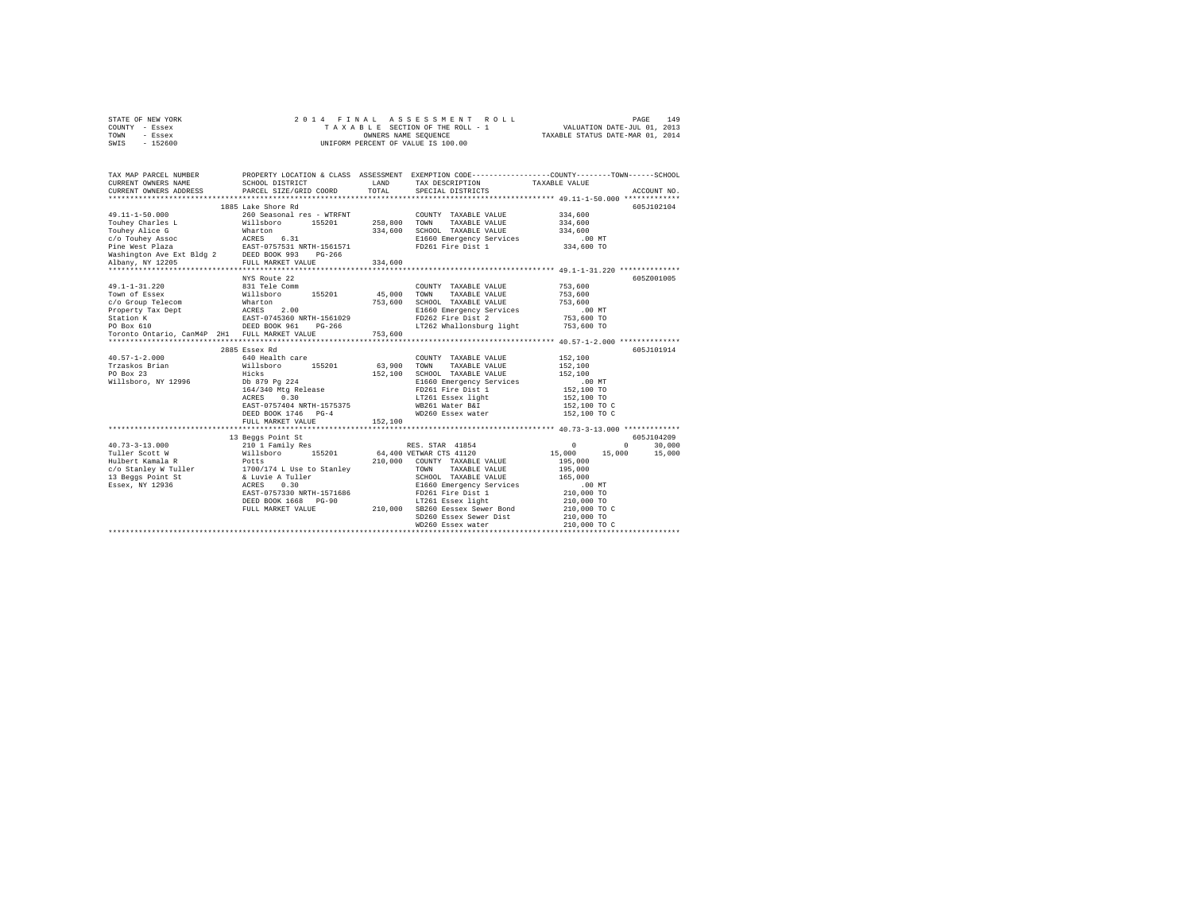STATE OF NEW YORK
COUNTY - Essex
TOWN - Essex
SWIS - 152600

2014 FINAL ASSESSMENT ROLL
TAXABLE SECTION OF THE ROLL - 1
OWNERS NAME SEQUENCE
UNIFORM PERCENT OF VALUE IS 100.00

VALUATION DATE-JUL 01, 2013
TAXABLE STATUS DATE-MAR 01, 2014

```
TAX MAP PARCEL NUMBER          PROPERTY LOCATION & CLASS  ASSESSMENT  EXEMPTION CODE-----------------COUNTY--------TOWN------SCHOOL
CURRENT OWNERS NAME            SCHOOL DISTRICT             LAND        TAX DESCRIPTION             TAXABLE VALUE
CURRENT OWNERS ADDRESS         PARCEL SIZE/GRID COORD      TOTAL       SPECIAL DISTRICTS                                     ACCOUNT NO.
******************************************************************************************************* 49.11-1-50.000 *************
                               1885 Lake Shore Rd                                                                            605J102104
49.11-1-50.000                 260 Seasonal res - WTRFNT             COUNTY  TAXABLE VALUE         334,600
Touhey Charles L               Willsboro      155201      258,800   TOWN    TAXABLE VALUE         334,600
Touhey Alice G                 Wharton                    334,600   SCHOOL  TAXABLE VALUE         334,600
c/o Touhey Assoc               ACRES    6.31                        E1660 Emergency Services           .00 MT
Pine West Plaza                EAST-0757531 NRTH-1561571            FD261 Fire Dist 1              334,600 TO
Washington Ave Ext Bldg 2      DEED BOOK 993    PG-266
Albany, NY 12205               FULL MARKET VALUE          334,600
******************************************************************************************************* 49.1-1-31.220 **************
                               NYS Route 22                                                                                  605Z001005
49.1-1-31.220                  831 Tele Comm                         COUNTY  TAXABLE VALUE         753,600
Town of Essex                  Willsboro      155201       45,000   TOWN    TAXABLE VALUE         753,600
c/o Group Telecom              Wharton                    753,600   SCHOOL  TAXABLE VALUE         753,600
Property Tax Dept              ACRES    2.00                        E1660 Emergency Services           .00 MT
Station K                      EAST-0745360 NRTH-1561029            FD262 Fire Dist 2              753,600 TO
PO Box 610                     DEED BOOK 961    PG-266              LT262 Whallonsburg light       753,600 TO
Toronto Ontario, CanM4P 2H1    FULL MARKET VALUE          753,600
******************************************************************************************************* 40.57-1-2.000 **************
                               2885 Essex Rd                                                                                 605J101914
40.57-1-2.000                  640 Health care                       COUNTY  TAXABLE VALUE         152,100
Trzaskos Brian                 Willsboro      155201       63,900   TOWN    TAXABLE VALUE         152,100
PO Box 23                      Hicks                      152,100   SCHOOL  TAXABLE VALUE         152,100
Willsboro, NY 12996            Db 879 Pg 224                        E1660 Emergency Services           .00 MT
                               164/340 Mtg Release                  FD261 Fire Dist 1              152,100 TO
                               ACRES    0.30                        LT261 Essex light              152,100 TO
                               EAST-0757404 NRTH-1575375            WB261 Water B&I                152,100 TO C
                               DEED BOOK 1746   PG-4                WD260 Essex water              152,100 TO C
                               FULL MARKET VALUE          152,100
******************************************************************************************************* 40.73-3-13.000 *************
                               13 Beggs Point St                                                                             605J104209
40.73-3-13.000                 210 1 Family Res                      RES. STAR 41854                   0           0      30,000
Tuller Scott W                 Willsboro      155201       64,400 VETWAR CTS 41120               15,000      15,000      15,000
Hulbert Kamala R               Potts                      210,000   COUNTY  TAXABLE VALUE         195,000
c/o Stanley W Tuller           1700/174 L Use to Stanley            TOWN    TAXABLE VALUE         195,000
13 Beggs Point St              & Luvie A Tuller                     SCHOOL  TAXABLE VALUE         165,000
Essex, NY 12936                ACRES    0.30                        E1660 Emergency Services           .00 MT
                               EAST-0757330 NRTH-1571686            FD261 Fire Dist 1              210,000 TO
                               DEED BOOK 1668   PG-90               LT261 Essex light              210,000 TO
                               FULL MARKET VALUE          210,000   SB260 Eessex Sewer Bond        210,000 TO C
                                                                    SD260 Essex Sewer Dist         210,000 TO
                                                                    WD260 Essex water              210,000 TO C
************************************************************************************************************************************
```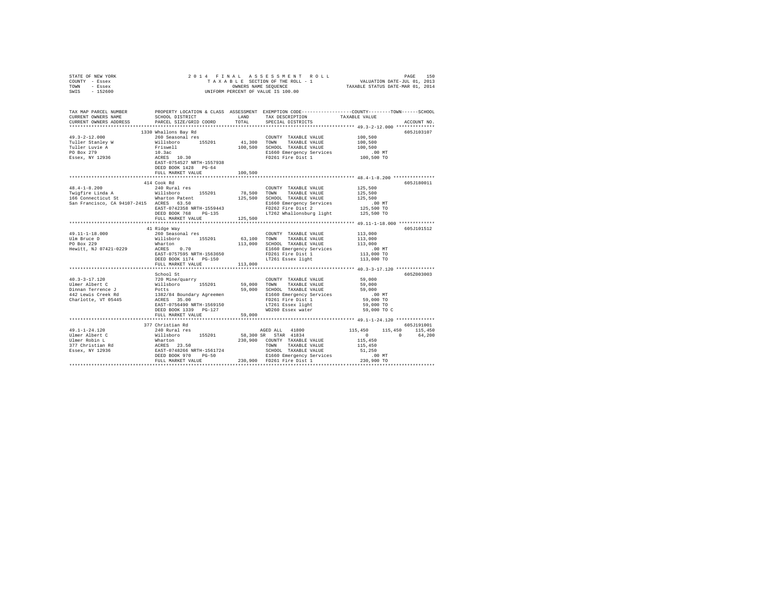STATE OF NEW YORK · COUNTY - Essex · TOWN - Essex · SWIS - 152600

2014 FINAL ASSESSMENT ROLL
TAXABLE SECTION OF THE ROLL - 1
OWNERS NAME SEQUENCE
UNIFORM PERCENT OF VALUE IS 100.00

VALUATION DATE-JUL 01, 2013
TAXABLE STATUS DATE-MAR 01, 2014

```
TAX MAP PARCEL NUMBER          PROPERTY LOCATION & CLASS  ASSESSMENT  EXEMPTION CODE-----------------COUNTY--------TOWN------SCHOOL
CURRENT OWNERS NAME            SCHOOL DISTRICT             LAND       TAX DESCRIPTION            TAXABLE VALUE
CURRENT OWNERS ADDRESS         PARCEL SIZE/GRID COORD      TOTAL      SPECIAL DISTRICTS                                  ACCOUNT NO.
************************************************************************************************ 49.3-2-12.000 **************
                               1330 Whallons Bay Rd                                                                   605J103107
49.3-2-12.000                  260 Seasonal res                       COUNTY  TAXABLE VALUE          100,500
Tuller Stanley W               Willsboro      155201       41,300     TOWN    TAXABLE VALUE          100,500
Tuller Luvie A                 Friswell                   100,500     SCHOOL  TAXABLE VALUE          100,500
PO Box 279                     10.3ac                                 E1660 Emergency Services           .00 MT
Essex, NY 12936                ACRES  10.30                           FD261 Fire Dist 1              100,500 TO
                               EAST-0754527 NRTH-1557938
                               DEED BOOK 1428   PG-64
                               FULL MARKET VALUE          100,500
************************************************************************************************ 48.4-1-8.200 ***************
                               414 Cook Rd                                                                            605J180011
48.4-1-8.200                   240 Rural res                          COUNTY  TAXABLE VALUE          125,500
Twigfire Linda A               Willsboro      155201       78,500     TOWN    TAXABLE VALUE          125,500
166 Connecticut St             Wharton Patent             125,500     SCHOOL  TAXABLE VALUE          125,500
San Francisco, CA 94107-2415   ACRES  63.50                           E1660 Emergency Services           .00 MT
                               EAST-0742358 NRTH-1559443              FD262 Fire Dist 2              125,500 TO
                               DEED BOOK 768    PG-135                LT262 Whallonsburg light       125,500 TO
                               FULL MARKET VALUE          125,500
************************************************************************************************ 49.11-1-18.000 *************
                               41 Ridge Way                                                                           605J101512
49.11-1-18.000                 260 Seasonal res                       COUNTY  TAXABLE VALUE          113,000
Ulm Bruce D                    Willsboro      155201       63,100     TOWN    TAXABLE VALUE          113,000
PO Box 229                     Wharton                    113,000     SCHOOL  TAXABLE VALUE          113,000
Hewitt, NJ 07421-0229          ACRES   0.70                           E1660 Emergency Services           .00 MT
                               EAST-0757595 NRTH-1563650              FD261 Fire Dist 1              113,000 TO
                               DEED BOOK 1174   PG-150                LT261 Essex light              113,000 TO
                               FULL MARKET VALUE          113,000
************************************************************************************************ 40.3-3-17.120 **************
                               School St                                                                              605Z003003
40.3-3-17.120                  720 Mine/quarry                        COUNTY  TAXABLE VALUE           59,000
Ulmer Albert C                 Willsboro      155201       59,000     TOWN    TAXABLE VALUE           59,000
Dinnan Terrence J              Potts                       59,000     SCHOOL  TAXABLE VALUE           59,000
442 Lewis Creek Rd             1382/84 Boundary Agreemen              E1660 Emergency Services           .00 MT
Charlotte, VT 05445            ACRES  35.00                           FD261 Fire Dist 1               59,000 TO
                               EAST-0756490 NRTH-1569150              LT261 Essex light               59,000 TO
                               DEED BOOK 1339   PG-127                WD260 Essex water               59,000 TO C
                               FULL MARKET VALUE           59,000
************************************************************************************************ 49.1-1-24.120 **************
                               377 Christian Rd                                                                       605J191001
49.1-1-24.120                  240 Rural res                          AGED ALL  41800               115,450    115,450    115,450
Ulmer Albert C                 Willsboro      155201       58,300 SR  STAR  41834                        0          0     64,200
Ulmer Robin L                  Wharton                    230,900     COUNTY  TAXABLE VALUE          115,450
377 Christian Rd               ACRES  23.50                           TOWN    TAXABLE VALUE          115,450
Essex, NY 12936                EAST-0748266 NRTH-1561724              SCHOOL  TAXABLE VALUE           51,250
                               DEED BOOK 970    PG-50                 E1660 Emergency Services           .00 MT
                               FULL MARKET VALUE          230,900     FD261 Fire Dist 1              230,900 TO
******************************************************************************************************************************
```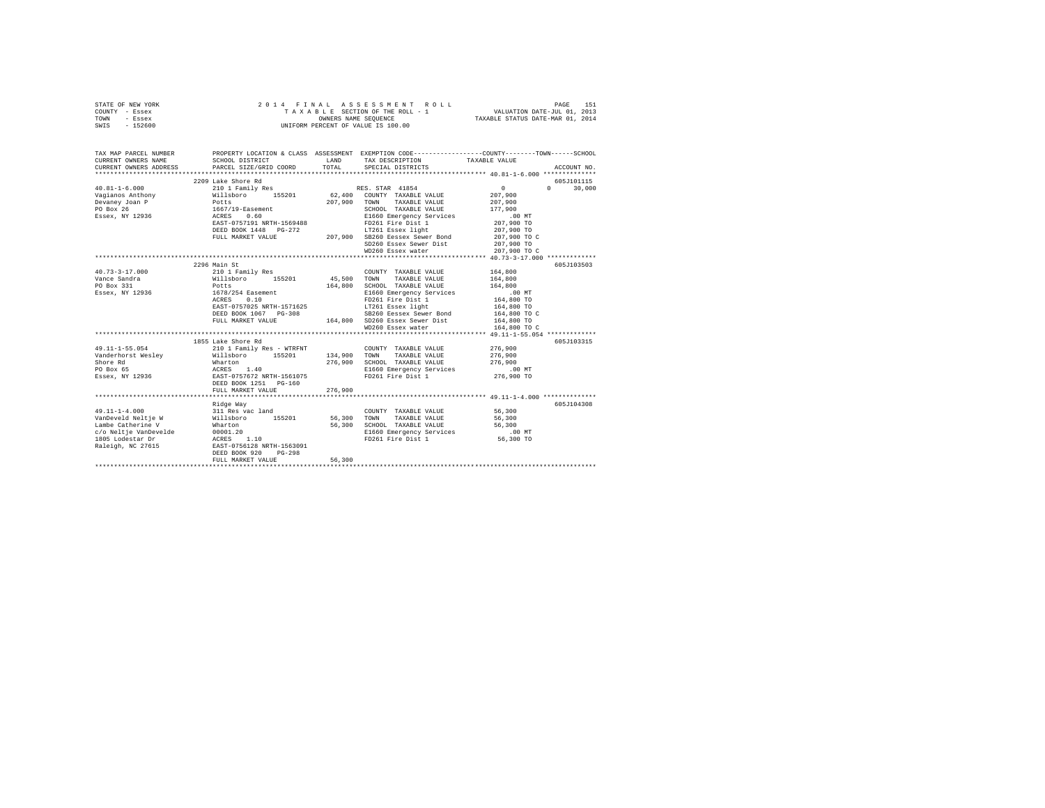STATE OF NEW YORK — 2014 FINAL ASSESSMENT ROLL — PAGE 151
COUNTY - Essex — TAXABLE SECTION OF THE ROLL - 1 — VALUATION DATE-JUL 01, 2013
TOWN - Essex — OWNERS NAME SEQUENCE — TAXABLE STATUS DATE-MAR 01, 2014
SWIS - 152600 — UNIFORM PERCENT OF VALUE IS 100.00

| TAX MAP PARCEL NUMBER / CURRENT OWNERS NAME / CURRENT OWNERS ADDRESS | PROPERTY LOCATION & CLASS / SCHOOL DISTRICT / PARCEL SIZE/GRID COORD | ASSESSMENT LAND / TOTAL | EXEMPTION CODE / TAX DESCRIPTION / SPECIAL DISTRICTS | COUNTY / TOWN / SCHOOL TAXABLE VALUE | ACCOUNT NO. |
|---|---|---|---|---|---|
| | 2209 Lake Shore Rd | | | | 605J101115 |
| 40.81-1-6.000 | 210 1 Family Res | | RES. STAR 41854 | 0 0 30,000 | |
| Vagianos Anthony | Willsboro 155201 | 62,400 | COUNTY TAXABLE VALUE | 207,900 | |
| Devaney Joan P | Potts | 207,900 | TOWN TAXABLE VALUE | 207,900 | |
| PO Box 26 | 1667/19-Easement | | SCHOOL TAXABLE VALUE | 177,900 | |
| Essex, NY 12936 | ACRES 0.60 | | E1660 Emergency Services | .00 MT | |
| | EAST-0757191 NRTH-1569488 | | FD261 Fire Dist 1 | 207,900 TO | |
| | DEED BOOK 1448 PG-272 | | LT261 Essex light | 207,900 TO | |
| | FULL MARKET VALUE | 207,900 | SB260 Eessex Sewer Bond | 207,900 TO C | |
| | | | SD260 Essex Sewer Dist | 207,900 TO | |
| | | | WD260 Essex water | 207,900 TO C | |
| | 2296 Main St | | | | 605J103503 |
| 40.73-3-17.000 | 210 1 Family Res | | COUNTY TAXABLE VALUE | 164,800 | |
| Vance Sandra | Willsboro 155201 | 45,500 | TOWN TAXABLE VALUE | 164,800 | |
| PO Box 331 | Potts | 164,800 | SCHOOL TAXABLE VALUE | 164,800 | |
| Essex, NY 12936 | 1678/254 Easement | | E1660 Emergency Services | .00 MT | |
| | ACRES 0.10 | | FD261 Fire Dist 1 | 164,800 TO | |
| | EAST-0757025 NRTH-1571625 | | LT261 Essex light | 164,800 TO | |
| | DEED BOOK 1067 PG-308 | | SB260 Eessex Sewer Bond | 164,800 TO C | |
| | FULL MARKET VALUE | 164,800 | SD260 Essex Sewer Dist | 164,800 TO | |
| | | | WD260 Essex water | 164,800 TO C | |
| | 1855 Lake Shore Rd | | | | 605J103315 |
| 49.11-1-55.054 | 210 1 Family Res - WTRFNT | | COUNTY TAXABLE VALUE | 276,900 | |
| Vanderhorst Wesley | Willsboro 155201 | 134,900 | TOWN TAXABLE VALUE | 276,900 | |
| Shore Rd | Wharton | 276,900 | SCHOOL TAXABLE VALUE | 276,900 | |
| PO Box 65 | ACRES 1.40 | | E1660 Emergency Services | .00 MT | |
| Essex, NY 12936 | EAST-0757672 NRTH-1561075 | | FD261 Fire Dist 1 | 276,900 TO | |
| | DEED BOOK 1251 PG-160 | | | | |
| | FULL MARKET VALUE | 276,900 | | | |
| | Ridge Way | | | | 605J104308 |
| 49.11-1-4.000 | 311 Res vac land | | COUNTY TAXABLE VALUE | 56,300 | |
| VanDeveld Neltje W | Willsboro 155201 | 56,300 | TOWN TAXABLE VALUE | 56,300 | |
| Lambe Catherine V | Wharton | 56,300 | SCHOOL TAXABLE VALUE | 56,300 | |
| c/o Neltje VanDevelde | 00001.20 | | E1660 Emergency Services | .00 MT | |
| 1805 Lodestar Dr | ACRES 1.10 | | FD261 Fire Dist 1 | 56,300 TO | |
| Raleigh, NC 27615 | EAST-0756128 NRTH-1563091 | | | | |
| | DEED BOOK 920 PG-298 | | | | |
| | FULL MARKET VALUE | 56,300 | | | |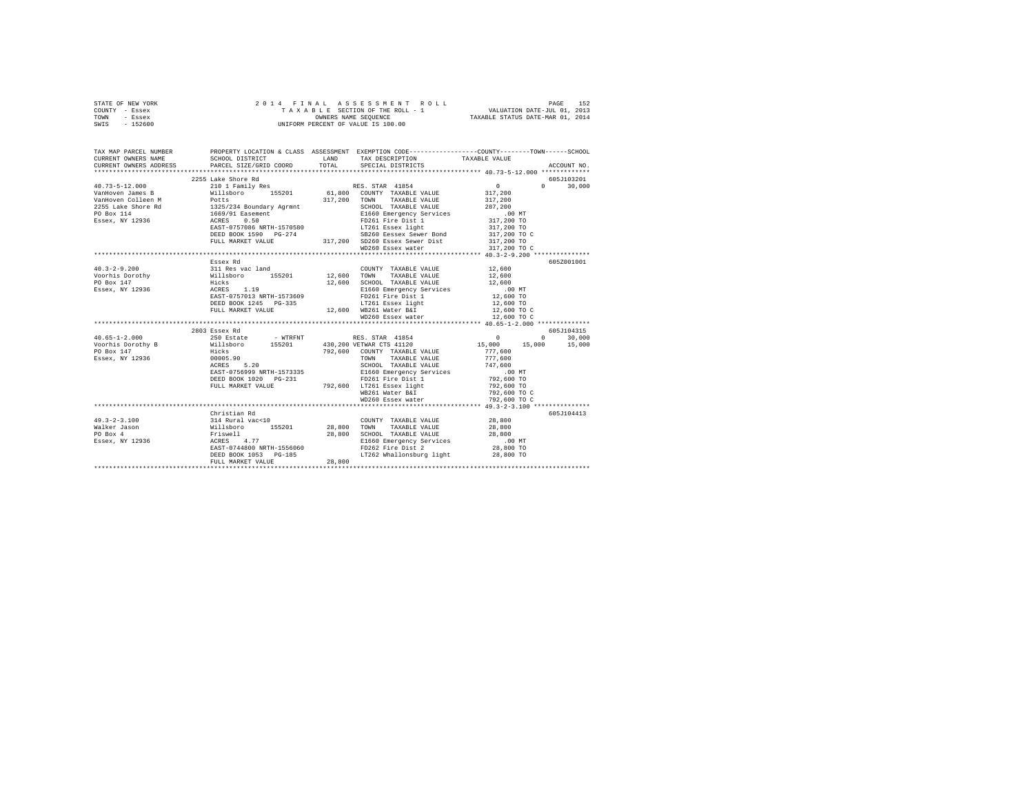STATE OF NEW YORK
COUNTY - Essex
TOWN - Essex
SWIS - 152600

# 2014 FINAL ASSESSMENT ROLL

TAXABLE SECTION OF THE ROLL - 1
OWNERS NAME SEQUENCE
UNIFORM PERCENT OF VALUE IS 100.00

VALUATION DATE-JUL 01, 2013
TAXABLE STATUS DATE-MAR 01, 2014

```
TAX MAP PARCEL NUMBER     PROPERTY LOCATION & CLASS  ASSESSMENT  EXEMPTION CODE-----------------COUNTY--------TOWN------SCHOOL
CURRENT OWNERS NAME       SCHOOL DISTRICT              LAND      TAX DESCRIPTION            TAXABLE VALUE
CURRENT OWNERS ADDRESS    PARCEL SIZE/GRID COORD       TOTAL     SPECIAL DISTRICTS                                       ACCOUNT NO.
******************************************************************************************** 40.73-5-12.000 *************
                          2255 Lake Shore Rd                                                                             605J103201
40.73-5-12.000            210 1 Family Res                      RES. STAR 41854                   0            0     30,000
VanHoven James B          Willsboro      155201       61,800   COUNTY  TAXABLE VALUE          317,200
VanHoven Colleen M        Potts                      317,200   TOWN    TAXABLE VALUE          317,200
2255 Lake Shore Rd        1325/234 Boundary Agrmnt             SCHOOL  TAXABLE VALUE          287,200
PO Box 114                1669/91 Easement                     E1660 Emergency Services            .00 MT
Essex, NY 12936           ACRES    0.50                        FD261 Fire Dist 1              317,200 TO
                          EAST-0757086 NRTH-1570580            LT261 Essex light              317,200 TO
                          DEED BOOK 1590   PG-274              SB260 Eessex Sewer Bond        317,200 TO C
                          FULL MARKET VALUE          317,200   SD260 Essex Sewer Dist         317,200 TO
                                                               WD260 Essex water              317,200 TO C
******************************************************************************************** 40.3-2-9.200 ***************
                          Essex Rd                                                                                       605Z001001
40.3-2-9.200              311 Res vac land                     COUNTY  TAXABLE VALUE           12,600
Voorhis Dorothy           Willsboro      155201       12,600   TOWN    TAXABLE VALUE           12,600
PO Box 147                Hicks                       12,600   SCHOOL  TAXABLE VALUE           12,600
Essex, NY 12936           ACRES    1.19                        E1660 Emergency Services            .00 MT
                          EAST-0757013 NRTH-1573609            FD261 Fire Dist 1               12,600 TO
                          DEED BOOK 1245   PG-335              LT261 Essex light               12,600 TO
                          FULL MARKET VALUE           12,600   WB261 Water B&I                 12,600 TO C
                                                               WD260 Essex water               12,600 TO C
******************************************************************************************** 40.65-1-2.000 **************
                          2803 Essex Rd                                                                                  605J104315
40.65-1-2.000             250 Estate       - WTRFNT             RES. STAR 41854                   0            0     30,000
Voorhis Dorothy B         Willsboro      155201      430,200 VETWAR CTS 41120             15,000       15,000     15,000
PO Box 147                Hicks                      792,600   COUNTY  TAXABLE VALUE          777,600
Essex, NY 12936           00005.90                             TOWN    TAXABLE VALUE          777,600
                          ACRES    5.20                        SCHOOL  TAXABLE VALUE          747,600
                          EAST-0756999 NRTH-1573335            E1660 Emergency Services            .00 MT
                          DEED BOOK 1020   PG-231              FD261 Fire Dist 1              792,600 TO
                          FULL MARKET VALUE          792,600   LT261 Essex light              792,600 TO
                                                               WB261 Water B&I                792,600 TO C
                                                               WD260 Essex water              792,600 TO C
******************************************************************************************** 49.3-2-3.100 ***************
                          Christian Rd                                                                                   605J104413
49.3-2-3.100              314 Rural vac<10                     COUNTY  TAXABLE VALUE           28,800
Walker Jason              Willsboro      155201       28,800   TOWN    TAXABLE VALUE           28,800
PO Box 4                  Friswell                    28,800   SCHOOL  TAXABLE VALUE           28,800
Essex, NY 12936           ACRES    4.77                        E1660 Emergency Services            .00 MT
                          EAST-0744800 NRTH-1556060            FD262 Fire Dist 2               28,800 TO
                          DEED BOOK 1053   PG-185              LT262 Whallonsburg light        28,800 TO
                          FULL MARKET VALUE           28,800
************************************************************************************************************************
```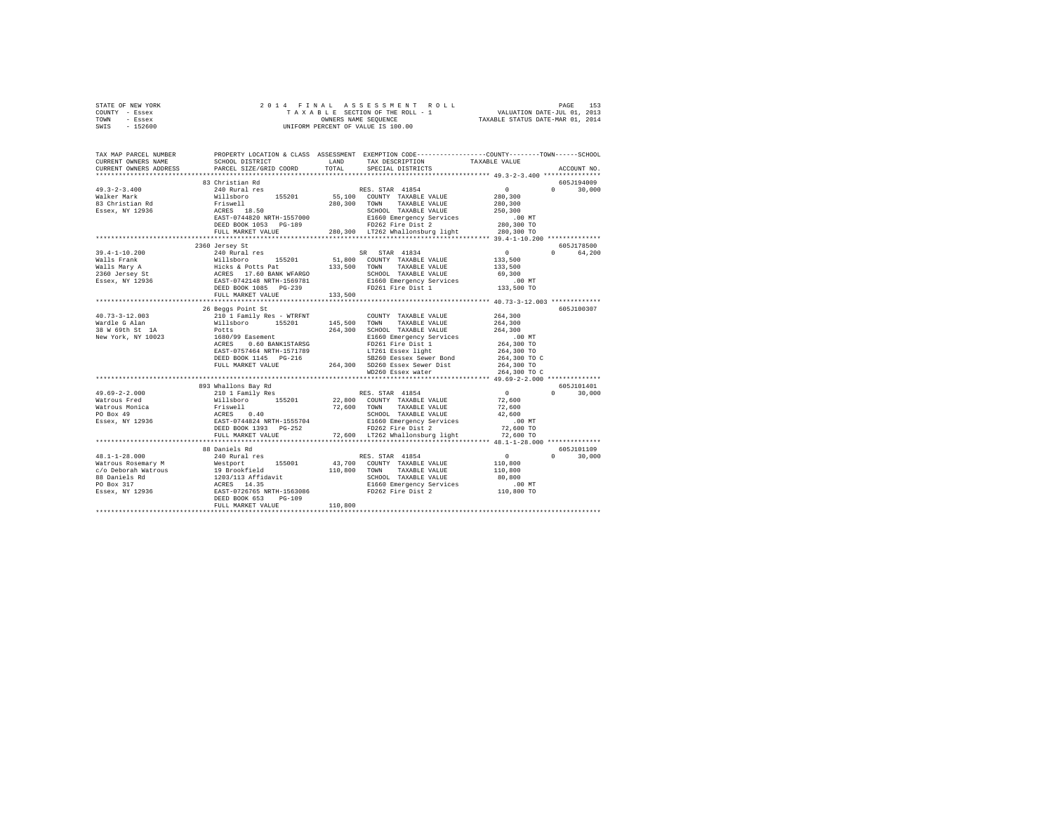STATE OF NEW YORK — 2014 FINAL ASSESSMENT ROLL
COUNTY - Essex — TAXABLE SECTION OF THE ROLL - 1 — VALUATION DATE-JUL 01, 2013
TOWN - Essex — OWNERS NAME SEQUENCE — TAXABLE STATUS DATE-MAR 01, 2014
SWIS - 152600 — UNIFORM PERCENT OF VALUE IS 100.00

```
TAX MAP PARCEL NUMBER    PROPERTY LOCATION & CLASS  ASSESSMENT  EXEMPTION CODE-----------------COUNTY--------TOWN------SCHOOL
CURRENT OWNERS NAME      SCHOOL DISTRICT              LAND      TAX DESCRIPTION            TAXABLE VALUE
CURRENT OWNERS ADDRESS   PARCEL SIZE/GRID COORD       TOTAL     SPECIAL DISTRICTS                                   ACCOUNT NO.
******************************************************************************************** 49.3-2-3.400 ***************
                         83 Christian Rd                                                                          605J194009
49.3-2-3.400             240 Rural res                          RES. STAR 41854                  0          0      30,000
Walker Mark              Willsboro       155201       55,100   COUNTY  TAXABLE VALUE          280,300
83 Christian Rd          Friswell                    280,300   TOWN    TAXABLE VALUE          280,300
Essex, NY 12936          ACRES   18.50                          SCHOOL  TAXABLE VALUE          250,300
                         EAST-0744820 NRTH-1557000              E1660 Emergency Services          .00 MT
                         DEED BOOK 1053   PG-189                FD262 Fire Dist 2              280,300 TO
                         FULL MARKET VALUE           280,300   LT262 Whallonsburg light       280,300 TO
******************************************************************************************** 39.4-1-10.200 **************
                         2360 Jersey St                                                                           605J178500
39.4-1-10.200            240 Rural res                          SR  STAR 41834                   0          0      64,200
Walls Frank              Willsboro       155201       51,800   COUNTY  TAXABLE VALUE          133,500
Walls Mary A             Hicks & Potts Pat           133,500   TOWN    TAXABLE VALUE          133,500
2360 Jersey St           ACRES   17.60 BANK WFARGO              SCHOOL  TAXABLE VALUE           69,300
Essex, NY 12936          EAST-0742148 NRTH-1569781              E1660 Emergency Services          .00 MT
                         DEED BOOK 1085   PG-239                FD261 Fire Dist 1              133,500 TO
                         FULL MARKET VALUE           133,500
******************************************************************************************** 40.73-3-12.003 *************
                         26 Beggs Point St                                                                        605J100307
40.73-3-12.003           210 1 Family Res - WTRFNT              COUNTY  TAXABLE VALUE          264,300
Wardle G Alan            Willsboro       155201      145,500   TOWN    TAXABLE VALUE          264,300
38 W 69th St  1A         Potts                       264,300   SCHOOL  TAXABLE VALUE          264,300
New York, NY 10023       1680/99 Easement                       E1660 Emergency Services          .00 MT
                         ACRES    0.60 BANK1STARSG              FD261 Fire Dist 1              264,300 TO
                         EAST-0757464 NRTH-1571789              LT261 Essex light              264,300 TO
                         DEED BOOK 1145   PG-216                SB260 Eessex Sewer Bond        264,300 TO C
                         FULL MARKET VALUE           264,300   SD260 Essex Sewer Dist         264,300 TO
                                                                WD260 Essex water              264,300 TO C
******************************************************************************************** 49.69-2-2.000 **************
                         893 Whallons Bay Rd                                                                      605J101401
49.69-2-2.000            210 1 Family Res                       RES. STAR 41854                  0          0      30,000
Watrous Fred             Willsboro       155201       22,800   COUNTY  TAXABLE VALUE           72,600
Watrous Monica           Friswell                     72,600   TOWN    TAXABLE VALUE           72,600
PO Box 49                ACRES    0.40                          SCHOOL  TAXABLE VALUE           42,600
Essex, NY 12936          EAST-0744824 NRTH-1555704              E1660 Emergency Services          .00 MT
                         DEED BOOK 1393   PG-252                FD262 Fire Dist 2               72,600 TO
                         FULL MARKET VALUE            72,600   LT262 Whallonsburg light        72,600 TO
******************************************************************************************** 48.1-1-28.000 **************
                         88 Daniels Rd                                                                            605J101109
48.1-1-28.000            240 Rural res                          RES. STAR 41854                  0          0      30,000
Watrous Rosemary M       Westport        155001       43,700   COUNTY  TAXABLE VALUE          110,800
c/o Deborah Watrous      19 Brookfield               110,800   TOWN    TAXABLE VALUE          110,800
88 Daniels Rd            1203/113 Affidavit                     SCHOOL  TAXABLE VALUE           80,800
PO Box 317               ACRES   14.35                          E1660 Emergency Services          .00 MT
Essex, NY 12936          EAST-0726765 NRTH-1563086              FD262 Fire Dist 2              110,800 TO
                         DEED BOOK 653    PG-109
                         FULL MARKET VALUE           110,800
****************************************************************************************************************************
```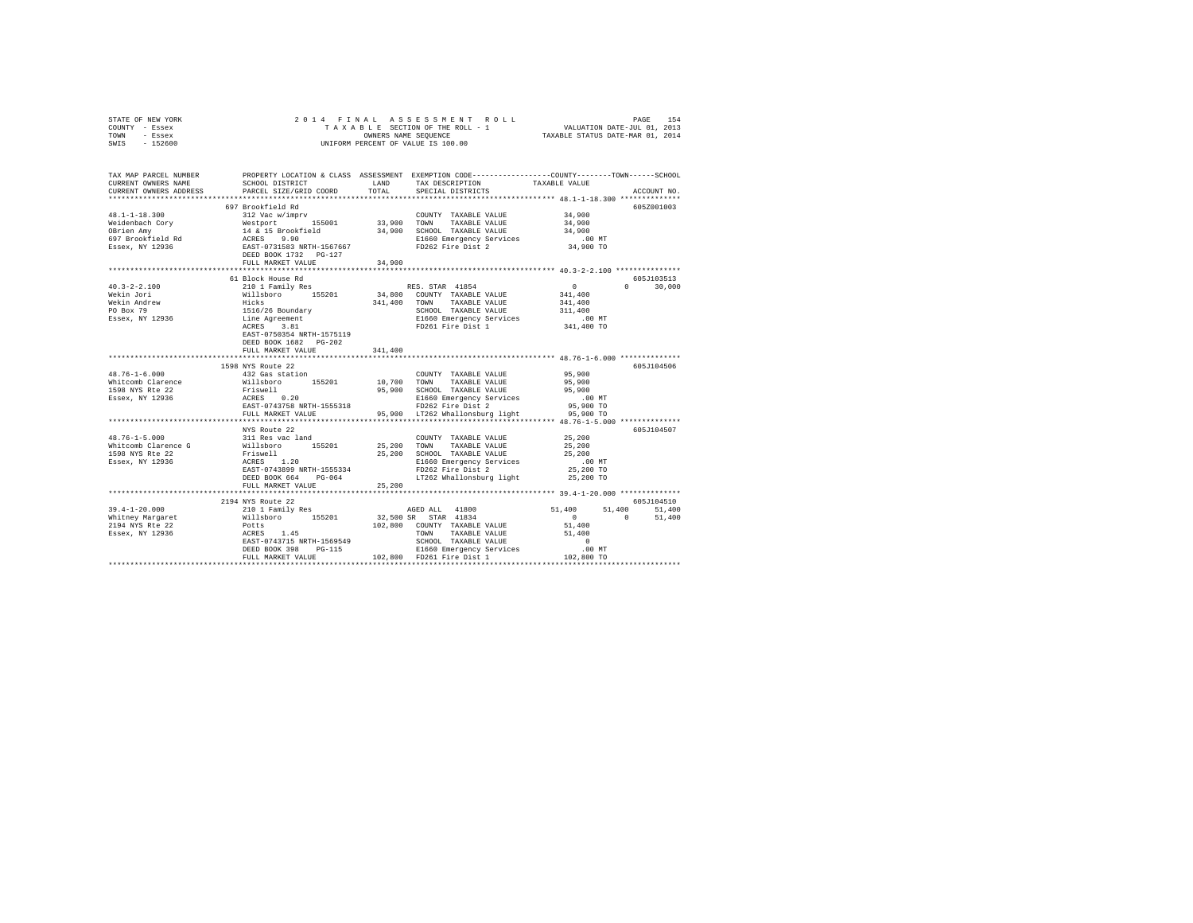STATE OF NEW YORK
COUNTY - Essex
TOWN - Essex
SWIS - 152600

2 0 1 4 F I N A L A S S E S S M E N T R O L L
T A X A B L E SECTION OF THE ROLL - 1
OWNERS NAME SEQUENCE
UNIFORM PERCENT OF VALUE IS 100.00

VALUATION DATE-JUL 01, 2013
TAXABLE STATUS DATE-MAR 01, 2014

```
TAX MAP PARCEL NUMBER          PROPERTY LOCATION & CLASS  ASSESSMENT  EXEMPTION CODE-----------------COUNTY--------TOWN------SCHOOL
CURRENT OWNERS NAME            SCHOOL DISTRICT             LAND       TAX DESCRIPTION            TAXABLE VALUE
CURRENT OWNERS ADDRESS         PARCEL SIZE/GRID COORD      TOTAL      SPECIAL DISTRICTS                                        ACCOUNT NO.
************************************************************************************************ 48.1-1-18.300 **************
                               697 Brookfield Rd                                                                            605Z001003
48.1-1-18.300                  312 Vac w/imprv                        COUNTY  TAXABLE VALUE           34,900
Weidenbach Cory                Westport      155001       33,900      TOWN    TAXABLE VALUE           34,900
OBrien Amy                     14 & 15 Brookfield         34,900      SCHOOL  TAXABLE VALUE           34,900
697 Brookfield Rd              ACRES    9.90                          E1660 Emergency Services          .00 MT
Essex, NY 12936                EAST-0731583 NRTH-1567667              FD262 Fire Dist 2               34,900 TO
                               DEED BOOK 1732   PG-127
                               FULL MARKET VALUE          34,900
************************************************************************************************ 40.3-2-2.100 ***************
                               61 Block House Rd                                                                            605J103513
40.3-2-2.100                   210 1 Family Res                       RES. STAR 41854                 0            0      30,000
Wekin Jori                     Willsboro     155201       34,800      COUNTY  TAXABLE VALUE          341,400
Wekin Andrew                   Hicks                     341,400      TOWN    TAXABLE VALUE          341,400
PO Box 79                      1516/26 Boundary                       SCHOOL  TAXABLE VALUE          311,400
Essex, NY 12936                Line Agreement                         E1660 Emergency Services          .00 MT
                               ACRES    3.81                          FD261 Fire Dist 1              341,400 TO
                               EAST-0750354 NRTH-1575119
                               DEED BOOK 1682   PG-202
                               FULL MARKET VALUE         341,400
************************************************************************************************ 48.76-1-6.000 **************
                               1598 NYS Route 22                                                                            605J104506
48.76-1-6.000                  432 Gas station                        COUNTY  TAXABLE VALUE           95,900
Whitcomb Clarence              Willsboro     155201       10,700      TOWN    TAXABLE VALUE           95,900
1598 NYS Rte 22                Friswell                   95,900      SCHOOL  TAXABLE VALUE           95,900
Essex, NY 12936                ACRES    0.20                          E1660 Emergency Services          .00 MT
                               EAST-0743758 NRTH-1555318              FD262 Fire Dist 2               95,900 TO
                               FULL MARKET VALUE          95,900      LT262 Whallonsburg light        95,900 TO
************************************************************************************************ 48.76-1-5.000 **************
                               NYS Route 22                                                                                 605J104507
48.76-1-5.000                  311 Res vac land                       COUNTY  TAXABLE VALUE           25,200
Whitcomb Clarence G            Willsboro     155201       25,200      TOWN    TAXABLE VALUE           25,200
1598 NYS Rte 22                Friswell                   25,200      SCHOOL  TAXABLE VALUE           25,200
Essex, NY 12936                ACRES    1.20                          E1660 Emergency Services          .00 MT
                               EAST-0743899 NRTH-1555334              FD262 Fire Dist 2               25,200 TO
                               DEED BOOK 664    PG-064                LT262 Whallonsburg light        25,200 TO
                               FULL MARKET VALUE          25,200
************************************************************************************************ 39.4-1-20.000 **************
                               2194 NYS Route 22                                                                            605J104510
39.4-1-20.000                  210 1 Family Res                       AGED ALL  41800             51,400       51,400      51,400
Whitney Margaret               Willsboro     155201       32,500 SR   STAR  41834                   0            0      51,400
2194 NYS Rte 22                Potts                     102,800      COUNTY  TAXABLE VALUE           51,400
Essex, NY 12936                ACRES    1.45                          TOWN    TAXABLE VALUE           51,400
                               EAST-0743715 NRTH-1569549              SCHOOL  TAXABLE VALUE                0
                               DEED BOOK 398    PG-115                E1660 Emergency Services          .00 MT
                               FULL MARKET VALUE         102,800      FD261 Fire Dist 1              102,800 TO
****************************************************************************************************************************
```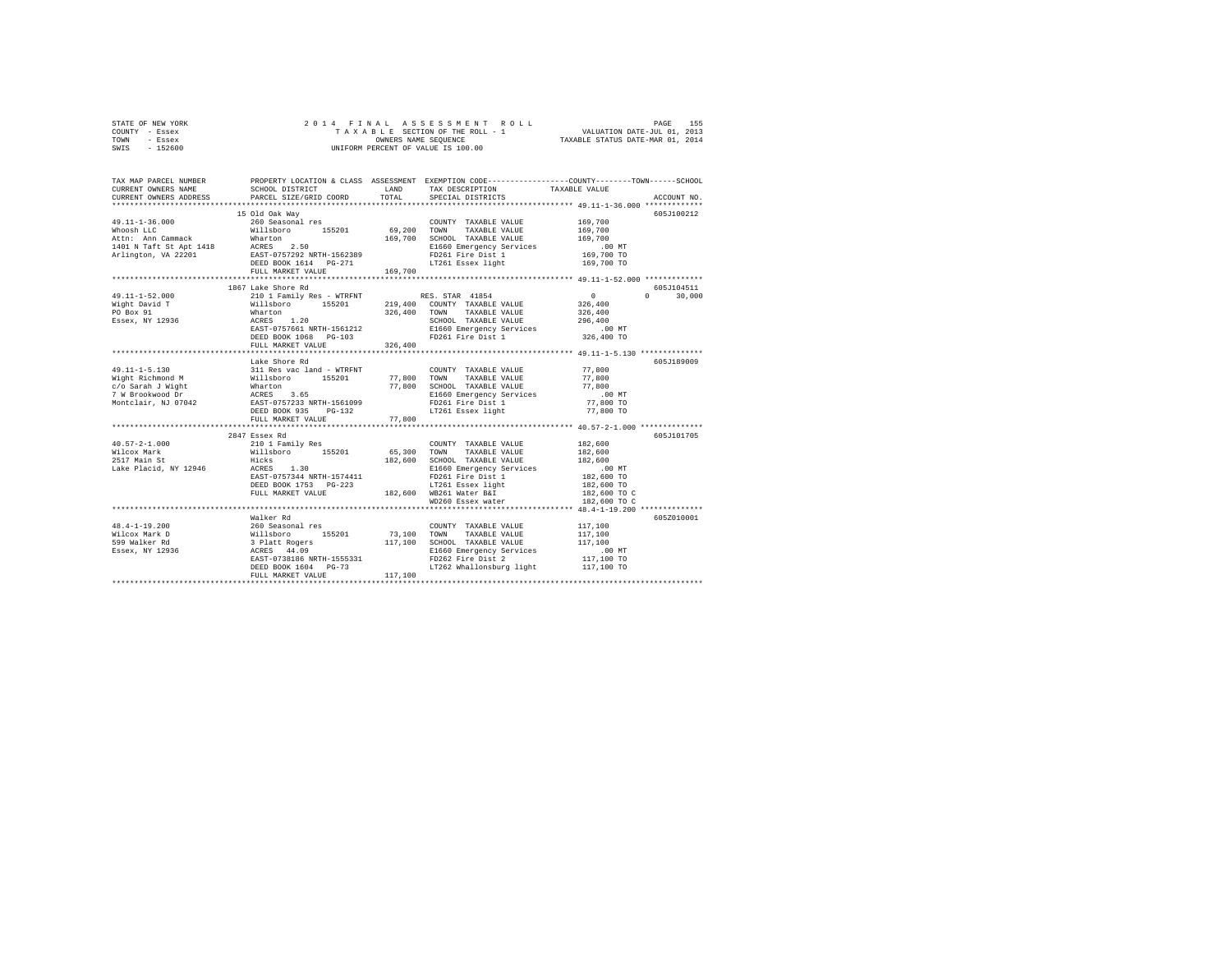STATE OF NEW YORK
COUNTY - Essex
TOWN - Essex
SWIS - 152600

2 0 1 4 F I N A L A S S E S S M E N T R O L L
T A X A B L E SECTION OF THE ROLL - 1
OWNERS NAME SEQUENCE
UNIFORM PERCENT OF VALUE IS 100.00

VALUATION DATE-JUL 01, 2013
TAXABLE STATUS DATE-MAR 01, 2014

```
TAX MAP PARCEL NUMBER          PROPERTY LOCATION & CLASS  ASSESSMENT  EXEMPTION CODE-----------------COUNTY--------TOWN------SCHOOL
CURRENT OWNERS NAME            SCHOOL DISTRICT              LAND      TAX DESCRIPTION             TAXABLE VALUE
CURRENT OWNERS ADDRESS         PARCEL SIZE/GRID COORD       TOTAL     SPECIAL DISTRICTS                                   ACCOUNT NO.
************************************************************************************************ 49.11-1-36.000 *************
                               15 Old Oak Way                                                                          605J100212
49.11-1-36.000                 260 Seasonal res                          COUNTY  TAXABLE VALUE          169,700
Whoosh LLC                     Willsboro      155201        69,200       TOWN    TAXABLE VALUE          169,700
Attn: Ann Cammack              Wharton                     169,700       SCHOOL  TAXABLE VALUE          169,700
1401 N Taft St Apt 1418        ACRES    2.50                             E1660 Emergency Services            .00 MT
Arlington, VA 22201            EAST-0757292 NRTH-1562389                 FD261 Fire Dist 1               169,700 TO
                               DEED BOOK 1614   PG-271                   LT261 Essex light               169,700 TO
                               FULL MARKET VALUE           169,700
************************************************************************************************ 49.11-1-52.000 *************
                               1867 Lake Shore Rd                                                                      605J104511
49.11-1-52.000                 210 1 Family Res - WTRFNT                RES. STAR 41854                      0         0     30,000
Wight David T                  Willsboro      155201       219,400      COUNTY  TAXABLE VALUE          326,400
PO Box 91                      Wharton                     326,400      TOWN    TAXABLE VALUE          326,400
Essex, NY 12936                ACRES    1.20                            SCHOOL  TAXABLE VALUE          296,400
                               EAST-0757661 NRTH-1561212                E1660 Emergency Services            .00 MT
                               DEED BOOK 1068   PG-103                  FD261 Fire Dist 1               326,400 TO
                               FULL MARKET VALUE           326,400
************************************************************************************************ 49.11-1-5.130 **************
                               Lake Shore Rd                                                                           605J189009
49.11-1-5.130                  311 Res vac land - WTRFNT                 COUNTY  TAXABLE VALUE           77,800
Wight Richmond M               Willsboro      155201        77,800       TOWN    TAXABLE VALUE           77,800
c/o Sarah J Wight              Wharton                      77,800       SCHOOL  TAXABLE VALUE           77,800
7 W Brookwood Dr               ACRES    3.65                             E1660 Emergency Services            .00 MT
Montclair, NJ 07042            EAST-0757233 NRTH-1561099                 FD261 Fire Dist 1                77,800 TO
                               DEED BOOK 935    PG-132                   LT261 Essex light                77,800 TO
                               FULL MARKET VALUE            77,800
************************************************************************************************ 40.57-2-1.000 **************
                               2847 Essex Rd                                                                           605J101705
40.57-2-1.000                  210 1 Family Res                          COUNTY  TAXABLE VALUE          182,600
Wilcox Mark                    Willsboro      155201        65,300       TOWN    TAXABLE VALUE          182,600
2517 Main St                   Hicks                       182,600       SCHOOL  TAXABLE VALUE          182,600
Lake Placid, NY 12946          ACRES    1.30                             E1660 Emergency Services            .00 MT
                               EAST-0757344 NRTH-1574411                 FD261 Fire Dist 1               182,600 TO
                               DEED BOOK 1753   PG-223                   LT261 Essex light               182,600 TO
                               FULL MARKET VALUE           182,600       WB261 Water B&I                 182,600 TO C
                                                                         WD260 Essex water               182,600 TO C
************************************************************************************************ 48.4-1-19.200 **************
                               Walker Rd                                                                               605Z010001
48.4-1-19.200                  260 Seasonal res                          COUNTY  TAXABLE VALUE          117,100
Wilcox Mark D                  Willsboro      155201        73,100       TOWN    TAXABLE VALUE          117,100
599 Walker Rd                  3 Platt Rogers              117,100       SCHOOL  TAXABLE VALUE          117,100
Essex, NY 12936                ACRES   44.09                             E1660 Emergency Services            .00 MT
                               EAST-0738186 NRTH-1555331                 FD262 Fire Dist 2               117,100 TO
                               DEED BOOK 1604   PG-73                    LT262 Whallonsburg light        117,100 TO
                               FULL MARKET VALUE           117,100
******************************************************************************************************************************
```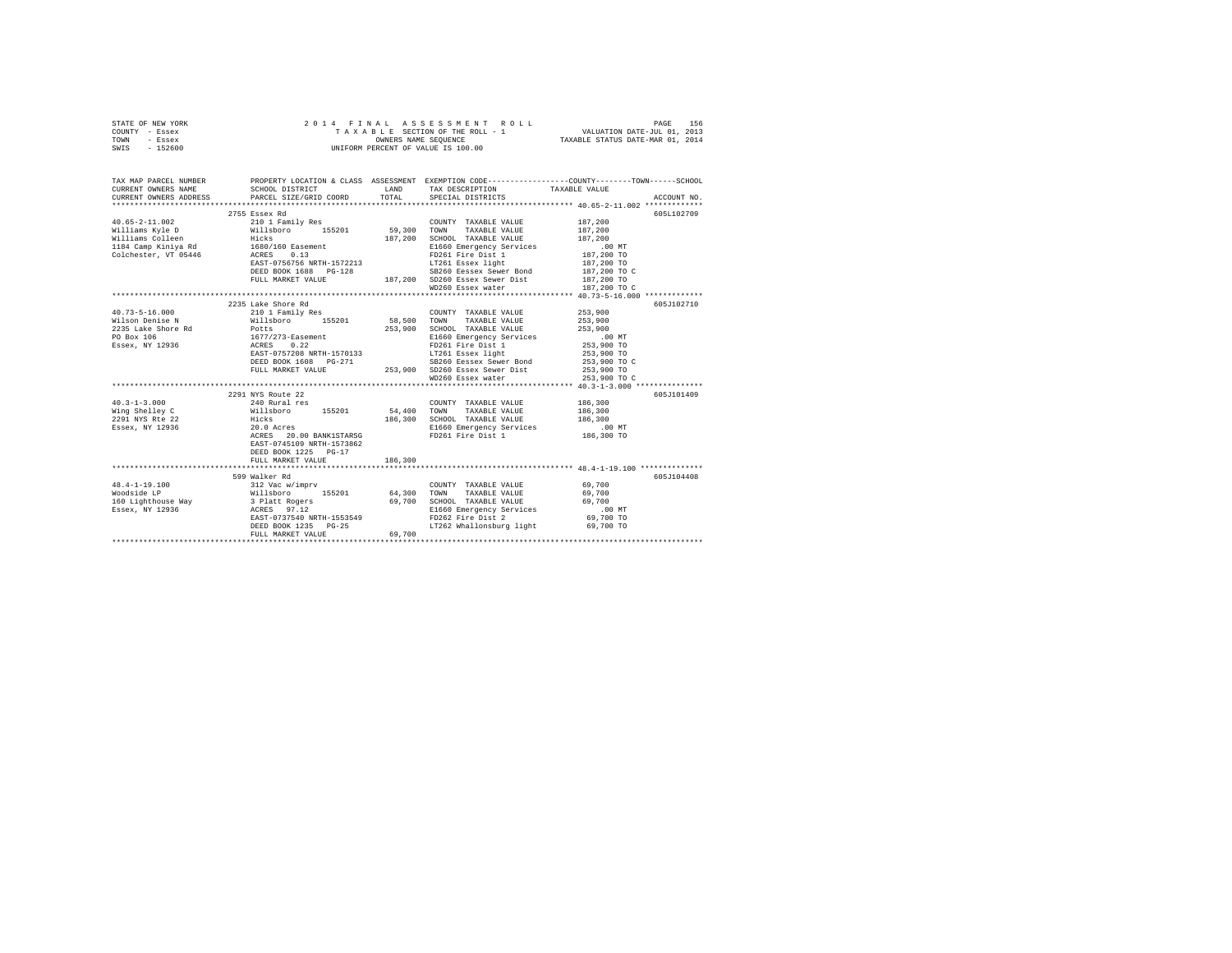STATE OF NEW YORK
COUNTY - Essex
TOWN - Essex
SWIS - 152600

2014 FINAL ASSESSMENT ROLL
TAXABLE SECTION OF THE ROLL - 1
OWNERS NAME SEQUENCE
UNIFORM PERCENT OF VALUE IS 100.00

VALUATION DATE-JUL 01, 2013
TAXABLE STATUS DATE-MAR 01, 2014

| TAX MAP PARCEL NUMBER / CURRENT OWNERS NAME / CURRENT OWNERS ADDRESS | PROPERTY LOCATION & CLASS / SCHOOL DISTRICT / PARCEL SIZE/GRID COORD | ASSESSMENT LAND / TOTAL | EXEMPTION CODE / TAX DESCRIPTION / SPECIAL DISTRICTS | COUNTY / TOWN / SCHOOL TAXABLE VALUE | ACCOUNT NO. |
|---|---|---|---|---|---|
| **40.65-2-11.002** | 2755 Essex Rd | | | | 605L102709 |
| 40.65-2-11.002 | 210 1 Family Res | | COUNTY TAXABLE VALUE | 187,200 | |
| Williams Kyle D | Willsboro 155201 | 59,300 | TOWN TAXABLE VALUE | 187,200 | |
| Williams Colleen | Hicks | 187,200 | SCHOOL TAXABLE VALUE | 187,200 | |
| 1184 Camp Kiniya Rd | 1680/160 Easement | | E1660 Emergency Services | .00 MT | |
| Colchester, VT 05446 | ACRES 0.13 | | FD261 Fire Dist 1 | 187,200 TO | |
| | EAST-0756756 NRTH-1572213 | | LT261 Essex light | 187,200 TO | |
| | DEED BOOK 1688 PG-128 | | SB260 Eessex Sewer Bond | 187,200 TO C | |
| | FULL MARKET VALUE | 187,200 | SD260 Essex Sewer Dist | 187,200 TO | |
| | | | WD260 Essex water | 187,200 TO C | |
| **40.73-5-16.000** | 2235 Lake Shore Rd | | | | 605J102710 |
| 40.73-5-16.000 | 210 1 Family Res | | COUNTY TAXABLE VALUE | 253,900 | |
| Wilson Denise N | Willsboro 155201 | 58,500 | TOWN TAXABLE VALUE | 253,900 | |
| 2235 Lake Shore Rd | Potts | 253,900 | SCHOOL TAXABLE VALUE | 253,900 | |
| PO Box 106 | 1677/273-Easement | | E1660 Emergency Services | .00 MT | |
| Essex, NY 12936 | ACRES 0.22 | | FD261 Fire Dist 1 | 253,900 TO | |
| | EAST-0757208 NRTH-1570133 | | LT261 Essex light | 253,900 TO | |
| | DEED BOOK 1608 PG-271 | | SB260 Eessex Sewer Bond | 253,900 TO C | |
| | FULL MARKET VALUE | 253,900 | SD260 Essex Sewer Dist | 253,900 TO | |
| | | | WD260 Essex water | 253,900 TO C | |
| **40.3-1-3.000** | 2291 NYS Route 22 | | | | 605J101409 |
| 40.3-1-3.000 | 240 Rural res | | COUNTY TAXABLE VALUE | 186,300 | |
| Wing Shelley C | Willsboro 155201 | 54,400 | TOWN TAXABLE VALUE | 186,300 | |
| 2291 NYS Rte 22 | Hicks | 186,300 | SCHOOL TAXABLE VALUE | 186,300 | |
| Essex, NY 12936 | 20.0 Acres | | E1660 Emergency Services | .00 MT | |
| | ACRES 20.00 BANK1STARSG | | FD261 Fire Dist 1 | 186,300 TO | |
| | EAST-0745109 NRTH-1573862 | | | | |
| | DEED BOOK 1225 PG-17 | | | | |
| | FULL MARKET VALUE | 186,300 | | | |
| **48.4-1-19.100** | 599 Walker Rd | | | | 605J104408 |
| 48.4-1-19.100 | 312 Vac w/imprv | | COUNTY TAXABLE VALUE | 69,700 | |
| Woodside LP | Willsboro 155201 | 64,300 | TOWN TAXABLE VALUE | 69,700 | |
| 160 Lighthouse Way | 3 Platt Rogers | 69,700 | SCHOOL TAXABLE VALUE | 69,700 | |
| Essex, NY 12936 | ACRES 97.12 | | E1660 Emergency Services | .00 MT | |
| | EAST-0737540 NRTH-1553549 | | FD262 Fire Dist 2 | 69,700 TO | |
| | DEED BOOK 1235 PG-25 | | LT262 Whallonsburg light | 69,700 TO | |
| | FULL MARKET VALUE | 69,700 | | | |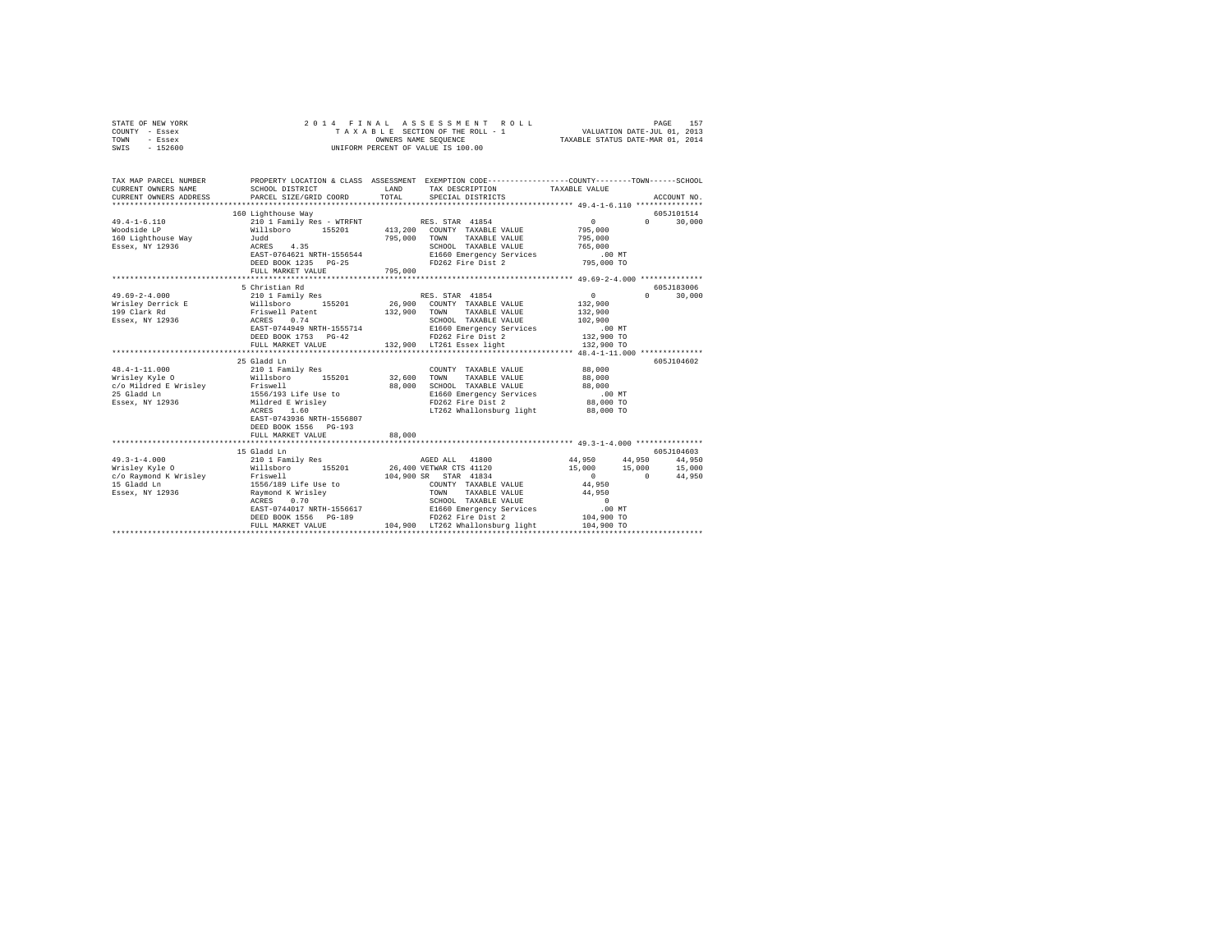STATE OF NEW YORK — 2014 FINAL ASSESSMENT ROLL
COUNTY - Essex — TAXABLE SECTION OF THE ROLL - 1 — VALUATION DATE-JUL 01, 2013
TOWN - Essex — OWNERS NAME SEQUENCE — TAXABLE STATUS DATE-MAR 01, 2014
SWIS - 152600 — UNIFORM PERCENT OF VALUE IS 100.00

```
TAX MAP PARCEL NUMBER          PROPERTY LOCATION & CLASS  ASSESSMENT  EXEMPTION CODE-----------------COUNTY--------TOWN------SCHOOL
CURRENT OWNERS NAME            SCHOOL DISTRICT              LAND      TAX DESCRIPTION           TAXABLE VALUE
CURRENT OWNERS ADDRESS         PARCEL SIZE/GRID COORD      TOTAL      SPECIAL DISTRICTS                                    ACCOUNT NO.
****************************************************************************************************** 49.4-1-6.110 ***************
                          160 Lighthouse Way                                                                              605J101514
49.4-1-6.110               210 1 Family Res - WTRFNT           RES. STAR  41854                 0            0        30,000
Woodside LP                Willsboro      155201      413,200   COUNTY  TAXABLE VALUE          795,000
160 Lighthouse Way         Judd                       795,000   TOWN    TAXABLE VALUE          795,000
Essex, NY 12936            ACRES    4.35                        SCHOOL  TAXABLE VALUE          765,000
                           EAST-0764621 NRTH-1556544            E1660 Emergency Services           .00 MT
                           DEED BOOK 1235   PG-25               FD262 Fire Dist 2              795,000 TO
                           FULL MARKET VALUE          795,000
****************************************************************************************************** 49.69-2-4.000 **************
                          5 Christian Rd                                                                                  605J183006
49.69-2-4.000              210 1 Family Res                    RES. STAR  41854                 0            0        30,000
Wrisley Derrick E          Willsboro      155201       26,900   COUNTY  TAXABLE VALUE          132,900
199 Clark Rd               Friswell Patent            132,900   TOWN    TAXABLE VALUE          132,900
Essex, NY 12936            ACRES    0.74                        SCHOOL  TAXABLE VALUE          102,900
                           EAST-0744949 NRTH-1555714            E1660 Emergency Services           .00 MT
                           DEED BOOK 1753   PG-42               FD262 Fire Dist 2              132,900 TO
                           FULL MARKET VALUE          132,900   LT261 Essex light              132,900 TO
****************************************************************************************************** 48.4-1-11.000 **************
                          25 Gladd Ln                                                                                     605J104602
48.4-1-11.000              210 1 Family Res                     COUNTY  TAXABLE VALUE           88,000
Wrisley Kyle O             Willsboro      155201       32,600   TOWN    TAXABLE VALUE           88,000
c/o Mildred E Wrisley      Friswell                    88,000   SCHOOL  TAXABLE VALUE           88,000
25 Gladd Ln                1556/193 Life Use to                 E1660 Emergency Services           .00 MT
Essex, NY 12936            Mildred E Wrisley                    FD262 Fire Dist 2               88,000 TO
                           ACRES    1.60                        LT262 Whallonsburg light        88,000 TO
                           EAST-0743936 NRTH-1556807
                           DEED BOOK 1556   PG-193
                           FULL MARKET VALUE           88,000
****************************************************************************************************** 49.3-1-4.000 ***************
                          15 Gladd Ln                                                                                     605J104603
49.3-1-4.000               210 1 Family Res                    AGED ALL   41800            44,950       44,950        44,950
Wrisley Kyle O             Willsboro      155201       26,400 VETWAR CTS 41120             15,000       15,000        15,000
c/o Raymond K Wrisley      Friswell                   104,900 SR  STAR  41834                   0            0        44,950
15 Gladd Ln                1556/189 Life Use to                 COUNTY  TAXABLE VALUE           44,950
Essex, NY 12936            Raymond K Wrisley                    TOWN    TAXABLE VALUE           44,950
                           ACRES    0.70                        SCHOOL  TAXABLE VALUE                0
                           EAST-0744017 NRTH-1556617            E1660 Emergency Services           .00 MT
                           DEED BOOK 1556   PG-189              FD262 Fire Dist 2              104,900 TO
                           FULL MARKET VALUE          104,900   LT262 Whallonsburg light       104,900 TO
************************************************************************************************************************************
```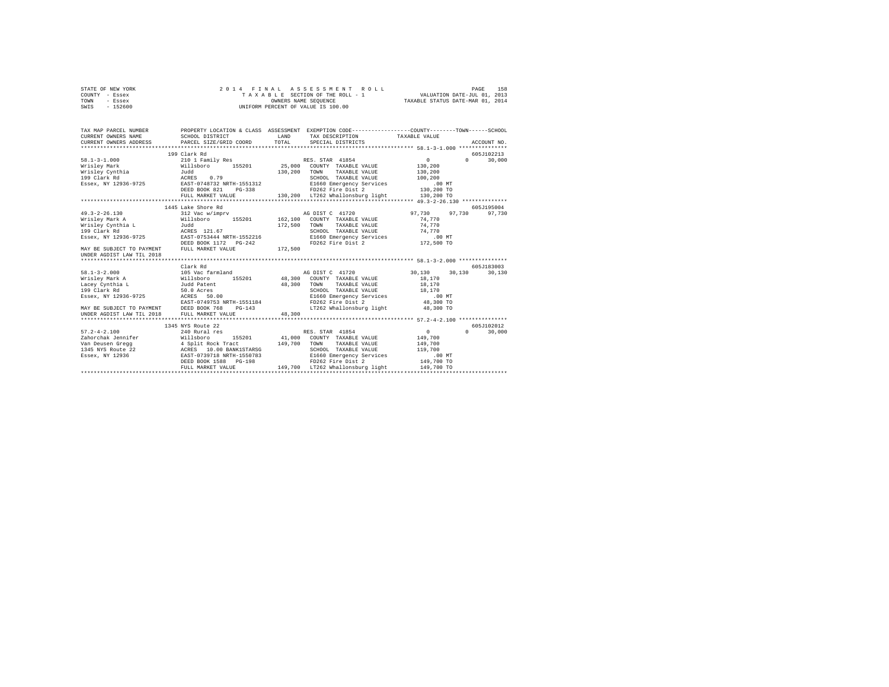```
STATE OF NEW YORK                2 0 1 4   F I N A L   A S S E S S M E N T   R O L L                          PAGE  158
COUNTY  - Essex                      T A X A B L E  SECTION OF THE ROLL - 1                  VALUATION DATE-JUL 01, 2013
TOWN    - Essex                             OWNERS NAME SEQUENCE                          TAXABLE STATUS DATE-MAR 01, 2014
SWIS    - 152600                       UNIFORM PERCENT OF VALUE IS 100.00

TAX MAP PARCEL NUMBER          PROPERTY LOCATION & CLASS  ASSESSMENT  EXEMPTION CODE-----------------COUNTY--------TOWN------SCHOOL
CURRENT OWNERS NAME            SCHOOL DISTRICT              LAND      TAX DESCRIPTION             TAXABLE VALUE
CURRENT OWNERS ADDRESS         PARCEL SIZE/GRID COORD       TOTAL     SPECIAL DISTRICTS                                 ACCOUNT NO.
******************************************************************************************************* 58.1-3-1.000 ***************
                        199 Clark Rd                                                                                605J102213
58.1-3-1.000                   210 1 Family Res                     RES. STAR  41854                  0             0     30,000
Wrisley Mark                   Willsboro       155201        25,000   COUNTY  TAXABLE VALUE         130,200
Wrisley Cynthia                Judd                         130,200   TOWN    TAXABLE VALUE         130,200
199 Clark Rd                   ACRES    0.79                          SCHOOL  TAXABLE VALUE         100,200
Essex, NY 12936-9725           EAST-0748732 NRTH-1551312              E1660 Emergency Services           .00 MT
                               DEED BOOK 821    PG-338                FD262 Fire Dist 2              130,200 TO
                               FULL MARKET VALUE            130,200   LT262 Whallonsburg light       130,200 TO
******************************************************************************************************* 49.3-2-26.130 **************
                        1445 Lake Shore Rd                                                                          605J195004
49.3-2-26.130                  312 Vac w/imprv                      AG DIST C  41720             97,730        97,730     97,730
Wrisley Mark A                 Willsboro       155201       162,100   COUNTY  TAXABLE VALUE          74,770
Wrisley Cynthia L              Judd                         172,500   TOWN    TAXABLE VALUE          74,770
199 Clark Rd                   ACRES  121.67                          SCHOOL  TAXABLE VALUE          74,770
Essex, NY 12936-9725           EAST-0753444 NRTH-1552216              E1660 Emergency Services           .00 MT
                               DEED BOOK 1172   PG-242                FD262 Fire Dist 2              172,500 TO
MAY BE SUBJECT TO PAYMENT      FULL MARKET VALUE            172,500
UNDER AGDIST LAW TIL 2018
******************************************************************************************************* 58.1-3-2.000 ***************
                        Clark Rd                                                                                    605J183003
58.1-3-2.000                   105 Vac farmland                     AG DIST C  41720             30,130        30,130     30,130
Wrisley Mark A                 Willsboro       155201        48,300   COUNTY  TAXABLE VALUE          18,170
Lacey Cynthia L                Judd Patent                   48,300   TOWN    TAXABLE VALUE          18,170
199 Clark Rd                   50.0 Acres                             SCHOOL  TAXABLE VALUE          18,170
Essex, NY 12936-9725           ACRES   50.00                          E1660 Emergency Services           .00 MT
                               EAST-0749753 NRTH-1551184              FD262 Fire Dist 2               48,300 TO
MAY BE SUBJECT TO PAYMENT      DEED BOOK 768    PG-143                LT262 Whallonsburg light        48,300 TO
UNDER AGDIST LAW TIL 2018      FULL MARKET VALUE             48,300
******************************************************************************************************* 57.2-4-2.100 ***************
                        1345 NYS Route 22                                                                           605J102012
57.2-4-2.100                   240 Rural res                        RES. STAR  41854                  0             0     30,000
Zahorchak Jennifer             Willsboro       155201        41,000   COUNTY  TAXABLE VALUE         149,700
Van Deusen Gregg               4 Split Rock Tract           149,700   TOWN    TAXABLE VALUE         149,700
1345 NYS Route 22              ACRES   10.00 BANK1STARSG              SCHOOL  TAXABLE VALUE         119,700
Essex, NY 12936                EAST-0739718 NRTH-1550783              E1660 Emergency Services           .00 MT
                               DEED BOOK 1588   PG-198                FD262 Fire Dist 2              149,700 TO
                               FULL MARKET VALUE            149,700   LT262 Whallonsburg light       149,700 TO
************************************************************************************************************************************
```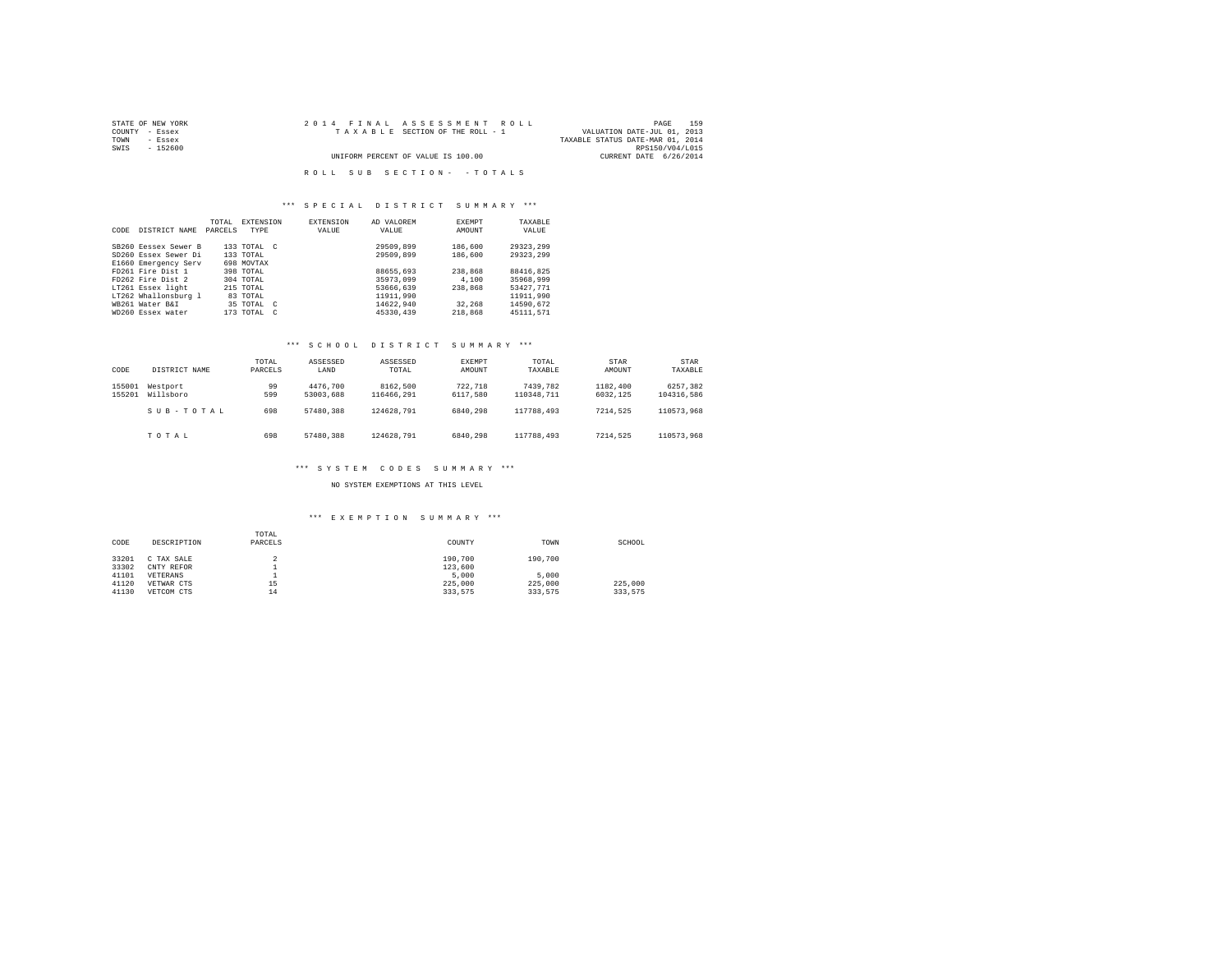STATE OF NEW YORK
COUNTY - Essex
TOWN - Essex
SWIS - 152600

2014 FINAL ASSESSMENT ROLL
TAXABLE SECTION OF THE ROLL - 1
UNIFORM PERCENT OF VALUE IS 100.00

VALUATION DATE-JUL 01, 2013
TAXABLE STATUS DATE-MAR 01, 2014
RPS150/V04/L015
CURRENT DATE 6/26/2014

ROLL SUB SECTION- - TOTALS

*** SPECIAL DISTRICT SUMMARY ***

| CODE | DISTRICT NAME | TOTAL PARCELS | EXTENSION TYPE | EXTENSION VALUE | AD VALOREM VALUE | EXEMPT AMOUNT | TAXABLE VALUE |
|---|---|---|---|---|---|---|---|
| SB260 | Eessex Sewer B | 133 | TOTAL C | | 29509,899 | 186,600 | 29323,299 |
| SD260 | Essex Sewer Di | 133 | TOTAL | | 29509,899 | 186,600 | 29323,299 |
| E1660 | Emergency Serv | 698 | MOVTAX | | | | |
| FD261 | Fire Dist 1 | 398 | TOTAL | | 88655,693 | 238,868 | 88416,825 |
| FD262 | Fire Dist 2 | 304 | TOTAL | | 35973,099 | 4,100 | 35968,999 |
| LT261 | Essex light | 215 | TOTAL | | 53666,639 | 238,868 | 53427,771 |
| LT262 | Whallonsburg l | 83 | TOTAL | | 11911,990 | | 11911,990 |
| WB261 | Water B&I | 35 | TOTAL C | | 14622,940 | 32,268 | 14590,672 |
| WD260 | Essex water | 173 | TOTAL C | | 45330,439 | 218,868 | 45111,571 |

*** SCHOOL DISTRICT SUMMARY ***

| CODE | DISTRICT NAME | TOTAL PARCELS | ASSESSED LAND | ASSESSED TOTAL | EXEMPT AMOUNT | TOTAL TAXABLE | STAR AMOUNT | STAR TAXABLE |
|---|---|---|---|---|---|---|---|---|
| 155001 | Westport | 99 | 4476,700 | 8162,500 | 722,718 | 7439,782 | 1182,400 | 6257,382 |
| 155201 | Willsboro | 599 | 53003,688 | 116466,291 | 6117,580 | 110348,711 | 6032,125 | 104316,586 |
| | SUB-TOTAL | 698 | 57480,388 | 124628,791 | 6840,298 | 117788,493 | 7214,525 | 110573,968 |
| | TOTAL | 698 | 57480,388 | 124628,791 | 6840,298 | 117788,493 | 7214,525 | 110573,968 |

*** SYSTEM CODES SUMMARY ***

NO SYSTEM EXEMPTIONS AT THIS LEVEL

*** EXEMPTION SUMMARY ***

| CODE | DESCRIPTION | TOTAL PARCELS | COUNTY | TOWN | SCHOOL |
|---|---|---|---|---|---|
| 33201 | C TAX SALE | 2 | 190,700 | 190,700 | |
| 33302 | CNTY REFOR | 1 | 123,600 | | |
| 41101 | VETERANS | 1 | 5,000 | 5,000 | |
| 41120 | VETWAR CTS | 15 | 225,000 | 225,000 | 225,000 |
| 41130 | VETCOM CTS | 14 | 333,575 | 333,575 | 333,575 |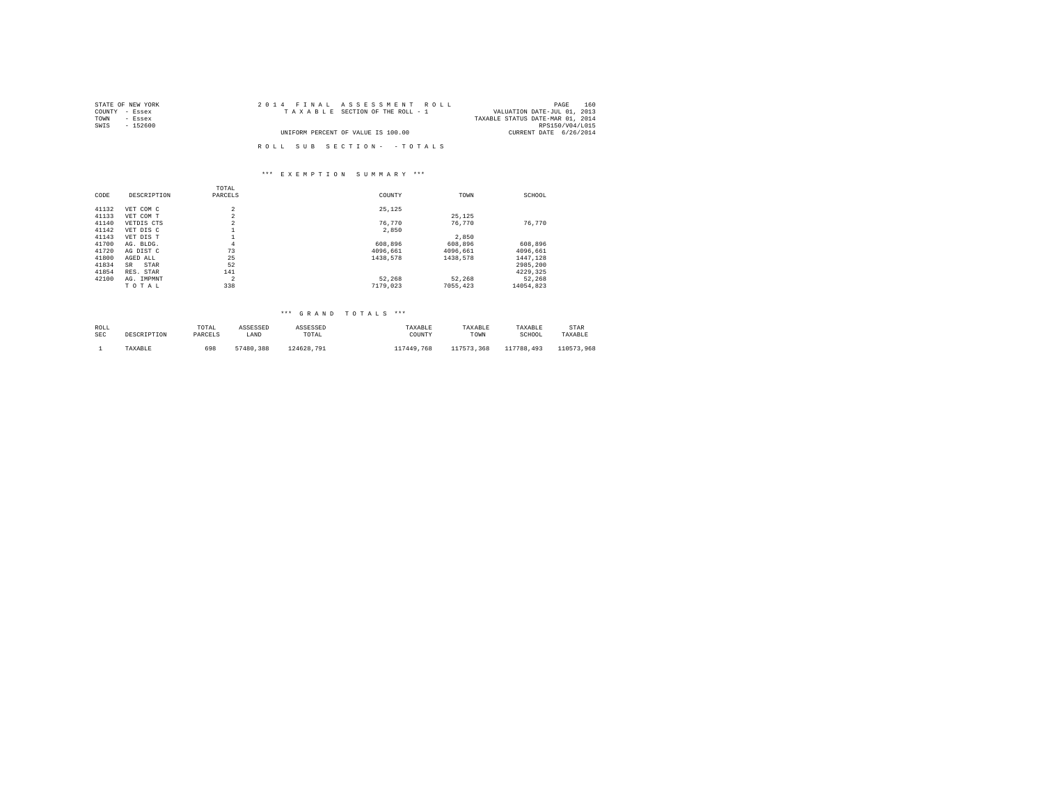STATE OF NEW YORK
COUNTY - Essex
TOWN - Essex
SWIS - 152600

2014 FINAL ASSESSMENT ROLL
TAXABLE SECTION OF THE ROLL - 1
UNIFORM PERCENT OF VALUE IS 100.00

VALUATION DATE-JUL 01, 2013
TAXABLE STATUS DATE-MAR 01, 2014
RPS150/V04/L015
CURRENT DATE 6/26/2014

ROLL SUB SECTION- - TOTALS

*** EXEMPTION SUMMARY ***

| CODE | DESCRIPTION | TOTAL PARCELS | COUNTY | TOWN | SCHOOL |
|---|---|---|---|---|---|
| 41132 | VET COM C | 2 | 25,125 | | |
| 41133 | VET COM T | 2 | | 25,125 | |
| 41140 | VETDIS CTS | 2 | 76,770 | 76,770 | 76,770 |
| 41142 | VET DIS C | 1 | 2,850 | | |
| 41143 | VET DIS T | 1 | | 2,850 | |
| 41700 | AG. BLDG. | 4 | 608,896 | 608,896 | 608,896 |
| 41720 | AG DIST C | 73 | 4096,661 | 4096,661 | 4096,661 |
| 41800 | AGED ALL | 25 | 1438,578 | 1438,578 | 1447,128 |
| 41834 | SR STAR | 52 | | | 2985,200 |
| 41854 | RES. STAR | 141 | | | 4229,325 |
| 42100 | AG. IMPMNT | 2 | 52,268 | 52,268 | 52,268 |
| | TOTAL | 338 | 7179,023 | 7055,423 | 14054,823 |

*** GRAND TOTALS ***

| ROLL SEC | DESCRIPTION | TOTAL PARCELS | ASSESSED LAND | ASSESSED TOTAL | TAXABLE COUNTY | TAXABLE TOWN | TAXABLE SCHOOL | STAR TAXABLE |
|---|---|---|---|---|---|---|---|---|
| 1 | TAXABLE | 698 | 57480,388 | 124628,791 | 117449,768 | 117573,368 | 117788,493 | 110573,968 |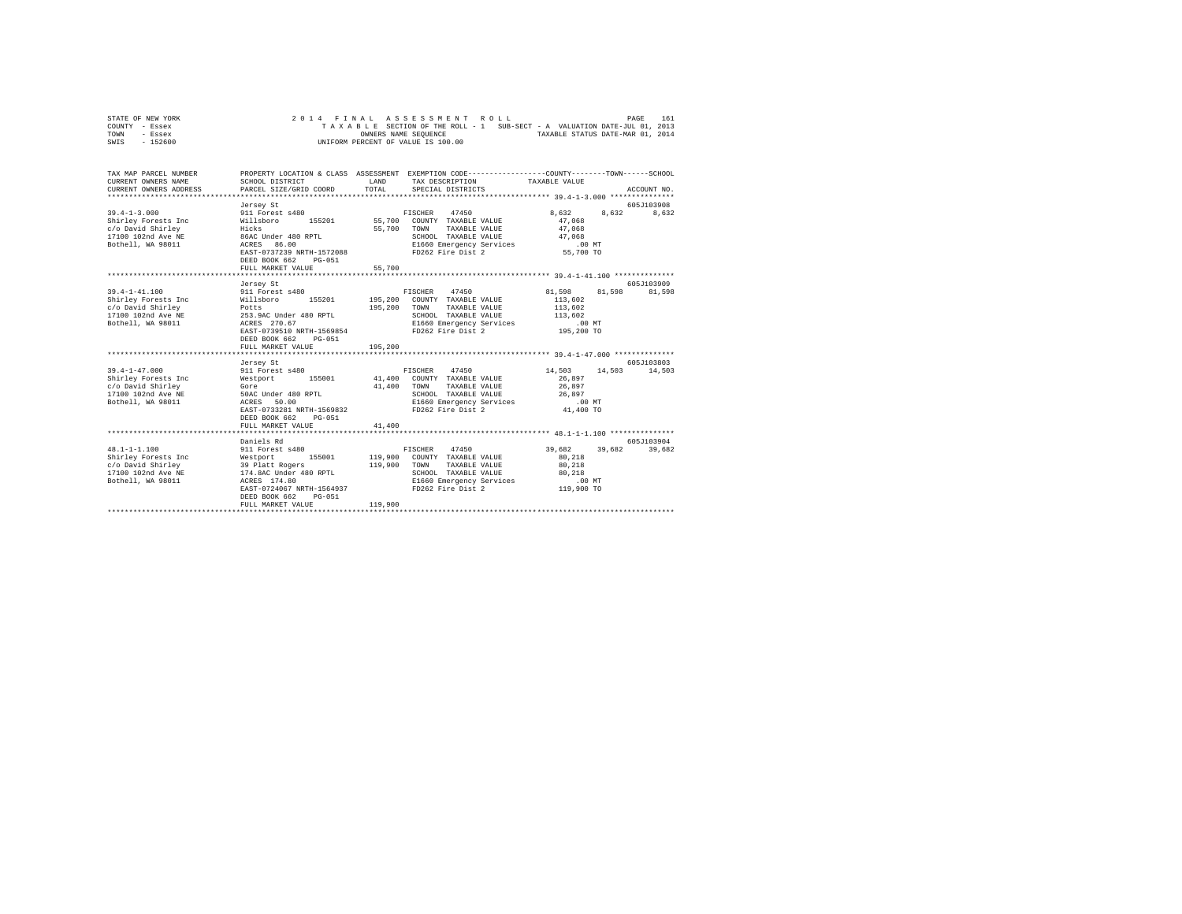STATE OF NEW YORK　　　　2 0 1 4　F I N A L　A S S E S S M E N T　R O L L
COUNTY - Essex　　　　T A X A B L E SECTION OF THE ROLL - 1　SUB-SECT - A　VALUATION DATE-JUL 01, 2013
TOWN - Essex　　　　OWNERS NAME SEQUENCE　　　　TAXABLE STATUS DATE-MAR 01, 2014
SWIS - 152600　　　　UNIFORM PERCENT OF VALUE IS 100.00

```
TAX MAP PARCEL NUMBER    PROPERTY LOCATION & CLASS  ASSESSMENT  EXEMPTION CODE-----------------COUNTY--------TOWN------SCHOOL
CURRENT OWNERS NAME      SCHOOL DISTRICT             LAND      TAX DESCRIPTION            TAXABLE VALUE
CURRENT OWNERS ADDRESS   PARCEL SIZE/GRID COORD      TOTAL     SPECIAL DISTRICTS                                    ACCOUNT NO.
*********************************************************************************************** 39.4-1-3.000 ***************
                         Jersey St                                                                               605J103908
39.4-1-3.000             911 Forest s480                       FISCHER    47450                 8,632      8,632      8,632
Shirley Forests Inc      Willsboro     155201       55,700    COUNTY  TAXABLE VALUE            47,068
c/o David Shirley        Hicks                      55,700    TOWN    TAXABLE VALUE            47,068
17100 102nd Ave NE       86AC Under 480 RPTL                  SCHOOL  TAXABLE VALUE            47,068
Bothell, WA 98011        ACRES   86.00                        E1660 Emergency Services            .00 MT
                         EAST-0737239 NRTH-1572088            FD262 Fire Dist 2                55,700 TO
                         DEED BOOK 662    PG-051
                         FULL MARKET VALUE           55,700
*********************************************************************************************** 39.4-1-41.100 **************
                         Jersey St                                                                               605J103909
39.4-1-41.100            911 Forest s480                       FISCHER    47450                81,598     81,598     81,598
Shirley Forests Inc      Willsboro     155201      195,200    COUNTY  TAXABLE VALUE           113,602
c/o David Shirley        Potts                     195,200    TOWN    TAXABLE VALUE           113,602
17100 102nd Ave NE       253.9AC Under 480 RPTL               SCHOOL  TAXABLE VALUE           113,602
Bothell, WA 98011        ACRES  270.67                        E1660 Emergency Services            .00 MT
                         EAST-0739510 NRTH-1569854            FD262 Fire Dist 2               195,200 TO
                         DEED BOOK 662    PG-051
                         FULL MARKET VALUE          195,200
*********************************************************************************************** 39.4-1-47.000 **************
                         Jersey St                                                                               605J103803
39.4-1-47.000            911 Forest s480                       FISCHER    47450                14,503     14,503     14,503
Shirley Forests Inc      Westport      155001       41,400    COUNTY  TAXABLE VALUE            26,897
c/o David Shirley        Gore                       41,400    TOWN    TAXABLE VALUE            26,897
17100 102nd Ave NE       50AC Under 480 RPTL                  SCHOOL  TAXABLE VALUE            26,897
Bothell, WA 98011        ACRES   50.00                        E1660 Emergency Services            .00 MT
                         EAST-0733281 NRTH-1569832            FD262 Fire Dist 2                41,400 TO
                         DEED BOOK 662    PG-051
                         FULL MARKET VALUE           41,400
*********************************************************************************************** 48.1-1-1.100 ***************
                         Daniels Rd                                                                              605J103904
48.1-1-1.100             911 Forest s480                       FISCHER    47450                39,682     39,682     39,682
Shirley Forests Inc      Westport      155001      119,900    COUNTY  TAXABLE VALUE            80,218
c/o David Shirley        39 Platt Rogers           119,900    TOWN    TAXABLE VALUE            80,218
17100 102nd Ave NE       174.8AC Under 480 RPTL               SCHOOL  TAXABLE VALUE            80,218
Bothell, WA 98011        ACRES  174.80                        E1660 Emergency Services            .00 MT
                         EAST-0724067 NRTH-1564937            FD262 Fire Dist 2               119,900 TO
                         DEED BOOK 662    PG-051
                         FULL MARKET VALUE          119,900
****************************************************************************************************************************
```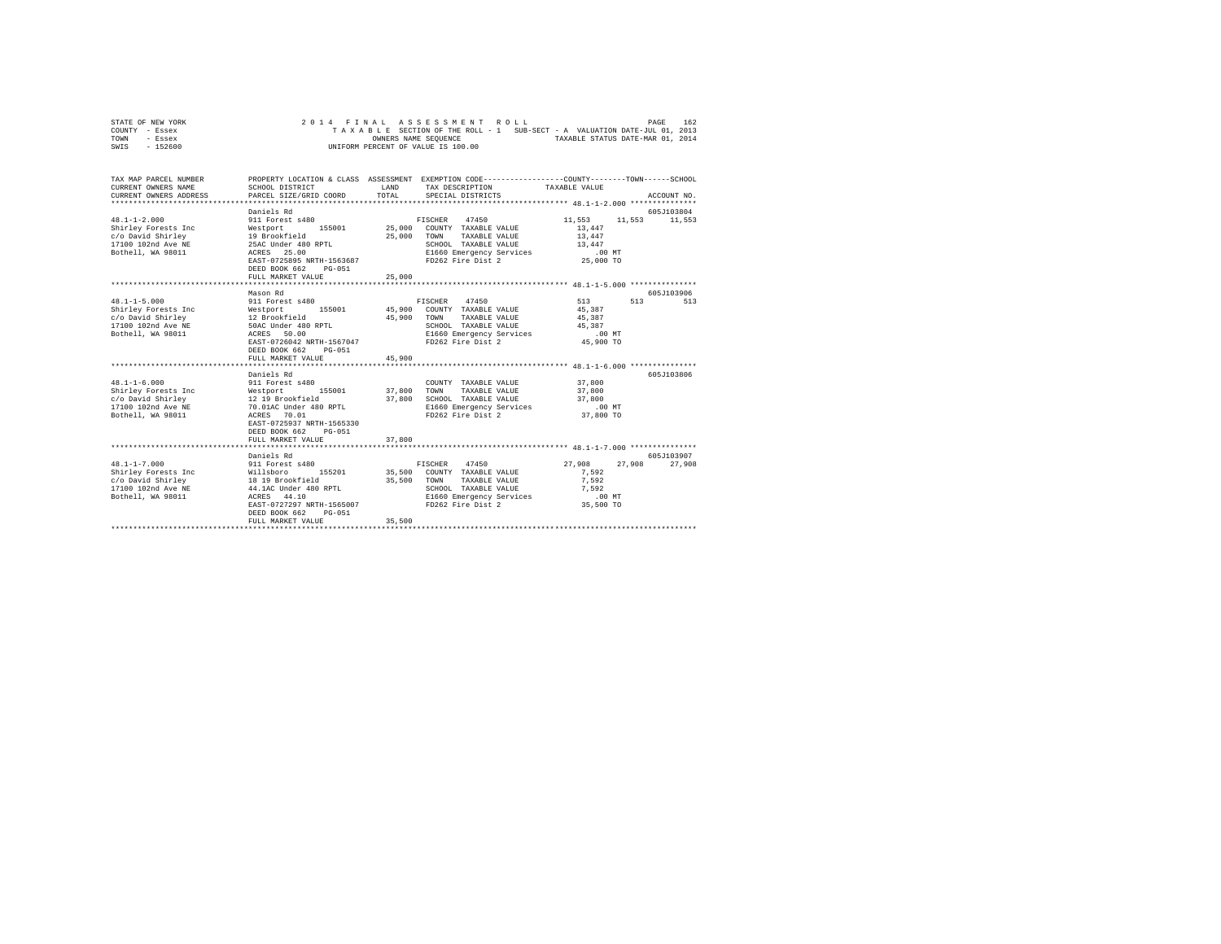STATE OF NEW YORK
COUNTY - Essex
TOWN - Essex
SWIS - 152600

2014 FINAL ASSESSMENT ROLL
TAXABLE SECTION OF THE ROLL - 1 SUB-SECT - A VALUATION DATE-JUL 01, 2013
OWNERS NAME SEQUENCE TAXABLE STATUS DATE-MAR 01, 2014
UNIFORM PERCENT OF VALUE IS 100.00

| TAX MAP PARCEL NUMBER / CURRENT OWNERS NAME / CURRENT OWNERS ADDRESS | PROPERTY LOCATION & CLASS / SCHOOL DISTRICT / PARCEL SIZE/GRID COORD | ASSESSMENT LAND | TOTAL | EXEMPTION CODE / TAX DESCRIPTION / SPECIAL DISTRICTS | COUNTY TAXABLE VALUE | TOWN | SCHOOL | ACCOUNT NO. |
|---|---|---|---|---|---|---|---|---|
| **48.1-1-2.000** | Daniels Rd | | | | | | | 605J103804 |
| 48.1-1-2.000 | 911 Forest s480 | | | FISCHER 47450 | 11,553 | 11,553 | 11,553 | |
| Shirley Forests Inc | Westport 155001 | 25,000 | | COUNTY TAXABLE VALUE | 13,447 | | | |
| c/o David Shirley | 19 Brookfield | | 25,000 | TOWN TAXABLE VALUE | 13,447 | | | |
| 17100 102nd Ave NE | 25AC Under 480 RPTL | | | SCHOOL TAXABLE VALUE | 13,447 | | | |
| Bothell, WA 98011 | ACRES 25.00 | | | E1660 Emergency Services | .00 MT | | | |
| | EAST-0725895 NRTH-1563687 | | | FD262 Fire Dist 2 | 25,000 TO | | | |
| | DEED BOOK 662 PG-051 | | | | | | | |
| | FULL MARKET VALUE | | 25,000 | | | | | |
| **48.1-1-5.000** | Mason Rd | | | | | | | 605J103906 |
| 48.1-1-5.000 | 911 Forest s480 | | | FISCHER 47450 | 513 | 513 | 513 | |
| Shirley Forests Inc | Westport 155001 | 45,900 | | COUNTY TAXABLE VALUE | 45,387 | | | |
| c/o David Shirley | 12 Brookfield | | 45,900 | TOWN TAXABLE VALUE | 45,387 | | | |
| 17100 102nd Ave NE | 50AC Under 480 RPTL | | | SCHOOL TAXABLE VALUE | 45,387 | | | |
| Bothell, WA 98011 | ACRES 50.00 | | | E1660 Emergency Services | .00 MT | | | |
| | EAST-0726042 NRTH-1567047 | | | FD262 Fire Dist 2 | 45,900 TO | | | |
| | DEED BOOK 662 PG-051 | | | | | | | |
| | FULL MARKET VALUE | | 45,900 | | | | | |
| **48.1-1-6.000** | Daniels Rd | | | | | | | 605J103806 |
| 48.1-1-6.000 | 911 Forest s480 | | | COUNTY TAXABLE VALUE | 37,800 | | | |
| Shirley Forests Inc | Westport 155001 | 37,800 | | TOWN TAXABLE VALUE | 37,800 | | | |
| c/o David Shirley | 12 19 Brookfield | | 37,800 | SCHOOL TAXABLE VALUE | 37,800 | | | |
| 17100 102nd Ave NE | 70.01AC Under 480 RPTL | | | E1660 Emergency Services | .00 MT | | | |
| Bothell, WA 98011 | ACRES 70.01 | | | FD262 Fire Dist 2 | 37,800 TO | | | |
| | EAST-0725937 NRTH-1565330 | | | | | | | |
| | DEED BOOK 662 PG-051 | | | | | | | |
| | FULL MARKET VALUE | | 37,800 | | | | | |
| **48.1-1-7.000** | Daniels Rd | | | | | | | 605J103907 |
| 48.1-1-7.000 | 911 Forest s480 | | | FISCHER 47450 | 27,908 | 27,908 | 27,908 | |
| Shirley Forests Inc | Willsboro 155201 | 35,500 | | COUNTY TAXABLE VALUE | 7,592 | | | |
| c/o David Shirley | 18 19 Brookfield | | 35,500 | TOWN TAXABLE VALUE | 7,592 | | | |
| 17100 102nd Ave NE | 44.1AC Under 480 RPTL | | | SCHOOL TAXABLE VALUE | 7,592 | | | |
| Bothell, WA 98011 | ACRES 44.10 | | | E1660 Emergency Services | .00 MT | | | |
| | EAST-0727297 NRTH-1565007 | | | FD262 Fire Dist 2 | 35,500 TO | | | |
| | DEED BOOK 662 PG-051 | | | | | | | |
| | FULL MARKET VALUE | | 35,500 | | | | | |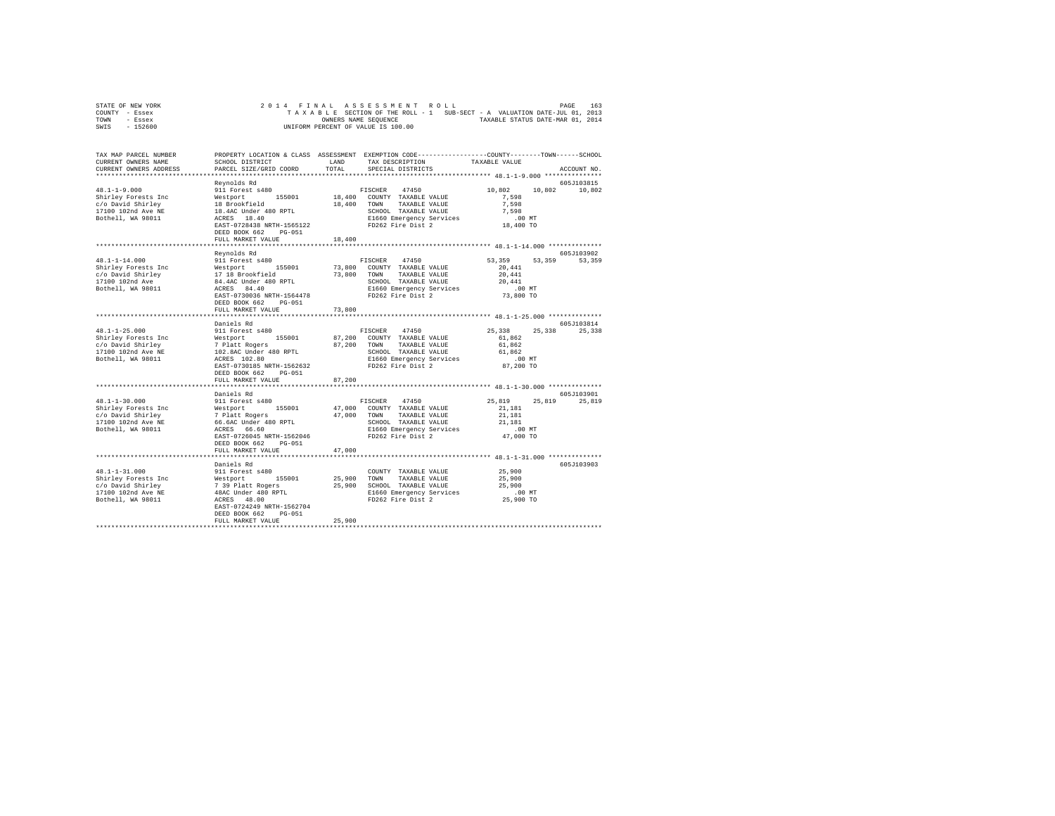```
STATE OF NEW YORK              2 0 1 4   F I N A L   A S S E S S M E N T   R O L L                        PAGE  163
COUNTY  - Essex                  T A X A B L E  SECTION OF THE ROLL - 1   SUB-SECT - A  VALUATION DATE-JUL 01, 2013
TOWN    - Essex                                 OWNERS NAME SEQUENCE               TAXABLE STATUS DATE-MAR 01, 2014
SWIS    - 152600                           UNIFORM PERCENT OF VALUE IS 100.00

TAX MAP PARCEL NUMBER      PROPERTY LOCATION & CLASS  ASSESSMENT  EXEMPTION CODE-----------------COUNTY--------TOWN------SCHOOL
CURRENT OWNERS NAME        SCHOOL DISTRICT              LAND      TAX DESCRIPTION            TAXABLE VALUE
CURRENT OWNERS ADDRESS     PARCEL SIZE/GRID COORD       TOTAL     SPECIAL DISTRICTS                                  ACCOUNT NO.
******************************************************************************************* 48.1-1-9.000 ***************
                           Reynolds Rd                                                                        605J103815
48.1-1-9.000               911 Forest s480                        FISCHER    47450              10,802     10,802     10,802
Shirley Forests Inc        Westport       155001      18,400   COUNTY  TAXABLE VALUE              7,598
c/o David Shirley          18 Brookfield               18,400   TOWN    TAXABLE VALUE              7,598
17100 102nd Ave NE         18.4AC Under 480 RPTL                SCHOOL  TAXABLE VALUE              7,598
Bothell, WA 98011          ACRES  18.40                          E1660 Emergency Services            .00 MT
                           EAST-0728438 NRTH-1565122             FD262 Fire Dist 2                18,400 TO
                           DEED BOOK 662    PG-051
                           FULL MARKET VALUE           18,400
******************************************************************************************* 48.1-1-14.000 **************
                           Reynolds Rd                                                                        605J103902
48.1-1-14.000              911 Forest s480                        FISCHER    47450              53,359     53,359     53,359
Shirley Forests Inc        Westport       155001      73,800   COUNTY  TAXABLE VALUE             20,441
c/o David Shirley          17 18 Brookfield            73,800   TOWN    TAXABLE VALUE             20,441
17100 102nd Ave            84.4AC Under 480 RPTL                SCHOOL  TAXABLE VALUE             20,441
Bothell, WA 98011          ACRES  84.40                          E1660 Emergency Services            .00 MT
                           EAST-0730036 NRTH-1564478             FD262 Fire Dist 2                73,800 TO
                           DEED BOOK 662    PG-051
                           FULL MARKET VALUE           73,800
******************************************************************************************* 48.1-1-25.000 **************
                           Daniels Rd                                                                         605J103814
48.1-1-25.000              911 Forest s480                        FISCHER    47450              25,338     25,338     25,338
Shirley Forests Inc        Westport       155001      87,200   COUNTY  TAXABLE VALUE             61,862
c/o David Shirley          7 Platt Rogers              87,200   TOWN    TAXABLE VALUE             61,862
17100 102nd Ave NE         102.8AC Under 480 RPTL               SCHOOL  TAXABLE VALUE             61,862
Bothell, WA 98011          ACRES 102.80                          E1660 Emergency Services            .00 MT
                           EAST-0730185 NRTH-1562632             FD262 Fire Dist 2                87,200 TO
                           DEED BOOK 662    PG-051
                           FULL MARKET VALUE           87,200
******************************************************************************************* 48.1-1-30.000 **************
                           Daniels Rd                                                                         605J103901
48.1-1-30.000              911 Forest s480                        FISCHER    47450              25,819     25,819     25,819
Shirley Forests Inc        Westport       155001      47,000   COUNTY  TAXABLE VALUE             21,181
c/o David Shirley          7 Platt Rogers              47,000   TOWN    TAXABLE VALUE             21,181
17100 102nd Ave NE         66.6AC Under 480 RPTL                SCHOOL  TAXABLE VALUE             21,181
Bothell, WA 98011          ACRES  66.60                          E1660 Emergency Services            .00 MT
                           EAST-0726045 NRTH-1562046             FD262 Fire Dist 2                47,000 TO
                           DEED BOOK 662    PG-051
                           FULL MARKET VALUE           47,000
******************************************************************************************* 48.1-1-31.000 **************
                           Daniels Rd                                                                         605J103903
48.1-1-31.000              911 Forest s480                        COUNTY  TAXABLE VALUE             25,900
Shirley Forests Inc        Westport       155001      25,900   TOWN    TAXABLE VALUE             25,900
c/o David Shirley          7 39 Platt Rogers           25,900   SCHOOL  TAXABLE VALUE             25,900
17100 102nd Ave NE         48AC Under 480 RPTL                  E1660 Emergency Services            .00 MT
Bothell, WA 98011          ACRES  48.00                          FD262 Fire Dist 2                25,900 TO
                           EAST-0724249 NRTH-1562704
                           DEED BOOK 662    PG-051
                           FULL MARKET VALUE           25,900
************************************************************************************************************************
```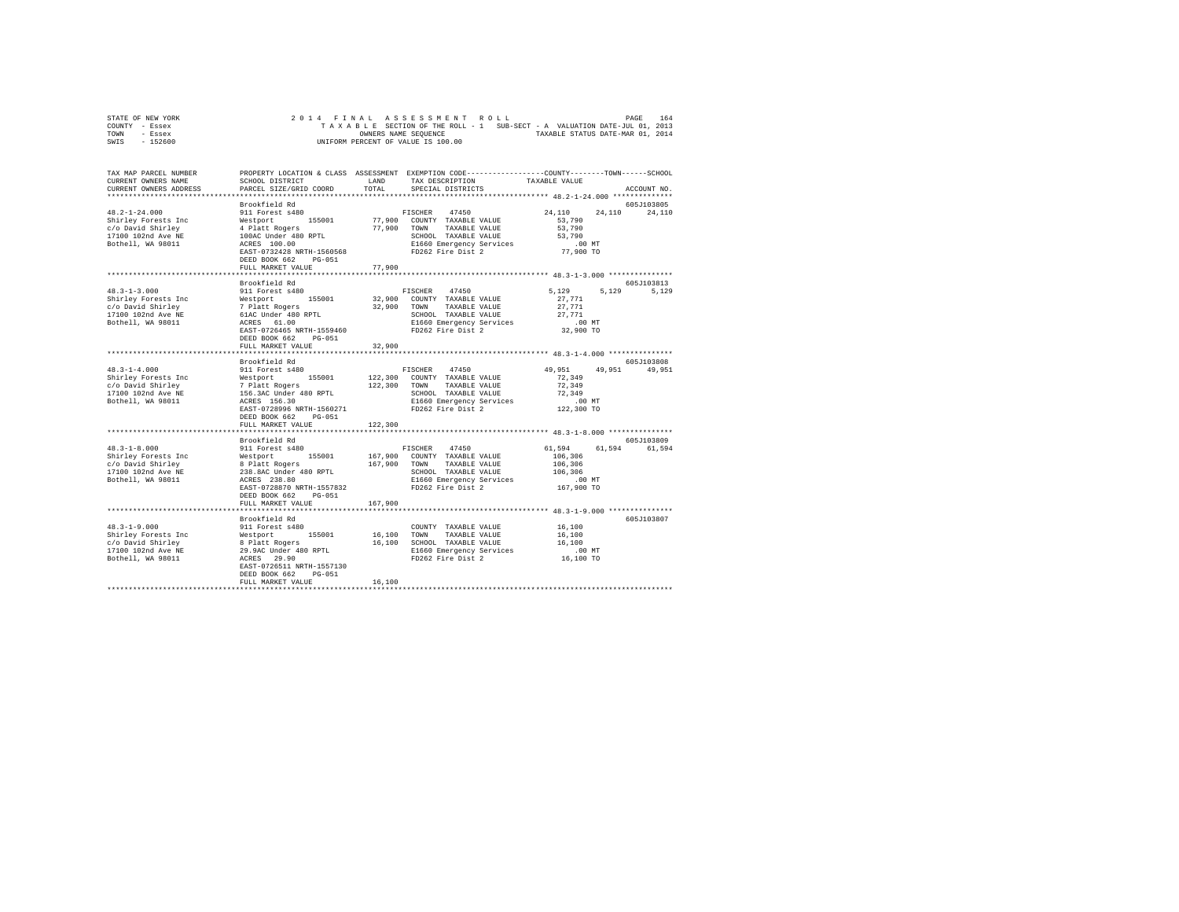STATE OF NEW YORK
COUNTY - Essex
TOWN - Essex
SWIS - 152600

2014 FINAL ASSESSMENT ROLL
TAXABLE SECTION OF THE ROLL - 1   SUB-SECT - A  VALUATION DATE-JUL 01, 2013
OWNERS NAME SEQUENCE   TAXABLE STATUS DATE-MAR 01, 2014
UNIFORM PERCENT OF VALUE IS 100.00

| TAX MAP PARCEL NUMBER / CURRENT OWNERS NAME / CURRENT OWNERS ADDRESS | PROPERTY LOCATION & CLASS / SCHOOL DISTRICT / PARCEL SIZE/GRID COORD | ASSESSMENT LAND / TOTAL | EXEMPTION CODE / TAX DESCRIPTION / SPECIAL DISTRICTS | COUNTY TAXABLE VALUE | TOWN | SCHOOL / ACCOUNT NO. |
|---|---|---|---|---|---|---|
| 48.2-1-24.000 | Brookfield Rd | | | | | 605J103805 |
| 48.2-1-24.000 | 911 Forest s480 | | FISCHER 47450 | 24,110 | 24,110 | 24,110 |
| Shirley Forests Inc | Westport 155001 | 77,900 | COUNTY TAXABLE VALUE | 53,790 | | |
| c/o David Shirley | 4 Platt Rogers | 77,900 | TOWN TAXABLE VALUE | 53,790 | | |
| 17100 102nd Ave NE | 100AC Under 480 RPTL | | SCHOOL TAXABLE VALUE | 53,790 | | |
| Bothell, WA 98011 | ACRES 100.00 | | E1660 Emergency Services | .00 MT | | |
| | EAST-0732428 NRTH-1560568 | | FD262 Fire Dist 2 | 77,900 TO | | |
| | DEED BOOK 662 PG-051 | | | | | |
| | FULL MARKET VALUE | 77,900 | | | | |
| 48.3-1-3.000 | Brookfield Rd | | | | | 605J103813 |
| 48.3-1-3.000 | 911 Forest s480 | | FISCHER 47450 | 5,129 | 5,129 | 5,129 |
| Shirley Forests Inc | Westport 155001 | 32,900 | COUNTY TAXABLE VALUE | 27,771 | | |
| c/o David Shirley | 7 Platt Rogers | 32,900 | TOWN TAXABLE VALUE | 27,771 | | |
| 17100 102nd Ave NE | 61AC Under 480 RPTL | | SCHOOL TAXABLE VALUE | 27,771 | | |
| Bothell, WA 98011 | ACRES 61.00 | | E1660 Emergency Services | .00 MT | | |
| | EAST-0726465 NRTH-1559460 | | FD262 Fire Dist 2 | 32,900 TO | | |
| | DEED BOOK 662 PG-051 | | | | | |
| | FULL MARKET VALUE | 32,900 | | | | |
| 48.3-1-4.000 | Brookfield Rd | | | | | 605J103808 |
| 48.3-1-4.000 | 911 Forest s480 | | FISCHER 47450 | 49,951 | 49,951 | 49,951 |
| Shirley Forests Inc | Westport 155001 | 122,300 | COUNTY TAXABLE VALUE | 72,349 | | |
| c/o David Shirley | 7 Platt Rogers | 122,300 | TOWN TAXABLE VALUE | 72,349 | | |
| 17100 102nd Ave NE | 156.3AC Under 480 RPTL | | SCHOOL TAXABLE VALUE | 72,349 | | |
| Bothell, WA 98011 | ACRES 156.30 | | E1660 Emergency Services | .00 MT | | |
| | EAST-0728996 NRTH-1560271 | | FD262 Fire Dist 2 | 122,300 TO | | |
| | DEED BOOK 662 PG-051 | | | | | |
| | FULL MARKET VALUE | 122,300 | | | | |
| 48.3-1-8.000 | Brookfield Rd | | | | | 605J103809 |
| 48.3-1-8.000 | 911 Forest s480 | | FISCHER 47450 | 61,594 | 61,594 | 61,594 |
| Shirley Forests Inc | Westport 155001 | 167,900 | COUNTY TAXABLE VALUE | 106,306 | | |
| c/o David Shirley | 8 Platt Rogers | 167,900 | TOWN TAXABLE VALUE | 106,306 | | |
| 17100 102nd Ave NE | 238.8AC Under 480 RPTL | | SCHOOL TAXABLE VALUE | 106,306 | | |
| Bothell, WA 98011 | ACRES 238.80 | | E1660 Emergency Services | .00 MT | | |
| | EAST-0728870 NRTH-1557832 | | FD262 Fire Dist 2 | 167,900 TO | | |
| | DEED BOOK 662 PG-051 | | | | | |
| | FULL MARKET VALUE | 167,900 | | | | |
| 48.3-1-9.000 | Brookfield Rd | | | | | 605J103807 |
| 48.3-1-9.000 | 911 Forest s480 | | COUNTY TAXABLE VALUE | 16,100 | | |
| Shirley Forests Inc | Westport 155001 | 16,100 | TOWN TAXABLE VALUE | 16,100 | | |
| c/o David Shirley | 8 Platt Rogers | 16,100 | SCHOOL TAXABLE VALUE | 16,100 | | |
| 17100 102nd Ave NE | 29.9AC Under 480 RPTL | | E1660 Emergency Services | .00 MT | | |
| Bothell, WA 98011 | ACRES 29.90 | | FD262 Fire Dist 2 | 16,100 TO | | |
| | EAST-0726511 NRTH-1557130 | | | | | |
| | DEED BOOK 662 PG-051 | | | | | |
| | FULL MARKET VALUE | 16,100 | | | | |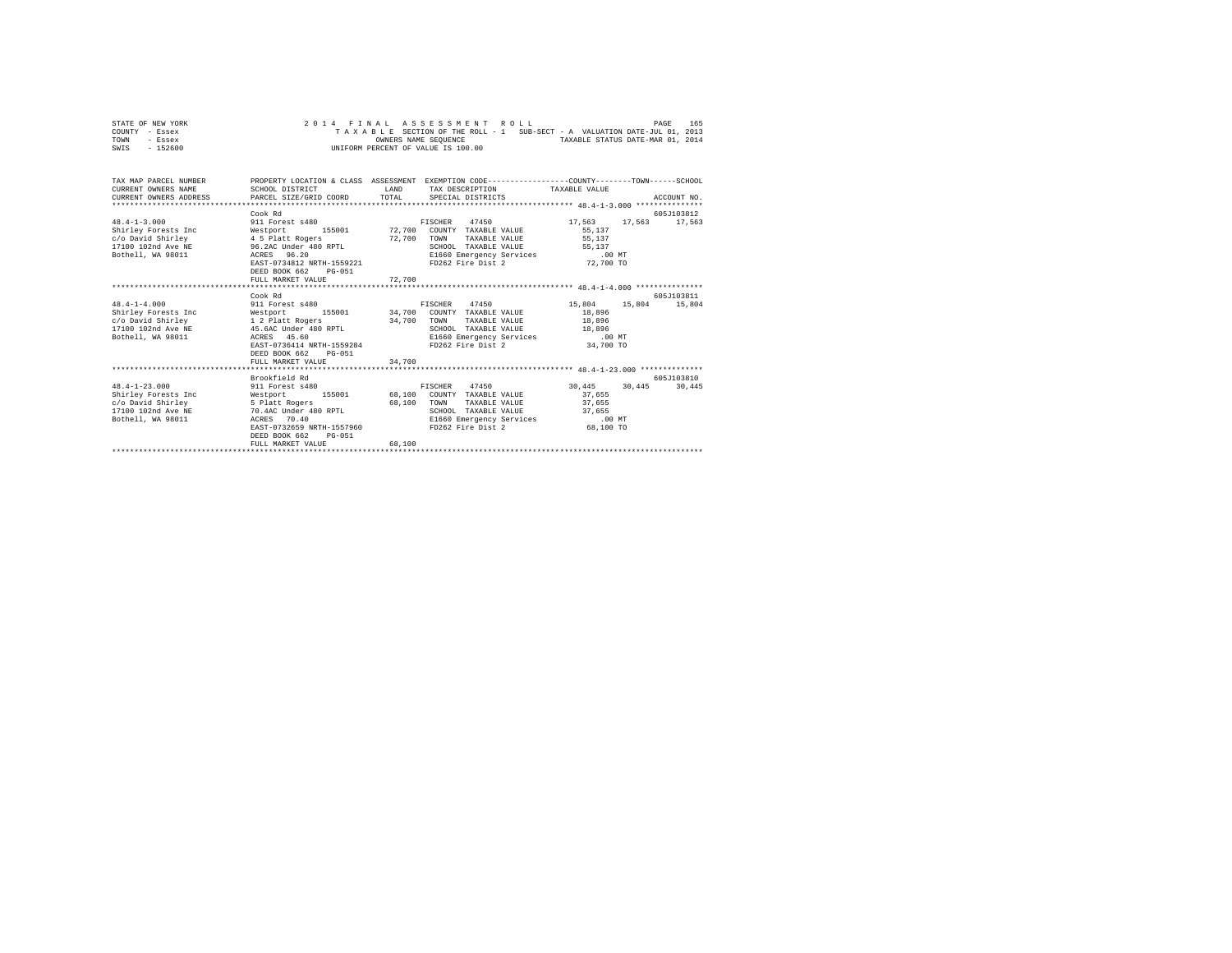```
STATE OF NEW YORK                2 0 1 4   F I N A L   A S S E S S M E N T   R O L L                          PAGE   165
COUNTY  - Essex                     T A X A B L E  SECTION OF THE ROLL - 1   SUB-SECT - A  VALUATION DATE-JUL 01, 2013
TOWN    - Essex                                 OWNERS NAME SEQUENCE                  TAXABLE STATUS DATE-MAR 01, 2014
SWIS    - 152600                           UNIFORM PERCENT OF VALUE IS 100.00


TAX MAP PARCEL NUMBER          PROPERTY LOCATION & CLASS  ASSESSMENT  EXEMPTION CODE-----------------COUNTY--------TOWN------SCHOOL
CURRENT OWNERS NAME            SCHOOL DISTRICT              LAND      TAX DESCRIPTION           TAXABLE VALUE
CURRENT OWNERS ADDRESS         PARCEL SIZE/GRID COORD       TOTAL     SPECIAL DISTRICTS                                  ACCOUNT NO.
******************************************************************************************************* 48.4-1-3.000 ***************
                               Cook Rd                                                                                605J103812
48.4-1-3.000                   911 Forest s480                          FISCHER    47450            17,563     17,563     17,563
Shirley Forests Inc            Westport       155001       72,700   COUNTY  TAXABLE VALUE            55,137
c/o David Shirley              4 5 Platt Rogers            72,700   TOWN    TAXABLE VALUE            55,137
17100 102nd Ave NE             96.2AC Under 480 RPTL                SCHOOL  TAXABLE VALUE            55,137
Bothell, WA 98011              ACRES  96.20                         E1660 Emergency Services             .00 MT
                               EAST-0734812 NRTH-1559221            FD262 Fire Dist 2                72,700 TO
                               DEED BOOK 662    PG-051
                               FULL MARKET VALUE            72,700
******************************************************************************************************* 48.4-1-4.000 ***************
                               Cook Rd                                                                                605J103811
48.4-1-4.000                   911 Forest s480                          FISCHER    47450            15,804     15,804     15,804
Shirley Forests Inc            Westport       155001       34,700   COUNTY  TAXABLE VALUE            18,896
c/o David Shirley              1 2 Platt Rogers            34,700   TOWN    TAXABLE VALUE            18,896
17100 102nd Ave NE             45.6AC Under 480 RPTL                SCHOOL  TAXABLE VALUE            18,896
Bothell, WA 98011              ACRES  45.60                         E1660 Emergency Services             .00 MT
                               EAST-0736414 NRTH-1559284            FD262 Fire Dist 2                34,700 TO
                               DEED BOOK 662    PG-051
                               FULL MARKET VALUE            34,700
******************************************************************************************************* 48.4-1-23.000 **************
                               Brookfield Rd                                                                          605J103810
48.4-1-23.000                  911 Forest s480                          FISCHER    47450            30,445     30,445     30,445
Shirley Forests Inc            Westport       155001       68,100   COUNTY  TAXABLE VALUE            37,655
c/o David Shirley              5 Platt Rogers              68,100   TOWN    TAXABLE VALUE            37,655
17100 102nd Ave NE             70.4AC Under 480 RPTL                SCHOOL  TAXABLE VALUE            37,655
Bothell, WA 98011              ACRES  70.40                         E1660 Emergency Services             .00 MT
                               EAST-0732659 NRTH-1557960            FD262 Fire Dist 2                68,100 TO
                               DEED BOOK 662    PG-051
                               FULL MARKET VALUE            68,100
************************************************************************************************************************************
```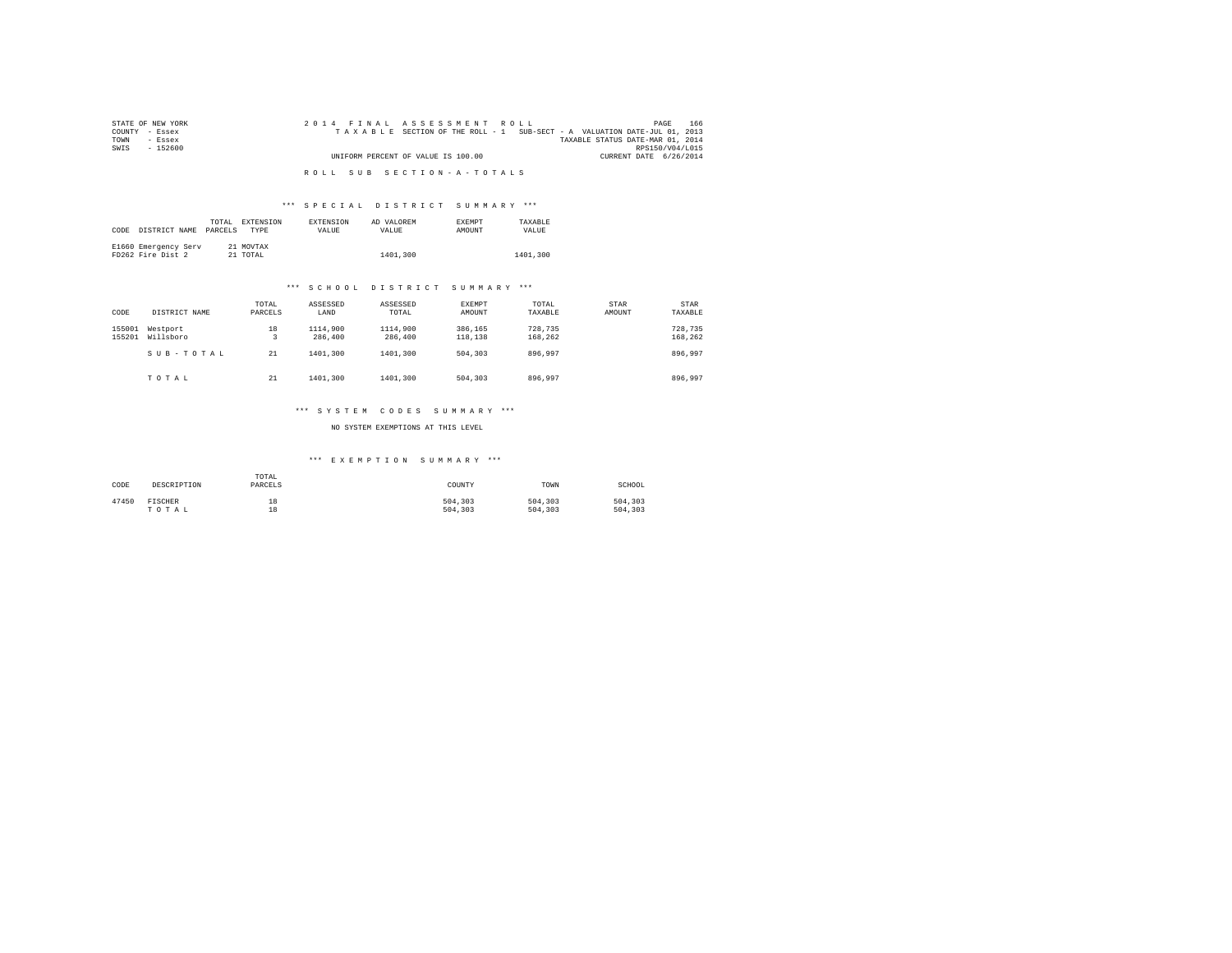STATE OF NEW YORK
COUNTY - Essex
TOWN - Essex
SWIS - 152600

2014 FINAL ASSESSMENT ROLL
TAXABLE SECTION OF THE ROLL - 1 SUB-SECT - A VALUATION DATE-JUL 01, 2013
TAXABLE STATUS DATE-MAR 01, 2014
RPS150/V04/L015
UNIFORM PERCENT OF VALUE IS 100.00
CURRENT DATE 6/26/2014

R O L L S U B S E C T I O N - A - T O T A L S

### *** S P E C I A L D I S T R I C T S U M M A R Y ***

| CODE | DISTRICT NAME | TOTAL PARCELS | EXTENSION TYPE | EXTENSION VALUE | AD VALOREM VALUE | EXEMPT AMOUNT | TAXABLE VALUE |
|---|---|---|---|---|---|---|---|
| E1660 | Emergency Serv | 21 | MOVTAX | | | | |
| FD262 | Fire Dist 2 | 21 | TOTAL | | 1401,300 | | 1401,300 |

### *** S C H O O L D I S T R I C T S U M M A R Y ***

| CODE | DISTRICT NAME | TOTAL PARCELS | ASSESSED LAND | ASSESSED TOTAL | EXEMPT AMOUNT | TOTAL TAXABLE | STAR AMOUNT | STAR TAXABLE |
|---|---|---|---|---|---|---|---|---|
| 155001 | Westport | 18 | 1114,900 | 1114,900 | 386,165 | 728,735 | | 728,735 |
| 155201 | Willsboro | 3 | 286,400 | 286,400 | 118,138 | 168,262 | | 168,262 |
| | S U B - T O T A L | 21 | 1401,300 | 1401,300 | 504,303 | 896,997 | | 896,997 |
| | T O T A L | 21 | 1401,300 | 1401,300 | 504,303 | 896,997 | | 896,997 |

### *** S Y S T E M C O D E S S U M M A R Y ***

NO SYSTEM EXEMPTIONS AT THIS LEVEL

### *** E X E M P T I O N S U M M A R Y ***

| CODE | DESCRIPTION | TOTAL PARCELS | COUNTY | TOWN | SCHOOL |
|---|---|---|---|---|---|
| 47450 | FISCHER | 18 | 504,303 | 504,303 | 504,303 |
| | T O T A L | 18 | 504,303 | 504,303 | 504,303 |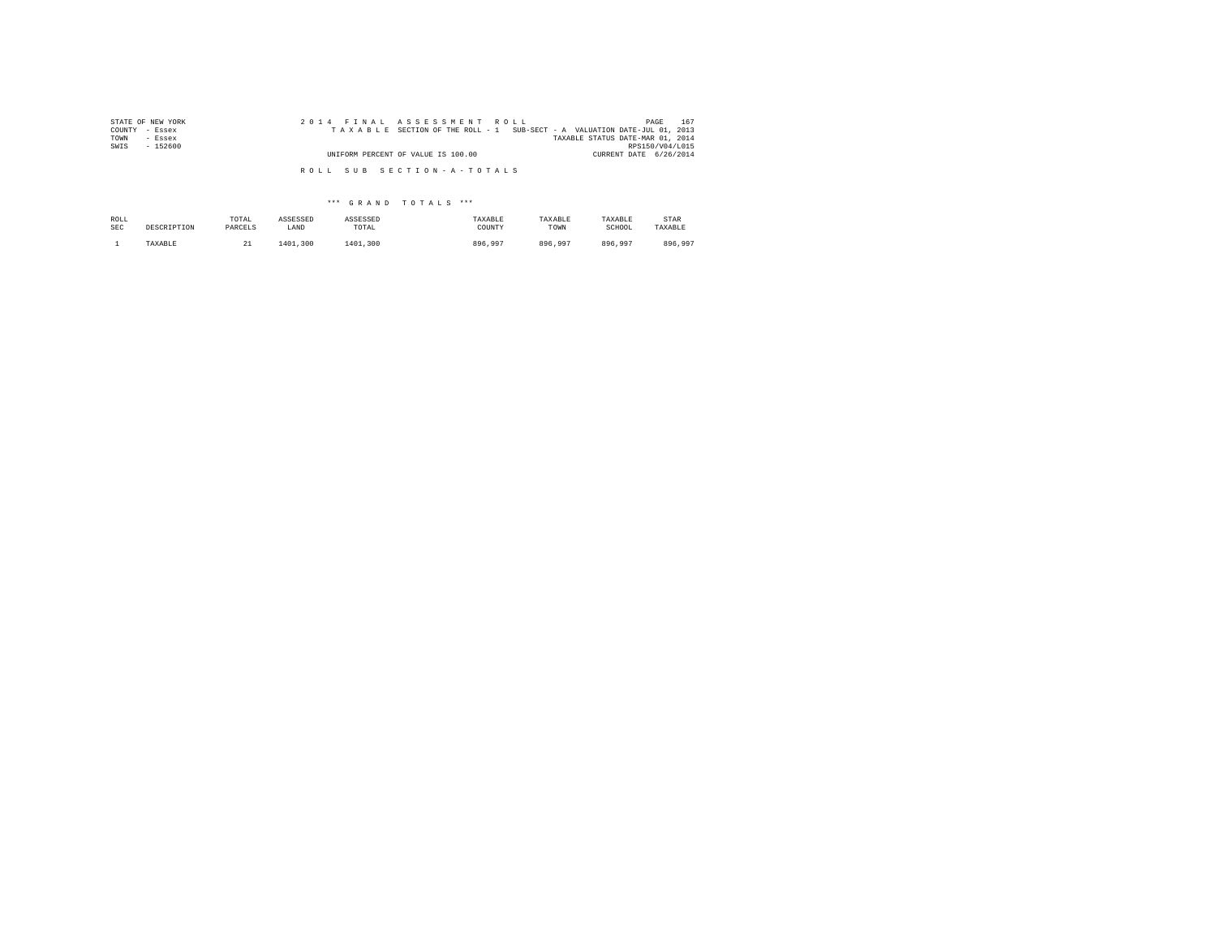STATE OF NEW YORK
COUNTY - Essex
TOWN - Essex
SWIS - 152600

2 0 1 4 F I N A L A S S E S S M E N T R O L L
T A X A B L E SECTION OF THE ROLL - 1 SUB-SECT - A VALUATION DATE-JUL 01, 2013
TAXABLE STATUS DATE-MAR 01, 2014
RPS150/V04/L015
UNIFORM PERCENT OF VALUE IS 100.00
CURRENT DATE 6/26/2014

R O L L S U B S E C T I O N - A - T O T A L S

\*\*\* G R A N D T O T A L S \*\*\*

| ROLL SEC | DESCRIPTION | TOTAL PARCELS | ASSESSED LAND | ASSESSED TOTAL | TAXABLE COUNTY | TAXABLE TOWN | TAXABLE SCHOOL | STAR TAXABLE |
|---|---|---|---|---|---|---|---|---|
| 1 | TAXABLE | 21 | 1401,300 | 1401,300 | 896,997 | 896,997 | 896,997 | 896,997 |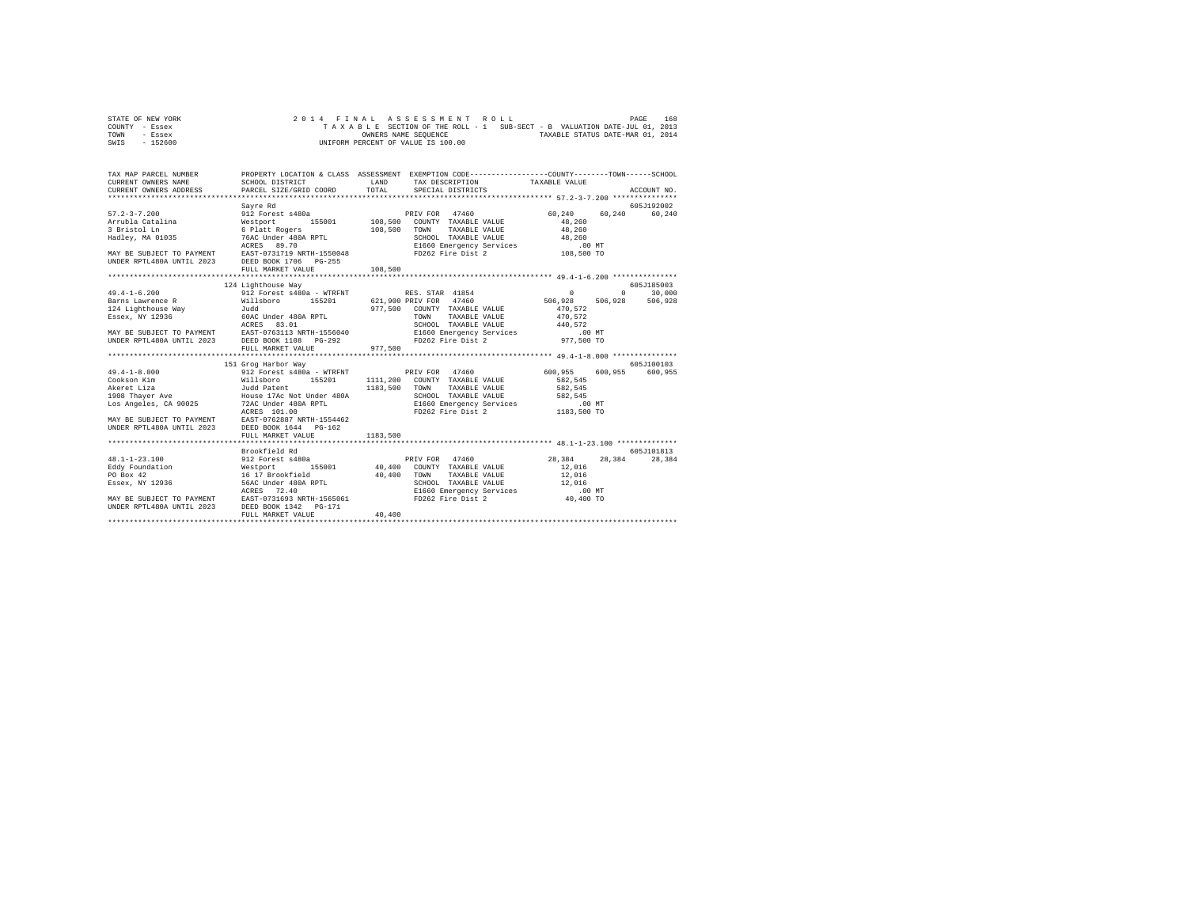STATE OF NEW YORK
COUNTY - Essex
TOWN - Essex
SWIS - 152600

2014 FINAL ASSESSMENT ROLL
TAXABLE SECTION OF THE ROLL - 1 SUB-SECT - B VALUATION DATE-JUL 01, 2013
OWNERS NAME SEQUENCE TAXABLE STATUS DATE-MAR 01, 2014
UNIFORM PERCENT OF VALUE IS 100.00

```
TAX MAP PARCEL NUMBER          PROPERTY LOCATION & CLASS  ASSESSMENT  EXEMPTION CODE-----------------COUNTY--------TOWN------SCHOOL
CURRENT OWNERS NAME            SCHOOL DISTRICT            LAND        TAX DESCRIPTION          TAXABLE VALUE
CURRENT OWNERS ADDRESS         PARCEL SIZE/GRID COORD     TOTAL       SPECIAL DISTRICTS                                  ACCOUNT NO.
*********************************************************************************************** 57.2-3-7.200 ***************
                               Sayre Rd                                                                              605J192002
57.2-3-7.200                   912 Forest s480a                       PRIV FOR  47460              60,240     60,240     60,240
Arrubla Catalina               Westport      155001       108,500   COUNTY  TAXABLE VALUE             48,260
3 Bristol Ln                   6 Platt Rogers             108,500   TOWN    TAXABLE VALUE             48,260
Hadley, MA 01035               76AC Under 480A RPTL                 SCHOOL  TAXABLE VALUE             48,260
                               ACRES  89.70                         E1660 Emergency Services             .00 MT
MAY BE SUBJECT TO PAYMENT      EAST-0731719 NRTH-1550048            FD262 Fire Dist 2                108,500 TO
UNDER RPTL480A UNTIL 2023      DEED BOOK 1706   PG-255
                               FULL MARKET VALUE          108,500
*********************************************************************************************** 49.4-1-6.200 ***************
                               124 Lighthouse Way                                                                    605J185003
49.4-1-6.200                   912 Forest s480a - WTRFNT            RES. STAR  41854                   0          0     30,000
Barns Lawrence R               Willsboro     155201       621,900 PRIV FOR  47460             506,928    506,928    506,928
124 Lighthouse Way             Judd                       977,500   COUNTY  TAXABLE VALUE            470,572
Essex, NY 12936                60AC Under 480A RPTL                 TOWN    TAXABLE VALUE            470,572
                               ACRES  83.01                         SCHOOL  TAXABLE VALUE            440,572
MAY BE SUBJECT TO PAYMENT      EAST-0763113 NRTH-1556040            E1660 Emergency Services             .00 MT
UNDER RPTL480A UNTIL 2023      DEED BOOK 1108   PG-292              FD262 Fire Dist 2                977,500 TO
                               FULL MARKET VALUE          977,500
*********************************************************************************************** 49.4-1-8.000 ***************
                               151 Grog Harbor Way                                                                   605J100103
49.4-1-8.000                   912 Forest s480a - WTRFNT            PRIV FOR  47460             600,955    600,955    600,955
Cookson Kim                    Willsboro     155201      1111,200   COUNTY  TAXABLE VALUE            582,545
Akeret Liza                    Judd Patent               1183,500   TOWN    TAXABLE VALUE            582,545
1908 Thayer Ave                House 17Ac Not Under 480A            SCHOOL  TAXABLE VALUE            582,545
Los Angeles, CA 90025          72AC Under 480A RPTL                 E1660 Emergency Services             .00 MT
                               ACRES 101.00                         FD262 Fire Dist 2               1183,500 TO
MAY BE SUBJECT TO PAYMENT      EAST-0762887 NRTH-1554462
UNDER RPTL480A UNTIL 2023      DEED BOOK 1644   PG-162
                               FULL MARKET VALUE         1183,500
*********************************************************************************************** 48.1-1-23.100 **************
                               Brookfield Rd                                                                         605J101813
48.1-1-23.100                  912 Forest s480a                       PRIV FOR  47460              28,384     28,384     28,384
Eddy Foundation                Westport      155001        40,400   COUNTY  TAXABLE VALUE             12,016
PO Box 42                      16 17 Brookfield            40,400   TOWN    TAXABLE VALUE             12,016
Essex, NY 12936                56AC Under 480A RPTL                 SCHOOL  TAXABLE VALUE             12,016
                               ACRES  72.40                         E1660 Emergency Services             .00 MT
MAY BE SUBJECT TO PAYMENT      EAST-0731693 NRTH-1565061            FD262 Fire Dist 2                 40,400 TO
UNDER RPTL480A UNTIL 2023      DEED BOOK 1342   PG-171
                               FULL MARKET VALUE           40,400
****************************************************************************************************************************
```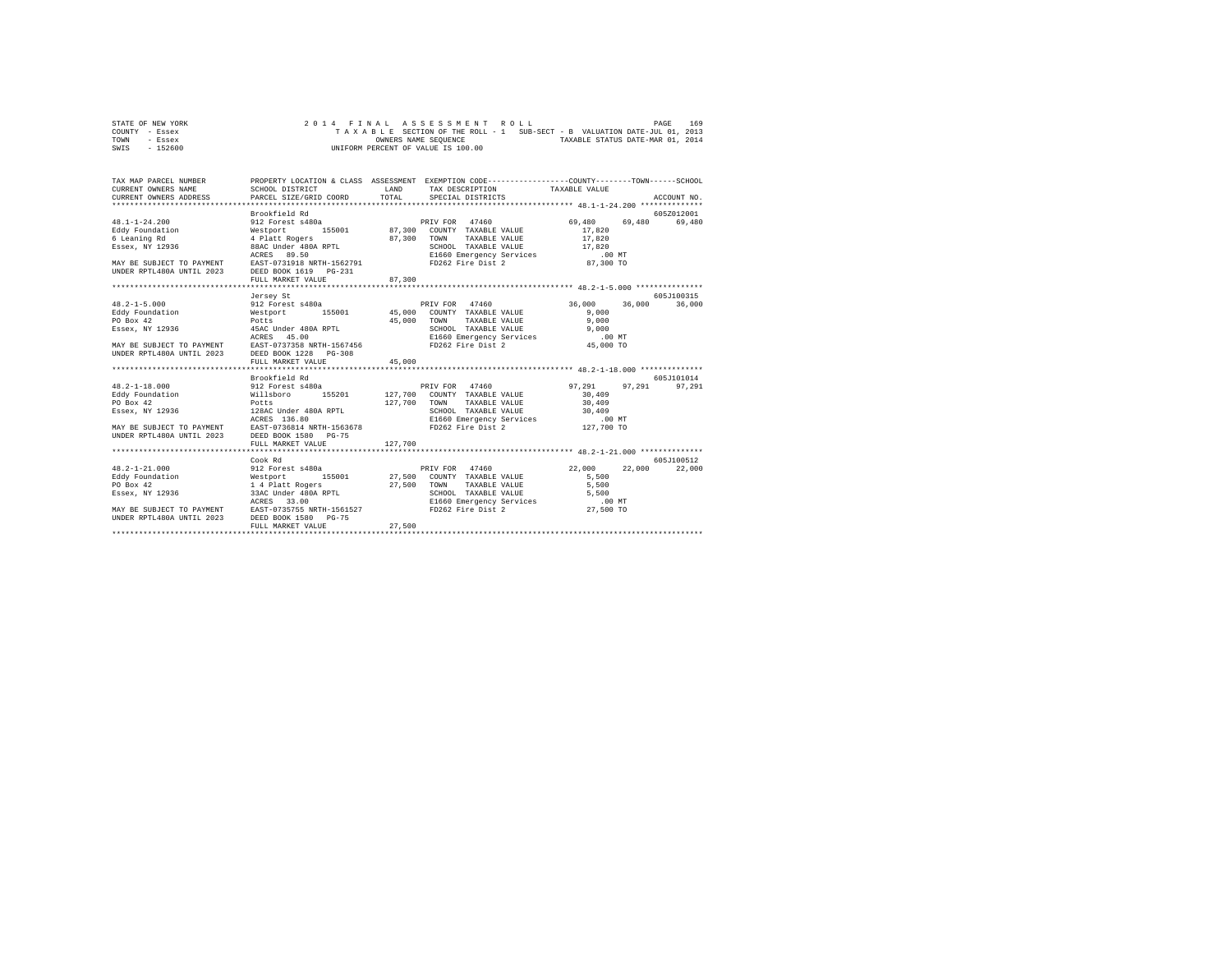STATE OF NEW YORK
COUNTY - Essex
TOWN - Essex
SWIS - 152600

2 0 1 4 F I N A L A S S E S S M E N T R O L L
T A X A B L E SECTION OF THE ROLL - 1 SUB-SECT - B VALUATION DATE-JUL 01, 2013
OWNERS NAME SEQUENCE TAXABLE STATUS DATE-MAR 01, 2014
UNIFORM PERCENT OF VALUE IS 100.00

| TAX MAP PARCEL NUMBER / CURRENT OWNERS NAME / CURRENT OWNERS ADDRESS | PROPERTY LOCATION & CLASS / SCHOOL DISTRICT / PARCEL SIZE/GRID COORD | ASSESSMENT LAND / TOTAL | EXEMPTION CODE / TAX DESCRIPTION / SPECIAL DISTRICTS | COUNTY | TOWN | SCHOOL / ACCOUNT NO. |
|---|---|---|---|---|---|---|
| 48.1-1-24.200 | Brookfield Rd | | | | | 605Z012001 |
| 48.1-1-24.200 | 912 Forest s480a | | PRIV FOR 47460 | 69,480 | 69,480 | 69,480 |
| Eddy Foundation | Westport 155001 | 87,300 | COUNTY TAXABLE VALUE | 17,820 | | |
| 6 Leaning Rd | 4 Platt Rogers | 87,300 | TOWN TAXABLE VALUE | 17,820 | | |
| Essex, NY 12936 | 88AC Under 480A RPTL | | SCHOOL TAXABLE VALUE | 17,820 | | |
| | ACRES 89.50 | | E1660 Emergency Services | .00 MT | | |
| MAY BE SUBJECT TO PAYMENT | EAST-0731918 NRTH-1562791 | | FD262 Fire Dist 2 | 87,300 TO | | |
| UNDER RPTL480A UNTIL 2023 | DEED BOOK 1619 PG-231 | | | | | |
| | FULL MARKET VALUE | 87,300 | | | | |
| 48.2-1-5.000 | Jersey St | | | | | 605J100315 |
| 48.2-1-5.000 | 912 Forest s480a | | PRIV FOR 47460 | 36,000 | 36,000 | 36,000 |
| Eddy Foundation | Westport 155001 | 45,000 | COUNTY TAXABLE VALUE | 9,000 | | |
| PO Box 42 | Potts | 45,000 | TOWN TAXABLE VALUE | 9,000 | | |
| Essex, NY 12936 | 45AC Under 480A RPTL | | SCHOOL TAXABLE VALUE | 9,000 | | |
| | ACRES 45.00 | | E1660 Emergency Services | .00 MT | | |
| MAY BE SUBJECT TO PAYMENT | EAST-0737358 NRTH-1567456 | | FD262 Fire Dist 2 | 45,000 TO | | |
| UNDER RPTL480A UNTIL 2023 | DEED BOOK 1228 PG-308 | | | | | |
| | FULL MARKET VALUE | 45,000 | | | | |
| 48.2-1-18.000 | Brookfield Rd | | | | | 605J101014 |
| 48.2-1-18.000 | 912 Forest s480a | | PRIV FOR 47460 | 97,291 | 97,291 | 97,291 |
| Eddy Foundation | Willsboro 155201 | 127,700 | COUNTY TAXABLE VALUE | 30,409 | | |
| PO Box 42 | Potts | 127,700 | TOWN TAXABLE VALUE | 30,409 | | |
| Essex, NY 12936 | 128AC Under 480A RPTL | | SCHOOL TAXABLE VALUE | 30,409 | | |
| | ACRES 136.80 | | E1660 Emergency Services | .00 MT | | |
| MAY BE SUBJECT TO PAYMENT | EAST-0736814 NRTH-1563678 | | FD262 Fire Dist 2 | 127,700 TO | | |
| UNDER RPTL480A UNTIL 2023 | DEED BOOK 1580 PG-75 | | | | | |
| | FULL MARKET VALUE | 127,700 | | | | |
| 48.2-1-21.000 | Cook Rd | | | | | 605J100512 |
| 48.2-1-21.000 | 912 Forest s480a | | PRIV FOR 47460 | 22,000 | 22,000 | 22,000 |
| Eddy Foundation | Westport 155001 | 27,500 | COUNTY TAXABLE VALUE | 5,500 | | |
| PO Box 42 | 1 4 Platt Rogers | 27,500 | TOWN TAXABLE VALUE | 5,500 | | |
| Essex, NY 12936 | 33AC Under 480A RPTL | | SCHOOL TAXABLE VALUE | 5,500 | | |
| | ACRES 33.00 | | E1660 Emergency Services | .00 MT | | |
| MAY BE SUBJECT TO PAYMENT | EAST-0735755 NRTH-1561527 | | FD262 Fire Dist 2 | 27,500 TO | | |
| UNDER RPTL480A UNTIL 2023 | DEED BOOK 1580 PG-75 | | | | | |
| | FULL MARKET VALUE | 27,500 | | | | |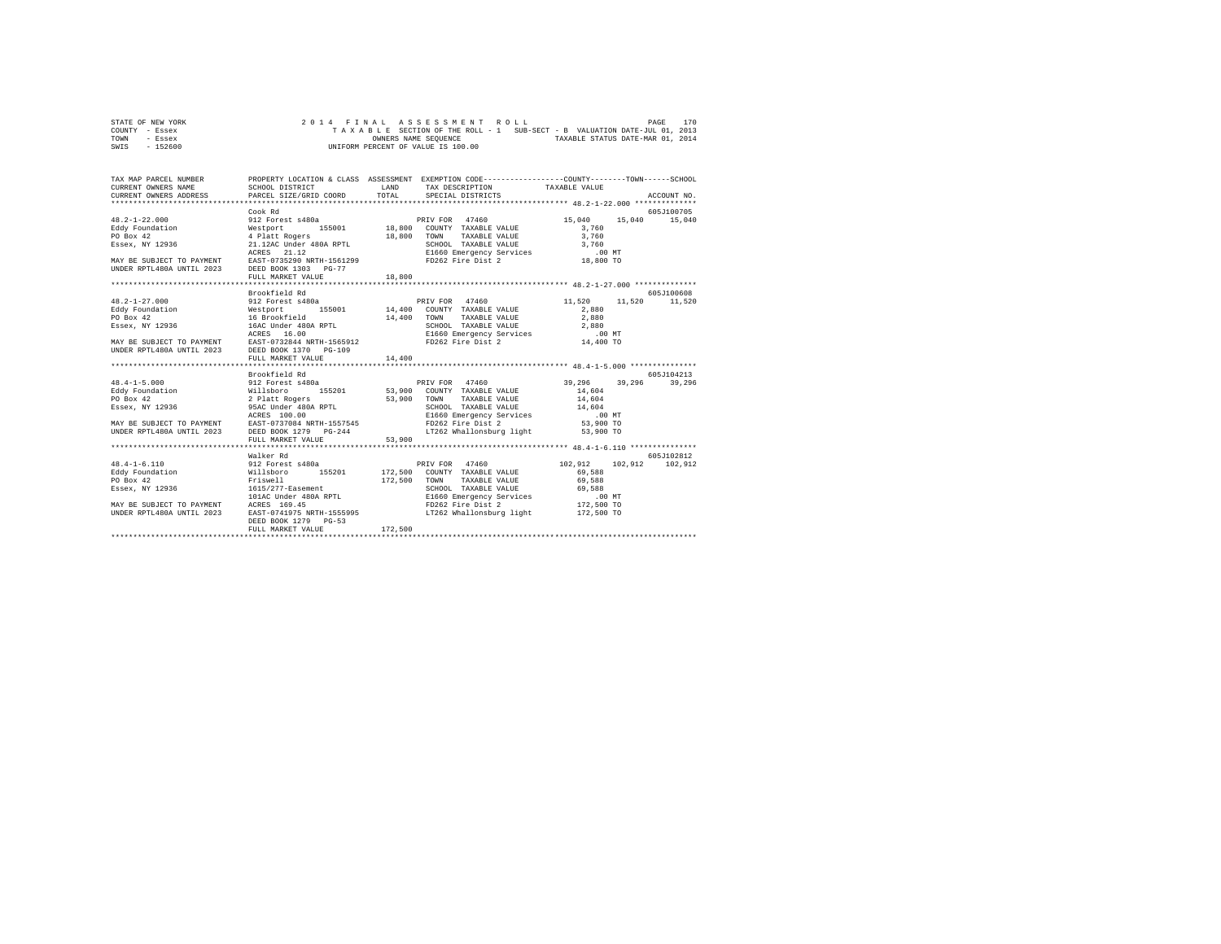STATE OF NEW YORK                    2 0 1 4   F I N A L   A S S E S S M E N T   R O L L
COUNTY - Essex                       T A X A B L E  SECTION OF THE ROLL - 1   SUB-SECT - B  VALUATION DATE-JUL 01, 2013
TOWN   - Essex                       OWNERS NAME SEQUENCE                     TAXABLE STATUS DATE-MAR 01, 2014
SWIS   - 152600                      UNIFORM PERCENT OF VALUE IS 100.00

```
TAX MAP PARCEL NUMBER          PROPERTY LOCATION & CLASS  ASSESSMENT  EXEMPTION CODE-----------------COUNTY--------TOWN------SCHOOL
CURRENT OWNERS NAME            SCHOOL DISTRICT             LAND       TAX DESCRIPTION             TAXABLE VALUE
CURRENT OWNERS ADDRESS         PARCEL SIZE/GRID COORD      TOTAL      SPECIAL DISTRICTS                                 ACCOUNT NO.
******************************************************************************************** 48.2-1-22.000 **************
                               Cook Rd                                                                              605J100705
48.2-1-22.000                  912 Forest s480a                       PRIV FOR  47460             15,040    15,040     15,040
Eddy Foundation                Westport       155001      18,800      COUNTY  TAXABLE VALUE        3,760
PO Box 42                      4 Platt Rogers             18,800      TOWN    TAXABLE VALUE        3,760
Essex, NY 12936                21.12AC Under 480A RPTL                SCHOOL  TAXABLE VALUE        3,760
                               ACRES   21.12                          E1660 Emergency Services          .00 MT
MAY BE SUBJECT TO PAYMENT      EAST-0735290 NRTH-1561299              FD262 Fire Dist 2               18,800 TO
UNDER RPTL480A UNTIL 2023      DEED BOOK 1303   PG-77
                               FULL MARKET VALUE          18,800
******************************************************************************************** 48.2-1-27.000 **************
                               Brookfield Rd                                                                        605J100608
48.2-1-27.000                  912 Forest s480a                       PRIV FOR  47460             11,520    11,520     11,520
Eddy Foundation                Westport       155001      14,400      COUNTY  TAXABLE VALUE        2,880
PO Box 42                      16 Brookfield              14,400      TOWN    TAXABLE VALUE        2,880
Essex, NY 12936                16AC Under 480A RPTL                   SCHOOL  TAXABLE VALUE        2,880
                               ACRES   16.00                          E1660 Emergency Services          .00 MT
MAY BE SUBJECT TO PAYMENT      EAST-0732844 NRTH-1565912              FD262 Fire Dist 2               14,400 TO
UNDER RPTL480A UNTIL 2023      DEED BOOK 1370   PG-109
                               FULL MARKET VALUE          14,400
******************************************************************************************** 48.4-1-5.000 ***************
                               Brookfield Rd                                                                        605J104213
48.4-1-5.000                   912 Forest s480a                       PRIV FOR  47460             39,296    39,296     39,296
Eddy Foundation                Willsboro      155201      53,900      COUNTY  TAXABLE VALUE       14,604
PO Box 42                      2 Platt Rogers             53,900      TOWN    TAXABLE VALUE       14,604
Essex, NY 12936                95AC Under 480A RPTL                   SCHOOL  TAXABLE VALUE       14,604
                               ACRES  100.00                          E1660 Emergency Services          .00 MT
MAY BE SUBJECT TO PAYMENT      EAST-0737084 NRTH-1557545              FD262 Fire Dist 2               53,900 TO
UNDER RPTL480A UNTIL 2023      DEED BOOK 1279   PG-244                LT262 Whallonsburg light        53,900 TO
                               FULL MARKET VALUE          53,900
******************************************************************************************** 48.4-1-6.110 ***************
                               Walker Rd                                                                            605J102812
48.4-1-6.110                   912 Forest s480a                       PRIV FOR  47460            102,912   102,912    102,912
Eddy Foundation                Willsboro      155201     172,500      COUNTY  TAXABLE VALUE       69,588
PO Box 42                      Friswell                  172,500      TOWN    TAXABLE VALUE       69,588
Essex, NY 12936                1615/277-Easement                      SCHOOL  TAXABLE VALUE       69,588
                               101AC Under 480A RPTL                  E1660 Emergency Services          .00 MT
MAY BE SUBJECT TO PAYMENT      ACRES  169.45                          FD262 Fire Dist 2              172,500 TO
UNDER RPTL480A UNTIL 2023      EAST-0741975 NRTH-1555995              LT262 Whallonsburg light       172,500 TO
                               DEED BOOK 1279   PG-53
                               FULL MARKET VALUE         172,500
****************************************************************************************************************************
```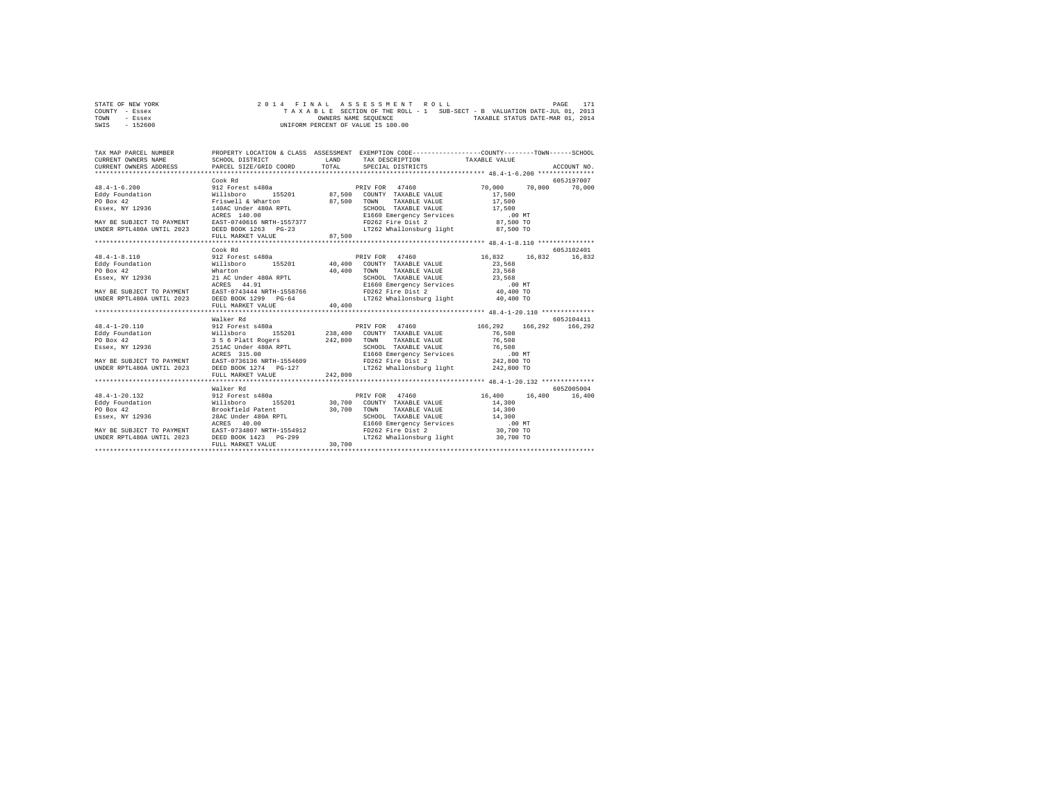```
STATE OF NEW YORK                2 0 1 4   F I N A L   A S S E S S M E N T   R O L L                    PAGE  171
COUNTY  - Essex                   T A X A B L E  SECTION OF THE ROLL - 1   SUB-SECT - B  VALUATION DATE-JUL 01, 2013
TOWN    - Essex                                    OWNERS NAME SEQUENCE              TAXABLE STATUS DATE-MAR 01, 2014
SWIS    - 152600                            UNIFORM PERCENT OF VALUE IS 100.00

TAX MAP PARCEL NUMBER          PROPERTY LOCATION & CLASS  ASSESSMENT  EXEMPTION CODE-----------------COUNTY--------TOWN------SCHOOL
CURRENT OWNERS NAME            SCHOOL DISTRICT              LAND      TAX DESCRIPTION            TAXABLE VALUE
CURRENT OWNERS ADDRESS         PARCEL SIZE/GRID COORD       TOTAL     SPECIAL DISTRICTS                                    ACCOUNT NO.
******************************************************************************************************* 48.4-1-6.200 ***************
                               Cook Rd                                                                                 605J197007
48.4-1-6.200                   912 Forest s480a                          PRIV FOR  47460              70,000    70,000    70,000
Eddy Foundation                Willsboro       155201        87,500   COUNTY  TAXABLE VALUE          17,500
PO Box 42                      Friswell & Wharton            87,500   TOWN    TAXABLE VALUE          17,500
Essex, NY 12936                140AC Under 480A RPTL                  SCHOOL  TAXABLE VALUE          17,500
                               ACRES  140.00                          E1660 Emergency Services            .00 MT
MAY BE SUBJECT TO PAYMENT      EAST-0740616 NRTH-1557377              FD262 Fire Dist 2               87,500 TO
UNDER RPTL480A UNTIL 2023      DEED BOOK 1263   PG-23                 LT262 Whallonsburg light        87,500 TO
                               FULL MARKET VALUE             87,500
******************************************************************************************************* 48.4-1-8.110 ***************
                               Cook Rd                                                                                 605J102401
48.4-1-8.110                   912 Forest s480a                          PRIV FOR  47460              16,832    16,832    16,832
Eddy Foundation                Willsboro       155201        40,400   COUNTY  TAXABLE VALUE          23,568
PO Box 42                      Wharton                       40,400   TOWN    TAXABLE VALUE          23,568
Essex, NY 12936                21 AC Under 480A RPTL                  SCHOOL  TAXABLE VALUE          23,568
                               ACRES   44.91                          E1660 Emergency Services            .00 MT
MAY BE SUBJECT TO PAYMENT      EAST-0743444 NRTH-1558766              FD262 Fire Dist 2               40,400 TO
UNDER RPTL480A UNTIL 2023      DEED BOOK 1299   PG-64                 LT262 Whallonsburg light        40,400 TO
                               FULL MARKET VALUE             40,400
******************************************************************************************************* 48.4-1-20.110 **************
                               Walker Rd                                                                               605J104411
48.4-1-20.110                  912 Forest s480a                          PRIV FOR  47460             166,292   166,292   166,292
Eddy Foundation                Willsboro       155201       238,400   COUNTY  TAXABLE VALUE          76,508
PO Box 42                      3 5 6 Platt Rogers           242,800   TOWN    TAXABLE VALUE          76,508
Essex, NY 12936                251AC Under 480A RPTL                  SCHOOL  TAXABLE VALUE          76,508
                               ACRES  315.00                          E1660 Emergency Services            .00 MT
MAY BE SUBJECT TO PAYMENT      EAST-0736136 NRTH-1554609              FD262 Fire Dist 2              242,800 TO
UNDER RPTL480A UNTIL 2023      DEED BOOK 1274   PG-127                LT262 Whallonsburg light       242,800 TO
                               FULL MARKET VALUE            242,800
******************************************************************************************************* 48.4-1-20.132 **************
                               Walker Rd                                                                               605Z005004
48.4-1-20.132                  912 Forest s480a                          PRIV FOR  47460              16,400    16,400    16,400
Eddy Foundation                Willsboro       155201        30,700   COUNTY  TAXABLE VALUE          14,300
PO Box 42                      Brookfield Patent             30,700   TOWN    TAXABLE VALUE          14,300
Essex, NY 12936                28AC Under 480A RPTL                   SCHOOL  TAXABLE VALUE          14,300
                               ACRES   40.00                          E1660 Emergency Services            .00 MT
MAY BE SUBJECT TO PAYMENT      EAST-0734807 NRTH-1554912              FD262 Fire Dist 2               30,700 TO
UNDER RPTL480A UNTIL 2023      DEED BOOK 1423   PG-299                LT262 Whallonsburg light        30,700 TO
                               FULL MARKET VALUE             30,700
************************************************************************************************************************************
```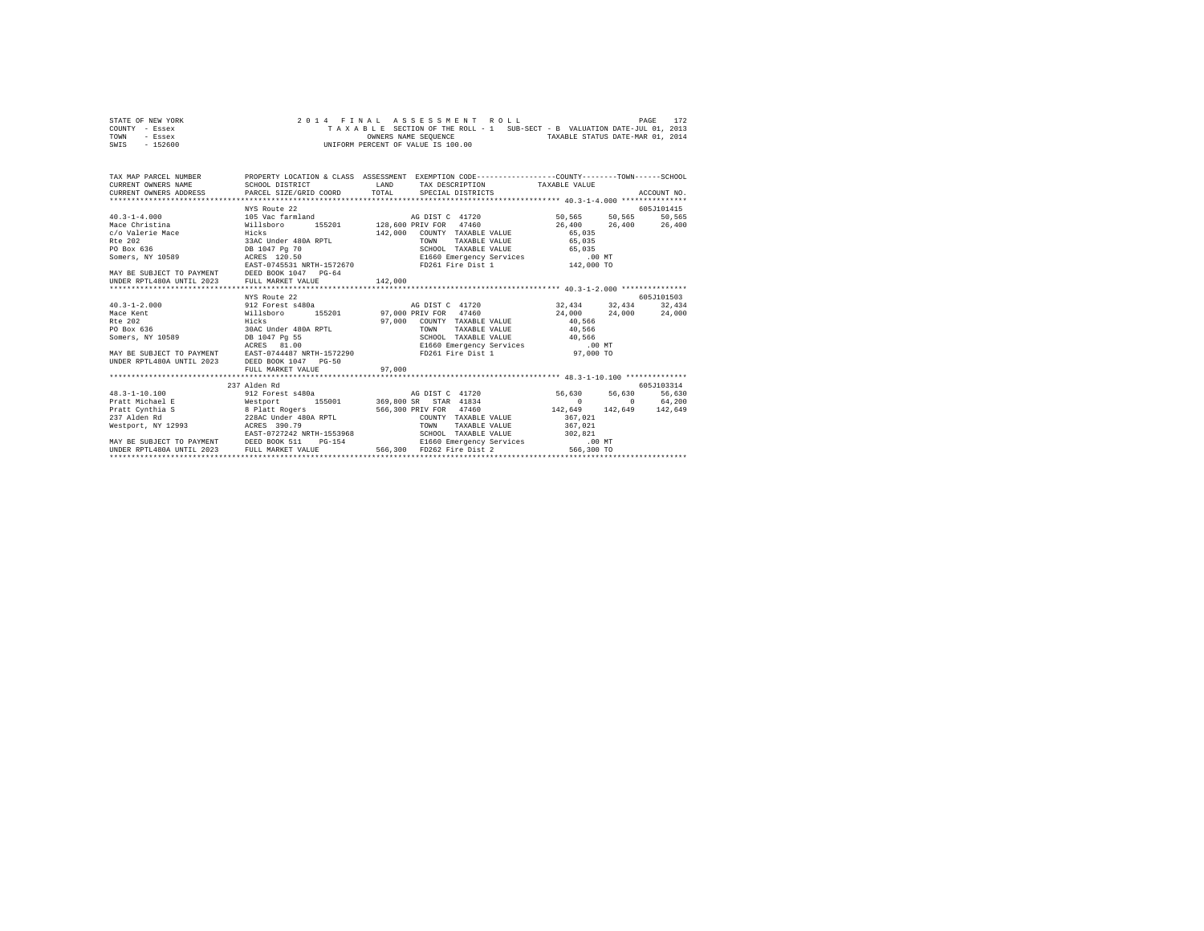STATE OF NEW YORK                    2014 FINAL ASSESSMENT ROLL
COUNTY - Essex                       TAXABLE SECTION OF THE ROLL - 1   SUB-SECT - B  VALUATION DATE-JUL 01, 2013
TOWN - Essex                         OWNERS NAME SEQUENCE             TAXABLE STATUS DATE-MAR 01, 2014
SWIS - 152600                        UNIFORM PERCENT OF VALUE IS 100.00

| TAX MAP PARCEL NUMBER / CURRENT OWNERS NAME / CURRENT OWNERS ADDRESS | PROPERTY LOCATION & CLASS / SCHOOL DISTRICT / PARCEL SIZE/GRID COORD | ASSESSMENT LAND / TOTAL | EXEMPTION CODE / TAX DESCRIPTION / SPECIAL DISTRICTS | COUNTY TAXABLE VALUE | TOWN | SCHOOL / ACCOUNT NO. |
|---|---|---|---|---|---|---|
| 40.3-1-4.000 | NYS Route 22 | | | | | 605J101415 |
| Mace Christina | 105 Vac farmland | | AG DIST C 41720 | 50,565 | 50,565 | 50,565 |
| c/o Valerie Mace | Willsboro 155201 | 128,600 | PRIV FOR 47460 | 26,400 | 26,400 | 26,400 |
| Rte 202 | Hicks | 142,000 | COUNTY TAXABLE VALUE | 65,035 | | |
| PO Box 636 | 33AC Under 480A RPTL | | TOWN TAXABLE VALUE | 65,035 | | |
| Somers, NY 10589 | DB 1047 Pg 70 | | SCHOOL TAXABLE VALUE | 65,035 | | |
| | ACRES 120.50 | | E1660 Emergency Services | .00 MT | | |
| | EAST-0745531 NRTH-1572670 | | FD261 Fire Dist 1 | 142,000 TO | | |
| MAY BE SUBJECT TO PAYMENT | DEED BOOK 1047 PG-64 | | | | | |
| UNDER RPTL480A UNTIL 2023 | FULL MARKET VALUE | 142,000 | | | | |
| 40.3-1-2.000 | NYS Route 22 | | | | | 605J101503 |
| Mace Kent | 912 Forest s480a | | AG DIST C 41720 | 32,434 | 32,434 | 32,434 |
| Rte 202 | Willsboro 155201 | 97,000 | PRIV FOR 47460 | 24,000 | 24,000 | 24,000 |
| PO Box 636 | Hicks | 97,000 | COUNTY TAXABLE VALUE | 40,566 | | |
| Somers, NY 10589 | 30AC Under 480A RPTL | | TOWN TAXABLE VALUE | 40,566 | | |
| | DB 1047 Pg 55 | | SCHOOL TAXABLE VALUE | 40,566 | | |
| | ACRES 81.00 | | E1660 Emergency Services | .00 MT | | |
| MAY BE SUBJECT TO PAYMENT | EAST-0744487 NRTH-1572290 | | FD261 Fire Dist 1 | 97,000 TO | | |
| UNDER RPTL480A UNTIL 2023 | DEED BOOK 1047 PG-50 | | | | | |
| | FULL MARKET VALUE | 97,000 | | | | |
| 48.3-1-10.100 | 237 Alden Rd | | | | | 605J103314 |
| Pratt Michael E | 912 Forest s480a | | AG DIST C 41720 | 56,630 | 56,630 | 56,630 |
| Pratt Cynthia S | Westport 155001 | 369,800 | SR STAR 41834 | 0 | 0 | 64,200 |
| 237 Alden Rd | 8 Platt Rogers | 566,300 | PRIV FOR 47460 | 142,649 | 142,649 | 142,649 |
| Westport, NY 12993 | 228AC Under 480A RPTL | | COUNTY TAXABLE VALUE | 367,021 | | |
| | ACRES 390.79 | | TOWN TAXABLE VALUE | 367,021 | | |
| | EAST-0727242 NRTH-1553968 | | SCHOOL TAXABLE VALUE | 302,821 | | |
| MAY BE SUBJECT TO PAYMENT | DEED BOOK 511 PG-154 | | E1660 Emergency Services | .00 MT | | |
| UNDER RPTL480A UNTIL 2023 | FULL MARKET VALUE | 566,300 | FD262 Fire Dist 2 | 566,300 TO | | |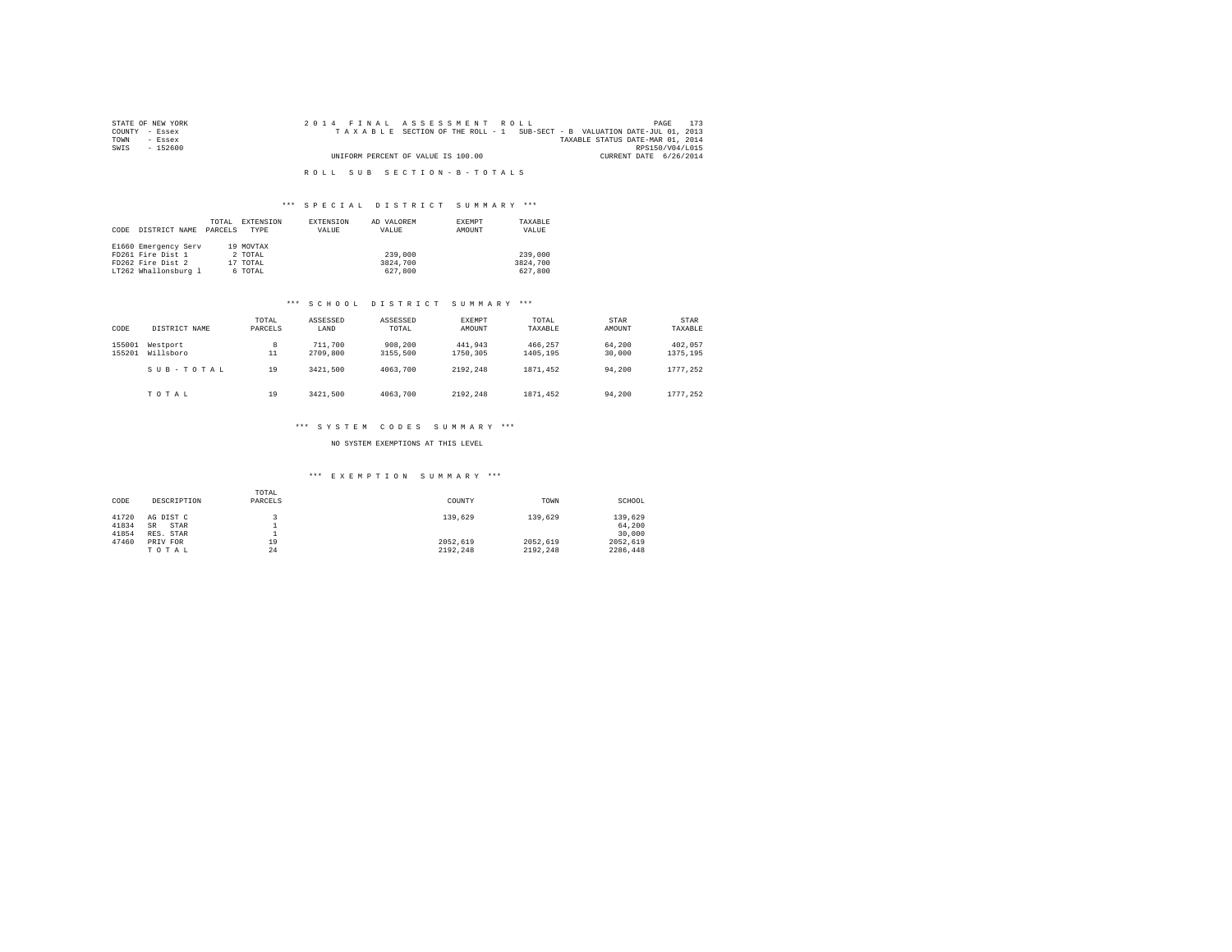STATE OF NEW YORK
COUNTY - Essex
TOWN - Essex
SWIS - 152600

2014 FINAL ASSESSMENT ROLL
TAXABLE SECTION OF THE ROLL - 1 SUB-SECT - B VALUATION DATE-JUL 01, 2013
TAXABLE STATUS DATE-MAR 01, 2014
RPS150/V04/L015
UNIFORM PERCENT OF VALUE IS 100.00
CURRENT DATE 6/26/2014

## ROLL SUB SECTION - B - TOTALS

### *** SPECIAL DISTRICT SUMMARY ***

| CODE | DISTRICT NAME | TOTAL PARCELS | EXTENSION TYPE | EXTENSION VALUE | AD VALOREM VALUE | EXEMPT AMOUNT | TAXABLE VALUE |
|---|---|---|---|---|---|---|---|
| E1660 | Emergency Serv | 19 | MOVTAX | | | | |
| FD261 | Fire Dist 1 | 2 | TOTAL | | 239,000 | | 239,000 |
| FD262 | Fire Dist 2 | 17 | TOTAL | | 3824,700 | | 3824,700 |
| LT262 | Whallonsburg l | 6 | TOTAL | | 627,800 | | 627,800 |

### *** SCHOOL DISTRICT SUMMARY ***

| CODE | DISTRICT NAME | TOTAL PARCELS | ASSESSED LAND | ASSESSED TOTAL | EXEMPT AMOUNT | TOTAL TAXABLE | STAR AMOUNT | STAR TAXABLE |
|---|---|---|---|---|---|---|---|---|
| 155001 | Westport | 8 | 711,700 | 908,200 | 441,943 | 466,257 | 64,200 | 402,057 |
| 155201 | Willsboro | 11 | 2709,800 | 3155,500 | 1750,305 | 1405,195 | 30,000 | 1375,195 |
| | SUB-TOTAL | 19 | 3421,500 | 4063,700 | 2192,248 | 1871,452 | 94,200 | 1777,252 |
| | TOTAL | 19 | 3421,500 | 4063,700 | 2192,248 | 1871,452 | 94,200 | 1777,252 |

### *** SYSTEM CODES SUMMARY ***

NO SYSTEM EXEMPTIONS AT THIS LEVEL

### *** EXEMPTION SUMMARY ***

| CODE | DESCRIPTION | TOTAL PARCELS | COUNTY | TOWN | SCHOOL |
|---|---|---|---|---|---|
| 41720 | AG DIST C | 3 | 139,629 | 139,629 | 139,629 |
| 41834 | SR STAR | 1 | | | 64,200 |
| 41854 | RES. STAR | 1 | | | 30,000 |
| 47460 | PRIV FOR | 19 | 2052,619 | 2052,619 | 2052,619 |
| | TOTAL | 24 | 2192,248 | 2192,248 | 2286,448 |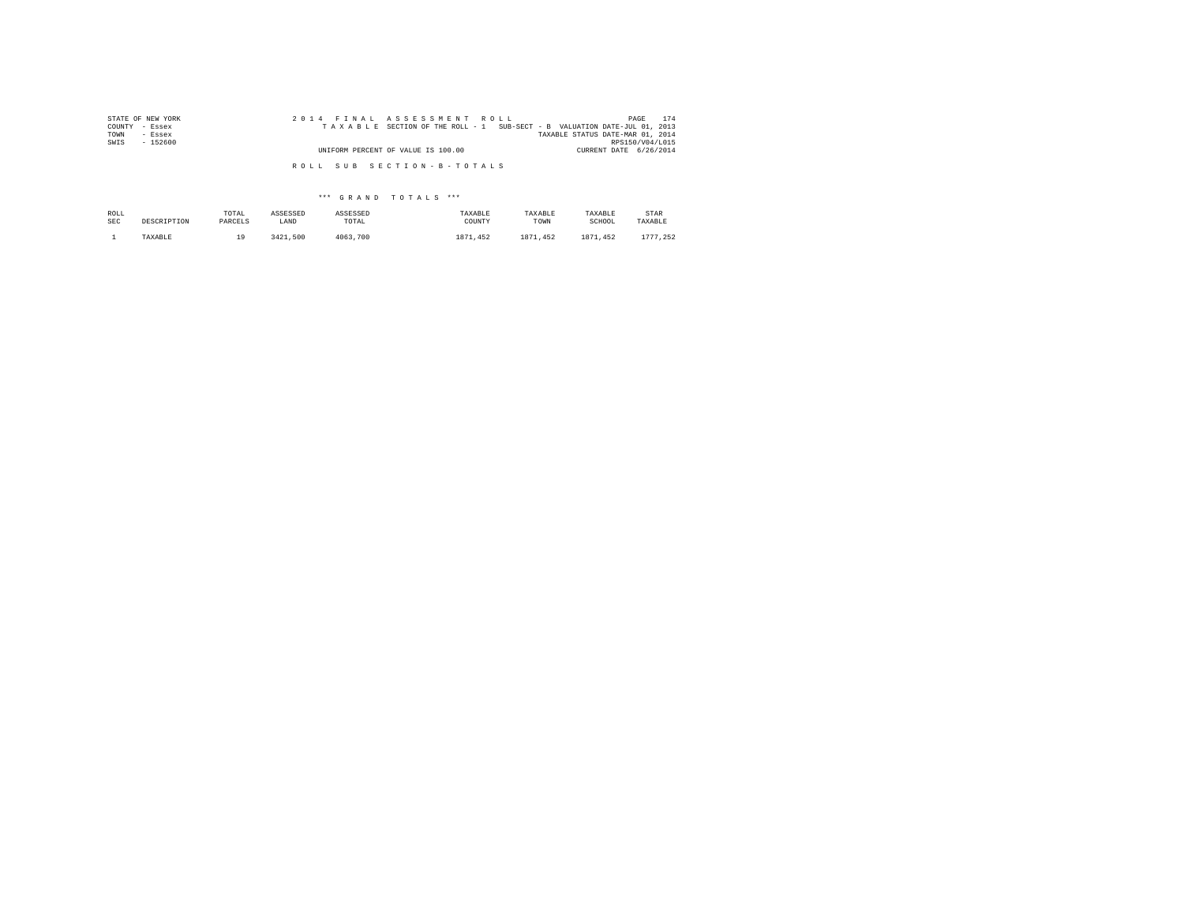STATE OF NEW YORK
COUNTY - Essex
TOWN - Essex
SWIS - 152600

2 0 1 4 F I N A L A S S E S S M E N T R O L L

T A X A B L E SECTION OF THE ROLL - 1 SUB-SECT - B VALUATION DATE-JUL 01, 2013

TAXABLE STATUS DATE-MAR 01, 2014

RPS150/V04/L015

UNIFORM PERCENT OF VALUE IS 100.00

CURRENT DATE 6/26/2014

R O L L S U B S E C T I O N - B - T O T A L S

*** G R A N D T O T A L S ***

| ROLL SEC | DESCRIPTION | TOTAL PARCELS | ASSESSED LAND | ASSESSED TOTAL | TAXABLE COUNTY | TAXABLE TOWN | TAXABLE SCHOOL | STAR TAXABLE |
|---|---|---|---|---|---|---|---|---|
| 1 | TAXABLE | 19 | 3421,500 | 4063,700 | 1871,452 | 1871,452 | 1871,452 | 1777,252 |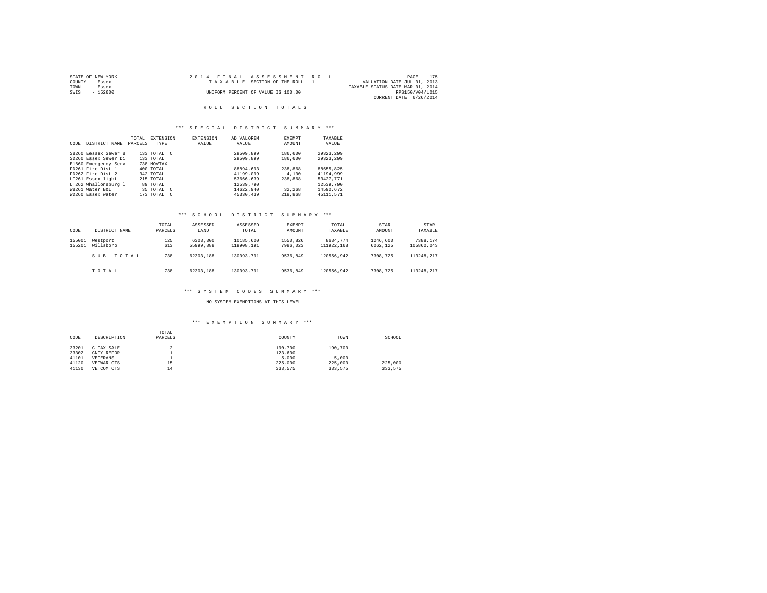STATE OF NEW YORK
COUNTY - Essex
TOWN - Essex
SWIS - 152600

2014 FINAL ASSESSMENT ROLL
TAXABLE SECTION OF THE ROLL - 1
UNIFORM PERCENT OF VALUE IS 100.00

VALUATION DATE-JUL 01, 2013
TAXABLE STATUS DATE-MAR 01, 2014
RPS150/V04/L015
CURRENT DATE 6/26/2014

# ROLL SECTION TOTALS

## *** SPECIAL DISTRICT SUMMARY ***

| CODE | DISTRICT NAME | TOTAL PARCELS | EXTENSION TYPE | EXTENSION VALUE | AD VALOREM VALUE | EXEMPT AMOUNT | TAXABLE VALUE |
|---|---|---|---|---|---|---|---|
| SB260 | Eessex Sewer B | 133 | TOTAL C | | 29509,899 | 186,600 | 29323,299 |
| SD260 | Essex Sewer Di | 133 | TOTAL | | 29509,899 | 186,600 | 29323,299 |
| E1660 | Emergency Serv | 738 | MOVTAX | | | | |
| FD261 | Fire Dist 1 | 400 | TOTAL | | 88894,693 | 238,868 | 88655,825 |
| FD262 | Fire Dist 2 | 342 | TOTAL | | 41199,099 | 4,100 | 41194,999 |
| LT261 | Essex light | 215 | TOTAL | | 53666,639 | 238,868 | 53427,771 |
| LT262 | Whallonsburg l | 89 | TOTAL | | 12539,790 | | 12539,790 |
| WB261 | Water B&I | 35 | TOTAL C | | 14622,940 | 32,268 | 14590,672 |
| WD260 | Essex water | 173 | TOTAL C | | 45330,439 | 218,868 | 45111,571 |

## *** SCHOOL DISTRICT SUMMARY ***

| CODE | DISTRICT NAME | TOTAL PARCELS | ASSESSED LAND | ASSESSED TOTAL | EXEMPT AMOUNT | TOTAL TAXABLE | STAR AMOUNT | STAR TAXABLE |
|---|---|---|---|---|---|---|---|---|
| 155001 | Westport | 125 | 6303,300 | 10185,600 | 1550,826 | 8634,774 | 1246,600 | 7388,174 |
| 155201 | Willsboro | 613 | 55999,888 | 119908,191 | 7986,023 | 111922,168 | 6062,125 | 105860,043 |
| | SUB-TOTAL | 738 | 62303,188 | 130093,791 | 9536,849 | 120556,942 | 7308,725 | 113248,217 |
| | TOTAL | 738 | 62303,188 | 130093,791 | 9536,849 | 120556,942 | 7308,725 | 113248,217 |

## *** SYSTEM CODES SUMMARY ***

NO SYSTEM EXEMPTIONS AT THIS LEVEL

## *** EXEMPTION SUMMARY ***

| CODE | DESCRIPTION | TOTAL PARCELS | COUNTY | TOWN | SCHOOL |
|---|---|---|---|---|---|
| 33201 | C TAX SALE | 2 | 190,700 | 190,700 | |
| 33302 | CNTY REFOR | 1 | 123,600 | | |
| 41101 | VETERANS | 1 | 5,000 | 5,000 | |
| 41120 | VETWAR CTS | 15 | 225,000 | 225,000 | 225,000 |
| 41130 | VETCOM CTS | 14 | 333,575 | 333,575 | 333,575 |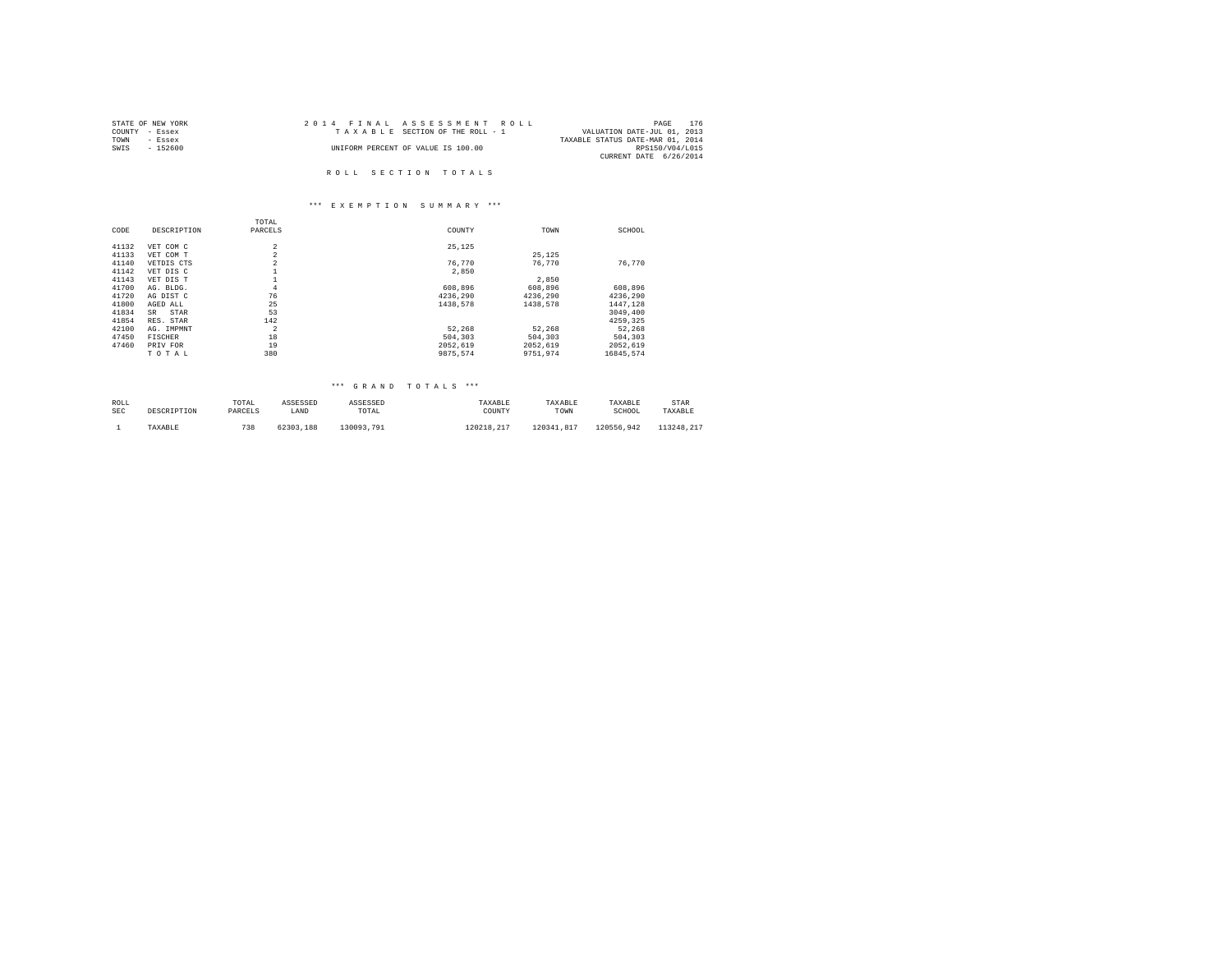STATE OF NEW YORK | COUNTY - Essex | TOWN - Essex | SWIS - 152600

2014 FINAL ASSESSMENT ROLL
TAXABLE SECTION OF THE ROLL - 1
UNIFORM PERCENT OF VALUE IS 100.00

VALUATION DATE-JUL 01, 2013
TAXABLE STATUS DATE-MAR 01, 2014
RPS150/V04/L015
CURRENT DATE 6/26/2014

# ROLL SECTION TOTALS

## *** EXEMPTION SUMMARY ***

| CODE | DESCRIPTION | TOTAL PARCELS | COUNTY | TOWN | SCHOOL |
|---|---|---|---|---|---|
| 41132 | VET COM C | 2 | 25,125 | | |
| 41133 | VET COM T | 2 | | 25,125 | |
| 41140 | VETDIS CTS | 2 | 76,770 | 76,770 | 76,770 |
| 41142 | VET DIS C | 1 | 2,850 | | |
| 41143 | VET DIS T | 1 | | 2,850 | |
| 41700 | AG. BLDG. | 4 | 608,896 | 608,896 | 608,896 |
| 41720 | AG DIST C | 76 | 4236,290 | 4236,290 | 4236,290 |
| 41800 | AGED ALL | 25 | 1438,578 | 1438,578 | 1447,128 |
| 41834 | SR STAR | 53 | | | 3049,400 |
| 41854 | RES. STAR | 142 | | | 4259,325 |
| 42100 | AG. IMPMNT | 2 | 52,268 | 52,268 | 52,268 |
| 47450 | FISCHER | 18 | 504,303 | 504,303 | 504,303 |
| 47460 | PRIV FOR | 19 | 2052,619 | 2052,619 | 2052,619 |
| | T O T A L | 380 | 9875,574 | 9751,974 | 16845,574 |

## *** GRAND TOTALS ***

| ROLL SEC | DESCRIPTION | TOTAL PARCELS | ASSESSED LAND | ASSESSED TOTAL | TAXABLE COUNTY | TAXABLE TOWN | TAXABLE SCHOOL | STAR TAXABLE |
|---|---|---|---|---|---|---|---|---|
| 1 | TAXABLE | 738 | 62303,188 | 130093,791 | 120218,217 | 120341,817 | 120556,942 | 113248,217 |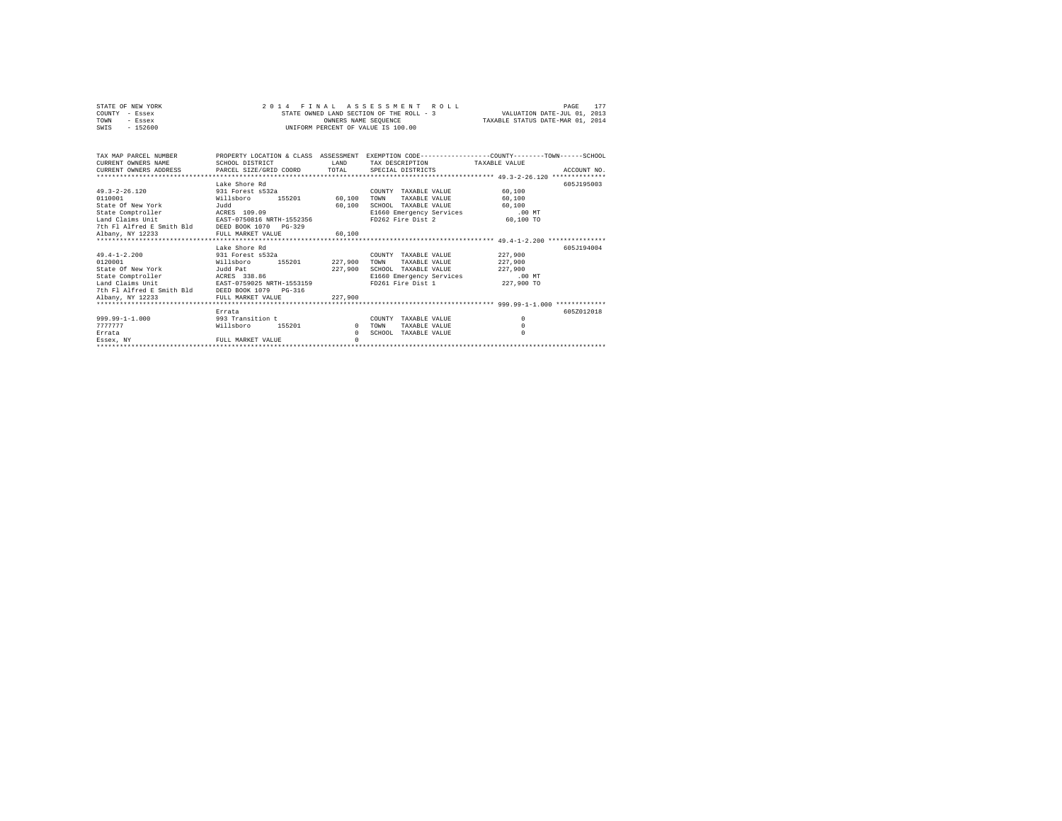STATE OF NEW YORK
COUNTY - Essex
TOWN - Essex
SWIS - 152600

2014 FINAL ASSESSMENT ROLL
STATE OWNED LAND SECTION OF THE ROLL - 3
OWNERS NAME SEQUENCE
UNIFORM PERCENT OF VALUE IS 100.00

VALUATION DATE-JUL 01, 2013
TAXABLE STATUS DATE-MAR 01, 2014

| TAX MAP PARCEL NUMBER / CURRENT OWNERS NAME / CURRENT OWNERS ADDRESS | PROPERTY LOCATION & CLASS / SCHOOL DISTRICT / PARCEL SIZE/GRID COORD | ASSESSMENT LAND / TOTAL | EXEMPTION CODE / TAX DESCRIPTION / SPECIAL DISTRICTS | TAXABLE VALUE (COUNTY / TOWN / SCHOOL) | ACCOUNT NO. |
|---|---|---|---|---|---|
| **49.3-2-26.120** | Lake Shore Rd | | | | 605J195003 |
| 49.3-2-26.120 | 931 Forest s532a | | COUNTY TAXABLE VALUE | 60,100 | |
| 0110001 | Willsboro 155201 | 60,100 | TOWN TAXABLE VALUE | 60,100 | |
| State Of New York | Judd | 60,100 | SCHOOL TAXABLE VALUE | 60,100 | |
| State Comptroller | ACRES 109.09 | | E1660 Emergency Services | .00 MT | |
| Land Claims Unit | EAST-0750816 NRTH-1552356 | | FD262 Fire Dist 2 | 60,100 TO | |
| 7th Fl Alfred E Smith Bld | DEED BOOK 1070 PG-329 | | | | |
| Albany, NY 12233 | FULL MARKET VALUE | 60,100 | | | |
| **49.4-1-2.200** | Lake Shore Rd | | | | 605J194004 |
| 49.4-1-2.200 | 931 Forest s532a | | COUNTY TAXABLE VALUE | 227,900 | |
| 0120001 | Willsboro 155201 | 227,900 | TOWN TAXABLE VALUE | 227,900 | |
| State Of New York | Judd Pat | 227,900 | SCHOOL TAXABLE VALUE | 227,900 | |
| State Comptroller | ACRES 338.86 | | E1660 Emergency Services | .00 MT | |
| Land Claims Unit | EAST-0759025 NRTH-1553159 | | FD261 Fire Dist 1 | 227,900 TO | |
| 7th Fl Alfred E Smith Bld | DEED BOOK 1079 PG-316 | | | | |
| Albany, NY 12233 | FULL MARKET VALUE | 227,900 | | | |
| **999.99-1-1.000** | Errata | | | | 605Z012018 |
| 999.99-1-1.000 | 993 Transition t | | COUNTY TAXABLE VALUE | 0 | |
| 7777777 | Willsboro 155201 | 0 | TOWN TAXABLE VALUE | 0 | |
| Errata | | 0 | SCHOOL TAXABLE VALUE | 0 | |
| Essex, NY | FULL MARKET VALUE | 0 | | | |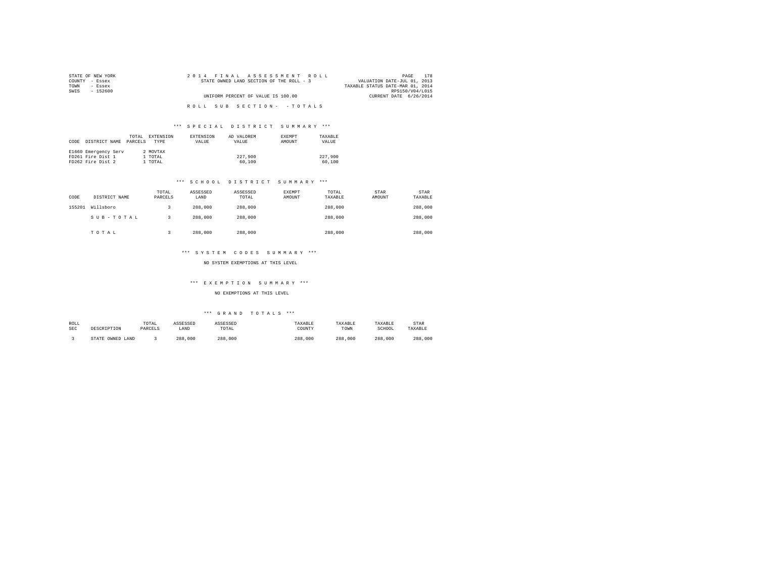STATE OF NEW YORK
COUNTY - Essex
TOWN - Essex
SWIS - 152600

2014 FINAL ASSESSMENT ROLL
STATE OWNED LAND SECTION OF THE ROLL - 3
UNIFORM PERCENT OF VALUE IS 100.00

VALUATION DATE-JUL 01, 2013
TAXABLE STATUS DATE-MAR 01, 2014
RPS150/V04/L015
CURRENT DATE 6/26/2014

ROLL SUB SECTION- - TOTALS

*** SPECIAL DISTRICT SUMMARY ***

| CODE | DISTRICT NAME | TOTAL PARCELS | EXTENSION TYPE | EXTENSION VALUE | AD VALOREM VALUE | EXEMPT AMOUNT | TAXABLE VALUE |
|---|---|---|---|---|---|---|---|
| E1660 | Emergency Serv | 2 | MOVTAX | | | | |
| FD261 | Fire Dist 1 | 1 | TOTAL | | 227,900 | | 227,900 |
| FD262 | Fire Dist 2 | 1 | TOTAL | | 60,100 | | 60,100 |

*** SCHOOL DISTRICT SUMMARY ***

| CODE | DISTRICT NAME | TOTAL PARCELS | ASSESSED LAND | ASSESSED TOTAL | EXEMPT AMOUNT | TOTAL TAXABLE | STAR AMOUNT | STAR TAXABLE |
|---|---|---|---|---|---|---|---|---|
| 155201 | Willsboro | 3 | 288,000 | 288,000 | | 288,000 | | 288,000 |
| | SUB-TOTAL | 3 | 288,000 | 288,000 | | 288,000 | | 288,000 |
| | TOTAL | 3 | 288,000 | 288,000 | | 288,000 | | 288,000 |

*** SYSTEM CODES SUMMARY ***

NO SYSTEM EXEMPTIONS AT THIS LEVEL

*** EXEMPTION SUMMARY ***

NO EXEMPTIONS AT THIS LEVEL

*** GRAND TOTALS ***

| ROLL SEC | DESCRIPTION | TOTAL PARCELS | ASSESSED LAND | ASSESSED TOTAL | TAXABLE COUNTY | TAXABLE TOWN | TAXABLE SCHOOL | STAR TAXABLE |
|---|---|---|---|---|---|---|---|---|
| 3 | STATE OWNED LAND | 3 | 288,000 | 288,000 | 288,000 | 288,000 | 288,000 | 288,000 |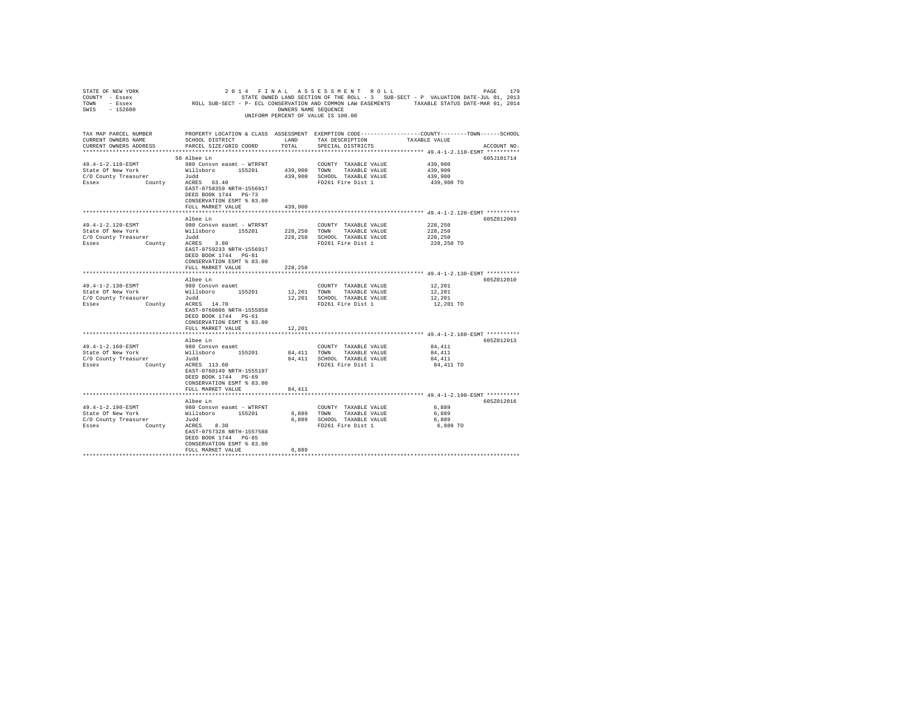```
STATE OF NEW YORK              2 0 1 4   F I N A L   A S S E S S M E N T   R O L L                PAGE  179
COUNTY - Essex                         STATE OWNED LAND SECTION OF THE ROLL - 3   SUB-SECT - P  VALUATION DATE-JUL 01, 2013
TOWN   - Essex             ROLL SUB-SECT - P- ECL CONSERVATION AND COMMON LAW EASEMENTS      TAXABLE STATUS DATE-MAR 01, 2014
SWIS   - 152600                                         OWNERS NAME SEQUENCE
                                                 UNIFORM PERCENT OF VALUE IS 100.00

TAX MAP PARCEL NUMBER          PROPERTY LOCATION & CLASS  ASSESSMENT  EXEMPTION CODE-----------------COUNTY--------TOWN------SCHOOL
CURRENT OWNERS NAME            SCHOOL DISTRICT               LAND      TAX DESCRIPTION            TAXABLE VALUE
CURRENT OWNERS ADDRESS         PARCEL SIZE/GRID COORD        TOTAL     SPECIAL DISTRICTS                                 ACCOUNT NO.
******************************************************************************************************* 49.4-1-2.110-ESMT **********
                               56 Albee Ln                                                                              605J101714
49.4-1-2.110-ESMT              980 Consvn easmt - WTRFNT                COUNTY  TAXABLE VALUE            439,900
State Of New York              Willsboro      155201      439,900    TOWN    TAXABLE VALUE            439,900
C/O County Treasurer           Judd                       439,900    SCHOOL  TAXABLE VALUE            439,900
Essex              County      ACRES   63.40                         FD261 Fire Dist 1                 439,900 TO
                               EAST-0758359 NRTH-1556917
                               DEED BOOK 1744   PG-73
                               CONSERVATION ESMT % 83.00
                               FULL MARKET VALUE          439,900
******************************************************************************************************* 49.4-1-2.120-ESMT **********
                               Albee Ln                                                                                 605Z012003
49.4-1-2.120-ESMT              980 Consvn easmt - WTRFNT                COUNTY  TAXABLE VALUE            228,250
State Of New York              Willsboro      155201      228,250    TOWN    TAXABLE VALUE            228,250
C/O County Treasurer           Judd                       228,250    SCHOOL  TAXABLE VALUE            228,250
Essex              County      ACRES    3.80                         FD261 Fire Dist 1                 228,250 TO
                               EAST-0759233 NRTH-1556917
                               DEED BOOK 1744   PG-81
                               CONSERVATION ESMT % 83.00
                               FULL MARKET VALUE          228,250
******************************************************************************************************* 49.4-1-2.130-ESMT **********
                               Albee Ln                                                                                 605Z012010
49.4-1-2.130-ESMT              980 Consvn easmt                         COUNTY  TAXABLE VALUE             12,201
State Of New York              Willsboro      155201       12,201    TOWN    TAXABLE VALUE             12,201
C/O County Treasurer           Judd                        12,201    SCHOOL  TAXABLE VALUE             12,201
Essex              County      ACRES   14.70                         FD261 Fire Dist 1                  12,201 TO
                               EAST-0760806 NRTH-1555858
                               DEED BOOK 1744   PG-61
                               CONSERVATION ESMT % 83.00
                               FULL MARKET VALUE           12,201
******************************************************************************************************* 49.4-1-2.160-ESMT **********
                               Albee Ln                                                                                 605Z012013
49.4-1-2.160-ESMT              980 Consvn easmt                         COUNTY  TAXABLE VALUE             84,411
State Of New York              Willsboro      155201       84,411    TOWN    TAXABLE VALUE             84,411
C/O County Treasurer           Judd                        84,411    SCHOOL  TAXABLE VALUE             84,411
Essex              County      ACRES  113.60                         FD261 Fire Dist 1                  84,411 TO
                               EAST-0760149 NRTH-1555197
                               DEED BOOK 1744   PG-69
                               CONSERVATION ESMT % 83.00
                               FULL MARKET VALUE           84,411
******************************************************************************************************* 49.4-1-2.190-ESMT **********
                               Albee Ln                                                                                 605Z012016
49.4-1-2.190-ESMT              980 Consvn easmt - WTRFNT                COUNTY  TAXABLE VALUE              6,889
State Of New York              Willsboro      155201        6,889    TOWN    TAXABLE VALUE              6,889
C/O County Treasurer           Judd                         6,889    SCHOOL  TAXABLE VALUE              6,889
Essex              County      ACRES    8.30                         FD261 Fire Dist 1                   6,889 TO
                               EAST-0757328 NRTH-1557588
                               DEED BOOK 1744   PG-85
                               CONSERVATION ESMT % 83.00
                               FULL MARKET VALUE            6,889
************************************************************************************************************************************
```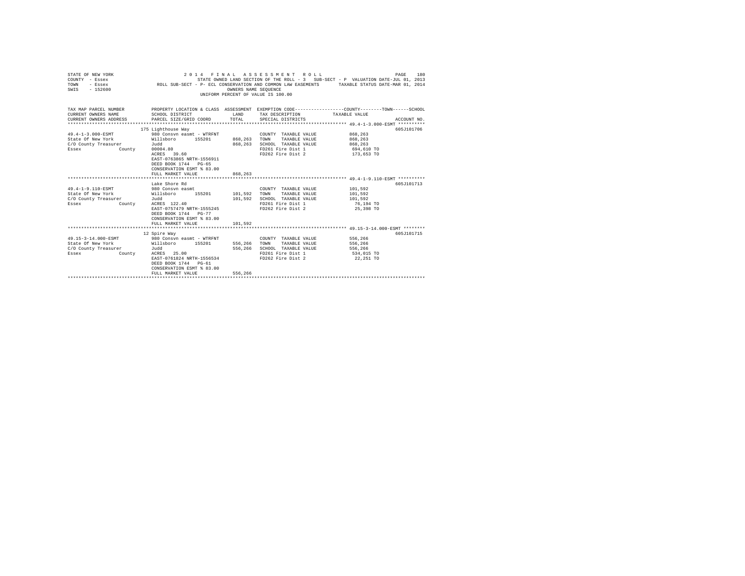STATE OF NEW YORK
COUNTY - Essex
TOWN - Essex
SWIS - 152600

2014 FINAL ASSESSMENT ROLL
STATE OWNED LAND SECTION OF THE ROLL - 3 SUB-SECT - P VALUATION DATE-JUL 01, 2013
ROLL SUB-SECT - P- ECL CONSERVATION AND COMMON LAW EASEMENTS TAXABLE STATUS DATE-MAR 01, 2014
OWNERS NAME SEQUENCE
UNIFORM PERCENT OF VALUE IS 100.00

| TAX MAP PARCEL NUMBER / CURRENT OWNERS NAME / CURRENT OWNERS ADDRESS | PROPERTY LOCATION & CLASS / SCHOOL DISTRICT / PARCEL SIZE/GRID COORD | ASSESSMENT LAND / TOTAL | EXEMPTION CODE / TAX DESCRIPTION / SPECIAL DISTRICTS | COUNTY--------TOWN------SCHOOL TAXABLE VALUE | ACCOUNT NO. |
|---|---|---|---|---|---|
| **49.4-1-3.000-ESMT** | 175 Lighthouse Way | | | | 605J101706 |
| 49.4-1-3.000-ESMT | 980 Consvn easmt - WTRFNT | | COUNTY TAXABLE VALUE | 868,263 | |
| State Of New York | Willsboro 155201 | 868,263 | TOWN TAXABLE VALUE | 868,263 | |
| C/O County Treasurer | Judd | 868,263 | SCHOOL TAXABLE VALUE | 868,263 | |
| Essex County | 00004.80 | | FD261 Fire Dist 1 | 694,610 TO | |
| | ACRES 39.60 | | FD262 Fire Dist 2 | 173,653 TO | |
| | EAST-0763865 NRTH-1556911 | | | | |
| | DEED BOOK 1744 PG-65 | | | | |
| | CONSERVATION ESMT % 83.00 | | | | |
| | FULL MARKET VALUE | 868,263 | | | |
| **49.4-1-9.110-ESMT** | Lake Shore Rd | | | | 605J101713 |
| 49.4-1-9.110-ESMT | 980 Consvn easmt | | COUNTY TAXABLE VALUE | 101,592 | |
| State Of New York | Willsboro 155201 | 101,592 | TOWN TAXABLE VALUE | 101,592 | |
| C/O County Treasurer | Judd | 101,592 | SCHOOL TAXABLE VALUE | 101,592 | |
| Essex County | ACRES 122.40 | | FD261 Fire Dist 1 | 76,194 TO | |
| | EAST-0757479 NRTH-1555245 | | FD262 Fire Dist 2 | 25,398 TO | |
| | DEED BOOK 1744 PG-77 | | | | |
| | CONSERVATION ESMT % 83.00 | | | | |
| | FULL MARKET VALUE | 101,592 | | | |
| **49.15-3-14.000-ESMT** | 12 Spire Way | | | | 605J101715 |
| 49.15-3-14.000-ESMT | 980 Consvn easmt - WTRFNT | | COUNTY TAXABLE VALUE | 556,266 | |
| State Of New York | Willsboro 155201 | 556,266 | TOWN TAXABLE VALUE | 556,266 | |
| C/O County Treasurer | Judd | 556,266 | SCHOOL TAXABLE VALUE | 556,266 | |
| Essex County | ACRES 25.00 | | FD261 Fire Dist 1 | 534,015 TO | |
| | EAST-0761824 NRTH-1556534 | | FD262 Fire Dist 2 | 22,251 TO | |
| | DEED BOOK 1744 PG-61 | | | | |
| | CONSERVATION ESMT % 83.00 | | | | |
| | FULL MARKET VALUE | 556,266 | | | |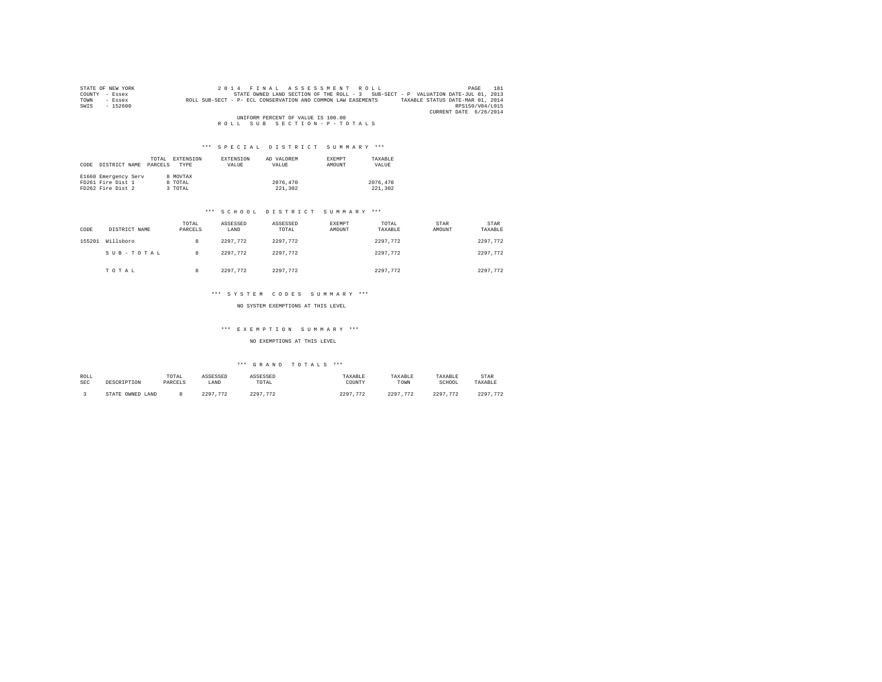STATE OF NEW YORK
COUNTY - Essex
TOWN - Essex
SWIS - 152600

2014 FINAL ASSESSMENT ROLL

STATE OWNED LAND SECTION OF THE ROLL - 3 SUB-SECT - P VALUATION DATE-JUL 01, 2013

ROLL SUB-SECT - P- ECL CONSERVATION AND COMMON LAW EASEMENTS TAXABLE STATUS DATE-MAR 01, 2014

RPS150/V04/L015

CURRENT DATE 6/26/2014

UNIFORM PERCENT OF VALUE IS 100.00

ROLL SUB SECTION-P-TOTALS

*** SPECIAL DISTRICT SUMMARY ***

| CODE | DISTRICT NAME | TOTAL PARCELS | EXTENSION TYPE | EXTENSION VALUE | AD VALOREM VALUE | EXEMPT AMOUNT | TAXABLE VALUE |
|---|---|---|---|---|---|---|---|
| E1660 | Emergency Serv | 8 | MOVTAX | | | | |
| FD261 | Fire Dist 1 | 8 | TOTAL | | 2076,470 | | 2076,470 |
| FD262 | Fire Dist 2 | 3 | TOTAL | | 221,302 | | 221,302 |

*** SCHOOL DISTRICT SUMMARY ***

| CODE | DISTRICT NAME | TOTAL PARCELS | ASSESSED LAND | ASSESSED TOTAL | EXEMPT AMOUNT | TOTAL TAXABLE | STAR AMOUNT | STAR TAXABLE |
|---|---|---|---|---|---|---|---|---|
| 155201 | Willsboro | 8 | 2297,772 | 2297,772 | | 2297,772 | | 2297,772 |
| | SUB-TOTAL | 8 | 2297,772 | 2297,772 | | 2297,772 | | 2297,772 |
| | TOTAL | 8 | 2297,772 | 2297,772 | | 2297,772 | | 2297,772 |

*** SYSTEM CODES SUMMARY ***

NO SYSTEM EXEMPTIONS AT THIS LEVEL

*** EXEMPTION SUMMARY ***

NO EXEMPTIONS AT THIS LEVEL

*** GRAND TOTALS ***

| ROLL SEC | DESCRIPTION | TOTAL PARCELS | ASSESSED LAND | ASSESSED TOTAL | TAXABLE COUNTY | TAXABLE TOWN | TAXABLE SCHOOL | STAR TAXABLE |
|---|---|---|---|---|---|---|---|---|
| 3 | STATE OWNED LAND | 8 | 2297,772 | 2297,772 | 2297,772 | 2297,772 | 2297,772 | 2297,772 |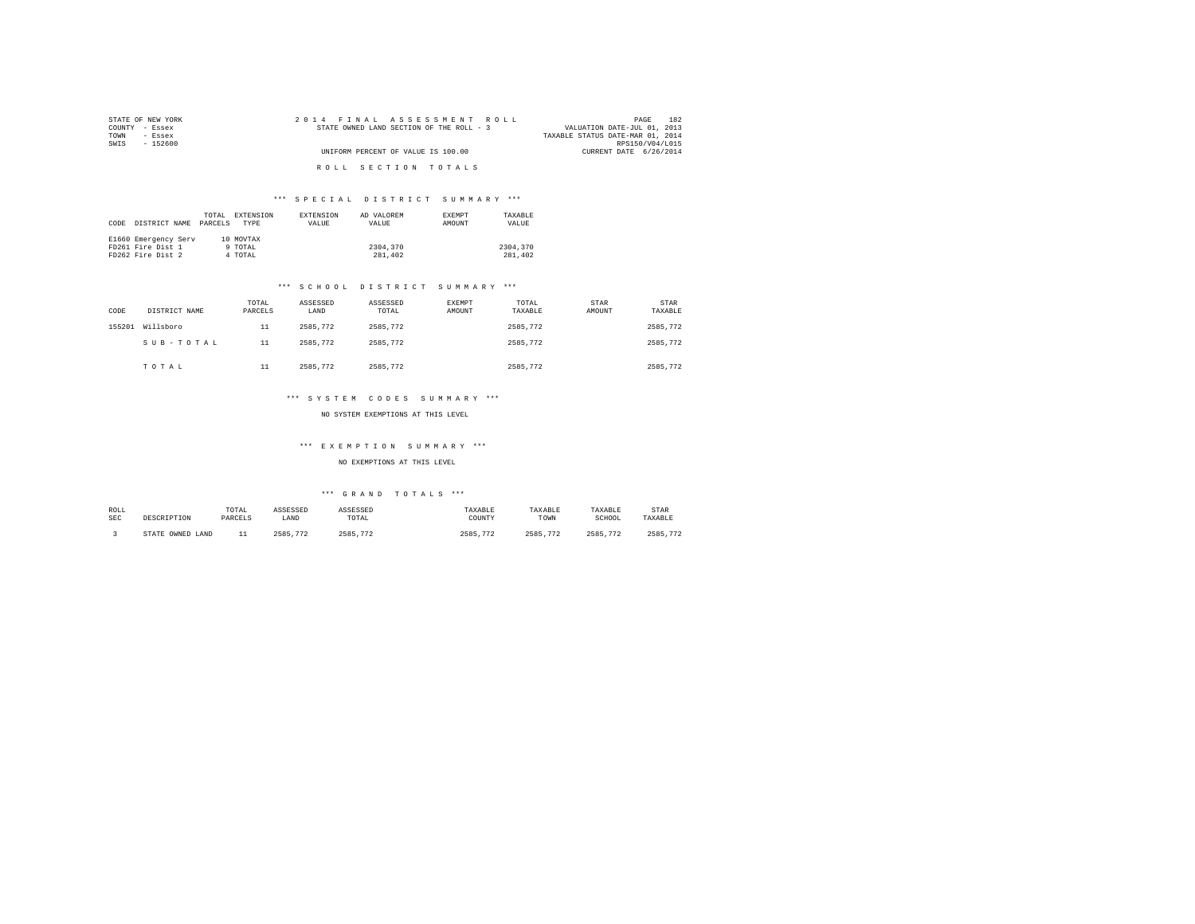STATE OF NEW YORK
COUNTY - Essex
TOWN - Essex
SWIS - 152600

2014 FINAL ASSESSMENT ROLL
STATE OWNED LAND SECTION OF THE ROLL - 3
UNIFORM PERCENT OF VALUE IS 100.00

VALUATION DATE-JUL 01, 2013
TAXABLE STATUS DATE-MAR 01, 2014
RPS150/V04/L015
CURRENT DATE 6/26/2014

ROLL SECTION TOTALS

*** SPECIAL DISTRICT SUMMARY ***

| CODE | DISTRICT NAME | TOTAL PARCELS | EXTENSION TYPE | EXTENSION VALUE | AD VALOREM VALUE | EXEMPT AMOUNT | TAXABLE VALUE |
|---|---|---|---|---|---|---|---|
| E1660 | Emergency Serv | 10 | MOVTAX | | | | |
| FD261 | Fire Dist 1 | 9 | TOTAL | | 2304,370 | | 2304,370 |
| FD262 | Fire Dist 2 | 4 | TOTAL | | 281,402 | | 281,402 |

*** SCHOOL DISTRICT SUMMARY ***

| CODE | DISTRICT NAME | TOTAL PARCELS | ASSESSED LAND | ASSESSED TOTAL | EXEMPT AMOUNT | TOTAL TAXABLE | STAR AMOUNT | STAR TAXABLE |
|---|---|---|---|---|---|---|---|---|
| 155201 | Willsboro | 11 | 2585,772 | 2585,772 | | 2585,772 | | 2585,772 |
| | SUB-TOTAL | 11 | 2585,772 | 2585,772 | | 2585,772 | | 2585,772 |
| | TOTAL | 11 | 2585,772 | 2585,772 | | 2585,772 | | 2585,772 |

*** SYSTEM CODES SUMMARY ***

NO SYSTEM EXEMPTIONS AT THIS LEVEL

*** EXEMPTION SUMMARY ***

NO EXEMPTIONS AT THIS LEVEL

*** GRAND TOTALS ***

| ROLL SEC | DESCRIPTION | TOTAL PARCELS | ASSESSED LAND | ASSESSED TOTAL | TAXABLE COUNTY | TAXABLE TOWN | TAXABLE SCHOOL | STAR TAXABLE |
|---|---|---|---|---|---|---|---|---|
| 3 | STATE OWNED LAND | 11 | 2585,772 | 2585,772 | 2585,772 | 2585,772 | 2585,772 | 2585,772 |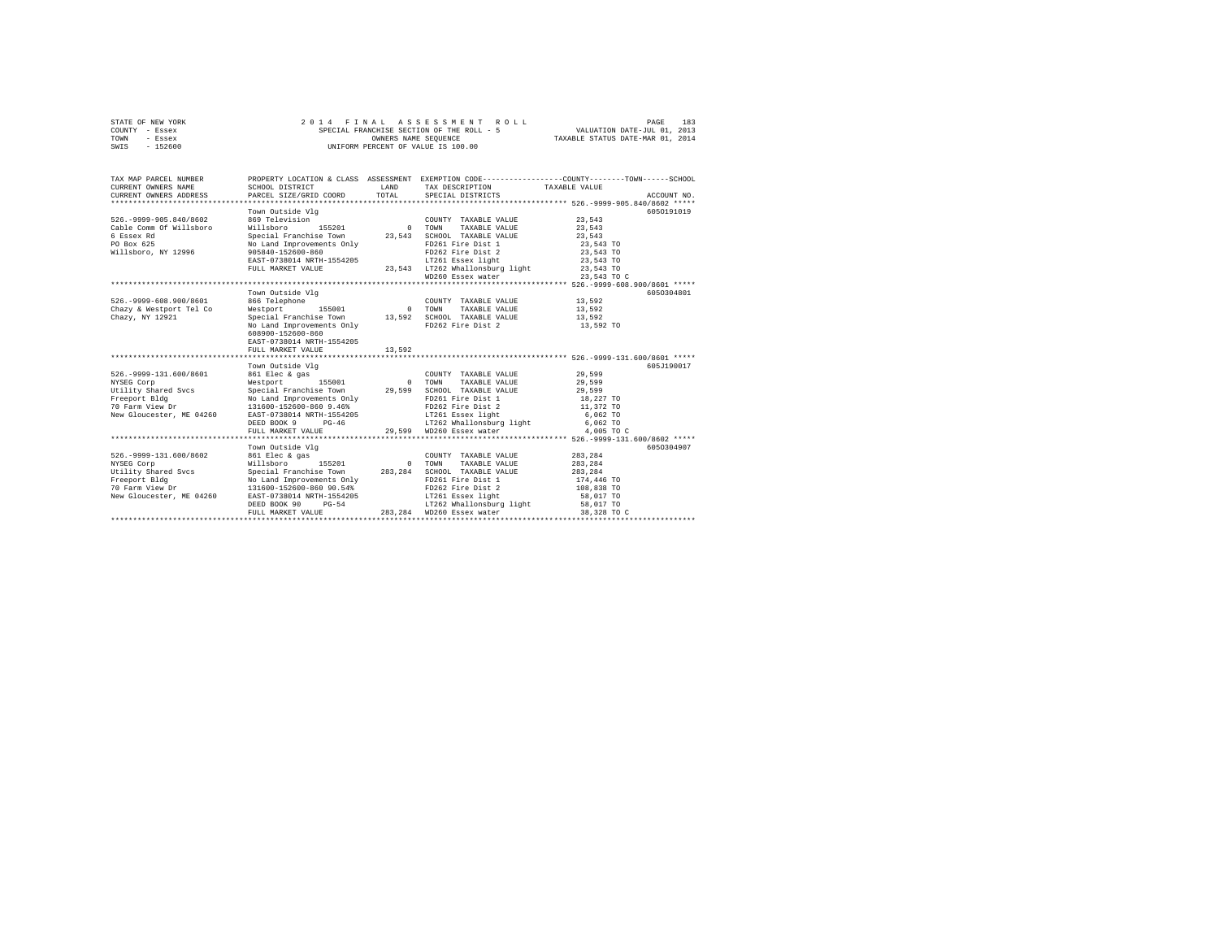STATE OF NEW YORK — 2014 FINAL ASSESSMENT ROLL
COUNTY - Essex — SPECIAL FRANCHISE SECTION OF THE ROLL - 5 — VALUATION DATE-JUL 01, 2013
TOWN - Essex — OWNERS NAME SEQUENCE — TAXABLE STATUS DATE-MAR 01, 2014
SWIS - 152600 — UNIFORM PERCENT OF VALUE IS 100.00

| TAX MAP PARCEL NUMBER / CURRENT OWNERS NAME / CURRENT OWNERS ADDRESS | PROPERTY LOCATION & CLASS / SCHOOL DISTRICT / PARCEL SIZE/GRID COORD | ASSESSMENT LAND / TOTAL | EXEMPTION CODE / TAX DESCRIPTION / SPECIAL DISTRICTS | COUNTY--------TOWN------SCHOOL TAXABLE VALUE | ACCOUNT NO. |
|---|---|---|---|---|---|
| **526.-9999-905.840/8602** | Town Outside Vlg | | | | 605O191019 |
| | 869 Television | | COUNTY TAXABLE VALUE | 23,543 | |
| Cable Comm Of Willsboro | Willsboro 155201 | 0 | TOWN TAXABLE VALUE | 23,543 | |
| 6 Essex Rd | Special Franchise Town | 23,543 | SCHOOL TAXABLE VALUE | 23,543 | |
| PO Box 625 | No Land Improvements Only | | FD261 Fire Dist 1 | 23,543 TO | |
| Willsboro, NY 12996 | 905840-152600-860 | | FD262 Fire Dist 2 | 23,543 TO | |
| | EAST-0738014 NRTH-1554205 | | LT261 Essex light | 23,543 TO | |
| | FULL MARKET VALUE | 23,543 | LT262 Whallonsburg light | 23,543 TO | |
| | | | WD260 Essex water | 23,543 TO C | |
| **526.-9999-608.900/8601** | Town Outside Vlg | | | | 605O304801 |
| | 866 Telephone | | COUNTY TAXABLE VALUE | 13,592 | |
| Chazy & Westport Tel Co | Westport 155001 | 0 | TOWN TAXABLE VALUE | 13,592 | |
| Chazy, NY 12921 | Special Franchise Town | 13,592 | SCHOOL TAXABLE VALUE | 13,592 | |
| | No Land Improvements Only | | FD262 Fire Dist 2 | 13,592 TO | |
| | 608900-152600-860 | | | | |
| | EAST-0738014 NRTH-1554205 | | | | |
| | FULL MARKET VALUE | 13,592 | | | |
| **526.-9999-131.600/8601** | Town Outside Vlg | | | | 605J190017 |
| | 861 Elec & gas | | COUNTY TAXABLE VALUE | 29,599 | |
| NYSEG Corp | Westport 155001 | 0 | TOWN TAXABLE VALUE | 29,599 | |
| Utility Shared Svcs | Special Franchise Town | 29,599 | SCHOOL TAXABLE VALUE | 29,599 | |
| Freeport Bldg | No Land Improvements Only | | FD261 Fire Dist 1 | 18,227 TO | |
| 70 Farm View Dr | 131600-152600-860 9.46% | | FD262 Fire Dist 2 | 11,372 TO | |
| New Gloucester, ME 04260 | EAST-0738014 NRTH-1554205 | | LT261 Essex light | 6,062 TO | |
| | DEED BOOK 9 PG-46 | | LT262 Whallonsburg light | 6,062 TO | |
| | FULL MARKET VALUE | 29,599 | WD260 Essex water | 4,005 TO C | |
| **526.-9999-131.600/8602** | Town Outside Vlg | | | | 605O304907 |
| | 861 Elec & gas | | COUNTY TAXABLE VALUE | 283,284 | |
| NYSEG Corp | Willsboro 155201 | 0 | TOWN TAXABLE VALUE | 283,284 | |
| Utility Shared Svcs | Special Franchise Town | 283,284 | SCHOOL TAXABLE VALUE | 283,284 | |
| Freeport Bldg | No Land Improvements Only | | FD261 Fire Dist 1 | 174,446 TO | |
| 70 Farm View Dr | 131600-152600-860 90.54% | | FD262 Fire Dist 2 | 108,838 TO | |
| New Gloucester, ME 04260 | EAST-0738014 NRTH-1554205 | | LT261 Essex light | 58,017 TO | |
| | DEED BOOK 90 PG-54 | | LT262 Whallonsburg light | 58,017 TO | |
| | FULL MARKET VALUE | 283,284 | WD260 Essex water | 38,328 TO C | |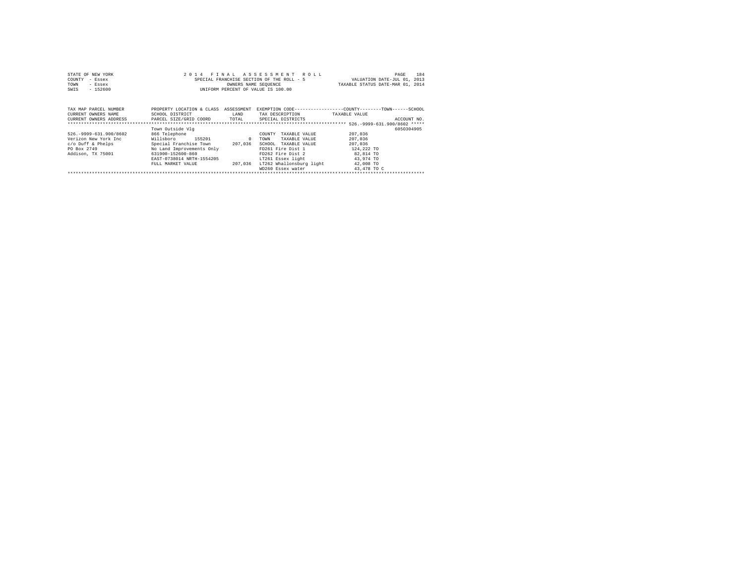STATE OF NEW YORK
COUNTY - Essex
TOWN - Essex
SWIS - 152600

2 0 1 4 F I N A L A S S E S S M E N T R O L L
SPECIAL FRANCHISE SECTION OF THE ROLL - 5
OWNERS NAME SEQUENCE
UNIFORM PERCENT OF VALUE IS 100.00

VALUATION DATE-JUL 01, 2013
TAXABLE STATUS DATE-MAR 01, 2014

| TAX MAP PARCEL NUMBER / CURRENT OWNERS NAME / CURRENT OWNERS ADDRESS | PROPERTY LOCATION & CLASS / SCHOOL DISTRICT / PARCEL SIZE/GRID COORD | ASSESSMENT LAND / TOTAL | EXEMPTION CODE / TAX DESCRIPTION / SPECIAL DISTRICTS | TAXABLE VALUE (COUNTY--------TOWN------SCHOOL) | ACCOUNT NO. |
|---|---|---|---|---|---|
| ******************************** | | | | 526.-9999-631.900/8602 ***** | |
| | Town Outside Vlg | | | | 6050304905 |
| 526.-9999-631.900/8602 | 866 Telephone | | COUNTY TAXABLE VALUE | 207,036 | |
| Verizon New York Inc | Willsboro 155201 | 0 | TOWN TAXABLE VALUE | 207,036 | |
| c/o Duff & Phelps | Special Franchise Town | 207,036 | SCHOOL TAXABLE VALUE | 207,036 | |
| PO Box 2749 | No Land Improvements Only | | FD261 Fire Dist 1 | 124,222 TO | |
| Addison, TX 75001 | 631900-152600-860 | | FD262 Fire Dist 2 | 82,814 TO | |
| | EAST-0738014 NRTH-1554205 | | LT261 Essex light | 43,974 TO | |
| | FULL MARKET VALUE | 207,036 | LT262 Whallonsburg light | 42,008 TO | |
| | | | WD260 Essex water | 43,478 TO C | |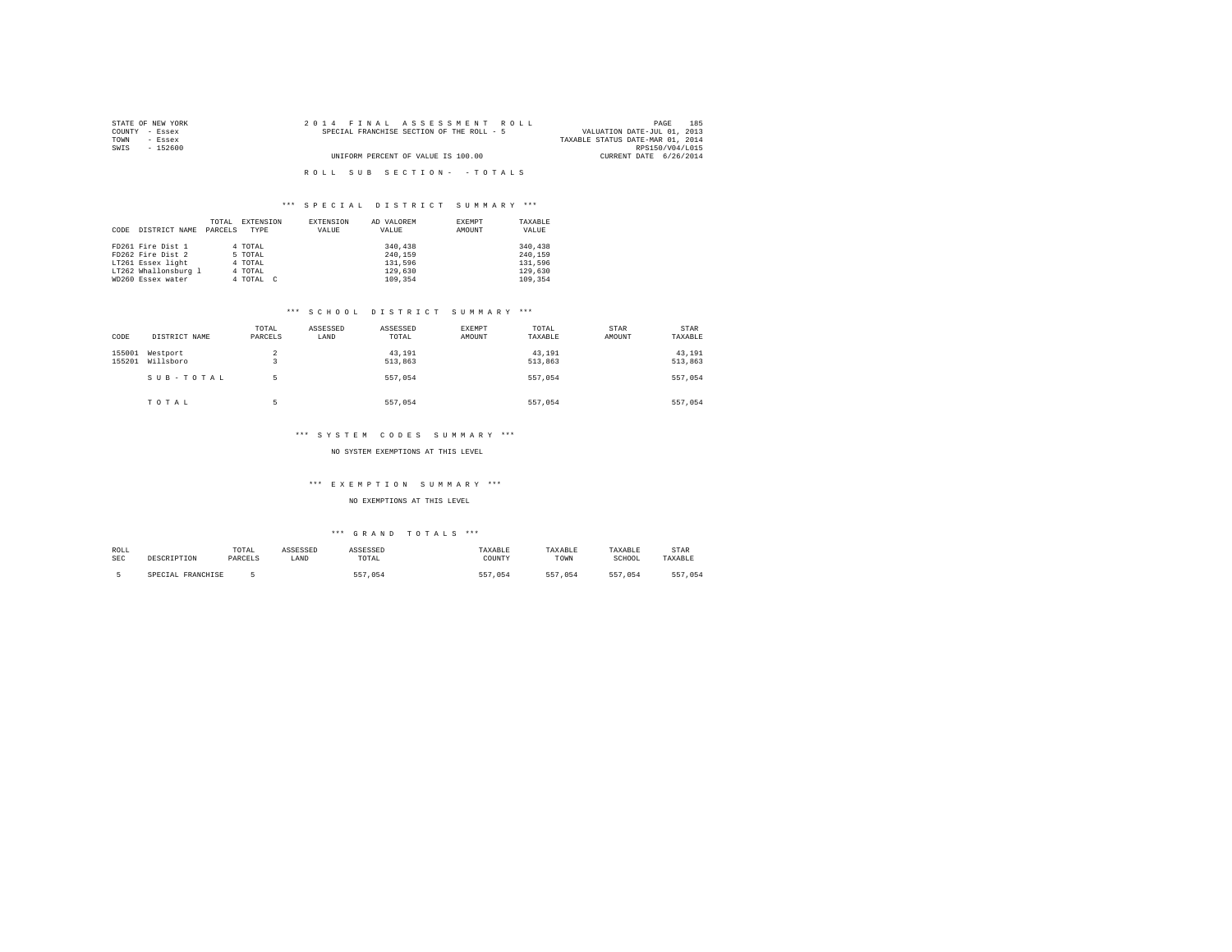STATE OF NEW YORK
COUNTY - Essex
TOWN - Essex
SWIS - 152600

2 0 1 4 F I N A L A S S E S S M E N T R O L L
SPECIAL FRANCHISE SECTION OF THE ROLL - 5

UNIFORM PERCENT OF VALUE IS 100.00

VALUATION DATE-JUL 01, 2013
TAXABLE STATUS DATE-MAR 01, 2014
RPS150/V04/L015
CURRENT DATE 6/26/2014

R O L L S U B S E C T I O N - - T O T A L S

### *** S P E C I A L D I S T R I C T S U M M A R Y ***

| CODE | DISTRICT NAME | TOTAL PARCELS | EXTENSION TYPE | EXTENSION VALUE | AD VALOREM VALUE | EXEMPT AMOUNT | TAXABLE VALUE |
|---|---|---|---|---|---|---|---|
| FD261 | Fire Dist 1 | 4 | TOTAL | | 340,438 | | 340,438 |
| FD262 | Fire Dist 2 | 5 | TOTAL | | 240,159 | | 240,159 |
| LT261 | Essex light | 4 | TOTAL | | 131,596 | | 131,596 |
| LT262 | Whallonsburg l | 4 | TOTAL | | 129,630 | | 129,630 |
| WD260 | Essex water | 4 | TOTAL C | | 109,354 | | 109,354 |

### *** S C H O O L D I S T R I C T S U M M A R Y ***

| CODE | DISTRICT NAME | TOTAL PARCELS | ASSESSED LAND | ASSESSED TOTAL | EXEMPT AMOUNT | TOTAL TAXABLE | STAR AMOUNT | STAR TAXABLE |
|---|---|---|---|---|---|---|---|---|
| 155001 | Westport | 2 | | 43,191 | | 43,191 | | 43,191 |
| 155201 | Willsboro | 3 | | 513,863 | | 513,863 | | 513,863 |
| | S U B - T O T A L | 5 | | 557,054 | | 557,054 | | 557,054 |
| | T O T A L | 5 | | 557,054 | | 557,054 | | 557,054 |

### *** S Y S T E M C O D E S S U M M A R Y ***

NO SYSTEM EXEMPTIONS AT THIS LEVEL

### *** E X E M P T I O N S U M M A R Y ***

NO EXEMPTIONS AT THIS LEVEL

### *** G R A N D T O T A L S ***

| ROLL SEC | DESCRIPTION | TOTAL PARCELS | ASSESSED LAND | ASSESSED TOTAL | TAXABLE COUNTY | TAXABLE TOWN | TAXABLE SCHOOL | STAR TAXABLE |
|---|---|---|---|---|---|---|---|---|
| 5 | SPECIAL FRANCHISE | 5 | | 557,054 | 557,054 | 557,054 | 557,054 | 557,054 |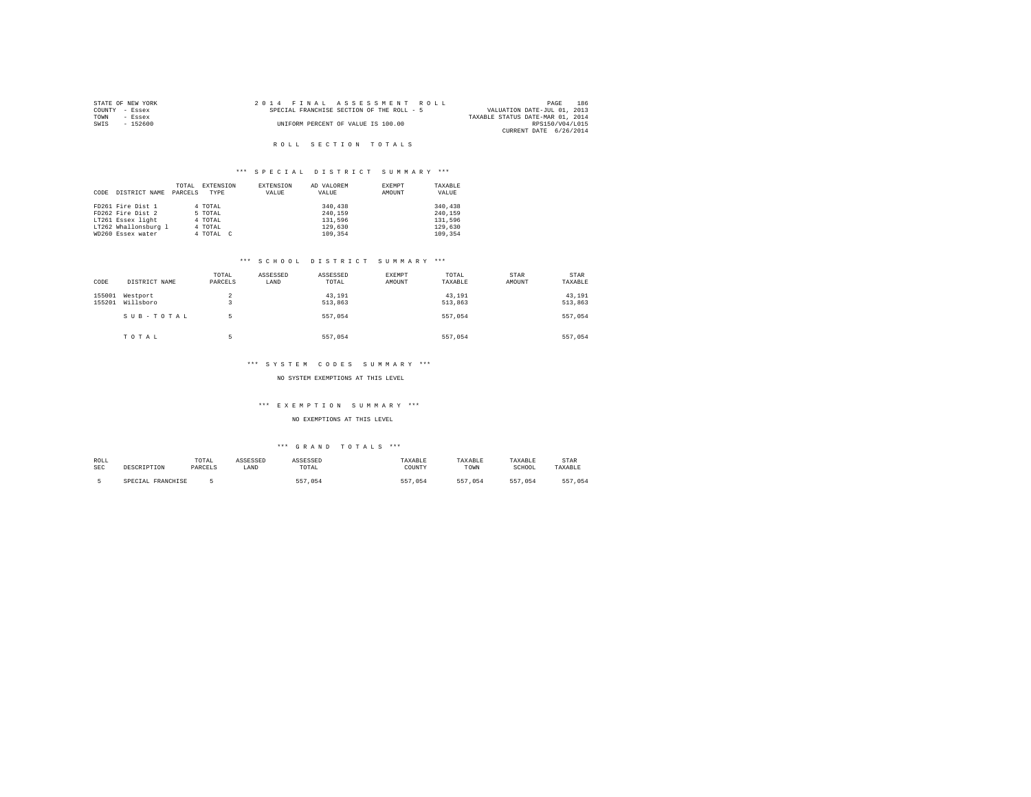STATE OF NEW YORK
COUNTY - Essex
TOWN - Essex
SWIS - 152600

2014 FINAL ASSESSMENT ROLL
SPECIAL FRANCHISE SECTION OF THE ROLL - 5
UNIFORM PERCENT OF VALUE IS 100.00

VALUATION DATE-JUL 01, 2013
TAXABLE STATUS DATE-MAR 01, 2014
RPS150/V04/L015
CURRENT DATE 6/26/2014

## ROLL SECTION TOTALS

### *** SPECIAL DISTRICT SUMMARY ***

| CODE | DISTRICT NAME | TOTAL PARCELS | EXTENSION TYPE | EXTENSION VALUE | AD VALOREM VALUE | EXEMPT AMOUNT | TAXABLE VALUE |
|---|---|---|---|---|---|---|---|
| FD261 | Fire Dist 1 | 4 | TOTAL | | 340,438 | | 340,438 |
| FD262 | Fire Dist 2 | 5 | TOTAL | | 240,159 | | 240,159 |
| LT261 | Essex light | 4 | TOTAL | | 131,596 | | 131,596 |
| LT262 | Whallonsburg l | 4 | TOTAL | | 129,630 | | 129,630 |
| WD260 | Essex water | 4 | TOTAL C | | 109,354 | | 109,354 |

### *** SCHOOL DISTRICT SUMMARY ***

| CODE | DISTRICT NAME | TOTAL PARCELS | ASSESSED LAND | ASSESSED TOTAL | EXEMPT AMOUNT | TOTAL TAXABLE | STAR AMOUNT | STAR TAXABLE |
|---|---|---|---|---|---|---|---|---|
| 155001 | Westport | 2 | | 43,191 | | 43,191 | | 43,191 |
| 155201 | Willsboro | 3 | | 513,863 | | 513,863 | | 513,863 |
| | SUB-TOTAL | 5 | | 557,054 | | 557,054 | | 557,054 |
| | TOTAL | 5 | | 557,054 | | 557,054 | | 557,054 |

### *** SYSTEM CODES SUMMARY ***

NO SYSTEM EXEMPTIONS AT THIS LEVEL

### *** EXEMPTION SUMMARY ***

NO EXEMPTIONS AT THIS LEVEL

### *** GRAND TOTALS ***

| ROLL SEC | DESCRIPTION | TOTAL PARCELS | ASSESSED LAND | ASSESSED TOTAL | TAXABLE COUNTY | TAXABLE TOWN | TAXABLE SCHOOL | STAR TAXABLE |
|---|---|---|---|---|---|---|---|---|
| 5 | SPECIAL FRANCHISE | 5 | | 557,054 | 557,054 | 557,054 | 557,054 | 557,054 |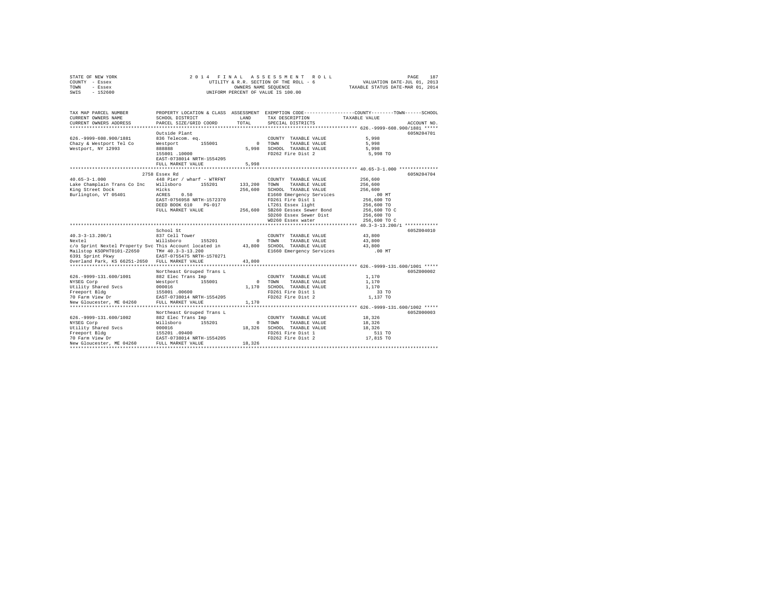STATE OF NEW YORK | 2014 FINAL ASSESSMENT ROLL | VALUATION DATE-JUL 01, 2013
COUNTY - Essex | UTILITY & R.R. SECTION OF THE ROLL - 6 | TAXABLE STATUS DATE-MAR 01, 2014
TOWN - Essex | OWNERS NAME SEQUENCE
SWIS - 152600 | UNIFORM PERCENT OF VALUE IS 100.00

```
TAX MAP PARCEL NUMBER          PROPERTY LOCATION & CLASS  ASSESSMENT  EXEMPTION CODE-----------------COUNTY--------TOWN------SCHOOL
CURRENT OWNERS NAME            SCHOOL DISTRICT               LAND      TAX DESCRIPTION            TAXABLE VALUE
CURRENT OWNERS ADDRESS         PARCEL SIZE/GRID COORD        TOTAL     SPECIAL DISTRICTS                                  ACCOUNT NO.
******************************************************************************************************* 626.-9999-608.900/1881 *****
                               Outside Plant                                                                        605N204701
626.-9999-608.900/1881         836 Telecom. eq.                        COUNTY  TAXABLE VALUE              5,998
Chazy & Westport Tel Co        Westport        155001           0      TOWN    TAXABLE VALUE              5,998
Westport, NY 12993             888888                        5,998     SCHOOL  TAXABLE VALUE              5,998
                               155001 .10000                           FD262 Fire Dist 2                  5,998 TO
                               EAST-0738014 NRTH-1554205
                               FULL MARKET VALUE             5,998
******************************************************************************************************* 40.65-3-1.000 **************
                               2758 Essex Rd                                                                        605N204704
40.65-3-1.000                  448 Pier / wharf - WTRFNT               COUNTY  TAXABLE VALUE            256,600
Lake Champlain Trans Co Inc    Willsboro       155201       133,200    TOWN    TAXABLE VALUE            256,600
King Street Dock               Hicks                        256,600    SCHOOL  TAXABLE VALUE            256,600
Burlington, VT 05401           ACRES    0.50                           E1660 Emergency Services             .00 MT
                               EAST-0756958 NRTH-1572370               FD261 Fire Dist 1                256,600 TO
                               DEED BOOK 610    PG-017                 LT261 Essex light                256,600 TO
                               FULL MARKET VALUE            256,600    SB260 Eessex Sewer Bond          256,600 TO C
                                                                       SD260 Essex Sewer Dist           256,600 TO
                                                                       WD260 Essex water                256,600 TO C
******************************************************************************************************* 40.3-3-13.200/1 ************
                               School St                                                                            605Z004010
40.3-3-13.200/1                837 Cell Tower                          COUNTY  TAXABLE VALUE             43,800
Nextel                         Willsboro       155201           0      TOWN    TAXABLE VALUE             43,800
c/o Sprint Nextel Property Svc This Account located in       43,800    SCHOOL  TAXABLE VALUE             43,800
Mailstop KSOPHT0101-Z2650      TM# 40.3-3-13.200                       E1660 Emergency Services             .00 MT
6391 Sprint Pkwy               EAST-0755475 NRTH-1570271
Overland Park, KS 66251-2650   FULL MARKET VALUE            43,800
******************************************************************************************************* 626.-9999-131.600/1001 *****
                               Northeast Grouped Trans L                                                            605Z000002
626.-9999-131.600/1001         882 Elec Trans Imp                      COUNTY  TAXABLE VALUE              1,170
NYSEG Corp                     Westport        155001           0      TOWN    TAXABLE VALUE              1,170
Utility Shared Svcs            000016                        1,170     SCHOOL  TAXABLE VALUE              1,170
Freeport Bldg                  155001 .00600                           FD261 Fire Dist 1                     33 TO
70 Farm View Dr                EAST-0738014 NRTH-1554205               FD262 Fire Dist 2                  1,137 TO
New Gloucester, ME 04260       FULL MARKET VALUE             1,170
******************************************************************************************************* 626.-9999-131.600/1002 *****
                               Northeast Grouped Trans L                                                            605Z000003
626.-9999-131.600/1002         882 Elec Trans Imp                      COUNTY  TAXABLE VALUE             18,326
NYSEG Corp                     Willsboro       155201           0      TOWN    TAXABLE VALUE             18,326
Utility Shared Svcs            000016                       18,326     SCHOOL  TAXABLE VALUE             18,326
Freeport Bldg                  155201 .09400                           FD261 Fire Dist 1                    511 TO
70 Farm View Dr                EAST-0738014 NRTH-1554205               FD262 Fire Dist 2                 17,815 TO
New Gloucester, ME 04260       FULL MARKET VALUE            18,326
************************************************************************************************************************************
```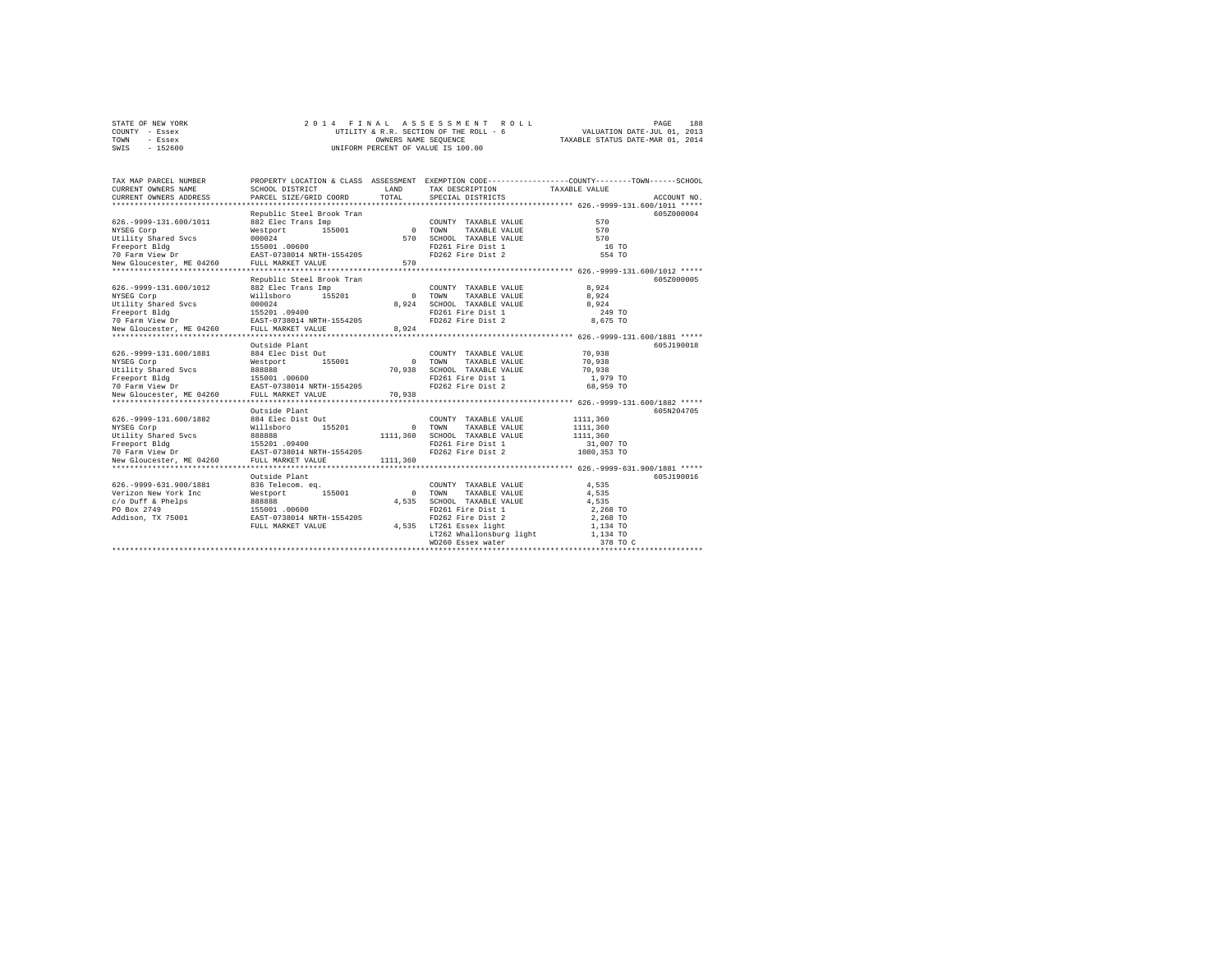STATE OF NEW YORK
COUNTY - Essex
TOWN - Essex
SWIS - 152600

2014 FINAL ASSESSMENT ROLL
UTILITY & R.R. SECTION OF THE ROLL - 6
OWNERS NAME SEQUENCE
UNIFORM PERCENT OF VALUE IS 100.00

VALUATION DATE-JUL 01, 2013
TAXABLE STATUS DATE-MAR 01, 2014

| TAX MAP PARCEL NUMBER / CURRENT OWNERS NAME / CURRENT OWNERS ADDRESS | PROPERTY LOCATION & CLASS / SCHOOL DISTRICT / PARCEL SIZE/GRID COORD | ASSESSMENT LAND / TOTAL | EXEMPTION CODE / TAX DESCRIPTION / SPECIAL DISTRICTS | TAXABLE VALUE (COUNTY / TOWN / SCHOOL) | ACCOUNT NO. |
|---|---|---|---|---|---|
| **626.-9999-131.600/1011** | Republic Steel Brook Tran | | | | 605Z000004 |
| 626.-9999-131.600/1011 | 882 Elec Trans Imp | | COUNTY TAXABLE VALUE | 570 | |
| NYSEG Corp | Westport 155001 | 0 | TOWN TAXABLE VALUE | 570 | |
| Utility Shared Svcs | 000024 | 570 | SCHOOL TAXABLE VALUE | 570 | |
| Freeport Bldg | 155001 .00600 | | FD261 Fire Dist 1 | 16 TO | |
| 70 Farm View Dr | EAST-0738014 NRTH-1554205 | | FD262 Fire Dist 2 | 554 TO | |
| New Gloucester, ME 04260 | FULL MARKET VALUE | 570 | | | |
| **626.-9999-131.600/1012** | Republic Steel Brook Tran | | | | 605Z000005 |
| 626.-9999-131.600/1012 | 882 Elec Trans Imp | | COUNTY TAXABLE VALUE | 8,924 | |
| NYSEG Corp | Willsboro 155201 | 0 | TOWN TAXABLE VALUE | 8,924 | |
| Utility Shared Svcs | 000024 | 8,924 | SCHOOL TAXABLE VALUE | 8,924 | |
| Freeport Bldg | 155201 .09400 | | FD261 Fire Dist 1 | 249 TO | |
| 70 Farm View Dr | EAST-0738014 NRTH-1554205 | | FD262 Fire Dist 2 | 8,675 TO | |
| New Gloucester, ME 04260 | FULL MARKET VALUE | 8,924 | | | |
| **626.-9999-131.600/1881** | Outside Plant | | | | 605J190018 |
| 626.-9999-131.600/1881 | 884 Elec Dist Out | | COUNTY TAXABLE VALUE | 70,938 | |
| NYSEG Corp | Westport 155001 | 0 | TOWN TAXABLE VALUE | 70,938 | |
| Utility Shared Svcs | 888888 | 70,938 | SCHOOL TAXABLE VALUE | 70,938 | |
| Freeport Bldg | 155001 .00600 | | FD261 Fire Dist 1 | 1,979 TO | |
| 70 Farm View Dr | EAST-0738014 NRTH-1554205 | | FD262 Fire Dist 2 | 68,959 TO | |
| New Gloucester, ME 04260 | FULL MARKET VALUE | 70,938 | | | |
| **626.-9999-131.600/1882** | Outside Plant | | | | 605N204705 |
| 626.-9999-131.600/1882 | 884 Elec Dist Out | | COUNTY TAXABLE VALUE | 1111,360 | |
| NYSEG Corp | Willsboro 155201 | 0 | TOWN TAXABLE VALUE | 1111,360 | |
| Utility Shared Svcs | 888888 | 1111,360 | SCHOOL TAXABLE VALUE | 1111,360 | |
| Freeport Bldg | 155201 .09400 | | FD261 Fire Dist 1 | 31,007 TO | |
| 70 Farm View Dr | EAST-0738014 NRTH-1554205 | | FD262 Fire Dist 2 | 1080,353 TO | |
| New Gloucester, ME 04260 | FULL MARKET VALUE | 1111,360 | | | |
| **626.-9999-631.900/1881** | Outside Plant | | | | 605J190016 |
| 626.-9999-631.900/1881 | 836 Telecom. eq. | | COUNTY TAXABLE VALUE | 4,535 | |
| Verizon New York Inc | Westport 155001 | 0 | TOWN TAXABLE VALUE | 4,535 | |
| c/o Duff & Phelps | 888888 | 4,535 | SCHOOL TAXABLE VALUE | 4,535 | |
| PO Box 2749 | 155001 .00600 | | FD261 Fire Dist 1 | 2,268 TO | |
| Addison, TX 75001 | EAST-0738014 NRTH-1554205 | | FD262 Fire Dist 2 | 2,268 TO | |
| | FULL MARKET VALUE | 4,535 | LT261 Essex light | 1,134 TO | |
| | | | LT262 Whallonsburg light | 1,134 TO | |
| | | | WD260 Essex water | 378 TO C | |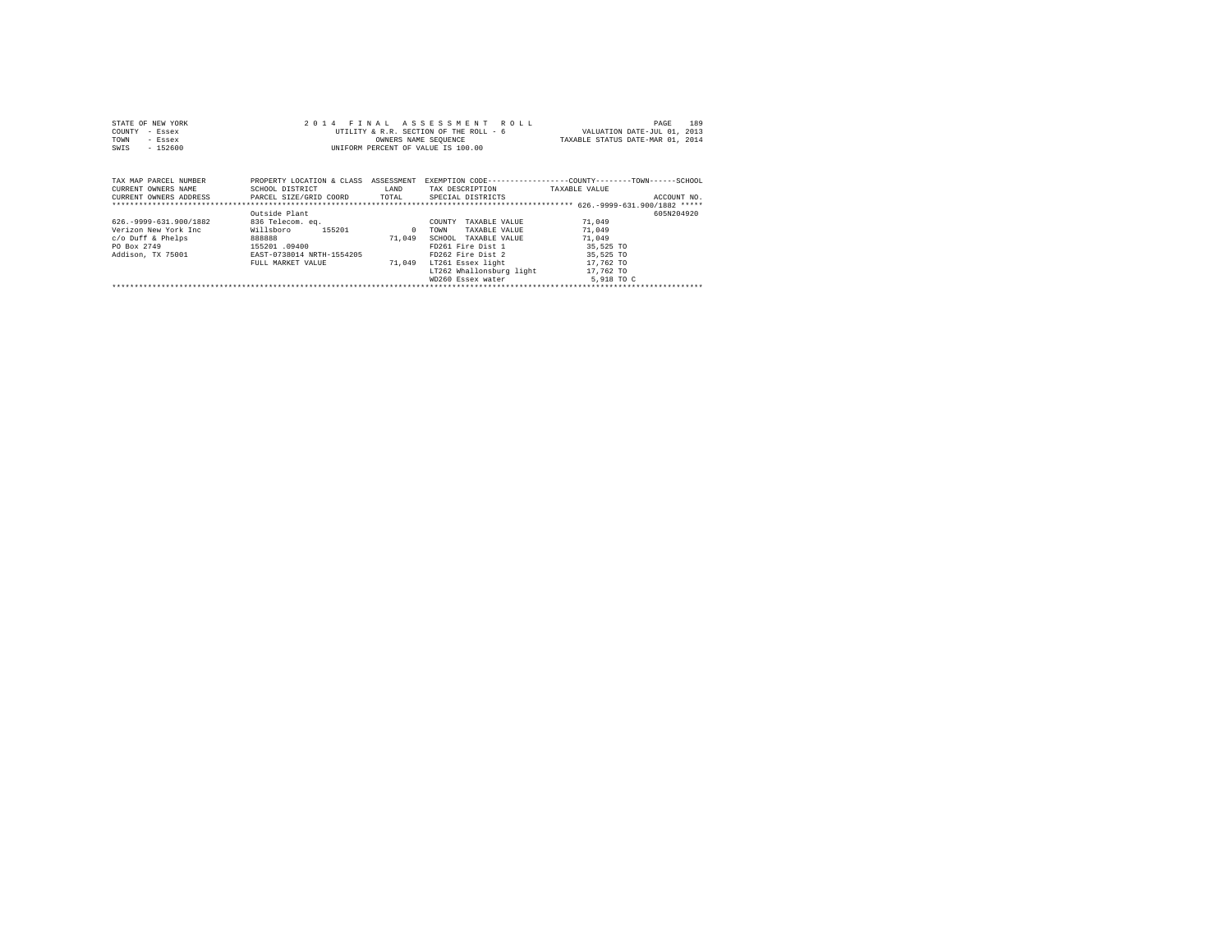STATE OF NEW YORK — 2014 FINAL ASSESSMENT ROLL
COUNTY - Essex — UTILITY & R.R. SECTION OF THE ROLL - 6 — VALUATION DATE-JUL 01, 2013
TOWN - Essex — OWNERS NAME SEQUENCE — TAXABLE STATUS DATE-MAR 01, 2014
SWIS - 152600 — UNIFORM PERCENT OF VALUE IS 100.00

| TAX MAP PARCEL NUMBER / CURRENT OWNERS NAME / CURRENT OWNERS ADDRESS | PROPERTY LOCATION & CLASS / SCHOOL DISTRICT / PARCEL SIZE/GRID COORD | ASSESSMENT LAND / TOTAL | EXEMPTION CODE / TAX DESCRIPTION / SPECIAL DISTRICTS | TAXABLE VALUE (COUNTY / TOWN / SCHOOL) | ACCOUNT NO. |
|---|---|---|---|---|---|
| 626.-9999-631.900/1882 | | | | | |
| | Outside Plant | | | | 605N204920 |
| 626.-9999-631.900/1882 | 836 Telecom. eq. | | COUNTY TAXABLE VALUE | 71,049 | |
| Verizon New York Inc | Willsboro 155201 | 0 | TOWN TAXABLE VALUE | 71,049 | |
| c/o Duff & Phelps | 888888 | 71,049 | SCHOOL TAXABLE VALUE | 71,049 | |
| PO Box 2749 | 155201 .09400 | | FD261 Fire Dist 1 | 35,525 TO | |
| Addison, TX 75001 | EAST-0738014 NRTH-1554205 | | FD262 Fire Dist 2 | 35,525 TO | |
| | FULL MARKET VALUE | 71,049 | LT261 Essex light | 17,762 TO | |
| | | | LT262 Whallonsburg light | 17,762 TO | |
| | | | WD260 Essex water | 5,918 TO C | |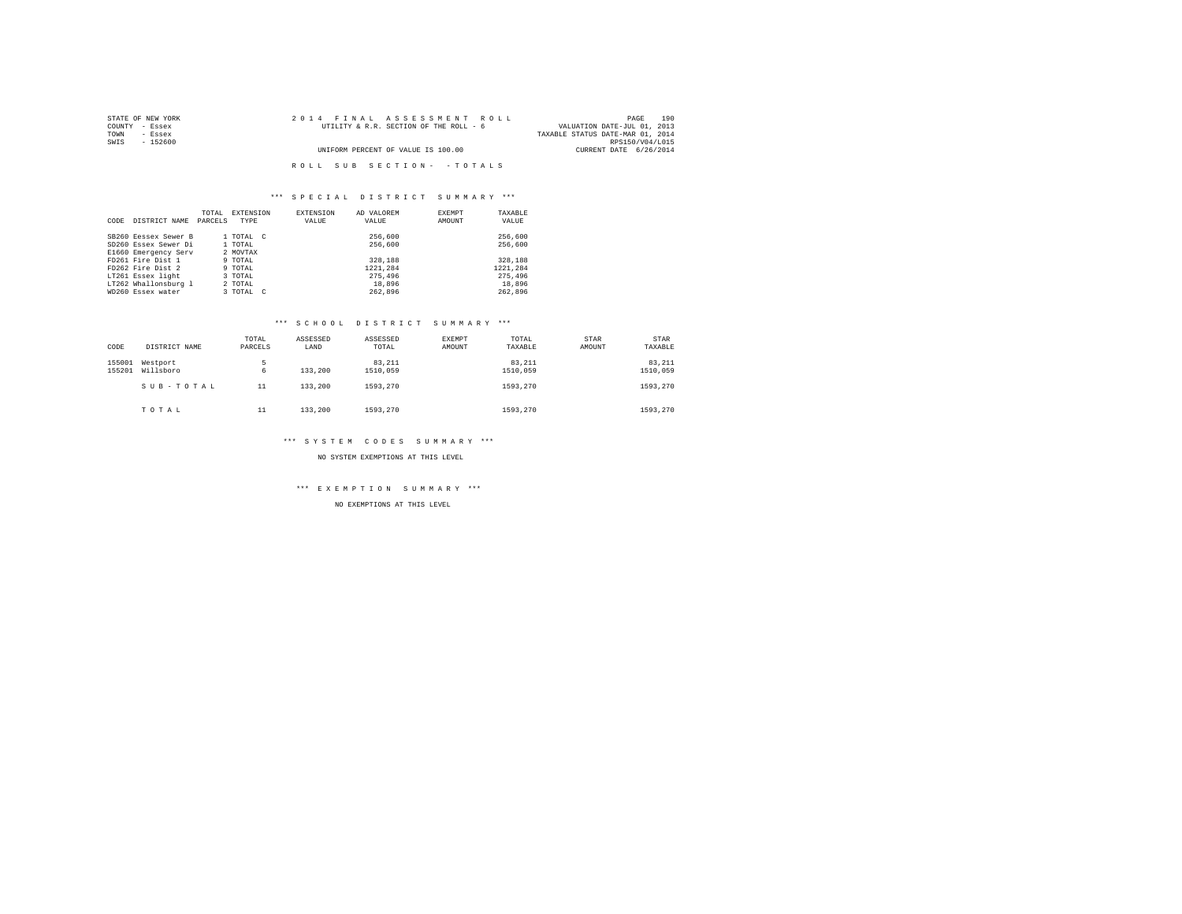STATE OF NEW YORK
COUNTY - Essex
TOWN - Essex
SWIS - 152600

2 0 1 4 F I N A L A S S E S S M E N T R O L L
UTILITY & R.R. SECTION OF THE ROLL - 6

UNIFORM PERCENT OF VALUE IS 100.00

VALUATION DATE-JUL 01, 2013
TAXABLE STATUS DATE-MAR 01, 2014
RPS150/V04/L015
CURRENT DATE 6/26/2014

R O L L S U B S E C T I O N - - T O T A L S

*** S P E C I A L D I S T R I C T S U M M A R Y ***

| CODE | DISTRICT NAME | TOTAL PARCELS | EXTENSION TYPE | EXTENSION VALUE | AD VALOREM VALUE | EXEMPT AMOUNT | TAXABLE VALUE |
|---|---|---|---|---|---|---|---|
| SB260 | Eessex Sewer B | 1 | TOTAL C | | 256,600 | | 256,600 |
| SD260 | Essex Sewer Di | 1 | TOTAL | | 256,600 | | 256,600 |
| E1660 | Emergency Serv | 2 | MOVTAX | | | | |
| FD261 | Fire Dist 1 | 9 | TOTAL | | 328,188 | | 328,188 |
| FD262 | Fire Dist 2 | 9 | TOTAL | | 1221,284 | | 1221,284 |
| LT261 | Essex light | 3 | TOTAL | | 275,496 | | 275,496 |
| LT262 | Whallonsburg l | 2 | TOTAL | | 18,896 | | 18,896 |
| WD260 | Essex water | 3 | TOTAL C | | 262,896 | | 262,896 |

*** S C H O O L D I S T R I C T S U M M A R Y ***

| CODE | DISTRICT NAME | TOTAL PARCELS | ASSESSED LAND | ASSESSED TOTAL | EXEMPT AMOUNT | TOTAL TAXABLE | STAR AMOUNT | STAR TAXABLE |
|---|---|---|---|---|---|---|---|---|
| 155001 | Westport | 5 | | 83,211 | | 83,211 | | 83,211 |
| 155201 | Willsboro | 6 | 133,200 | 1510,059 | | 1510,059 | | 1510,059 |
| | S U B - T O T A L | 11 | 133,200 | 1593,270 | | 1593,270 | | 1593,270 |
| | T O T A L | 11 | 133,200 | 1593,270 | | 1593,270 | | 1593,270 |

*** S Y S T E M C O D E S S U M M A R Y ***

NO SYSTEM EXEMPTIONS AT THIS LEVEL

*** E X E M P T I O N S U M M A R Y ***

NO EXEMPTIONS AT THIS LEVEL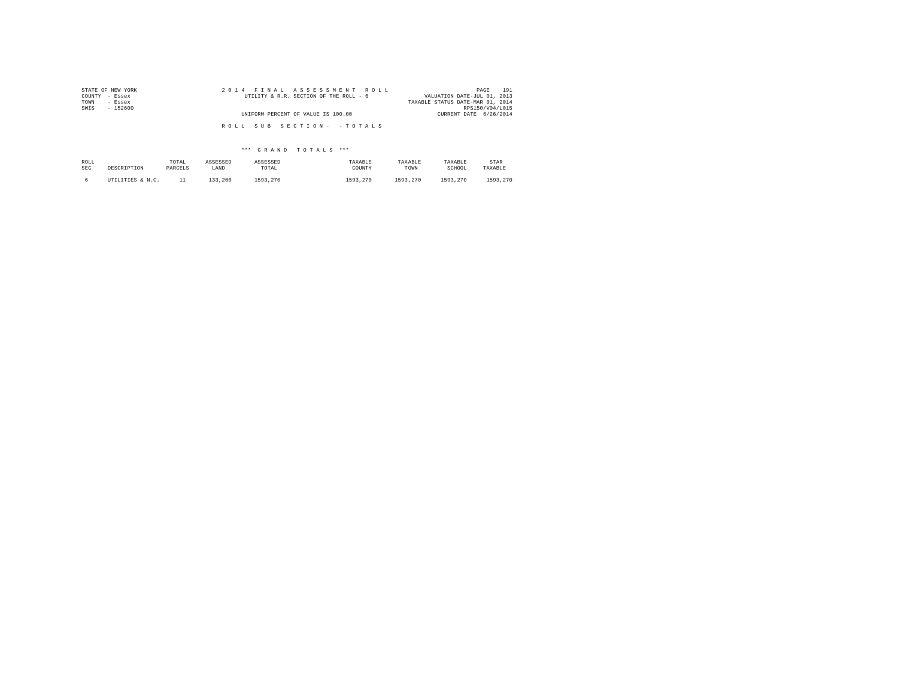STATE OF NEW YORK
COUNTY - Essex
TOWN - Essex
SWIS - 152600

2 0 1 4 F I N A L A S S E S S M E N T R O L L
UTILITY & R.R. SECTION OF THE ROLL - 6

VALUATION DATE-JUL 01, 2013
TAXABLE STATUS DATE-MAR 01, 2014
RPS150/V04/L015
CURRENT DATE 6/26/2014

UNIFORM PERCENT OF VALUE IS 100.00

R O L L S U B S E C T I O N - - T O T A L S

\*\*\* G R A N D T O T A L S \*\*\*

| ROLL SEC | DESCRIPTION | TOTAL PARCELS | ASSESSED LAND | ASSESSED TOTAL | TAXABLE COUNTY | TAXABLE TOWN | TAXABLE SCHOOL | STAR TAXABLE |
|---|---|---|---|---|---|---|---|---|
| 6 | UTILITIES & N.C. | 11 | 133,200 | 1593,270 | 1593,270 | 1593,270 | 1593,270 | 1593,270 |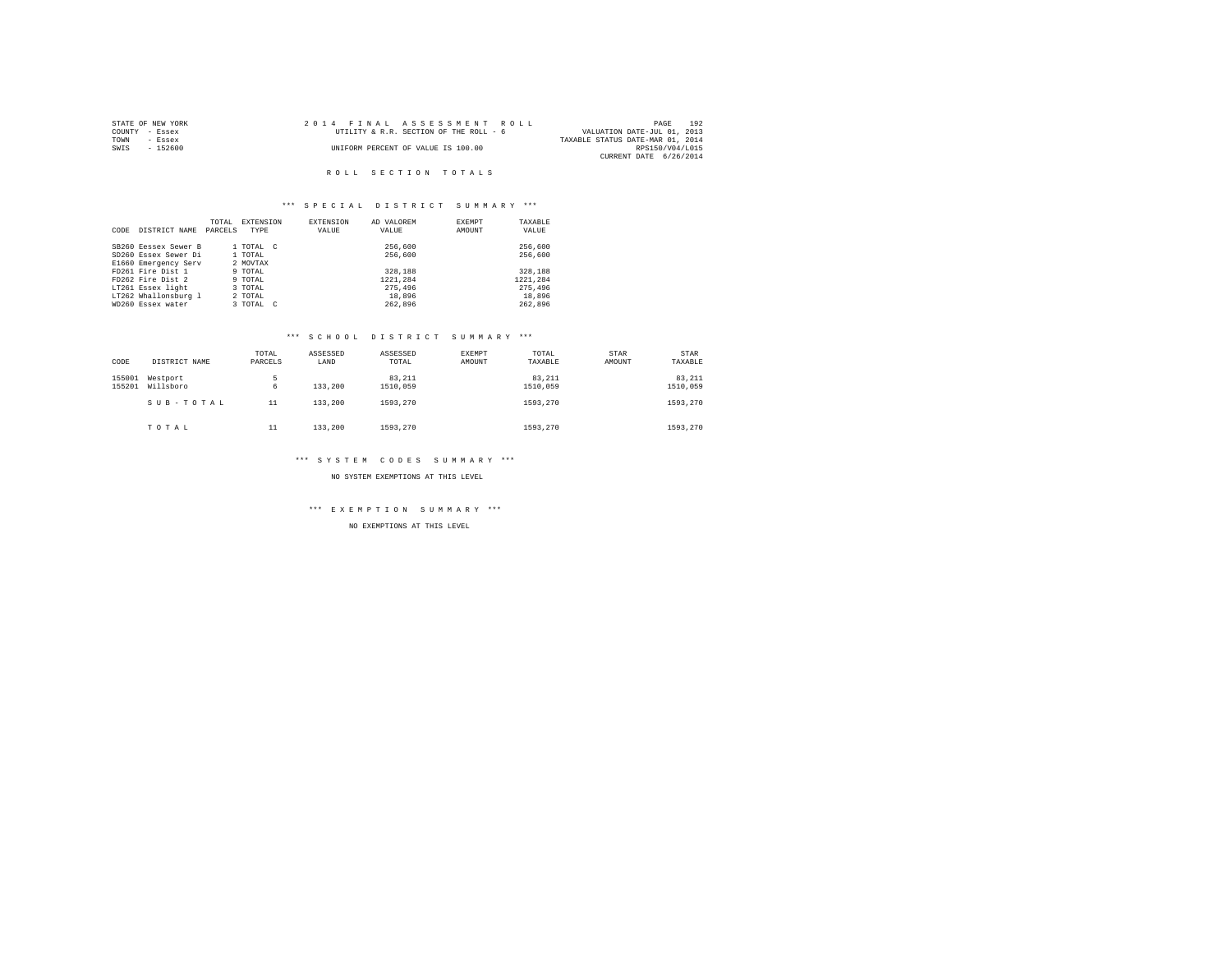STATE OF NEW YORK
COUNTY - Essex
TOWN - Essex
SWIS - 152600

2014 FINAL ASSESSMENT ROLL
UTILITY & R.R. SECTION OF THE ROLL - 6
UNIFORM PERCENT OF VALUE IS 100.00

PAGE 192
VALUATION DATE-JUL 01, 2013
TAXABLE STATUS DATE-MAR 01, 2014
RPS150/V04/L015
CURRENT DATE 6/26/2014

## ROLL SECTION TOTALS

### *** SPECIAL DISTRICT SUMMARY ***

| CODE | DISTRICT NAME | TOTAL PARCELS | EXTENSION TYPE | EXTENSION VALUE | AD VALOREM VALUE | EXEMPT AMOUNT | TAXABLE VALUE |
|---|---|---|---|---|---|---|---|
| SB260 | Eessex Sewer B | 1 | TOTAL C | | 256,600 | | 256,600 |
| SD260 | Essex Sewer Di | 1 | TOTAL | | 256,600 | | 256,600 |
| E1660 | Emergency Serv | 2 | MOVTAX | | | | |
| FD261 | Fire Dist 1 | 9 | TOTAL | | 328,188 | | 328,188 |
| FD262 | Fire Dist 2 | 9 | TOTAL | | 1221,284 | | 1221,284 |
| LT261 | Essex light | 3 | TOTAL | | 275,496 | | 275,496 |
| LT262 | Whallonsburg l | 2 | TOTAL | | 18,896 | | 18,896 |
| WD260 | Essex water | 3 | TOTAL C | | 262,896 | | 262,896 |

### *** SCHOOL DISTRICT SUMMARY ***

| CODE | DISTRICT NAME | TOTAL PARCELS | ASSESSED LAND | ASSESSED TOTAL | EXEMPT AMOUNT | TOTAL TAXABLE | STAR AMOUNT | STAR TAXABLE |
|---|---|---|---|---|---|---|---|---|
| 155001 | Westport | 5 | | 83,211 | | 83,211 | | 83,211 |
| 155201 | Willsboro | 6 | 133,200 | 1510,059 | | 1510,059 | | 1510,059 |
| | SUB-TOTAL | 11 | 133,200 | 1593,270 | | 1593,270 | | 1593,270 |
| | TOTAL | 11 | 133,200 | 1593,270 | | 1593,270 | | 1593,270 |

### *** SYSTEM CODES SUMMARY ***

NO SYSTEM EXEMPTIONS AT THIS LEVEL

### *** EXEMPTION SUMMARY ***

NO EXEMPTIONS AT THIS LEVEL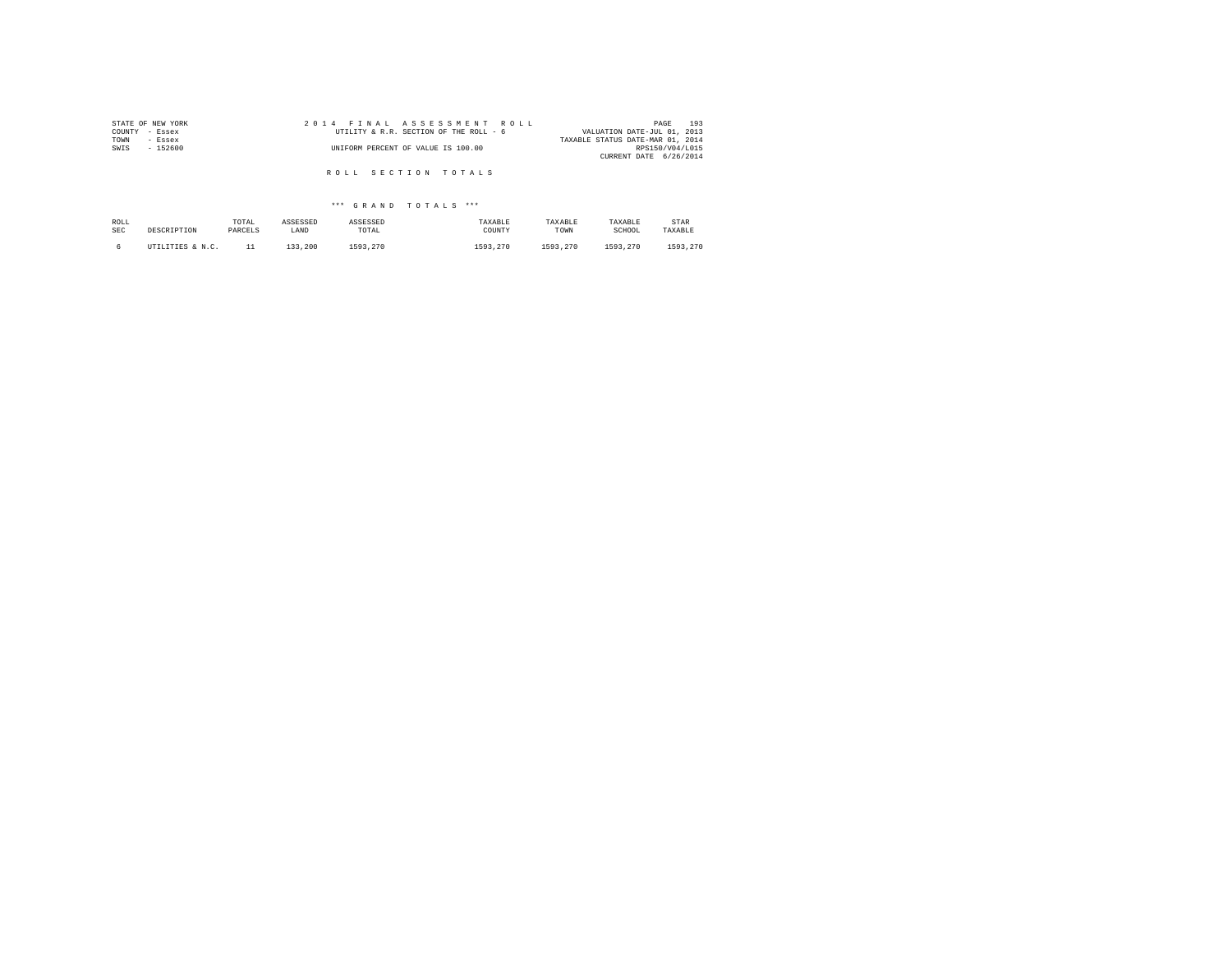STATE OF NEW YORK
COUNTY - Essex
TOWN - Essex
SWIS - 152600

2014 FINAL ASSESSMENT ROLL
UTILITY & R.R. SECTION OF THE ROLL - 6
UNIFORM PERCENT OF VALUE IS 100.00

VALUATION DATE-JUL 01, 2013
TAXABLE STATUS DATE-MAR 01, 2014
RPS150/V04/L015
CURRENT DATE 6/26/2014

## ROLL SECTION TOTALS

### *** GRAND TOTALS ***

| ROLL SEC | DESCRIPTION | TOTAL PARCELS | ASSESSED LAND | ASSESSED TOTAL | TAXABLE COUNTY | TAXABLE TOWN | TAXABLE SCHOOL | STAR TAXABLE |
|---|---|---|---|---|---|---|---|---|
| 6 | UTILITIES & N.C. | 11 | 133,200 | 1593,270 | 1593,270 | 1593,270 | 1593,270 | 1593,270 |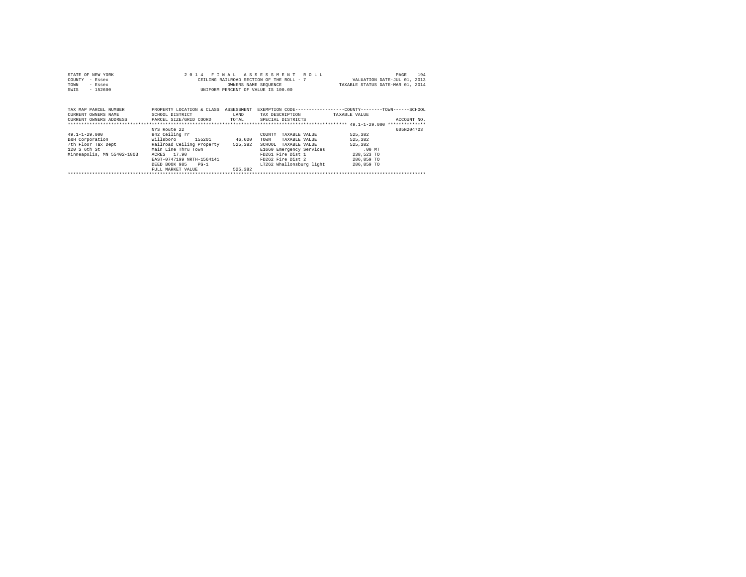STATE OF NEW YORK
COUNTY - Essex
TOWN - Essex
SWIS - 152600

2014 FINAL ASSESSMENT ROLL
CEILING RAILROAD SECTION OF THE ROLL - 7
OWNERS NAME SEQUENCE
UNIFORM PERCENT OF VALUE IS 100.00

VALUATION DATE-JUL 01, 2013
TAXABLE STATUS DATE-MAR 01, 2014

| TAX MAP PARCEL NUMBER / CURRENT OWNERS NAME / CURRENT OWNERS ADDRESS | PROPERTY LOCATION & CLASS / SCHOOL DISTRICT / PARCEL SIZE/GRID COORD | ASSESSMENT LAND / TOTAL | EXEMPTION CODE / TAX DESCRIPTION / SPECIAL DISTRICTS | TAXABLE VALUE (COUNTY--------TOWN------SCHOOL) | ACCOUNT NO. |
|---|---|---|---|---|---|
| | NYS Route 22 | | | | 605N204703 |
| 49.1-1-29.000 | 842 Ceiling rr | | COUNTY TAXABLE VALUE | 525,382 | |
| D&H Corporation | Willsboro 155201 | 46,600 | TOWN TAXABLE VALUE | 525,382 | |
| 7th Floor Tax Dept | Railroad Ceiling Property | 525,382 | SCHOOL TAXABLE VALUE | 525,382 | |
| 120 S 6th St | Main Line Thru Town | | E1660 Emergency Services | .00 MT | |
| Minneapolis, MN 55402-1803 | ACRES 17.90 | | FD261 Fire Dist 1 | 238,523 TO | |
| | EAST-0747199 NRTH-1564141 | | FD262 Fire Dist 2 | 286,859 TO | |
| | DEED BOOK 985 PG-1 | | LT262 Whallonsburg light | 286,859 TO | |
| | FULL MARKET VALUE | 525,382 | | | |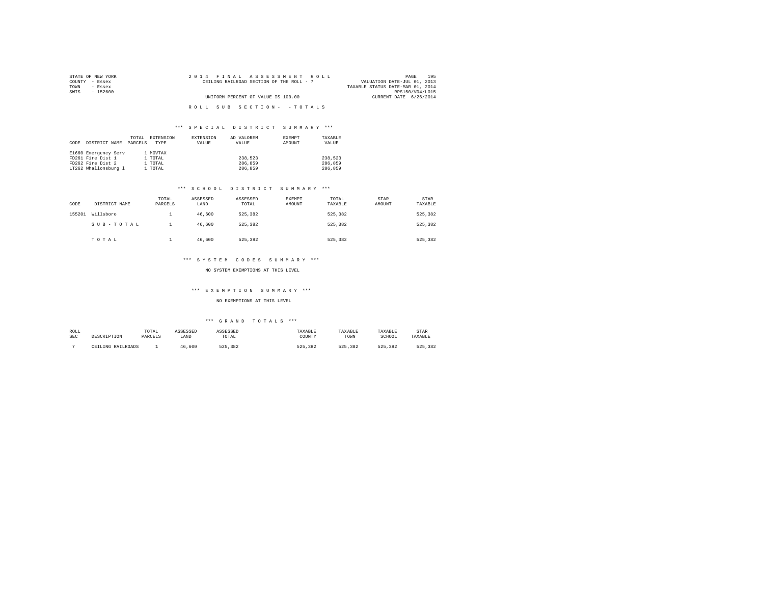STATE OF NEW YORK
COUNTY - Essex
TOWN - Essex
SWIS - 152600

2014 FINAL ASSESSMENT ROLL
CEILING RAILROAD SECTION OF THE ROLL - 7
UNIFORM PERCENT OF VALUE IS 100.00

VALUATION DATE-JUL 01, 2013
TAXABLE STATUS DATE-MAR 01, 2014
RPS150/V04/L015
CURRENT DATE 6/26/2014

ROLL SUB SECTION- - TOTALS

### *** SPECIAL DISTRICT SUMMARY ***

| CODE | DISTRICT NAME | TOTAL PARCELS | EXTENSION TYPE | EXTENSION VALUE | AD VALOREM VALUE | EXEMPT AMOUNT | TAXABLE VALUE |
|---|---|---|---|---|---|---|---|
| E1660 | Emergency Serv | 1 | MOVTAX | | | | |
| FD261 | Fire Dist 1 | 1 | TOTAL | | 238,523 | | 238,523 |
| FD262 | Fire Dist 2 | 1 | TOTAL | | 286,859 | | 286,859 |
| LT262 | Whallonsburg l | 1 | TOTAL | | 286,859 | | 286,859 |

### *** SCHOOL DISTRICT SUMMARY ***

| CODE | DISTRICT NAME | TOTAL PARCELS | ASSESSED LAND | ASSESSED TOTAL | EXEMPT AMOUNT | TOTAL TAXABLE | STAR AMOUNT | STAR TAXABLE |
|---|---|---|---|---|---|---|---|---|
| 155201 | Willsboro | 1 | 46,600 | 525,382 | | 525,382 | | 525,382 |
| | SUB-TOTAL | 1 | 46,600 | 525,382 | | 525,382 | | 525,382 |
| | TOTAL | 1 | 46,600 | 525,382 | | 525,382 | | 525,382 |

### *** SYSTEM CODES SUMMARY ***

NO SYSTEM EXEMPTIONS AT THIS LEVEL

### *** EXEMPTION SUMMARY ***

NO EXEMPTIONS AT THIS LEVEL

### *** GRAND TOTALS ***

| ROLL SEC | DESCRIPTION | TOTAL PARCELS | ASSESSED LAND | ASSESSED TOTAL | TAXABLE COUNTY | TAXABLE TOWN | TAXABLE SCHOOL | STAR TAXABLE |
|---|---|---|---|---|---|---|---|---|
| 7 | CEILING RAILROADS | 1 | 46,600 | 525,382 | 525,382 | 525,382 | 525,382 | 525,382 |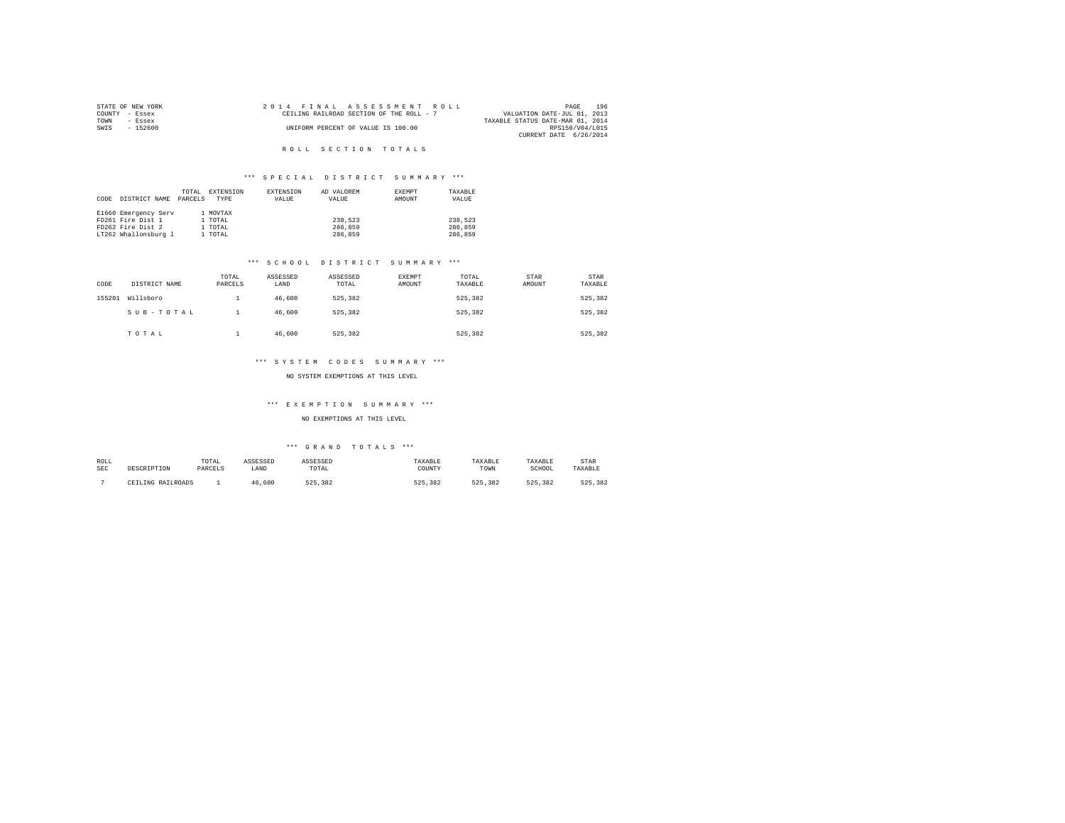STATE OF NEW YORK
COUNTY - Essex
TOWN - Essex
SWIS - 152600

2 0 1 4 F I N A L A S S E S S M E N T R O L L
CEILING RAILROAD SECTION OF THE ROLL - 7
UNIFORM PERCENT OF VALUE IS 100.00

PAGE 196
VALUATION DATE-JUL 01, 2013
TAXABLE STATUS DATE-MAR 01, 2014
RPS150/V04/L015
CURRENT DATE 6/26/2014

## R O L L S E C T I O N T O T A L S

### *** S P E C I A L D I S T R I C T S U M M A R Y ***

| CODE | DISTRICT NAME | TOTAL PARCELS | EXTENSION TYPE | EXTENSION VALUE | AD VALOREM VALUE | EXEMPT AMOUNT | TAXABLE VALUE |
|---|---|---|---|---|---|---|---|
| E1660 | Emergency Serv | 1 | MOVTAX | | | | |
| FD261 | Fire Dist 1 | 1 | TOTAL | | 238,523 | | 238,523 |
| FD262 | Fire Dist 2 | 1 | TOTAL | | 286,859 | | 286,859 |
| LT262 | Whallonsburg l | 1 | TOTAL | | 286,859 | | 286,859 |

### *** S C H O O L D I S T R I C T S U M M A R Y ***

| CODE | DISTRICT NAME | TOTAL PARCELS | ASSESSED LAND | ASSESSED TOTAL | EXEMPT AMOUNT | TOTAL TAXABLE | STAR AMOUNT | STAR TAXABLE |
|---|---|---|---|---|---|---|---|---|
| 155201 | Willsboro | 1 | 46,600 | 525,382 | | 525,382 | | 525,382 |
| | S U B - T O T A L | 1 | 46,600 | 525,382 | | 525,382 | | 525,382 |
| | T O T A L | 1 | 46,600 | 525,382 | | 525,382 | | 525,382 |

### *** S Y S T E M C O D E S S U M M A R Y ***

NO SYSTEM EXEMPTIONS AT THIS LEVEL

### *** E X E M P T I O N S U M M A R Y ***

NO EXEMPTIONS AT THIS LEVEL

### *** G R A N D T O T A L S ***

| ROLL SEC | DESCRIPTION | TOTAL PARCELS | ASSESSED LAND | ASSESSED TOTAL | TAXABLE COUNTY | TAXABLE TOWN | TAXABLE SCHOOL | STAR TAXABLE |
|---|---|---|---|---|---|---|---|---|
| 7 | CEILING RAILROADS | 1 | 46,600 | 525,382 | 525,382 | 525,382 | 525,382 | 525,382 |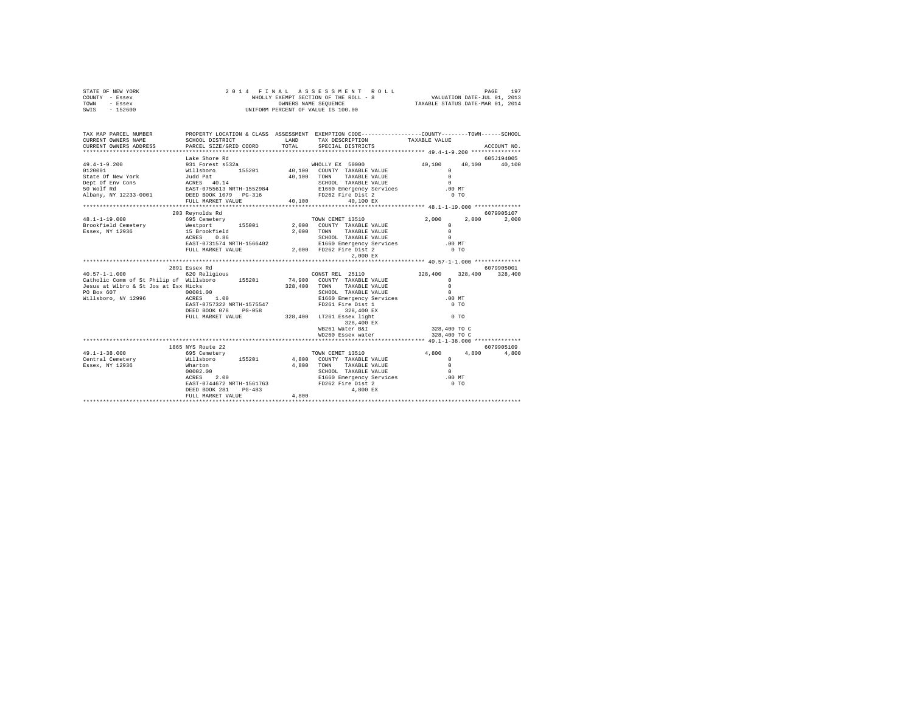```
STATE OF NEW YORK                2 0 1 4   F I N A L   A S S E S S M E N T   R O L L                         PAGE   197
COUNTY  - Essex                      WHOLLY EXEMPT SECTION OF THE ROLL - 8                  VALUATION DATE-JUL 01, 2013
TOWN    - Essex                              OWNERS NAME SEQUENCE                        TAXABLE STATUS DATE-MAR 01, 2014
SWIS    - 152600                     UNIFORM PERCENT OF VALUE IS 100.00


TAX MAP PARCEL NUMBER          PROPERTY LOCATION & CLASS  ASSESSMENT  EXEMPTION CODE-----------------COUNTY--------TOWN------SCHOOL
CURRENT OWNERS NAME            SCHOOL DISTRICT              LAND      TAX DESCRIPTION            TAXABLE VALUE
CURRENT OWNERS ADDRESS         PARCEL SIZE/GRID COORD      TOTAL      SPECIAL DISTRICTS                                  ACCOUNT NO.
*********************************************************************************************** 49.4-1-9.200 ***************
                               Lake Shore Rd                                                                          605J194005
49.4-1-9.200                   931 Forest s532a                       WHOLLY EX 50000              40,100     40,100     40,100
0120001                        Willsboro      155201       40,100   COUNTY  TAXABLE VALUE              0
State Of New York              Judd Pat                    40,100   TOWN    TAXABLE VALUE              0
Dept Of Env Cons               ACRES   40.14                        SCHOOL  TAXABLE VALUE              0
50 Wolf Rd                     EAST-0755613 NRTH-1552984            E1660 Emergency Services          .00 MT
Albany, NY 12233-0001          DEED BOOK 1079   PG-316              FD262 Fire Dist 2                   0 TO
                               FULL MARKET VALUE           40,100          40,100 EX
*********************************************************************************************** 48.1-1-19.000 *************
                               203 Reynolds Rd                                                                        6079905107
48.1-1-19.000                  695 Cemetery                           TOWN CEMET 13510              2,000      2,000      2,000
Brookfield Cemetery            Westport       155001        2,000   COUNTY  TAXABLE VALUE              0
Essex, NY 12936                15 Brookfield                2,000   TOWN    TAXABLE VALUE              0
                               ACRES    0.86                        SCHOOL  TAXABLE VALUE              0
                               EAST-0731574 NRTH-1566402            E1660 Emergency Services          .00 MT
                               FULL MARKET VALUE            2,000   FD262 Fire Dist 2                   0 TO
                                                                           2,000 EX
*********************************************************************************************** 40.57-1-1.000 *************
                               2891 Essex Rd                                                                          6079905001
40.57-1-1.000                  620 Religious                          CONST REL  25110            328,400    328,400    328,400
Catholic Comm of St Philip of  Willsboro      155201       74,900   COUNTY  TAXABLE VALUE              0
Jesus at Wlbro & St Jos at Esx Hicks                      328,400   TOWN    TAXABLE VALUE              0
PO Box 607                     00001.00                             SCHOOL  TAXABLE VALUE              0
Willsboro, NY 12996            ACRES    1.00                        E1660 Emergency Services          .00 MT
                               EAST-0757322 NRTH-1575547            FD261 Fire Dist 1                   0 TO
                               DEED BOOK 078    PG-058                   328,400 EX
                               FULL MARKET VALUE          328,400   LT261 Essex light                   0 TO
                                                                         328,400 EX
                                                                    WB261 Water B&I               328,400 TO C
                                                                    WD260 Essex water             328,400 TO C
*********************************************************************************************** 49.1-1-38.000 *************
                               1865 NYS Route 22                                                                      6079905109
49.1-1-38.000                  695 Cemetery                           TOWN CEMET 13510              4,800      4,800      4,800
Central Cemetery               Willsboro      155201        4,800   COUNTY  TAXABLE VALUE              0
Essex, NY 12936                Wharton                      4,800   TOWN    TAXABLE VALUE              0
                               00002.00                             SCHOOL  TAXABLE VALUE              0
                               ACRES    2.00                        E1660 Emergency Services          .00 MT
                               EAST-0744672 NRTH-1561763            FD262 Fire Dist 2                   0 TO
                               DEED BOOK 281    PG-483                     4,800 EX
                               FULL MARKET VALUE            4,800
****************************************************************************************************************************
```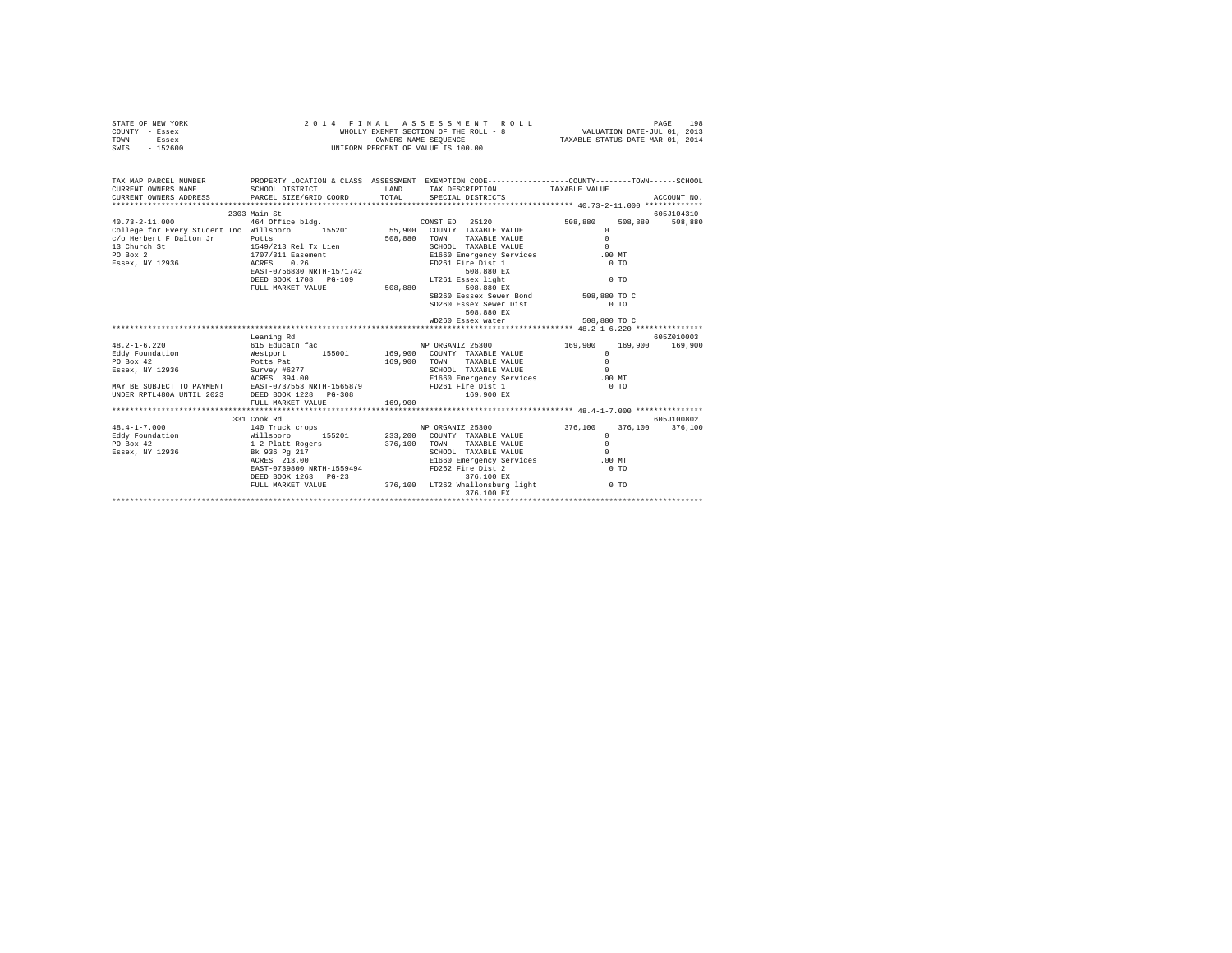```
STATE OF NEW YORK                    2 0 1 4   F I N A L   A S S E S S M E N T   R O L L                       PAGE   198
COUNTY  - Essex                            WHOLLY EXEMPT SECTION OF THE ROLL - 8               VALUATION DATE-JUL 01, 2013
TOWN    - Essex                                  OWNERS NAME SEQUENCE                        TAXABLE STATUS DATE-MAR 01, 2014
SWIS    - 152600                            UNIFORM PERCENT OF VALUE IS 100.00

TAX MAP PARCEL NUMBER         PROPERTY LOCATION & CLASS  ASSESSMENT  EXEMPTION CODE-----------------COUNTY--------TOWN------SCHOOL
CURRENT OWNERS NAME           SCHOOL DISTRICT              LAND       TAX DESCRIPTION            TAXABLE VALUE
CURRENT OWNERS ADDRESS        PARCEL SIZE/GRID COORD       TOTAL      SPECIAL DISTRICTS                                    ACCOUNT NO.
******************************************************************************************************* 40.73-2-11.000 *************
                          2303 Main St                                                                                   605J104310
40.73-2-11.000              464 Office bldg.                          CONST ED   25120              508,880    508,880    508,880
College for Every Student Inc  Willsboro      155201        55,900   COUNTY  TAXABLE VALUE                 0
c/o Herbert F Dalton Jr     Potts                           508,880   TOWN    TAXABLE VALUE                 0
13 Church St                1549/213 Rel Tx Lien                      SCHOOL  TAXABLE VALUE                 0
PO Box 2                    1707/311 Easement                         E1660 Emergency Services            .00 MT
Essex, NY 12936             ACRES    0.26                             FD261 Fire Dist 1                     0 TO
                            EAST-0756830 NRTH-1571742                      508,880 EX
                            DEED BOOK 1708   PG-109                   LT261 Essex light                     0 TO
                            FULL MARKET VALUE             508,880          508,880 EX
                                                                      SB260 Eessex Sewer Bond         508,880 TO C
                                                                      SD260 Essex Sewer Dist                0 TO
                                                                           508,880 EX
                                                                      WD260 Essex water               508,880 TO C
******************************************************************************************************* 48.2-1-6.220 ***************
                            Leaning Rd                                                                                   605Z010003
48.2-1-6.220                615 Educatn fac                           NP ORGANIZ 25300              169,900    169,900    169,900
Eddy Foundation             Westport      155001        169,900   COUNTY  TAXABLE VALUE                 0
PO Box 42                   Potts Pat                       169,900   TOWN    TAXABLE VALUE                 0
Essex, NY 12936             Survey #6277                              SCHOOL  TAXABLE VALUE                 0
                            ACRES  394.00                             E1660 Emergency Services            .00 MT
MAY BE SUBJECT TO PAYMENT   EAST-0737553 NRTH-1565879                 FD261 Fire Dist 1                     0 TO
UNDER RPTL480A UNTIL 2023   DEED BOOK 1228   PG-308                        169,900 EX
                            FULL MARKET VALUE             169,900
******************************************************************************************************* 48.4-1-7.000 ***************
                          331 Cook Rd                                                                                    605J100802
48.4-1-7.000                140 Truck crops                           NP ORGANIZ 25300              376,100    376,100    376,100
Eddy Foundation             Willsboro      155201        233,200   COUNTY  TAXABLE VALUE                 0
PO Box 42                   1 2 Platt Rogers                376,100   TOWN    TAXABLE VALUE                 0
Essex, NY 12936             Bk 936 Pg 217                             SCHOOL  TAXABLE VALUE                 0
                            ACRES  213.00                             E1660 Emergency Services            .00 MT
                            EAST-0739800 NRTH-1559494                 FD262 Fire Dist 2                     0 TO
                            DEED BOOK 1263   PG-23                         376,100 EX
                            FULL MARKET VALUE             376,100   LT262 Whallonsburg light              0 TO
                                                                           376,100 EX
************************************************************************************************************************************
```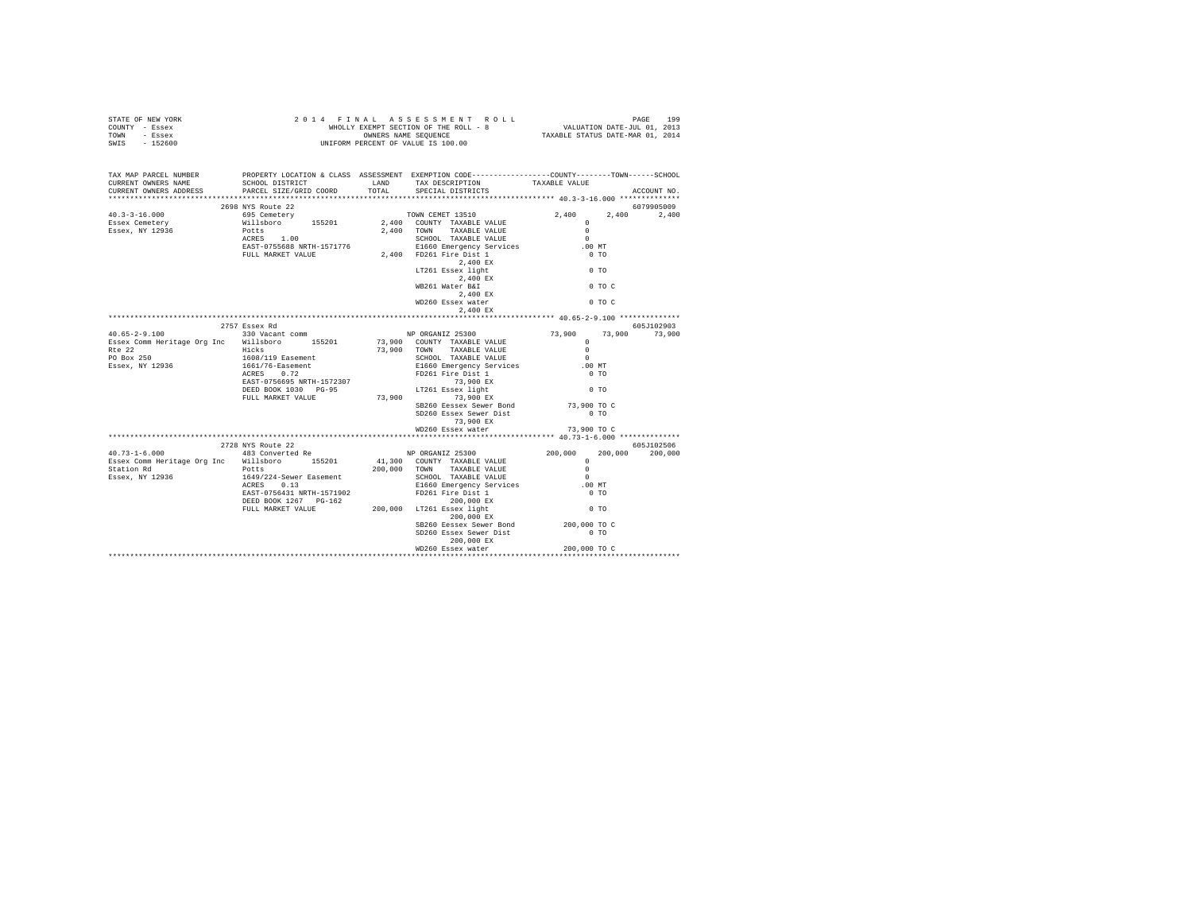STATE OF NEW YORK · COUNTY - Essex · TOWN - Essex · SWIS - 152600

**2014 FINAL ASSESSMENT ROLL**
WHOLLY EXEMPT SECTION OF THE ROLL - 8
OWNERS NAME SEQUENCE
UNIFORM PERCENT OF VALUE IS 100.00

VALUATION DATE-JUL 01, 2013
TAXABLE STATUS DATE-MAR 01, 2014

```
TAX MAP PARCEL NUMBER         PROPERTY LOCATION & CLASS  ASSESSMENT  EXEMPTION CODE-----------------COUNTY--------TOWN------SCHOOL
CURRENT OWNERS NAME           SCHOOL DISTRICT             LAND       TAX DESCRIPTION            TAXABLE VALUE
CURRENT OWNERS ADDRESS        PARCEL SIZE/GRID COORD      TOTAL      SPECIAL DISTRICTS                                   ACCOUNT NO.
******************************************************************************************** 40.3-3-16.000 **************
                              2698 NYS Route 22                                                                      6079905009
40.3-3-16.000                 695 Cemetery                           TOWN CEMET 13510            2,400      2,400      2,400
Essex Cemetery                Willsboro      155201        2,400     COUNTY  TAXABLE VALUE           0
Essex, NY 12936               Potts                        2,400     TOWN    TAXABLE VALUE           0
                              ACRES    1.00                          SCHOOL  TAXABLE VALUE           0
                              EAST-0755688 NRTH-1571776              E1660 Emergency Services      .00 MT
                              FULL MARKET VALUE            2,400     FD261 Fire Dist 1               0 TO
                                                                          2,400 EX
                                                                     LT261 Essex light               0 TO
                                                                          2,400 EX
                                                                     WB261 Water B&I                 0 TO C
                                                                          2,400 EX
                                                                     WD260 Essex water               0 TO C
                                                                          2,400 EX
******************************************************************************************** 40.65-2-9.100 **************
                              2757 Essex Rd                                                                          605J102903
40.65-2-9.100                 330 Vacant comm                        NP ORGANIZ 25300           73,900     73,900     73,900
Essex Comm Heritage Org Inc   Willsboro      155201       73,900     COUNTY  TAXABLE VALUE           0
Rte 22                        Hicks                       73,900     TOWN    TAXABLE VALUE           0
PO Box 250                    1608/119 Easement                      SCHOOL  TAXABLE VALUE           0
Essex, NY 12936               1661/76-Easement                       E1660 Emergency Services      .00 MT
                              ACRES    0.72                          FD261 Fire Dist 1               0 TO
                              EAST-0756695 NRTH-1572307                   73,900 EX
                              DEED BOOK 1030   PG-95                 LT261 Essex light               0 TO
                              FULL MARKET VALUE           73,900          73,900 EX
                                                                     SB260 Eessex Sewer Bond     73,900 TO C
                                                                     SD260 Essex Sewer Dist          0 TO
                                                                          73,900 EX
                                                                     WD260 Essex water           73,900 TO C
******************************************************************************************** 40.73-1-6.000 **************
                              2728 NYS Route 22                                                                      605J102506
40.73-1-6.000                 483 Converted Re                       NP ORGANIZ 25300          200,000    200,000    200,000
Essex Comm Heritage Org Inc   Willsboro      155201       41,300     COUNTY  TAXABLE VALUE           0
Station Rd                    Potts                      200,000     TOWN    TAXABLE VALUE           0
Essex, NY 12936               1649/224-Sewer Easement                SCHOOL  TAXABLE VALUE           0
                              ACRES    0.13                          E1660 Emergency Services      .00 MT
                              EAST-0756431 NRTH-1571902              FD261 Fire Dist 1               0 TO
                              DEED BOOK 1267   PG-162                     200,000 EX
                              FULL MARKET VALUE          200,000     LT261 Essex light               0 TO
                                                                          200,000 EX
                                                                     SB260 Eessex Sewer Bond    200,000 TO C
                                                                     SD260 Essex Sewer Dist          0 TO
                                                                          200,000 EX
                                                                     WD260 Essex water          200,000 TO C
****************************************************************************************************************************
```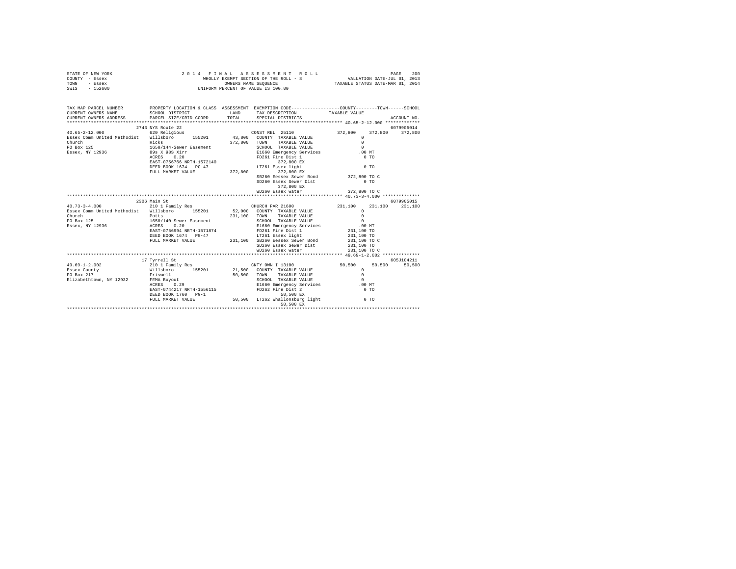STATE OF NEW YORK
COUNTY - Essex
TOWN - Essex
SWIS - 152600

2014 FINAL ASSESSMENT ROLL
WHOLLY EXEMPT SECTION OF THE ROLL - 8
OWNERS NAME SEQUENCE
UNIFORM PERCENT OF VALUE IS 100.00

VALUATION DATE-JUL 01, 2013
TAXABLE STATUS DATE-MAR 01, 2014

```
TAX MAP PARCEL NUMBER          PROPERTY LOCATION & CLASS  ASSESSMENT  EXEMPTION CODE-----------------COUNTY--------TOWN------SCHOOL
CURRENT OWNERS NAME            SCHOOL DISTRICT              LAND      TAX DESCRIPTION            TAXABLE VALUE
CURRENT OWNERS ADDRESS         PARCEL SIZE/GRID COORD       TOTAL     SPECIAL DISTRICTS                                        ACCOUNT NO.
******************************************************************************************************* 40.65-2-12.000 *************
                              2743 NYS Route 22                                                                          6079905014
40.65-2-12.000                620 Religious                           CONST REL  25110              372,800    372,800    372,800
Essex Comm United Methodist   Willsboro       155201      43,800   COUNTY  TAXABLE VALUE                0
Church                        Hicks                       372,800   TOWN    TAXABLE VALUE                0
PO Box 125                    1650/144-Sewer Easement                SCHOOL  TAXABLE VALUE                0
Essex, NY 12936               89s X 98S Xirr                         E1660 Emergency Services           .00 MT
                              ACRES    0.20                          FD261 Fire Dist 1                    0 TO
                              EAST-0756766 NRTH-1572140                       372,800 EX
                              DEED BOOK 1674   PG-47                 LT261 Essex light                    0 TO
                              FULL MARKET VALUE          372,800              372,800 EX
                                                                     SB260 Eessex Sewer Bond        372,800 TO C
                                                                     SD260 Essex Sewer Dist               0 TO
                                                                              372,800 EX
                                                                     WD260 Essex water              372,800 TO C
******************************************************************************************************* 40.73-3-4.000 **************
                              2306 Main St                                                                               6079905015
40.73-3-4.000                 210 1 Family Res                        CHURCH PAR 21600              231,100    231,100    231,100
Essex Comm United Methodist   Willsboro       155201      52,000   COUNTY  TAXABLE VALUE                0
Church                        Potts                       231,100   TOWN    TAXABLE VALUE                0
PO Box 125                    1650/140-Sewer Easement                SCHOOL  TAXABLE VALUE                0
Essex, NY 12936               ACRES    0.20                          E1660 Emergency Services           .00 MT
                              EAST-0756994 NRTH-1571874              FD261 Fire Dist 1              231,100 TO
                              DEED BOOK 1674   PG-47                 LT261 Essex light              231,100 TO
                              FULL MARKET VALUE          231,100   SB260 Eessex Sewer Bond        231,100 TO C
                                                                     SD260 Essex Sewer Dist         231,100 TO
                                                                     WD260 Essex water              231,100 TO C
******************************************************************************************************* 49.69-1-2.002 **************
                              17 Tyrrell St                                                                              605J104211
49.69-1-2.002                 210 1 Family Res                        CNTY OWN I 13100               50,500     50,500     50,500
Essex County                  Willsboro       155201      21,500   COUNTY  TAXABLE VALUE                0
PO Box 217                    Friswell                     50,500   TOWN    TAXABLE VALUE                0
Elizabethtown, NY 12932       FEMA Buyout                            SCHOOL  TAXABLE VALUE                0
                              ACRES    0.29                          E1660 Emergency Services           .00 MT
                              EAST-0744217 NRTH-1556115              FD262 Fire Dist 2                    0 TO
                              DEED BOOK 1760   PG-1                            50,500 EX
                              FULL MARKET VALUE           50,500   LT262 Whallonsburg light             0 TO
                                                                               50,500 EX
************************************************************************************************************************************
```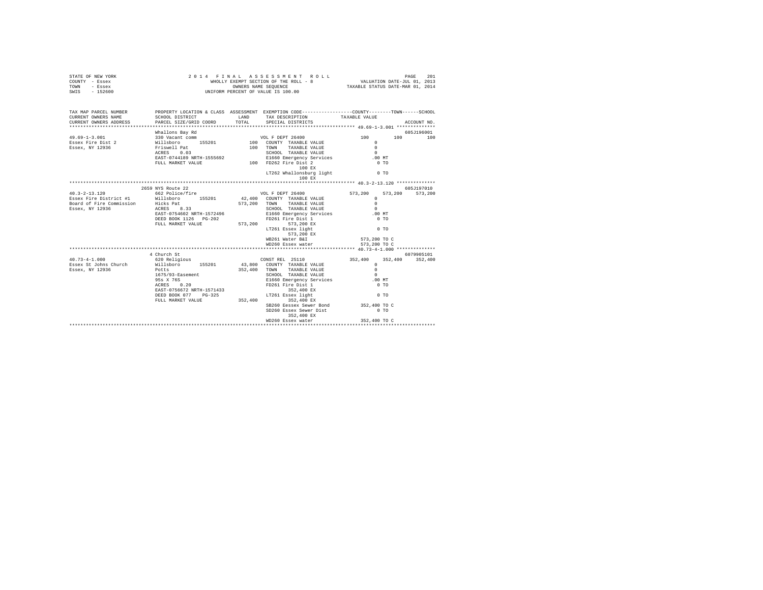STATE OF NEW YORK
COUNTY - Essex
TOWN - Essex
SWIS - 152600

2014 FINAL ASSESSMENT ROLL
WHOLLY EXEMPT SECTION OF THE ROLL - 8
OWNERS NAME SEQUENCE
UNIFORM PERCENT OF VALUE IS 100.00

VALUATION DATE-JUL 01, 2013
TAXABLE STATUS DATE-MAR 01, 2014

```
TAX MAP PARCEL NUMBER          PROPERTY LOCATION & CLASS  ASSESSMENT  EXEMPTION CODE-----------------COUNTY--------TOWN------SCHOOL
CURRENT OWNERS NAME            SCHOOL DISTRICT              LAND      TAX DESCRIPTION            TAXABLE VALUE
CURRENT OWNERS ADDRESS         PARCEL SIZE/GRID COORD      TOTAL      SPECIAL DISTRICTS                                    ACCOUNT NO.
*************************************************************************************************** 49.69-1-3.001 **************
                               Whallons Bay Rd                                                                             605J196001
49.69-1-3.001                  330 Vacant comm                        VOL F DEPT 26400              100         100          100
Essex Fire Dist 2              Willsboro      155201          100     COUNTY  TAXABLE VALUE           0
Essex, NY 12936                Friswell Pat                   100     TOWN    TAXABLE VALUE           0
                               ACRES    0.03                          SCHOOL  TAXABLE VALUE           0
                               EAST-0744189 NRTH-1555692              E1660 Emergency Services        .00 MT
                               FULL MARKET VALUE              100     FD262 Fire Dist 2                 0 TO
                                                                            100 EX
                                                                      LT262 Whallonsburg light          0 TO
                                                                            100 EX
*************************************************************************************************** 40.3-2-13.120 **************
                               2659 NYS Route 22                                                                           605J197010
40.3-2-13.120                  662 Police/fire                        VOL F DEPT 26400          573,200     573,200      573,200
Essex Fire District #1         Willsboro      155201       42,400     COUNTY  TAXABLE VALUE           0
Board of Fire Commission       Hicks Pat                  573,200     TOWN    TAXABLE VALUE           0
Essex, NY 12936                ACRES    8.33                          SCHOOL  TAXABLE VALUE           0
                               EAST-0754602 NRTH-1572496              E1660 Emergency Services        .00 MT
                               DEED BOOK 1126   PG-202                FD261 Fire Dist 1                 0 TO
                               FULL MARKET VALUE          573,200           573,200 EX
                                                                      LT261 Essex light                 0 TO
                                                                            573,200 EX
                                                                      WB261 Water B&I             573,200 TO C
                                                                      WD260 Essex water           573,200 TO C
*************************************************************************************************** 40.73-4-1.000 **************
                               4 Church St                                                                                 6079905101
40.73-4-1.000                  620 Religious                          CONST REL  25110          352,400     352,400      352,400
Essex St Johns Church          Willsboro      155201       43,800     COUNTY  TAXABLE VALUE           0
Essex, NY 12936                Potts                      352,400     TOWN    TAXABLE VALUE           0
                               1675/93-Easement                       SCHOOL  TAXABLE VALUE           0
                               95s X 76S                              E1660 Emergency Services        .00 MT
                               ACRES    0.20                          FD261 Fire Dist 1                 0 TO
                               EAST-0756672 NRTH-1571433                    352,400 EX
                               DEED BOOK 077    PG-325                LT261 Essex light                 0 TO
                               FULL MARKET VALUE          352,400           352,400 EX
                                                                      SB260 Eessex Sewer Bond     352,400 TO C
                                                                      SD260 Essex Sewer Dist            0 TO
                                                                            352,400 EX
                                                                      WD260 Essex water           352,400 TO C
********************************************************************************************************************************
```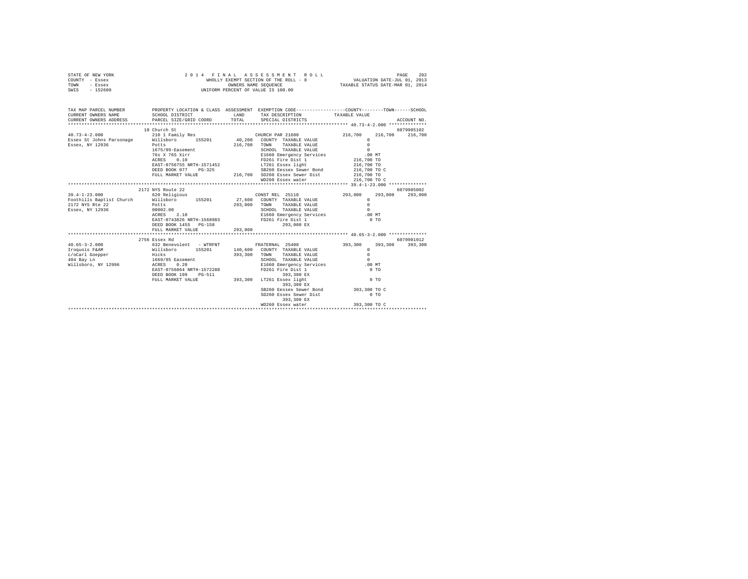STATE OF NEW YORK　　　　2 0 1 4　F I N A L　A S S E S S M E N T　R O L L
COUNTY - Essex　　　　WHOLLY EXEMPT SECTION OF THE ROLL - 8　　　　VALUATION DATE-JUL 01, 2013
TOWN - Essex　　　　OWNERS NAME SEQUENCE　　　　TAXABLE STATUS DATE-MAR 01, 2014
SWIS - 152600　　　　UNIFORM PERCENT OF VALUE IS 100.00

```
TAX MAP PARCEL NUMBER      PROPERTY LOCATION & CLASS  ASSESSMENT  EXEMPTION CODE-----------------COUNTY--------TOWN------SCHOOL
CURRENT OWNERS NAME        SCHOOL DISTRICT              LAND      TAX DESCRIPTION            TAXABLE VALUE
CURRENT OWNERS ADDRESS     PARCEL SIZE/GRID COORD       TOTAL     SPECIAL DISTRICTS                                     ACCOUNT NO.
******************************************************************************************************* 40.73-4-2.000 **************
                           10 Church St                                                                              6079905102
40.73-4-2.000              210 1 Family Res                        CHURCH PAR 21600            216,700    216,700    216,700
Essex St Johns Parsonage   Willsboro      155201       40,200   COUNTY  TAXABLE VALUE                0
Essex, NY 12936            Potts                       216,700   TOWN    TAXABLE VALUE                0
                           1675/99-Easement                      SCHOOL  TAXABLE VALUE                0
                           76s X 76S Xirr                        E1660 Emergency Services           .00 MT
                           ACRES    0.10                         FD261 Fire Dist 1              216,700 TO
                           EAST-0756755 NRTH-1571452             LT261 Essex light              216,700 TO
                           DEED BOOK 077    PG-325               SB260 Eessex Sewer Bond        216,700 TO C
                           FULL MARKET VALUE           216,700   SD260 Essex Sewer Dist         216,700 TO
                                                                 WD260 Essex water              216,700 TO C
******************************************************************************************************* 39.4-1-23.000 **************
                           2172 NYS Route 22                                                                         6079905002
39.4-1-23.000              620 Religious                           CONST REL  25110            293,000    293,000    293,000
Foothills Baptist Church   Willsboro      155201       27,600   COUNTY  TAXABLE VALUE                0
2172 NYS Rte 22            Potts                       293,000   TOWN    TAXABLE VALUE                0
Essex, NY 12936            00002.00                              SCHOOL  TAXABLE VALUE                0
                           ACRES    2.10                         E1660 Emergency Services           .00 MT
                           EAST-0743826 NRTH-1568983             FD261 Fire Dist 1                    0 TO
                           DEED BOOK 1455   PG-158                        293,000 EX
                           FULL MARKET VALUE           293,000
******************************************************************************************************* 40.65-3-2.000 **************
                           2756 Essex Rd                                                                             6079901912
40.65-3-2.000              632 Benevolent  - WTRFNT                FRATERNAL  25400            393,300    393,300    393,300
Iroquois F&AM              Willsboro      155201      140,600   COUNTY  TAXABLE VALUE                0
c/oCarl Goepper            Hicks                       393,300   TOWN    TAXABLE VALUE                0
404 Bay Ln                 1669/95 Easement                      SCHOOL  TAXABLE VALUE                0
Willsboro, NY 12996        ACRES    0.20                         E1660 Emergency Services           .00 MT
                           EAST-0756864 NRTH-1572288             FD261 Fire Dist 1                    0 TO
                           DEED BOOK 199    PG-511                        393,300 EX
                           FULL MARKET VALUE           393,300   LT261 Essex light                    0 TO
                                                                          393,300 EX
                                                                 SB260 Eessex Sewer Bond        393,300 TO C
                                                                 SD260 Essex Sewer Dist               0 TO
                                                                          393,300 EX
                                                                 WD260 Essex water              393,300 TO C
************************************************************************************************************************************
```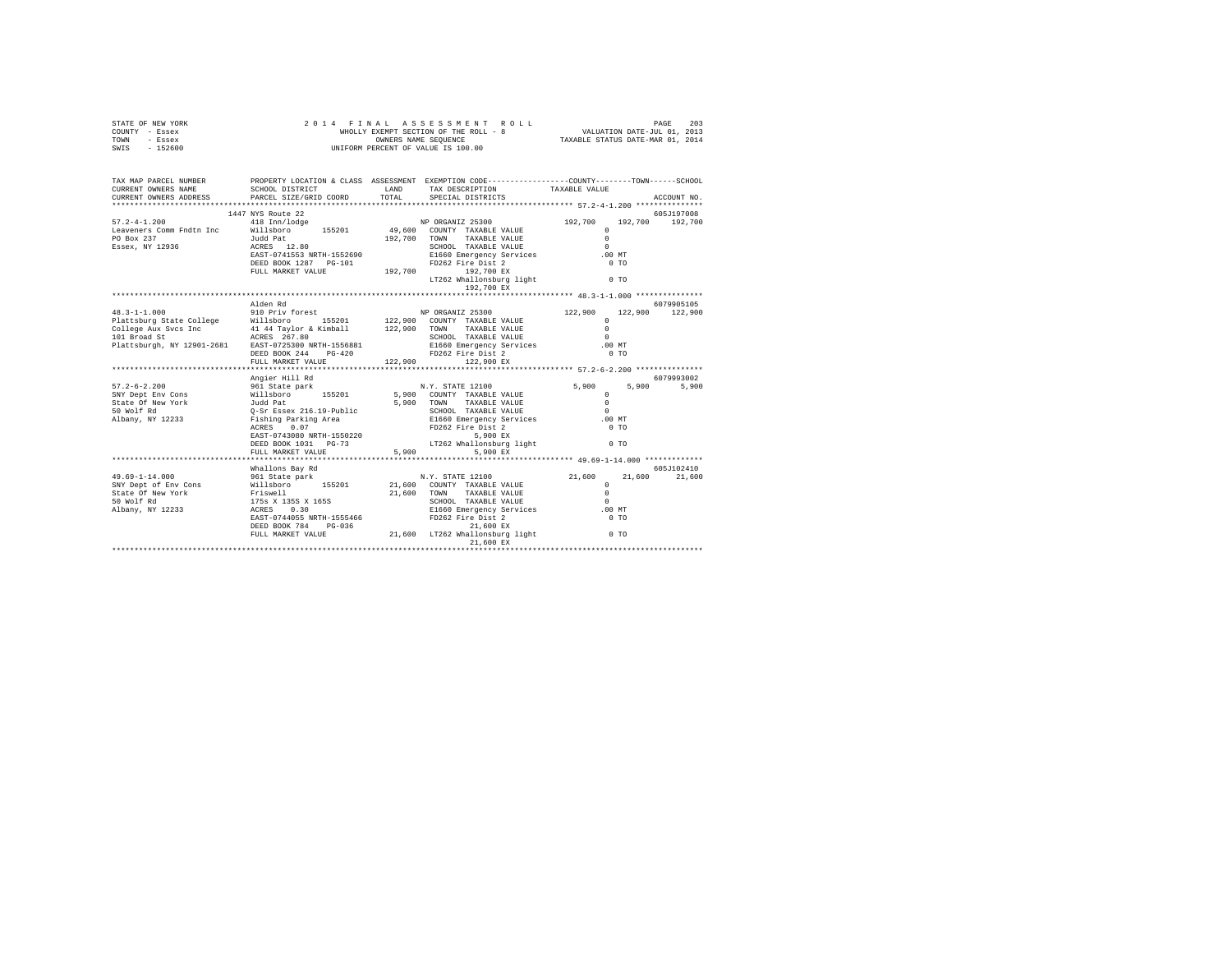STATE OF NEW YORK  
COUNTY - Essex  
TOWN - Essex  
SWIS - 152600

2 0 1 4  F I N A L  A S S E S S M E N T  R O L L  
WHOLLY EXEMPT SECTION OF THE ROLL - 8  
OWNERS NAME SEQUENCE  
UNIFORM PERCENT OF VALUE IS 100.00

VALUATION DATE-JUL 01, 2013  
TAXABLE STATUS DATE-MAR 01, 2014

| TAX MAP PARCEL NUMBER / CURRENT OWNERS NAME / CURRENT OWNERS ADDRESS | PROPERTY LOCATION & CLASS / SCHOOL DISTRICT / PARCEL SIZE/GRID COORD | ASSESSMENT LAND / TOTAL | EXEMPTION CODE / TAX DESCRIPTION / SPECIAL DISTRICTS | COUNTY | TOWN | SCHOOL / ACCOUNT NO. |
|---|---|---|---|---|---|---|
| 57.2-4-1.200 | 1447 NYS Route 22 | | | | | 605J197008 |
| | 418 Inn/lodge | | NP ORGANIZ 25300 | 192,700 | 192,700 | 192,700 |
| Leaveners Comm Fndtn Inc | Willsboro 155201 | 49,600 | COUNTY TAXABLE VALUE | 0 | | |
| PO Box 237 | Judd Pat | 192,700 | TOWN TAXABLE VALUE | 0 | | |
| Essex, NY 12936 | ACRES 12.80 | | SCHOOL TAXABLE VALUE | 0 | | |
| | EAST-0741553 NRTH-1552690 | | E1660 Emergency Services | .00 MT | | |
| | DEED BOOK 1287 PG-101 | | FD262 Fire Dist 2 | 0 TO | | |
| | FULL MARKET VALUE | 192,700 | 192,700 EX | | | |
| | | | LT262 Whallonsburg light | 0 TO | | |
| | | | 192,700 EX | | | |
| 48.3-1-1.000 | Alden Rd | | | | | 6079905105 |
| | 910 Priv forest | | NP ORGANIZ 25300 | 122,900 | 122,900 | 122,900 |
| Plattsburg State College | Willsboro 155201 | 122,900 | COUNTY TAXABLE VALUE | 0 | | |
| College Aux Svcs Inc | 41 44 Taylor & Kimball | 122,900 | TOWN TAXABLE VALUE | 0 | | |
| 101 Broad St | ACRES 267.80 | | SCHOOL TAXABLE VALUE | 0 | | |
| Plattsburgh, NY 12901-2681 | EAST-0725300 NRTH-1556881 | | E1660 Emergency Services | .00 MT | | |
| | DEED BOOK 244 PG-420 | | FD262 Fire Dist 2 | 0 TO | | |
| | FULL MARKET VALUE | 122,900 | 122,900 EX | | | |
| 57.2-6-2.200 | Angier Hill Rd | | | | | 6079993002 |
| | 961 State park | | N.Y. STATE 12100 | 5,900 | 5,900 | 5,900 |
| SNY Dept Env Cons | Willsboro 155201 | 5,900 | COUNTY TAXABLE VALUE | 0 | | |
| State Of New York | Judd Pat | 5,900 | TOWN TAXABLE VALUE | 0 | | |
| 50 Wolf Rd | Q-Sr Essex 216.19-Public | | SCHOOL TAXABLE VALUE | 0 | | |
| Albany, NY 12233 | Fishing Parking Area | | E1660 Emergency Services | .00 MT | | |
| | ACRES 0.07 | | FD262 Fire Dist 2 | 0 TO | | |
| | EAST-0743080 NRTH-1550220 | | 5,900 EX | | | |
| | DEED BOOK 1031 PG-73 | | LT262 Whallonsburg light | 0 TO | | |
| | FULL MARKET VALUE | 5,900 | 5,900 EX | | | |
| 49.69-1-14.000 | Whallons Bay Rd | | | | | 605J102410 |
| | 961 State park | | N.Y. STATE 12100 | 21,600 | 21,600 | 21,600 |
| SNY Dept of Env Cons | Willsboro 155201 | 21,600 | COUNTY TAXABLE VALUE | 0 | | |
| State Of New York | Friswell | 21,600 | TOWN TAXABLE VALUE | 0 | | |
| 50 Wolf Rd | 175s X 135S X 165S | | SCHOOL TAXABLE VALUE | 0 | | |
| Albany, NY 12233 | ACRES 0.30 | | E1660 Emergency Services | .00 MT | | |
| | EAST-0744055 NRTH-1555466 | | FD262 Fire Dist 2 | 0 TO | | |
| | DEED BOOK 784 PG-036 | | 21,600 EX | | | |
| | FULL MARKET VALUE | 21,600 | LT262 Whallonsburg light | 0 TO | | |
| | | | 21,600 EX | | | |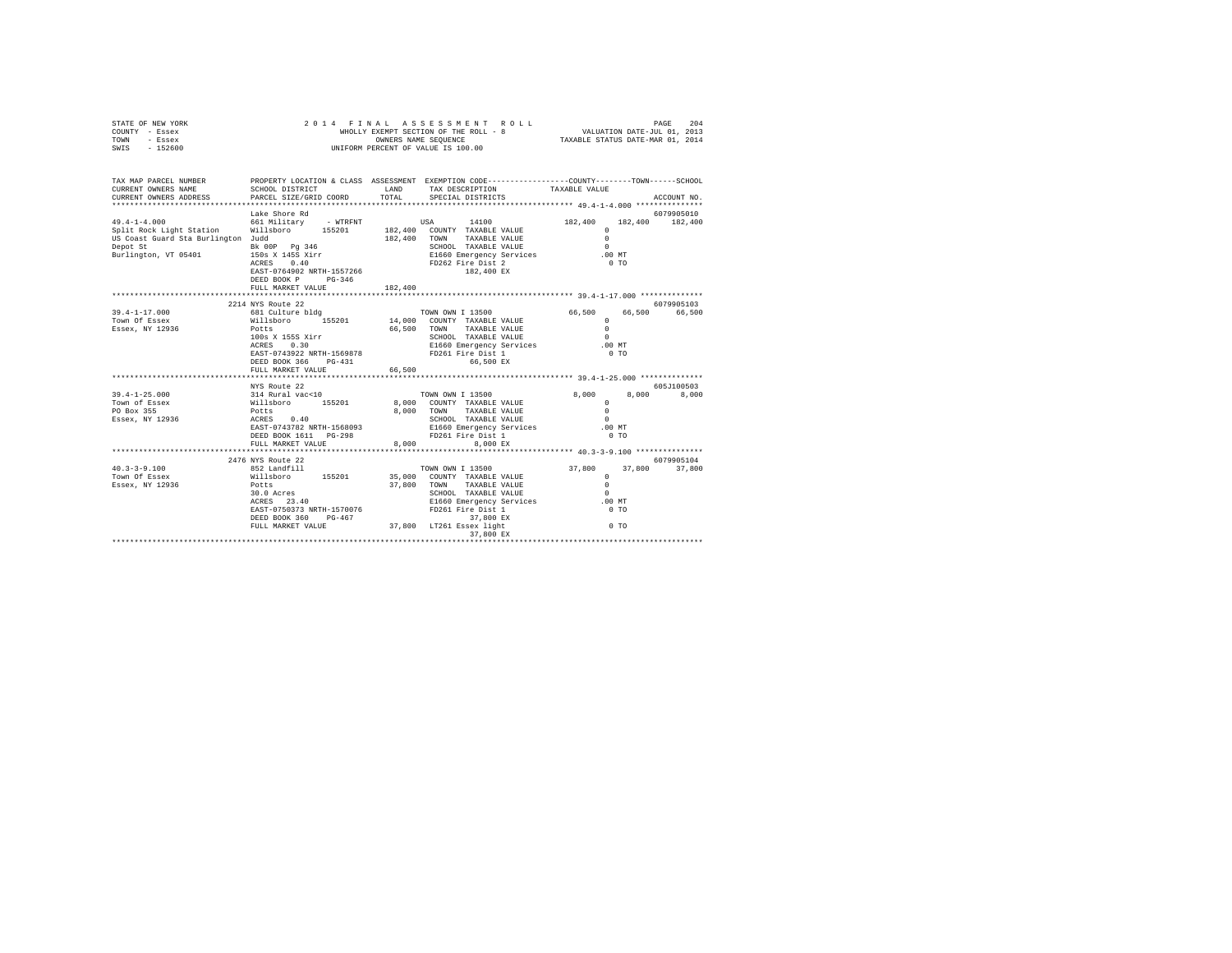STATE OF NEW YORK
COUNTY - Essex
TOWN - Essex
SWIS - 152600

2 0 1 4 F I N A L A S S E S S M E N T R O L L
WHOLLY EXEMPT SECTION OF THE ROLL - 8
OWNERS NAME SEQUENCE
UNIFORM PERCENT OF VALUE IS 100.00

VALUATION DATE-JUL 01, 2013
TAXABLE STATUS DATE-MAR 01, 2014

```
TAX MAP PARCEL NUMBER          PROPERTY LOCATION & CLASS  ASSESSMENT  EXEMPTION CODE-----------------COUNTY--------TOWN------SCHOOL
CURRENT OWNERS NAME            SCHOOL DISTRICT               LAND      TAX DESCRIPTION            TAXABLE VALUE
CURRENT OWNERS ADDRESS         PARCEL SIZE/GRID COORD        TOTAL     SPECIAL DISTRICTS                                       ACCOUNT NO.
************************************************************************************************** 49.4-1-4.000 ***************
                               Lake Shore Rd                                                                                6079905010
49.4-1-4.000                   661 Military     - WTRFNT              USA        14100                 182,400    182,400    182,400
Split Rock Light Station       Willsboro      155201       182,400   COUNTY  TAXABLE VALUE                   0
US Coast Guard Sta Burlington  Judd                        182,400   TOWN    TAXABLE VALUE                   0
Depot St                       Bk 00P  Pg 346                        SCHOOL  TAXABLE VALUE                   0
Burlington, VT 05401           150s X 145S Xirr                      E1660 Emergency Services              .00 MT
                               ACRES    0.40                         FD262 Fire Dist 2                        0 TO
                               EAST-0764902 NRTH-1557266                   182,400 EX
                               DEED BOOK P     PG-346
                               FULL MARKET VALUE           182,400
************************************************************************************************** 39.4-1-17.000 **************
                               2214 NYS Route 22                                                                            6079905103
39.4-1-17.000                  681 Culture bldg                      TOWN OWN I 13500                   66,500     66,500     66,500
Town Of Essex                  Willsboro      155201        14,000   COUNTY  TAXABLE VALUE                   0
Essex, NY 12936                Potts                        66,500   TOWN    TAXABLE VALUE                   0
                               100s X 155S Xirr                      SCHOOL  TAXABLE VALUE                   0
                               ACRES    0.30                         E1660 Emergency Services              .00 MT
                               EAST-0743922 NRTH-1569878             FD261 Fire Dist 1                        0 TO
                               DEED BOOK 366    PG-431                      66,500 EX
                               FULL MARKET VALUE            66,500
************************************************************************************************** 39.4-1-25.000 **************
                               NYS Route 22                                                                                 605J100503
39.4-1-25.000                  314 Rural vac<10                      TOWN OWN I 13500                    8,000      8,000      8,000
Town of Essex                  Willsboro      155201         8,000   COUNTY  TAXABLE VALUE                   0
PO Box 355                     Potts                         8,000   TOWN    TAXABLE VALUE                   0
Essex, NY 12936                ACRES    0.40                         SCHOOL  TAXABLE VALUE                   0
                               EAST-0743782 NRTH-1568093             E1660 Emergency Services              .00 MT
                               DEED BOOK 1611   PG-298               FD261 Fire Dist 1                        0 TO
                               FULL MARKET VALUE             8,000           8,000 EX
************************************************************************************************** 40.3-3-9.100 ***************
                               2476 NYS Route 22                                                                            6079905104
40.3-3-9.100                   852 Landfill                          TOWN OWN I 13500                   37,800     37,800     37,800
Town Of Essex                  Willsboro      155201        35,000   COUNTY  TAXABLE VALUE                   0
Essex, NY 12936                Potts                        37,800   TOWN    TAXABLE VALUE                   0
                               30.0 Acres                            SCHOOL  TAXABLE VALUE                   0
                               ACRES   23.40                         E1660 Emergency Services              .00 MT
                               EAST-0750373 NRTH-1570076             FD261 Fire Dist 1                        0 TO
                               DEED BOOK 360    PG-467                      37,800 EX
                               FULL MARKET VALUE            37,800   LT261 Essex light                        0 TO
                                                                            37,800 EX
********************************************************************************************************************************
```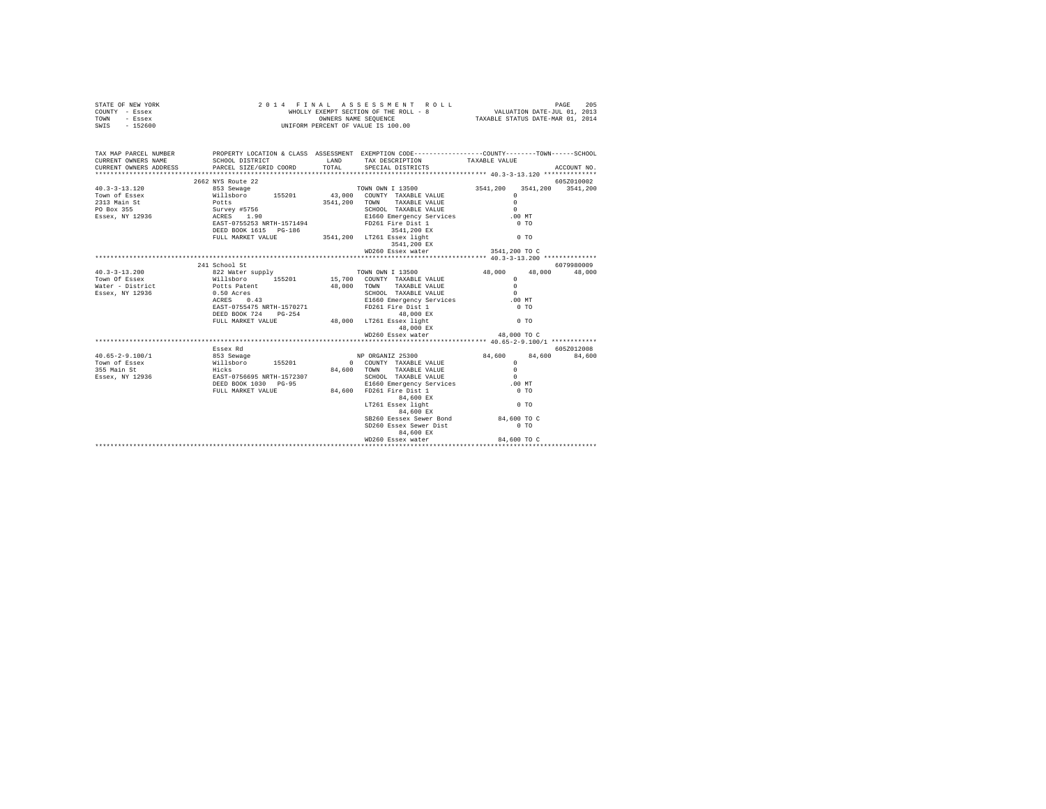```
STATE OF NEW YORK                    2 0 1 4   F I N A L   A S S E S S M E N T   R O L L                     PAGE    205
COUNTY  - Essex                          WHOLLY EXEMPT SECTION OF THE ROLL - 8              VALUATION DATE-JUL 01, 2013
TOWN    - Essex                                  OWNERS NAME SEQUENCE                    TAXABLE STATUS DATE-MAR 01, 2014
SWIS    - 152600                          UNIFORM PERCENT OF VALUE IS 100.00

TAX MAP PARCEL NUMBER          PROPERTY LOCATION & CLASS  ASSESSMENT  EXEMPTION CODE-----------------COUNTY--------TOWN------SCHOOL
CURRENT OWNERS NAME            SCHOOL DISTRICT               LAND      TAX DESCRIPTION            TAXABLE VALUE
CURRENT OWNERS ADDRESS         PARCEL SIZE/GRID COORD        TOTAL     SPECIAL DISTRICTS                                ACCOUNT NO.
******************************************************************************************************* 40.3-3-13.120 **************
                               2662 NYS Route 22                                                                     605Z010002
40.3-3-13.120                  853 Sewage                              TOWN OWN I 13500             3541,200   3541,200   3541,200
Town of Essex                  Willsboro      155201        43,000     COUNTY  TAXABLE VALUE              0
2313 Main St                   Potts                      3541,200     TOWN    TAXABLE VALUE              0
PO Box 355                     Survey #5756                            SCHOOL  TAXABLE VALUE              0
Essex, NY 12936                ACRES    1.90                           E1660 Emergency Services          .00 MT
                               EAST-0755253 NRTH-1571494               FD261 Fire Dist 1                   0 TO
                               DEED BOOK 1615   PG-186                        3541,200 EX
                               FULL MARKET VALUE          3541,200     LT261 Essex light                   0 TO
                                                                              3541,200 EX
                                                                       WD260 Essex water              3541,200 TO C
******************************************************************************************************* 40.3-3-13.200 **************
                               241 School St                                                                         6079980009
40.3-3-13.200                  822 Water supply                        TOWN OWN I 13500               48,000     48,000     48,000
Town Of Essex                  Willsboro      155201        15,700     COUNTY  TAXABLE VALUE              0
Water - District               Potts Patent                 48,000     TOWN    TAXABLE VALUE              0
Essex, NY 12936                0.50 Acres                              SCHOOL  TAXABLE VALUE              0
                               ACRES    0.43                           E1660 Emergency Services          .00 MT
                               EAST-0755475 NRTH-1570271               FD261 Fire Dist 1                   0 TO
                               DEED BOOK 724    PG-254                          48,000 EX
                               FULL MARKET VALUE            48,000     LT261 Essex light                   0 TO
                                                                                48,000 EX
                                                                       WD260 Essex water                48,000 TO C
******************************************************************************************************* 40.65-2-9.100/1 ************
                               Essex Rd                                                                              605Z012008
40.65-2-9.100/1                853 Sewage                              NP ORGANIZ 25300               84,600     84,600     84,600
Town of Essex                  Willsboro      155201             0     COUNTY  TAXABLE VALUE              0
355 Main St                    Hicks                        84,600     TOWN    TAXABLE VALUE              0
Essex, NY 12936                EAST-0756695 NRTH-1572307               SCHOOL  TAXABLE VALUE              0
                               DEED BOOK 1030   PG-95                  E1660 Emergency Services          .00 MT
                               FULL MARKET VALUE            84,600     FD261 Fire Dist 1                   0 TO
                                                                                84,600 EX
                                                                       LT261 Essex light                   0 TO
                                                                                84,600 EX
                                                                       SB260 Eessex Sewer Bond          84,600 TO C
                                                                       SD260 Essex Sewer Dist              0 TO
                                                                                84,600 EX
                                                                       WD260 Essex water                84,600 TO C
************************************************************************************************************************************
```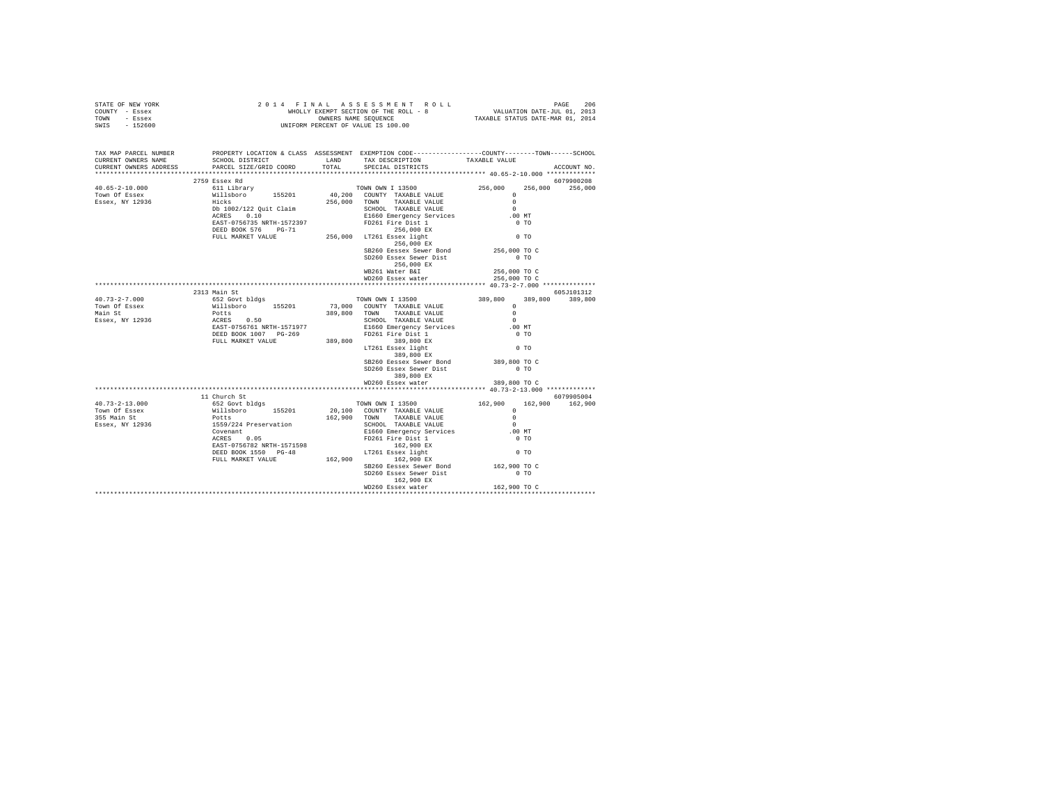STATE OF NEW YORK — 2014 FINAL ASSESSMENT ROLL — PAGE 206
COUNTY - Essex — WHOLLY EXEMPT SECTION OF THE ROLL - 8 — VALUATION DATE-JUL 01, 2013
TOWN - Essex — OWNERS NAME SEQUENCE — TAXABLE STATUS DATE-MAR 01, 2014
SWIS - 152600 — UNIFORM PERCENT OF VALUE IS 100.00

```
TAX MAP PARCEL NUMBER     PROPERTY LOCATION & CLASS  ASSESSMENT  EXEMPTION CODE-----------------COUNTY--------TOWN------SCHOOL
CURRENT OWNERS NAME       SCHOOL DISTRICT              LAND      TAX DESCRIPTION            TAXABLE VALUE
CURRENT OWNERS ADDRESS    PARCEL SIZE/GRID COORD       TOTAL     SPECIAL DISTRICTS                                    ACCOUNT NO.
******************************************************************************************* 40.65-2-10.000 ************
                          2759 Essex Rd                                                                              6079900208
40.65-2-10.000            611 Library                            TOWN OWN I 13500            256,000     256,000     256,000
Town Of Essex             Willsboro      155201        40,200    COUNTY  TAXABLE VALUE             0
Essex, NY 12936           Hicks                       256,000    TOWN    TAXABLE VALUE             0
                          Db 1002/122 Quit Claim                 SCHOOL  TAXABLE VALUE             0
                          ACRES    0.10                          E1660 Emergency Services        .00 MT
                          EAST-0756735 NRTH-1572397              FD261 Fire Dist 1                 0 TO
                          DEED BOOK 576    PG-71                      256,000 EX
                          FULL MARKET VALUE           256,000    LT261 Essex light                 0 TO
                                                                      256,000 EX
                                                                 SB260 Eessex Sewer Bond     256,000 TO C
                                                                 SD260 Essex Sewer Dist            0 TO
                                                                      256,000 EX
                                                                 WB261 Water B&I             256,000 TO C
                                                                 WD260 Essex water           256,000 TO C
******************************************************************************************* 40.73-2-7.000 *************
                          2313 Main St                                                                               605J101312
40.73-2-7.000             652 Govt bldgs                         TOWN OWN I 13500            389,800     389,800     389,800
Town Of Essex             Willsboro      155201        73,000    COUNTY  TAXABLE VALUE             0
Main St                   Potts                       389,800    TOWN    TAXABLE VALUE             0
Essex, NY 12936           ACRES    0.50                          SCHOOL  TAXABLE VALUE             0
                          EAST-0756761 NRTH-1571977              E1660 Emergency Services        .00 MT
                          DEED BOOK 1007   PG-269                FD261 Fire Dist 1                 0 TO
                          FULL MARKET VALUE           389,800         389,800 EX
                                                                 LT261 Essex light                 0 TO
                                                                      389,800 EX
                                                                 SB260 Eessex Sewer Bond     389,800 TO C
                                                                 SD260 Essex Sewer Dist            0 TO
                                                                      389,800 EX
                                                                 WD260 Essex water           389,800 TO C
******************************************************************************************* 40.73-2-13.000 ************
                          11 Church St                                                                               6079905004
40.73-2-13.000            652 Govt bldgs                         TOWN OWN I 13500            162,900     162,900     162,900
Town Of Essex             Willsboro      155201        20,100    COUNTY  TAXABLE VALUE             0
355 Main St               Potts                       162,900    TOWN    TAXABLE VALUE             0
Essex, NY 12936           1559/224 Preservation                  SCHOOL  TAXABLE VALUE             0
                          Covenant                               E1660 Emergency Services        .00 MT
                          ACRES    0.05                          FD261 Fire Dist 1                 0 TO
                          EAST-0756782 NRTH-1571598                   162,900 EX
                          DEED BOOK 1550   PG-48                 LT261 Essex light                 0 TO
                          FULL MARKET VALUE           162,900         162,900 EX
                                                                 SB260 Eessex Sewer Bond     162,900 TO C
                                                                 SD260 Essex Sewer Dist            0 TO
                                                                      162,900 EX
                                                                 WD260 Essex water           162,900 TO C
************************************************************************************************************************
```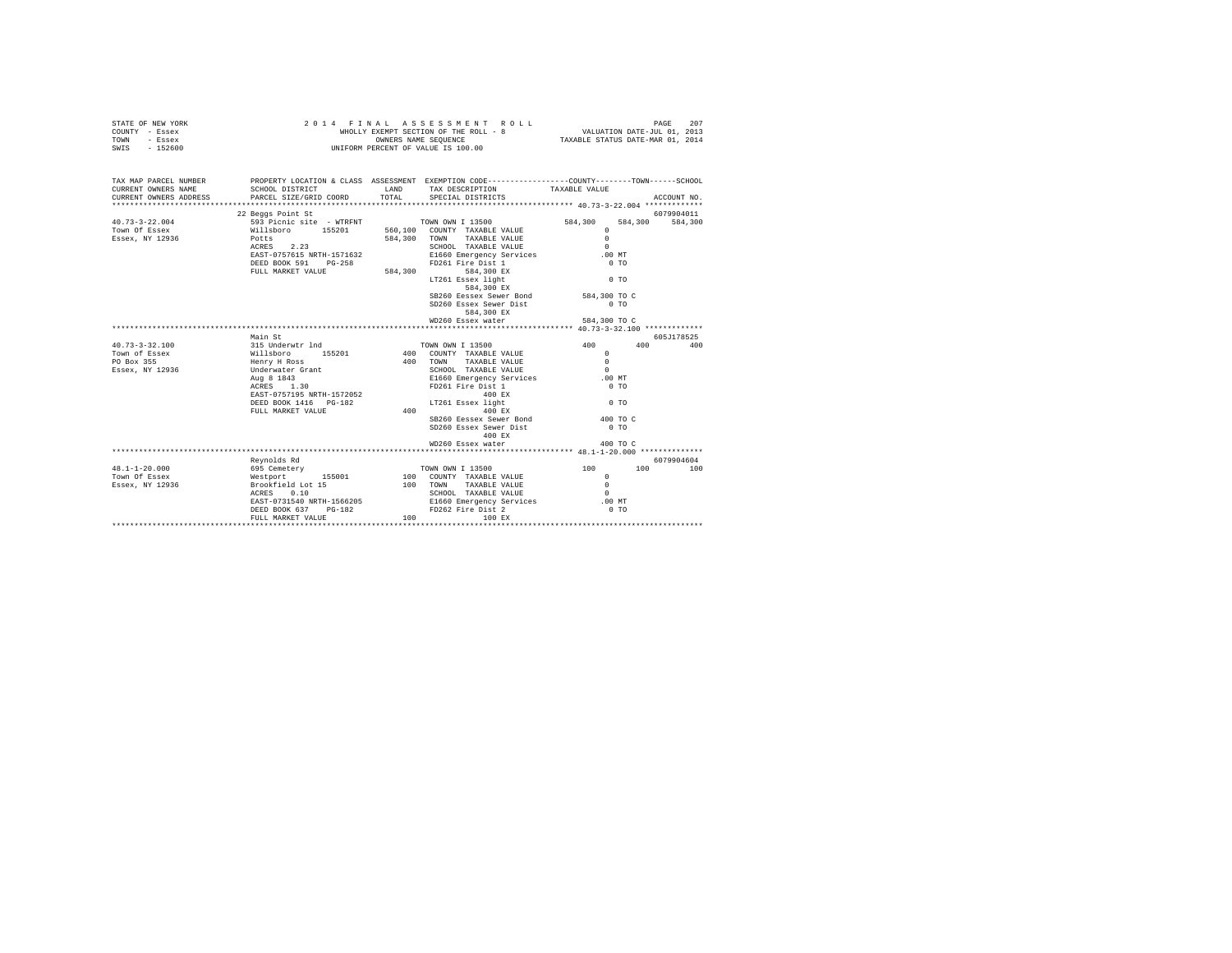STATE OF NEW YORK — 2014 FINAL ASSESSMENT ROLL — PAGE 207
COUNTY - Essex — WHOLLY EXEMPT SECTION OF THE ROLL - 8 — VALUATION DATE-JUL 01, 2013
TOWN - Essex — OWNERS NAME SEQUENCE — TAXABLE STATUS DATE-MAR 01, 2014
SWIS - 152600 — UNIFORM PERCENT OF VALUE IS 100.00

| TAX MAP PARCEL NUMBER / CURRENT OWNERS NAME / CURRENT OWNERS ADDRESS | PROPERTY LOCATION & CLASS / SCHOOL DISTRICT / PARCEL SIZE/GRID COORD | ASSESSMENT LAND / TOTAL | EXEMPTION CODE / TAX DESCRIPTION / SPECIAL DISTRICTS | COUNTY | TOWN | SCHOOL | ACCOUNT NO. |
|---|---|---|---|---|---|---|---|
| 40.73-3-22.004 | 22 Beggs Point St | | | | | | 6079904011 |
| Town Of Essex | 593 Picnic site - WTRFNT | | TOWN OWN I 13500 | 584,300 | 584,300 | 584,300 | |
| Essex, NY 12936 | Willsboro 155201 | 560,100 | COUNTY TAXABLE VALUE | 0 | | | |
| | Potts | 584,300 | TOWN TAXABLE VALUE | 0 | | | |
| | ACRES 2.23 | | SCHOOL TAXABLE VALUE | 0 | | | |
| | EAST-0757615 NRTH-1571632 | | E1660 Emergency Services | .00 MT | | | |
| | DEED BOOK 591 PG-258 | | FD261 Fire Dist 1 | 0 TO | | | |
| | FULL MARKET VALUE | 584,300 | 584,300 EX | | | | |
| | | | LT261 Essex light | 0 TO | | | |
| | | | 584,300 EX | | | | |
| | | | SB260 Eessex Sewer Bond | 584,300 TO C | | | |
| | | | SD260 Essex Sewer Dist | 0 TO | | | |
| | | | 584,300 EX | | | | |
| | | | WD260 Essex water | 584,300 TO C | | | |
| 40.73-3-32.100 | Main St | | | | | | 605J178525 |
| Town of Essex | 315 Underwtr lnd | | TOWN OWN I 13500 | 400 | 400 | 400 | |
| PO Box 355 | Willsboro 155201 | 400 | COUNTY TAXABLE VALUE | 0 | | | |
| Essex, NY 12936 | Henry H Ross | 400 | TOWN TAXABLE VALUE | 0 | | | |
| | Underwater Grant | | SCHOOL TAXABLE VALUE | 0 | | | |
| | Aug 8 1843 | | E1660 Emergency Services | .00 MT | | | |
| | ACRES 1.30 | | FD261 Fire Dist 1 | 0 TO | | | |
| | EAST-0757195 NRTH-1572052 | | 400 EX | | | | |
| | DEED BOOK 1416 PG-182 | | LT261 Essex light | 0 TO | | | |
| | FULL MARKET VALUE | 400 | 400 EX | | | | |
| | | | SB260 Eessex Sewer Bond | 400 TO C | | | |
| | | | SD260 Essex Sewer Dist | 0 TO | | | |
| | | | 400 EX | | | | |
| | | | WD260 Essex water | 400 TO C | | | |
| 48.1-1-20.000 | Reynolds Rd | | | | | | 6079904604 |
| Town Of Essex | 695 Cemetery | | TOWN OWN I 13500 | 100 | 100 | 100 | |
| Essex, NY 12936 | Westport 155001 | 100 | COUNTY TAXABLE VALUE | 0 | | | |
| | Brookfield Lot 15 | 100 | TOWN TAXABLE VALUE | 0 | | | |
| | ACRES 0.10 | | SCHOOL TAXABLE VALUE | 0 | | | |
| | EAST-0731540 NRTH-1566205 | | E1660 Emergency Services | .00 MT | | | |
| | DEED BOOK 637 PG-182 | | FD262 Fire Dist 2 | 0 TO | | | |
| | FULL MARKET VALUE | 100 | 100 EX | | | | |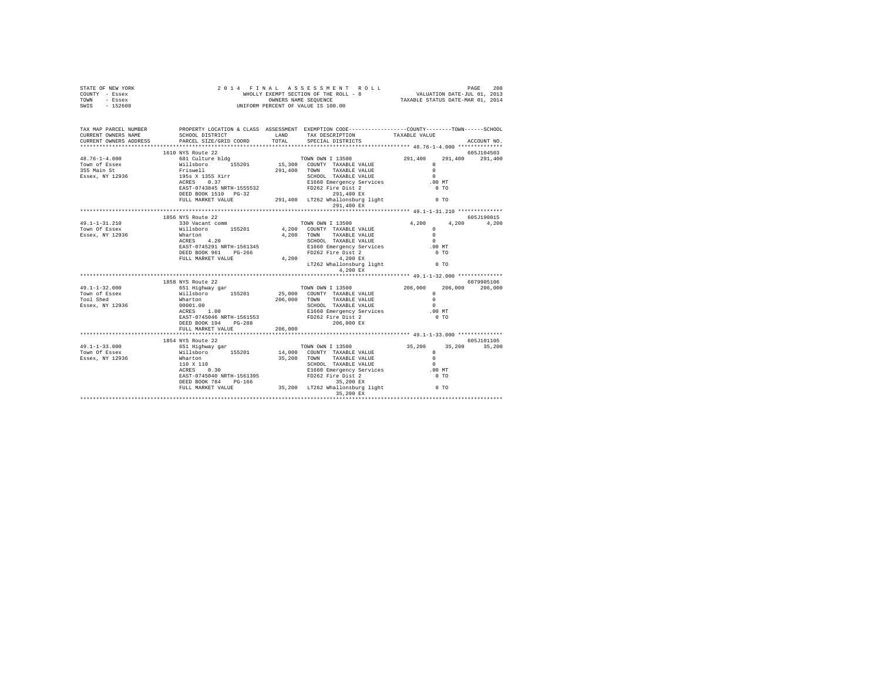```
STATE OF NEW YORK                2 0 1 4   F I N A L   A S S E S S M E N T   R O L L                        PAGE   208
COUNTY - Essex                        WHOLLY EXEMPT SECTION OF THE ROLL - 8              VALUATION DATE-JUL 01, 2013
TOWN   - Essex                              OWNERS NAME SEQUENCE                     TAXABLE STATUS DATE-MAR 01, 2014
SWIS   - 152600                        UNIFORM PERCENT OF VALUE IS 100.00

TAX MAP PARCEL NUMBER         PROPERTY LOCATION & CLASS  ASSESSMENT  EXEMPTION CODE-----------------COUNTY--------TOWN------SCHOOL
CURRENT OWNERS NAME           SCHOOL DISTRICT             LAND       TAX DESCRIPTION            TAXABLE VALUE
CURRENT OWNERS ADDRESS        PARCEL SIZE/GRID COORD      TOTAL      SPECIAL DISTRICTS                                  ACCOUNT NO.
******************************************************************************************************* 48.76-1-4.000 **************
                              1610 NYS Route 22                                                                      605J104503
48.76-1-4.000                 681 Culture bldg                       TOWN OWN I 13500          291,400    291,400    291,400
Town of Essex                 Willsboro      155201       15,300    COUNTY  TAXABLE VALUE              0
355 Main St                   Friswell                   291,400    TOWN    TAXABLE VALUE              0
Essex, NY 12936               195s X 135S Xirr                       SCHOOL  TAXABLE VALUE              0
                              ACRES    0.37                          E1660 Emergency Services         .00 MT
                              EAST-0743845 NRTH-1555532              FD262 Fire Dist 2                  0 TO
                              DEED BOOK 1510   PG-32                       291,400 EX
                              FULL MARKET VALUE          291,400    LT262 Whallonsburg light           0 TO
                                                                           291,400 EX
******************************************************************************************************* 49.1-1-31.210 **************
                              1856 NYS Route 22                                                                      605J190015
49.1-1-31.210                 330 Vacant comm                        TOWN OWN I 13500            4,200      4,200      4,200
Town Of Essex                 Willsboro      155201        4,200    COUNTY  TAXABLE VALUE              0
Essex, NY 12936               Wharton                      4,200    TOWN    TAXABLE VALUE              0
                              ACRES    4.20                          SCHOOL  TAXABLE VALUE              0
                              EAST-0745291 NRTH-1561345              E1660 Emergency Services         .00 MT
                              DEED BOOK 961    PG-266                FD262 Fire Dist 2                  0 TO
                              FULL MARKET VALUE            4,200           4,200 EX
                                                                     LT262 Whallonsburg light           0 TO
                                                                           4,200 EX
******************************************************************************************************* 49.1-1-32.000 **************
                              1858 NYS Route 22                                                                      6079905106
49.1-1-32.000                 651 Highway gar                        TOWN OWN I 13500          206,000    206,000    206,000
Town of Essex                 Willsboro      155201       25,000    COUNTY  TAXABLE VALUE              0
Tool Shed                     Wharton                    206,000    TOWN    TAXABLE VALUE              0
Essex, NY 12936               00001.00                               SCHOOL  TAXABLE VALUE              0
                              ACRES    1.00                          E1660 Emergency Services         .00 MT
                              EAST-0745046 NRTH-1561553              FD262 Fire Dist 2                  0 TO
                              DEED BOOK 194    PG-288                      206,000 EX
                              FULL MARKET VALUE          206,000
******************************************************************************************************* 49.1-1-33.000 **************
                              1854 NYS Route 22                                                                      605J101105
49.1-1-33.000                 651 Highway gar                        TOWN OWN I 13500           35,200     35,200     35,200
Town Of Essex                 Willsboro      155201       14,000    COUNTY  TAXABLE VALUE              0
Essex, NY 12936               Wharton                     35,200    TOWN    TAXABLE VALUE              0
                              110 X 110                              SCHOOL  TAXABLE VALUE              0
                              ACRES    0.30                          E1660 Emergency Services         .00 MT
                              EAST-0745040 NRTH-1561395              FD262 Fire Dist 2                  0 TO
                              DEED BOOK 784    PG-166                      35,200 EX
                              FULL MARKET VALUE           35,200    LT262 Whallonsburg light           0 TO
                                                                           35,200 EX
************************************************************************************************************************************
```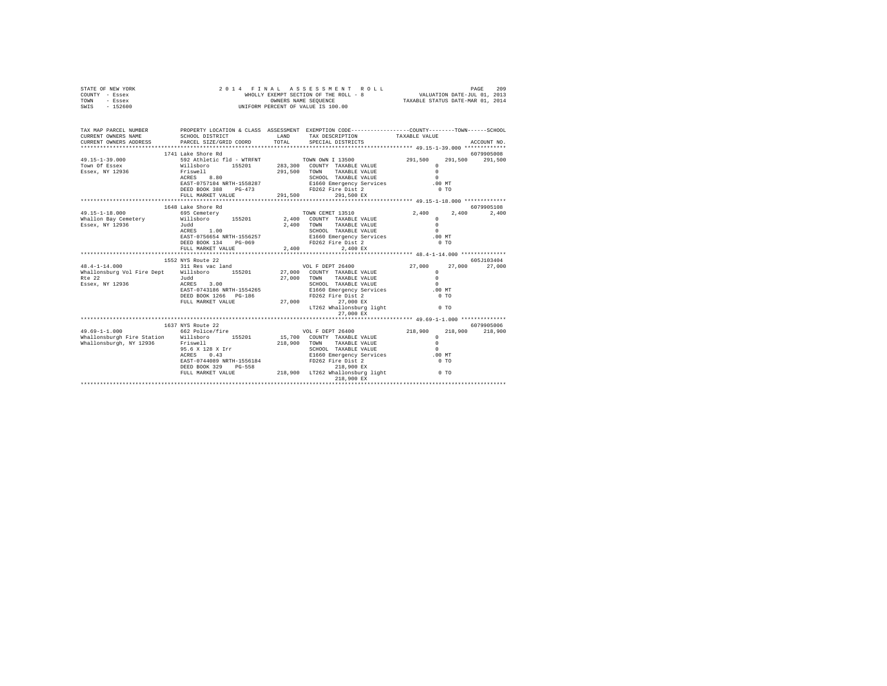STATE OF NEW YORK
COUNTY - Essex
TOWN - Essex
SWIS - 152600

2014 FINAL ASSESSMENT ROLL
WHOLLY EXEMPT SECTION OF THE ROLL - 8
OWNERS NAME SEQUENCE
UNIFORM PERCENT OF VALUE IS 100.00

VALUATION DATE-JUL 01, 2013
TAXABLE STATUS DATE-MAR 01, 2014

```
TAX MAP PARCEL NUMBER        PROPERTY LOCATION & CLASS  ASSESSMENT  EXEMPTION CODE-----------------COUNTY--------TOWN------SCHOOL
CURRENT OWNERS NAME          SCHOOL DISTRICT              LAND      TAX DESCRIPTION            TAXABLE VALUE
CURRENT OWNERS ADDRESS       PARCEL SIZE/GRID COORD       TOTAL     SPECIAL DISTRICTS                                     ACCOUNT NO.
******************************************************************************************************* 49.15-1-39.000 *************
                             1741 Lake Shore Rd                                                                            6079905008
49.15-1-39.000               592 Athletic fld - WTRFNT              TOWN OWN I 13500              291,500    291,500    291,500
Town Of Essex                Willsboro      155201        283,300   COUNTY  TAXABLE VALUE                 0
Essex, NY 12936              Friswell                     291,500   TOWN    TAXABLE VALUE                 0
                             ACRES    8.80                          SCHOOL  TAXABLE VALUE                 0
                             EAST-0757104 NRTH-1558287              E1660 Emergency Services            .00 MT
                             DEED BOOK 388    PG-473                FD262 Fire Dist 2                     0 TO
                             FULL MARKET VALUE            291,500           291,500 EX
******************************************************************************************************* 49.15-1-18.000 *************
                             1648 Lake Shore Rd                                                                            6079905108
49.15-1-18.000               695 Cemetery                           TOWN CEMET 13510                2,400      2,400      2,400
Whallon Bay Cemetery         Willsboro      155201          2,400   COUNTY  TAXABLE VALUE                 0
Essex, NY 12936              Judd                           2,400   TOWN    TAXABLE VALUE                 0
                             ACRES    1.00                          SCHOOL  TAXABLE VALUE                 0
                             EAST-0756654 NRTH-1556257              E1660 Emergency Services            .00 MT
                             DEED BOOK 134    PG-069                FD262 Fire Dist 2                     0 TO
                             FULL MARKET VALUE              2,400             2,400 EX
******************************************************************************************************* 48.4-1-14.000 **************
                             1552 NYS Route 22                                                                             605J103404
48.4-1-14.000                311 Res vac land                       VOL F DEPT 26400               27,000     27,000     27,000
Whallonsburg Vol Fire Dept   Willsboro      155201         27,000   COUNTY  TAXABLE VALUE                 0
Rte 22                       Judd                          27,000   TOWN    TAXABLE VALUE                 0
Essex, NY 12936              ACRES    3.00                          SCHOOL  TAXABLE VALUE                 0
                             EAST-0743186 NRTH-1554265              E1660 Emergency Services            .00 MT
                             DEED BOOK 1266   PG-186                FD262 Fire Dist 2                     0 TO
                             FULL MARKET VALUE             27,000            27,000 EX
                                                                    LT262 Whallonsburg light              0 TO
                                                                             27,000 EX
******************************************************************************************************* 49.69-1-1.000 **************
                             1637 NYS Route 22                                                                             6079905006
49.69-1-1.000                662 Police/fire                        VOL F DEPT 26400              218,900    218,900    218,900
Whallonsburgh Fire Station   Willsboro      155201         15,700   COUNTY  TAXABLE VALUE                 0
Whallonsburgh, NY 12936      Friswell                     218,900   TOWN    TAXABLE VALUE                 0
                             95.6 X 128 X Irr                       SCHOOL  TAXABLE VALUE                 0
                             ACRES    0.43                          E1660 Emergency Services            .00 MT
                             EAST-0744089 NRTH-1556184              FD262 Fire Dist 2                     0 TO
                             DEED BOOK 329    PG-558                        218,900 EX
                             FULL MARKET VALUE            218,900   LT262 Whallonsburg light              0 TO
                                                                            218,900 EX
************************************************************************************************************************************
```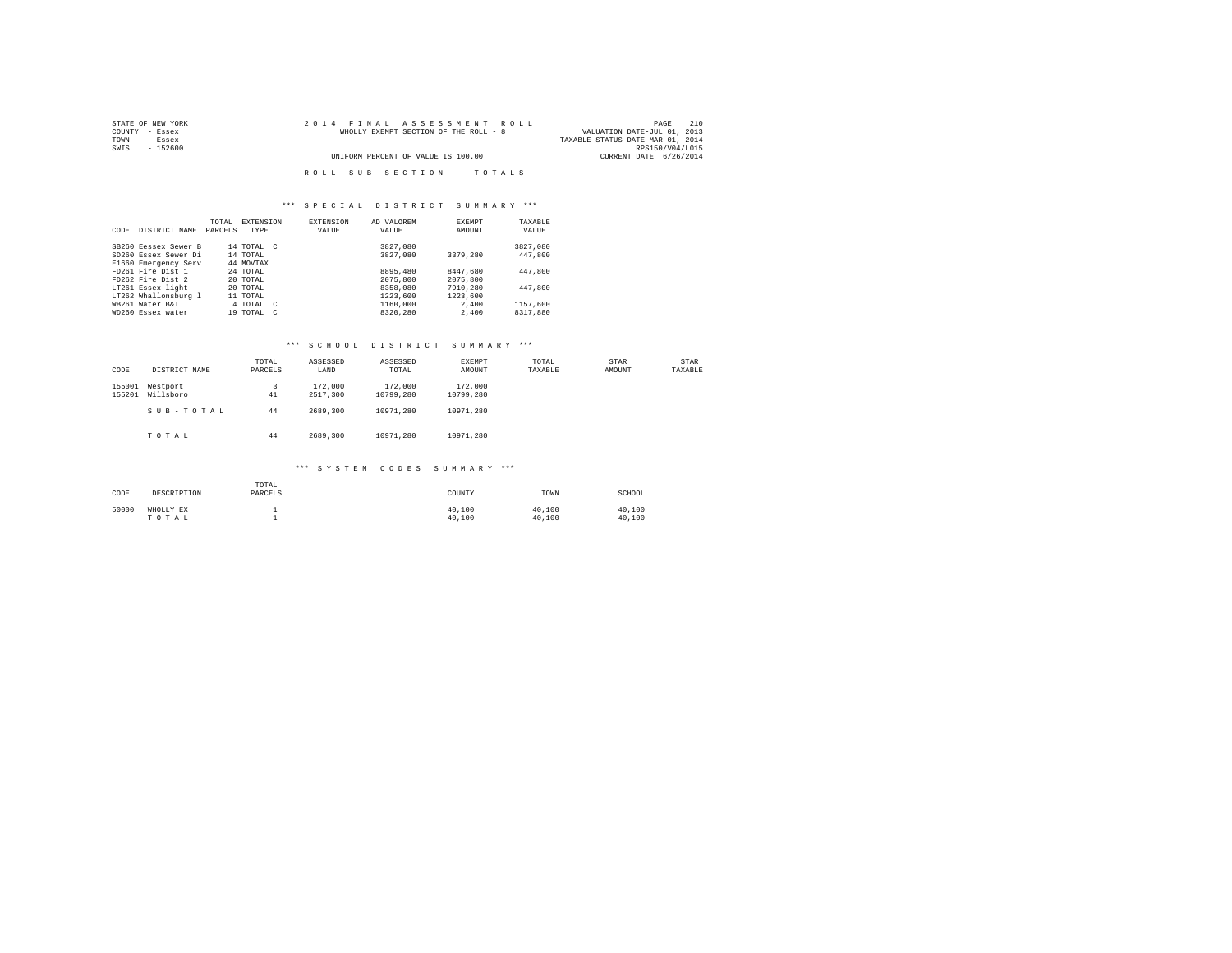STATE OF NEW YORK
COUNTY - Essex
TOWN - Essex
SWIS - 152600

2014 FINAL ASSESSMENT ROLL
WHOLLY EXEMPT SECTION OF THE ROLL - 8
UNIFORM PERCENT OF VALUE IS 100.00

VALUATION DATE-JUL 01, 2013
TAXABLE STATUS DATE-MAR 01, 2014
RPS150/V04/L015
CURRENT DATE 6/26/2014

ROLL SUB SECTION- - TOTALS

### *** SPECIAL DISTRICT SUMMARY ***

| CODE | DISTRICT NAME | TOTAL PARCELS | EXTENSION TYPE | EXTENSION VALUE | AD VALOREM VALUE | EXEMPT AMOUNT | TAXABLE VALUE |
|---|---|---|---|---|---|---|---|
| SB260 | Eessex Sewer B | 14 | TOTAL C | | 3827,080 | | 3827,080 |
| SD260 | Essex Sewer Di | 14 | TOTAL | | 3827,080 | 3379,280 | 447,800 |
| E1660 | Emergency Serv | 44 | MOVTAX | | | | |
| FD261 | Fire Dist 1 | 24 | TOTAL | | 8895,480 | 8447,680 | 447,800 |
| FD262 | Fire Dist 2 | 20 | TOTAL | | 2075,800 | 2075,800 | |
| LT261 | Essex light | 20 | TOTAL | | 8358,080 | 7910,280 | 447,800 |
| LT262 | Whallonsburg l | 11 | TOTAL | | 1223,600 | 1223,600 | |
| WB261 | Water B&I | 4 | TOTAL C | | 1160,000 | 2,400 | 1157,600 |
| WD260 | Essex water | 19 | TOTAL C | | 8320,280 | 2,400 | 8317,880 |

### *** SCHOOL DISTRICT SUMMARY ***

| CODE | DISTRICT NAME | TOTAL PARCELS | ASSESSED LAND | ASSESSED TOTAL | EXEMPT AMOUNT | TOTAL TAXABLE | STAR AMOUNT | STAR TAXABLE |
|---|---|---|---|---|---|---|---|---|
| 155001 | Westport | 3 | 172,000 | 172,000 | 172,000 | | | |
| 155201 | Willsboro | 41 | 2517,300 | 10799,280 | 10799,280 | | | |
| | SUB-TOTAL | 44 | 2689,300 | 10971,280 | 10971,280 | | | |
| | TOTAL | 44 | 2689,300 | 10971,280 | 10971,280 | | | |

### *** SYSTEM CODES SUMMARY ***

| CODE | DESCRIPTION | TOTAL PARCELS | COUNTY | TOWN | SCHOOL |
|---|---|---|---|---|---|
| 50000 | WHOLLY EX | 1 | 40,100 | 40,100 | 40,100 |
| | TOTAL | 1 | 40,100 | 40,100 | 40,100 |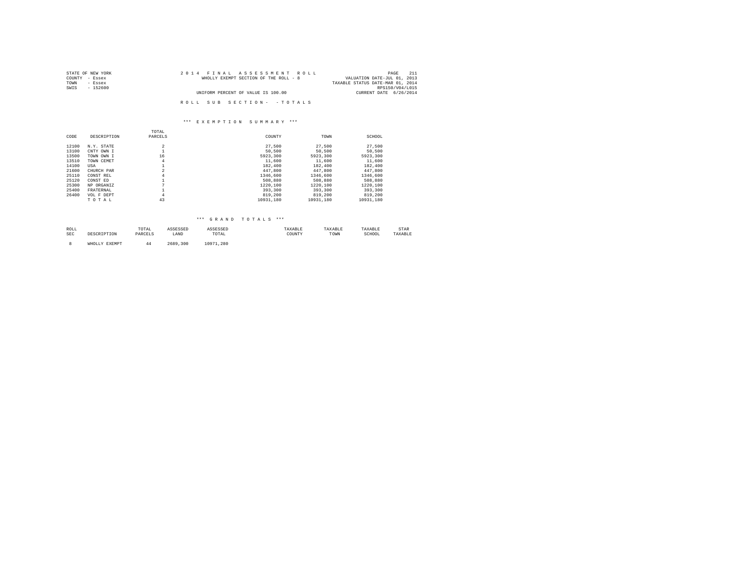STATE OF NEW YORK
COUNTY - Essex
TOWN - Essex
SWIS - 152600

2014 FINAL ASSESSMENT ROLL
WHOLLY EXEMPT SECTION OF THE ROLL - 8

UNIFORM PERCENT OF VALUE IS 100.00

VALUATION DATE-JUL 01, 2013
TAXABLE STATUS DATE-MAR 01, 2014
RPS150/V04/L015
CURRENT DATE 6/26/2014

ROLL SUB SECTION- - TOTALS

*** EXEMPTION SUMMARY ***

| CODE | DESCRIPTION | TOTAL PARCELS | COUNTY | TOWN | SCHOOL |
|---|---|---|---|---|---|
| 12100 | N.Y. STATE | 2 | 27,500 | 27,500 | 27,500 |
| 13100 | CNTY OWN I | 1 | 50,500 | 50,500 | 50,500 |
| 13500 | TOWN OWN I | 16 | 5923,300 | 5923,300 | 5923,300 |
| 13510 | TOWN CEMET | 4 | 11,600 | 11,600 | 11,600 |
| 14100 | USA | 1 | 182,400 | 182,400 | 182,400 |
| 21600 | CHURCH PAR | 2 | 447,800 | 447,800 | 447,800 |
| 25110 | CONST REL | 4 | 1346,600 | 1346,600 | 1346,600 |
| 25120 | CONST ED | 1 | 508,880 | 508,880 | 508,880 |
| 25300 | NP ORGANIZ | 7 | 1220,100 | 1220,100 | 1220,100 |
| 25400 | FRATERNAL | 1 | 393,300 | 393,300 | 393,300 |
| 26400 | VOL F DEPT | 4 | 819,200 | 819,200 | 819,200 |
| | T O T A L | 43 | 10931,180 | 10931,180 | 10931,180 |

*** GRAND TOTALS ***

| ROLL SEC | DESCRIPTION | TOTAL PARCELS | ASSESSED LAND | ASSESSED TOTAL | TAXABLE COUNTY | TAXABLE TOWN | TAXABLE SCHOOL | STAR TAXABLE |
|---|---|---|---|---|---|---|---|---|
| 8 | WHOLLY EXEMPT | 44 | 2689,300 | 10971,280 | | | | |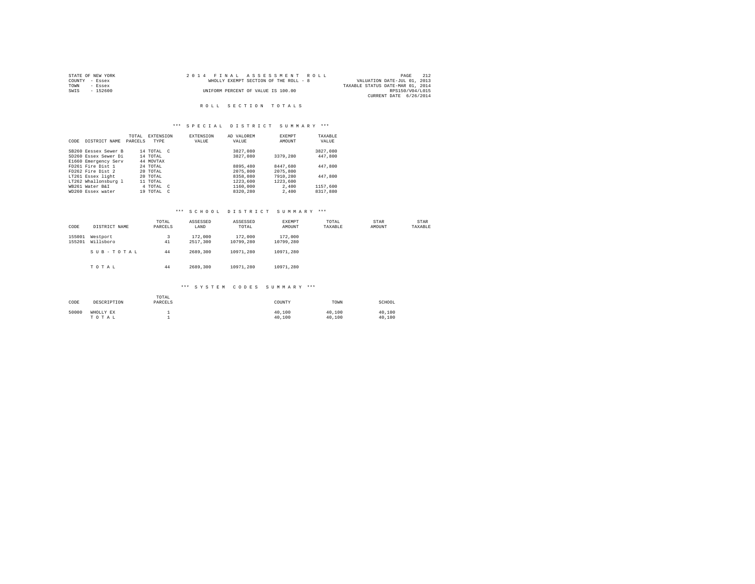STATE OF NEW YORK
COUNTY - Essex
TOWN - Essex
SWIS - 152600

2014 FINAL ASSESSMENT ROLL
WHOLLY EXEMPT SECTION OF THE ROLL - 8
UNIFORM PERCENT OF VALUE IS 100.00

VALUATION DATE-JUL 01, 2013
TAXABLE STATUS DATE-MAR 01, 2014
RPS150/V04/L015
CURRENT DATE 6/26/2014

# ROLL SECTION TOTALS

## *** SPECIAL DISTRICT SUMMARY ***

| CODE | DISTRICT NAME | TOTAL PARCELS | EXTENSION TYPE | EXTENSION VALUE | AD VALOREM VALUE | EXEMPT AMOUNT | TAXABLE VALUE |
|---|---|---|---|---|---|---|---|
| SB260 | Eessex Sewer B | 14 | TOTAL C | | 3827,080 | | 3827,080 |
| SD260 | Essex Sewer Di | 14 | TOTAL | | 3827,080 | 3379,280 | 447,800 |
| E1660 | Emergency Serv | 44 | MOVTAX | | | | |
| FD261 | Fire Dist 1 | 24 | TOTAL | | 8895,480 | 8447,680 | 447,800 |
| FD262 | Fire Dist 2 | 20 | TOTAL | | 2075,800 | 2075,800 | |
| LT261 | Essex light | 20 | TOTAL | | 8358,080 | 7910,280 | 447,800 |
| LT262 | Whallonsburg l | 11 | TOTAL | | 1223,600 | 1223,600 | |
| WB261 | Water B&I | 4 | TOTAL C | | 1160,000 | 2,400 | 1157,600 |
| WD260 | Essex water | 19 | TOTAL C | | 8320,280 | 2,400 | 8317,880 |

## *** SCHOOL DISTRICT SUMMARY ***

| CODE | DISTRICT NAME | TOTAL PARCELS | ASSESSED LAND | ASSESSED TOTAL | EXEMPT AMOUNT | TOTAL TAXABLE | STAR AMOUNT | STAR TAXABLE |
|---|---|---|---|---|---|---|---|---|
| 155001 | Westport | 3 | 172,000 | 172,000 | 172,000 | | | |
| 155201 | Willsboro | 41 | 2517,300 | 10799,280 | 10799,280 | | | |
| | SUB-TOTAL | 44 | 2689,300 | 10971,280 | 10971,280 | | | |
| | TOTAL | 44 | 2689,300 | 10971,280 | 10971,280 | | | |

## *** SYSTEM CODES SUMMARY ***

| CODE | DESCRIPTION | TOTAL PARCELS | COUNTY | TOWN | SCHOOL |
|---|---|---|---|---|---|
| 50000 | WHOLLY EX | 1 | 40,100 | 40,100 | 40,100 |
| | TOTAL | 1 | 40,100 | 40,100 | 40,100 |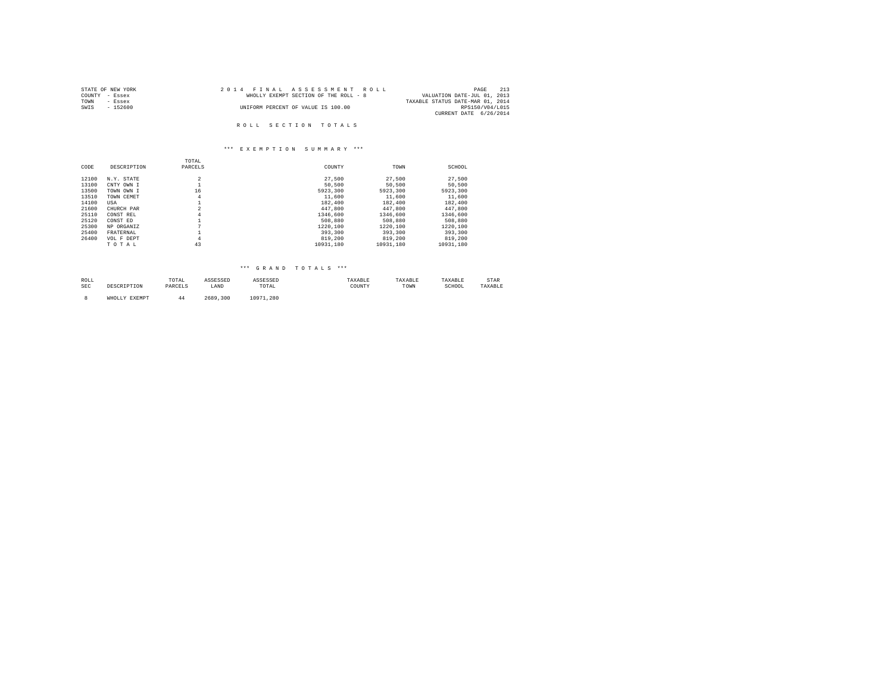STATE OF NEW YORK
COUNTY - Essex
TOWN - Essex
SWIS - 152600

2014 FINAL ASSESSMENT ROLL
WHOLLY EXEMPT SECTION OF THE ROLL - 8
UNIFORM PERCENT OF VALUE IS 100.00

VALUATION DATE-JUL 01, 2013
TAXABLE STATUS DATE-MAR 01, 2014
RPS150/V04/L015
CURRENT DATE 6/26/2014

## ROLL SECTION TOTALS

### *** EXEMPTION SUMMARY ***

| CODE | DESCRIPTION | TOTAL PARCELS | COUNTY | TOWN | SCHOOL |
|---|---|---|---|---|---|
| 12100 | N.Y. STATE | 2 | 27,500 | 27,500 | 27,500 |
| 13100 | CNTY OWN I | 1 | 50,500 | 50,500 | 50,500 |
| 13500 | TOWN OWN I | 16 | 5923,300 | 5923,300 | 5923,300 |
| 13510 | TOWN CEMET | 4 | 11,600 | 11,600 | 11,600 |
| 14100 | USA | 1 | 182,400 | 182,400 | 182,400 |
| 21600 | CHURCH PAR | 2 | 447,800 | 447,800 | 447,800 |
| 25110 | CONST REL | 4 | 1346,600 | 1346,600 | 1346,600 |
| 25120 | CONST ED | 1 | 508,880 | 508,880 | 508,880 |
| 25300 | NP ORGANIZ | 7 | 1220,100 | 1220,100 | 1220,100 |
| 25400 | FRATERNAL | 1 | 393,300 | 393,300 | 393,300 |
| 26400 | VOL F DEPT | 4 | 819,200 | 819,200 | 819,200 |
| | TOTAL | 43 | 10931,180 | 10931,180 | 10931,180 |

### *** GRAND TOTALS ***

| ROLL SEC | DESCRIPTION | TOTAL PARCELS | ASSESSED LAND | ASSESSED TOTAL | TAXABLE COUNTY | TAXABLE TOWN | TAXABLE SCHOOL | STAR TAXABLE |
|---|---|---|---|---|---|---|---|---|
| 8 | WHOLLY EXEMPT | 44 | 2689,300 | 10971,280 | | | | |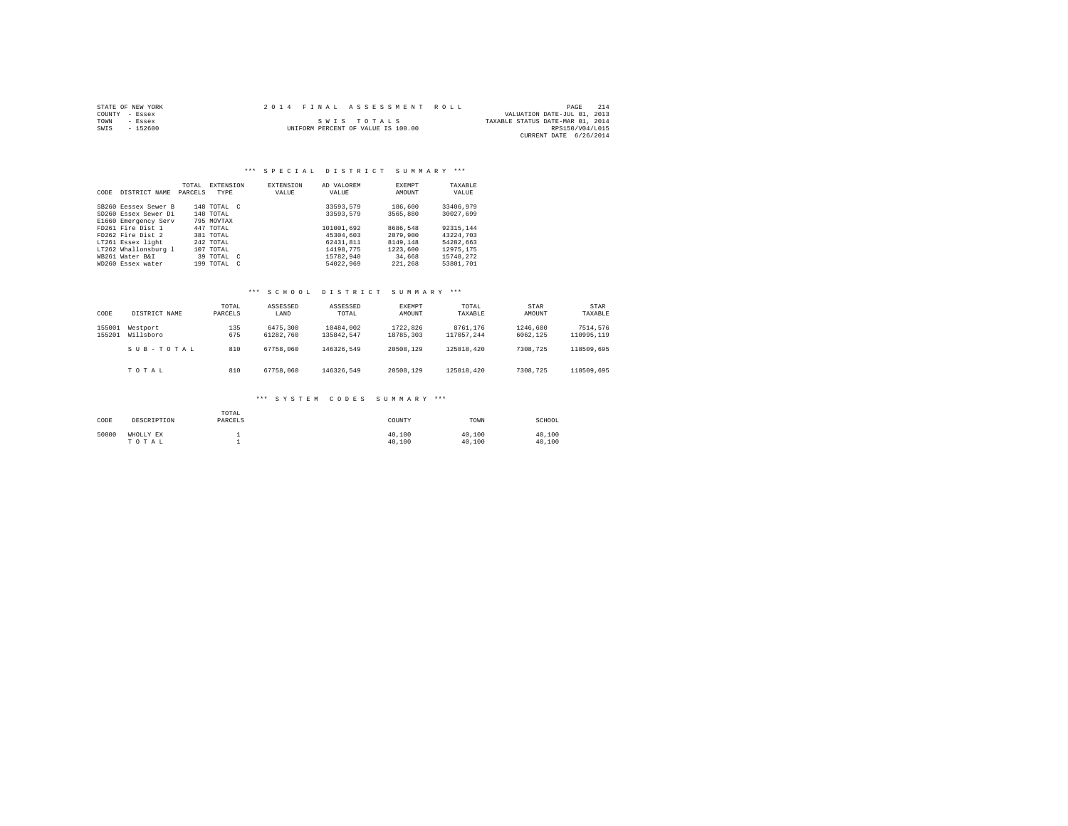STATE OF NEW YORK
COUNTY - Essex
TOWN - Essex
SWIS - 152600

2014 FINAL ASSESSMENT ROLL

SWIS TOTALS

UNIFORM PERCENT OF VALUE IS 100.00

VALUATION DATE-JUL 01, 2013
TAXABLE STATUS DATE-MAR 01, 2014
RPS150/V04/L015
CURRENT DATE 6/26/2014

### *** SPECIAL DISTRICT SUMMARY ***

| CODE | DISTRICT NAME | TOTAL PARCELS | EXTENSION TYPE | EXTENSION VALUE | AD VALOREM VALUE | EXEMPT AMOUNT | TAXABLE VALUE |
|---|---|---|---|---|---|---|---|
| SB260 | Eessex Sewer B | 148 | TOTAL C | | 33593,579 | 186,600 | 33406,979 |
| SD260 | Essex Sewer Di | 148 | TOTAL | | 33593,579 | 3565,880 | 30027,699 |
| E1660 | Emergency Serv | 795 | MOVTAX | | | | |
| FD261 | Fire Dist 1 | 447 | TOTAL | | 101001,692 | 8686,548 | 92315,144 |
| FD262 | Fire Dist 2 | 381 | TOTAL | | 45304,603 | 2079,900 | 43224,703 |
| LT261 | Essex light | 242 | TOTAL | | 62431,811 | 8149,148 | 54282,663 |
| LT262 | Whallonsburg l | 107 | TOTAL | | 14198,775 | 1223,600 | 12975,175 |
| WB261 | Water B&I | 39 | TOTAL C | | 15782,940 | 34,668 | 15748,272 |
| WD260 | Essex water | 199 | TOTAL C | | 54022,969 | 221,268 | 53801,701 |

### *** SCHOOL DISTRICT SUMMARY ***

| CODE | DISTRICT NAME | TOTAL PARCELS | ASSESSED LAND | ASSESSED TOTAL | EXEMPT AMOUNT | TOTAL TAXABLE | STAR AMOUNT | STAR TAXABLE |
|---|---|---|---|---|---|---|---|---|
| 155001 | Westport | 135 | 6475,300 | 10484,002 | 1722,826 | 8761,176 | 1246,600 | 7514,576 |
| 155201 | Willsboro | 675 | 61282,760 | 135842,547 | 18785,303 | 117057,244 | 6062,125 | 110995,119 |
| | SUB-TOTAL | 810 | 67758,060 | 146326,549 | 20508,129 | 125818,420 | 7308,725 | 118509,695 |
| | TOTAL | 810 | 67758,060 | 146326,549 | 20508,129 | 125818,420 | 7308,725 | 118509,695 |

### *** SYSTEM CODES SUMMARY ***

| CODE | DESCRIPTION | TOTAL PARCELS | COUNTY | TOWN | SCHOOL |
|---|---|---|---|---|---|
| 50000 | WHOLLY EX | 1 | 40,100 | 40,100 | 40,100 |
| | TOTAL | 1 | 40,100 | 40,100 | 40,100 |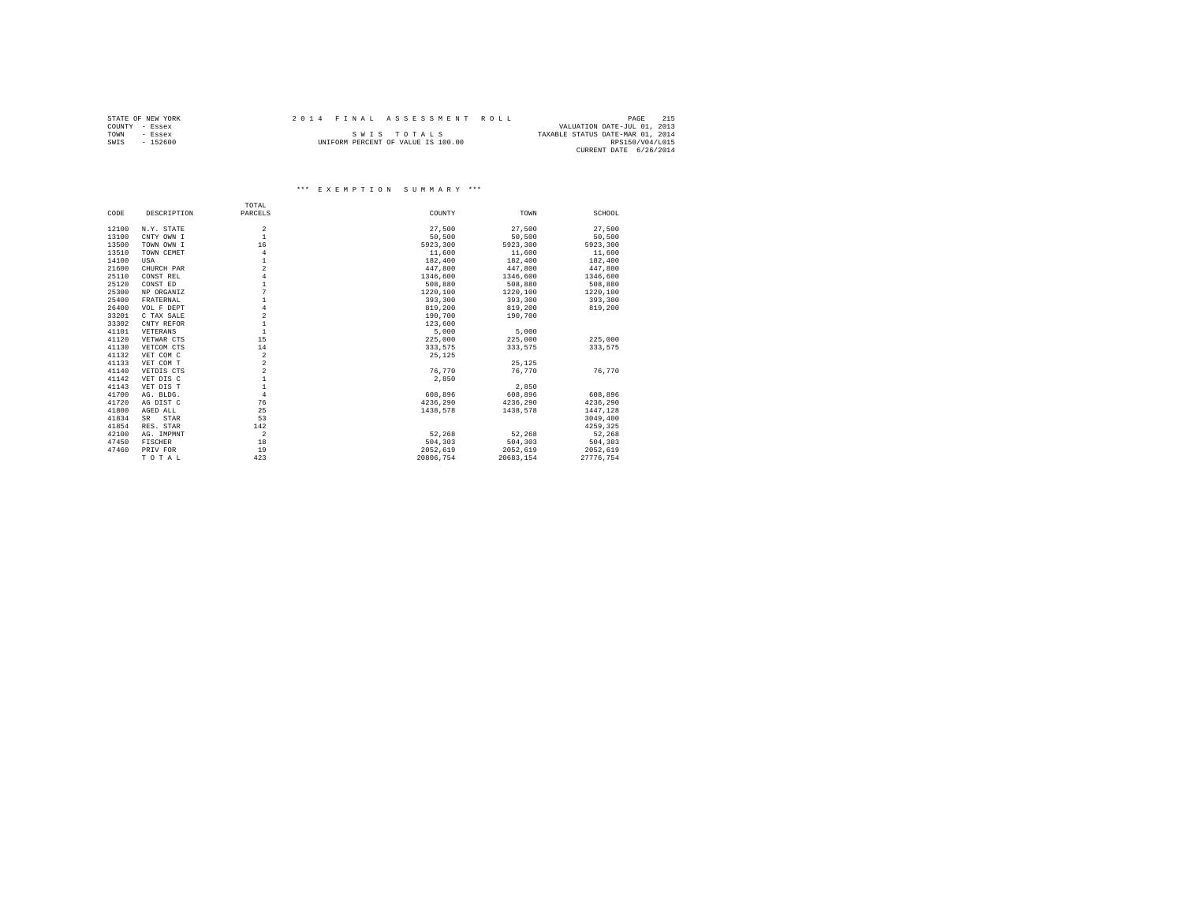STATE OF NEW YORK
COUNTY - Essex
TOWN - Essex
SWIS - 152600

2 0 1 4 F I N A L A S S E S S M E N T R O L L

S W I S T O T A L S

UNIFORM PERCENT OF VALUE IS 100.00

VALUATION DATE-JUL 01, 2013
TAXABLE STATUS DATE-MAR 01, 2014
RPS150/V04/L015
CURRENT DATE 6/26/2014

### *** E X E M P T I O N S U M M A R Y ***

| CODE | DESCRIPTION | TOTAL PARCELS | COUNTY | TOWN | SCHOOL |
|---|---|---|---|---|---|
| 12100 | N.Y. STATE | 2 | 27,500 | 27,500 | 27,500 |
| 13100 | CNTY OWN I | 1 | 50,500 | 50,500 | 50,500 |
| 13500 | TOWN OWN I | 16 | 5923,300 | 5923,300 | 5923,300 |
| 13510 | TOWN CEMET | 4 | 11,600 | 11,600 | 11,600 |
| 14100 | USA | 1 | 182,400 | 182,400 | 182,400 |
| 21600 | CHURCH PAR | 2 | 447,800 | 447,800 | 447,800 |
| 25110 | CONST REL | 4 | 1346,600 | 1346,600 | 1346,600 |
| 25120 | CONST ED | 1 | 508,880 | 508,880 | 508,880 |
| 25300 | NP ORGANIZ | 7 | 1220,100 | 1220,100 | 1220,100 |
| 25400 | FRATERNAL | 1 | 393,300 | 393,300 | 393,300 |
| 26400 | VOL F DEPT | 4 | 819,200 | 819,200 | 819,200 |
| 33201 | C TAX SALE | 2 | 190,700 | 190,700 | |
| 33302 | CNTY REFOR | 1 | 123,600 | | |
| 41101 | VETERANS | 1 | 5,000 | 5,000 | |
| 41120 | VETWAR CTS | 15 | 225,000 | 225,000 | 225,000 |
| 41130 | VETCOM CTS | 14 | 333,575 | 333,575 | 333,575 |
| 41132 | VET COM C | 2 | 25,125 | | |
| 41133 | VET COM T | 2 | | 25,125 | |
| 41140 | VETDIS CTS | 2 | 76,770 | 76,770 | 76,770 |
| 41142 | VET DIS C | 1 | 2,850 | | |
| 41143 | VET DIS T | 1 | | 2,850 | |
| 41700 | AG. BLDG. | 4 | 608,896 | 608,896 | 608,896 |
| 41720 | AG DIST C | 76 | 4236,290 | 4236,290 | 4236,290 |
| 41800 | AGED ALL | 25 | 1438,578 | 1438,578 | 1447,128 |
| 41834 | SR STAR | 53 | | | 3049,400 |
| 41854 | RES. STAR | 142 | | | 4259,325 |
| 42100 | AG. IMPMNT | 2 | 52,268 | 52,268 | 52,268 |
| 47450 | FISCHER | 18 | 504,303 | 504,303 | 504,303 |
| 47460 | PRIV FOR | 19 | 2052,619 | 2052,619 | 2052,619 |
| | T O T A L | 423 | 20806,754 | 20683,154 | 27776,754 |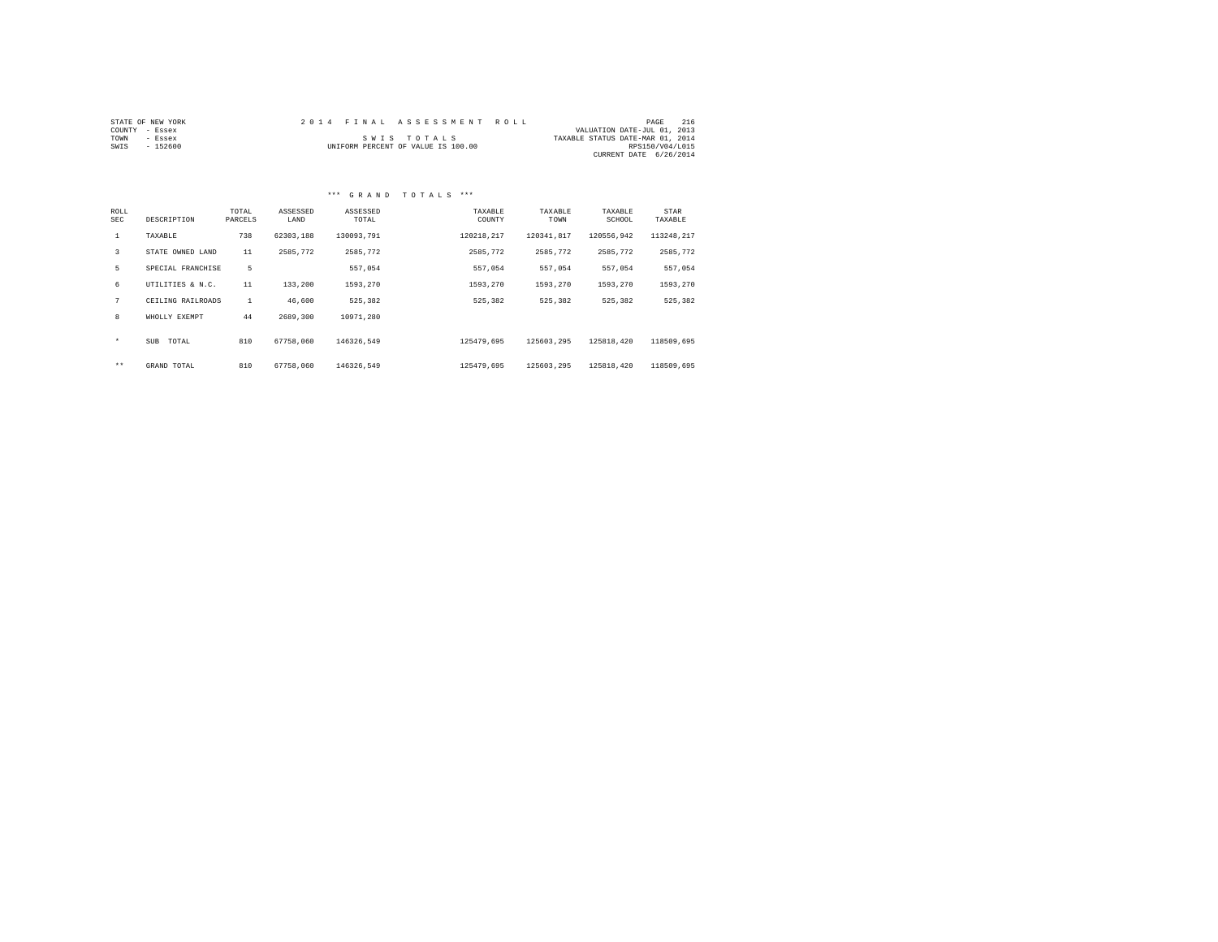STATE OF NEW YORK
COUNTY - Essex
TOWN - Essex
SWIS - 152600

2 0 1 4 F I N A L A S S E S S M E N T R O L L

S W I S T O T A L S
UNIFORM PERCENT OF VALUE IS 100.00

VALUATION DATE-JUL 01, 2013
TAXABLE STATUS DATE-MAR 01, 2014
RPS150/V04/L015
CURRENT DATE 6/26/2014

### *** G R A N D T O T A L S ***

| ROLL SEC | DESCRIPTION | TOTAL PARCELS | ASSESSED LAND | ASSESSED TOTAL | TAXABLE COUNTY | TAXABLE TOWN | TAXABLE SCHOOL | STAR TAXABLE |
|---|---|---|---|---|---|---|---|---|
| 1 | TAXABLE | 738 | 62303,188 | 130093,791 | 120218,217 | 120341,817 | 120556,942 | 113248,217 |
| 3 | STATE OWNED LAND | 11 | 2585,772 | 2585,772 | 2585,772 | 2585,772 | 2585,772 | 2585,772 |
| 5 | SPECIAL FRANCHISE | 5 | | 557,054 | 557,054 | 557,054 | 557,054 | 557,054 |
| 6 | UTILITIES & N.C. | 11 | 133,200 | 1593,270 | 1593,270 | 1593,270 | 1593,270 | 1593,270 |
| 7 | CEILING RAILROADS | 1 | 46,600 | 525,382 | 525,382 | 525,382 | 525,382 | 525,382 |
| 8 | WHOLLY EXEMPT | 44 | 2689,300 | 10971,280 | | | | |
| * | SUB TOTAL | 810 | 67758,060 | 146326,549 | 125479,695 | 125603,295 | 125818,420 | 118509,695 |
| ** | GRAND TOTAL | 810 | 67758,060 | 146326,549 | 125479,695 | 125603,295 | 125818,420 | 118509,695 |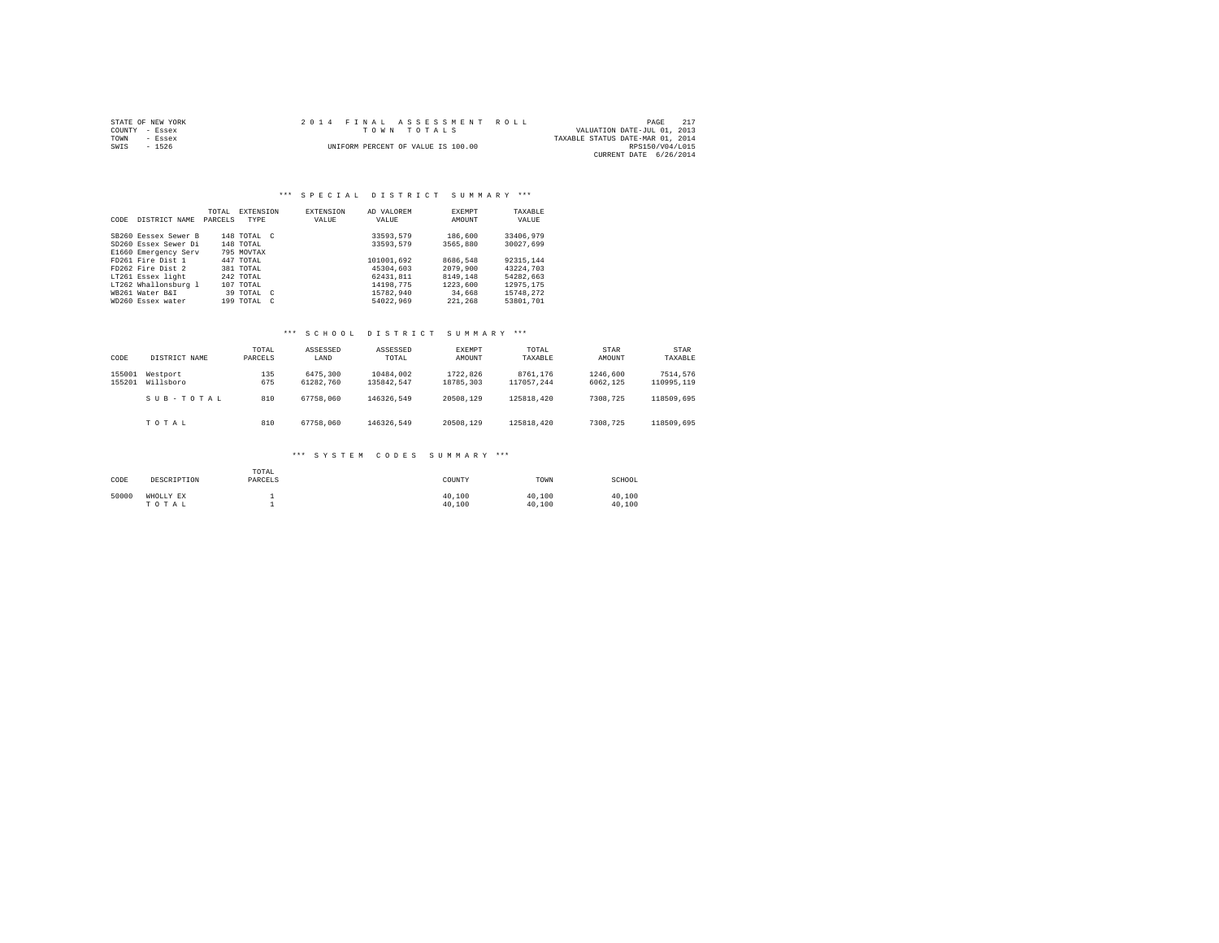STATE OF NEW YORK
COUNTY - Essex
TOWN - Essex
SWIS - 1526

2014 FINAL ASSESSMENT ROLL
TOWN TOTALS
UNIFORM PERCENT OF VALUE IS 100.00

VALUATION DATE-JUL 01, 2013
TAXABLE STATUS DATE-MAR 01, 2014
RPS150/V04/L015
CURRENT DATE 6/26/2014

## *** SPECIAL DISTRICT SUMMARY ***

| CODE | DISTRICT NAME | TOTAL PARCELS | EXTENSION TYPE | EXTENSION VALUE | AD VALOREM VALUE | EXEMPT AMOUNT | TAXABLE VALUE |
|---|---|---|---|---|---|---|---|
| SB260 | Eessex Sewer B | 148 | TOTAL C | | 33593,579 | 186,600 | 33406,979 |
| SD260 | Essex Sewer Di | 148 | TOTAL | | 33593,579 | 3565,880 | 30027,699 |
| E1660 | Emergency Serv | 795 | MOVTAX | | | | |
| FD261 | Fire Dist 1 | 447 | TOTAL | | 101001,692 | 8686,548 | 92315,144 |
| FD262 | Fire Dist 2 | 381 | TOTAL | | 45304,603 | 2079,900 | 43224,703 |
| LT261 | Essex light | 242 | TOTAL | | 62431,811 | 8149,148 | 54282,663 |
| LT262 | Whallonsburg l | 107 | TOTAL | | 14198,775 | 1223,600 | 12975,175 |
| WB261 | Water B&I | 39 | TOTAL C | | 15782,940 | 34,668 | 15748,272 |
| WD260 | Essex water | 199 | TOTAL C | | 54022,969 | 221,268 | 53801,701 |

## *** SCHOOL DISTRICT SUMMARY ***

| CODE | DISTRICT NAME | TOTAL PARCELS | ASSESSED LAND | ASSESSED TOTAL | EXEMPT AMOUNT | TOTAL TAXABLE | STAR AMOUNT | STAR TAXABLE |
|---|---|---|---|---|---|---|---|---|
| 155001 | Westport | 135 | 6475,300 | 10484,002 | 1722,826 | 8761,176 | 1246,600 | 7514,576 |
| 155201 | Willsboro | 675 | 61282,760 | 135842,547 | 18785,303 | 117057,244 | 6062,125 | 110995,119 |
| | S U B - T O T A L | 810 | 67758,060 | 146326,549 | 20508,129 | 125818,420 | 7308,725 | 118509,695 |
| | T O T A L | 810 | 67758,060 | 146326,549 | 20508,129 | 125818,420 | 7308,725 | 118509,695 |

## *** SYSTEM CODES SUMMARY ***

| CODE | DESCRIPTION | TOTAL PARCELS | COUNTY | TOWN | SCHOOL |
|---|---|---|---|---|---|
| 50000 | WHOLLY EX | 1 | 40,100 | 40,100 | 40,100 |
| | T O T A L | 1 | 40,100 | 40,100 | 40,100 |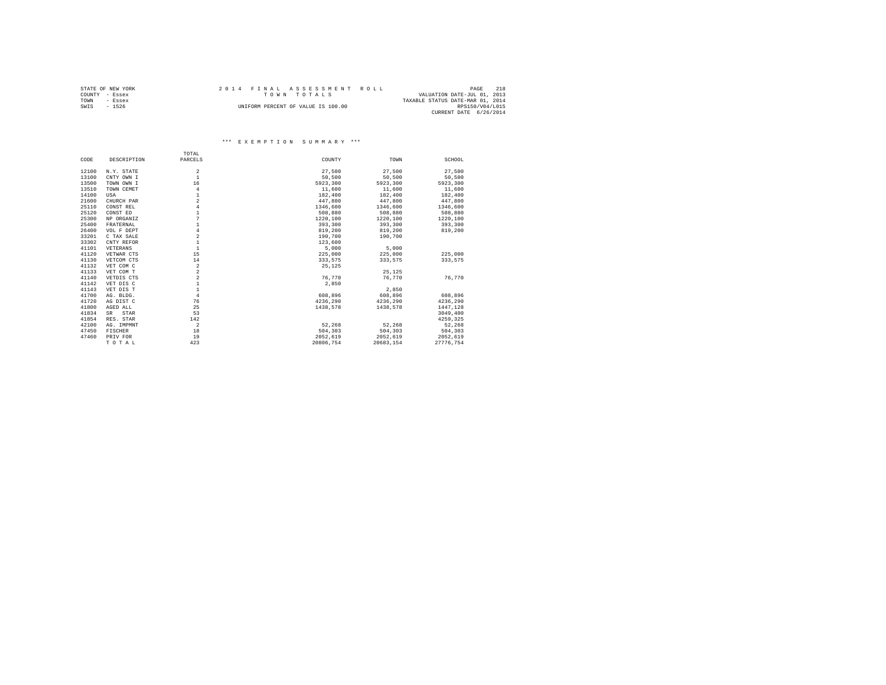STATE OF NEW YORK
COUNTY - Essex
TOWN - Essex
SWIS - 1526

# 2014 FINAL ASSESSMENT ROLL

TOWN TOTALS

UNIFORM PERCENT OF VALUE IS 100.00

VALUATION DATE-JUL 01, 2013
TAXABLE STATUS DATE-MAR 01, 2014
RPS150/V04/L015
CURRENT DATE 6/26/2014

## *** EXEMPTION SUMMARY ***

| CODE | DESCRIPTION | TOTAL PARCELS | COUNTY | TOWN | SCHOOL |
|---|---|---|---|---|---|
| 12100 | N.Y. STATE | 2 | 27,500 | 27,500 | 27,500 |
| 13100 | CNTY OWN I | 1 | 50,500 | 50,500 | 50,500 |
| 13500 | TOWN OWN I | 16 | 5923,300 | 5923,300 | 5923,300 |
| 13510 | TOWN CEMET | 4 | 11,600 | 11,600 | 11,600 |
| 14100 | USA | 1 | 182,400 | 182,400 | 182,400 |
| 21600 | CHURCH PAR | 2 | 447,800 | 447,800 | 447,800 |
| 25110 | CONST REL | 4 | 1346,600 | 1346,600 | 1346,600 |
| 25120 | CONST ED | 1 | 508,880 | 508,880 | 508,880 |
| 25300 | NP ORGANIZ | 7 | 1220,100 | 1220,100 | 1220,100 |
| 25400 | FRATERNAL | 1 | 393,300 | 393,300 | 393,300 |
| 26400 | VOL F DEPT | 4 | 819,200 | 819,200 | 819,200 |
| 33201 | C TAX SALE | 2 | 190,700 | 190,700 | |
| 33302 | CNTY REFOR | 1 | 123,600 | | |
| 41101 | VETERANS | 1 | 5,000 | 5,000 | |
| 41120 | VETWAR CTS | 15 | 225,000 | 225,000 | 225,000 |
| 41130 | VETCOM CTS | 14 | 333,575 | 333,575 | 333,575 |
| 41132 | VET COM C | 2 | 25,125 | | |
| 41133 | VET COM T | 2 | | 25,125 | |
| 41140 | VETDIS CTS | 2 | 76,770 | 76,770 | 76,770 |
| 41142 | VET DIS C | 1 | 2,850 | | |
| 41143 | VET DIS T | 1 | | 2,850 | |
| 41700 | AG. BLDG. | 4 | 608,896 | 608,896 | 608,896 |
| 41720 | AG DIST C | 76 | 4236,290 | 4236,290 | 4236,290 |
| 41800 | AGED ALL | 25 | 1438,578 | 1438,578 | 1447,128 |
| 41834 | SR STAR | 53 | | | 3049,400 |
| 41854 | RES. STAR | 142 | | | 4259,325 |
| 42100 | AG. IMPMNT | 2 | 52,268 | 52,268 | 52,268 |
| 47450 | FISCHER | 18 | 504,303 | 504,303 | 504,303 |
| 47460 | PRIV FOR | 19 | 2052,619 | 2052,619 | 2052,619 |
| | TOTAL | 423 | 20806,754 | 20683,154 | 27776,754 |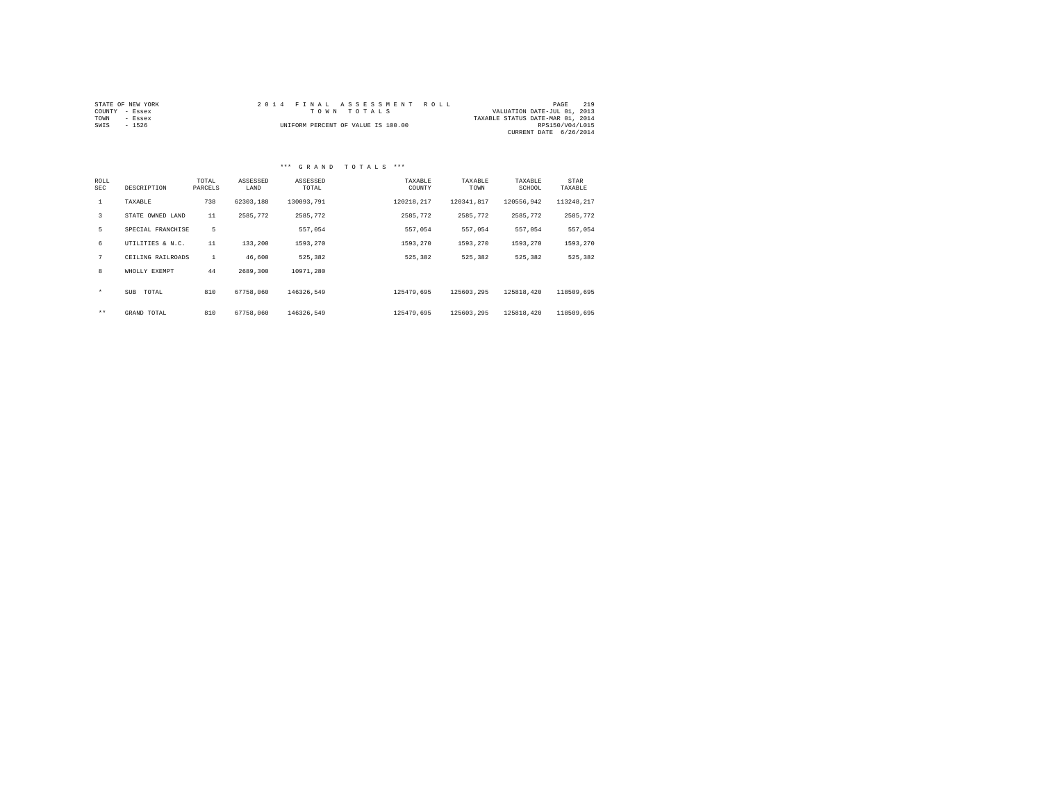STATE OF NEW YORK
COUNTY - Essex
TOWN - Essex
SWIS - 1526

# 2014 FINAL ASSESSMENT ROLL

## TOWN TOTALS

UNIFORM PERCENT OF VALUE IS 100.00

VALUATION DATE-JUL 01, 2013
TAXABLE STATUS DATE-MAR 01, 2014
RPS150/V04/L015
CURRENT DATE 6/26/2014

### *** GRAND TOTALS ***

| ROLL SEC | DESCRIPTION | TOTAL PARCELS | ASSESSED LAND | ASSESSED TOTAL | TAXABLE COUNTY | TAXABLE TOWN | TAXABLE SCHOOL | STAR TAXABLE |
|---|---|---|---|---|---|---|---|---|
| 1 | TAXABLE | 738 | 62303,188 | 130093,791 | 120218,217 | 120341,817 | 120556,942 | 113248,217 |
| 3 | STATE OWNED LAND | 11 | 2585,772 | 2585,772 | 2585,772 | 2585,772 | 2585,772 | 2585,772 |
| 5 | SPECIAL FRANCHISE | 5 | | 557,054 | 557,054 | 557,054 | 557,054 | 557,054 |
| 6 | UTILITIES & N.C. | 11 | 133,200 | 1593,270 | 1593,270 | 1593,270 | 1593,270 | 1593,270 |
| 7 | CEILING RAILROADS | 1 | 46,600 | 525,382 | 525,382 | 525,382 | 525,382 | 525,382 |
| 8 | WHOLLY EXEMPT | 44 | 2689,300 | 10971,280 | | | | |
| * | SUB TOTAL | 810 | 67758,060 | 146326,549 | 125479,695 | 125603,295 | 125818,420 | 118509,695 |
| ** | GRAND TOTAL | 810 | 67758,060 | 146326,549 | 125479,695 | 125603,295 | 125818,420 | 118509,695 |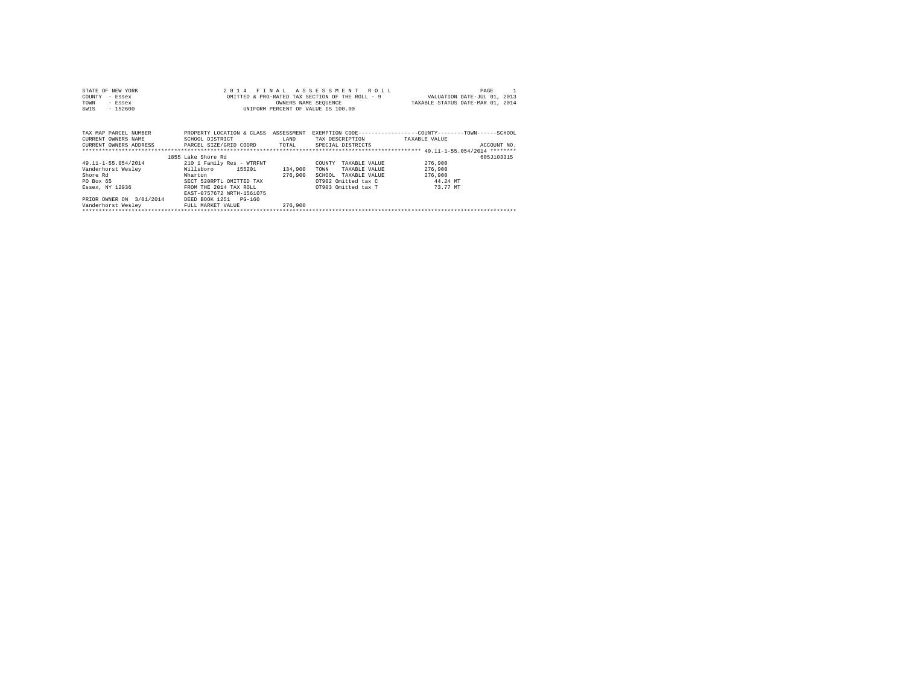STATE OF NEW YORK
COUNTY - Essex
TOWN - Essex
SWIS - 152600

2 0 1 4 F I N A L A S S E S S M E N T R O L L
OMITTED & PRO-RATED TAX SECTION OF THE ROLL - 9
OWNERS NAME SEQUENCE
UNIFORM PERCENT OF VALUE IS 100.00

PAGE 1
VALUATION DATE-JUL 01, 2013
TAXABLE STATUS DATE-MAR 01, 2014

| TAX MAP PARCEL NUMBER / CURRENT OWNERS NAME / CURRENT OWNERS ADDRESS | PROPERTY LOCATION & CLASS / SCHOOL DISTRICT / PARCEL SIZE/GRID COORD | ASSESSMENT LAND / TOTAL | EXEMPTION CODE / TAX DESCRIPTION / SPECIAL DISTRICTS | COUNTY--------TOWN------SCHOOL TAXABLE VALUE | ACCOUNT NO. |
|---|---|---|---|---|---|
| 49.11-1-55.054/2014 | 1855 Lake Shore Rd | | | | 605J103315 |
| 49.11-1-55.054/2014 | 210 1 Family Res - WTRFNT | | COUNTY TAXABLE VALUE | 276,900 | |
| Vanderhorst Wesley | Willsboro 155201 | 134,900 | TOWN TAXABLE VALUE | 276,900 | |
| Shore Rd | Wharton | 276,900 | SCHOOL TAXABLE VALUE | 276,900 | |
| PO Box 65 | SECT 520RPTL OMITTED TAX | | OT902 Omitted tax C | 44.24 MT | |
| Essex, NY 12936 | FROM THE 2014 TAX ROLL | | OT903 Omitted tax T | 73.77 MT | |
| | EAST-0757672 NRTH-1561075 | | | | |
| PRIOR OWNER ON 3/01/2014 | DEED BOOK 1251 PG-160 | | | | |
| Vanderhorst Wesley | FULL MARKET VALUE | 276,900 | | | |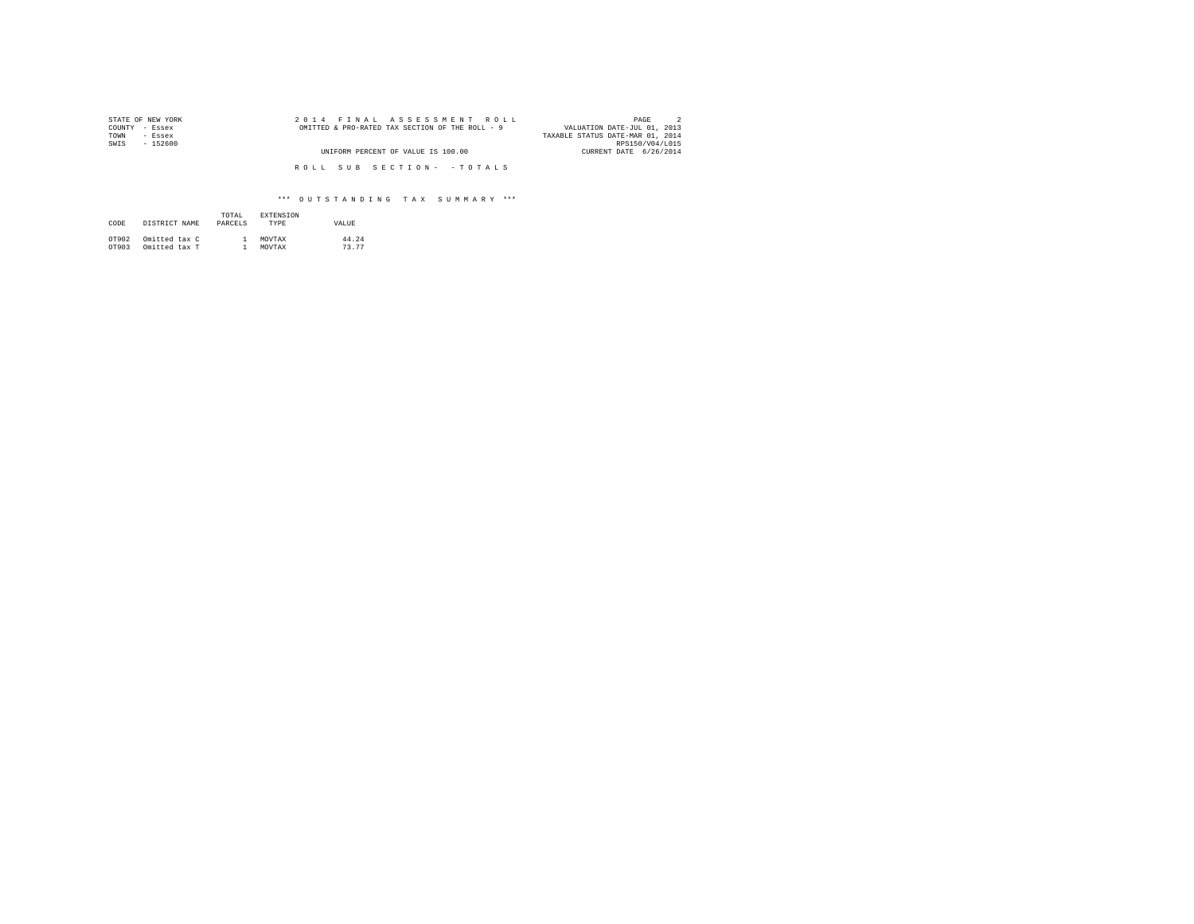STATE OF NEW YORK
COUNTY - Essex
TOWN - Essex
SWIS - 152600

2 0 1 4 F I N A L A S S E S S M E N T R O L L
OMITTED & PRO-RATED TAX SECTION OF THE ROLL - 9

UNIFORM PERCENT OF VALUE IS 100.00

PAGE 2
VALUATION DATE-JUL 01, 2013
TAXABLE STATUS DATE-MAR 01, 2014
RPS150/V04/L015
CURRENT DATE 6/26/2014

R O L L S U B S E C T I O N - - T O T A L S

*** O U T S T A N D I N G T A X S U M M A R Y ***

| CODE | DISTRICT NAME | TOTAL PARCELS | EXTENSION TYPE | VALUE |
|---|---|---|---|---|
| OT902 | Omitted tax C | 1 | MOVTAX | 44.24 |
| OT903 | Omitted tax T | 1 | MOVTAX | 73.77 |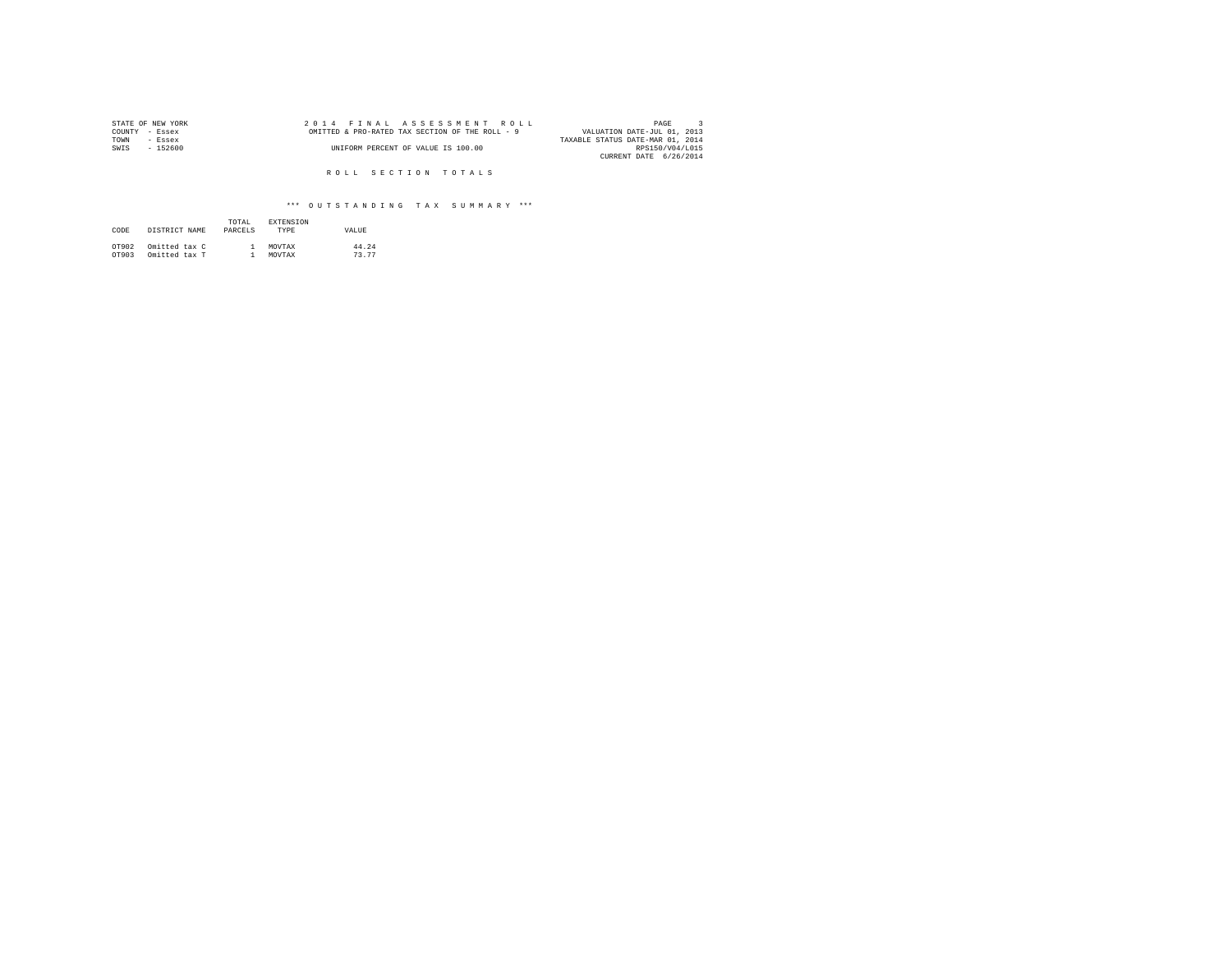STATE OF NEW YORK
COUNTY - Essex
TOWN - Essex
SWIS - 152600

2 0 1 4 F I N A L A S S E S S M E N T R O L L
OMITTED & PRO-RATED TAX SECTION OF THE ROLL - 9
UNIFORM PERCENT OF VALUE IS 100.00

PAGE 3
VALUATION DATE-JUL 01, 2013
TAXABLE STATUS DATE-MAR 01, 2014
RPS150/V04/L015
CURRENT DATE 6/26/2014

R O L L S E C T I O N T O T A L S

*** O U T S T A N D I N G T A X S U M M A R Y ***

| CODE | DISTRICT NAME | TOTAL PARCELS | EXTENSION TYPE | VALUE |
|---|---|---|---|---|
| OT902 | Omitted tax C | 1 | MOVTAX | 44.24 |
| OT903 | Omitted tax T | 1 | MOVTAX | 73.77 |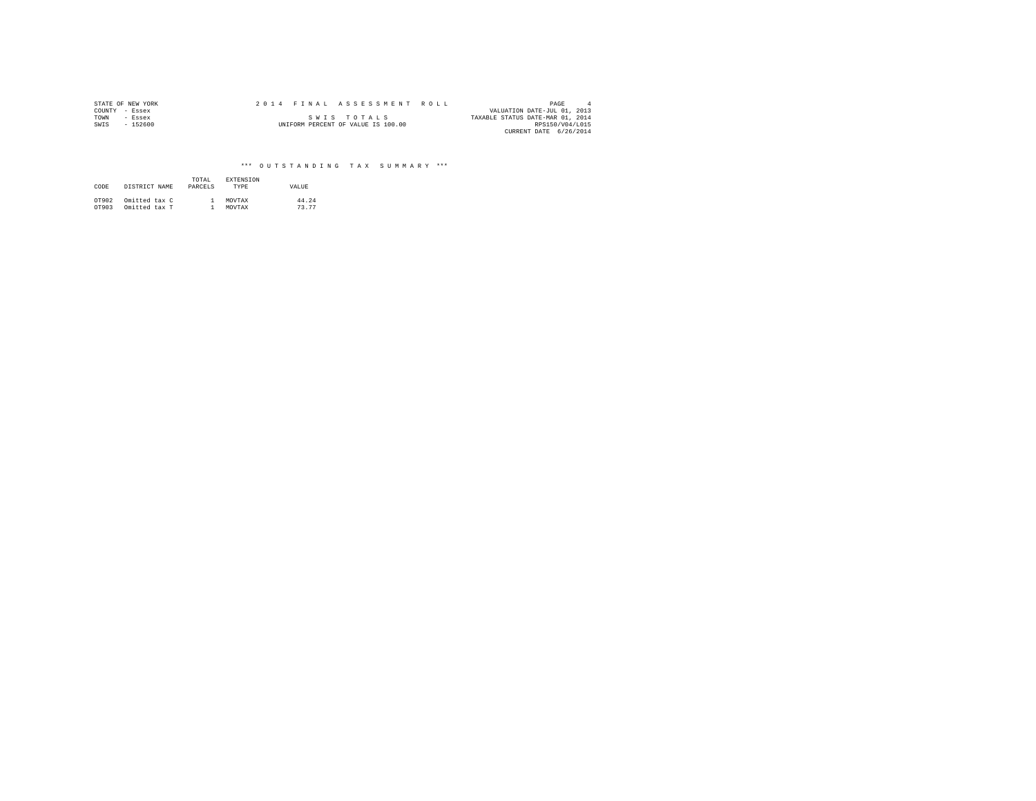STATE OF NEW YORK
COUNTY - Essex
TOWN - Essex
SWIS - 152600

2 0 1 4 F I N A L A S S E S S M E N T R O L L

S W I S T O T A L S

UNIFORM PERCENT OF VALUE IS 100.00

PAGE 4
VALUATION DATE-JUL 01, 2013
TAXABLE STATUS DATE-MAR 01, 2014
RPS150/V04/L015
CURRENT DATE 6/26/2014

*** O U T S T A N D I N G T A X S U M M A R Y ***

| CODE | DISTRICT NAME | TOTAL PARCELS | EXTENSION TYPE | VALUE |
|---|---|---|---|---|
| OT902 | Omitted tax C | 1 | MOVTAX | 44.24 |
| OT903 | Omitted tax T | 1 | MOVTAX | 73.77 |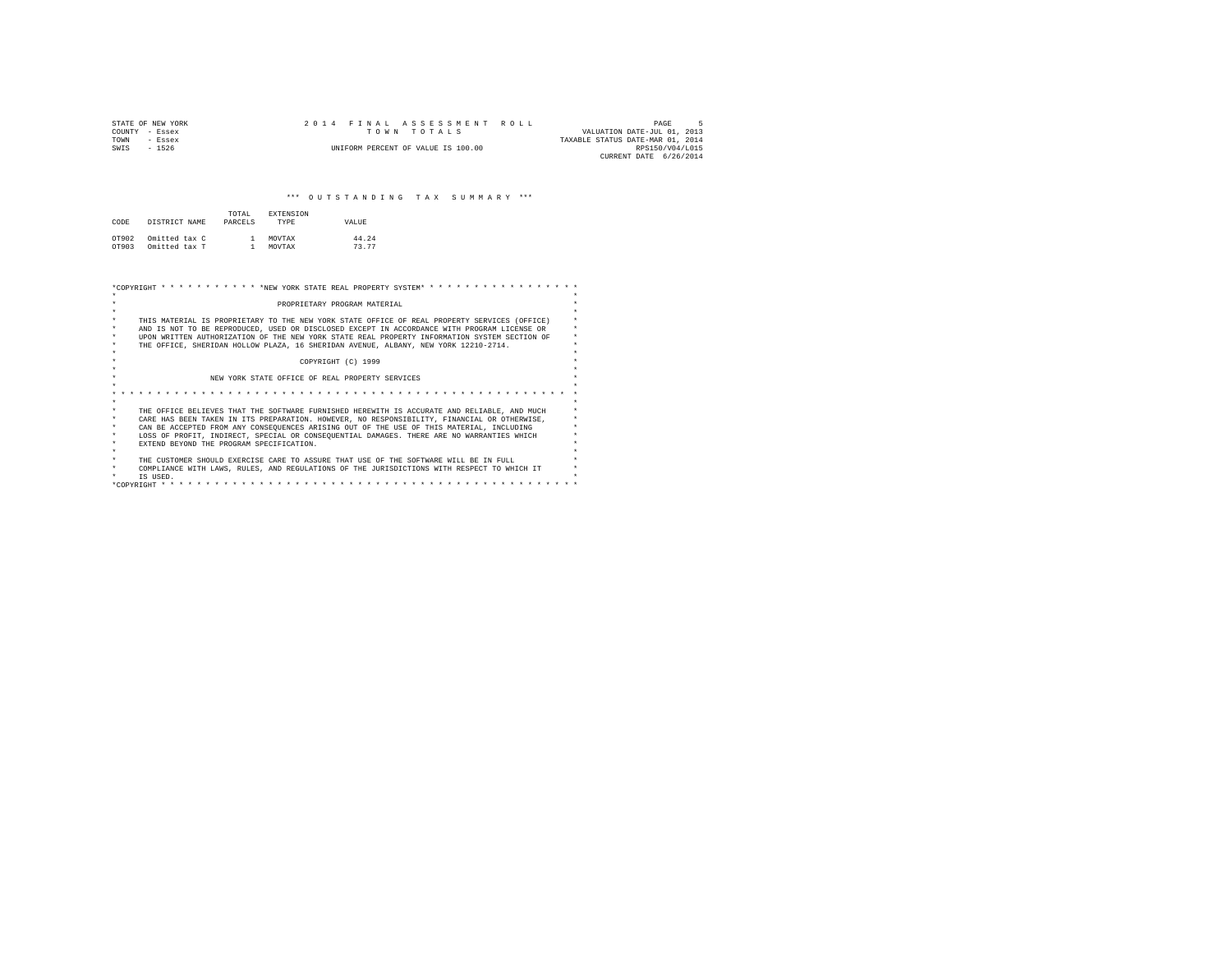STATE OF NEW YORK
COUNTY - Essex
TOWN - Essex
SWIS - 1526

2 0 1 4 F I N A L A S S E S S M E N T R O L L
T O W N T O T A L S
UNIFORM PERCENT OF VALUE IS 100.00

VALUATION DATE-JUL 01, 2013
TAXABLE STATUS DATE-MAR 01, 2014
RPS150/V04/L015
CURRENT DATE 6/26/2014

\*\*\* O U T S T A N D I N G T A X S U M M A R Y \*\*\*

| CODE | DISTRICT NAME | TOTAL PARCELS | EXTENSION TYPE | VALUE |
|---|---|---|---|---|
| OT902 | Omitted tax C | 1 | MOVTAX | 44.24 |
| OT903 | Omitted tax T | 1 | MOVTAX | 73.77 |

*COPYRIGHT * * * * * * * * * * * *NEW YORK STATE REAL PROPERTY SYSTEM* * * * * * * * * * * * * * * * * *

PROPRIETARY PROGRAM MATERIAL

THIS MATERIAL IS PROPRIETARY TO THE NEW YORK STATE OFFICE OF REAL PROPERTY SERVICES (OFFICE) AND IS NOT TO BE REPRODUCED, USED OR DISCLOSED EXCEPT IN ACCORDANCE WITH PROGRAM LICENSE OR UPON WRITTEN AUTHORIZATION OF THE NEW YORK STATE REAL PROPERTY INFORMATION SYSTEM SECTION OF THE OFFICE, SHERIDAN HOLLOW PLAZA, 16 SHERIDAN AVENUE, ALBANY, NEW YORK 12210-2714.

COPYRIGHT (C) 1999

NEW YORK STATE OFFICE OF REAL PROPERTY SERVICES

THE OFFICE BELIEVES THAT THE SOFTWARE FURNISHED HEREWITH IS ACCURATE AND RELIABLE, AND MUCH CARE HAS BEEN TAKEN IN ITS PREPARATION. HOWEVER, NO RESPONSIBILITY, FINANCIAL OR OTHERWISE, CAN BE ACCEPTED FROM ANY CONSEQUENCES ARISING OUT OF THE USE OF THIS MATERIAL, INCLUDING LOSS OF PROFIT, INDIRECT, SPECIAL OR CONSEQUENTIAL DAMAGES. THERE ARE NO WARRANTIES WHICH EXTEND BEYOND THE PROGRAM SPECIFICATION.

THE CUSTOMER SHOULD EXERCISE CARE TO ASSURE THAT USE OF THE SOFTWARE WILL BE IN FULL COMPLIANCE WITH LAWS, RULES, AND REGULATIONS OF THE JURISDICTIONS WITH RESPECT TO WHICH IT IS USED.

*COPYRIGHT * * * * * * * * * * * * * * * * * * * * * * * * * * * * * * * * * * * * * * * * * * * * * * * *